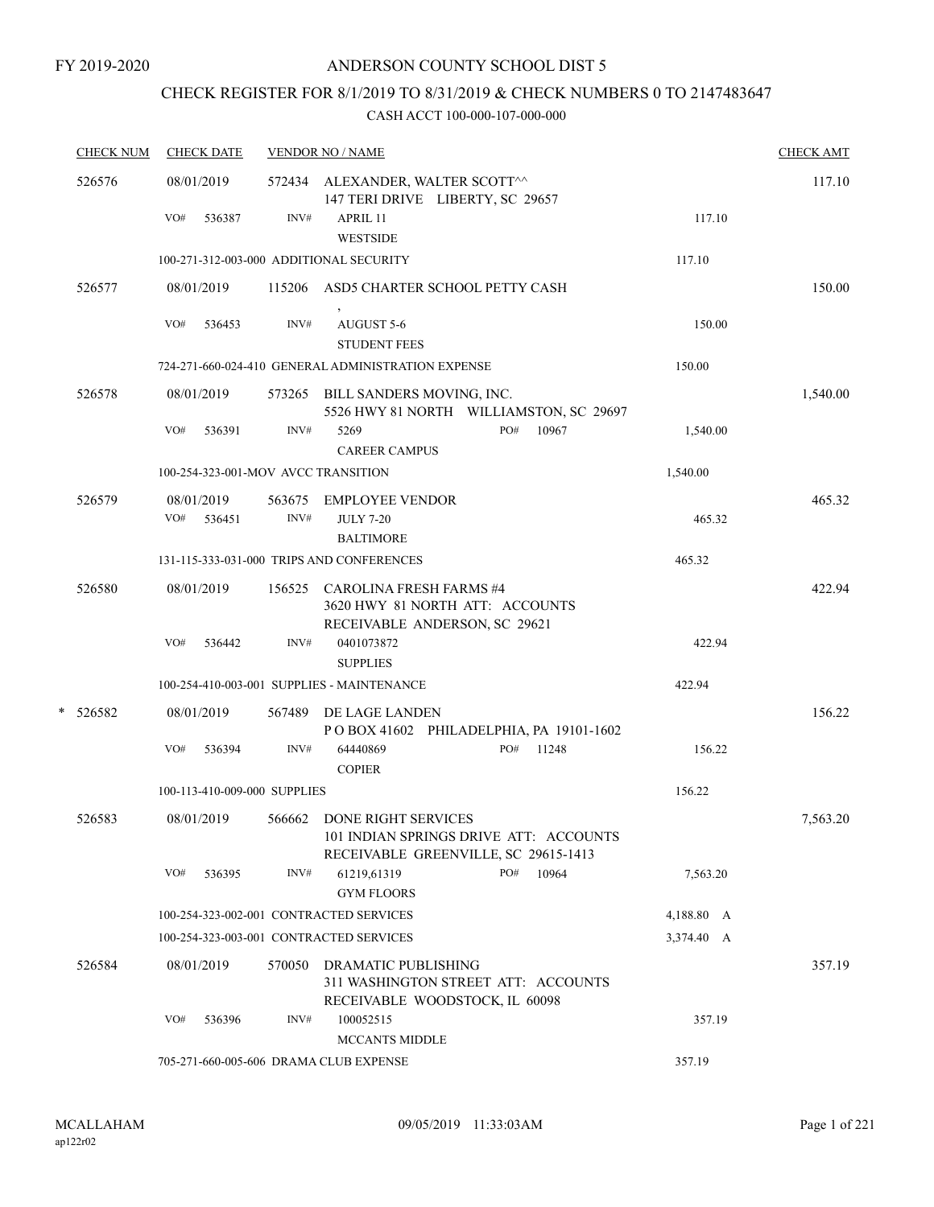FY 2019-2020

# ANDERSON COUNTY SCHOOL DIST 5

## CHECK REGISTER FOR 8/1/2019 TO 8/31/2019 & CHECK NUMBERS 0 TO 2147483647

### CASH ACCT 100-000-107-000-000

| CHECK NUM | CHECK DATE | VENDOR NO / NAME | | CHECK AMT |
|---|---|---|---|---|
| 526576 | 08/01/2019 | 572434 ALEXANDER, WALTER SCOTT^^ 147 TERI DRIVE LIBERTY, SC 29657 | | 117.10 |
| | VO# 536387 | INV# APRIL 11 WESTSIDE | 117.10 | |
| | 100-271-312-003-000 ADDITIONAL SECURITY | | 117.10 | |
| 526577 | 08/01/2019 | 115206 ASD5 CHARTER SCHOOL PETTY CASH , | | 150.00 |
| | VO# 536453 | INV# AUGUST 5-6 STUDENT FEES | 150.00 | |
| | 724-271-660-024-410 GENERAL ADMINISTRATION EXPENSE | | 150.00 | |
| 526578 | 08/01/2019 | 573265 BILL SANDERS MOVING, INC. 5526 HWY 81 NORTH WILLIAMSTON, SC 29697 | | 1,540.00 |
| | VO# 536391 | INV# 5269 PO# 10967 CAREER CAMPUS | 1,540.00 | |
| | 100-254-323-001-MOV AVCC TRANSITION | | 1,540.00 | |
| 526579 | 08/01/2019 | 563675 EMPLOYEE VENDOR | | 465.32 |
| | VO# 536451 | INV# JULY 7-20 BALTIMORE | 465.32 | |
| | 131-115-333-031-000 TRIPS AND CONFERENCES | | 465.32 | |
| 526580 | 08/01/2019 | 156525 CAROLINA FRESH FARMS #4 3620 HWY 81 NORTH ATT: ACCOUNTS RECEIVABLE ANDERSON, SC 29621 | | 422.94 |
| | VO# 536442 | INV# 0401073872 SUPPLIES | 422.94 | |
| | 100-254-410-003-001 SUPPLIES - MAINTENANCE | | 422.94 | |
| * 526582 | 08/01/2019 | 567489 DE LAGE LANDEN P O BOX 41602 PHILADELPHIA, PA 19101-1602 | | 156.22 |
| | VO# 536394 | INV# 64440869 PO# 11248 COPIER | 156.22 | |
| | 100-113-410-009-000 SUPPLIES | | 156.22 | |
| 526583 | 08/01/2019 | 566662 DONE RIGHT SERVICES 101 INDIAN SPRINGS DRIVE ATT: ACCOUNTS RECEIVABLE GREENVILLE, SC 29615-1413 | | 7,563.20 |
| | VO# 536395 | INV# 61219,61319 PO# 10964 GYM FLOORS | 7,563.20 | |
| | 100-254-323-002-001 CONTRACTED SERVICES | | 4,188.80 A | |
| | 100-254-323-003-001 CONTRACTED SERVICES | | 3,374.40 A | |
| 526584 | 08/01/2019 | 570050 DRAMATIC PUBLISHING 311 WASHINGTON STREET ATT: ACCOUNTS RECEIVABLE WOODSTOCK, IL 60098 | | 357.19 |
| | VO# 536396 | INV# 100052515 MCCANTS MIDDLE | 357.19 | |
| | 705-271-660-005-606 DRAMA CLUB EXPENSE | | 357.19 | |

MCALLAHAM
ap122r02

09/05/2019 11:33:03AM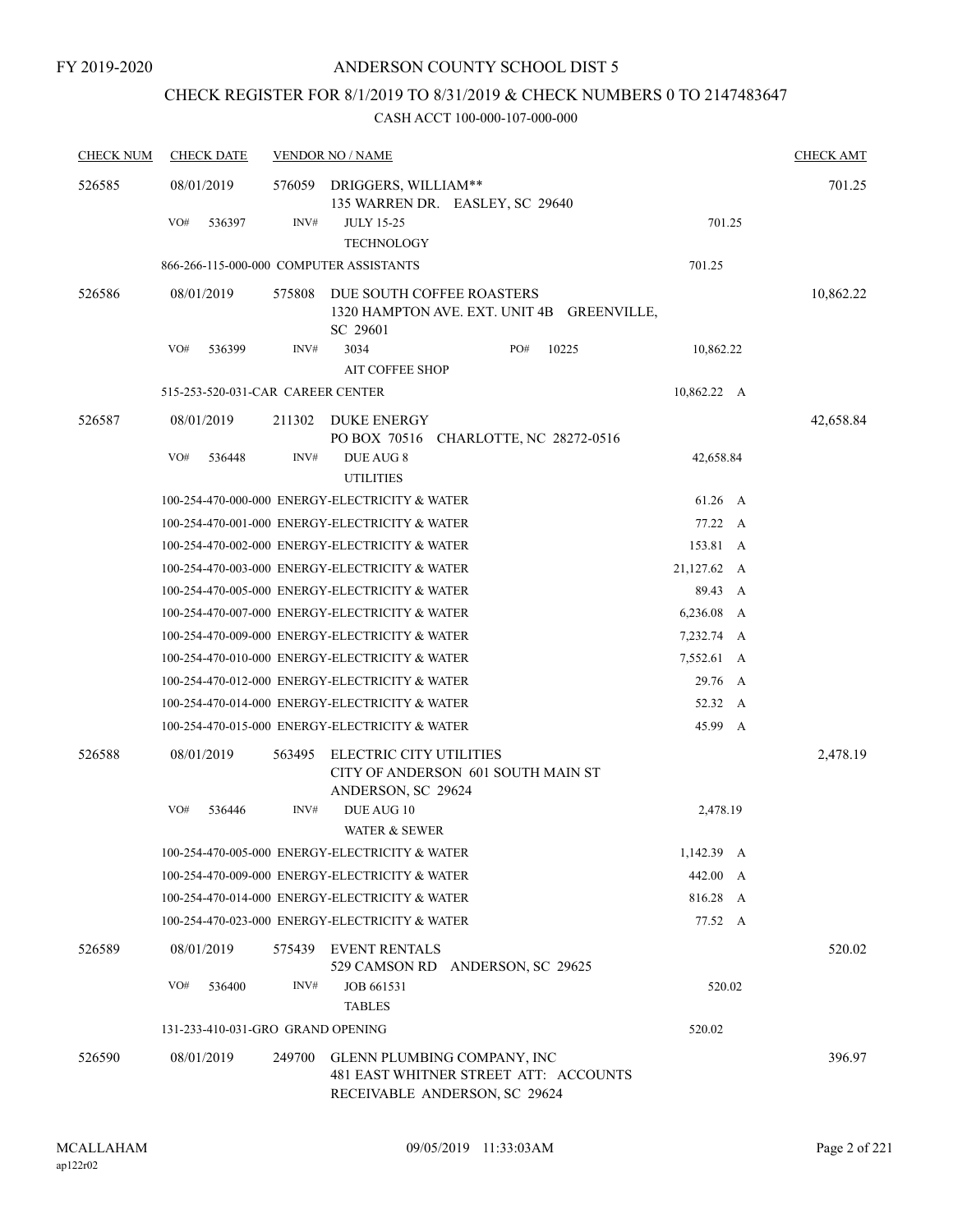FY 2019-2020

# ANDERSON COUNTY SCHOOL DIST 5

## CHECK REGISTER FOR 8/1/2019 TO 8/31/2019 & CHECK NUMBERS 0 TO 2147483647

CASH ACCT 100-000-107-000-000

| CHECK NUM | CHECK DATE | VENDOR NO / NAME | | CHECK AMT |
|---|---|---|---|---|
| 526585 | 08/01/2019 | 576059 DRIGGERS, WILLIAM** 135 WARREN DR. EASLEY, SC 29640 | | 701.25 |
| | VO# 536397 | INV# JULY 15-25 TECHNOLOGY | 701.25 | |
| | 866-266-115-000-000 COMPUTER ASSISTANTS | | 701.25 | |
| 526586 | 08/01/2019 | 575808 DUE SOUTH COFFEE ROASTERS 1320 HAMPTON AVE. EXT. UNIT 4B GREENVILLE, SC 29601 | | 10,862.22 |
| | VO# 536399 | INV# 3034 PO# 10225 AIT COFFEE SHOP | 10,862.22 | |
| | 515-253-520-031-CAR CAREER CENTER | | 10,862.22 A | |
| 526587 | 08/01/2019 | 211302 DUKE ENERGY PO BOX 70516 CHARLOTTE, NC 28272-0516 | | 42,658.84 |
| | VO# 536448 | INV# DUE AUG 8 UTILITIES | 42,658.84 | |
| | 100-254-470-000-000 ENERGY-ELECTRICITY & WATER | | 61.26 A | |
| | 100-254-470-001-000 ENERGY-ELECTRICITY & WATER | | 77.22 A | |
| | 100-254-470-002-000 ENERGY-ELECTRICITY & WATER | | 153.81 A | |
| | 100-254-470-003-000 ENERGY-ELECTRICITY & WATER | | 21,127.62 A | |
| | 100-254-470-005-000 ENERGY-ELECTRICITY & WATER | | 89.43 A | |
| | 100-254-470-007-000 ENERGY-ELECTRICITY & WATER | | 6,236.08 A | |
| | 100-254-470-009-000 ENERGY-ELECTRICITY & WATER | | 7,232.74 A | |
| | 100-254-470-010-000 ENERGY-ELECTRICITY & WATER | | 7,552.61 A | |
| | 100-254-470-012-000 ENERGY-ELECTRICITY & WATER | | 29.76 A | |
| | 100-254-470-014-000 ENERGY-ELECTRICITY & WATER | | 52.32 A | |
| | 100-254-470-015-000 ENERGY-ELECTRICITY & WATER | | 45.99 A | |
| 526588 | 08/01/2019 | 563495 ELECTRIC CITY UTILITIES CITY OF ANDERSON 601 SOUTH MAIN ST ANDERSON, SC 29624 | | 2,478.19 |
| | VO# 536446 | INV# DUE AUG 10 WATER & SEWER | 2,478.19 | |
| | 100-254-470-005-000 ENERGY-ELECTRICITY & WATER | | 1,142.39 A | |
| | 100-254-470-009-000 ENERGY-ELECTRICITY & WATER | | 442.00 A | |
| | 100-254-470-014-000 ENERGY-ELECTRICITY & WATER | | 816.28 A | |
| | 100-254-470-023-000 ENERGY-ELECTRICITY & WATER | | 77.52 A | |
| 526589 | 08/01/2019 | 575439 EVENT RENTALS 529 CAMSON RD ANDERSON, SC 29625 | | 520.02 |
| | VO# 536400 | INV# JOB 661531 TABLES | 520.02 | |
| | 131-233-410-031-GRO GRAND OPENING | | 520.02 | |
| 526590 | 08/01/2019 | 249700 GLENN PLUMBING COMPANY, INC 481 EAST WHITNER STREET ATT: ACCOUNTS RECEIVABLE ANDERSON, SC 29624 | | 396.97 |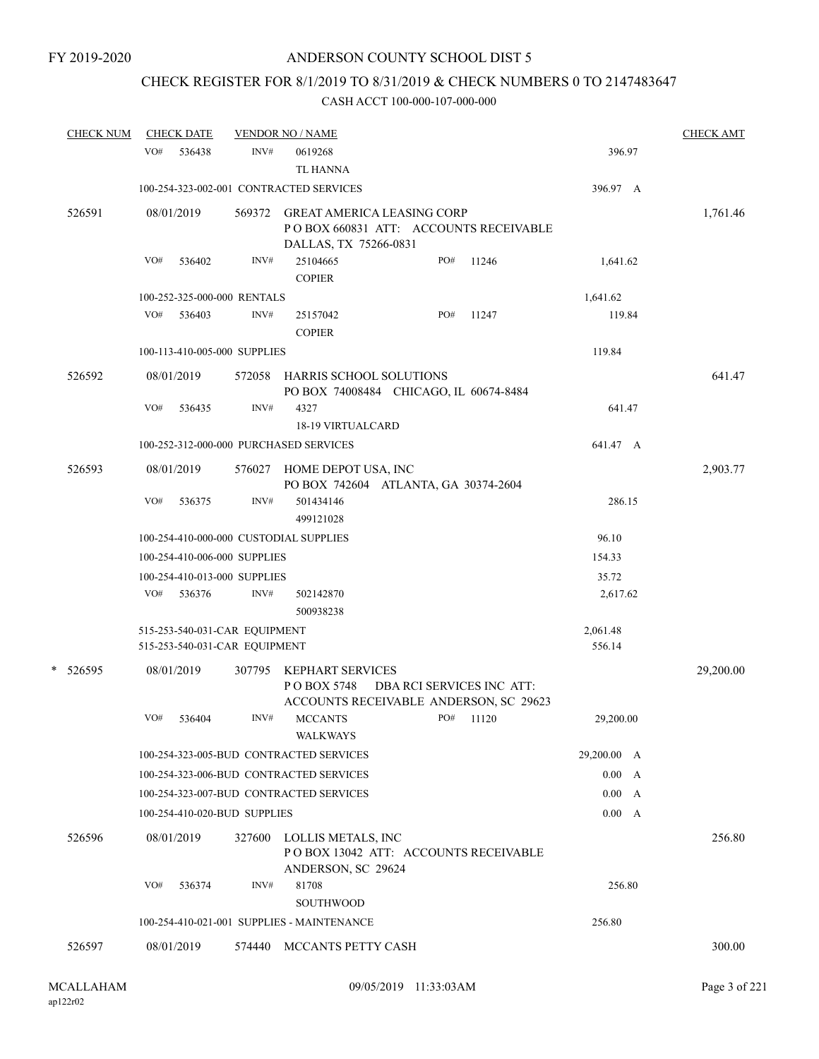FY 2019-2020

# ANDERSON COUNTY SCHOOL DIST 5

## CHECK REGISTER FOR 8/1/2019 TO 8/31/2019 & CHECK NUMBERS 0 TO 2147483647

CASH ACCT 100-000-107-000-000

| CHECK NUM | CHECK DATE | VENDOR NO / NAME | | CHECK AMT |
|---|---|---|---|---|
| | VO# 536438 | INV# 0619268 TL HANNA | 396.97 | |
| | 100-254-323-002-001 CONTRACTED SERVICES | | 396.97 A | |
| 526591 | 08/01/2019 | 569372 GREAT AMERICA LEASING CORP P O BOX 660831 ATT: ACCOUNTS RECEIVABLE DALLAS, TX 75266-0831 | | 1,761.46 |
| | VO# 536402 | INV# 25104665 PO# 11246 COPIER | 1,641.62 | |
| | 100-252-325-000-000 RENTALS | | 1,641.62 | |
| | VO# 536403 | INV# 25157042 PO# 11247 COPIER | 119.84 | |
| | 100-113-410-005-000 SUPPLIES | | 119.84 | |
| 526592 | 08/01/2019 | 572058 HARRIS SCHOOL SOLUTIONS PO BOX 74008484 CHICAGO, IL 60674-8484 | | 641.47 |
| | VO# 536435 | INV# 4327 18-19 VIRTUALCARD | 641.47 | |
| | 100-252-312-000-000 PURCHASED SERVICES | | 641.47 A | |
| 526593 | 08/01/2019 | 576027 HOME DEPOT USA, INC PO BOX 742604 ATLANTA, GA 30374-2604 | | 2,903.77 |
| | VO# 536375 | INV# 501434146 499121028 | 286.15 | |
| | 100-254-410-000-000 CUSTODIAL SUPPLIES | | 96.10 | |
| | 100-254-410-006-000 SUPPLIES | | 154.33 | |
| | 100-254-410-013-000 SUPPLIES | | 35.72 | |
| | VO# 536376 | INV# 502142870 500938238 | 2,617.62 | |
| | 515-253-540-031-CAR EQUIPMENT | | 2,061.48 | |
| | 515-253-540-031-CAR EQUIPMENT | | 556.14 | |
| * 526595 | 08/01/2019 | 307795 KEPHART SERVICES P O BOX 5748 DBA RCI SERVICES INC ATT: ACCOUNTS RECEIVABLE ANDERSON, SC 29623 | | 29,200.00 |
| | VO# 536404 | INV# MCCANTS PO# 11120 WALKWAYS | 29,200.00 | |
| | 100-254-323-005-BUD CONTRACTED SERVICES | | 29,200.00 A | |
| | 100-254-323-006-BUD CONTRACTED SERVICES | | 0.00 A | |
| | 100-254-323-007-BUD CONTRACTED SERVICES | | 0.00 A | |
| | 100-254-410-020-BUD SUPPLIES | | 0.00 A | |
| 526596 | 08/01/2019 | 327600 LOLLIS METALS, INC P O BOX 13042 ATT: ACCOUNTS RECEIVABLE ANDERSON, SC 29624 | | 256.80 |
| | VO# 536374 | INV# 81708 SOUTHWOOD | 256.80 | |
| | 100-254-410-021-001 SUPPLIES - MAINTENANCE | | 256.80 | |
| 526597 | 08/01/2019 | 574440 MCCANTS PETTY CASH | | 300.00 |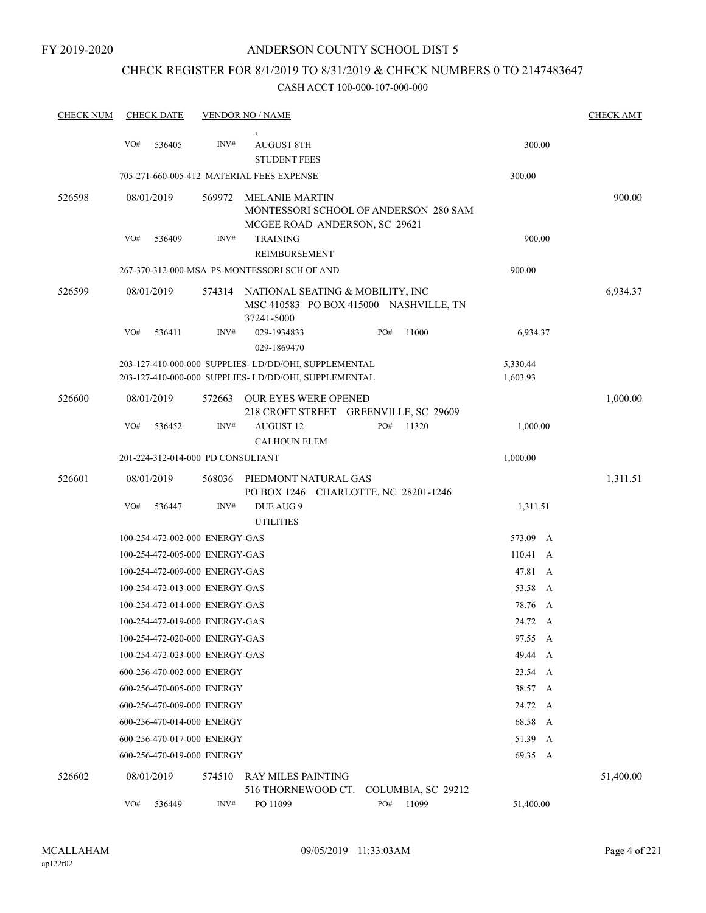FY 2019-2020

# ANDERSON COUNTY SCHOOL DIST 5

## CHECK REGISTER FOR 8/1/2019 TO 8/31/2019 & CHECK NUMBERS 0 TO 2147483647

### CASH ACCT 100-000-107-000-000

| CHECK NUM | CHECK DATE | VENDOR NO / NAME | | CHECK AMT |
|---|---|---|---|---|
| | VO# 536405 | INV# , AUGUST 8TH STUDENT FEES | 300.00 | |
| | 705-271-660-005-412 MATERIAL FEES EXPENSE | | 300.00 | |
| 526598 | 08/01/2019 | 569972 MELANIE MARTIN MONTESSORI SCHOOL OF ANDERSON 280 SAM MCGEE ROAD ANDERSON, SC 29621 | | 900.00 |
| | VO# 536409 | INV# TRAINING REIMBURSEMENT | 900.00 | |
| | 267-370-312-000-MSA PS-MONTESSORI SCH OF AND | | 900.00 | |
| 526599 | 08/01/2019 | 574314 NATIONAL SEATING & MOBILITY, INC MSC 410583 PO BOX 415000 NASHVILLE, TN 37241-5000 | | 6,934.37 |
| | VO# 536411 | INV# 029-1934833 029-1869470 PO# 11000 | 6,934.37 | |
| | 203-127-410-000-000 SUPPLIES- LD/DD/OHI, SUPPLEMENTAL | | 5,330.44 | |
| | 203-127-410-000-000 SUPPLIES- LD/DD/OHI, SUPPLEMENTAL | | 1,603.93 | |
| 526600 | 08/01/2019 | 572663 OUR EYES WERE OPENED 218 CROFT STREET GREENVILLE, SC 29609 | | 1,000.00 |
| | VO# 536452 | INV# AUGUST 12 CALHOUN ELEM PO# 11320 | 1,000.00 | |
| | 201-224-312-014-000 PD CONSULTANT | | 1,000.00 | |
| 526601 | 08/01/2019 | 568036 PIEDMONT NATURAL GAS PO BOX 1246 CHARLOTTE, NC 28201-1246 | | 1,311.51 |
| | VO# 536447 | INV# DUE AUG 9 UTILITIES | 1,311.51 | |
| | 100-254-472-002-000 ENERGY-GAS | | 573.09 A | |
| | 100-254-472-005-000 ENERGY-GAS | | 110.41 A | |
| | 100-254-472-009-000 ENERGY-GAS | | 47.81 A | |
| | 100-254-472-013-000 ENERGY-GAS | | 53.58 A | |
| | 100-254-472-014-000 ENERGY-GAS | | 78.76 A | |
| | 100-254-472-019-000 ENERGY-GAS | | 24.72 A | |
| | 100-254-472-020-000 ENERGY-GAS | | 97.55 A | |
| | 100-254-472-023-000 ENERGY-GAS | | 49.44 A | |
| | 600-256-470-002-000 ENERGY | | 23.54 A | |
| | 600-256-470-005-000 ENERGY | | 38.57 A | |
| | 600-256-470-009-000 ENERGY | | 24.72 A | |
| | 600-256-470-014-000 ENERGY | | 68.58 A | |
| | 600-256-470-017-000 ENERGY | | 51.39 A | |
| | 600-256-470-019-000 ENERGY | | 69.35 A | |
| 526602 | 08/01/2019 | 574510 RAY MILES PAINTING 516 THORNEWOOD CT. COLUMBIA, SC 29212 | | 51,400.00 |
| | VO# 536449 | INV# PO 11099 PO# 11099 | 51,400.00 | |

MCALLAHAM ap122r02 09/05/2019 11:33:03AM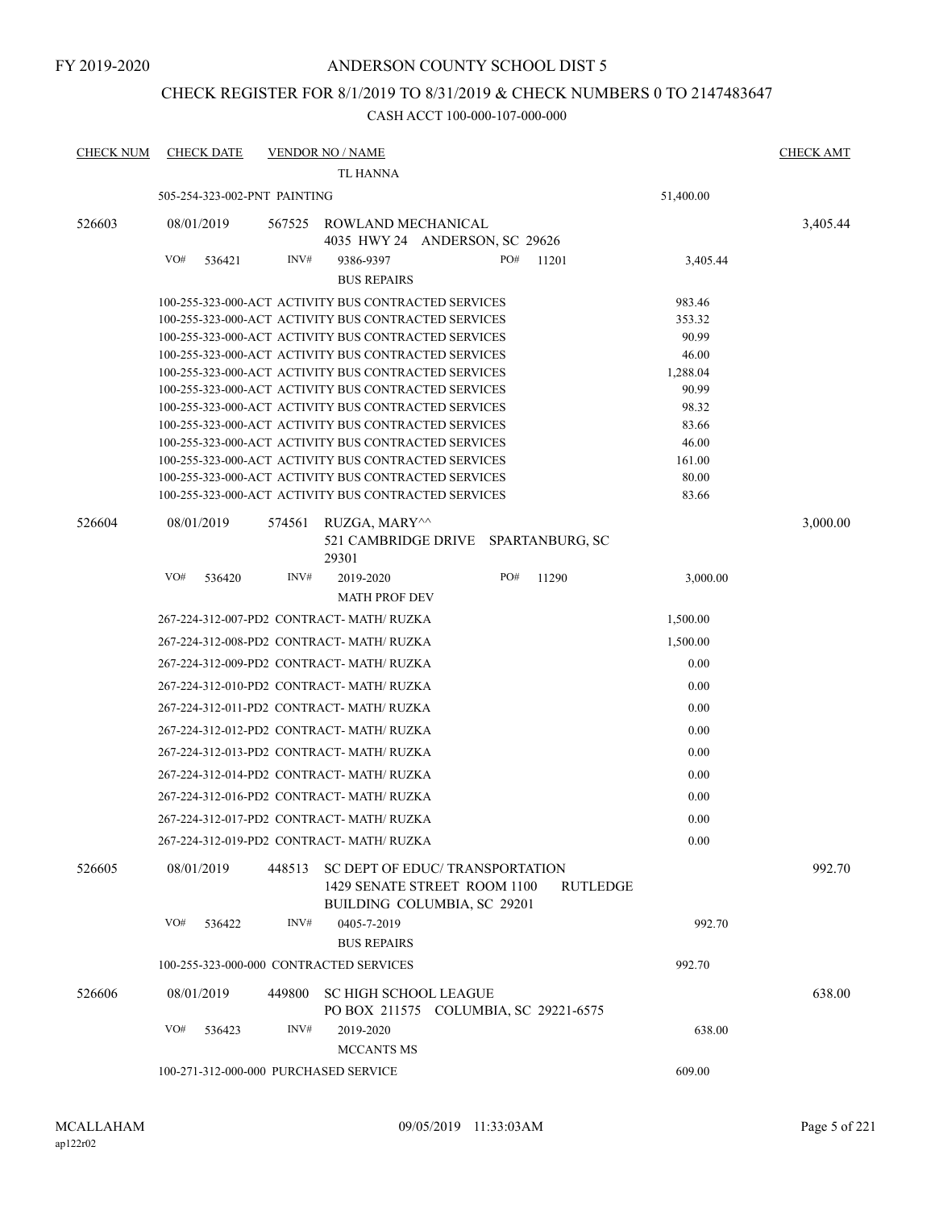FY 2019-2020

ANDERSON COUNTY SCHOOL DIST 5

CHECK REGISTER FOR 8/1/2019 TO 8/31/2019 & CHECK NUMBERS 0 TO 2147483647

CASH ACCT 100-000-107-000-000

| CHECK NUM | CHECK DATE | VENDOR NO / NAME | | CHECK AMT |
|---|---|---|---|---|
| | | TL HANNA | | |
| | 505-254-323-002-PNT PAINTING | | 51,400.00 | |
| 526603 | 08/01/2019 | 567525 ROWLAND MECHANICAL<br>4035 HWY 24 ANDERSON, SC 29626 | | 3,405.44 |
| | VO# 536421 | INV# 9386-9397 PO# 11201<br>BUS REPAIRS | 3,405.44 | |
| | 100-255-323-000-ACT ACTIVITY BUS CONTRACTED SERVICES | | 983.46 | |
| | 100-255-323-000-ACT ACTIVITY BUS CONTRACTED SERVICES | | 353.32 | |
| | 100-255-323-000-ACT ACTIVITY BUS CONTRACTED SERVICES | | 90.99 | |
| | 100-255-323-000-ACT ACTIVITY BUS CONTRACTED SERVICES | | 46.00 | |
| | 100-255-323-000-ACT ACTIVITY BUS CONTRACTED SERVICES | | 1,288.04 | |
| | 100-255-323-000-ACT ACTIVITY BUS CONTRACTED SERVICES | | 90.99 | |
| | 100-255-323-000-ACT ACTIVITY BUS CONTRACTED SERVICES | | 98.32 | |
| | 100-255-323-000-ACT ACTIVITY BUS CONTRACTED SERVICES | | 83.66 | |
| | 100-255-323-000-ACT ACTIVITY BUS CONTRACTED SERVICES | | 46.00 | |
| | 100-255-323-000-ACT ACTIVITY BUS CONTRACTED SERVICES | | 161.00 | |
| | 100-255-323-000-ACT ACTIVITY BUS CONTRACTED SERVICES | | 80.00 | |
| | 100-255-323-000-ACT ACTIVITY BUS CONTRACTED SERVICES | | 83.66 | |
| 526604 | 08/01/2019 | 574561 RUZGA, MARY^^<br>521 CAMBRIDGE DRIVE SPARTANBURG, SC 29301 | | 3,000.00 |
| | VO# 536420 | INV# 2019-2020 PO# 11290<br>MATH PROF DEV | 3,000.00 | |
| | 267-224-312-007-PD2 CONTRACT- MATH/ RUZKA | | 1,500.00 | |
| | 267-224-312-008-PD2 CONTRACT- MATH/ RUZKA | | 1,500.00 | |
| | 267-224-312-009-PD2 CONTRACT- MATH/ RUZKA | | 0.00 | |
| | 267-224-312-010-PD2 CONTRACT- MATH/ RUZKA | | 0.00 | |
| | 267-224-312-011-PD2 CONTRACT- MATH/ RUZKA | | 0.00 | |
| | 267-224-312-012-PD2 CONTRACT- MATH/ RUZKA | | 0.00 | |
| | 267-224-312-013-PD2 CONTRACT- MATH/ RUZKA | | 0.00 | |
| | 267-224-312-014-PD2 CONTRACT- MATH/ RUZKA | | 0.00 | |
| | 267-224-312-016-PD2 CONTRACT- MATH/ RUZKA | | 0.00 | |
| | 267-224-312-017-PD2 CONTRACT- MATH/ RUZKA | | 0.00 | |
| | 267-224-312-019-PD2 CONTRACT- MATH/ RUZKA | | 0.00 | |
| 526605 | 08/01/2019 | 448513 SC DEPT OF EDUC/ TRANSPORTATION<br>1429 SENATE STREET ROOM 1100 RUTLEDGE BUILDING COLUMBIA, SC 29201 | | 992.70 |
| | VO# 536422 | INV# 0405-7-2019<br>BUS REPAIRS | 992.70 | |
| | 100-255-323-000-000 CONTRACTED SERVICES | | 992.70 | |
| 526606 | 08/01/2019 | 449800 SC HIGH SCHOOL LEAGUE<br>PO BOX 211575 COLUMBIA, SC 29221-6575 | | 638.00 |
| | VO# 536423 | INV# 2019-2020<br>MCCANTS MS | 638.00 | |
| | 100-271-312-000-000 PURCHASED SERVICE | | 609.00 | |

MCALLAHAM
ap122r02

09/05/2019 11:33:03AM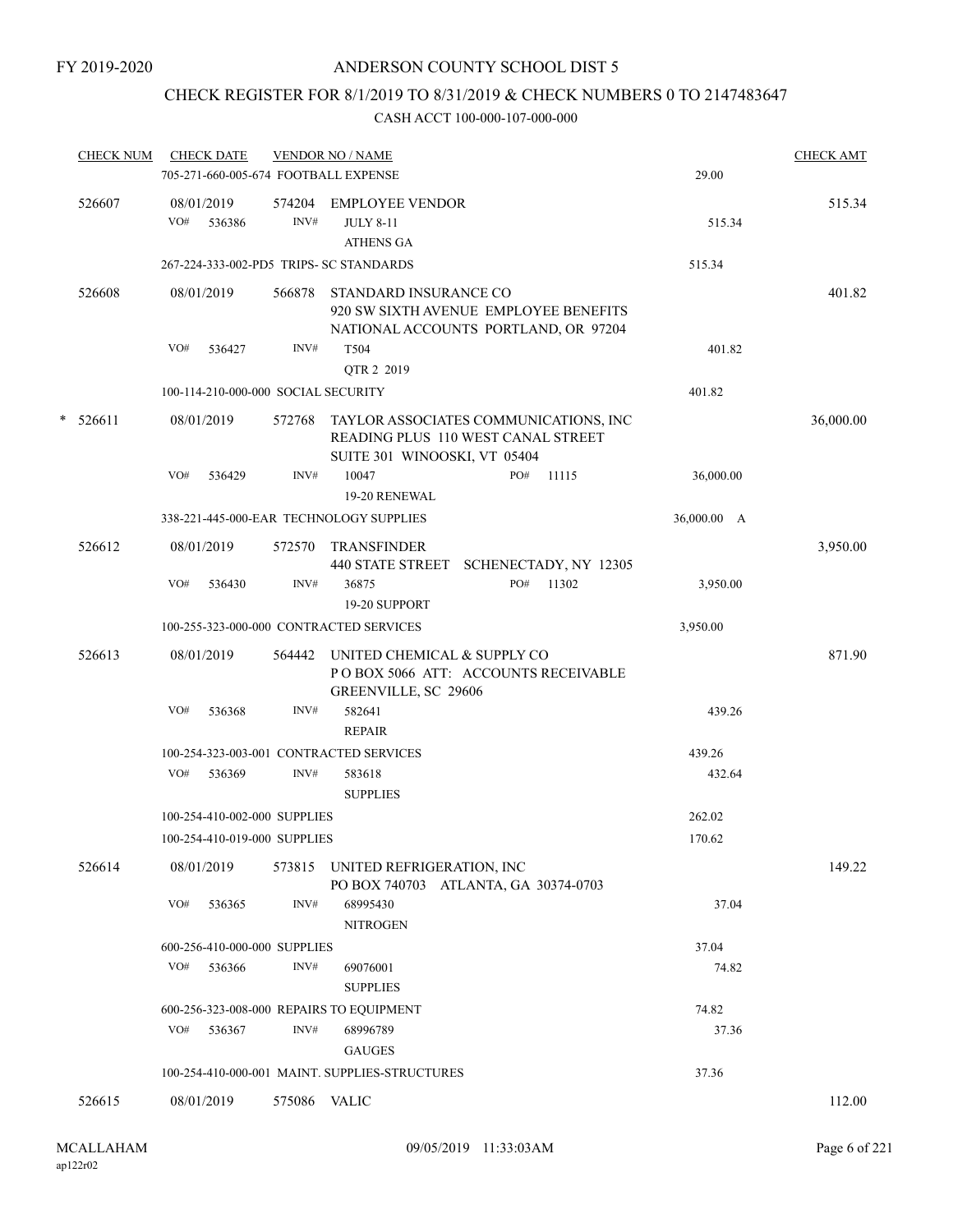FY 2019-2020

# ANDERSON COUNTY SCHOOL DIST 5

## CHECK REGISTER FOR 8/1/2019 TO 8/31/2019 & CHECK NUMBERS 0 TO 2147483647

### CASH ACCT 100-000-107-000-000

| CHECK NUM | CHECK DATE | VENDOR NO / NAME | | CHECK AMT |
|---|---|---|---|---|
| | 705-271-660-005-674 FOOTBALL EXPENSE | | 29.00 | |
| 526607 | 08/01/2019 | 574204 EMPLOYEE VENDOR | | 515.34 |
| | VO# 536386 | INV# JULY 8-11<br>ATHENS GA | 515.34 | |
| | 267-224-333-002-PD5 TRIPS- SC STANDARDS | | 515.34 | |
| 526608 | 08/01/2019 | 566878 STANDARD INSURANCE CO<br>920 SW SIXTH AVENUE EMPLOYEE BENEFITS<br>NATIONAL ACCOUNTS PORTLAND, OR 97204 | | 401.82 |
| | VO# 536427 | INV# T504<br>QTR 2 2019 | 401.82 | |
| | 100-114-210-000-000 SOCIAL SECURITY | | 401.82 | |
| * 526611 | 08/01/2019 | 572768 TAYLOR ASSOCIATES COMMUNICATIONS, INC<br>READING PLUS 110 WEST CANAL STREET<br>SUITE 301 WINOOSKI, VT 05404 | | 36,000.00 |
| | VO# 536429 | INV# 10047 PO# 11115<br>19-20 RENEWAL | 36,000.00 | |
| | 338-221-445-000-EAR TECHNOLOGY SUPPLIES | | 36,000.00 A | |
| 526612 | 08/01/2019 | 572570 TRANSFINDER<br>440 STATE STREET SCHENECTADY, NY 12305 | | 3,950.00 |
| | VO# 536430 | INV# 36875 PO# 11302<br>19-20 SUPPORT | 3,950.00 | |
| | 100-255-323-000-000 CONTRACTED SERVICES | | 3,950.00 | |
| 526613 | 08/01/2019 | 564442 UNITED CHEMICAL & SUPPLY CO<br>P O BOX 5066 ATT: ACCOUNTS RECEIVABLE<br>GREENVILLE, SC 29606 | | 871.90 |
| | VO# 536368 | INV# 582641<br>REPAIR | 439.26 | |
| | 100-254-323-003-001 CONTRACTED SERVICES | | 439.26 | |
| | VO# 536369 | INV# 583618<br>SUPPLIES | 432.64 | |
| | 100-254-410-002-000 SUPPLIES | | 262.02 | |
| | 100-254-410-019-000 SUPPLIES | | 170.62 | |
| 526614 | 08/01/2019 | 573815 UNITED REFRIGERATION, INC<br>PO BOX 740703 ATLANTA, GA 30374-0703 | | 149.22 |
| | VO# 536365 | INV# 68995430<br>NITROGEN | 37.04 | |
| | 600-256-410-000-000 SUPPLIES | | 37.04 | |
| | VO# 536366 | INV# 69076001<br>SUPPLIES | 74.82 | |
| | 600-256-323-008-000 REPAIRS TO EQUIPMENT | | 74.82 | |
| | VO# 536367 | INV# 68996789<br>GAUGES | 37.36 | |
| | 100-254-410-000-001 MAINT. SUPPLIES-STRUCTURES | | 37.36 | |
| 526615 | 08/01/2019 | 575086 VALIC | | 112.00 |

MCALLAHAM
ap122r02

09/05/2019 11:33:03AM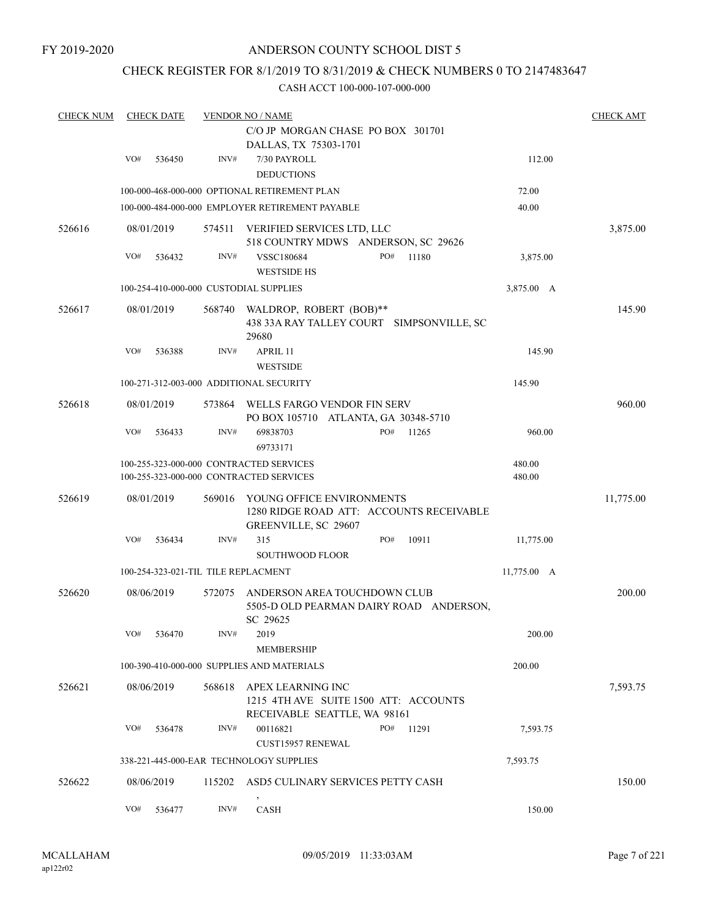FY 2019-2020

ANDERSON COUNTY SCHOOL DIST 5

CHECK REGISTER FOR 8/1/2019 TO 8/31/2019 & CHECK NUMBERS 0 TO 2147483647

CASH ACCT 100-000-107-000-000

| CHECK NUM | CHECK DATE | VENDOR NO / NAME | | | CHECK AMT |
|---|---|---|---|---|---|
| | | | C/O JP MORGAN CHASE PO BOX 301701<br>DALLAS, TX 75303-1701 | | |
| | VO# 536450 | INV# | 7/30 PAYROLL<br>DEDUCTIONS | 112.00 | |
| | | 100-000-468-000-000 OPTIONAL RETIREMENT PLAN | | 72.00 | |
| | | 100-000-484-000-000 EMPLOYER RETIREMENT PAYABLE | | 40.00 | |
| 526616 | 08/01/2019 | 574511 | VERIFIED SERVICES LTD, LLC<br>518 COUNTRY MDWS ANDERSON, SC 29626 | | 3,875.00 |
| | VO# 536432 | INV# | VSSC180684 PO# 11180<br>WESTSIDE HS | 3,875.00 | |
| | | 100-254-410-000-000 CUSTODIAL SUPPLIES | | 3,875.00 A | |
| 526617 | 08/01/2019 | 568740 | WALDROP, ROBERT (BOB)**<br>438 33A RAY TALLEY COURT SIMPSONVILLE, SC 29680 | | 145.90 |
| | VO# 536388 | INV# | APRIL 11<br>WESTSIDE | 145.90 | |
| | | 100-271-312-003-000 ADDITIONAL SECURITY | | 145.90 | |
| 526618 | 08/01/2019 | 573864 | WELLS FARGO VENDOR FIN SERV<br>PO BOX 105710 ATLANTA, GA 30348-5710 | | 960.00 |
| | VO# 536433 | INV# | 69838703 PO# 11265<br>69733171 | 960.00 | |
| | | 100-255-323-000-000 CONTRACTED SERVICES | | 480.00 | |
| | | 100-255-323-000-000 CONTRACTED SERVICES | | 480.00 | |
| 526619 | 08/01/2019 | 569016 | YOUNG OFFICE ENVIRONMENTS<br>1280 RIDGE ROAD ATT: ACCOUNTS RECEIVABLE<br>GREENVILLE, SC 29607 | | 11,775.00 |
| | VO# 536434 | INV# | 315 PO# 10911<br>SOUTHWOOD FLOOR | 11,775.00 | |
| | | 100-254-323-021-TIL TILE REPLACMENT | | 11,775.00 A | |
| 526620 | 08/06/2019 | 572075 | ANDERSON AREA TOUCHDOWN CLUB<br>5505-D OLD PEARMAN DAIRY ROAD ANDERSON, SC 29625 | | 200.00 |
| | VO# 536470 | INV# | 2019<br>MEMBERSHIP | 200.00 | |
| | | 100-390-410-000-000 SUPPLIES AND MATERIALS | | 200.00 | |
| 526621 | 08/06/2019 | 568618 | APEX LEARNING INC<br>1215 4TH AVE SUITE 1500 ATT: ACCOUNTS<br>RECEIVABLE SEATTLE, WA 98161 | | 7,593.75 |
| | VO# 536478 | INV# | 00116821 PO# 11291<br>CUST15957 RENEWAL | 7,593.75 | |
| | | 338-221-445-000-EAR TECHNOLOGY SUPPLIES | | 7,593.75 | |
| 526622 | 08/06/2019 | 115202 | ASD5 CULINARY SERVICES PETTY CASH<br>, | | 150.00 |
| | VO# 536477 | INV# | CASH | 150.00 | |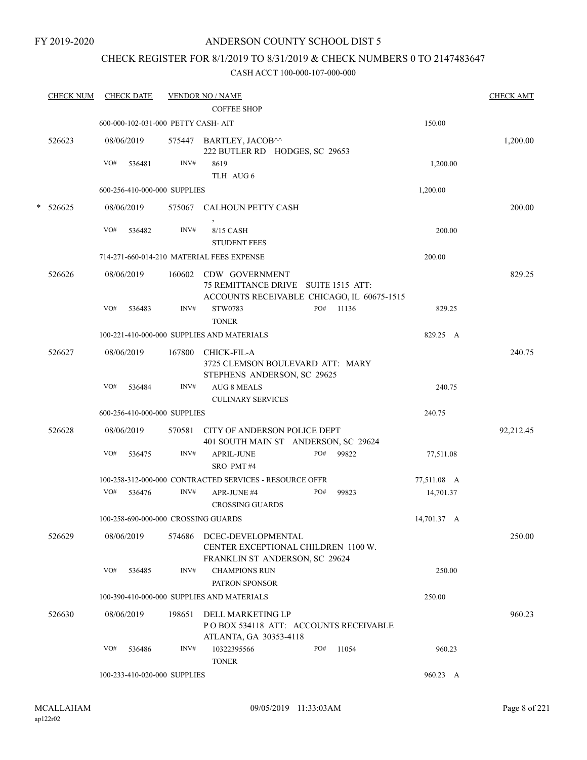FY 2019-2020

# ANDERSON COUNTY SCHOOL DIST 5

## CHECK REGISTER FOR 8/1/2019 TO 8/31/2019 & CHECK NUMBERS 0 TO 2147483647

CASH ACCT 100-000-107-000-000

| CHECK NUM | CHECK DATE | VENDOR NO / NAME | | CHECK AMT |
|---|---|---|---|---|
| | | COFFEE SHOP | | |
| | 600-000-102-031-000 PETTY CASH- AIT | | 150.00 | |
| 526623 | 08/06/2019 | 575447 BARTLEY, JACOB^^ 222 BUTLER RD HODGES, SC 29653 | | 1,200.00 |
| | VO# 536481 | INV# 8619 TLH AUG 6 | 1,200.00 | |
| | 600-256-410-000-000 SUPPLIES | | 1,200.00 | |
| * 526625 | 08/06/2019 | 575067 CALHOUN PETTY CASH , | | 200.00 |
| | VO# 536482 | INV# 8/15 CASH STUDENT FEES | 200.00 | |
| | 714-271-660-014-210 MATERIAL FEES EXPENSE | | 200.00 | |
| 526626 | 08/06/2019 | 160602 CDW GOVERNMENT 75 REMITTANCE DRIVE SUITE 1515 ATT: ACCOUNTS RECEIVABLE CHICAGO, IL 60675-1515 | | 829.25 |
| | VO# 536483 | INV# STW0783 PO# 11136 TONER | 829.25 | |
| | 100-221-410-000-000 SUPPLIES AND MATERIALS | | 829.25 A | |
| 526627 | 08/06/2019 | 167800 CHICK-FIL-A 3725 CLEMSON BOULEVARD ATT: MARY STEPHENS ANDERSON, SC 29625 | | 240.75 |
| | VO# 536484 | INV# AUG 8 MEALS CULINARY SERVICES | 240.75 | |
| | 600-256-410-000-000 SUPPLIES | | 240.75 | |
| 526628 | 08/06/2019 | 570581 CITY OF ANDERSON POLICE DEPT 401 SOUTH MAIN ST ANDERSON, SC 29624 | | 92,212.45 |
| | VO# 536475 | INV# APRIL-JUNE PO# 99822 SRO PMT #4 | 77,511.08 | |
| | 100-258-312-000-000 CONTRACTED SERVICES - RESOURCE OFFR | | 77,511.08 A | |
| | VO# 536476 | INV# APR-JUNE #4 PO# 99823 CROSSING GUARDS | 14,701.37 | |
| | 100-258-690-000-000 CROSSING GUARDS | | 14,701.37 A | |
| 526629 | 08/06/2019 | 574686 DCEC-DEVELOPMENTAL CENTER EXCEPTIONAL CHILDREN 1100 W. FRANKLIN ST ANDERSON, SC 29624 | | 250.00 |
| | VO# 536485 | INV# CHAMPIONS RUN PATRON SPONSOR | 250.00 | |
| | 100-390-410-000-000 SUPPLIES AND MATERIALS | | 250.00 | |
| 526630 | 08/06/2019 | 198651 DELL MARKETING LP P O BOX 534118 ATT: ACCOUNTS RECEIVABLE ATLANTA, GA 30353-4118 | | 960.23 |
| | VO# 536486 | INV# 10322395566 PO# 11054 TONER | 960.23 | |
| | 100-233-410-020-000 SUPPLIES | | 960.23 A | |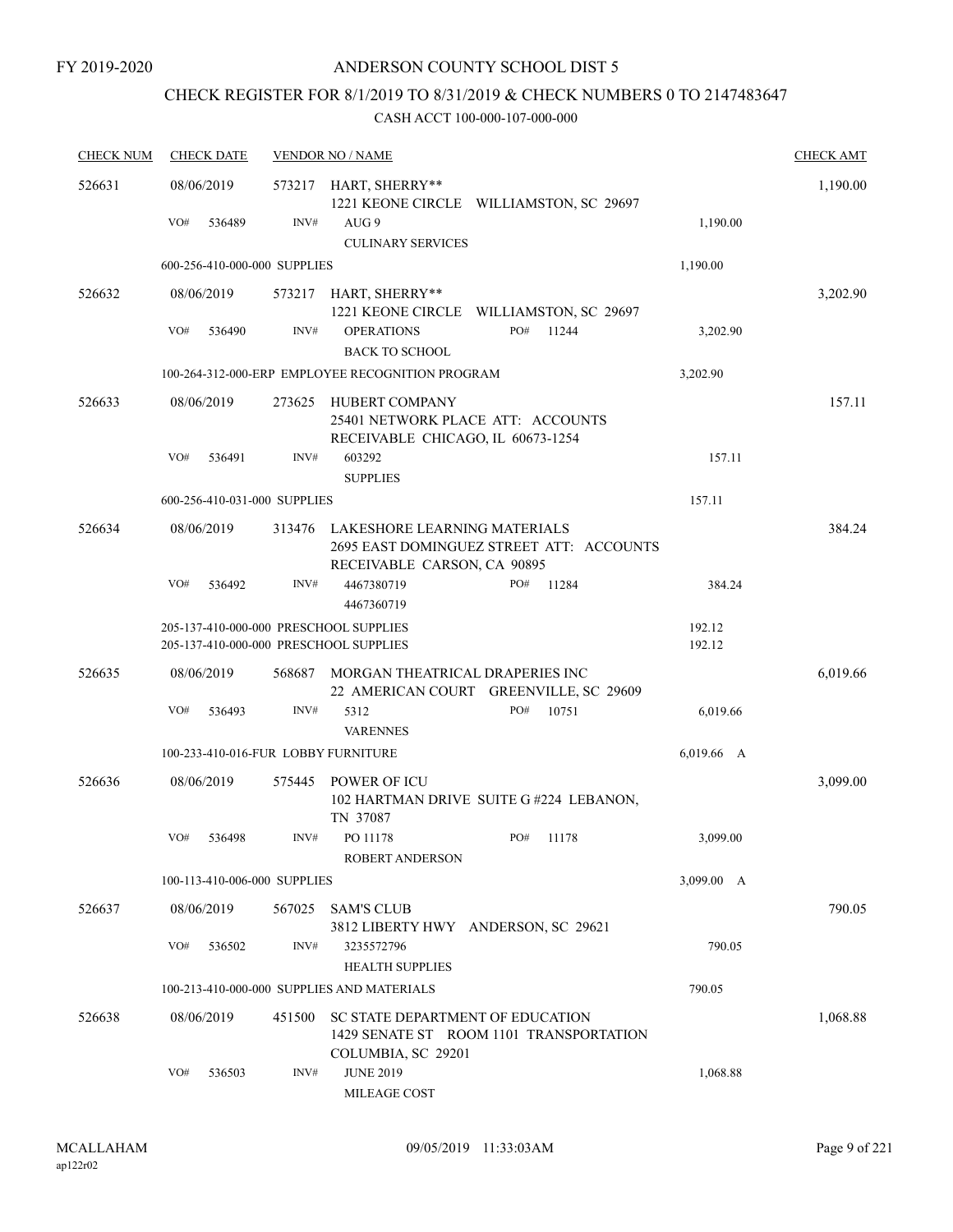FY 2019-2020

# ANDERSON COUNTY SCHOOL DIST 5

## CHECK REGISTER FOR 8/1/2019 TO 8/31/2019 & CHECK NUMBERS 0 TO 2147483647

### CASH ACCT 100-000-107-000-000

| CHECK NUM | CHECK DATE | VENDOR NO / NAME | | CHECK AMT |
|---|---|---|---|---|
| 526631 | 08/06/2019 | 573217 HART, SHERRY** 1221 KEONE CIRCLE WILLIAMSTON, SC 29697 | | 1,190.00 |
| | VO# 536489 | INV# AUG 9 CULINARY SERVICES | 1,190.00 | |
| | 600-256-410-000-000 SUPPLIES | | 1,190.00 | |
| 526632 | 08/06/2019 | 573217 HART, SHERRY** 1221 KEONE CIRCLE WILLIAMSTON, SC 29697 | | 3,202.90 |
| | VO# 536490 | INV# OPERATIONS PO# 11244 BACK TO SCHOOL | 3,202.90 | |
| | 100-264-312-000-ERP EMPLOYEE RECOGNITION PROGRAM | | 3,202.90 | |
| 526633 | 08/06/2019 | 273625 HUBERT COMPANY 25401 NETWORK PLACE ATT: ACCOUNTS RECEIVABLE CHICAGO, IL 60673-1254 | | 157.11 |
| | VO# 536491 | INV# 603292 SUPPLIES | 157.11 | |
| | 600-256-410-031-000 SUPPLIES | | 157.11 | |
| 526634 | 08/06/2019 | 313476 LAKESHORE LEARNING MATERIALS 2695 EAST DOMINGUEZ STREET ATT: ACCOUNTS RECEIVABLE CARSON, CA 90895 | | 384.24 |
| | VO# 536492 | INV# 4467380719 PO# 11284 4467360719 | 384.24 | |
| | 205-137-410-000-000 PRESCHOOL SUPPLIES | | 192.12 | |
| | 205-137-410-000-000 PRESCHOOL SUPPLIES | | 192.12 | |
| 526635 | 08/06/2019 | 568687 MORGAN THEATRICAL DRAPERIES INC 22 AMERICAN COURT GREENVILLE, SC 29609 | | 6,019.66 |
| | VO# 536493 | INV# 5312 PO# 10751 VARENNES | 6,019.66 | |
| | 100-233-410-016-FUR LOBBY FURNITURE | | 6,019.66 A | |
| 526636 | 08/06/2019 | 575445 POWER OF ICU 102 HARTMAN DRIVE SUITE G #224 LEBANON, TN 37087 | | 3,099.00 |
| | VO# 536498 | INV# PO 11178 PO# 11178 ROBERT ANDERSON | 3,099.00 | |
| | 100-113-410-006-000 SUPPLIES | | 3,099.00 A | |
| 526637 | 08/06/2019 | 567025 SAM'S CLUB 3812 LIBERTY HWY ANDERSON, SC 29621 | | 790.05 |
| | VO# 536502 | INV# 3235572796 HEALTH SUPPLIES | 790.05 | |
| | 100-213-410-000-000 SUPPLIES AND MATERIALS | | 790.05 | |
| 526638 | 08/06/2019 | 451500 SC STATE DEPARTMENT OF EDUCATION 1429 SENATE ST ROOM 1101 TRANSPORTATION COLUMBIA, SC 29201 | | 1,068.88 |
| | VO# 536503 | INV# JUNE 2019 MILEAGE COST | 1,068.88 | |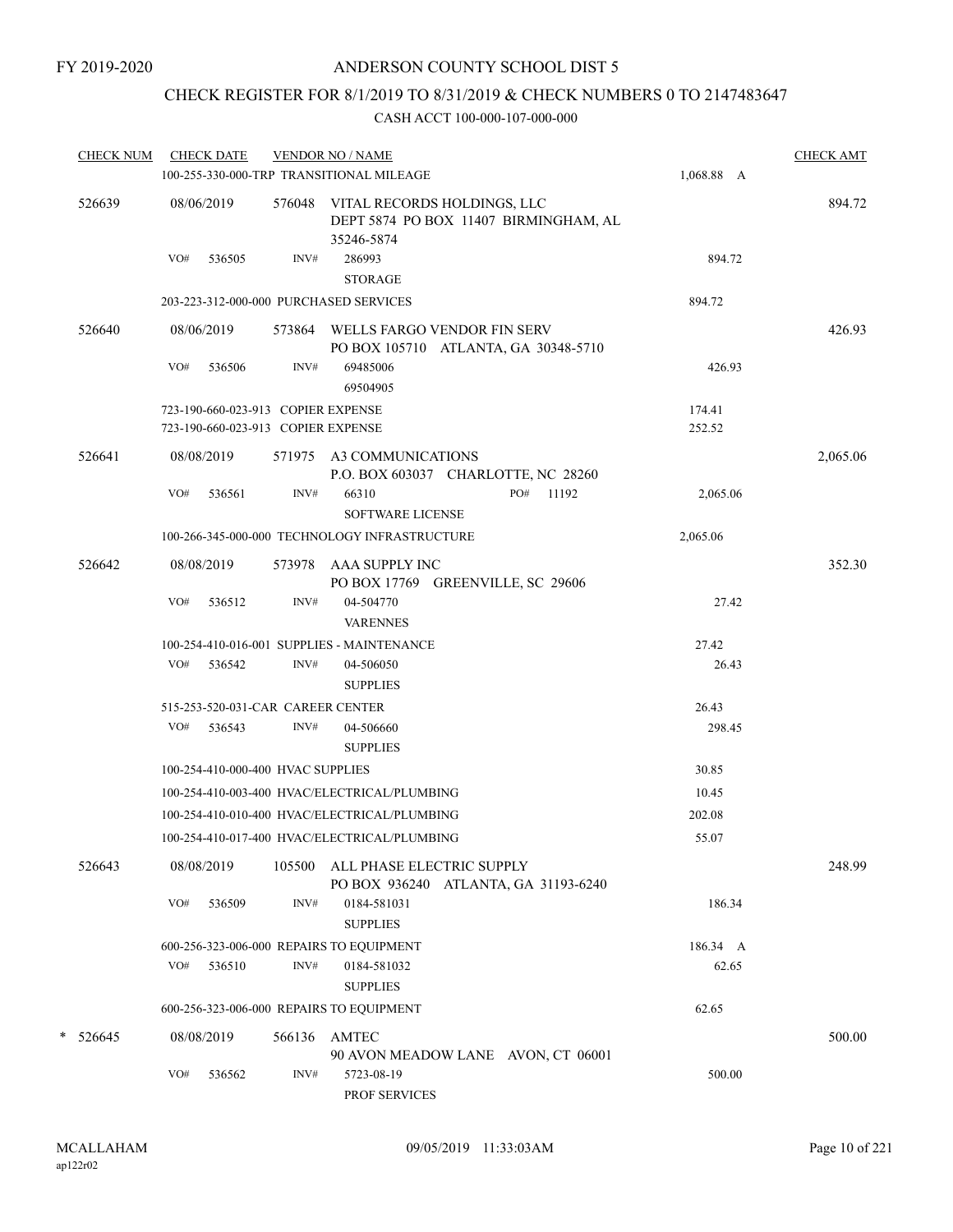FY 2019-2020

# ANDERSON COUNTY SCHOOL DIST 5

## CHECK REGISTER FOR 8/1/2019 TO 8/31/2019 & CHECK NUMBERS 0 TO 2147483647

### CASH ACCT 100-000-107-000-000

| CHECK NUM | CHECK DATE | VENDOR NO / NAME | | CHECK AMT |
|---|---|---|---|---|
| | 100-255-330-000-TRP TRANSITIONAL MILEAGE | | 1,068.88 A | |
| 526639 | 08/06/2019 | 576048 VITAL RECORDS HOLDINGS, LLC<br>DEPT 5874 PO BOX 11407 BIRMINGHAM, AL 35246-5874 | | 894.72 |
| | VO# 536505 | INV# 286993<br>STORAGE | 894.72 | |
| | 203-223-312-000-000 PURCHASED SERVICES | | 894.72 | |
| 526640 | 08/06/2019 | 573864 WELLS FARGO VENDOR FIN SERV<br>PO BOX 105710 ATLANTA, GA 30348-5710 | | 426.93 |
| | VO# 536506 | INV# 69485006<br>69504905 | 426.93 | |
| | 723-190-660-023-913 COPIER EXPENSE | | 174.41 | |
| | 723-190-660-023-913 COPIER EXPENSE | | 252.52 | |
| 526641 | 08/08/2019 | 571975 A3 COMMUNICATIONS<br>P.O. BOX 603037 CHARLOTTE, NC 28260 | | 2,065.06 |
| | VO# 536561 | INV# 66310 PO# 11192<br>SOFTWARE LICENSE | 2,065.06 | |
| | 100-266-345-000-000 TECHNOLOGY INFRASTRUCTURE | | 2,065.06 | |
| 526642 | 08/08/2019 | 573978 AAA SUPPLY INC<br>PO BOX 17769 GREENVILLE, SC 29606 | | 352.30 |
| | VO# 536512 | INV# 04-504770<br>VARENNES | 27.42 | |
| | 100-254-410-016-001 SUPPLIES - MAINTENANCE | | 27.42 | |
| | VO# 536542 | INV# 04-506050<br>SUPPLIES | 26.43 | |
| | 515-253-520-031-CAR CAREER CENTER | | 26.43 | |
| | VO# 536543 | INV# 04-506660<br>SUPPLIES | 298.45 | |
| | 100-254-410-000-400 HVAC SUPPLIES | | 30.85 | |
| | 100-254-410-003-400 HVAC/ELECTRICAL/PLUMBING | | 10.45 | |
| | 100-254-410-010-400 HVAC/ELECTRICAL/PLUMBING | | 202.08 | |
| | 100-254-410-017-400 HVAC/ELECTRICAL/PLUMBING | | 55.07 | |
| 526643 | 08/08/2019 | 105500 ALL PHASE ELECTRIC SUPPLY<br>PO BOX 936240 ATLANTA, GA 31193-6240 | | 248.99 |
| | VO# 536509 | INV# 0184-581031<br>SUPPLIES | 186.34 | |
| | 600-256-323-006-000 REPAIRS TO EQUIPMENT | | 186.34 A | |
| | VO# 536510 | INV# 0184-581032<br>SUPPLIES | 62.65 | |
| | 600-256-323-006-000 REPAIRS TO EQUIPMENT | | 62.65 | |
| * 526645 | 08/08/2019 | 566136 AMTEC<br>90 AVON MEADOW LANE AVON, CT 06001 | | 500.00 |
| | VO# 536562 | INV# 5723-08-19<br>PROF SERVICES | 500.00 | |

MCALLAHAM
ap122r02

09/05/2019 11:33:03AM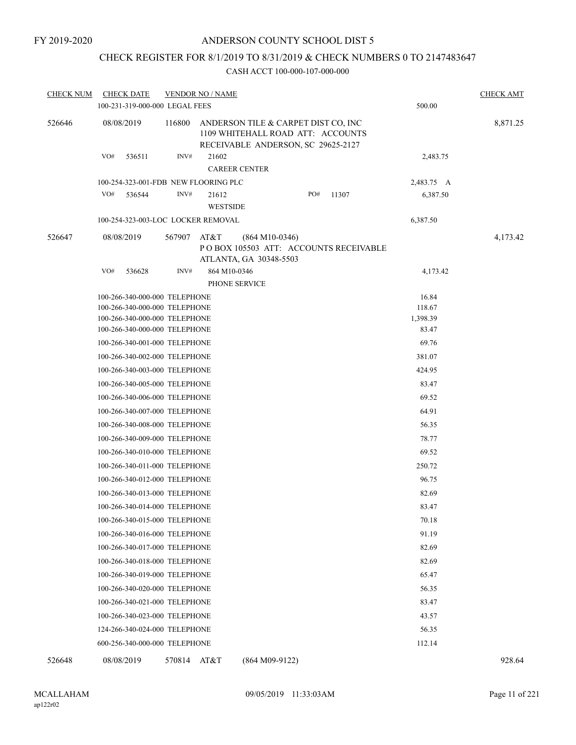FY 2019-2020

# ANDERSON COUNTY SCHOOL DIST 5

## CHECK REGISTER FOR 8/1/2019 TO 8/31/2019 & CHECK NUMBERS 0 TO 2147483647

CASH ACCT 100-000-107-000-000

| CHECK NUM | CHECK DATE | VENDOR NO / NAME | | CHECK AMT |
|---|---|---|---|---|
| | 100-231-319-000-000 LEGAL FEES | | 500.00 | |
| 526646 | 08/08/2019 | 116800 ANDERSON TILE & CARPET DIST CO, INC 1109 WHITEHALL ROAD ATT: ACCOUNTS RECEIVABLE ANDERSON, SC 29625-2127 | | 8,871.25 |
| | VO# 536511 | INV# 21602 CAREER CENTER | 2,483.75 | |
| | 100-254-323-001-FDB NEW FLOORING PLC | | 2,483.75 A | |
| | VO# 536544 | INV# 21612 WESTSIDE PO# 11307 | 6,387.50 | |
| | 100-254-323-003-LOC LOCKER REMOVAL | | 6,387.50 | |
| 526647 | 08/08/2019 | 567907 AT&T (864 M10-0346) P O BOX 105503 ATT: ACCOUNTS RECEIVABLE ATLANTA, GA 30348-5503 | | 4,173.42 |
| | VO# 536628 | INV# 864 M10-0346 PHONE SERVICE | 4,173.42 | |
| | 100-266-340-000-000 TELEPHONE | | 16.84 | |
| | 100-266-340-000-000 TELEPHONE | | 118.67 | |
| | 100-266-340-000-000 TELEPHONE | | 1,398.39 | |
| | 100-266-340-000-000 TELEPHONE | | 83.47 | |
| | 100-266-340-001-000 TELEPHONE | | 69.76 | |
| | 100-266-340-002-000 TELEPHONE | | 381.07 | |
| | 100-266-340-003-000 TELEPHONE | | 424.95 | |
| | 100-266-340-005-000 TELEPHONE | | 83.47 | |
| | 100-266-340-006-000 TELEPHONE | | 69.52 | |
| | 100-266-340-007-000 TELEPHONE | | 64.91 | |
| | 100-266-340-008-000 TELEPHONE | | 56.35 | |
| | 100-266-340-009-000 TELEPHONE | | 78.77 | |
| | 100-266-340-010-000 TELEPHONE | | 69.52 | |
| | 100-266-340-011-000 TELEPHONE | | 250.72 | |
| | 100-266-340-012-000 TELEPHONE | | 96.75 | |
| | 100-266-340-013-000 TELEPHONE | | 82.69 | |
| | 100-266-340-014-000 TELEPHONE | | 83.47 | |
| | 100-266-340-015-000 TELEPHONE | | 70.18 | |
| | 100-266-340-016-000 TELEPHONE | | 91.19 | |
| | 100-266-340-017-000 TELEPHONE | | 82.69 | |
| | 100-266-340-018-000 TELEPHONE | | 82.69 | |
| | 100-266-340-019-000 TELEPHONE | | 65.47 | |
| | 100-266-340-020-000 TELEPHONE | | 56.35 | |
| | 100-266-340-021-000 TELEPHONE | | 83.47 | |
| | 100-266-340-023-000 TELEPHONE | | 43.57 | |
| | 124-266-340-024-000 TELEPHONE | | 56.35 | |
| | 600-256-340-000-000 TELEPHONE | | 112.14 | |
| 526648 | 08/08/2019 | 570814 AT&T (864 M09-9122) | | 928.64 |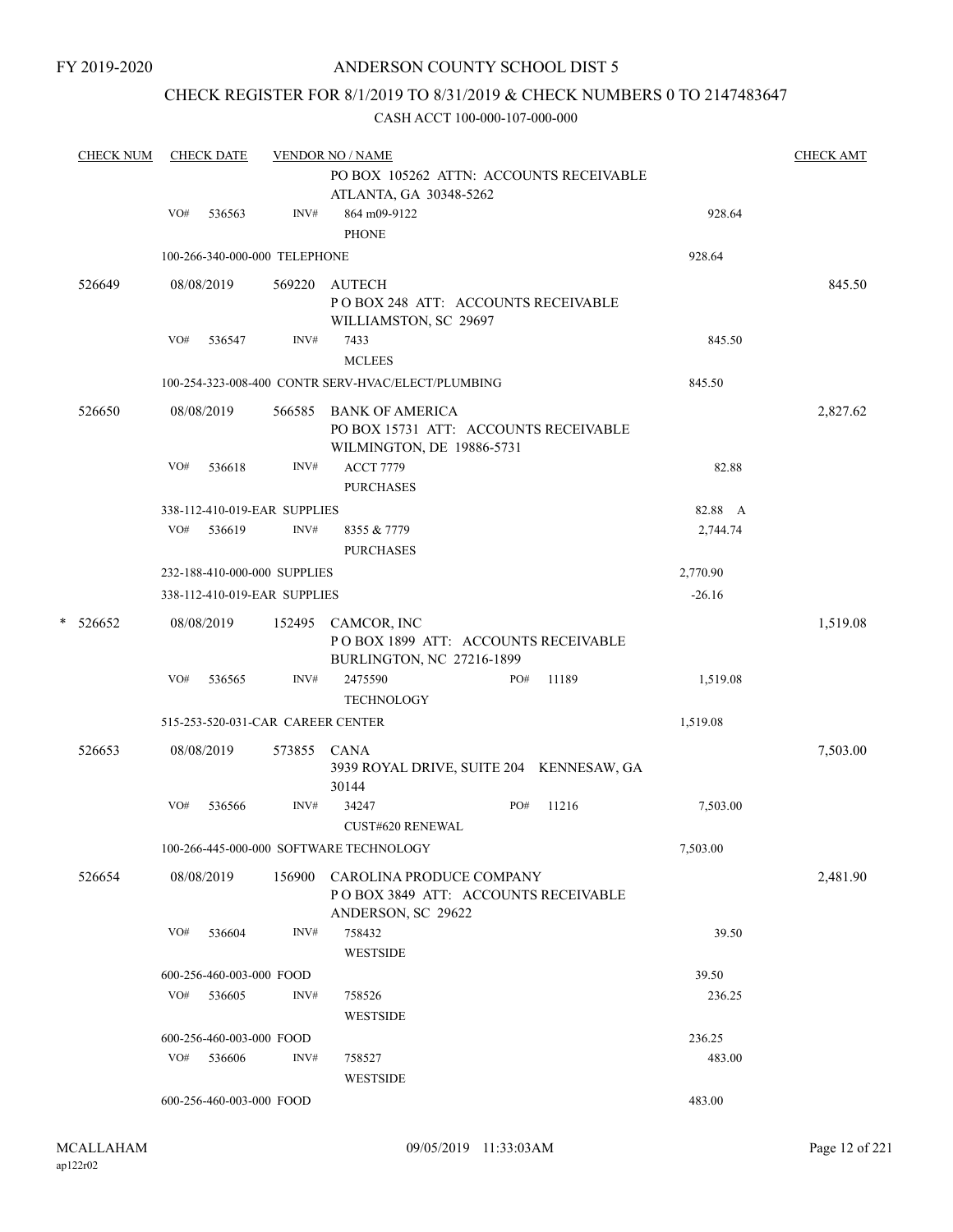FY 2019-2020

# ANDERSON COUNTY SCHOOL DIST 5

## CHECK REGISTER FOR 8/1/2019 TO 8/31/2019 & CHECK NUMBERS 0 TO 2147483647

### CASH ACCT 100-000-107-000-000

| CHECK NUM | CHECK DATE | VENDOR NO / NAME | | CHECK AMT |
|---|---|---|---|---|
| | | PO BOX 105262 ATTN: ACCOUNTS RECEIVABLE<br>ATLANTA, GA 30348-5262 | | |
| | VO# 536563 INV# | 864 m09-9122<br>PHONE | 928.64 | |
| | 100-266-340-000-000 TELEPHONE | | 928.64 | |
| 526649 | 08/08/2019 | 569220 AUTECH<br>P O BOX 248 ATT: ACCOUNTS RECEIVABLE<br>WILLIAMSTON, SC 29697 | | 845.50 |
| | VO# 536547 INV# | 7433<br>MCLEES | 845.50 | |
| | 100-254-323-008-400 CONTR SERV-HVAC/ELECT/PLUMBING | | 845.50 | |
| 526650 | 08/08/2019 | 566585 BANK OF AMERICA<br>PO BOX 15731 ATT: ACCOUNTS RECEIVABLE<br>WILMINGTON, DE 19886-5731 | | 2,827.62 |
| | VO# 536618 INV# | ACCT 7779<br>PURCHASES | 82.88 | |
| | 338-112-410-019-EAR SUPPLIES | | 82.88 A | |
| | VO# 536619 INV# | 8355 & 7779<br>PURCHASES | 2,744.74 | |
| | 232-188-410-000-000 SUPPLIES | | 2,770.90 | |
| | 338-112-410-019-EAR SUPPLIES | | -26.16 | |
| * 526652 | 08/08/2019 | 152495 CAMCOR, INC<br>P O BOX 1899 ATT: ACCOUNTS RECEIVABLE<br>BURLINGTON, NC 27216-1899 | | 1,519.08 |
| | VO# 536565 INV# | 2475590 PO# 11189<br>TECHNOLOGY | 1,519.08 | |
| | 515-253-520-031-CAR CAREER CENTER | | 1,519.08 | |
| 526653 | 08/08/2019 | 573855 CANA<br>3939 ROYAL DRIVE, SUITE 204 KENNESAW, GA 30144 | | 7,503.00 |
| | VO# 536566 INV# | 34247 PO# 11216<br>CUST#620 RENEWAL | 7,503.00 | |
| | 100-266-445-000-000 SOFTWARE TECHNOLOGY | | 7,503.00 | |
| 526654 | 08/08/2019 | 156900 CAROLINA PRODUCE COMPANY<br>P O BOX 3849 ATT: ACCOUNTS RECEIVABLE<br>ANDERSON, SC 29622 | | 2,481.90 |
| | VO# 536604 INV# | 758432<br>WESTSIDE | 39.50 | |
| | 600-256-460-003-000 FOOD | | 39.50 | |
| | VO# 536605 INV# | 758526<br>WESTSIDE | 236.25 | |
| | 600-256-460-003-000 FOOD | | 236.25 | |
| | VO# 536606 INV# | 758527<br>WESTSIDE | 483.00 | |
| | 600-256-460-003-000 FOOD | | 483.00 | |

MCALLAHAM
ap122r02

09/05/2019 11:33:03AM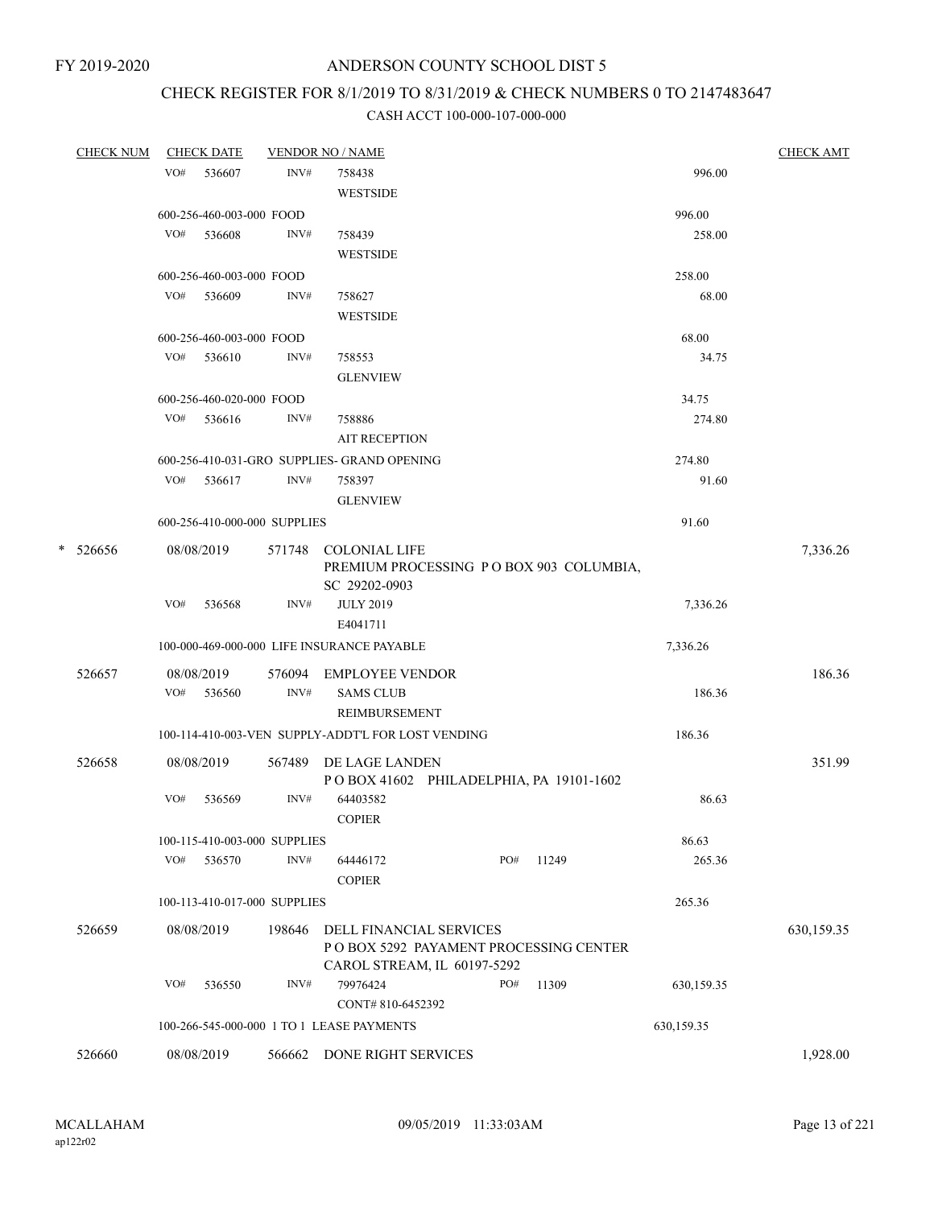FY 2019-2020

# ANDERSON COUNTY SCHOOL DIST 5

## CHECK REGISTER FOR 8/1/2019 TO 8/31/2019 & CHECK NUMBERS 0 TO 2147483647

CASH ACCT 100-000-107-000-000

| CHECK NUM | CHECK DATE | VENDOR NO / NAME | | CHECK AMT |
|---|---|---|---|---|
| | VO# 536607 | INV# 758438 WESTSIDE | 996.00 | |
| | 600-256-460-003-000 FOOD | | 996.00 | |
| | VO# 536608 | INV# 758439 WESTSIDE | 258.00 | |
| | 600-256-460-003-000 FOOD | | 258.00 | |
| | VO# 536609 | INV# 758627 WESTSIDE | 68.00 | |
| | 600-256-460-003-000 FOOD | | 68.00 | |
| | VO# 536610 | INV# 758553 GLENVIEW | 34.75 | |
| | 600-256-460-020-000 FOOD | | 34.75 | |
| | VO# 536616 | INV# 758886 AIT RECEPTION | 274.80 | |
| | 600-256-410-031-GRO SUPPLIES- GRAND OPENING | | 274.80 | |
| | VO# 536617 | INV# 758397 GLENVIEW | 91.60 | |
| | 600-256-410-000-000 SUPPLIES | | 91.60 | |
| * 526656 | 08/08/2019 | 571748 COLONIAL LIFE PREMIUM PROCESSING P O BOX 903 COLUMBIA, SC 29202-0903 | | 7,336.26 |
| | VO# 536568 | INV# JULY 2019 E4041711 | 7,336.26 | |
| | 100-000-469-000-000 LIFE INSURANCE PAYABLE | | 7,336.26 | |
| 526657 | 08/08/2019 | 576094 EMPLOYEE VENDOR | | 186.36 |
| | VO# 536560 | INV# SAMS CLUB REIMBURSEMENT | 186.36 | |
| | 100-114-410-003-VEN SUPPLY-ADDT'L FOR LOST VENDING | | 186.36 | |
| 526658 | 08/08/2019 | 567489 DE LAGE LANDEN P O BOX 41602 PHILADELPHIA, PA 19101-1602 | | 351.99 |
| | VO# 536569 | INV# 64403582 COPIER | 86.63 | |
| | 100-115-410-003-000 SUPPLIES | | 86.63 | |
| | VO# 536570 | INV# 64446172 COPIER PO# 11249 | 265.36 | |
| | 100-113-410-017-000 SUPPLIES | | 265.36 | |
| 526659 | 08/08/2019 | 198646 DELL FINANCIAL SERVICES P O BOX 5292 PAYAMENT PROCESSING CENTER CAROL STREAM, IL 60197-5292 | | 630,159.35 |
| | VO# 536550 | INV# 79976424 CONT# 810-6452392 PO# 11309 | 630,159.35 | |
| | 100-266-545-000-000 1 TO 1 LEASE PAYMENTS | | 630,159.35 | |
| 526660 | 08/08/2019 | 566662 DONE RIGHT SERVICES | | 1,928.00 |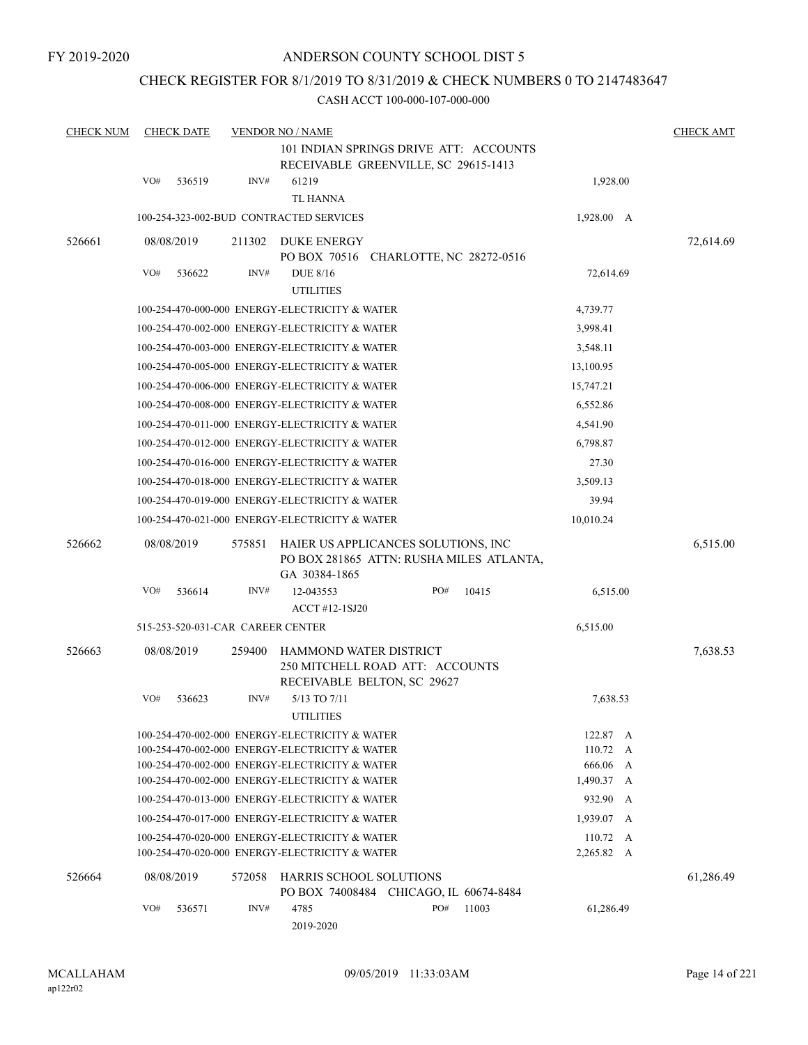FY 2019-2020

# ANDERSON COUNTY SCHOOL DIST 5

## CHECK REGISTER FOR 8/1/2019 TO 8/31/2019 & CHECK NUMBERS 0 TO 2147483647

### CASH ACCT 100-000-107-000-000

| CHECK NUM | CHECK DATE | VENDOR NO / NAME | | CHECK AMT |
|---|---|---|---|---|
| | | 101 INDIAN SPRINGS DRIVE ATT: ACCOUNTS RECEIVABLE GREENVILLE, SC 29615-1413 | | |
| | VO# 536519 | INV# 61219<br>TL HANNA | 1,928.00 | |
| | | 100-254-323-002-BUD CONTRACTED SERVICES | 1,928.00 A | |
| 526661 | 08/08/2019 | 211302 DUKE ENERGY<br>PO BOX 70516 CHARLOTTE, NC 28272-0516 | | 72,614.69 |
| | VO# 536622 | INV# DUE 8/16<br>UTILITIES | 72,614.69 | |
| | | 100-254-470-000-000 ENERGY-ELECTRICITY & WATER | 4,739.77 | |
| | | 100-254-470-002-000 ENERGY-ELECTRICITY & WATER | 3,998.41 | |
| | | 100-254-470-003-000 ENERGY-ELECTRICITY & WATER | 3,548.11 | |
| | | 100-254-470-005-000 ENERGY-ELECTRICITY & WATER | 13,100.95 | |
| | | 100-254-470-006-000 ENERGY-ELECTRICITY & WATER | 15,747.21 | |
| | | 100-254-470-008-000 ENERGY-ELECTRICITY & WATER | 6,552.86 | |
| | | 100-254-470-011-000 ENERGY-ELECTRICITY & WATER | 4,541.90 | |
| | | 100-254-470-012-000 ENERGY-ELECTRICITY & WATER | 6,798.87 | |
| | | 100-254-470-016-000 ENERGY-ELECTRICITY & WATER | 27.30 | |
| | | 100-254-470-018-000 ENERGY-ELECTRICITY & WATER | 3,509.13 | |
| | | 100-254-470-019-000 ENERGY-ELECTRICITY & WATER | 39.94 | |
| | | 100-254-470-021-000 ENERGY-ELECTRICITY & WATER | 10,010.24 | |
| 526662 | 08/08/2019 | 575851 HAIER US APPLICANCES SOLUTIONS, INC<br>PO BOX 281865 ATTN: RUSHA MILES ATLANTA, GA 30384-1865 | | 6,515.00 |
| | VO# 536614 | INV# 12-043553 PO# 10415<br>ACCT #12-1SJ20 | 6,515.00 | |
| | | 515-253-520-031-CAR CAREER CENTER | 6,515.00 | |
| 526663 | 08/08/2019 | 259400 HAMMOND WATER DISTRICT<br>250 MITCHELL ROAD ATT: ACCOUNTS RECEIVABLE BELTON, SC 29627 | | 7,638.53 |
| | VO# 536623 | INV# 5/13 TO 7/11<br>UTILITIES | 7,638.53 | |
| | | 100-254-470-002-000 ENERGY-ELECTRICITY & WATER | 122.87 A | |
| | | 100-254-470-002-000 ENERGY-ELECTRICITY & WATER | 110.72 A | |
| | | 100-254-470-002-000 ENERGY-ELECTRICITY & WATER | 666.06 A | |
| | | 100-254-470-002-000 ENERGY-ELECTRICITY & WATER | 1,490.37 A | |
| | | 100-254-470-013-000 ENERGY-ELECTRICITY & WATER | 932.90 A | |
| | | 100-254-470-017-000 ENERGY-ELECTRICITY & WATER | 1,939.07 A | |
| | | 100-254-470-020-000 ENERGY-ELECTRICITY & WATER | 110.72 A | |
| | | 100-254-470-020-000 ENERGY-ELECTRICITY & WATER | 2,265.82 A | |
| 526664 | 08/08/2019 | 572058 HARRIS SCHOOL SOLUTIONS<br>PO BOX 74008484 CHICAGO, IL 60674-8484 | | 61,286.49 |
| | VO# 536571 | INV# 4785 PO# 11003<br>2019-2020 | 61,286.49 | |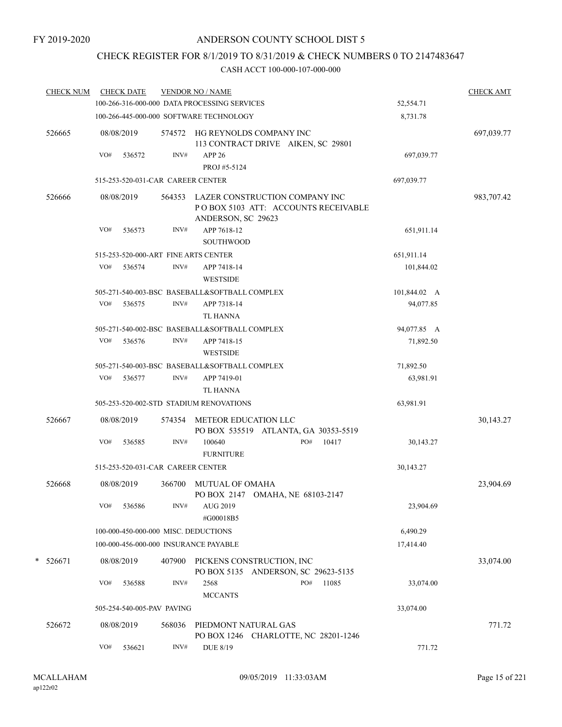FY 2019-2020

# ANDERSON COUNTY SCHOOL DIST 5

## CHECK REGISTER FOR 8/1/2019 TO 8/31/2019 & CHECK NUMBERS 0 TO 2147483647

### CASH ACCT 100-000-107-000-000

| CHECK NUM | CHECK DATE | VENDOR NO / NAME | | CHECK AMT |
|---|---|---|---|---|
| | 100-266-316-000-000 DATA PROCESSING SERVICES | | 52,554.71 | |
| | 100-266-445-000-000 SOFTWARE TECHNOLOGY | | 8,731.78 | |
| 526665 | 08/08/2019 | 574572 HG REYNOLDS COMPANY INC<br>113 CONTRACT DRIVE AIKEN, SC 29801 | | 697,039.77 |
| | VO# 536572 | INV# APP 26<br>PROJ #5-5124 | 697,039.77 | |
| | 515-253-520-031-CAR CAREER CENTER | | 697,039.77 | |
| 526666 | 08/08/2019 | 564353 LAZER CONSTRUCTION COMPANY INC<br>P O BOX 5103 ATT: ACCOUNTS RECEIVABLE<br>ANDERSON, SC 29623 | | 983,707.42 |
| | VO# 536573 | INV# APP 7618-12<br>SOUTHWOOD | 651,911.14 | |
| | 515-253-520-000-ART FINE ARTS CENTER | | 651,911.14 | |
| | VO# 536574 | INV# APP 7418-14<br>WESTSIDE | 101,844.02 | |
| | 505-271-540-003-BSC BASEBALL&SOFTBALL COMPLEX | | 101,844.02 A | |
| | VO# 536575 | INV# APP 7318-14<br>TL HANNA | 94,077.85 | |
| | 505-271-540-002-BSC BASEBALL&SOFTBALL COMPLEX | | 94,077.85 A | |
| | VO# 536576 | INV# APP 7418-15<br>WESTSIDE | 71,892.50 | |
| | 505-271-540-003-BSC BASEBALL&SOFTBALL COMPLEX | | 71,892.50 | |
| | VO# 536577 | INV# APP 7419-01<br>TL HANNA | 63,981.91 | |
| | 505-253-520-002-STD STADIUM RENOVATIONS | | 63,981.91 | |
| 526667 | 08/08/2019 | 574354 METEOR EDUCATION LLC<br>PO BOX 535519 ATLANTA, GA 30353-5519 | | 30,143.27 |
| | VO# 536585 | INV# 100640 PO# 10417<br>FURNITURE | 30,143.27 | |
| | 515-253-520-031-CAR CAREER CENTER | | 30,143.27 | |
| 526668 | 08/08/2019 | 366700 MUTUAL OF OMAHA<br>PO BOX 2147 OMAHA, NE 68103-2147 | | 23,904.69 |
| | VO# 536586 | INV# AUG 2019<br>#G00018B5 | 23,904.69 | |
| | 100-000-450-000-000 MISC. DEDUCTIONS | | 6,490.29 | |
| | 100-000-456-000-000 INSURANCE PAYABLE | | 17,414.40 | |
| * 526671 | 08/08/2019 | 407900 PICKENS CONSTRUCTION, INC<br>PO BOX 5135 ANDERSON, SC 29623-5135 | | 33,074.00 |
| | VO# 536588 | INV# 2568 PO# 11085<br>MCCANTS | 33,074.00 | |
| | 505-254-540-005-PAV PAVING | | 33,074.00 | |
| 526672 | 08/08/2019 | 568036 PIEDMONT NATURAL GAS<br>PO BOX 1246 CHARLOTTE, NC 28201-1246 | | 771.72 |
| | VO# 536621 | INV# DUE 8/19 | 771.72 | |

MCALLAHAM ap122r02 09/05/2019 11:33:03AM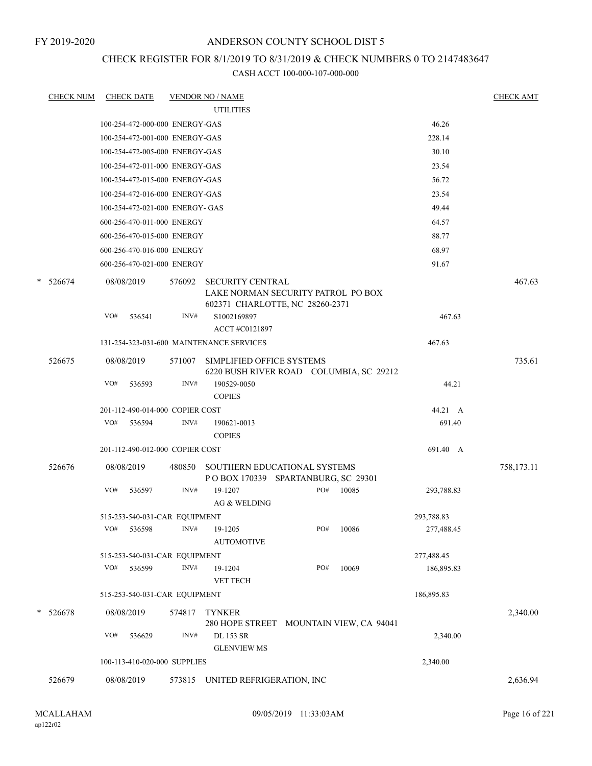FY 2019-2020

# ANDERSON COUNTY SCHOOL DIST 5

## CHECK REGISTER FOR 8/1/2019 TO 8/31/2019 & CHECK NUMBERS 0 TO 2147483647

### CASH ACCT 100-000-107-000-000

| CHECK NUM | CHECK DATE | VENDOR NO / NAME | | CHECK AMT |
|---|---|---|---|---|
| | | UTILITIES | | |
| | 100-254-472-000-000 ENERGY-GAS | | 46.26 | |
| | 100-254-472-001-000 ENERGY-GAS | | 228.14 | |
| | 100-254-472-005-000 ENERGY-GAS | | 30.10 | |
| | 100-254-472-011-000 ENERGY-GAS | | 23.54 | |
| | 100-254-472-015-000 ENERGY-GAS | | 56.72 | |
| | 100-254-472-016-000 ENERGY-GAS | | 23.54 | |
| | 100-254-472-021-000 ENERGY- GAS | | 49.44 | |
| | 600-256-470-011-000 ENERGY | | 64.57 | |
| | 600-256-470-015-000 ENERGY | | 88.77 | |
| | 600-256-470-016-000 ENERGY | | 68.97 | |
| | 600-256-470-021-000 ENERGY | | 91.67 | |
| * 526674 | 08/08/2019 | 576092 SECURITY CENTRAL LAKE NORMAN SECURITY PATROL PO BOX 602371 CHARLOTTE, NC 28260-2371 | | 467.63 |
| | VO# 536541 | INV# S1002169897 ACCT #C0121897 | 467.63 | |
| | 131-254-323-031-600 MAINTENANCE SERVICES | | 467.63 | |
| 526675 | 08/08/2019 | 571007 SIMPLIFIED OFFICE SYSTEMS 6220 BUSH RIVER ROAD COLUMBIA, SC 29212 | | 735.61 |
| | VO# 536593 | INV# 190529-0050 COPIES | 44.21 | |
| | 201-112-490-014-000 COPIER COST | | 44.21 A | |
| | VO# 536594 | INV# 190621-0013 COPIES | 691.40 | |
| | 201-112-490-012-000 COPIER COST | | 691.40 A | |
| 526676 | 08/08/2019 | 480850 SOUTHERN EDUCATIONAL SYSTEMS P O BOX 170339 SPARTANBURG, SC 29301 | | 758,173.11 |
| | VO# 536597 | INV# 19-1207 PO# 10085 AG & WELDING | 293,788.83 | |
| | 515-253-540-031-CAR EQUIPMENT | | 293,788.83 | |
| | VO# 536598 | INV# 19-1205 PO# 10086 AUTOMOTIVE | 277,488.45 | |
| | 515-253-540-031-CAR EQUIPMENT | | 277,488.45 | |
| | VO# 536599 | INV# 19-1204 PO# 10069 VET TECH | 186,895.83 | |
| | 515-253-540-031-CAR EQUIPMENT | | 186,895.83 | |
| * 526678 | 08/08/2019 | 574817 TYNKER 280 HOPE STREET MOUNTAIN VIEW, CA 94041 | | 2,340.00 |
| | VO# 536629 | INV# DL 153 SR GLENVIEW MS | 2,340.00 | |
| | 100-113-410-020-000 SUPPLIES | | 2,340.00 | |
| 526679 | 08/08/2019 | 573815 UNITED REFRIGERATION, INC | | 2,636.94 |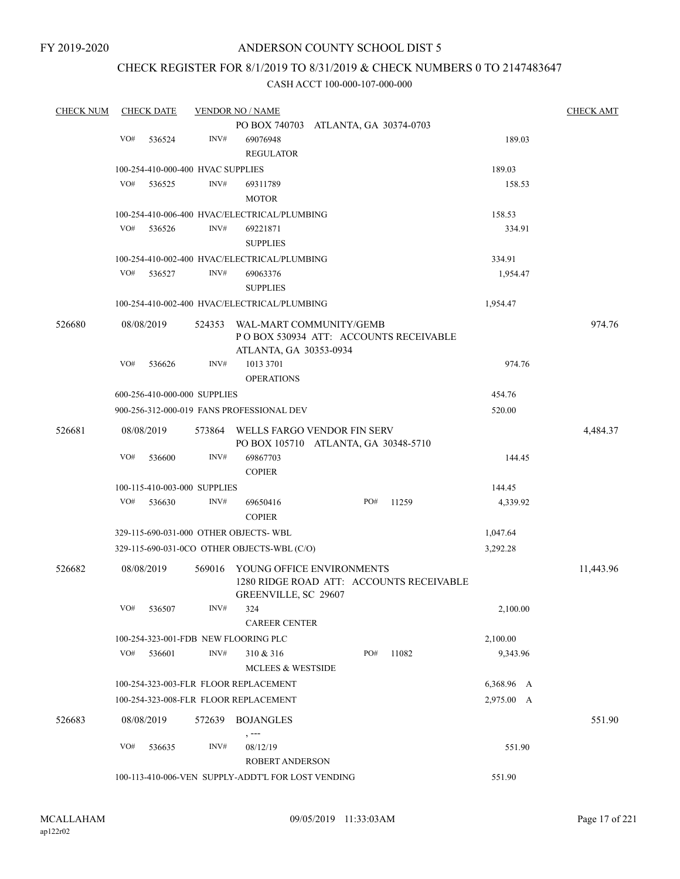FY 2019-2020

# ANDERSON COUNTY SCHOOL DIST 5

## CHECK REGISTER FOR 8/1/2019 TO 8/31/2019 & CHECK NUMBERS 0 TO 2147483647

### CASH ACCT 100-000-107-000-000

| CHECK NUM | CHECK DATE | VENDOR NO / NAME | | CHECK AMT |
|---|---|---|---|---|
| | | PO BOX 740703 ATLANTA, GA 30374-0703 | | |
| | VO# 536524 | INV# 69076948 REGULATOR | 189.03 | |
| | 100-254-410-000-400 HVAC SUPPLIES | | 189.03 | |
| | VO# 536525 | INV# 69311789 MOTOR | 158.53 | |
| | 100-254-410-006-400 HVAC/ELECTRICAL/PLUMBING | | 158.53 | |
| | VO# 536526 | INV# 69221871 SUPPLIES | 334.91 | |
| | 100-254-410-002-400 HVAC/ELECTRICAL/PLUMBING | | 334.91 | |
| | VO# 536527 | INV# 69063376 SUPPLIES | 1,954.47 | |
| | 100-254-410-002-400 HVAC/ELECTRICAL/PLUMBING | | 1,954.47 | |
| 526680 | 08/08/2019 | 524353 WAL-MART COMMUNITY/GEMB P O BOX 530934 ATT: ACCOUNTS RECEIVABLE ATLANTA, GA 30353-0934 | | 974.76 |
| | VO# 536626 | INV# 1013 3701 OPERATIONS | 974.76 | |
| | 600-256-410-000-000 SUPPLIES | | 454.76 | |
| | 900-256-312-000-019 FANS PROFESSIONAL DEV | | 520.00 | |
| 526681 | 08/08/2019 | 573864 WELLS FARGO VENDOR FIN SERV PO BOX 105710 ATLANTA, GA 30348-5710 | | 4,484.37 |
| | VO# 536600 | INV# 69867703 COPIER | 144.45 | |
| | 100-115-410-003-000 SUPPLIES | | 144.45 | |
| | VO# 536630 | INV# 69650416 COPIER PO# 11259 | 4,339.92 | |
| | 329-115-690-031-000 OTHER OBJECTS- WBL | | 1,047.64 | |
| | 329-115-690-031-0CO OTHER OBJECTS-WBL (C/O) | | 3,292.28 | |
| 526682 | 08/08/2019 | 569016 YOUNG OFFICE ENVIRONMENTS 1280 RIDGE ROAD ATT: ACCOUNTS RECEIVABLE GREENVILLE, SC 29607 | | 11,443.96 |
| | VO# 536507 | INV# 324 CAREER CENTER | 2,100.00 | |
| | 100-254-323-001-FDB NEW FLOORING PLC | | 2,100.00 | |
| | VO# 536601 | INV# 310 & 316 MCLEES & WESTSIDE PO# 11082 | 9,343.96 | |
| | 100-254-323-003-FLR FLOOR REPLACEMENT | | 6,368.96 A | |
| | 100-254-323-008-FLR FLOOR REPLACEMENT | | 2,975.00 A | |
| 526683 | 08/08/2019 | 572639 BOJANGLES , --- | | 551.90 |
| | VO# 536635 | INV# 08/12/19 ROBERT ANDERSON | 551.90 | |
| | 100-113-410-006-VEN SUPPLY-ADDT'L FOR LOST VENDING | | 551.90 | |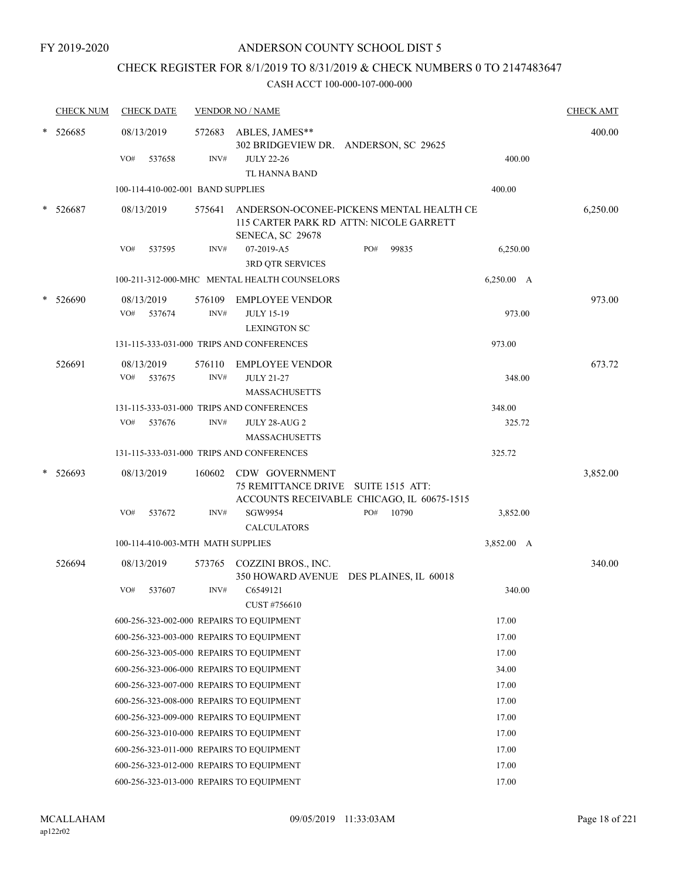FY 2019-2020

# ANDERSON COUNTY SCHOOL DIST 5

## CHECK REGISTER FOR 8/1/2019 TO 8/31/2019 & CHECK NUMBERS 0 TO 2147483647

### CASH ACCT 100-000-107-000-000

| CHECK NUM | CHECK DATE | VENDOR NO / NAME | | | CHECK AMT |
|---|---|---|---|---|---|
| * 526685 | 08/13/2019 | 572683 | ABLES, JAMES**<br>302 BRIDGEVIEW DR. ANDERSON, SC 29625 | | 400.00 |
| | VO# 537658 | INV# | JULY 22-26<br>TL HANNA BAND | 400.00 | |
| | 100-114-410-002-001 BAND SUPPLIES | | | 400.00 | |
| * 526687 | 08/13/2019 | 575641 | ANDERSON-OCONEE-PICKENS MENTAL HEALTH CE<br>115 CARTER PARK RD ATTN: NICOLE GARRETT<br>SENECA, SC 29678 | | 6,250.00 |
| | VO# 537595 | INV# | 07-2019-A5 PO# 99835<br>3RD QTR SERVICES | 6,250.00 | |
| | 100-211-312-000-MHC MENTAL HEALTH COUNSELORS | | | 6,250.00 A | |
| * 526690 | 08/13/2019 | 576109 | EMPLOYEE VENDOR | | 973.00 |
| | VO# 537674 | INV# | JULY 15-19<br>LEXINGTON SC | 973.00 | |
| | 131-115-333-031-000 TRIPS AND CONFERENCES | | | 973.00 | |
| 526691 | 08/13/2019 | 576110 | EMPLOYEE VENDOR | | 673.72 |
| | VO# 537675 | INV# | JULY 21-27<br>MASSACHUSETTS | 348.00 | |
| | 131-115-333-031-000 TRIPS AND CONFERENCES | | | 348.00 | |
| | VO# 537676 | INV# | JULY 28-AUG 2<br>MASSACHUSETTS | 325.72 | |
| | 131-115-333-031-000 TRIPS AND CONFERENCES | | | 325.72 | |
| * 526693 | 08/13/2019 | 160602 | CDW GOVERNMENT<br>75 REMITTANCE DRIVE SUITE 1515 ATT:<br>ACCOUNTS RECEIVABLE CHICAGO, IL 60675-1515 | | 3,852.00 |
| | VO# 537672 | INV# | SGW9954 PO# 10790<br>CALCULATORS | 3,852.00 | |
| | 100-114-410-003-MTH MATH SUPPLIES | | | 3,852.00 A | |
| 526694 | 08/13/2019 | 573765 | COZZINI BROS., INC.<br>350 HOWARD AVENUE DES PLAINES, IL 60018 | | 340.00 |
| | VO# 537607 | INV# | C6549121<br>CUST #756610 | 340.00 | |
| | 600-256-323-002-000 REPAIRS TO EQUIPMENT | | | 17.00 | |
| | 600-256-323-003-000 REPAIRS TO EQUIPMENT | | | 17.00 | |
| | 600-256-323-005-000 REPAIRS TO EQUIPMENT | | | 17.00 | |
| | 600-256-323-006-000 REPAIRS TO EQUIPMENT | | | 34.00 | |
| | 600-256-323-007-000 REPAIRS TO EQUIPMENT | | | 17.00 | |
| | 600-256-323-008-000 REPAIRS TO EQUIPMENT | | | 17.00 | |
| | 600-256-323-009-000 REPAIRS TO EQUIPMENT | | | 17.00 | |
| | 600-256-323-010-000 REPAIRS TO EQUIPMENT | | | 17.00 | |
| | 600-256-323-011-000 REPAIRS TO EQUIPMENT | | | 17.00 | |
| | 600-256-323-012-000 REPAIRS TO EQUIPMENT | | | 17.00 | |
| | 600-256-323-013-000 REPAIRS TO EQUIPMENT | | | 17.00 | |

MCALLAHAM
ap122r02

09/05/2019 11:33:03AM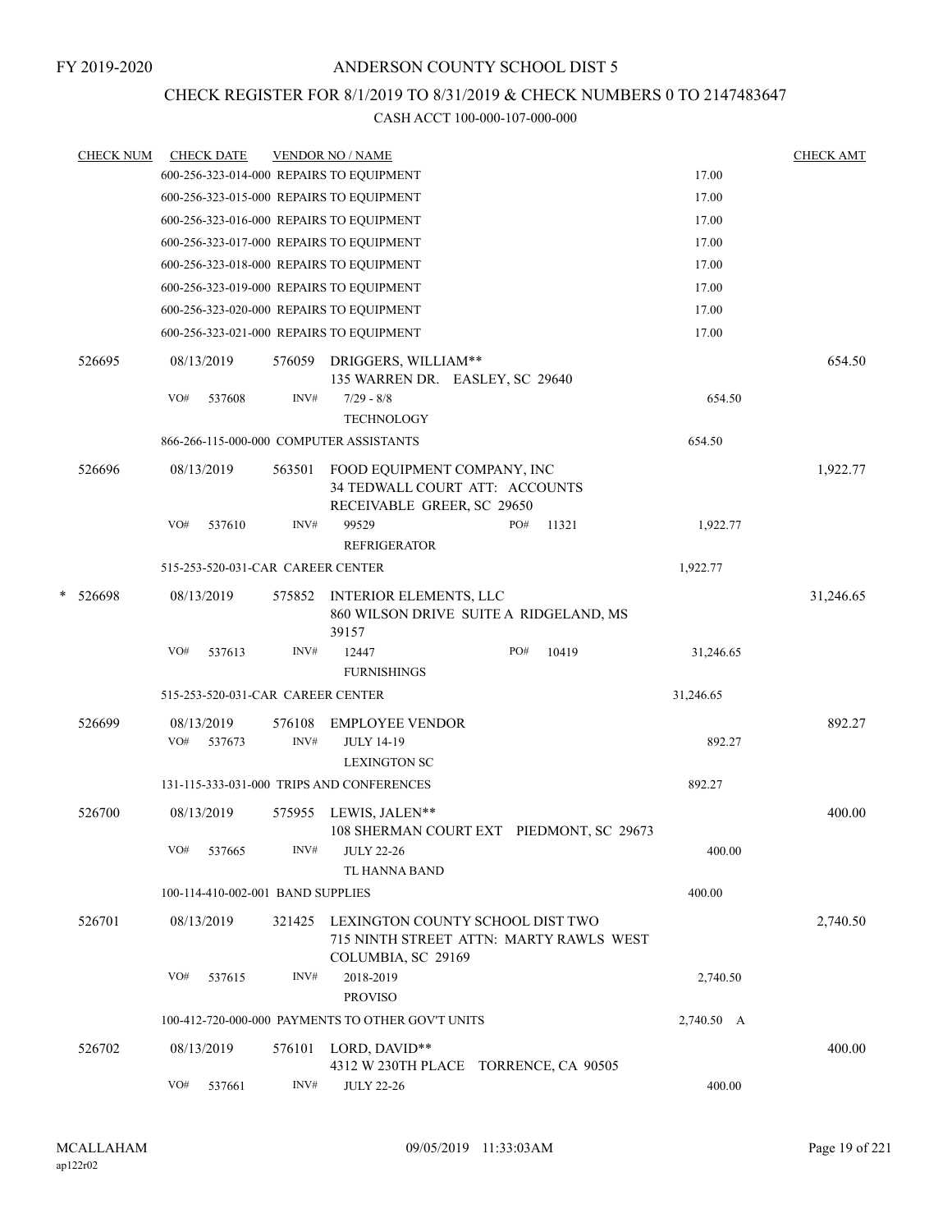FY 2019-2020

ANDERSON COUNTY SCHOOL DIST 5

CHECK REGISTER FOR 8/1/2019 TO 8/31/2019 & CHECK NUMBERS 0 TO 2147483647

CASH ACCT 100-000-107-000-000

| CHECK NUM | CHECK DATE | VENDOR NO / NAME | | CHECK AMT |
|---|---|---|---|---|
| | 600-256-323-014-000 REPAIRS TO EQUIPMENT | | 17.00 | |
| | 600-256-323-015-000 REPAIRS TO EQUIPMENT | | 17.00 | |
| | 600-256-323-016-000 REPAIRS TO EQUIPMENT | | 17.00 | |
| | 600-256-323-017-000 REPAIRS TO EQUIPMENT | | 17.00 | |
| | 600-256-323-018-000 REPAIRS TO EQUIPMENT | | 17.00 | |
| | 600-256-323-019-000 REPAIRS TO EQUIPMENT | | 17.00 | |
| | 600-256-323-020-000 REPAIRS TO EQUIPMENT | | 17.00 | |
| | 600-256-323-021-000 REPAIRS TO EQUIPMENT | | 17.00 | |
| 526695 | 08/13/2019 | 576059 DRIGGERS, WILLIAM** 135 WARREN DR. EASLEY, SC 29640 | | 654.50 |
| | VO# 537608 | INV# 7/29 - 8/8 TECHNOLOGY | 654.50 | |
| | 866-266-115-000-000 COMPUTER ASSISTANTS | | 654.50 | |
| 526696 | 08/13/2019 | 563501 FOOD EQUIPMENT COMPANY, INC 34 TEDWALL COURT ATT: ACCOUNTS RECEIVABLE GREER, SC 29650 | | 1,922.77 |
| | VO# 537610 | INV# 99529 PO# 11321 REFRIGERATOR | 1,922.77 | |
| | 515-253-520-031-CAR CAREER CENTER | | 1,922.77 | |
| * 526698 | 08/13/2019 | 575852 INTERIOR ELEMENTS, LLC 860 WILSON DRIVE SUITE A RIDGELAND, MS 39157 | | 31,246.65 |
| | VO# 537613 | INV# 12447 PO# 10419 FURNISHINGS | 31,246.65 | |
| | 515-253-520-031-CAR CAREER CENTER | | 31,246.65 | |
| 526699 | 08/13/2019 | 576108 EMPLOYEE VENDOR | | 892.27 |
| | VO# 537673 | INV# JULY 14-19 LEXINGTON SC | 892.27 | |
| | 131-115-333-031-000 TRIPS AND CONFERENCES | | 892.27 | |
| 526700 | 08/13/2019 | 575955 LEWIS, JALEN** 108 SHERMAN COURT EXT PIEDMONT, SC 29673 | | 400.00 |
| | VO# 537665 | INV# JULY 22-26 TL HANNA BAND | 400.00 | |
| | 100-114-410-002-001 BAND SUPPLIES | | 400.00 | |
| 526701 | 08/13/2019 | 321425 LEXINGTON COUNTY SCHOOL DIST TWO 715 NINTH STREET ATTN: MARTY RAWLS WEST COLUMBIA, SC 29169 | | 2,740.50 |
| | VO# 537615 | INV# 2018-2019 PROVISO | 2,740.50 | |
| | 100-412-720-000-000 PAYMENTS TO OTHER GOV'T UNITS | | 2,740.50 A | |
| 526702 | 08/13/2019 | 576101 LORD, DAVID** 4312 W 230TH PLACE TORRENCE, CA 90505 | | 400.00 |
| | VO# 537661 | INV# JULY 22-26 | 400.00 | |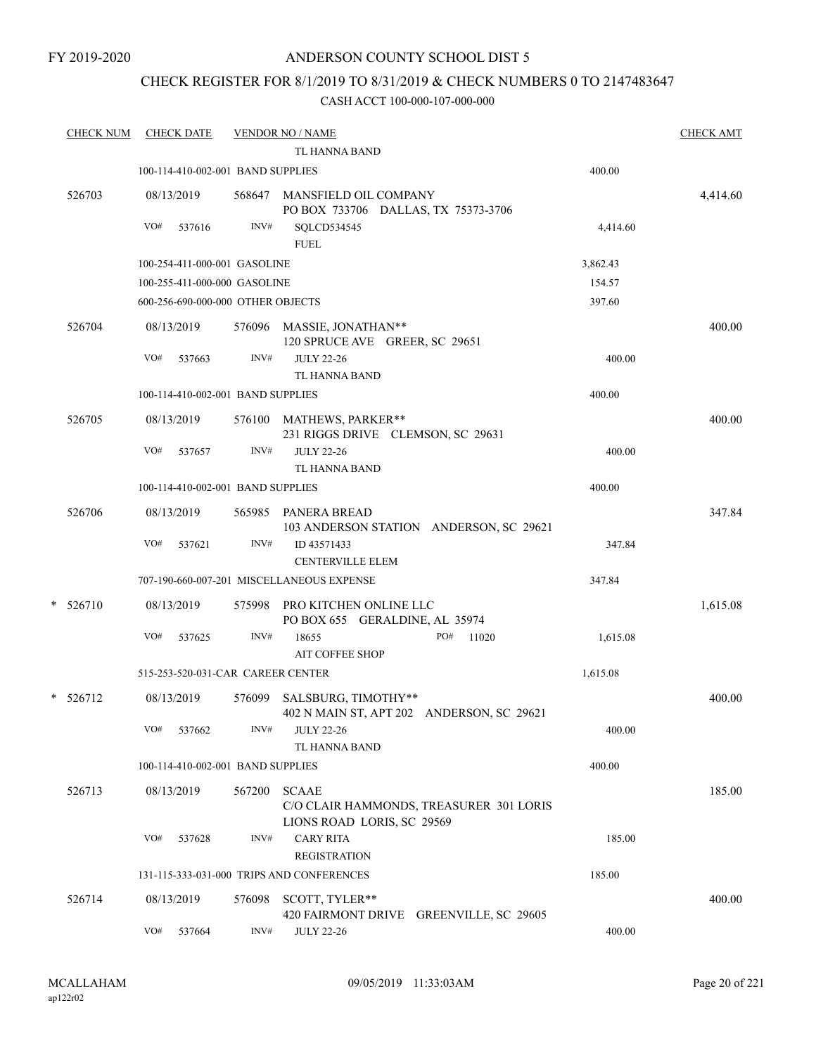FY 2019-2020

# ANDERSON COUNTY SCHOOL DIST 5

## CHECK REGISTER FOR 8/1/2019 TO 8/31/2019 & CHECK NUMBERS 0 TO 2147483647

### CASH ACCT 100-000-107-000-000

| CHECK NUM | CHECK DATE | VENDOR NO / NAME | | CHECK AMT |
|---|---|---|---|---|
| | | TL HANNA BAND | | |
| | 100-114-410-002-001 BAND SUPPLIES | | 400.00 | |
| 526703 | 08/13/2019 | 568647 MANSFIELD OIL COMPANY<br>PO BOX 733706 DALLAS, TX 75373-3706 | | 4,414.60 |
| | VO# 537616 | INV# SQLCD534545<br>FUEL | 4,414.60 | |
| | 100-254-411-000-001 GASOLINE | | 3,862.43 | |
| | 100-255-411-000-000 GASOLINE | | 154.57 | |
| | 600-256-690-000-000 OTHER OBJECTS | | 397.60 | |
| 526704 | 08/13/2019 | 576096 MASSIE, JONATHAN**<br>120 SPRUCE AVE GREER, SC 29651 | | 400.00 |
| | VO# 537663 | INV# JULY 22-26<br>TL HANNA BAND | 400.00 | |
| | 100-114-410-002-001 BAND SUPPLIES | | 400.00 | |
| 526705 | 08/13/2019 | 576100 MATHEWS, PARKER**<br>231 RIGGS DRIVE CLEMSON, SC 29631 | | 400.00 |
| | VO# 537657 | INV# JULY 22-26<br>TL HANNA BAND | 400.00 | |
| | 100-114-410-002-001 BAND SUPPLIES | | 400.00 | |
| 526706 | 08/13/2019 | 565985 PANERA BREAD<br>103 ANDERSON STATION ANDERSON, SC 29621 | | 347.84 |
| | VO# 537621 | INV# ID 43571433<br>CENTERVILLE ELEM | 347.84 | |
| | 707-190-660-007-201 MISCELLANEOUS EXPENSE | | 347.84 | |
| * 526710 | 08/13/2019 | 575998 PRO KITCHEN ONLINE LLC<br>PO BOX 655 GERALDINE, AL 35974 | | 1,615.08 |
| | VO# 537625 | INV# 18655 PO# 11020<br>AIT COFFEE SHOP | 1,615.08 | |
| | 515-253-520-031-CAR CAREER CENTER | | 1,615.08 | |
| * 526712 | 08/13/2019 | 576099 SALSBURG, TIMOTHY**<br>402 N MAIN ST, APT 202 ANDERSON, SC 29621 | | 400.00 |
| | VO# 537662 | INV# JULY 22-26<br>TL HANNA BAND | 400.00 | |
| | 100-114-410-002-001 BAND SUPPLIES | | 400.00 | |
| 526713 | 08/13/2019 | 567200 SCAAE<br>C/O CLAIR HAMMONDS, TREASURER 301 LORIS LIONS ROAD LORIS, SC 29569 | | 185.00 |
| | VO# 537628 | INV# CARY RITA<br>REGISTRATION | 185.00 | |
| | 131-115-333-031-000 TRIPS AND CONFERENCES | | 185.00 | |
| 526714 | 08/13/2019 | 576098 SCOTT, TYLER**<br>420 FAIRMONT DRIVE GREENVILLE, SC 29605 | | 400.00 |
| | VO# 537664 | INV# JULY 22-26 | 400.00 | |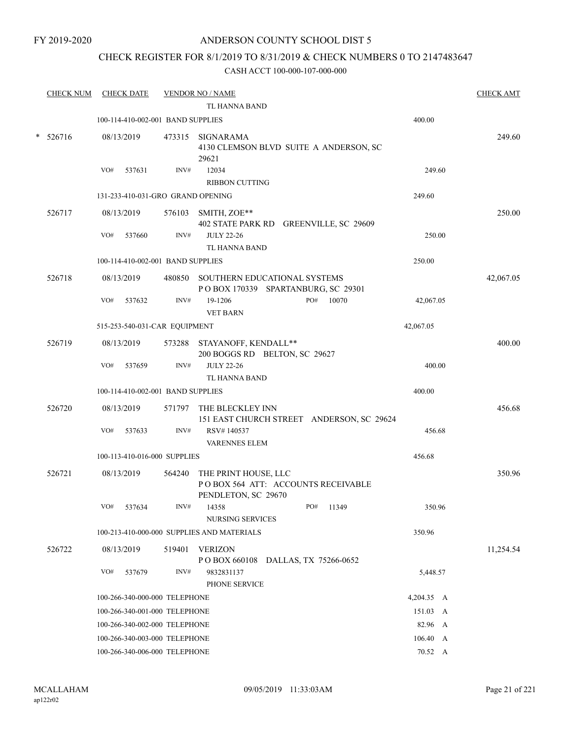FY 2019-2020

# ANDERSON COUNTY SCHOOL DIST 5

## CHECK REGISTER FOR 8/1/2019 TO 8/31/2019 & CHECK NUMBERS 0 TO 2147483647

CASH ACCT 100-000-107-000-000

| CHECK NUM | CHECK DATE | VENDOR NO / NAME | | CHECK AMT |
|---|---|---|---|---|
| | | TL HANNA BAND | | |
| | 100-114-410-002-001 BAND SUPPLIES | | 400.00 | |
| * 526716 | 08/13/2019 | 473315 SIGNARAMA<br>4130 CLEMSON BLVD SUITE A ANDERSON, SC 29621 | | 249.60 |
| | VO# 537631 | INV# 12034<br>RIBBON CUTTING | 249.60 | |
| | 131-233-410-031-GRO GRAND OPENING | | 249.60 | |
| 526717 | 08/13/2019 | 576103 SMITH, ZOE**<br>402 STATE PARK RD GREENVILLE, SC 29609 | | 250.00 |
| | VO# 537660 | INV# JULY 22-26<br>TL HANNA BAND | 250.00 | |
| | 100-114-410-002-001 BAND SUPPLIES | | 250.00 | |
| 526718 | 08/13/2019 | 480850 SOUTHERN EDUCATIONAL SYSTEMS<br>P O BOX 170339 SPARTANBURG, SC 29301 | | 42,067.05 |
| | VO# 537632 | INV# 19-1206 PO# 10070<br>VET BARN | 42,067.05 | |
| | 515-253-540-031-CAR EQUIPMENT | | 42,067.05 | |
| 526719 | 08/13/2019 | 573288 STAYANOFF, KENDALL**<br>200 BOGGS RD BELTON, SC 29627 | | 400.00 |
| | VO# 537659 | INV# JULY 22-26<br>TL HANNA BAND | 400.00 | |
| | 100-114-410-002-001 BAND SUPPLIES | | 400.00 | |
| 526720 | 08/13/2019 | 571797 THE BLECKLEY INN<br>151 EAST CHURCH STREET ANDERSON, SC 29624 | | 456.68 |
| | VO# 537633 | INV# RSV# 140537<br>VARENNES ELEM | 456.68 | |
| | 100-113-410-016-000 SUPPLIES | | 456.68 | |
| 526721 | 08/13/2019 | 564240 THE PRINT HOUSE, LLC<br>P O BOX 564 ATT: ACCOUNTS RECEIVABLE<br>PENDLETON, SC 29670 | | 350.96 |
| | VO# 537634 | INV# 14358 PO# 11349<br>NURSING SERVICES | 350.96 | |
| | 100-213-410-000-000 SUPPLIES AND MATERIALS | | 350.96 | |
| 526722 | 08/13/2019 | 519401 VERIZON<br>P O BOX 660108 DALLAS, TX 75266-0652 | | 11,254.54 |
| | VO# 537679 | INV# 9832831137<br>PHONE SERVICE | 5,448.57 | |
| | 100-266-340-000-000 TELEPHONE | | 4,204.35 A | |
| | 100-266-340-001-000 TELEPHONE | | 151.03 A | |
| | 100-266-340-002-000 TELEPHONE | | 82.96 A | |
| | 100-266-340-003-000 TELEPHONE | | 106.40 A | |
| | 100-266-340-006-000 TELEPHONE | | 70.52 A | |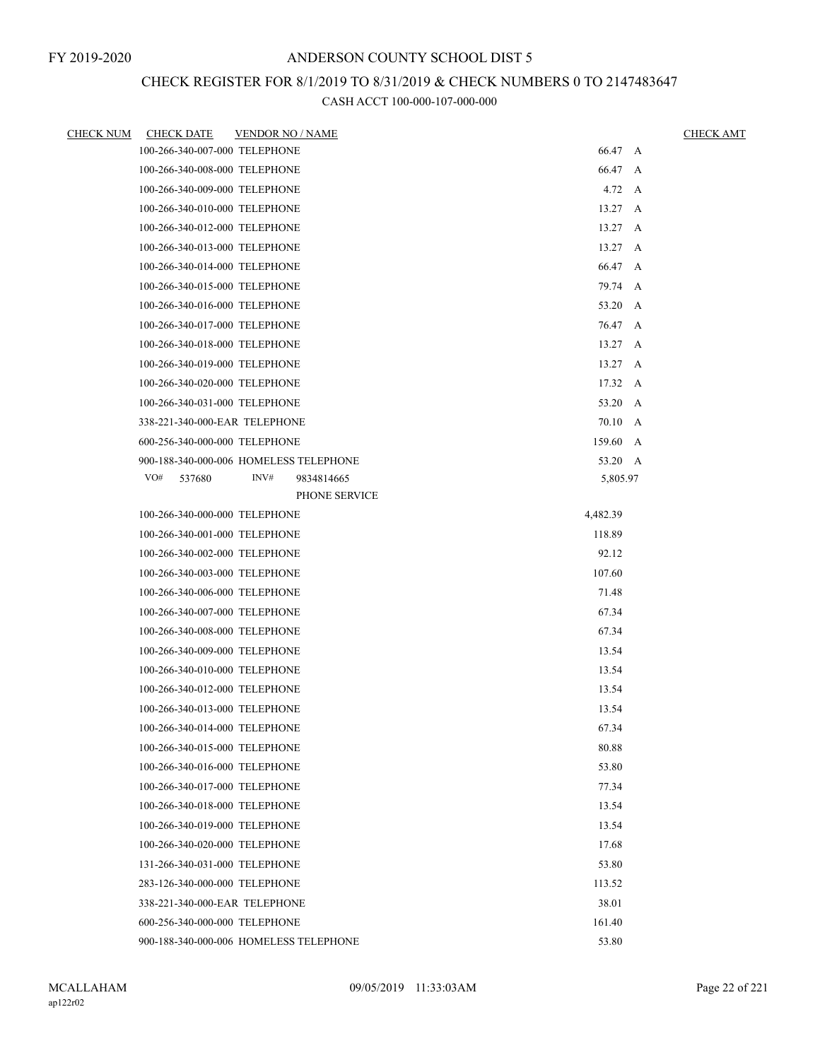FY 2019-2020

# ANDERSON COUNTY SCHOOL DIST 5

## CHECK REGISTER FOR 8/1/2019 TO 8/31/2019 & CHECK NUMBERS 0 TO 2147483647

### CASH ACCT 100-000-107-000-000

| CHECK NUM | CHECK DATE | VENDOR NO / NAME | | CHECK AMT |
|---|---|---|---|---|
| | 100-266-340-007-000 TELEPHONE | | 66.47 A | |
| | 100-266-340-008-000 TELEPHONE | | 66.47 A | |
| | 100-266-340-009-000 TELEPHONE | | 4.72 A | |
| | 100-266-340-010-000 TELEPHONE | | 13.27 A | |
| | 100-266-340-012-000 TELEPHONE | | 13.27 A | |
| | 100-266-340-013-000 TELEPHONE | | 13.27 A | |
| | 100-266-340-014-000 TELEPHONE | | 66.47 A | |
| | 100-266-340-015-000 TELEPHONE | | 79.74 A | |
| | 100-266-340-016-000 TELEPHONE | | 53.20 A | |
| | 100-266-340-017-000 TELEPHONE | | 76.47 A | |
| | 100-266-340-018-000 TELEPHONE | | 13.27 A | |
| | 100-266-340-019-000 TELEPHONE | | 13.27 A | |
| | 100-266-340-020-000 TELEPHONE | | 17.32 A | |
| | 100-266-340-031-000 TELEPHONE | | 53.20 A | |
| | 338-221-340-000-EAR TELEPHONE | | 70.10 A | |
| | 600-256-340-000-000 TELEPHONE | | 159.60 A | |
| | 900-188-340-000-006 HOMELESS TELEPHONE | | 53.20 A | |
| | VO# 537680 | INV# 9834814665 PHONE SERVICE | 5,805.97 | |
| | 100-266-340-000-000 TELEPHONE | | 4,482.39 | |
| | 100-266-340-001-000 TELEPHONE | | 118.89 | |
| | 100-266-340-002-000 TELEPHONE | | 92.12 | |
| | 100-266-340-003-000 TELEPHONE | | 107.60 | |
| | 100-266-340-006-000 TELEPHONE | | 71.48 | |
| | 100-266-340-007-000 TELEPHONE | | 67.34 | |
| | 100-266-340-008-000 TELEPHONE | | 67.34 | |
| | 100-266-340-009-000 TELEPHONE | | 13.54 | |
| | 100-266-340-010-000 TELEPHONE | | 13.54 | |
| | 100-266-340-012-000 TELEPHONE | | 13.54 | |
| | 100-266-340-013-000 TELEPHONE | | 13.54 | |
| | 100-266-340-014-000 TELEPHONE | | 67.34 | |
| | 100-266-340-015-000 TELEPHONE | | 80.88 | |
| | 100-266-340-016-000 TELEPHONE | | 53.80 | |
| | 100-266-340-017-000 TELEPHONE | | 77.34 | |
| | 100-266-340-018-000 TELEPHONE | | 13.54 | |
| | 100-266-340-019-000 TELEPHONE | | 13.54 | |
| | 100-266-340-020-000 TELEPHONE | | 17.68 | |
| | 131-266-340-031-000 TELEPHONE | | 53.80 | |
| | 283-126-340-000-000 TELEPHONE | | 113.52 | |
| | 338-221-340-000-EAR TELEPHONE | | 38.01 | |
| | 600-256-340-000-000 TELEPHONE | | 161.40 | |
| | 900-188-340-000-006 HOMELESS TELEPHONE | | 53.80 | |

MCALLAHAM
ap122r02

09/05/2019 11:33:03AM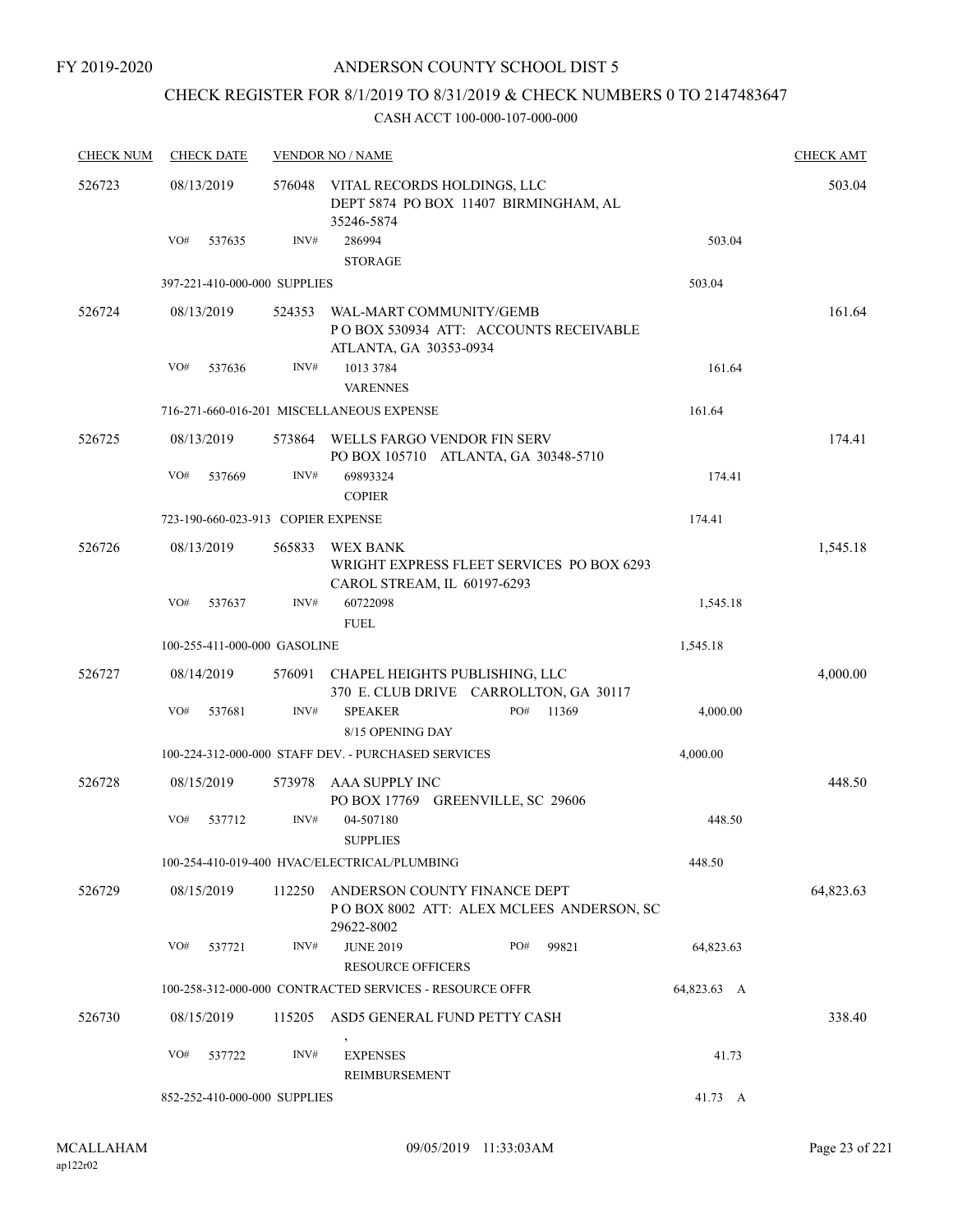FY 2019-2020

# ANDERSON COUNTY SCHOOL DIST 5

## CHECK REGISTER FOR 8/1/2019 TO 8/31/2019 & CHECK NUMBERS 0 TO 2147483647

CASH ACCT 100-000-107-000-000

| CHECK NUM | CHECK DATE | VENDOR NO / NAME | | CHECK AMT |
|---|---|---|---|---|
| 526723 | 08/13/2019 | 576048 VITAL RECORDS HOLDINGS, LLC<br>DEPT 5874 PO BOX 11407 BIRMINGHAM, AL 35246-5874 | | 503.04 |
| | VO# 537635 | INV# 286994<br>STORAGE | 503.04 | |
| | 397-221-410-000-000 SUPPLIES | | 503.04 | |
| 526724 | 08/13/2019 | 524353 WAL-MART COMMUNITY/GEMB<br>P O BOX 530934 ATT: ACCOUNTS RECEIVABLE ATLANTA, GA 30353-0934 | | 161.64 |
| | VO# 537636 | INV# 1013 3784<br>VARENNES | 161.64 | |
| | 716-271-660-016-201 MISCELLANEOUS EXPENSE | | 161.64 | |
| 526725 | 08/13/2019 | 573864 WELLS FARGO VENDOR FIN SERV<br>PO BOX 105710 ATLANTA, GA 30348-5710 | | 174.41 |
| | VO# 537669 | INV# 69893324<br>COPIER | 174.41 | |
| | 723-190-660-023-913 COPIER EXPENSE | | 174.41 | |
| 526726 | 08/13/2019 | 565833 WEX BANK<br>WRIGHT EXPRESS FLEET SERVICES PO BOX 6293 CAROL STREAM, IL 60197-6293 | | 1,545.18 |
| | VO# 537637 | INV# 60722098<br>FUEL | 1,545.18 | |
| | 100-255-411-000-000 GASOLINE | | 1,545.18 | |
| 526727 | 08/14/2019 | 576091 CHAPEL HEIGHTS PUBLISHING, LLC<br>370 E. CLUB DRIVE CARROLLTON, GA 30117 | | 4,000.00 |
| | VO# 537681 | INV# SPEAKER PO# 11369<br>8/15 OPENING DAY | 4,000.00 | |
| | 100-224-312-000-000 STAFF DEV. - PURCHASED SERVICES | | 4,000.00 | |
| 526728 | 08/15/2019 | 573978 AAA SUPPLY INC<br>PO BOX 17769 GREENVILLE, SC 29606 | | 448.50 |
| | VO# 537712 | INV# 04-507180<br>SUPPLIES | 448.50 | |
| | 100-254-410-019-400 HVAC/ELECTRICAL/PLUMBING | | 448.50 | |
| 526729 | 08/15/2019 | 112250 ANDERSON COUNTY FINANCE DEPT<br>P O BOX 8002 ATT: ALEX MCLEES ANDERSON, SC 29622-8002 | | 64,823.63 |
| | VO# 537721 | INV# JUNE 2019 PO# 99821<br>RESOURCE OFFICERS | 64,823.63 | |
| | 100-258-312-000-000 CONTRACTED SERVICES - RESOURCE OFFR | | 64,823.63 A | |
| 526730 | 08/15/2019 | 115205 ASD5 GENERAL FUND PETTY CASH<br>, | | 338.40 |
| | VO# 537722 | INV# EXPENSES<br>REIMBURSEMENT | 41.73 | |
| | 852-252-410-000-000 SUPPLIES | | 41.73 A | |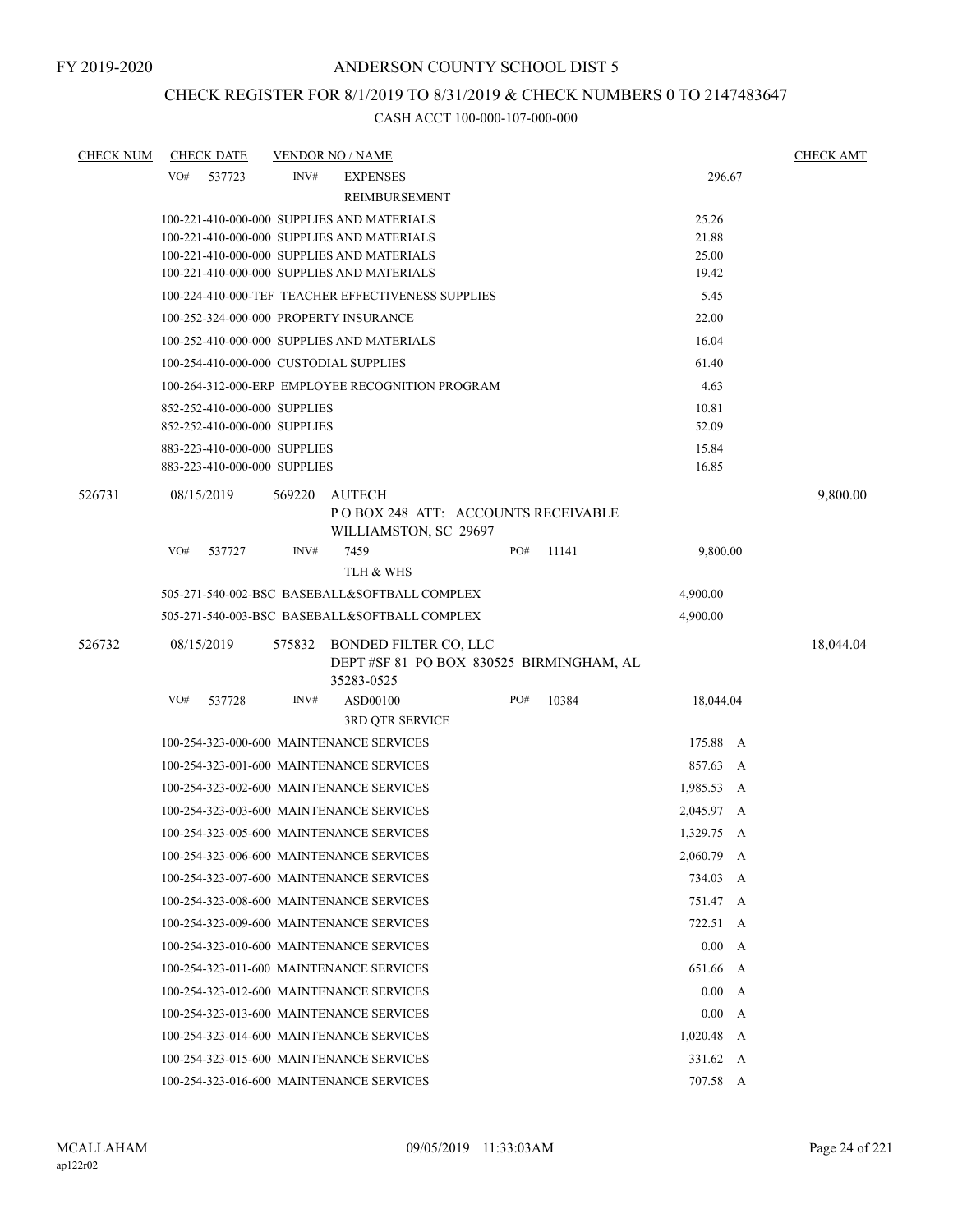FY 2019-2020

# ANDERSON COUNTY SCHOOL DIST 5

## CHECK REGISTER FOR 8/1/2019 TO 8/31/2019 & CHECK NUMBERS 0 TO 2147483647

### CASH ACCT 100-000-107-000-000

| CHECK NUM | CHECK DATE | VENDOR NO / NAME | | CHECK AMT |
|---|---|---|---|---|
| | VO# 537723 | INV# EXPENSES REIMBURSEMENT | 296.67 | |
| | | 100-221-410-000-000 SUPPLIES AND MATERIALS | 25.26 | |
| | | 100-221-410-000-000 SUPPLIES AND MATERIALS | 21.88 | |
| | | 100-221-410-000-000 SUPPLIES AND MATERIALS | 25.00 | |
| | | 100-221-410-000-000 SUPPLIES AND MATERIALS | 19.42 | |
| | | 100-224-410-000-TEF TEACHER EFFECTIVENESS SUPPLIES | 5.45 | |
| | | 100-252-324-000-000 PROPERTY INSURANCE | 22.00 | |
| | | 100-252-410-000-000 SUPPLIES AND MATERIALS | 16.04 | |
| | | 100-254-410-000-000 CUSTODIAL SUPPLIES | 61.40 | |
| | | 100-264-312-000-ERP EMPLOYEE RECOGNITION PROGRAM | 4.63 | |
| | | 852-252-410-000-000 SUPPLIES | 10.81 | |
| | | 852-252-410-000-000 SUPPLIES | 52.09 | |
| | | 883-223-410-000-000 SUPPLIES | 15.84 | |
| | | 883-223-410-000-000 SUPPLIES | 16.85 | |
| 526731 | 08/15/2019 | 569220 AUTECH<br>P O BOX 248 ATT: ACCOUNTS RECEIVABLE<br>WILLIAMSTON, SC 29697 | | 9,800.00 |
| | VO# 537727 | INV# 7459 PO# 11141<br>TLH & WHS | 9,800.00 | |
| | | 505-271-540-002-BSC BASEBALL&SOFTBALL COMPLEX | 4,900.00 | |
| | | 505-271-540-003-BSC BASEBALL&SOFTBALL COMPLEX | 4,900.00 | |
| 526732 | 08/15/2019 | 575832 BONDED FILTER CO, LLC<br>DEPT #SF 81 PO BOX 830525 BIRMINGHAM, AL<br>35283-0525 | | 18,044.04 |
| | VO# 537728 | INV# ASD00100 PO# 10384<br>3RD QTR SERVICE | 18,044.04 | |
| | | 100-254-323-000-600 MAINTENANCE SERVICES | 175.88 A | |
| | | 100-254-323-001-600 MAINTENANCE SERVICES | 857.63 A | |
| | | 100-254-323-002-600 MAINTENANCE SERVICES | 1,985.53 A | |
| | | 100-254-323-003-600 MAINTENANCE SERVICES | 2,045.97 A | |
| | | 100-254-323-005-600 MAINTENANCE SERVICES | 1,329.75 A | |
| | | 100-254-323-006-600 MAINTENANCE SERVICES | 2,060.79 A | |
| | | 100-254-323-007-600 MAINTENANCE SERVICES | 734.03 A | |
| | | 100-254-323-008-600 MAINTENANCE SERVICES | 751.47 A | |
| | | 100-254-323-009-600 MAINTENANCE SERVICES | 722.51 A | |
| | | 100-254-323-010-600 MAINTENANCE SERVICES | 0.00 A | |
| | | 100-254-323-011-600 MAINTENANCE SERVICES | 651.66 A | |
| | | 100-254-323-012-600 MAINTENANCE SERVICES | 0.00 A | |
| | | 100-254-323-013-600 MAINTENANCE SERVICES | 0.00 A | |
| | | 100-254-323-014-600 MAINTENANCE SERVICES | 1,020.48 A | |
| | | 100-254-323-015-600 MAINTENANCE SERVICES | 331.62 A | |
| | | 100-254-323-016-600 MAINTENANCE SERVICES | 707.58 A | |

MCALLAHAM
ap122r02

09/05/2019 11:33:03AM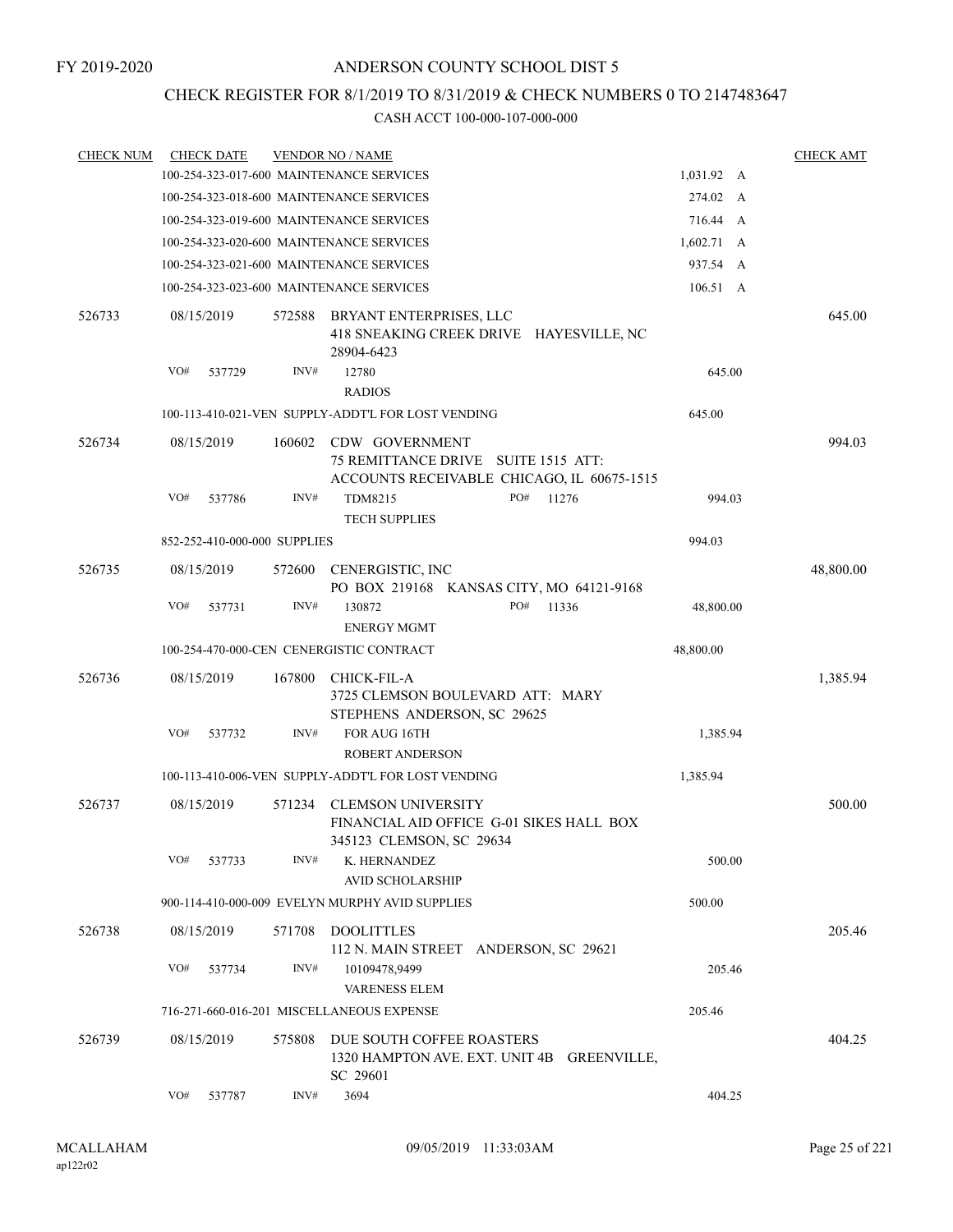FY 2019-2020

# ANDERSON COUNTY SCHOOL DIST 5

## CHECK REGISTER FOR 8/1/2019 TO 8/31/2019 & CHECK NUMBERS 0 TO 2147483647

CASH ACCT 100-000-107-000-000

| CHECK NUM | CHECK DATE | VENDOR NO / NAME | | CHECK AMT |
|---|---|---|---|---|
| | | 100-254-323-017-600 MAINTENANCE SERVICES | 1,031.92 A | |
| | | 100-254-323-018-600 MAINTENANCE SERVICES | 274.02 A | |
| | | 100-254-323-019-600 MAINTENANCE SERVICES | 716.44 A | |
| | | 100-254-323-020-600 MAINTENANCE SERVICES | 1,602.71 A | |
| | | 100-254-323-021-600 MAINTENANCE SERVICES | 937.54 A | |
| | | 100-254-323-023-600 MAINTENANCE SERVICES | 106.51 A | |
| 526733 | 08/15/2019 | 572588 BRYANT ENTERPRISES, LLC<br>418 SNEAKING CREEK DRIVE HAYESVILLE, NC 28904-6423 | | 645.00 |
| | VO# 537729 | INV# 12780<br>RADIOS | 645.00 | |
| | | 100-113-410-021-VEN SUPPLY-ADDT'L FOR LOST VENDING | 645.00 | |
| 526734 | 08/15/2019 | 160602 CDW GOVERNMENT<br>75 REMITTANCE DRIVE SUITE 1515 ATT: ACCOUNTS RECEIVABLE CHICAGO, IL 60675-1515 | | 994.03 |
| | VO# 537786 | INV# TDM8215 PO# 11276<br>TECH SUPPLIES | 994.03 | |
| | | 852-252-410-000-000 SUPPLIES | 994.03 | |
| 526735 | 08/15/2019 | 572600 CENERGISTIC, INC<br>PO BOX 219168 KANSAS CITY, MO 64121-9168 | | 48,800.00 |
| | VO# 537731 | INV# 130872 PO# 11336<br>ENERGY MGMT | 48,800.00 | |
| | | 100-254-470-000-CEN CENERGISTIC CONTRACT | 48,800.00 | |
| 526736 | 08/15/2019 | 167800 CHICK-FIL-A<br>3725 CLEMSON BOULEVARD ATT: MARY STEPHENS ANDERSON, SC 29625 | | 1,385.94 |
| | VO# 537732 | INV# FOR AUG 16TH<br>ROBERT ANDERSON | 1,385.94 | |
| | | 100-113-410-006-VEN SUPPLY-ADDT'L FOR LOST VENDING | 1,385.94 | |
| 526737 | 08/15/2019 | 571234 CLEMSON UNIVERSITY<br>FINANCIAL AID OFFICE G-01 SIKES HALL BOX 345123 CLEMSON, SC 29634 | | 500.00 |
| | VO# 537733 | INV# K. HERNANDEZ<br>AVID SCHOLARSHIP | 500.00 | |
| | | 900-114-410-000-009 EVELYN MURPHY AVID SUPPLIES | 500.00 | |
| 526738 | 08/15/2019 | 571708 DOOLITTLES<br>112 N. MAIN STREET ANDERSON, SC 29621 | | 205.46 |
| | VO# 537734 | INV# 10109478,9499<br>VARENESS ELEM | 205.46 | |
| | | 716-271-660-016-201 MISCELLANEOUS EXPENSE | 205.46 | |
| 526739 | 08/15/2019 | 575808 DUE SOUTH COFFEE ROASTERS<br>1320 HAMPTON AVE. EXT. UNIT 4B GREENVILLE, SC 29601 | | 404.25 |
| | VO# 537787 | INV# 3694 | 404.25 | |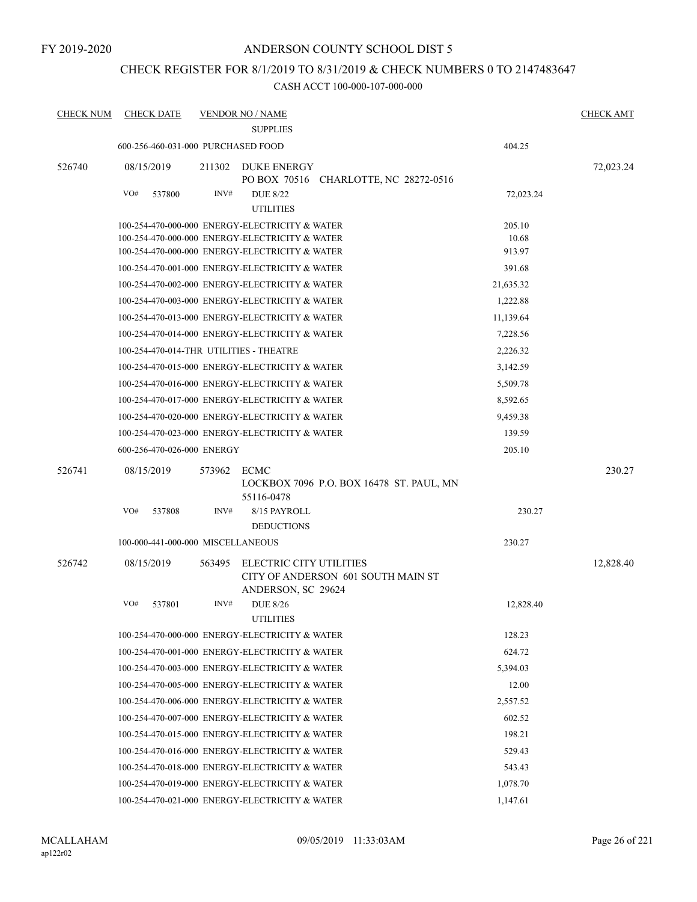FY 2019-2020

# ANDERSON COUNTY SCHOOL DIST 5

## CHECK REGISTER FOR 8/1/2019 TO 8/31/2019 & CHECK NUMBERS 0 TO 2147483647

### CASH ACCT 100-000-107-000-000

| CHECK NUM | CHECK DATE | VENDOR NO / NAME | | CHECK AMT |
|---|---|---|---|---|
| | | SUPPLIES | | |
| | 600-256-460-031-000 PURCHASED FOOD | | 404.25 | |
| 526740 | 08/15/2019 | 211302 DUKE ENERGY<br>PO BOX 70516 CHARLOTTE, NC 28272-0516 | | 72,023.24 |
| | VO# 537800 | INV# DUE 8/22<br>UTILITIES | 72,023.24 | |
| | 100-254-470-000-000 ENERGY-ELECTRICITY & WATER | | 205.10 | |
| | 100-254-470-000-000 ENERGY-ELECTRICITY & WATER | | 10.68 | |
| | 100-254-470-000-000 ENERGY-ELECTRICITY & WATER | | 913.97 | |
| | 100-254-470-001-000 ENERGY-ELECTRICITY & WATER | | 391.68 | |
| | 100-254-470-002-000 ENERGY-ELECTRICITY & WATER | | 21,635.32 | |
| | 100-254-470-003-000 ENERGY-ELECTRICITY & WATER | | 1,222.88 | |
| | 100-254-470-013-000 ENERGY-ELECTRICITY & WATER | | 11,139.64 | |
| | 100-254-470-014-000 ENERGY-ELECTRICITY & WATER | | 7,228.56 | |
| | 100-254-470-014-THR UTILITIES - THEATRE | | 2,226.32 | |
| | 100-254-470-015-000 ENERGY-ELECTRICITY & WATER | | 3,142.59 | |
| | 100-254-470-016-000 ENERGY-ELECTRICITY & WATER | | 5,509.78 | |
| | 100-254-470-017-000 ENERGY-ELECTRICITY & WATER | | 8,592.65 | |
| | 100-254-470-020-000 ENERGY-ELECTRICITY & WATER | | 9,459.38 | |
| | 100-254-470-023-000 ENERGY-ELECTRICITY & WATER | | 139.59 | |
| | 600-256-470-026-000 ENERGY | | 205.10 | |
| 526741 | 08/15/2019 | 573962 ECMC<br>LOCKBOX 7096 P.O. BOX 16478 ST. PAUL, MN 55116-0478 | | 230.27 |
| | VO# 537808 | INV# 8/15 PAYROLL<br>DEDUCTIONS | 230.27 | |
| | 100-000-441-000-000 MISCELLANEOUS | | 230.27 | |
| 526742 | 08/15/2019 | 563495 ELECTRIC CITY UTILITIES<br>CITY OF ANDERSON 601 SOUTH MAIN ST<br>ANDERSON, SC 29624 | | 12,828.40 |
| | VO# 537801 | INV# DUE 8/26<br>UTILITIES | 12,828.40 | |
| | 100-254-470-000-000 ENERGY-ELECTRICITY & WATER | | 128.23 | |
| | 100-254-470-001-000 ENERGY-ELECTRICITY & WATER | | 624.72 | |
| | 100-254-470-003-000 ENERGY-ELECTRICITY & WATER | | 5,394.03 | |
| | 100-254-470-005-000 ENERGY-ELECTRICITY & WATER | | 12.00 | |
| | 100-254-470-006-000 ENERGY-ELECTRICITY & WATER | | 2,557.52 | |
| | 100-254-470-007-000 ENERGY-ELECTRICITY & WATER | | 602.52 | |
| | 100-254-470-015-000 ENERGY-ELECTRICITY & WATER | | 198.21 | |
| | 100-254-470-016-000 ENERGY-ELECTRICITY & WATER | | 529.43 | |
| | 100-254-470-018-000 ENERGY-ELECTRICITY & WATER | | 543.43 | |
| | 100-254-470-019-000 ENERGY-ELECTRICITY & WATER | | 1,078.70 | |
| | 100-254-470-021-000 ENERGY-ELECTRICITY & WATER | | 1,147.61 | |

MCALLAHAM
ap122r02

09/05/2019 11:33:03AM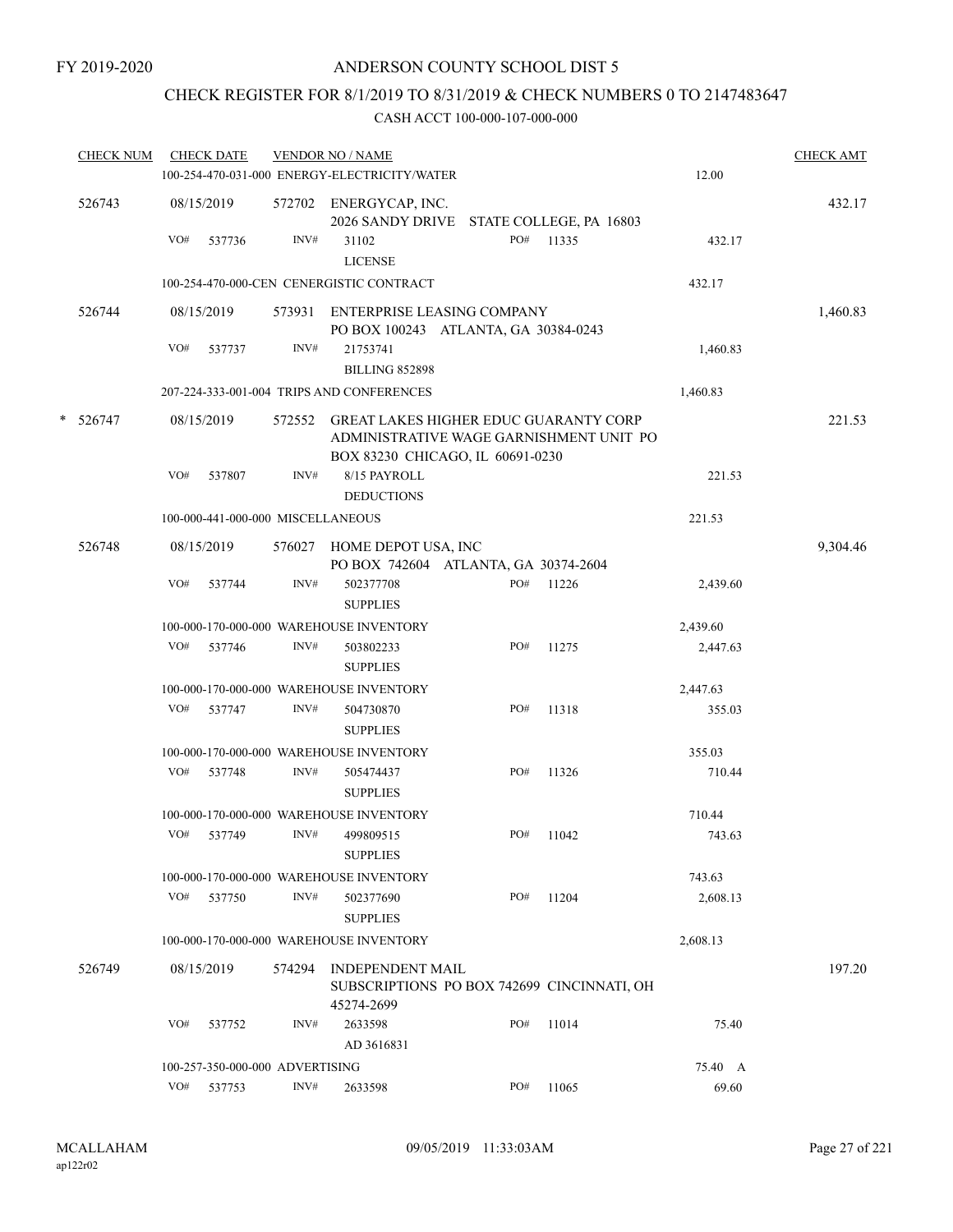FY 2019-2020

# ANDERSON COUNTY SCHOOL DIST 5

## CHECK REGISTER FOR 8/1/2019 TO 8/31/2019 & CHECK NUMBERS 0 TO 2147483647

### CASH ACCT 100-000-107-000-000

| CHECK NUM | CHECK DATE | VENDOR NO / NAME | | | CHECK AMT |
|---|---|---|---|---|---|
| | | 100-254-470-031-000 ENERGY-ELECTRICITY/WATER | | 12.00 | |
| 526743 | 08/15/2019 | 572702 ENERGYCAP, INC.<br>2026 SANDY DRIVE STATE COLLEGE, PA 16803 | | | 432.17 |
| | VO# 537736 | INV# 31102<br>LICENSE | PO# 11335 | 432.17 | |
| | | 100-254-470-000-CEN CENERGISTIC CONTRACT | | 432.17 | |
| 526744 | 08/15/2019 | 573931 ENTERPRISE LEASING COMPANY<br>PO BOX 100243 ATLANTA, GA 30384-0243 | | | 1,460.83 |
| | VO# 537737 | INV# 21753741<br>BILLING 852898 | | 1,460.83 | |
| | | 207-224-333-001-004 TRIPS AND CONFERENCES | | 1,460.83 | |
| * 526747 | 08/15/2019 | 572552 GREAT LAKES HIGHER EDUC GUARANTY CORP<br>ADMINISTRATIVE WAGE GARNISHMENT UNIT PO BOX 83230 CHICAGO, IL 60691-0230 | | | 221.53 |
| | VO# 537807 | INV# 8/15 PAYROLL<br>DEDUCTIONS | | 221.53 | |
| | | 100-000-441-000-000 MISCELLANEOUS | | 221.53 | |
| 526748 | 08/15/2019 | 576027 HOME DEPOT USA, INC<br>PO BOX 742604 ATLANTA, GA 30374-2604 | | | 9,304.46 |
| | VO# 537744 | INV# 502377708<br>SUPPLIES | PO# 11226 | 2,439.60 | |
| | | 100-000-170-000-000 WAREHOUSE INVENTORY | | 2,439.60 | |
| | VO# 537746 | INV# 503802233<br>SUPPLIES | PO# 11275 | 2,447.63 | |
| | | 100-000-170-000-000 WAREHOUSE INVENTORY | | 2,447.63 | |
| | VO# 537747 | INV# 504730870<br>SUPPLIES | PO# 11318 | 355.03 | |
| | | 100-000-170-000-000 WAREHOUSE INVENTORY | | 355.03 | |
| | VO# 537748 | INV# 505474437<br>SUPPLIES | PO# 11326 | 710.44 | |
| | | 100-000-170-000-000 WAREHOUSE INVENTORY | | 710.44 | |
| | VO# 537749 | INV# 499809515<br>SUPPLIES | PO# 11042 | 743.63 | |
| | | 100-000-170-000-000 WAREHOUSE INVENTORY | | 743.63 | |
| | VO# 537750 | INV# 502377690<br>SUPPLIES | PO# 11204 | 2,608.13 | |
| | | 100-000-170-000-000 WAREHOUSE INVENTORY | | 2,608.13 | |
| 526749 | 08/15/2019 | 574294 INDEPENDENT MAIL<br>SUBSCRIPTIONS PO BOX 742699 CINCINNATI, OH 45274-2699 | | | 197.20 |
| | VO# 537752 | INV# 2633598<br>AD 3616831 | PO# 11014 | 75.40 | |
| | | 100-257-350-000-000 ADVERTISING | | 75.40 A | |
| | VO# 537753 | INV# 2633598 | PO# 11065 | 69.60 | |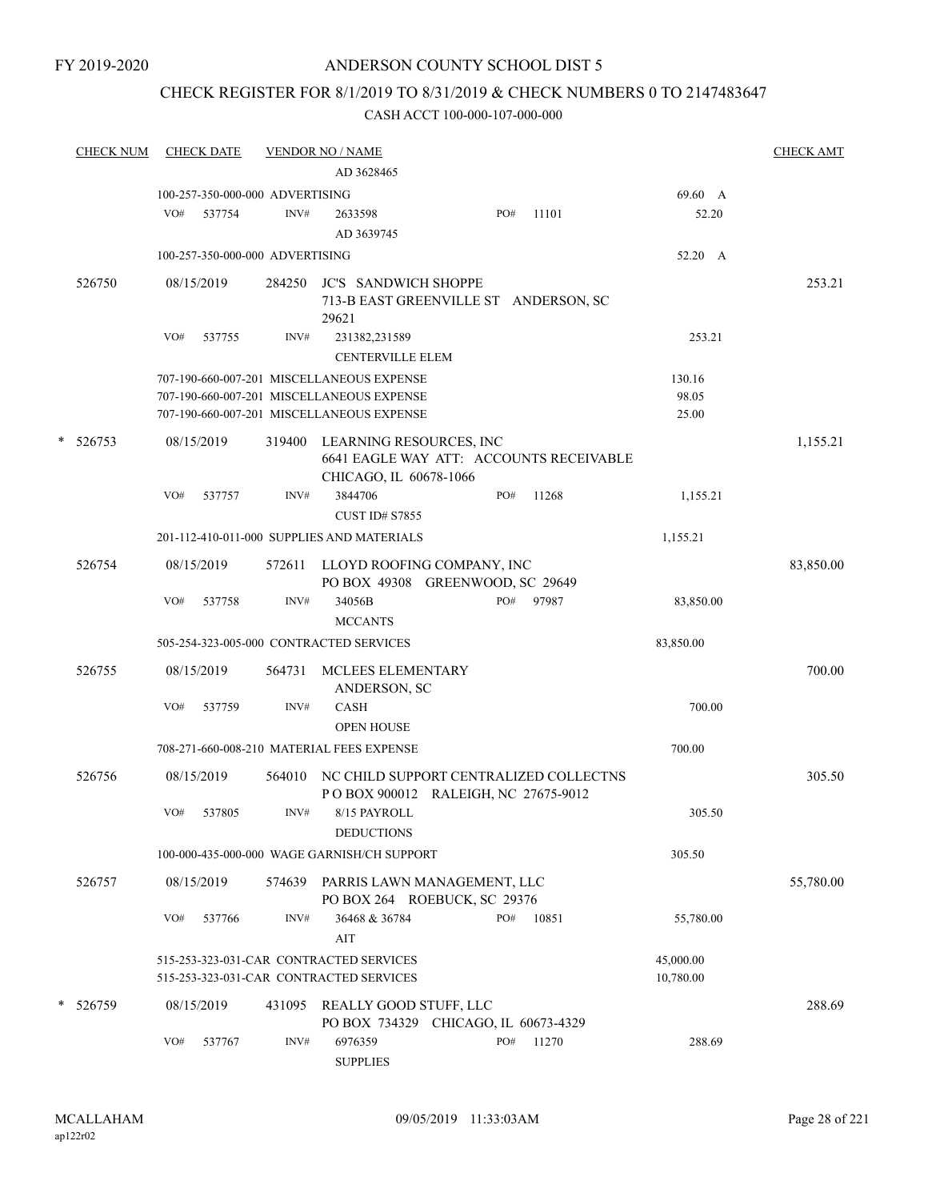FY 2019-2020

# ANDERSON COUNTY SCHOOL DIST 5

## CHECK REGISTER FOR 8/1/2019 TO 8/31/2019 & CHECK NUMBERS 0 TO 2147483647

### CASH ACCT 100-000-107-000-000

| CHECK NUM | CHECK DATE | VENDOR NO / NAME | | CHECK AMT |
|---|---|---|---|---|
| | | AD 3628465 | | |
| | 100-257-350-000-000 ADVERTISING | | 69.60 A | |
| | VO# 537754 | INV# 2633598 PO# 11101 | 52.20 | |
| | | AD 3639745 | | |
| | 100-257-350-000-000 ADVERTISING | | 52.20 A | |
| 526750 | 08/15/2019 | 284250 JC'S SANDWICH SHOPPE<br>713-B EAST GREENVILLE ST ANDERSON, SC 29621 | | 253.21 |
| | VO# 537755 | INV# 231382,231589 | 253.21 | |
| | | CENTERVILLE ELEM | | |
| | 707-190-660-007-201 MISCELLANEOUS EXPENSE | | 130.16 | |
| | 707-190-660-007-201 MISCELLANEOUS EXPENSE | | 98.05 | |
| | 707-190-660-007-201 MISCELLANEOUS EXPENSE | | 25.00 | |
| * 526753 | 08/15/2019 | 319400 LEARNING RESOURCES, INC<br>6641 EAGLE WAY ATT: ACCOUNTS RECEIVABLE<br>CHICAGO, IL 60678-1066 | | 1,155.21 |
| | VO# 537757 | INV# 3844706 PO# 11268 | 1,155.21 | |
| | | CUST ID# S7855 | | |
| | 201-112-410-011-000 SUPPLIES AND MATERIALS | | 1,155.21 | |
| 526754 | 08/15/2019 | 572611 LLOYD ROOFING COMPANY, INC<br>PO BOX 49308 GREENWOOD, SC 29649 | | 83,850.00 |
| | VO# 537758 | INV# 34056B PO# 97987 | 83,850.00 | |
| | | MCCANTS | | |
| | 505-254-323-005-000 CONTRACTED SERVICES | | 83,850.00 | |
| 526755 | 08/15/2019 | 564731 MCLEES ELEMENTARY<br>ANDERSON, SC | | 700.00 |
| | VO# 537759 | INV# CASH | 700.00 | |
| | | OPEN HOUSE | | |
| | 708-271-660-008-210 MATERIAL FEES EXPENSE | | 700.00 | |
| 526756 | 08/15/2019 | 564010 NC CHILD SUPPORT CENTRALIZED COLLECTNS<br>P O BOX 900012 RALEIGH, NC 27675-9012 | | 305.50 |
| | VO# 537805 | INV# 8/15 PAYROLL | 305.50 | |
| | | DEDUCTIONS | | |
| | 100-000-435-000-000 WAGE GARNISH/CH SUPPORT | | 305.50 | |
| 526757 | 08/15/2019 | 574639 PARRIS LAWN MANAGEMENT, LLC<br>PO BOX 264 ROEBUCK, SC 29376 | | 55,780.00 |
| | VO# 537766 | INV# 36468 & 36784 PO# 10851 | 55,780.00 | |
| | | AIT | | |
| | 515-253-323-031-CAR CONTRACTED SERVICES | | 45,000.00 | |
| | 515-253-323-031-CAR CONTRACTED SERVICES | | 10,780.00 | |
| * 526759 | 08/15/2019 | 431095 REALLY GOOD STUFF, LLC<br>PO BOX 734329 CHICAGO, IL 60673-4329 | | 288.69 |
| | VO# 537767 | INV# 6976359 PO# 11270 | 288.69 | |
| | | SUPPLIES | | |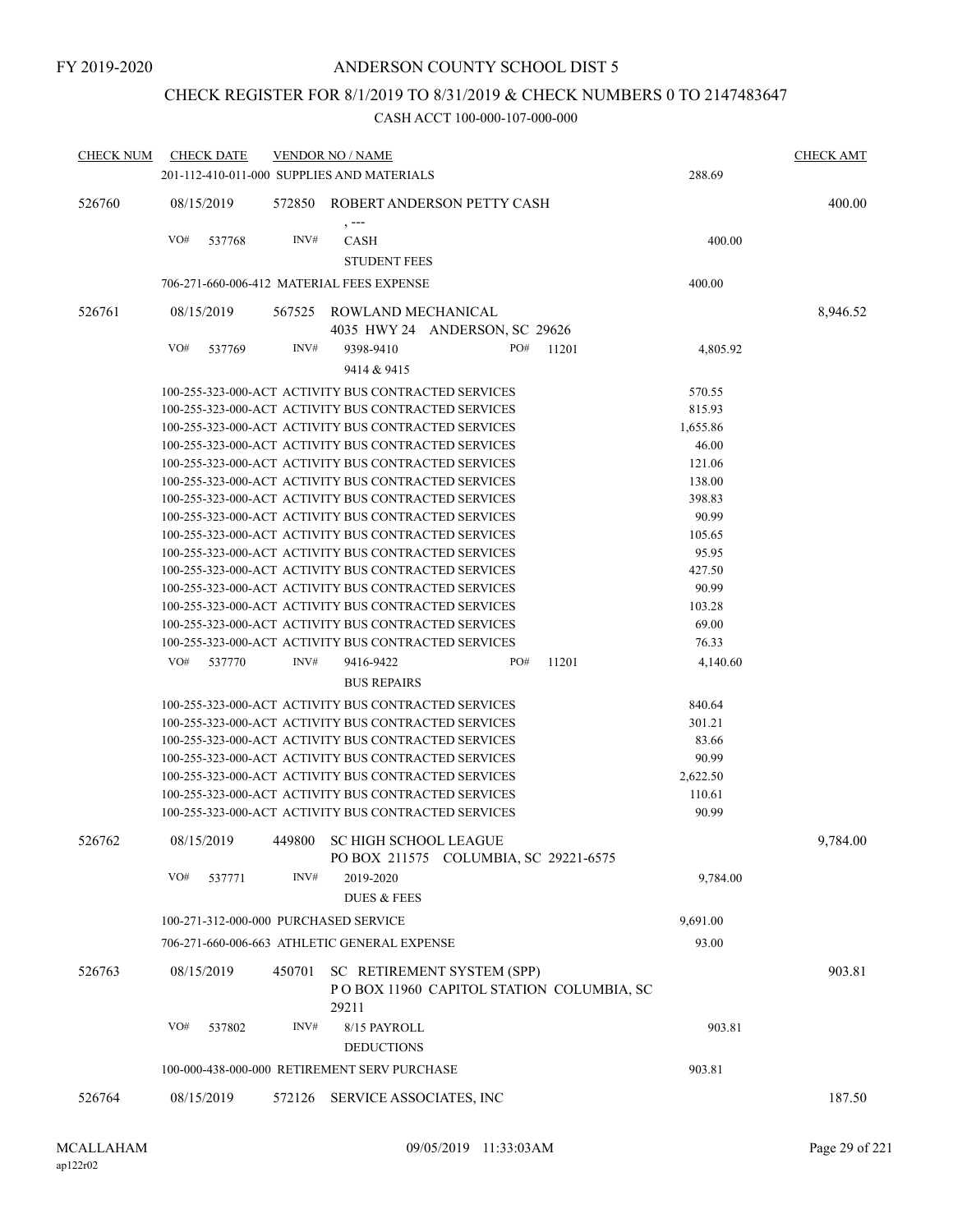FY 2019-2020

# ANDERSON COUNTY SCHOOL DIST 5

## CHECK REGISTER FOR 8/1/2019 TO 8/31/2019 & CHECK NUMBERS 0 TO 2147483647

CASH ACCT 100-000-107-000-000

| CHECK NUM | CHECK DATE | VENDOR NO / NAME | | CHECK AMT |
|---|---|---|---|---|
| | | 201-112-410-011-000 SUPPLIES AND MATERIALS | 288.69 | |
| 526760 | 08/15/2019 | 572850 ROBERT ANDERSON PETTY CASH<br>, --- | | 400.00 |
| | VO# 537768 | INV# CASH<br>STUDENT FEES | 400.00 | |
| | | 706-271-660-006-412 MATERIAL FEES EXPENSE | 400.00 | |
| 526761 | 08/15/2019 | 567525 ROWLAND MECHANICAL<br>4035 HWY 24 ANDERSON, SC 29626 | | 8,946.52 |
| | VO# 537769 | INV# 9398-9410 PO# 11201<br>9414 & 9415 | 4,805.92 | |
| | | 100-255-323-000-ACT ACTIVITY BUS CONTRACTED SERVICES | 570.55 | |
| | | 100-255-323-000-ACT ACTIVITY BUS CONTRACTED SERVICES | 815.93 | |
| | | 100-255-323-000-ACT ACTIVITY BUS CONTRACTED SERVICES | 1,655.86 | |
| | | 100-255-323-000-ACT ACTIVITY BUS CONTRACTED SERVICES | 46.00 | |
| | | 100-255-323-000-ACT ACTIVITY BUS CONTRACTED SERVICES | 121.06 | |
| | | 100-255-323-000-ACT ACTIVITY BUS CONTRACTED SERVICES | 138.00 | |
| | | 100-255-323-000-ACT ACTIVITY BUS CONTRACTED SERVICES | 398.83 | |
| | | 100-255-323-000-ACT ACTIVITY BUS CONTRACTED SERVICES | 90.99 | |
| | | 100-255-323-000-ACT ACTIVITY BUS CONTRACTED SERVICES | 105.65 | |
| | | 100-255-323-000-ACT ACTIVITY BUS CONTRACTED SERVICES | 95.95 | |
| | | 100-255-323-000-ACT ACTIVITY BUS CONTRACTED SERVICES | 427.50 | |
| | | 100-255-323-000-ACT ACTIVITY BUS CONTRACTED SERVICES | 90.99 | |
| | | 100-255-323-000-ACT ACTIVITY BUS CONTRACTED SERVICES | 103.28 | |
| | | 100-255-323-000-ACT ACTIVITY BUS CONTRACTED SERVICES | 69.00 | |
| | | 100-255-323-000-ACT ACTIVITY BUS CONTRACTED SERVICES | 76.33 | |
| | VO# 537770 | INV# 9416-9422 PO# 11201<br>BUS REPAIRS | 4,140.60 | |
| | | 100-255-323-000-ACT ACTIVITY BUS CONTRACTED SERVICES | 840.64 | |
| | | 100-255-323-000-ACT ACTIVITY BUS CONTRACTED SERVICES | 301.21 | |
| | | 100-255-323-000-ACT ACTIVITY BUS CONTRACTED SERVICES | 83.66 | |
| | | 100-255-323-000-ACT ACTIVITY BUS CONTRACTED SERVICES | 90.99 | |
| | | 100-255-323-000-ACT ACTIVITY BUS CONTRACTED SERVICES | 2,622.50 | |
| | | 100-255-323-000-ACT ACTIVITY BUS CONTRACTED SERVICES | 110.61 | |
| | | 100-255-323-000-ACT ACTIVITY BUS CONTRACTED SERVICES | 90.99 | |
| 526762 | 08/15/2019 | 449800 SC HIGH SCHOOL LEAGUE<br>PO BOX 211575 COLUMBIA, SC 29221-6575 | | 9,784.00 |
| | VO# 537771 | INV# 2019-2020<br>DUES & FEES | 9,784.00 | |
| | | 100-271-312-000-000 PURCHASED SERVICE | 9,691.00 | |
| | | 706-271-660-006-663 ATHLETIC GENERAL EXPENSE | 93.00 | |
| 526763 | 08/15/2019 | 450701 SC RETIREMENT SYSTEM (SPP)<br>P O BOX 11960 CAPITOL STATION COLUMBIA, SC 29211 | | 903.81 |
| | VO# 537802 | INV# 8/15 PAYROLL<br>DEDUCTIONS | 903.81 | |
| | | 100-000-438-000-000 RETIREMENT SERV PURCHASE | 903.81 | |
| 526764 | 08/15/2019 | 572126 SERVICE ASSOCIATES, INC | | 187.50 |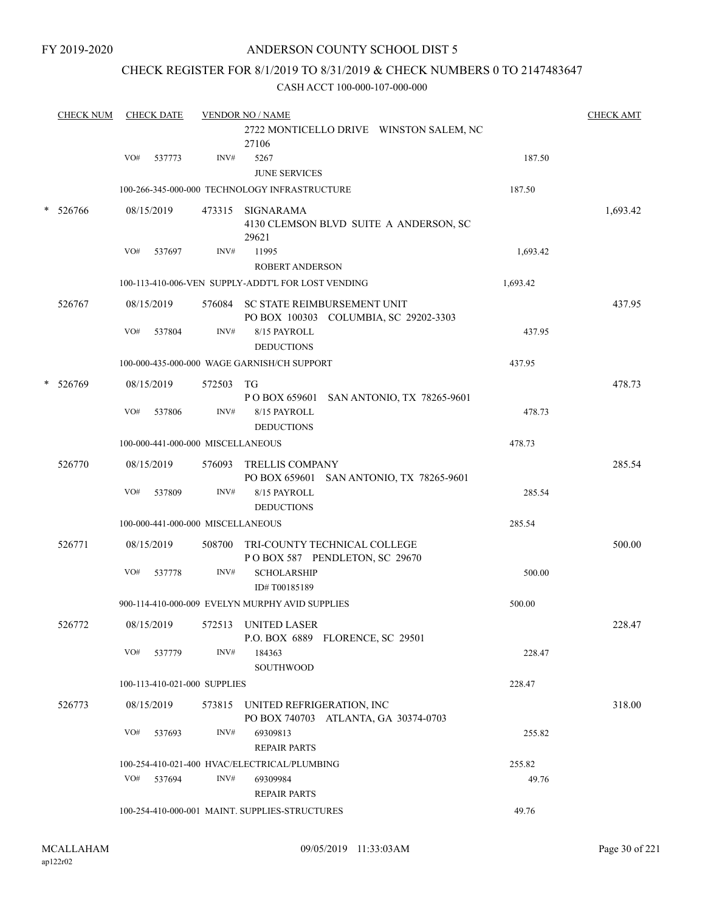FY 2019-2020

# ANDERSON COUNTY SCHOOL DIST 5

## CHECK REGISTER FOR 8/1/2019 TO 8/31/2019 & CHECK NUMBERS 0 TO 2147483647

### CASH ACCT 100-000-107-000-000

| CHECK NUM | CHECK DATE | VENDOR NO / NAME | | CHECK AMT |
|---|---|---|---|---|
| | | 2722 MONTICELLO DRIVE WINSTON SALEM, NC 27106 | | |
| | VO# 537773 | INV# 5267 JUNE SERVICES | 187.50 | |
| | | 100-266-345-000-000 TECHNOLOGY INFRASTRUCTURE | 187.50 | |
| * 526766 | 08/15/2019 | 473315 SIGNARAMA 4130 CLEMSON BLVD SUITE A ANDERSON, SC 29621 | | 1,693.42 |
| | VO# 537697 | INV# 11995 ROBERT ANDERSON | 1,693.42 | |
| | | 100-113-410-006-VEN SUPPLY-ADDT'L FOR LOST VENDING | 1,693.42 | |
| 526767 | 08/15/2019 | 576084 SC STATE REIMBURSEMENT UNIT PO BOX 100303 COLUMBIA, SC 29202-3303 | | 437.95 |
| | VO# 537804 | INV# 8/15 PAYROLL DEDUCTIONS | 437.95 | |
| | | 100-000-435-000-000 WAGE GARNISH/CH SUPPORT | 437.95 | |
| * 526769 | 08/15/2019 | 572503 TG P O BOX 659601 SAN ANTONIO, TX 78265-9601 | | 478.73 |
| | VO# 537806 | INV# 8/15 PAYROLL DEDUCTIONS | 478.73 | |
| | | 100-000-441-000-000 MISCELLANEOUS | 478.73 | |
| 526770 | 08/15/2019 | 576093 TRELLIS COMPANY PO BOX 659601 SAN ANTONIO, TX 78265-9601 | | 285.54 |
| | VO# 537809 | INV# 8/15 PAYROLL DEDUCTIONS | 285.54 | |
| | | 100-000-441-000-000 MISCELLANEOUS | 285.54 | |
| 526771 | 08/15/2019 | 508700 TRI-COUNTY TECHNICAL COLLEGE P O BOX 587 PENDLETON, SC 29670 | | 500.00 |
| | VO# 537778 | INV# SCHOLARSHIP ID# T00185189 | 500.00 | |
| | | 900-114-410-000-009 EVELYN MURPHY AVID SUPPLIES | 500.00 | |
| 526772 | 08/15/2019 | 572513 UNITED LASER P.O. BOX 6889 FLORENCE, SC 29501 | | 228.47 |
| | VO# 537779 | INV# 184363 SOUTHWOOD | 228.47 | |
| | | 100-113-410-021-000 SUPPLIES | 228.47 | |
| 526773 | 08/15/2019 | 573815 UNITED REFRIGERATION, INC PO BOX 740703 ATLANTA, GA 30374-0703 | | 318.00 |
| | VO# 537693 | INV# 69309813 REPAIR PARTS | 255.82 | |
| | | 100-254-410-021-400 HVAC/ELECTRICAL/PLUMBING | 255.82 | |
| | VO# 537694 | INV# 69309984 REPAIR PARTS | 49.76 | |
| | | 100-254-410-000-001 MAINT. SUPPLIES-STRUCTURES | 49.76 | |

MCALLAHAM
ap122r02

09/05/2019 11:33:03AM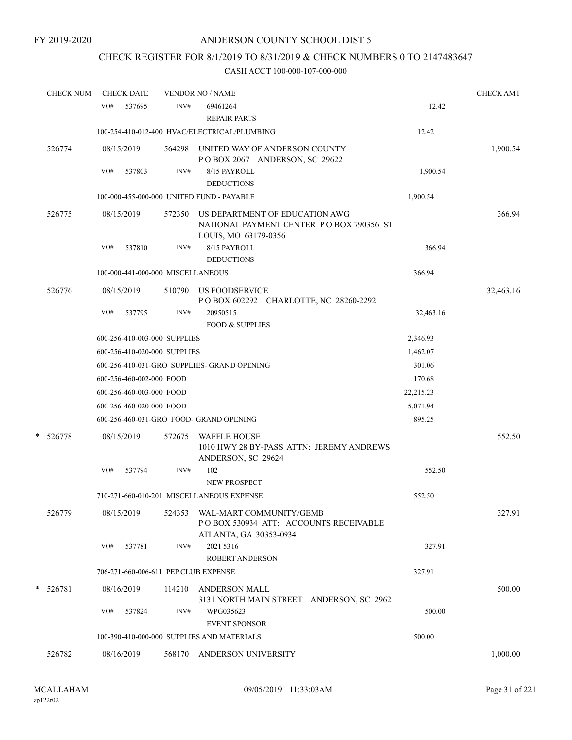FY 2019-2020

# ANDERSON COUNTY SCHOOL DIST 5

## CHECK REGISTER FOR 8/1/2019 TO 8/31/2019 & CHECK NUMBERS 0 TO 2147483647

### CASH ACCT 100-000-107-000-000

| CHECK NUM | CHECK DATE | VENDOR NO / NAME | | | CHECK AMT |
|---|---|---|---|---|---|
| | VO# 537695 | INV# | 69461264<br>REPAIR PARTS | 12.42 | |
| | 100-254-410-012-400 HVAC/ELECTRICAL/PLUMBING | | | 12.42 | |
| 526774 | 08/15/2019 | 564298 | UNITED WAY OF ANDERSON COUNTY<br>P O BOX 2067 ANDERSON, SC 29622 | | 1,900.54 |
| | VO# 537803 | INV# | 8/15 PAYROLL<br>DEDUCTIONS | 1,900.54 | |
| | 100-000-455-000-000 UNITED FUND - PAYABLE | | | 1,900.54 | |
| 526775 | 08/15/2019 | 572350 | US DEPARTMENT OF EDUCATION AWG<br>NATIONAL PAYMENT CENTER P O BOX 790356 ST LOUIS, MO 63179-0356 | | 366.94 |
| | VO# 537810 | INV# | 8/15 PAYROLL<br>DEDUCTIONS | 366.94 | |
| | 100-000-441-000-000 MISCELLANEOUS | | | 366.94 | |
| 526776 | 08/15/2019 | 510790 | US FOODSERVICE<br>P O BOX 602292 CHARLOTTE, NC 28260-2292 | | 32,463.16 |
| | VO# 537795 | INV# | 20950515<br>FOOD & SUPPLIES | 32,463.16 | |
| | 600-256-410-003-000 SUPPLIES | | | 2,346.93 | |
| | 600-256-410-020-000 SUPPLIES | | | 1,462.07 | |
| | 600-256-410-031-GRO SUPPLIES- GRAND OPENING | | | 301.06 | |
| | 600-256-460-002-000 FOOD | | | 170.68 | |
| | 600-256-460-003-000 FOOD | | | 22,215.23 | |
| | 600-256-460-020-000 FOOD | | | 5,071.94 | |
| | 600-256-460-031-GRO FOOD- GRAND OPENING | | | 895.25 | |
| * 526778 | 08/15/2019 | 572675 | WAFFLE HOUSE<br>1010 HWY 28 BY-PASS ATTN: JEREMY ANDREWS ANDERSON, SC 29624 | | 552.50 |
| | VO# 537794 | INV# | 102<br>NEW PROSPECT | 552.50 | |
| | 710-271-660-010-201 MISCELLANEOUS EXPENSE | | | 552.50 | |
| 526779 | 08/15/2019 | 524353 | WAL-MART COMMUNITY/GEMB<br>P O BOX 530934 ATT: ACCOUNTS RECEIVABLE ATLANTA, GA 30353-0934 | | 327.91 |
| | VO# 537781 | INV# | 2021 5316<br>ROBERT ANDERSON | 327.91 | |
| | 706-271-660-006-611 PEP CLUB EXPENSE | | | 327.91 | |
| * 526781 | 08/16/2019 | 114210 | ANDERSON MALL<br>3131 NORTH MAIN STREET ANDERSON, SC 29621 | | 500.00 |
| | VO# 537824 | INV# | WPG035623<br>EVENT SPONSOR | 500.00 | |
| | 100-390-410-000-000 SUPPLIES AND MATERIALS | | | 500.00 | |
| 526782 | 08/16/2019 | 568170 | ANDERSON UNIVERSITY | | 1,000.00 |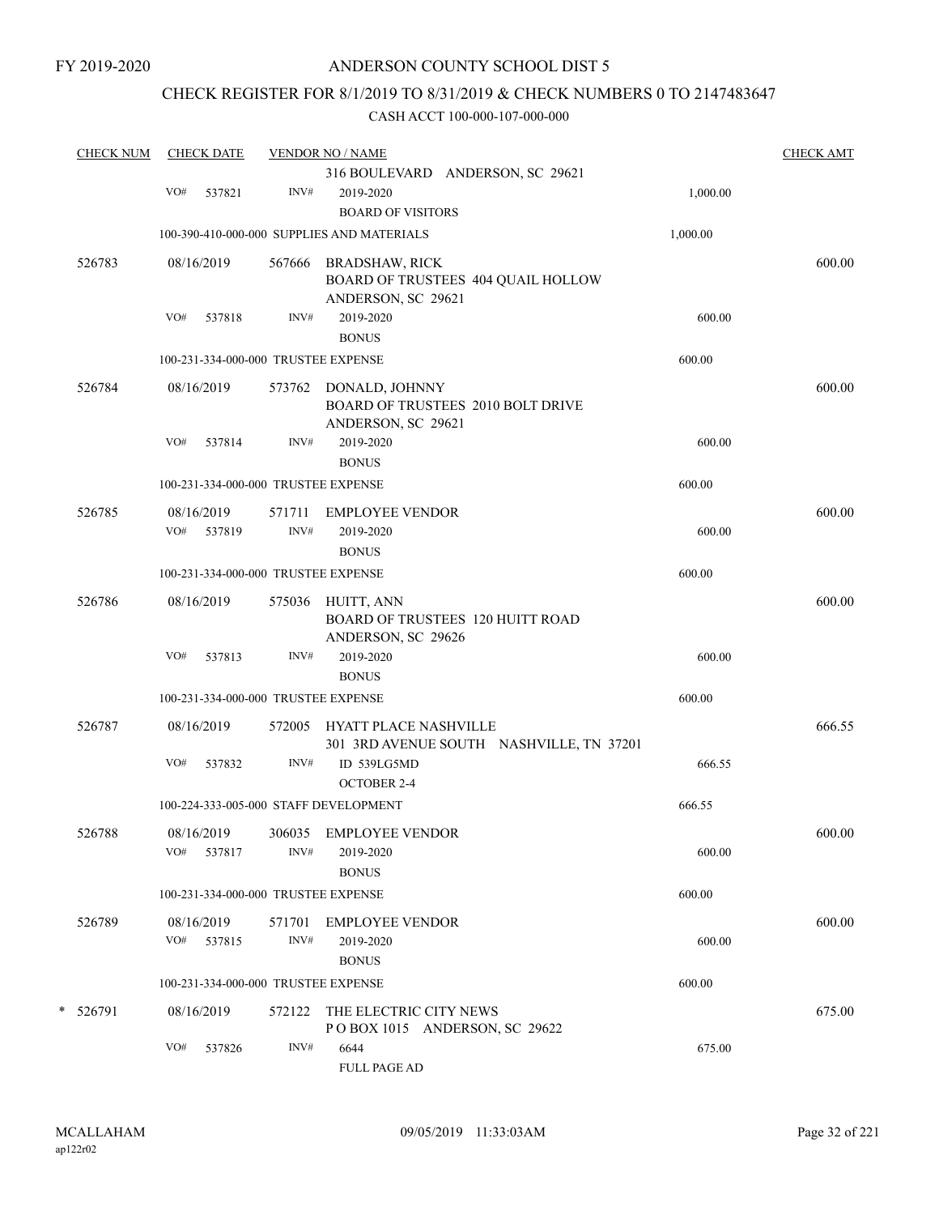FY 2019-2020

# ANDERSON COUNTY SCHOOL DIST 5

## CHECK REGISTER FOR 8/1/2019 TO 8/31/2019 & CHECK NUMBERS 0 TO 2147483647

### CASH ACCT 100-000-107-000-000

| CHECK NUM | CHECK DATE | VENDOR NO / NAME | | CHECK AMT |
|---|---|---|---|---|
| | | 316 BOULEVARD ANDERSON, SC 29621 | | |
| | VO# 537821 | INV# 2019-2020 BOARD OF VISITORS | 1,000.00 | |
| | 100-390-410-000-000 SUPPLIES AND MATERIALS | | 1,000.00 | |
| 526783 | 08/16/2019 | 567666 BRADSHAW, RICK BOARD OF TRUSTEES 404 QUAIL HOLLOW ANDERSON, SC 29621 | | 600.00 |
| | VO# 537818 | INV# 2019-2020 BONUS | 600.00 | |
| | 100-231-334-000-000 TRUSTEE EXPENSE | | 600.00 | |
| 526784 | 08/16/2019 | 573762 DONALD, JOHNNY BOARD OF TRUSTEES 2010 BOLT DRIVE ANDERSON, SC 29621 | | 600.00 |
| | VO# 537814 | INV# 2019-2020 BONUS | 600.00 | |
| | 100-231-334-000-000 TRUSTEE EXPENSE | | 600.00 | |
| 526785 | 08/16/2019 | 571711 EMPLOYEE VENDOR | | 600.00 |
| | VO# 537819 | INV# 2019-2020 BONUS | 600.00 | |
| | 100-231-334-000-000 TRUSTEE EXPENSE | | 600.00 | |
| 526786 | 08/16/2019 | 575036 HUITT, ANN BOARD OF TRUSTEES 120 HUITT ROAD ANDERSON, SC 29626 | | 600.00 |
| | VO# 537813 | INV# 2019-2020 BONUS | 600.00 | |
| | 100-231-334-000-000 TRUSTEE EXPENSE | | 600.00 | |
| 526787 | 08/16/2019 | 572005 HYATT PLACE NASHVILLE 301 3RD AVENUE SOUTH NASHVILLE, TN 37201 | | 666.55 |
| | VO# 537832 | INV# ID 539LG5MD OCTOBER 2-4 | 666.55 | |
| | 100-224-333-005-000 STAFF DEVELOPMENT | | 666.55 | |
| 526788 | 08/16/2019 | 306035 EMPLOYEE VENDOR | | 600.00 |
| | VO# 537817 | INV# 2019-2020 BONUS | 600.00 | |
| | 100-231-334-000-000 TRUSTEE EXPENSE | | 600.00 | |
| 526789 | 08/16/2019 | 571701 EMPLOYEE VENDOR | | 600.00 |
| | VO# 537815 | INV# 2019-2020 BONUS | 600.00 | |
| | 100-231-334-000-000 TRUSTEE EXPENSE | | 600.00 | |
| * 526791 | 08/16/2019 | 572122 THE ELECTRIC CITY NEWS P O BOX 1015 ANDERSON, SC 29622 | | 675.00 |
| | VO# 537826 | INV# 6644 FULL PAGE AD | 675.00 | |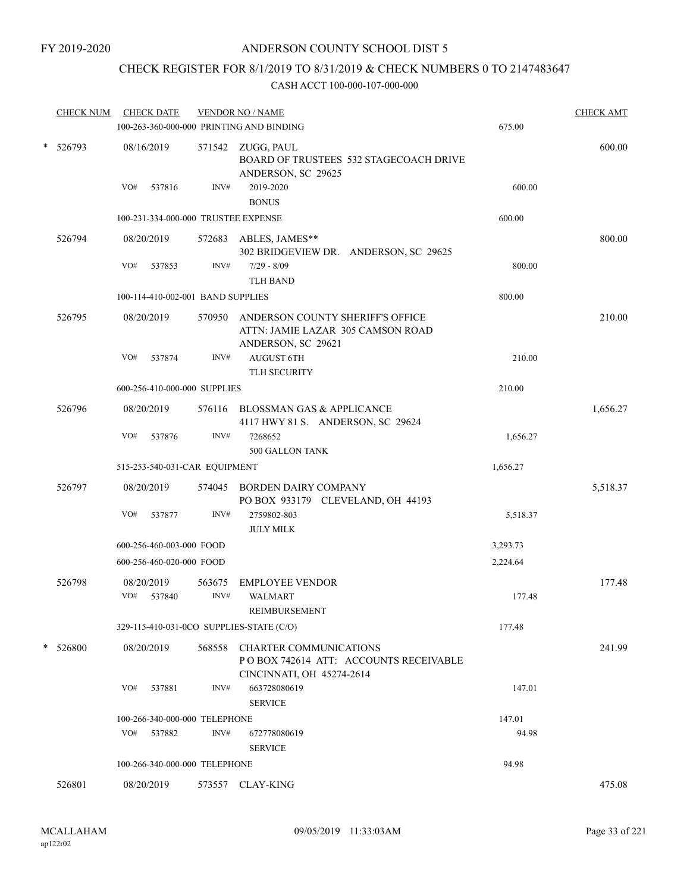FY 2019-2020

ANDERSON COUNTY SCHOOL DIST 5

CHECK REGISTER FOR 8/1/2019 TO 8/31/2019 & CHECK NUMBERS 0 TO 2147483647

CASH ACCT 100-000-107-000-000

| CHECK NUM | CHECK DATE | VENDOR NO / NAME | | CHECK AMT |
|---|---|---|---|---|
| | 100-263-360-000-000 PRINTING AND BINDING | | 675.00 | |
| * 526793 | 08/16/2019 | 571542 ZUGG, PAUL<br>BOARD OF TRUSTEES 532 STAGECOACH DRIVE<br>ANDERSON, SC 29625 | | 600.00 |
| | VO# 537816 | INV# 2019-2020<br>BONUS | 600.00 | |
| | 100-231-334-000-000 TRUSTEE EXPENSE | | 600.00 | |
| 526794 | 08/20/2019 | 572683 ABLES, JAMES**<br>302 BRIDGEVIEW DR. ANDERSON, SC 29625 | | 800.00 |
| | VO# 537853 | INV# 7/29 - 8/09<br>TLH BAND | 800.00 | |
| | 100-114-410-002-001 BAND SUPPLIES | | 800.00 | |
| 526795 | 08/20/2019 | 570950 ANDERSON COUNTY SHERIFF'S OFFICE<br>ATTN: JAMIE LAZAR 305 CAMSON ROAD<br>ANDERSON, SC 29621 | | 210.00 |
| | VO# 537874 | INV# AUGUST 6TH<br>TLH SECURITY | 210.00 | |
| | 600-256-410-000-000 SUPPLIES | | 210.00 | |
| 526796 | 08/20/2019 | 576116 BLOSSMAN GAS & APPLICANCE<br>4117 HWY 81 S. ANDERSON, SC 29624 | | 1,656.27 |
| | VO# 537876 | INV# 7268652<br>500 GALLON TANK | 1,656.27 | |
| | 515-253-540-031-CAR EQUIPMENT | | 1,656.27 | |
| 526797 | 08/20/2019 | 574045 BORDEN DAIRY COMPANY<br>PO BOX 933179 CLEVELAND, OH 44193 | | 5,518.37 |
| | VO# 537877 | INV# 2759802-803<br>JULY MILK | 5,518.37 | |
| | 600-256-460-003-000 FOOD | | 3,293.73 | |
| | 600-256-460-020-000 FOOD | | 2,224.64 | |
| 526798 | 08/20/2019 | 563675 EMPLOYEE VENDOR | | 177.48 |
| | VO# 537840 | INV# WALMART<br>REIMBURSEMENT | 177.48 | |
| | 329-115-410-031-0CO SUPPLIES-STATE (C/O) | | 177.48 | |
| * 526800 | 08/20/2019 | 568558 CHARTER COMMUNICATIONS<br>P O BOX 742614 ATT: ACCOUNTS RECEIVABLE<br>CINCINNATI, OH 45274-2614 | | 241.99 |
| | VO# 537881 | INV# 663728080619<br>SERVICE | 147.01 | |
| | 100-266-340-000-000 TELEPHONE | | 147.01 | |
| | VO# 537882 | INV# 672778080619<br>SERVICE | 94.98 | |
| | 100-266-340-000-000 TELEPHONE | | 94.98 | |
| 526801 | 08/20/2019 | 573557 CLAY-KING | | 475.08 |

MCALLAHAM
ap122r02

09/05/2019 11:33:03AM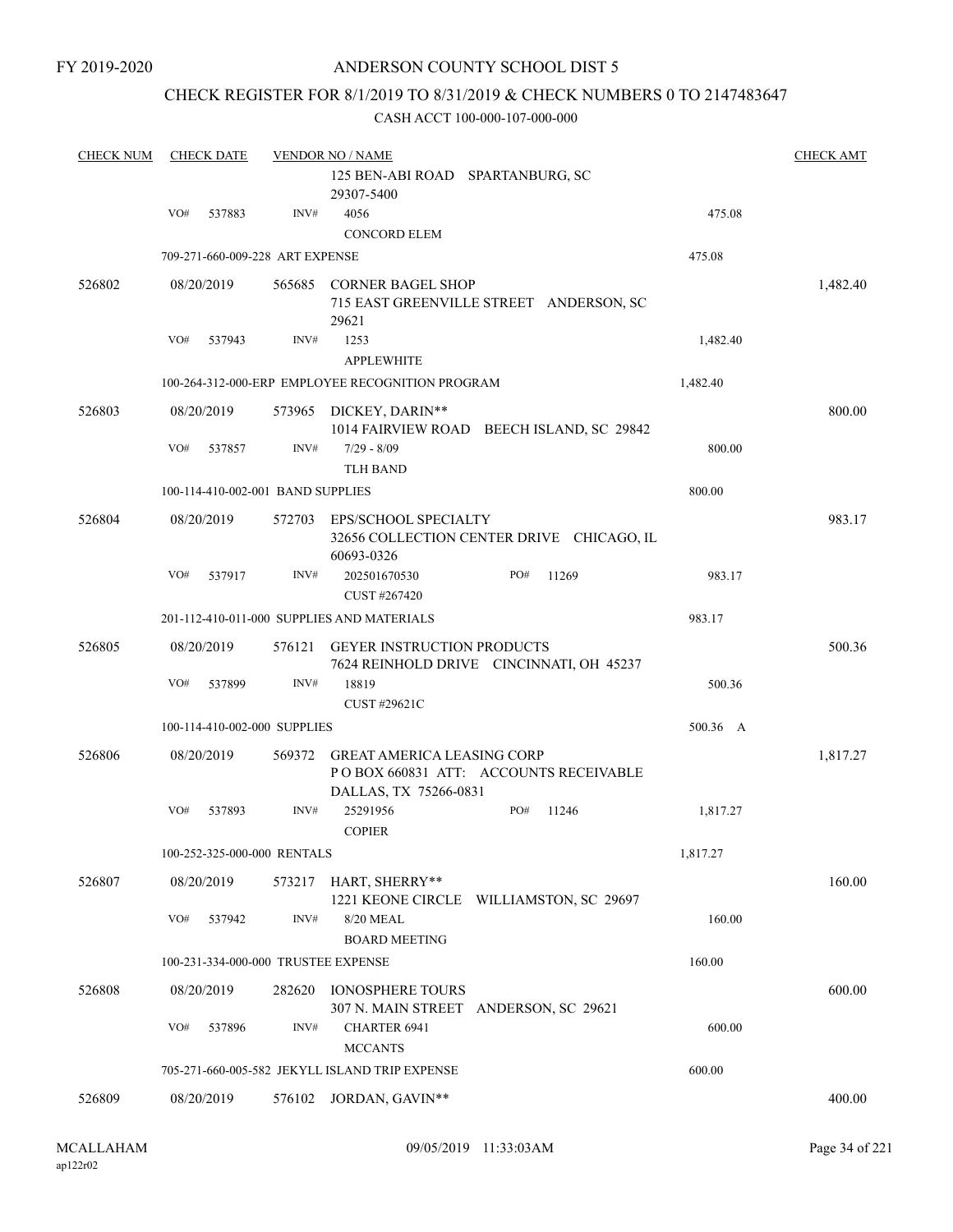FY 2019-2020

# ANDERSON COUNTY SCHOOL DIST 5

## CHECK REGISTER FOR 8/1/2019 TO 8/31/2019 & CHECK NUMBERS 0 TO 2147483647

CASH ACCT 100-000-107-000-000

| CHECK NUM | CHECK DATE | VENDOR NO / NAME | | CHECK AMT |
|---|---|---|---|---|
| | | 125 BEN-ABI ROAD SPARTANBURG, SC 29307-5400 | | |
| | VO# 537883 | INV# 4056 CONCORD ELEM | 475.08 | |
| | 709-271-660-009-228 ART EXPENSE | | 475.08 | |
| 526802 | 08/20/2019 | 565685 CORNER BAGEL SHOP 715 EAST GREENVILLE STREET ANDERSON, SC 29621 | | 1,482.40 |
| | VO# 537943 | INV# 1253 APPLEWHITE | 1,482.40 | |
| | 100-264-312-000-ERP EMPLOYEE RECOGNITION PROGRAM | | 1,482.40 | |
| 526803 | 08/20/2019 | 573965 DICKEY, DARIN** 1014 FAIRVIEW ROAD BEECH ISLAND, SC 29842 | | 800.00 |
| | VO# 537857 | INV# 7/29 - 8/09 TLH BAND | 800.00 | |
| | 100-114-410-002-001 BAND SUPPLIES | | 800.00 | |
| 526804 | 08/20/2019 | 572703 EPS/SCHOOL SPECIALTY 32656 COLLECTION CENTER DRIVE CHICAGO, IL 60693-0326 | | 983.17 |
| | VO# 537917 | INV# 202501670530 PO# 11269 CUST #267420 | 983.17 | |
| | 201-112-410-011-000 SUPPLIES AND MATERIALS | | 983.17 | |
| 526805 | 08/20/2019 | 576121 GEYER INSTRUCTION PRODUCTS 7624 REINHOLD DRIVE CINCINNATI, OH 45237 | | 500.36 |
| | VO# 537899 | INV# 18819 CUST #29621C | 500.36 | |
| | 100-114-410-002-000 SUPPLIES | | 500.36 A | |
| 526806 | 08/20/2019 | 569372 GREAT AMERICA LEASING CORP P O BOX 660831 ATT: ACCOUNTS RECEIVABLE DALLAS, TX 75266-0831 | | 1,817.27 |
| | VO# 537893 | INV# 25291956 PO# 11246 COPIER | 1,817.27 | |
| | 100-252-325-000-000 RENTALS | | 1,817.27 | |
| 526807 | 08/20/2019 | 573217 HART, SHERRY** 1221 KEONE CIRCLE WILLIAMSTON, SC 29697 | | 160.00 |
| | VO# 537942 | INV# 8/20 MEAL BOARD MEETING | 160.00 | |
| | 100-231-334-000-000 TRUSTEE EXPENSE | | 160.00 | |
| 526808 | 08/20/2019 | 282620 IONOSPHERE TOURS 307 N. MAIN STREET ANDERSON, SC 29621 | | 600.00 |
| | VO# 537896 | INV# CHARTER 6941 MCCANTS | 600.00 | |
| | 705-271-660-005-582 JEKYLL ISLAND TRIP EXPENSE | | 600.00 | |
| 526809 | 08/20/2019 | 576102 JORDAN, GAVIN** | | 400.00 |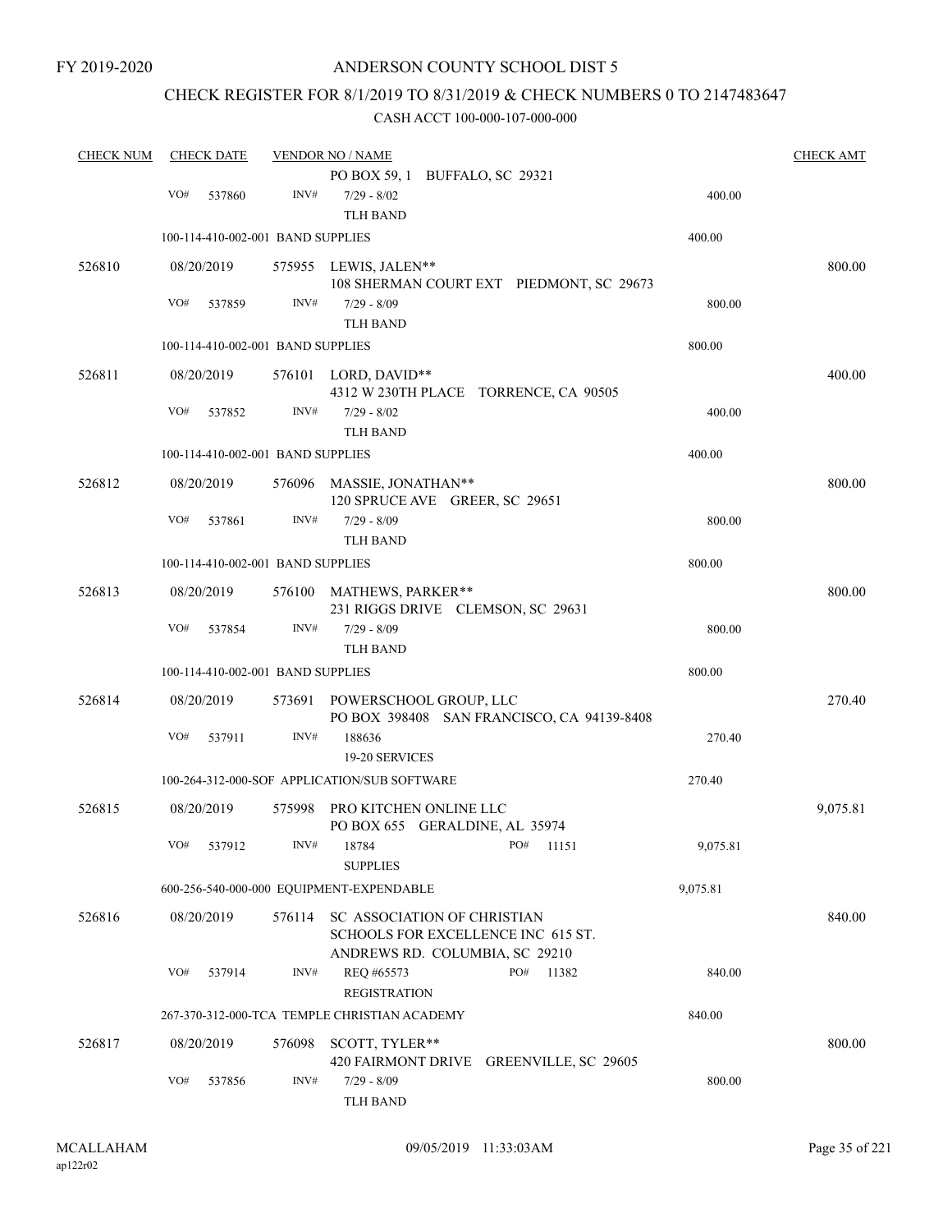FY 2019-2020

# ANDERSON COUNTY SCHOOL DIST 5

## CHECK REGISTER FOR 8/1/2019 TO 8/31/2019 & CHECK NUMBERS 0 TO 2147483647

### CASH ACCT 100-000-107-000-000

| CHECK NUM | CHECK DATE | VENDOR NO / NAME | | CHECK AMT |
|---|---|---|---|---|
| | | PO BOX 59, 1 BUFFALO, SC 29321 | | |
| | VO# 537860 | INV# 7/29 - 8/02<br>TLH BAND | 400.00 | |
| | 100-114-410-002-001 BAND SUPPLIES | | 400.00 | |
| 526810 | 08/20/2019 | 575955 LEWIS, JALEN**<br>108 SHERMAN COURT EXT PIEDMONT, SC 29673 | | 800.00 |
| | VO# 537859 | INV# 7/29 - 8/09<br>TLH BAND | 800.00 | |
| | 100-114-410-002-001 BAND SUPPLIES | | 800.00 | |
| 526811 | 08/20/2019 | 576101 LORD, DAVID**<br>4312 W 230TH PLACE TORRENCE, CA 90505 | | 400.00 |
| | VO# 537852 | INV# 7/29 - 8/02<br>TLH BAND | 400.00 | |
| | 100-114-410-002-001 BAND SUPPLIES | | 400.00 | |
| 526812 | 08/20/2019 | 576096 MASSIE, JONATHAN**<br>120 SPRUCE AVE GREER, SC 29651 | | 800.00 |
| | VO# 537861 | INV# 7/29 - 8/09<br>TLH BAND | 800.00 | |
| | 100-114-410-002-001 BAND SUPPLIES | | 800.00 | |
| 526813 | 08/20/2019 | 576100 MATHEWS, PARKER**<br>231 RIGGS DRIVE CLEMSON, SC 29631 | | 800.00 |
| | VO# 537854 | INV# 7/29 - 8/09<br>TLH BAND | 800.00 | |
| | 100-114-410-002-001 BAND SUPPLIES | | 800.00 | |
| 526814 | 08/20/2019 | 573691 POWERSCHOOL GROUP, LLC<br>PO BOX 398408 SAN FRANCISCO, CA 94139-8408 | | 270.40 |
| | VO# 537911 | INV# 188636<br>19-20 SERVICES | 270.40 | |
| | 100-264-312-000-SOF APPLICATION/SUB SOFTWARE | | 270.40 | |
| 526815 | 08/20/2019 | 575998 PRO KITCHEN ONLINE LLC<br>PO BOX 655 GERALDINE, AL 35974 | | 9,075.81 |
| | VO# 537912 | INV# 18784 PO# 11151<br>SUPPLIES | 9,075.81 | |
| | 600-256-540-000-000 EQUIPMENT-EXPENDABLE | | 9,075.81 | |
| 526816 | 08/20/2019 | 576114 SC ASSOCIATION OF CHRISTIAN<br>SCHOOLS FOR EXCELLENCE INC 615 ST.<br>ANDREWS RD. COLUMBIA, SC 29210 | | 840.00 |
| | VO# 537914 | INV# REQ #65573 PO# 11382<br>REGISTRATION | 840.00 | |
| | 267-370-312-000-TCA TEMPLE CHRISTIAN ACADEMY | | 840.00 | |
| 526817 | 08/20/2019 | 576098 SCOTT, TYLER**<br>420 FAIRMONT DRIVE GREENVILLE, SC 29605 | | 800.00 |
| | VO# 537856 | INV# 7/29 - 8/09<br>TLH BAND | 800.00 | |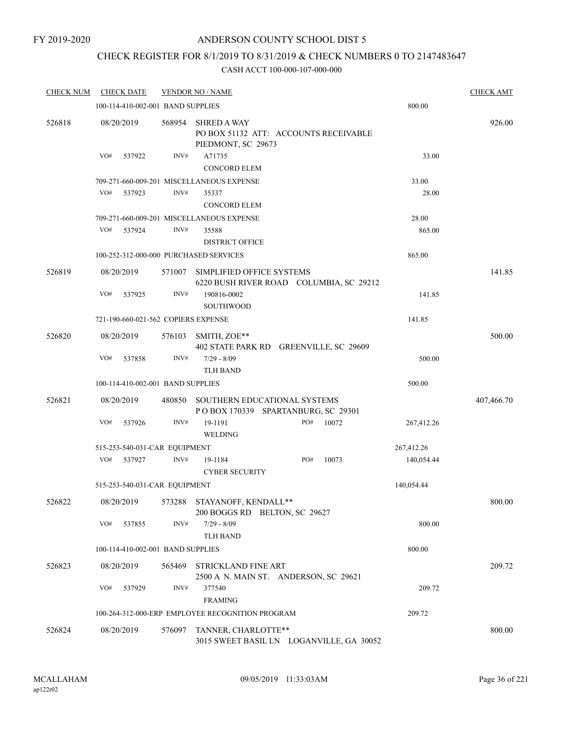FY 2019-2020

# ANDERSON COUNTY SCHOOL DIST 5

## CHECK REGISTER FOR 8/1/2019 TO 8/31/2019 & CHECK NUMBERS 0 TO 2147483647

### CASH ACCT 100-000-107-000-000

| CHECK NUM | CHECK DATE | VENDOR NO / NAME | | CHECK AMT |
|---|---|---|---|---|
| | 100-114-410-002-001 BAND SUPPLIES | | 800.00 | |
| 526818 | 08/20/2019 | 568954 SHRED A WAY<br>PO BOX 51132 ATT: ACCOUNTS RECEIVABLE<br>PIEDMONT, SC 29673 | | 926.00 |
| | VO# 537922 | INV# A71735<br>CONCORD ELEM | 33.00 | |
| | 709-271-660-009-201 MISCELLANEOUS EXPENSE | | 33.00 | |
| | VO# 537923 | INV# 35337<br>CONCORD ELEM | 28.00 | |
| | 709-271-660-009-201 MISCELLANEOUS EXPENSE | | 28.00 | |
| | VO# 537924 | INV# 35588<br>DISTRICT OFFICE | 865.00 | |
| | 100-252-312-000-000 PURCHASED SERVICES | | 865.00 | |
| 526819 | 08/20/2019 | 571007 SIMPLIFIED OFFICE SYSTEMS<br>6220 BUSH RIVER ROAD COLUMBIA, SC 29212 | | 141.85 |
| | VO# 537925 | INV# 190816-0002<br>SOUTHWOOD | 141.85 | |
| | 721-190-660-021-562 COPIERS EXPENSE | | 141.85 | |
| 526820 | 08/20/2019 | 576103 SMITH, ZOE**<br>402 STATE PARK RD GREENVILLE, SC 29609 | | 500.00 |
| | VO# 537858 | INV# 7/29 - 8/09<br>TLH BAND | 500.00 | |
| | 100-114-410-002-001 BAND SUPPLIES | | 500.00 | |
| 526821 | 08/20/2019 | 480850 SOUTHERN EDUCATIONAL SYSTEMS<br>P O BOX 170339 SPARTANBURG, SC 29301 | | 407,466.70 |
| | VO# 537926 | INV# 19-1191 PO# 10072<br>WELDING | 267,412.26 | |
| | 515-253-540-031-CAR EQUIPMENT | | 267,412.26 | |
| | VO# 537927 | INV# 19-1184 PO# 10073<br>CYBER SECURITY | 140,054.44 | |
| | 515-253-540-031-CAR EQUIPMENT | | 140,054.44 | |
| 526822 | 08/20/2019 | 573288 STAYANOFF, KENDALL**<br>200 BOGGS RD BELTON, SC 29627 | | 800.00 |
| | VO# 537855 | INV# 7/29 - 8/09<br>TLH BAND | 800.00 | |
| | 100-114-410-002-001 BAND SUPPLIES | | 800.00 | |
| 526823 | 08/20/2019 | 565469 STRICKLAND FINE ART<br>2500 A N. MAIN ST. ANDERSON, SC 29621 | | 209.72 |
| | VO# 537929 | INV# 377540<br>FRAMING | 209.72 | |
| | 100-264-312-000-ERP EMPLOYEE RECOGNITION PROGRAM | | 209.72 | |
| 526824 | 08/20/2019 | 576097 TANNER, CHARLOTTE**<br>3015 SWEET BASIL LN LOGANVILLE, GA 30052 | | 800.00 |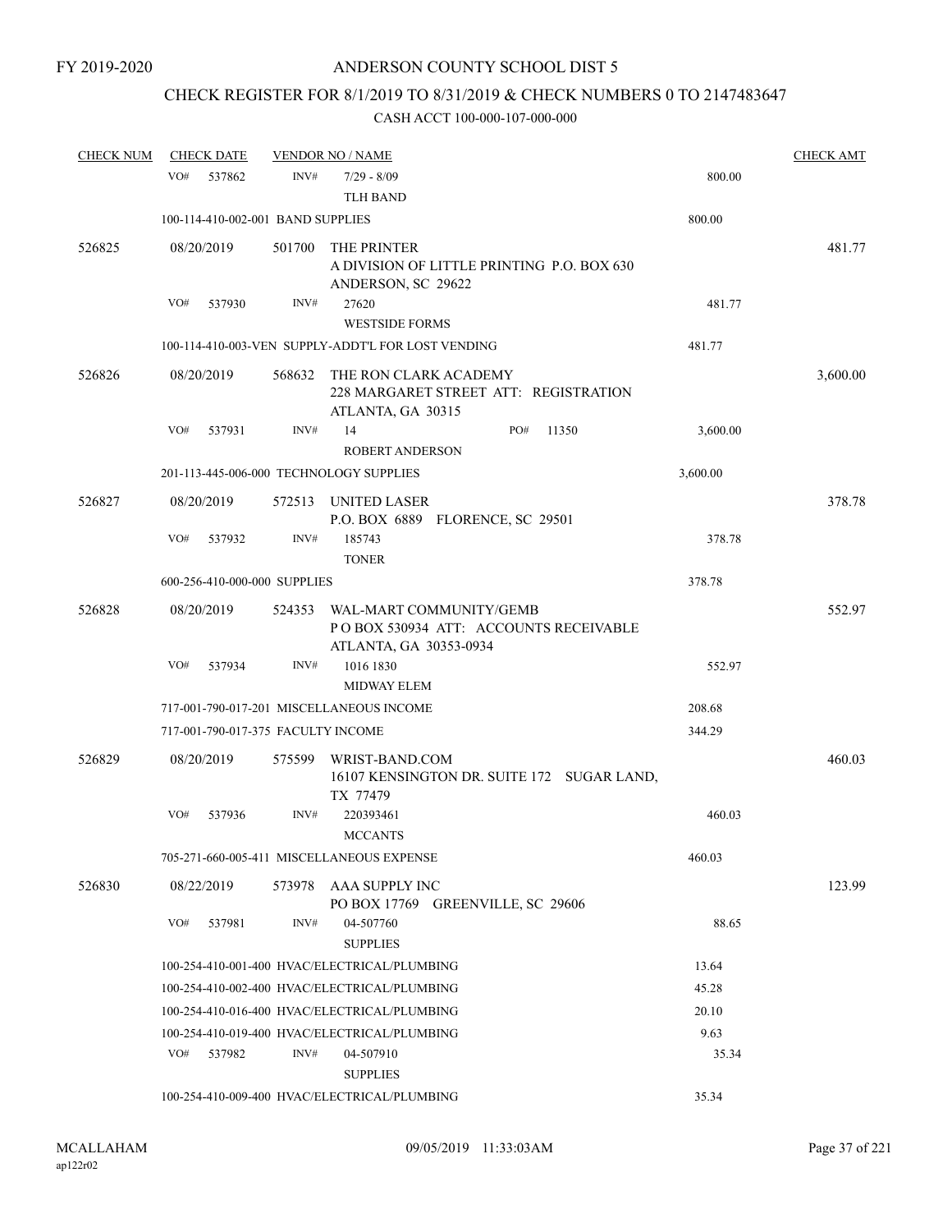FY 2019-2020

# ANDERSON COUNTY SCHOOL DIST 5

## CHECK REGISTER FOR 8/1/2019 TO 8/31/2019 & CHECK NUMBERS 0 TO 2147483647

### CASH ACCT 100-000-107-000-000

| CHECK NUM | CHECK DATE | VENDOR NO / NAME | | CHECK AMT |
|---|---|---|---|---|
| | VO# 537862 | INV# 7/29 - 8/09<br>TLH BAND | 800.00 | |
| | 100-114-410-002-001 BAND SUPPLIES | | 800.00 | |
| 526825 | 08/20/2019 | 501700 THE PRINTER<br>A DIVISION OF LITTLE PRINTING P.O. BOX 630<br>ANDERSON, SC 29622 | | 481.77 |
| | VO# 537930 | INV# 27620<br>WESTSIDE FORMS | 481.77 | |
| | 100-114-410-003-VEN SUPPLY-ADDT'L FOR LOST VENDING | | 481.77 | |
| 526826 | 08/20/2019 | 568632 THE RON CLARK ACADEMY<br>228 MARGARET STREET ATT: REGISTRATION<br>ATLANTA, GA 30315 | | 3,600.00 |
| | VO# 537931 | INV# 14 PO# 11350<br>ROBERT ANDERSON | 3,600.00 | |
| | 201-113-445-006-000 TECHNOLOGY SUPPLIES | | 3,600.00 | |
| 526827 | 08/20/2019 | 572513 UNITED LASER<br>P.O. BOX 6889 FLORENCE, SC 29501 | | 378.78 |
| | VO# 537932 | INV# 185743<br>TONER | 378.78 | |
| | 600-256-410-000-000 SUPPLIES | | 378.78 | |
| 526828 | 08/20/2019 | 524353 WAL-MART COMMUNITY/GEMB<br>P O BOX 530934 ATT: ACCOUNTS RECEIVABLE<br>ATLANTA, GA 30353-0934 | | 552.97 |
| | VO# 537934 | INV# 1016 1830<br>MIDWAY ELEM | 552.97 | |
| | 717-001-790-017-201 MISCELLANEOUS INCOME | | 208.68 | |
| | 717-001-790-017-375 FACULTY INCOME | | 344.29 | |
| 526829 | 08/20/2019 | 575599 WRIST-BAND.COM<br>16107 KENSINGTON DR. SUITE 172 SUGAR LAND,<br>TX 77479 | | 460.03 |
| | VO# 537936 | INV# 220393461<br>MCCANTS | 460.03 | |
| | 705-271-660-005-411 MISCELLANEOUS EXPENSE | | 460.03 | |
| 526830 | 08/22/2019 | 573978 AAA SUPPLY INC<br>PO BOX 17769 GREENVILLE, SC 29606 | | 123.99 |
| | VO# 537981 | INV# 04-507760<br>SUPPLIES | 88.65 | |
| | 100-254-410-001-400 HVAC/ELECTRICAL/PLUMBING | | 13.64 | |
| | 100-254-410-002-400 HVAC/ELECTRICAL/PLUMBING | | 45.28 | |
| | 100-254-410-016-400 HVAC/ELECTRICAL/PLUMBING | | 20.10 | |
| | 100-254-410-019-400 HVAC/ELECTRICAL/PLUMBING | | 9.63 | |
| | VO# 537982 | INV# 04-507910<br>SUPPLIES | 35.34 | |
| | 100-254-410-009-400 HVAC/ELECTRICAL/PLUMBING | | 35.34 | |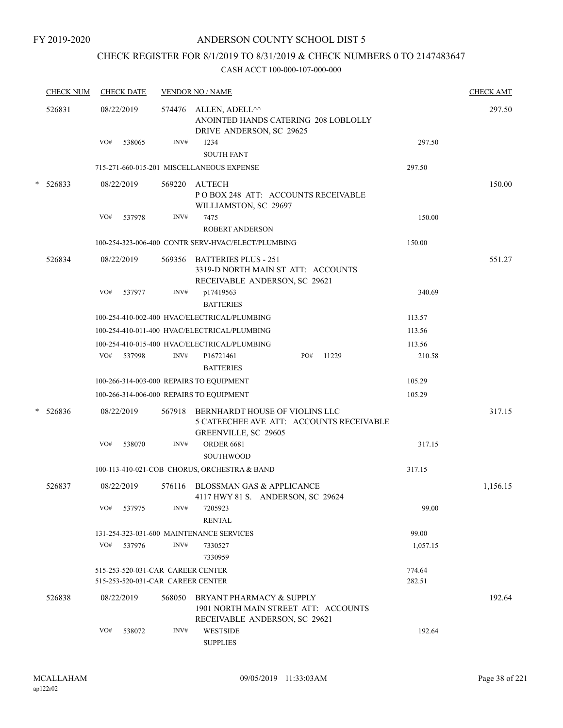FY 2019-2020

# ANDERSON COUNTY SCHOOL DIST 5

## CHECK REGISTER FOR 8/1/2019 TO 8/31/2019 & CHECK NUMBERS 0 TO 2147483647

### CASH ACCT 100-000-107-000-000

| CHECK NUM | CHECK DATE | VENDOR NO / NAME | | CHECK AMT |
|---|---|---|---|---|
| 526831 | 08/22/2019 | 574476 ALLEN, ADELL^^ ANOINTED HANDS CATERING 208 LOBLOLLY DRIVE ANDERSON, SC 29625 | | 297.50 |
| | VO# 538065 | INV# 1234 SOUTH FANT | 297.50 | |
| | | 715-271-660-015-201 MISCELLANEOUS EXPENSE | 297.50 | |
| * 526833 | 08/22/2019 | 569220 AUTECH P O BOX 248 ATT: ACCOUNTS RECEIVABLE WILLIAMSTON, SC 29697 | | 150.00 |
| | VO# 537978 | INV# 7475 ROBERT ANDERSON | 150.00 | |
| | | 100-254-323-006-400 CONTR SERV-HVAC/ELECT/PLUMBING | 150.00 | |
| 526834 | 08/22/2019 | 569356 BATTERIES PLUS - 251 3319-D NORTH MAIN ST ATT: ACCOUNTS RECEIVABLE ANDERSON, SC 29621 | | 551.27 |
| | VO# 537977 | INV# p17419563 BATTERIES | 340.69 | |
| | | 100-254-410-002-400 HVAC/ELECTRICAL/PLUMBING | 113.57 | |
| | | 100-254-410-011-400 HVAC/ELECTRICAL/PLUMBING | 113.56 | |
| | | 100-254-410-015-400 HVAC/ELECTRICAL/PLUMBING | 113.56 | |
| | VO# 537998 | INV# P16721461 PO# 11229 BATTERIES | 210.58 | |
| | | 100-266-314-003-000 REPAIRS TO EQUIPMENT | 105.29 | |
| | | 100-266-314-006-000 REPAIRS TO EQUIPMENT | 105.29 | |
| * 526836 | 08/22/2019 | 567918 BERNHARDT HOUSE OF VIOLINS LLC 5 CATEECHEE AVE ATT: ACCOUNTS RECEIVABLE GREENVILLE, SC 29605 | | 317.15 |
| | VO# 538070 | INV# ORDER 6681 SOUTHWOOD | 317.15 | |
| | | 100-113-410-021-COB CHORUS, ORCHESTRA & BAND | 317.15 | |
| 526837 | 08/22/2019 | 576116 BLOSSMAN GAS & APPLICANCE 4117 HWY 81 S. ANDERSON, SC 29624 | | 1,156.15 |
| | VO# 537975 | INV# 7205923 RENTAL | 99.00 | |
| | | 131-254-323-031-600 MAINTENANCE SERVICES | 99.00 | |
| | VO# 537976 | INV# 7330527 7330959 | 1,057.15 | |
| | | 515-253-520-031-CAR CAREER CENTER | 774.64 | |
| | | 515-253-520-031-CAR CAREER CENTER | 282.51 | |
| 526838 | 08/22/2019 | 568050 BRYANT PHARMACY & SUPPLY 1901 NORTH MAIN STREET ATT: ACCOUNTS RECEIVABLE ANDERSON, SC 29621 | | 192.64 |
| | VO# 538072 | INV# WESTSIDE SUPPLIES | 192.64 | |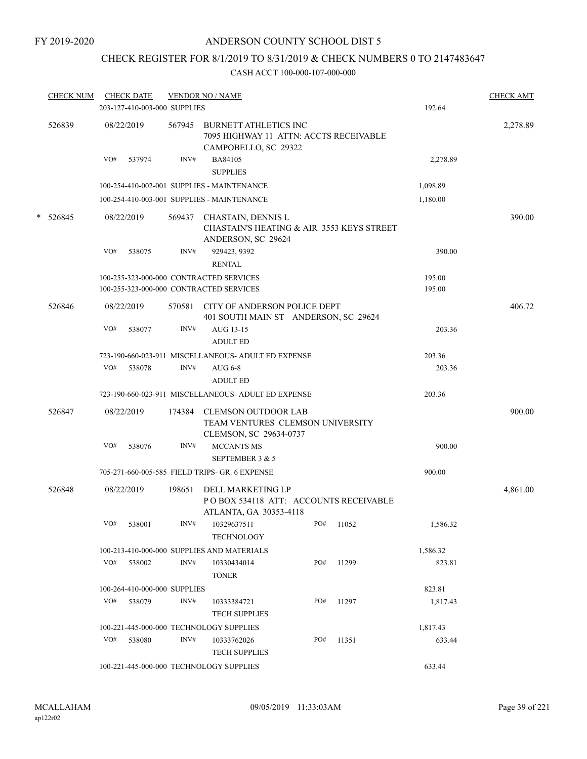FY 2019-2020

# ANDERSON COUNTY SCHOOL DIST 5

## CHECK REGISTER FOR 8/1/2019 TO 8/31/2019 & CHECK NUMBERS 0 TO 2147483647

CASH ACCT 100-000-107-000-000

| CHECK NUM | CHECK DATE | VENDOR NO / NAME | | | CHECK AMT |
|---|---|---|---|---|---|
| | 203-127-410-003-000 SUPPLIES | | | 192.64 | |
| 526839 | 08/22/2019 | 567945 BURNETT ATHLETICS INC 7095 HIGHWAY 11 ATTN: ACCTS RECEIVABLE CAMPOBELLO, SC 29322 | | | 2,278.89 |
| | VO# 537974 | INV# BA84105 SUPPLIES | | 2,278.89 | |
| | 100-254-410-002-001 SUPPLIES - MAINTENANCE | | | 1,098.89 | |
| | 100-254-410-003-001 SUPPLIES - MAINTENANCE | | | 1,180.00 | |
| * 526845 | 08/22/2019 | 569437 CHASTAIN, DENNIS L CHASTAIN'S HEATING & AIR 3553 KEYS STREET ANDERSON, SC 29624 | | | 390.00 |
| | VO# 538075 | INV# 929423, 9392 RENTAL | | 390.00 | |
| | 100-255-323-000-000 CONTRACTED SERVICES | | | 195.00 | |
| | 100-255-323-000-000 CONTRACTED SERVICES | | | 195.00 | |
| 526846 | 08/22/2019 | 570581 CITY OF ANDERSON POLICE DEPT 401 SOUTH MAIN ST ANDERSON, SC 29624 | | | 406.72 |
| | VO# 538077 | INV# AUG 13-15 ADULT ED | | 203.36 | |
| | 723-190-660-023-911 MISCELLANEOUS- ADULT ED EXPENSE | | | 203.36 | |
| | VO# 538078 | INV# AUG 6-8 ADULT ED | | 203.36 | |
| | 723-190-660-023-911 MISCELLANEOUS- ADULT ED EXPENSE | | | 203.36 | |
| 526847 | 08/22/2019 | 174384 CLEMSON OUTDOOR LAB TEAM VENTURES CLEMSON UNIVERSITY CLEMSON, SC 29634-0737 | | | 900.00 |
| | VO# 538076 | INV# MCCANTS MS SEPTEMBER 3 & 5 | | 900.00 | |
| | 705-271-660-005-585 FIELD TRIPS- GR. 6 EXPENSE | | | 900.00 | |
| 526848 | 08/22/2019 | 198651 DELL MARKETING LP P O BOX 534118 ATT: ACCOUNTS RECEIVABLE ATLANTA, GA 30353-4118 | | | 4,861.00 |
| | VO# 538001 | INV# 10329637511 TECHNOLOGY | PO# 11052 | 1,586.32 | |
| | 100-213-410-000-000 SUPPLIES AND MATERIALS | | | 1,586.32 | |
| | VO# 538002 | INV# 10330434014 TONER | PO# 11299 | 823.81 | |
| | 100-264-410-000-000 SUPPLIES | | | 823.81 | |
| | VO# 538079 | INV# 10333384721 TECH SUPPLIES | PO# 11297 | 1,817.43 | |
| | 100-221-445-000-000 TECHNOLOGY SUPPLIES | | | 1,817.43 | |
| | VO# 538080 | INV# 10333762026 TECH SUPPLIES | PO# 11351 | 633.44 | |
| | 100-221-445-000-000 TECHNOLOGY SUPPLIES | | | 633.44 | |

MCALLAHAM
ap122r02
09/05/2019 11:33:03AM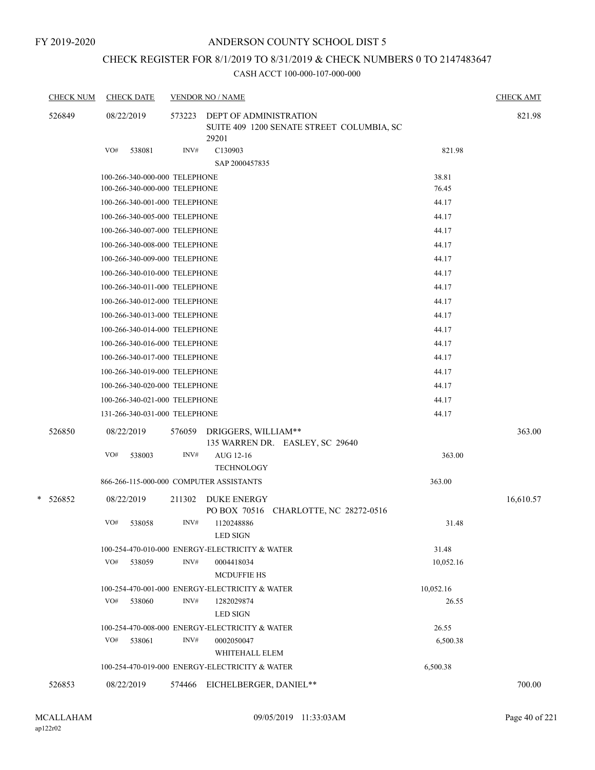FY 2019-2020

ANDERSON COUNTY SCHOOL DIST 5

CHECK REGISTER FOR 8/1/2019 TO 8/31/2019 & CHECK NUMBERS 0 TO 2147483647

CASH ACCT 100-000-107-000-000

| CHECK NUM | CHECK DATE | VENDOR NO / NAME | | CHECK AMT |
|---|---|---|---|---|
| 526849 | 08/22/2019 | 573223 DEPT OF ADMINISTRATION SUITE 409 1200 SENATE STREET COLUMBIA, SC 29201 | | 821.98 |
| | VO# 538081 | INV# C130903 SAP 2000457835 | 821.98 | |
| | 100-266-340-000-000 TELEPHONE | | 38.81 | |
| | 100-266-340-000-000 TELEPHONE | | 76.45 | |
| | 100-266-340-001-000 TELEPHONE | | 44.17 | |
| | 100-266-340-005-000 TELEPHONE | | 44.17 | |
| | 100-266-340-007-000 TELEPHONE | | 44.17 | |
| | 100-266-340-008-000 TELEPHONE | | 44.17 | |
| | 100-266-340-009-000 TELEPHONE | | 44.17 | |
| | 100-266-340-010-000 TELEPHONE | | 44.17 | |
| | 100-266-340-011-000 TELEPHONE | | 44.17 | |
| | 100-266-340-012-000 TELEPHONE | | 44.17 | |
| | 100-266-340-013-000 TELEPHONE | | 44.17 | |
| | 100-266-340-014-000 TELEPHONE | | 44.17 | |
| | 100-266-340-016-000 TELEPHONE | | 44.17 | |
| | 100-266-340-017-000 TELEPHONE | | 44.17 | |
| | 100-266-340-019-000 TELEPHONE | | 44.17 | |
| | 100-266-340-020-000 TELEPHONE | | 44.17 | |
| | 100-266-340-021-000 TELEPHONE | | 44.17 | |
| | 131-266-340-031-000 TELEPHONE | | 44.17 | |
| 526850 | 08/22/2019 | 576059 DRIGGERS, WILLIAM** 135 WARREN DR. EASLEY, SC 29640 | | 363.00 |
| | VO# 538003 | INV# AUG 12-16 TECHNOLOGY | 363.00 | |
| | 866-266-115-000-000 COMPUTER ASSISTANTS | | 363.00 | |
| * 526852 | 08/22/2019 | 211302 DUKE ENERGY PO BOX 70516 CHARLOTTE, NC 28272-0516 | | 16,610.57 |
| | VO# 538058 | INV# 1120248886 LED SIGN | 31.48 | |
| | 100-254-470-010-000 ENERGY-ELECTRICITY & WATER | | 31.48 | |
| | VO# 538059 | INV# 0004418034 MCDUFFIE HS | 10,052.16 | |
| | 100-254-470-001-000 ENERGY-ELECTRICITY & WATER | | 10,052.16 | |
| | VO# 538060 | INV# 1282029874 LED SIGN | 26.55 | |
| | 100-254-470-008-000 ENERGY-ELECTRICITY & WATER | | 26.55 | |
| | VO# 538061 | INV# 0002050047 WHITEHALL ELEM | 6,500.38 | |
| | 100-254-470-019-000 ENERGY-ELECTRICITY & WATER | | 6,500.38 | |
| 526853 | 08/22/2019 | 574466 EICHELBERGER, DANIEL** | | 700.00 |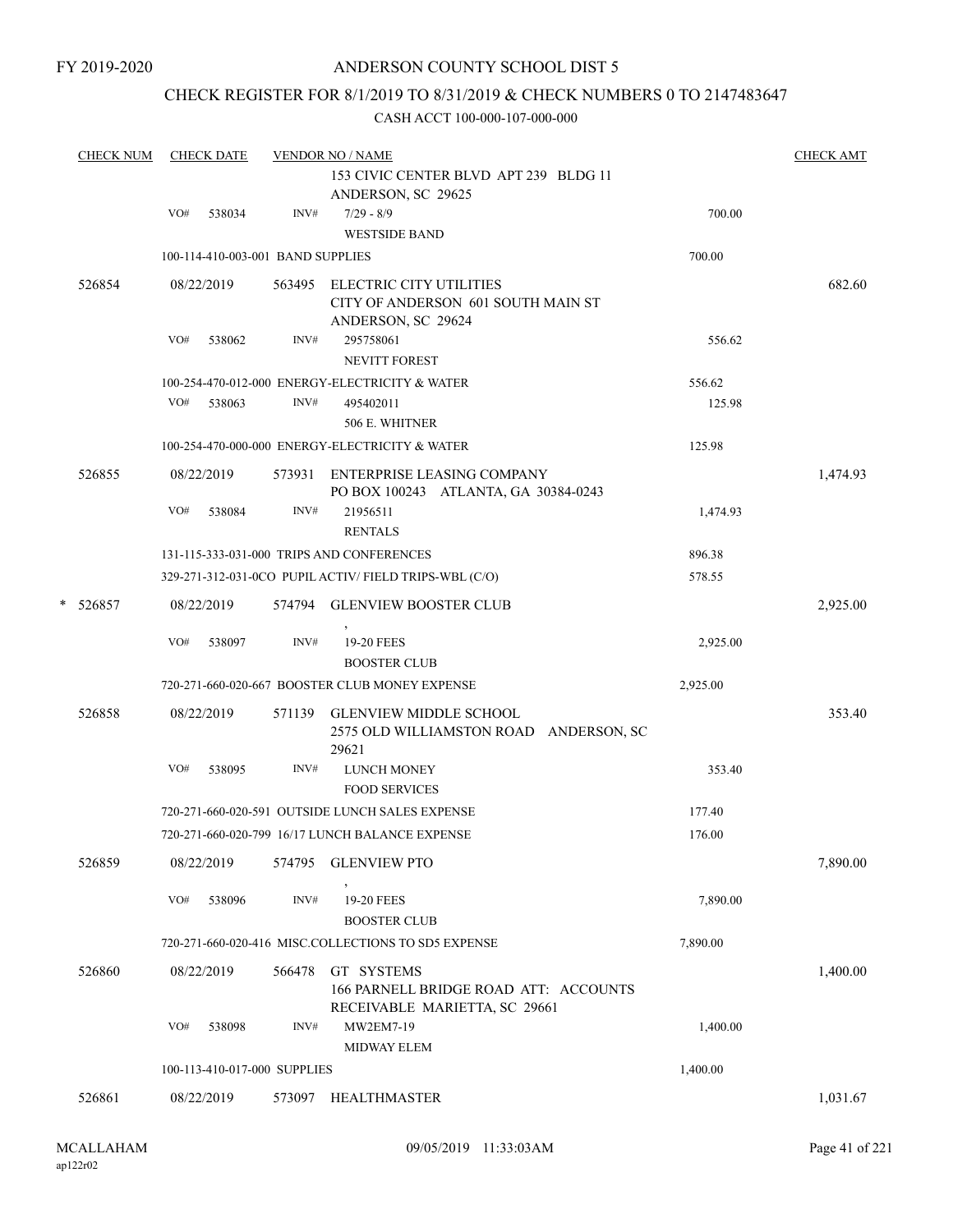FY 2019-2020

# ANDERSON COUNTY SCHOOL DIST 5

## CHECK REGISTER FOR 8/1/2019 TO 8/31/2019 & CHECK NUMBERS 0 TO 2147483647

### CASH ACCT 100-000-107-000-000

| CHECK NUM | CHECK DATE | VENDOR NO / NAME | | CHECK AMT |
|---|---|---|---|---|
| | | 153 CIVIC CENTER BLVD APT 239 BLDG 11 ANDERSON, SC 29625 | | |
| | VO# 538034 | INV# 7/29 - 8/9 WESTSIDE BAND | 700.00 | |
| | 100-114-410-003-001 BAND SUPPLIES | | 700.00 | |
| 526854 | 08/22/2019 | 563495 ELECTRIC CITY UTILITIES CITY OF ANDERSON 601 SOUTH MAIN ST ANDERSON, SC 29624 | | 682.60 |
| | VO# 538062 | INV# 295758061 NEVITT FOREST | 556.62 | |
| | 100-254-470-012-000 ENERGY-ELECTRICITY & WATER | | 556.62 | |
| | VO# 538063 | INV# 495402011 506 E. WHITNER | 125.98 | |
| | 100-254-470-000-000 ENERGY-ELECTRICITY & WATER | | 125.98 | |
| 526855 | 08/22/2019 | 573931 ENTERPRISE LEASING COMPANY PO BOX 100243 ATLANTA, GA 30384-0243 | | 1,474.93 |
| | VO# 538084 | INV# 21956511 RENTALS | 1,474.93 | |
| | 131-115-333-031-000 TRIPS AND CONFERENCES | | 896.38 | |
| | 329-271-312-031-0CO PUPIL ACTIV/ FIELD TRIPS-WBL (C/O) | | 578.55 | |
| * 526857 | 08/22/2019 | 574794 GLENVIEW BOOSTER CLUB , | | 2,925.00 |
| | VO# 538097 | INV# 19-20 FEES BOOSTER CLUB | 2,925.00 | |
| | 720-271-660-020-667 BOOSTER CLUB MONEY EXPENSE | | 2,925.00 | |
| 526858 | 08/22/2019 | 571139 GLENVIEW MIDDLE SCHOOL 2575 OLD WILLIAMSTON ROAD ANDERSON, SC 29621 | | 353.40 |
| | VO# 538095 | INV# LUNCH MONEY FOOD SERVICES | 353.40 | |
| | 720-271-660-020-591 OUTSIDE LUNCH SALES EXPENSE | | 177.40 | |
| | 720-271-660-020-799 16/17 LUNCH BALANCE EXPENSE | | 176.00 | |
| 526859 | 08/22/2019 | 574795 GLENVIEW PTO , | | 7,890.00 |
| | VO# 538096 | INV# 19-20 FEES BOOSTER CLUB | 7,890.00 | |
| | 720-271-660-020-416 MISC.COLLECTIONS TO SD5 EXPENSE | | 7,890.00 | |
| 526860 | 08/22/2019 | 566478 GT SYSTEMS 166 PARNELL BRIDGE ROAD ATT: ACCOUNTS RECEIVABLE MARIETTA, SC 29661 | | 1,400.00 |
| | VO# 538098 | INV# MW2EM7-19 MIDWAY ELEM | 1,400.00 | |
| | 100-113-410-017-000 SUPPLIES | | 1,400.00 | |
| 526861 | 08/22/2019 | 573097 HEALTHMASTER | | 1,031.67 |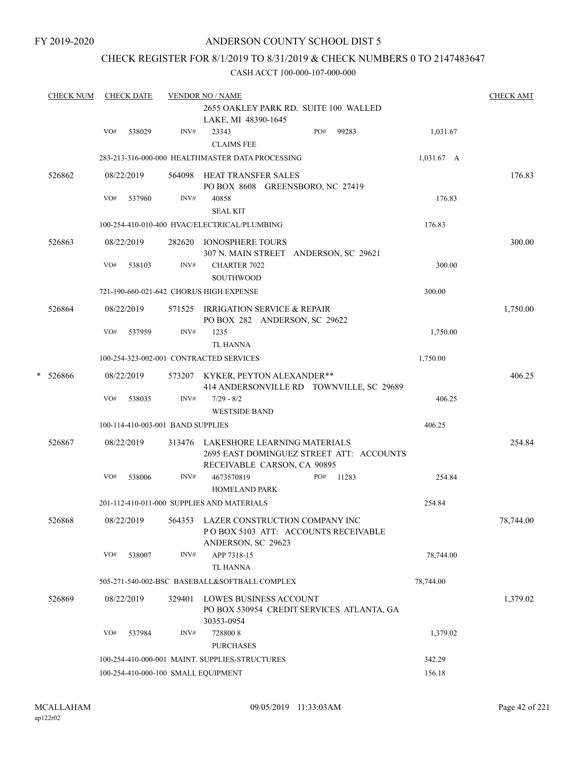FY 2019-2020

# ANDERSON COUNTY SCHOOL DIST 5

## CHECK REGISTER FOR 8/1/2019 TO 8/31/2019 & CHECK NUMBERS 0 TO 2147483647

CASH ACCT 100-000-107-000-000

| CHECK NUM | CHECK DATE | VENDOR NO / NAME | | | CHECK AMT |
|---|---|---|---|---|---|
| | | 2655 OAKLEY PARK RD. SUITE 100 WALLED LAKE, MI 48390-1645 | | | |
| | VO# 538029 | INV# 23343 CLAIMS FEE | PO# 99283 | 1,031.67 | |
| | 283-213-316-000-000 HEALTHMASTER DATA PROCESSING | | | 1,031.67 A | |
| 526862 | 08/22/2019 | 564098 HEAT TRANSFER SALES PO BOX 8608 GREENSBORO, NC 27419 | | | 176.83 |
| | VO# 537960 | INV# 40858 SEAL KIT | | 176.83 | |
| | 100-254-410-010-400 HVAC/ELECTRICAL/PLUMBING | | | 176.83 | |
| 526863 | 08/22/2019 | 282620 IONOSPHERE TOURS 307 N. MAIN STREET ANDERSON, SC 29621 | | | 300.00 |
| | VO# 538103 | INV# CHARTER 7022 SOUTHWOOD | | 300.00 | |
| | 721-190-660-021-642 CHORUS HIGH EXPENSE | | | 300.00 | |
| 526864 | 08/22/2019 | 571525 IRRIGATION SERVICE & REPAIR PO BOX 282 ANDERSON, SC 29622 | | | 1,750.00 |
| | VO# 537959 | INV# 1235 TL HANNA | | 1,750.00 | |
| | 100-254-323-002-001 CONTRACTED SERVICES | | | 1,750.00 | |
| * 526866 | 08/22/2019 | 573207 KYKER, PEYTON ALEXANDER** 414 ANDERSONVILLE RD TOWNVILLE, SC 29689 | | | 406.25 |
| | VO# 538035 | INV# 7/29 - 8/2 WESTSIDE BAND | | 406.25 | |
| | 100-114-410-003-001 BAND SUPPLIES | | | 406.25 | |
| 526867 | 08/22/2019 | 313476 LAKESHORE LEARNING MATERIALS 2695 EAST DOMINGUEZ STREET ATT: ACCOUNTS RECEIVABLE CARSON, CA 90895 | | | 254.84 |
| | VO# 538006 | INV# 4673570819 HOMELAND PARK | PO# 11283 | 254.84 | |
| | 201-112-410-011-000 SUPPLIES AND MATERIALS | | | 254.84 | |
| 526868 | 08/22/2019 | 564353 LAZER CONSTRUCTION COMPANY INC P O BOX 5103 ATT: ACCOUNTS RECEIVABLE ANDERSON, SC 29623 | | | 78,744.00 |
| | VO# 538007 | INV# APP 7318-15 TL HANNA | | 78,744.00 | |
| | 505-271-540-002-BSC BASEBALL&SOFTBALL COMPLEX | | | 78,744.00 | |
| 526869 | 08/22/2019 | 329401 LOWES BUSINESS ACCOUNT PO BOX 530954 CREDIT SERVICES ATLANTA, GA 30353-0954 | | | 1,379.02 |
| | VO# 537984 | INV# 728800 8 PURCHASES | | 1,379.02 | |
| | 100-254-410-000-001 MAINT. SUPPLIES-STRUCTURES | | | 342.29 | |
| | 100-254-410-000-100 SMALL EQUIPMENT | | | 156.18 | |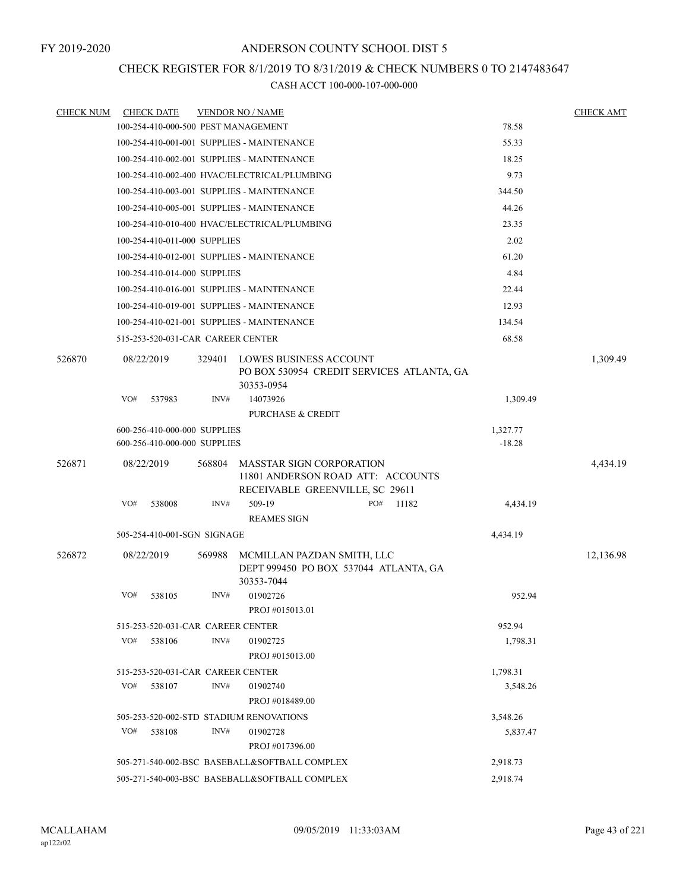FY 2019-2020

# ANDERSON COUNTY SCHOOL DIST 5

## CHECK REGISTER FOR 8/1/2019 TO 8/31/2019 & CHECK NUMBERS 0 TO 2147483647

### CASH ACCT 100-000-107-000-000

| CHECK NUM | CHECK DATE | VENDOR NO / NAME | | CHECK AMT |
|---|---|---|---|---|
| | 100-254-410-000-500 PEST MANAGEMENT | | 78.58 | |
| | 100-254-410-001-001 SUPPLIES - MAINTENANCE | | 55.33 | |
| | 100-254-410-002-001 SUPPLIES - MAINTENANCE | | 18.25 | |
| | 100-254-410-002-400 HVAC/ELECTRICAL/PLUMBING | | 9.73 | |
| | 100-254-410-003-001 SUPPLIES - MAINTENANCE | | 344.50 | |
| | 100-254-410-005-001 SUPPLIES - MAINTENANCE | | 44.26 | |
| | 100-254-410-010-400 HVAC/ELECTRICAL/PLUMBING | | 23.35 | |
| | 100-254-410-011-000 SUPPLIES | | 2.02 | |
| | 100-254-410-012-001 SUPPLIES - MAINTENANCE | | 61.20 | |
| | 100-254-410-014-000 SUPPLIES | | 4.84 | |
| | 100-254-410-016-001 SUPPLIES - MAINTENANCE | | 22.44 | |
| | 100-254-410-019-001 SUPPLIES - MAINTENANCE | | 12.93 | |
| | 100-254-410-021-001 SUPPLIES - MAINTENANCE | | 134.54 | |
| | 515-253-520-031-CAR CAREER CENTER | | 68.58 | |
| 526870 | 08/22/2019 | 329401 LOWES BUSINESS ACCOUNT<br>PO BOX 530954 CREDIT SERVICES ATLANTA, GA 30353-0954 | | 1,309.49 |
| | VO# 537983 | INV# 14073926<br>PURCHASE & CREDIT | 1,309.49 | |
| | 600-256-410-000-000 SUPPLIES | | 1,327.77 | |
| | 600-256-410-000-000 SUPPLIES | | -18.28 | |
| 526871 | 08/22/2019 | 568804 MASSTAR SIGN CORPORATION<br>11801 ANDERSON ROAD ATT: ACCOUNTS RECEIVABLE GREENVILLE, SC 29611 | | 4,434.19 |
| | VO# 538008 | INV# 509-19 PO# 11182<br>REAMES SIGN | 4,434.19 | |
| | 505-254-410-001-SGN SIGNAGE | | 4,434.19 | |
| 526872 | 08/22/2019 | 569988 MCMILLAN PAZDAN SMITH, LLC<br>DEPT 999450 PO BOX 537044 ATLANTA, GA 30353-7044 | | 12,136.98 |
| | VO# 538105 | INV# 01902726<br>PROJ #015013.01 | 952.94 | |
| | 515-253-520-031-CAR CAREER CENTER | | 952.94 | |
| | VO# 538106 | INV# 01902725<br>PROJ #015013.00 | 1,798.31 | |
| | 515-253-520-031-CAR CAREER CENTER | | 1,798.31 | |
| | VO# 538107 | INV# 01902740<br>PROJ #018489.00 | 3,548.26 | |
| | 505-253-520-002-STD STADIUM RENOVATIONS | | 3,548.26 | |
| | VO# 538108 | INV# 01902728<br>PROJ #017396.00 | 5,837.47 | |
| | 505-271-540-002-BSC BASEBALL&SOFTBALL COMPLEX | | 2,918.73 | |
| | 505-271-540-003-BSC BASEBALL&SOFTBALL COMPLEX | | 2,918.74 | |

MCALLAHAM
ap122r02

09/05/2019 11:33:03AM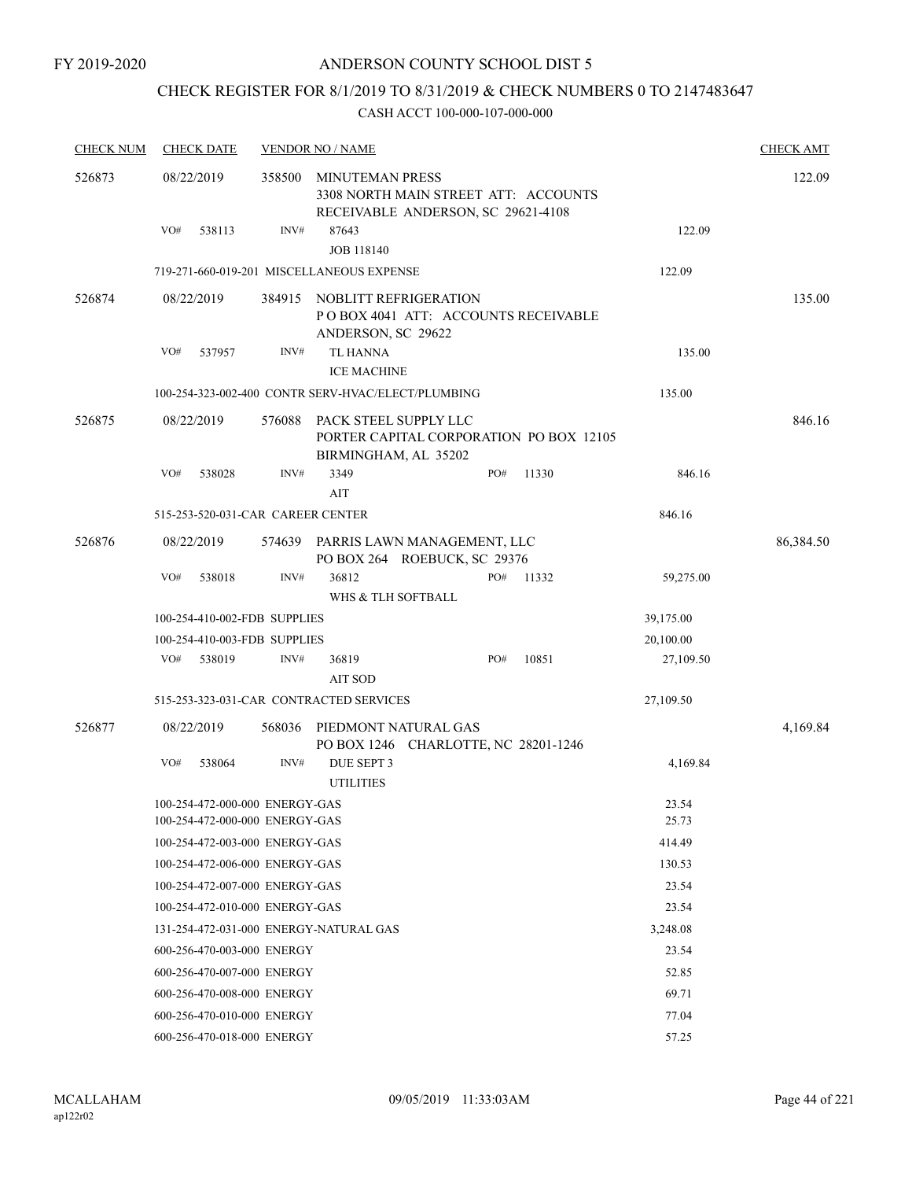FY 2019-2020

# ANDERSON COUNTY SCHOOL DIST 5

## CHECK REGISTER FOR 8/1/2019 TO 8/31/2019 & CHECK NUMBERS 0 TO 2147483647

CASH ACCT 100-000-107-000-000

| CHECK NUM | CHECK DATE | VENDOR NO / NAME | | | CHECK AMT |
|---|---|---|---|---|---|
| 526873 | 08/22/2019 | 358500 MINUTEMAN PRESS<br>3308 NORTH MAIN STREET ATT: ACCOUNTS RECEIVABLE ANDERSON, SC 29621-4108 | | | 122.09 |
| | VO# 538113 | INV# 87643<br>JOB 118140 | | 122.09 | |
| | 719-271-660-019-201 MISCELLANEOUS EXPENSE | | | 122.09 | |
| 526874 | 08/22/2019 | 384915 NOBLITT REFRIGERATION<br>P O BOX 4041 ATT: ACCOUNTS RECEIVABLE ANDERSON, SC 29622 | | | 135.00 |
| | VO# 537957 | INV# TL HANNA<br>ICE MACHINE | | 135.00 | |
| | 100-254-323-002-400 CONTR SERV-HVAC/ELECT/PLUMBING | | | 135.00 | |
| 526875 | 08/22/2019 | 576088 PACK STEEL SUPPLY LLC<br>PORTER CAPITAL CORPORATION PO BOX 12105 BIRMINGHAM, AL 35202 | | | 846.16 |
| | VO# 538028 | INV# 3349<br>AIT | PO# 11330 | 846.16 | |
| | 515-253-520-031-CAR CAREER CENTER | | | 846.16 | |
| 526876 | 08/22/2019 | 574639 PARRIS LAWN MANAGEMENT, LLC<br>PO BOX 264 ROEBUCK, SC 29376 | | | 86,384.50 |
| | VO# 538018 | INV# 36812<br>WHS & TLH SOFTBALL | PO# 11332 | 59,275.00 | |
| | 100-254-410-002-FDB SUPPLIES | | | 39,175.00 | |
| | 100-254-410-003-FDB SUPPLIES | | | 20,100.00 | |
| | VO# 538019 | INV# 36819<br>AIT SOD | PO# 10851 | 27,109.50 | |
| | 515-253-323-031-CAR CONTRACTED SERVICES | | | 27,109.50 | |
| 526877 | 08/22/2019 | 568036 PIEDMONT NATURAL GAS<br>PO BOX 1246 CHARLOTTE, NC 28201-1246 | | | 4,169.84 |
| | VO# 538064 | INV# DUE SEPT 3<br>UTILITIES | | 4,169.84 | |
| | 100-254-472-000-000 ENERGY-GAS | | | 23.54 | |
| | 100-254-472-000-000 ENERGY-GAS | | | 25.73 | |
| | 100-254-472-003-000 ENERGY-GAS | | | 414.49 | |
| | 100-254-472-006-000 ENERGY-GAS | | | 130.53 | |
| | 100-254-472-007-000 ENERGY-GAS | | | 23.54 | |
| | 100-254-472-010-000 ENERGY-GAS | | | 23.54 | |
| | 131-254-472-031-000 ENERGY-NATURAL GAS | | | 3,248.08 | |
| | 600-256-470-003-000 ENERGY | | | 23.54 | |
| | 600-256-470-007-000 ENERGY | | | 52.85 | |
| | 600-256-470-008-000 ENERGY | | | 69.71 | |
| | 600-256-470-010-000 ENERGY | | | 77.04 | |
| | 600-256-470-018-000 ENERGY | | | 57.25 | |

MCALLAHAM
ap122r02

09/05/2019 11:33:03AM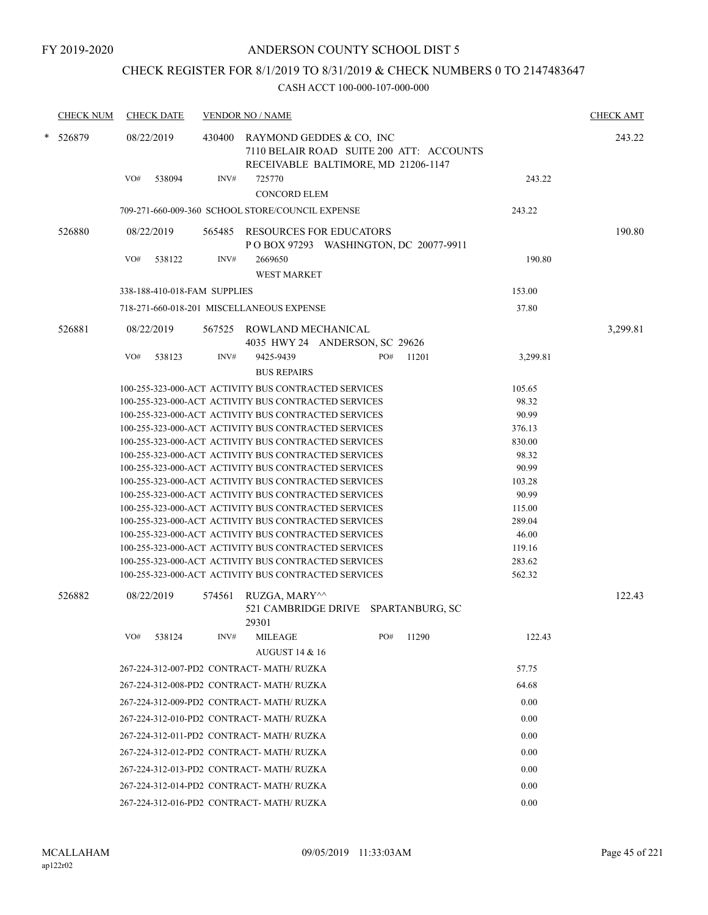FY 2019-2020

# ANDERSON COUNTY SCHOOL DIST 5

## CHECK REGISTER FOR 8/1/2019 TO 8/31/2019 & CHECK NUMBERS 0 TO 2147483647

### CASH ACCT 100-000-107-000-000

| CHECK NUM | CHECK DATE | VENDOR NO / NAME | | CHECK AMT |
|---|---|---|---|---|
| * 526879 | 08/22/2019 | 430400 RAYMOND GEDDES & CO, INC 7110 BELAIR ROAD SUITE 200 ATT: ACCOUNTS RECEIVABLE BALTIMORE, MD 21206-1147 | | 243.22 |
| | VO# 538094 | INV# 725770 CONCORD ELEM | 243.22 | |
| | | 709-271-660-009-360 SCHOOL STORE/COUNCIL EXPENSE | 243.22 | |
| 526880 | 08/22/2019 | 565485 RESOURCES FOR EDUCATORS P O BOX 97293 WASHINGTON, DC 20077-9911 | | 190.80 |
| | VO# 538122 | INV# 2669650 WEST MARKET | 190.80 | |
| | | 338-188-410-018-FAM SUPPLIES | 153.00 | |
| | | 718-271-660-018-201 MISCELLANEOUS EXPENSE | 37.80 | |
| 526881 | 08/22/2019 | 567525 ROWLAND MECHANICAL 4035 HWY 24 ANDERSON, SC 29626 | | 3,299.81 |
| | VO# 538123 | INV# 9425-9439 PO# 11201 BUS REPAIRS | 3,299.81 | |
| | | 100-255-323-000-ACT ACTIVITY BUS CONTRACTED SERVICES | 105.65 | |
| | | 100-255-323-000-ACT ACTIVITY BUS CONTRACTED SERVICES | 98.32 | |
| | | 100-255-323-000-ACT ACTIVITY BUS CONTRACTED SERVICES | 90.99 | |
| | | 100-255-323-000-ACT ACTIVITY BUS CONTRACTED SERVICES | 376.13 | |
| | | 100-255-323-000-ACT ACTIVITY BUS CONTRACTED SERVICES | 830.00 | |
| | | 100-255-323-000-ACT ACTIVITY BUS CONTRACTED SERVICES | 98.32 | |
| | | 100-255-323-000-ACT ACTIVITY BUS CONTRACTED SERVICES | 90.99 | |
| | | 100-255-323-000-ACT ACTIVITY BUS CONTRACTED SERVICES | 103.28 | |
| | | 100-255-323-000-ACT ACTIVITY BUS CONTRACTED SERVICES | 90.99 | |
| | | 100-255-323-000-ACT ACTIVITY BUS CONTRACTED SERVICES | 115.00 | |
| | | 100-255-323-000-ACT ACTIVITY BUS CONTRACTED SERVICES | 289.04 | |
| | | 100-255-323-000-ACT ACTIVITY BUS CONTRACTED SERVICES | 46.00 | |
| | | 100-255-323-000-ACT ACTIVITY BUS CONTRACTED SERVICES | 119.16 | |
| | | 100-255-323-000-ACT ACTIVITY BUS CONTRACTED SERVICES | 283.62 | |
| | | 100-255-323-000-ACT ACTIVITY BUS CONTRACTED SERVICES | 562.32 | |
| 526882 | 08/22/2019 | 574561 RUZGA, MARY^^ 521 CAMBRIDGE DRIVE SPARTANBURG, SC 29301 | | 122.43 |
| | VO# 538124 | INV# MILEAGE PO# 11290 AUGUST 14 & 16 | 122.43 | |
| | | 267-224-312-007-PD2 CONTRACT- MATH/ RUZKA | 57.75 | |
| | | 267-224-312-008-PD2 CONTRACT- MATH/ RUZKA | 64.68 | |
| | | 267-224-312-009-PD2 CONTRACT- MATH/ RUZKA | 0.00 | |
| | | 267-224-312-010-PD2 CONTRACT- MATH/ RUZKA | 0.00 | |
| | | 267-224-312-011-PD2 CONTRACT- MATH/ RUZKA | 0.00 | |
| | | 267-224-312-012-PD2 CONTRACT- MATH/ RUZKA | 0.00 | |
| | | 267-224-312-013-PD2 CONTRACT- MATH/ RUZKA | 0.00 | |
| | | 267-224-312-014-PD2 CONTRACT- MATH/ RUZKA | 0.00 | |
| | | 267-224-312-016-PD2 CONTRACT- MATH/ RUZKA | 0.00 | |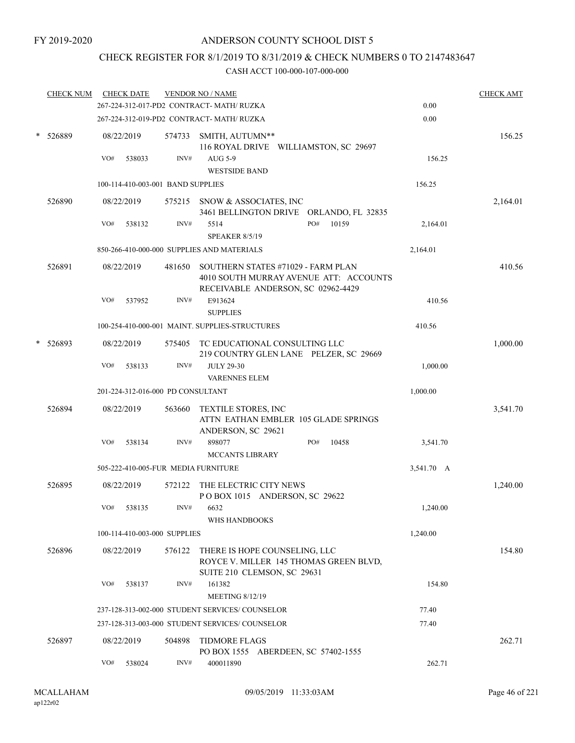FY 2019-2020

# ANDERSON COUNTY SCHOOL DIST 5

## CHECK REGISTER FOR 8/1/2019 TO 8/31/2019 & CHECK NUMBERS 0 TO 2147483647

### CASH ACCT 100-000-107-000-000

| CHECK NUM | CHECK DATE | VENDOR NO / NAME | | CHECK AMT |
|---|---|---|---|---|
| | 267-224-312-017-PD2 CONTRACT- MATH/ RUZKA | | 0.00 | |
| | 267-224-312-019-PD2 CONTRACT- MATH/ RUZKA | | 0.00 | |
| * 526889 | 08/22/2019 | 574733 SMITH, AUTUMN** 116 ROYAL DRIVE WILLIAMSTON, SC 29697 | | 156.25 |
| | VO# 538033 | INV# AUG 5-9 WESTSIDE BAND | 156.25 | |
| | 100-114-410-003-001 BAND SUPPLIES | | 156.25 | |
| 526890 | 08/22/2019 | 575215 SNOW & ASSOCIATES, INC 3461 BELLINGTON DRIVE ORLANDO, FL 32835 | | 2,164.01 |
| | VO# 538132 | INV# 5514 PO# 10159 SPEAKER 8/5/19 | 2,164.01 | |
| | 850-266-410-000-000 SUPPLIES AND MATERIALS | | 2,164.01 | |
| 526891 | 08/22/2019 | 481650 SOUTHERN STATES #71029 - FARM PLAN 4010 SOUTH MURRAY AVENUE ATT: ACCOUNTS RECEIVABLE ANDERSON, SC 02962-4429 | | 410.56 |
| | VO# 537952 | INV# E913624 SUPPLIES | 410.56 | |
| | 100-254-410-000-001 MAINT. SUPPLIES-STRUCTURES | | 410.56 | |
| * 526893 | 08/22/2019 | 575405 TC EDUCATIONAL CONSULTING LLC 219 COUNTRY GLEN LANE PELZER, SC 29669 | | 1,000.00 |
| | VO# 538133 | INV# JULY 29-30 VARENNES ELEM | 1,000.00 | |
| | 201-224-312-016-000 PD CONSULTANT | | 1,000.00 | |
| 526894 | 08/22/2019 | 563660 TEXTILE STORES, INC ATTN EATHAN EMBLER 105 GLADE SPRINGS ANDERSON, SC 29621 | | 3,541.70 |
| | VO# 538134 | INV# 898077 PO# 10458 MCCANTS LIBRARY | 3,541.70 | |
| | 505-222-410-005-FUR MEDIA FURNITURE | | 3,541.70 A | |
| 526895 | 08/22/2019 | 572122 THE ELECTRIC CITY NEWS P O BOX 1015 ANDERSON, SC 29622 | | 1,240.00 |
| | VO# 538135 | INV# 6632 WHS HANDBOOKS | 1,240.00 | |
| | 100-114-410-003-000 SUPPLIES | | 1,240.00 | |
| 526896 | 08/22/2019 | 576122 THERE IS HOPE COUNSELING, LLC ROYCE V. MILLER 145 THOMAS GREEN BLVD, SUITE 210 CLEMSON, SC 29631 | | 154.80 |
| | VO# 538137 | INV# 161382 MEETING 8/12/19 | 154.80 | |
| | 237-128-313-002-000 STUDENT SERVICES/ COUNSELOR | | 77.40 | |
| | 237-128-313-003-000 STUDENT SERVICES/ COUNSELOR | | 77.40 | |
| 526897 | 08/22/2019 | 504898 TIDMORE FLAGS PO BOX 1555 ABERDEEN, SC 57402-1555 | | 262.71 |
| | VO# 538024 | INV# 400011890 | 262.71 | |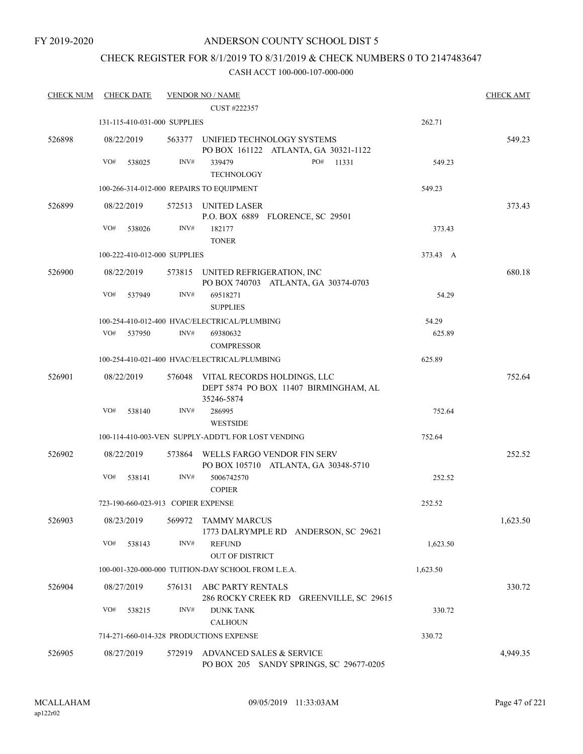FY 2019-2020

# ANDERSON COUNTY SCHOOL DIST 5

## CHECK REGISTER FOR 8/1/2019 TO 8/31/2019 & CHECK NUMBERS 0 TO 2147483647

### CASH ACCT 100-000-107-000-000

| CHECK NUM | CHECK DATE | VENDOR NO / NAME | | CHECK AMT |
|---|---|---|---|---|
| | | CUST #222357 | | |
| | 131-115-410-031-000 SUPPLIES | | 262.71 | |
| 526898 | 08/22/2019 | 563377 UNIFIED TECHNOLOGY SYSTEMS<br>PO BOX 161122 ATLANTA, GA 30321-1122 | | 549.23 |
| | VO# 538025 | INV# 339479 PO# 11331<br>TECHNOLOGY | 549.23 | |
| | 100-266-314-012-000 REPAIRS TO EQUIPMENT | | 549.23 | |
| 526899 | 08/22/2019 | 572513 UNITED LASER<br>P.O. BOX 6889 FLORENCE, SC 29501 | | 373.43 |
| | VO# 538026 | INV# 182177<br>TONER | 373.43 | |
| | 100-222-410-012-000 SUPPLIES | | 373.43 A | |
| 526900 | 08/22/2019 | 573815 UNITED REFRIGERATION, INC<br>PO BOX 740703 ATLANTA, GA 30374-0703 | | 680.18 |
| | VO# 537949 | INV# 69518271<br>SUPPLIES | 54.29 | |
| | 100-254-410-012-400 HVAC/ELECTRICAL/PLUMBING | | 54.29 | |
| | VO# 537950 | INV# 69380632<br>COMPRESSOR | 625.89 | |
| | 100-254-410-021-400 HVAC/ELECTRICAL/PLUMBING | | 625.89 | |
| 526901 | 08/22/2019 | 576048 VITAL RECORDS HOLDINGS, LLC<br>DEPT 5874 PO BOX 11407 BIRMINGHAM, AL 35246-5874 | | 752.64 |
| | VO# 538140 | INV# 286995<br>WESTSIDE | 752.64 | |
| | 100-114-410-003-VEN SUPPLY-ADDT'L FOR LOST VENDING | | 752.64 | |
| 526902 | 08/22/2019 | 573864 WELLS FARGO VENDOR FIN SERV<br>PO BOX 105710 ATLANTA, GA 30348-5710 | | 252.52 |
| | VO# 538141 | INV# 5006742570<br>COPIER | 252.52 | |
| | 723-190-660-023-913 COPIER EXPENSE | | 252.52 | |
| 526903 | 08/23/2019 | 569972 TAMMY MARCUS<br>1773 DALRYMPLE RD ANDERSON, SC 29621 | | 1,623.50 |
| | VO# 538143 | INV# REFUND<br>OUT OF DISTRICT | 1,623.50 | |
| | 100-001-320-000-000 TUITION-DAY SCHOOL FROM L.E.A. | | 1,623.50 | |
| 526904 | 08/27/2019 | 576131 ABC PARTY RENTALS<br>286 ROCKY CREEK RD GREENVILLE, SC 29615 | | 330.72 |
| | VO# 538215 | INV# DUNK TANK<br>CALHOUN | 330.72 | |
| | 714-271-660-014-328 PRODUCTIONS EXPENSE | | 330.72 | |
| 526905 | 08/27/2019 | 572919 ADVANCED SALES & SERVICE<br>PO BOX 205 SANDY SPRINGS, SC 29677-0205 | | 4,949.35 |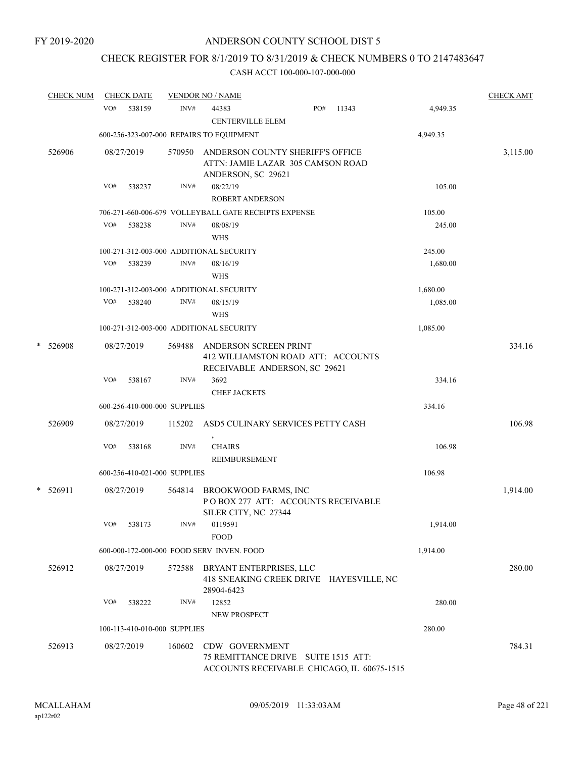FY 2019-2020

# ANDERSON COUNTY SCHOOL DIST 5

## CHECK REGISTER FOR 8/1/2019 TO 8/31/2019 & CHECK NUMBERS 0 TO 2147483647

### CASH ACCT 100-000-107-000-000

| CHECK NUM | CHECK DATE | VENDOR NO / NAME | | CHECK AMT |
|---|---|---|---|---|
| | VO# 538159 | INV# 44383 PO# 11343<br>CENTERVILLE ELEM | 4,949.35 | |
| | 600-256-323-007-000 REPAIRS TO EQUIPMENT | | 4,949.35 | |
| 526906 | 08/27/2019 | 570950 ANDERSON COUNTY SHERIFF'S OFFICE<br>ATTN: JAMIE LAZAR 305 CAMSON ROAD<br>ANDERSON, SC 29621 | | 3,115.00 |
| | VO# 538237 | INV# 08/22/19<br>ROBERT ANDERSON | 105.00 | |
| | 706-271-660-006-679 VOLLEYBALL GATE RECEIPTS EXPENSE | | 105.00 | |
| | VO# 538238 | INV# 08/08/19<br>WHS | 245.00 | |
| | 100-271-312-003-000 ADDITIONAL SECURITY | | 245.00 | |
| | VO# 538239 | INV# 08/16/19<br>WHS | 1,680.00 | |
| | 100-271-312-003-000 ADDITIONAL SECURITY | | 1,680.00 | |
| | VO# 538240 | INV# 08/15/19<br>WHS | 1,085.00 | |
| | 100-271-312-003-000 ADDITIONAL SECURITY | | 1,085.00 | |
| * 526908 | 08/27/2019 | 569488 ANDERSON SCREEN PRINT<br>412 WILLIAMSTON ROAD ATT: ACCOUNTS<br>RECEIVABLE ANDERSON, SC 29621 | | 334.16 |
| | VO# 538167 | INV# 3692<br>CHEF JACKETS | 334.16 | |
| | 600-256-410-000-000 SUPPLIES | | 334.16 | |
| 526909 | 08/27/2019 | 115202 ASD5 CULINARY SERVICES PETTY CASH<br>, | | 106.98 |
| | VO# 538168 | INV# CHAIRS<br>REIMBURSEMENT | 106.98 | |
| | 600-256-410-021-000 SUPPLIES | | 106.98 | |
| * 526911 | 08/27/2019 | 564814 BROOKWOOD FARMS, INC<br>P O BOX 277 ATT: ACCOUNTS RECEIVABLE<br>SILER CITY, NC 27344 | | 1,914.00 |
| | VO# 538173 | INV# 0119591<br>FOOD | 1,914.00 | |
| | 600-000-172-000-000 FOOD SERV INVEN. FOOD | | 1,914.00 | |
| 526912 | 08/27/2019 | 572588 BRYANT ENTERPRISES, LLC<br>418 SNEAKING CREEK DRIVE HAYESVILLE, NC<br>28904-6423 | | 280.00 |
| | VO# 538222 | INV# 12852<br>NEW PROSPECT | 280.00 | |
| | 100-113-410-010-000 SUPPLIES | | 280.00 | |
| 526913 | 08/27/2019 | 160602 CDW GOVERNMENT<br>75 REMITTANCE DRIVE SUITE 1515 ATT:<br>ACCOUNTS RECEIVABLE CHICAGO, IL 60675-1515 | | 784.31 |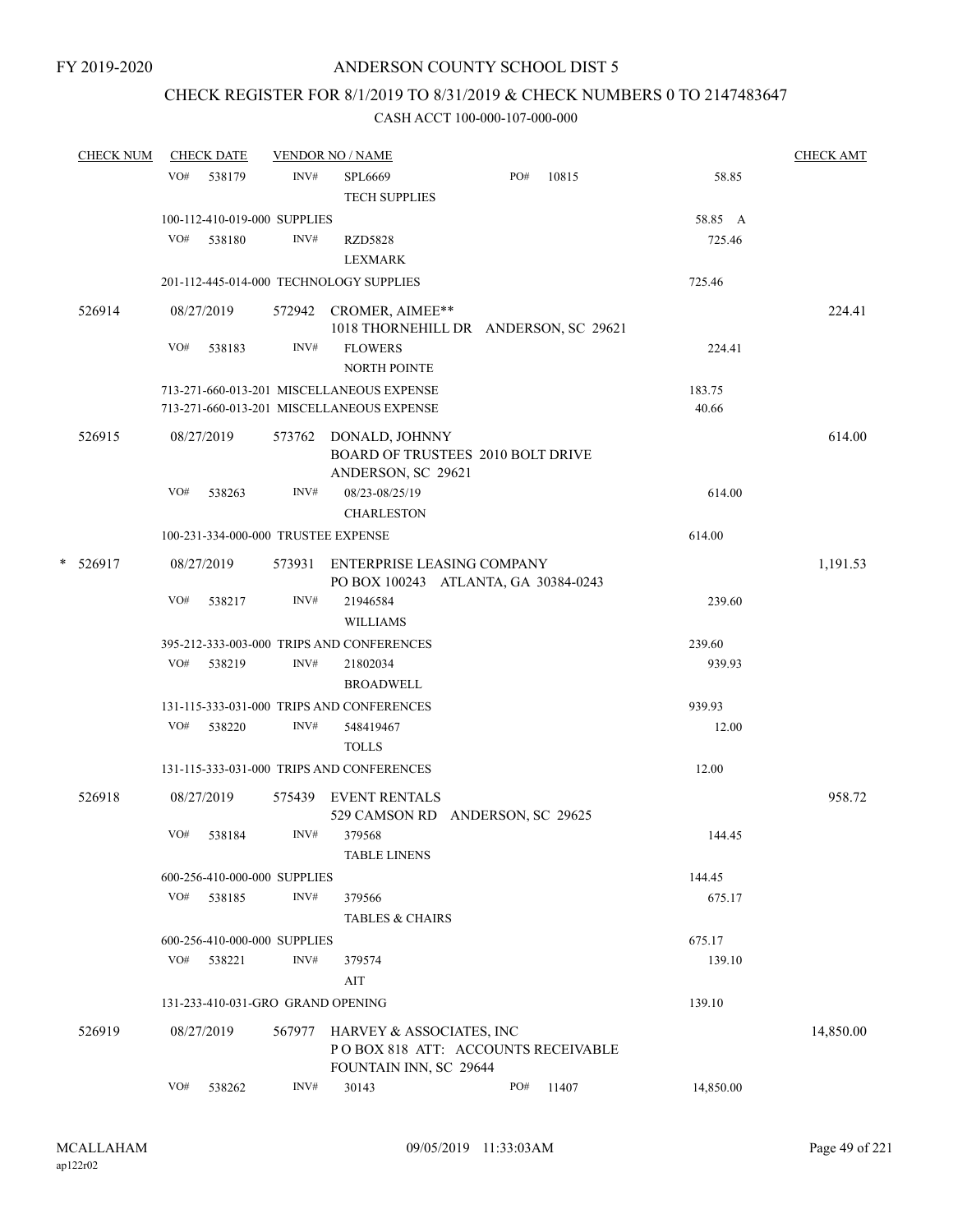FY 2019-2020

# ANDERSON COUNTY SCHOOL DIST 5

## CHECK REGISTER FOR 8/1/2019 TO 8/31/2019 & CHECK NUMBERS 0 TO 2147483647

### CASH ACCT 100-000-107-000-000

| CHECK NUM | CHECK DATE | VENDOR NO / NAME | | | CHECK AMT |
|---|---|---|---|---|---|
| | VO# 538179 | INV# SPL6669 | PO# 10815 | 58.85 | |
| | | TECH SUPPLIES | | | |
| | 100-112-410-019-000 SUPPLIES | | | 58.85 A | |
| | VO# 538180 | INV# RZD5828 | | 725.46 | |
| | | LEXMARK | | | |
| | 201-112-445-014-000 TECHNOLOGY SUPPLIES | | | 725.46 | |
| 526914 | 08/27/2019 | 572942 CROMER, AIMEE** 1018 THORNEHILL DR ANDERSON, SC 29621 | | | 224.41 |
| | VO# 538183 | INV# FLOWERS | | 224.41 | |
| | | NORTH POINTE | | | |
| | 713-271-660-013-201 MISCELLANEOUS EXPENSE | | | 183.75 | |
| | 713-271-660-013-201 MISCELLANEOUS EXPENSE | | | 40.66 | |
| 526915 | 08/27/2019 | 573762 DONALD, JOHNNY BOARD OF TRUSTEES 2010 BOLT DRIVE ANDERSON, SC 29621 | | | 614.00 |
| | VO# 538263 | INV# 08/23-08/25/19 | | 614.00 | |
| | | CHARLESTON | | | |
| | 100-231-334-000-000 TRUSTEE EXPENSE | | | 614.00 | |
| * 526917 | 08/27/2019 | 573931 ENTERPRISE LEASING COMPANY PO BOX 100243 ATLANTA, GA 30384-0243 | | | 1,191.53 |
| | VO# 538217 | INV# 21946584 | | 239.60 | |
| | | WILLIAMS | | | |
| | 395-212-333-003-000 TRIPS AND CONFERENCES | | | 239.60 | |
| | VO# 538219 | INV# 21802034 | | 939.93 | |
| | | BROADWELL | | | |
| | 131-115-333-031-000 TRIPS AND CONFERENCES | | | 939.93 | |
| | VO# 538220 | INV# 548419467 | | 12.00 | |
| | | TOLLS | | | |
| | 131-115-333-031-000 TRIPS AND CONFERENCES | | | 12.00 | |
| 526918 | 08/27/2019 | 575439 EVENT RENTALS 529 CAMSON RD ANDERSON, SC 29625 | | | 958.72 |
| | VO# 538184 | INV# 379568 | | 144.45 | |
| | | TABLE LINENS | | | |
| | 600-256-410-000-000 SUPPLIES | | | 144.45 | |
| | VO# 538185 | INV# 379566 | | 675.17 | |
| | | TABLES & CHAIRS | | | |
| | 600-256-410-000-000 SUPPLIES | | | 675.17 | |
| | VO# 538221 | INV# 379574 | | 139.10 | |
| | | AIT | | | |
| | 131-233-410-031-GRO GRAND OPENING | | | 139.10 | |
| 526919 | 08/27/2019 | 567977 HARVEY & ASSOCIATES, INC P O BOX 818 ATT: ACCOUNTS RECEIVABLE FOUNTAIN INN, SC 29644 | | | 14,850.00 |
| | VO# 538262 | INV# 30143 | PO# 11407 | 14,850.00 | |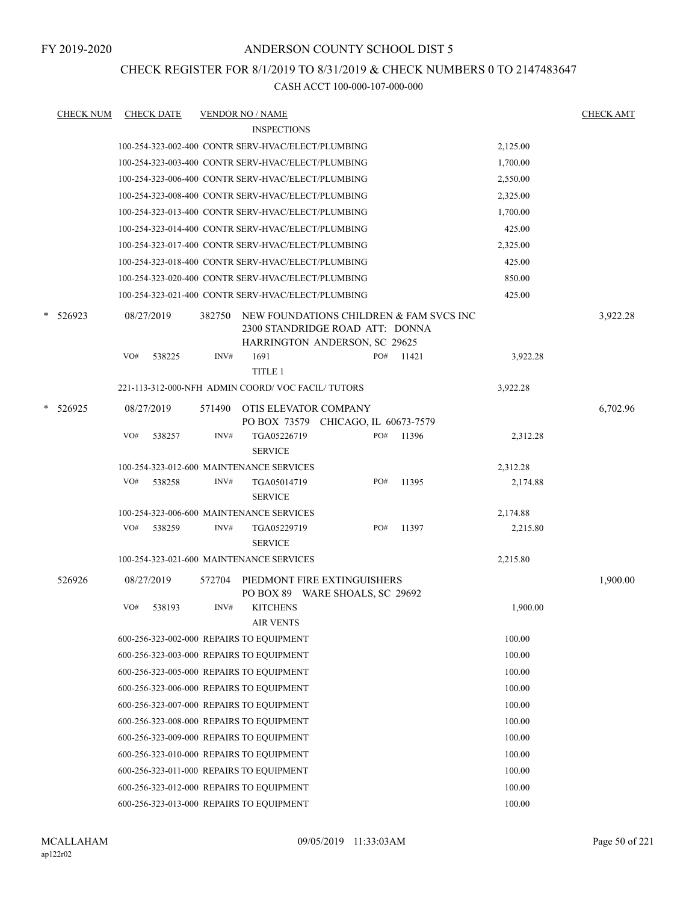FY 2019-2020

# ANDERSON COUNTY SCHOOL DIST 5

## CHECK REGISTER FOR 8/1/2019 TO 8/31/2019 & CHECK NUMBERS 0 TO 2147483647

### CASH ACCT 100-000-107-000-000

| CHECK NUM | CHECK DATE | VENDOR NO / NAME | | CHECK AMT |
|---|---|---|---|---|
| | | INSPECTIONS | | |
| | | 100-254-323-002-400 CONTR SERV-HVAC/ELECT/PLUMBING | 2,125.00 | |
| | | 100-254-323-003-400 CONTR SERV-HVAC/ELECT/PLUMBING | 1,700.00 | |
| | | 100-254-323-006-400 CONTR SERV-HVAC/ELECT/PLUMBING | 2,550.00 | |
| | | 100-254-323-008-400 CONTR SERV-HVAC/ELECT/PLUMBING | 2,325.00 | |
| | | 100-254-323-013-400 CONTR SERV-HVAC/ELECT/PLUMBING | 1,700.00 | |
| | | 100-254-323-014-400 CONTR SERV-HVAC/ELECT/PLUMBING | 425.00 | |
| | | 100-254-323-017-400 CONTR SERV-HVAC/ELECT/PLUMBING | 2,325.00 | |
| | | 100-254-323-018-400 CONTR SERV-HVAC/ELECT/PLUMBING | 425.00 | |
| | | 100-254-323-020-400 CONTR SERV-HVAC/ELECT/PLUMBING | 850.00 | |
| | | 100-254-323-021-400 CONTR SERV-HVAC/ELECT/PLUMBING | 425.00 | |
| * 526923 | 08/27/2019 | 382750 NEW FOUNDATIONS CHILDREN & FAM SVCS INC 2300 STANDRIDGE ROAD ATT: DONNA HARRINGTON ANDERSON, SC 29625 | | 3,922.28 |
| | | VO# 538225 INV# 1691 PO# 11421 TITLE 1 | 3,922.28 | |
| | | 221-113-312-000-NFH ADMIN COORD/ VOC FACIL/ TUTORS | 3,922.28 | |
| * 526925 | 08/27/2019 | 571490 OTIS ELEVATOR COMPANY PO BOX 73579 CHICAGO, IL 60673-7579 | | 6,702.96 |
| | | VO# 538257 INV# TGA05226719 PO# 11396 SERVICE | 2,312.28 | |
| | | 100-254-323-012-600 MAINTENANCE SERVICES | 2,312.28 | |
| | | VO# 538258 INV# TGA05014719 PO# 11395 SERVICE | 2,174.88 | |
| | | 100-254-323-006-600 MAINTENANCE SERVICES | 2,174.88 | |
| | | VO# 538259 INV# TGA05229719 PO# 11397 SERVICE | 2,215.80 | |
| | | 100-254-323-021-600 MAINTENANCE SERVICES | 2,215.80 | |
| 526926 | 08/27/2019 | 572704 PIEDMONT FIRE EXTINGUISHERS PO BOX 89 WARE SHOALS, SC 29692 | | 1,900.00 |
| | | VO# 538193 INV# KITCHENS AIR VENTS | 1,900.00 | |
| | | 600-256-323-002-000 REPAIRS TO EQUIPMENT | 100.00 | |
| | | 600-256-323-003-000 REPAIRS TO EQUIPMENT | 100.00 | |
| | | 600-256-323-005-000 REPAIRS TO EQUIPMENT | 100.00 | |
| | | 600-256-323-006-000 REPAIRS TO EQUIPMENT | 100.00 | |
| | | 600-256-323-007-000 REPAIRS TO EQUIPMENT | 100.00 | |
| | | 600-256-323-008-000 REPAIRS TO EQUIPMENT | 100.00 | |
| | | 600-256-323-009-000 REPAIRS TO EQUIPMENT | 100.00 | |
| | | 600-256-323-010-000 REPAIRS TO EQUIPMENT | 100.00 | |
| | | 600-256-323-011-000 REPAIRS TO EQUIPMENT | 100.00 | |
| | | 600-256-323-012-000 REPAIRS TO EQUIPMENT | 100.00 | |
| | | 600-256-323-013-000 REPAIRS TO EQUIPMENT | 100.00 | |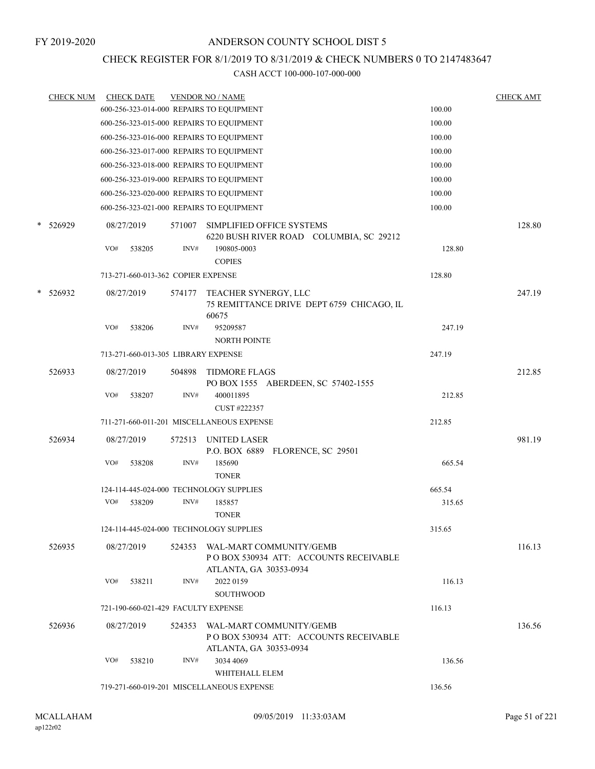FY 2019-2020

# ANDERSON COUNTY SCHOOL DIST 5

## CHECK REGISTER FOR 8/1/2019 TO 8/31/2019 & CHECK NUMBERS 0 TO 2147483647

CASH ACCT 100-000-107-000-000

| CHECK NUM | CHECK DATE | VENDOR NO / NAME | | CHECK AMT |
|---|---|---|---|---|
| | 600-256-323-014-000 REPAIRS TO EQUIPMENT | | 100.00 | |
| | 600-256-323-015-000 REPAIRS TO EQUIPMENT | | 100.00 | |
| | 600-256-323-016-000 REPAIRS TO EQUIPMENT | | 100.00 | |
| | 600-256-323-017-000 REPAIRS TO EQUIPMENT | | 100.00 | |
| | 600-256-323-018-000 REPAIRS TO EQUIPMENT | | 100.00 | |
| | 600-256-323-019-000 REPAIRS TO EQUIPMENT | | 100.00 | |
| | 600-256-323-020-000 REPAIRS TO EQUIPMENT | | 100.00 | |
| | 600-256-323-021-000 REPAIRS TO EQUIPMENT | | 100.00 | |
| * 526929 | 08/27/2019 | 571007 SIMPLIFIED OFFICE SYSTEMS<br>6220 BUSH RIVER ROAD COLUMBIA, SC 29212 | | 128.80 |
| | VO# 538205 | INV# 190805-0003<br>COPIES | 128.80 | |
| | 713-271-660-013-362 COPIER EXPENSE | | 128.80 | |
| * 526932 | 08/27/2019 | 574177 TEACHER SYNERGY, LLC<br>75 REMITTANCE DRIVE DEPT 6759 CHICAGO, IL 60675 | | 247.19 |
| | VO# 538206 | INV# 95209587<br>NORTH POINTE | 247.19 | |
| | 713-271-660-013-305 LIBRARY EXPENSE | | 247.19 | |
| 526933 | 08/27/2019 | 504898 TIDMORE FLAGS<br>PO BOX 1555 ABERDEEN, SC 57402-1555 | | 212.85 |
| | VO# 538207 | INV# 400011895<br>CUST #222357 | 212.85 | |
| | 711-271-660-011-201 MISCELLANEOUS EXPENSE | | 212.85 | |
| 526934 | 08/27/2019 | 572513 UNITED LASER<br>P.O. BOX 6889 FLORENCE, SC 29501 | | 981.19 |
| | VO# 538208 | INV# 185690<br>TONER | 665.54 | |
| | 124-114-445-024-000 TECHNOLOGY SUPPLIES | | 665.54 | |
| | VO# 538209 | INV# 185857<br>TONER | 315.65 | |
| | 124-114-445-024-000 TECHNOLOGY SUPPLIES | | 315.65 | |
| 526935 | 08/27/2019 | 524353 WAL-MART COMMUNITY/GEMB<br>P O BOX 530934 ATT: ACCOUNTS RECEIVABLE ATLANTA, GA 30353-0934 | | 116.13 |
| | VO# 538211 | INV# 2022 0159<br>SOUTHWOOD | 116.13 | |
| | 721-190-660-021-429 FACULTY EXPENSE | | 116.13 | |
| 526936 | 08/27/2019 | 524353 WAL-MART COMMUNITY/GEMB<br>P O BOX 530934 ATT: ACCOUNTS RECEIVABLE ATLANTA, GA 30353-0934 | | 136.56 |
| | VO# 538210 | INV# 3034 4069<br>WHITEHALL ELEM | 136.56 | |
| | 719-271-660-019-201 MISCELLANEOUS EXPENSE | | 136.56 | |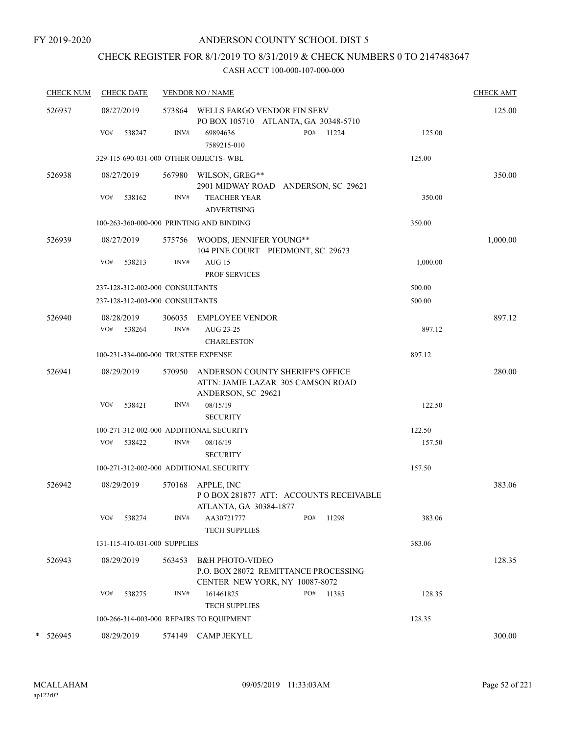FY 2019-2020

# ANDERSON COUNTY SCHOOL DIST 5

## CHECK REGISTER FOR 8/1/2019 TO 8/31/2019 & CHECK NUMBERS 0 TO 2147483647

### CASH ACCT 100-000-107-000-000

| CHECK NUM | CHECK DATE | VENDOR NO / NAME | | | CHECK AMT |
|---|---|---|---|---|---|
| 526937 | 08/27/2019 | 573864 WELLS FARGO VENDOR FIN SERV<br>PO BOX 105710 ATLANTA, GA 30348-5710 | | | 125.00 |
| | VO# 538247 | INV# 69894636<br>7589215-010 | PO# 11224 | 125.00 | |
| | 329-115-690-031-000 OTHER OBJECTS- WBL | | | 125.00 | |
| 526938 | 08/27/2019 | 567980 WILSON, GREG**<br>2901 MIDWAY ROAD ANDERSON, SC 29621 | | | 350.00 |
| | VO# 538162 | INV# TEACHER YEAR<br>ADVERTISING | | 350.00 | |
| | 100-263-360-000-000 PRINTING AND BINDING | | | 350.00 | |
| 526939 | 08/27/2019 | 575756 WOODS, JENNIFER YOUNG**<br>104 PINE COURT PIEDMONT, SC 29673 | | | 1,000.00 |
| | VO# 538213 | INV# AUG 15<br>PROF SERVICES | | 1,000.00 | |
| | 237-128-312-002-000 CONSULTANTS | | | 500.00 | |
| | 237-128-312-003-000 CONSULTANTS | | | 500.00 | |
| 526940 | 08/28/2019 | 306035 EMPLOYEE VENDOR | | | 897.12 |
| | VO# 538264 | INV# AUG 23-25<br>CHARLESTON | | 897.12 | |
| | 100-231-334-000-000 TRUSTEE EXPENSE | | | 897.12 | |
| 526941 | 08/29/2019 | 570950 ANDERSON COUNTY SHERIFF'S OFFICE<br>ATTN: JAMIE LAZAR 305 CAMSON ROAD<br>ANDERSON, SC 29621 | | | 280.00 |
| | VO# 538421 | INV# 08/15/19<br>SECURITY | | 122.50 | |
| | 100-271-312-002-000 ADDITIONAL SECURITY | | | 122.50 | |
| | VO# 538422 | INV# 08/16/19<br>SECURITY | | 157.50 | |
| | 100-271-312-002-000 ADDITIONAL SECURITY | | | 157.50 | |
| 526942 | 08/29/2019 | 570168 APPLE, INC<br>P O BOX 281877 ATT: ACCOUNTS RECEIVABLE<br>ATLANTA, GA 30384-1877 | | | 383.06 |
| | VO# 538274 | INV# AA30721777<br>TECH SUPPLIES | PO# 11298 | 383.06 | |
| | 131-115-410-031-000 SUPPLIES | | | 383.06 | |
| 526943 | 08/29/2019 | 563453 B&H PHOTO-VIDEO<br>P.O. BOX 28072 REMITTANCE PROCESSING<br>CENTER NEW YORK, NY 10087-8072 | | | 128.35 |
| | VO# 538275 | INV# 161461825<br>TECH SUPPLIES | PO# 11385 | 128.35 | |
| | 100-266-314-003-000 REPAIRS TO EQUIPMENT | | | 128.35 | |
| * 526945 | 08/29/2019 | 574149 CAMP JEKYLL | | | 300.00 |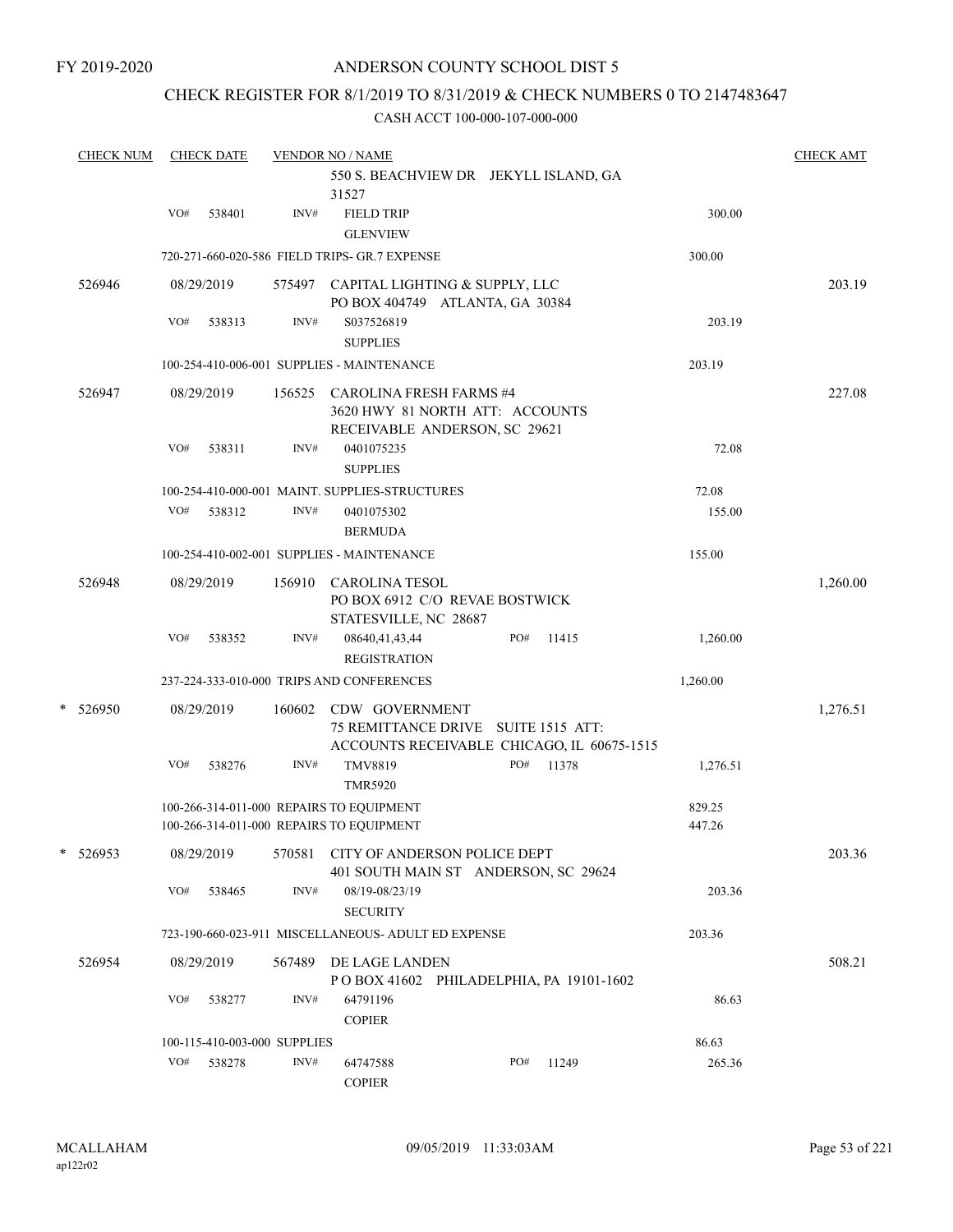FY 2019-2020

# ANDERSON COUNTY SCHOOL DIST 5

## CHECK REGISTER FOR 8/1/2019 TO 8/31/2019 & CHECK NUMBERS 0 TO 2147483647

CASH ACCT 100-000-107-000-000

| CHECK NUM | CHECK DATE | VENDOR NO / NAME | | | CHECK AMT |
|---|---|---|---|---|---|
| | | 550 S. BEACHVIEW DR JEKYLL ISLAND, GA 31527 | | | |
| | VO# 538401 | INV# FIELD TRIP GLENVIEW | | 300.00 | |
| | | 720-271-660-020-586 FIELD TRIPS- GR.7 EXPENSE | | 300.00 | |
| 526946 | 08/29/2019 | 575497 CAPITAL LIGHTING & SUPPLY, LLC PO BOX 404749 ATLANTA, GA 30384 | | | 203.19 |
| | VO# 538313 | INV# S037526819 SUPPLIES | | 203.19 | |
| | | 100-254-410-006-001 SUPPLIES - MAINTENANCE | | 203.19 | |
| 526947 | 08/29/2019 | 156525 CAROLINA FRESH FARMS #4 3620 HWY 81 NORTH ATT: ACCOUNTS RECEIVABLE ANDERSON, SC 29621 | | | 227.08 |
| | VO# 538311 | INV# 0401075235 SUPPLIES | | 72.08 | |
| | | 100-254-410-000-001 MAINT. SUPPLIES-STRUCTURES | | 72.08 | |
| | VO# 538312 | INV# 0401075302 BERMUDA | | 155.00 | |
| | | 100-254-410-002-001 SUPPLIES - MAINTENANCE | | 155.00 | |
| 526948 | 08/29/2019 | 156910 CAROLINA TESOL PO BOX 6912 C/O REVAE BOSTWICK STATESVILLE, NC 28687 | | | 1,260.00 |
| | VO# 538352 | INV# 08640,41,43,44 REGISTRATION | PO# 11415 | 1,260.00 | |
| | | 237-224-333-010-000 TRIPS AND CONFERENCES | | 1,260.00 | |
| * 526950 | 08/29/2019 | 160602 CDW GOVERNMENT 75 REMITTANCE DRIVE SUITE 1515 ATT: ACCOUNTS RECEIVABLE CHICAGO, IL 60675-1515 | | | 1,276.51 |
| | VO# 538276 | INV# TMV8819 TMR5920 | PO# 11378 | 1,276.51 | |
| | | 100-266-314-011-000 REPAIRS TO EQUIPMENT | | 829.25 | |
| | | 100-266-314-011-000 REPAIRS TO EQUIPMENT | | 447.26 | |
| * 526953 | 08/29/2019 | 570581 CITY OF ANDERSON POLICE DEPT 401 SOUTH MAIN ST ANDERSON, SC 29624 | | | 203.36 |
| | VO# 538465 | INV# 08/19-08/23/19 SECURITY | | 203.36 | |
| | | 723-190-660-023-911 MISCELLANEOUS- ADULT ED EXPENSE | | 203.36 | |
| 526954 | 08/29/2019 | 567489 DE LAGE LANDEN P O BOX 41602 PHILADELPHIA, PA 19101-1602 | | | 508.21 |
| | VO# 538277 | INV# 64791196 COPIER | | 86.63 | |
| | | 100-115-410-003-000 SUPPLIES | | 86.63 | |
| | VO# 538278 | INV# 64747588 COPIER | PO# 11249 | 265.36 | |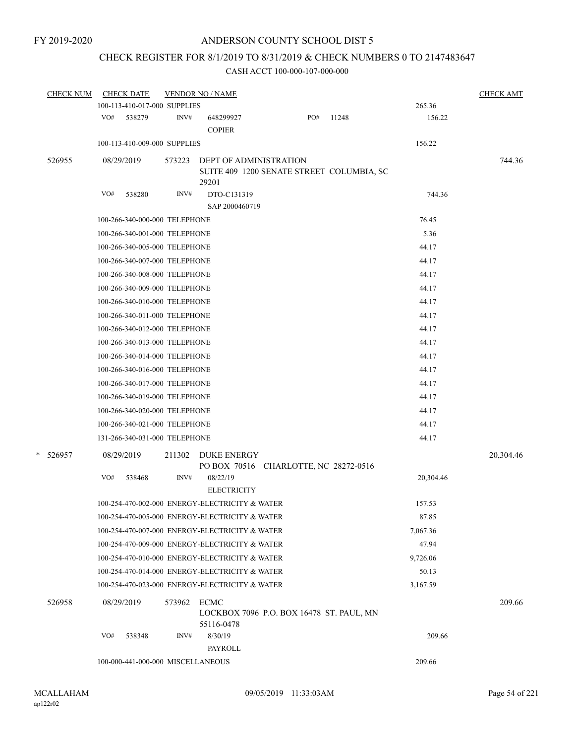FY 2019-2020

# ANDERSON COUNTY SCHOOL DIST 5

## CHECK REGISTER FOR 8/1/2019 TO 8/31/2019 & CHECK NUMBERS 0 TO 2147483647

### CASH ACCT 100-000-107-000-000

| CHECK NUM | CHECK DATE | VENDOR NO / NAME | | CHECK AMT |
|---|---|---|---|---|
| | 100-113-410-017-000 SUPPLIES | | 265.36 | |
| | VO# 538279 | INV# 648299927 COPIER PO# 11248 | 156.22 | |
| | 100-113-410-009-000 SUPPLIES | | 156.22 | |
| 526955 | 08/29/2019 | 573223 DEPT OF ADMINISTRATION SUITE 409 1200 SENATE STREET COLUMBIA, SC 29201 | | 744.36 |
| | VO# 538280 | INV# DTO-C131319 SAP 2000460719 | 744.36 | |
| | 100-266-340-000-000 TELEPHONE | | 76.45 | |
| | 100-266-340-001-000 TELEPHONE | | 5.36 | |
| | 100-266-340-005-000 TELEPHONE | | 44.17 | |
| | 100-266-340-007-000 TELEPHONE | | 44.17 | |
| | 100-266-340-008-000 TELEPHONE | | 44.17 | |
| | 100-266-340-009-000 TELEPHONE | | 44.17 | |
| | 100-266-340-010-000 TELEPHONE | | 44.17 | |
| | 100-266-340-011-000 TELEPHONE | | 44.17 | |
| | 100-266-340-012-000 TELEPHONE | | 44.17 | |
| | 100-266-340-013-000 TELEPHONE | | 44.17 | |
| | 100-266-340-014-000 TELEPHONE | | 44.17 | |
| | 100-266-340-016-000 TELEPHONE | | 44.17 | |
| | 100-266-340-017-000 TELEPHONE | | 44.17 | |
| | 100-266-340-019-000 TELEPHONE | | 44.17 | |
| | 100-266-340-020-000 TELEPHONE | | 44.17 | |
| | 100-266-340-021-000 TELEPHONE | | 44.17 | |
| | 131-266-340-031-000 TELEPHONE | | 44.17 | |
| * 526957 | 08/29/2019 | 211302 DUKE ENERGY PO BOX 70516 CHARLOTTE, NC 28272-0516 | | 20,304.46 |
| | VO# 538468 | INV# 08/22/19 ELECTRICITY | 20,304.46 | |
| | 100-254-470-002-000 ENERGY-ELECTRICITY & WATER | | 157.53 | |
| | 100-254-470-005-000 ENERGY-ELECTRICITY & WATER | | 87.85 | |
| | 100-254-470-007-000 ENERGY-ELECTRICITY & WATER | | 7,067.36 | |
| | 100-254-470-009-000 ENERGY-ELECTRICITY & WATER | | 47.94 | |
| | 100-254-470-010-000 ENERGY-ELECTRICITY & WATER | | 9,726.06 | |
| | 100-254-470-014-000 ENERGY-ELECTRICITY & WATER | | 50.13 | |
| | 100-254-470-023-000 ENERGY-ELECTRICITY & WATER | | 3,167.59 | |
| 526958 | 08/29/2019 | 573962 ECMC LOCKBOX 7096 P.O. BOX 16478 ST. PAUL, MN 55116-0478 | | 209.66 |
| | VO# 538348 | INV# 8/30/19 PAYROLL | 209.66 | |
| | 100-000-441-000-000 MISCELLANEOUS | | 209.66 | |

MCALLAHAM
ap122r02
09/05/2019 11:33:03AM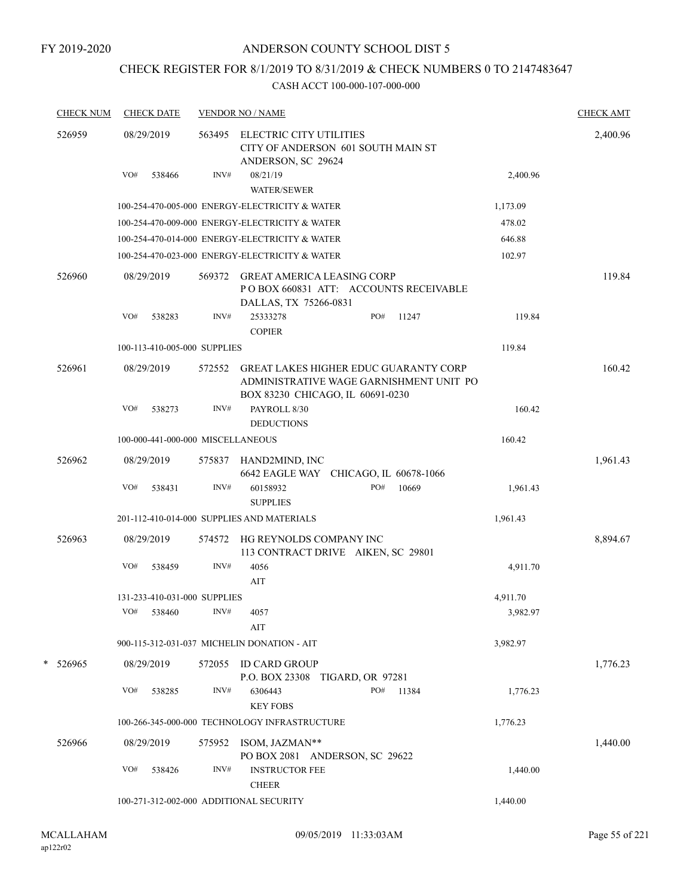FY 2019-2020

# ANDERSON COUNTY SCHOOL DIST 5

## CHECK REGISTER FOR 8/1/2019 TO 8/31/2019 & CHECK NUMBERS 0 TO 2147483647

CASH ACCT 100-000-107-000-000

| CHECK NUM | CHECK DATE | VENDOR NO / NAME | | | CHECK AMT |
|---|---|---|---|---|---|
| 526959 | 08/29/2019 | 563495 ELECTRIC CITY UTILITIES<br>CITY OF ANDERSON 601 SOUTH MAIN ST<br>ANDERSON, SC 29624 | | | 2,400.96 |
| | VO# 538466 | INV# 08/21/19<br>WATER/SEWER | | 2,400.96 | |
| | 100-254-470-005-000 ENERGY-ELECTRICITY & WATER | | | 1,173.09 | |
| | 100-254-470-009-000 ENERGY-ELECTRICITY & WATER | | | 478.02 | |
| | 100-254-470-014-000 ENERGY-ELECTRICITY & WATER | | | 646.88 | |
| | 100-254-470-023-000 ENERGY-ELECTRICITY & WATER | | | 102.97 | |
| 526960 | 08/29/2019 | 569372 GREAT AMERICA LEASING CORP<br>P O BOX 660831 ATT: ACCOUNTS RECEIVABLE<br>DALLAS, TX 75266-0831 | | | 119.84 |
| | VO# 538283 | INV# 25333278<br>COPIER | PO# 11247 | 119.84 | |
| | 100-113-410-005-000 SUPPLIES | | | 119.84 | |
| 526961 | 08/29/2019 | 572552 GREAT LAKES HIGHER EDUC GUARANTY CORP<br>ADMINISTRATIVE WAGE GARNISHMENT UNIT PO<br>BOX 83230 CHICAGO, IL 60691-0230 | | | 160.42 |
| | VO# 538273 | INV# PAYROLL 8/30<br>DEDUCTIONS | | 160.42 | |
| | 100-000-441-000-000 MISCELLANEOUS | | | 160.42 | |
| 526962 | 08/29/2019 | 575837 HAND2MIND, INC<br>6642 EAGLE WAY CHICAGO, IL 60678-1066 | | | 1,961.43 |
| | VO# 538431 | INV# 60158932<br>SUPPLIES | PO# 10669 | 1,961.43 | |
| | 201-112-410-014-000 SUPPLIES AND MATERIALS | | | 1,961.43 | |
| 526963 | 08/29/2019 | 574572 HG REYNOLDS COMPANY INC<br>113 CONTRACT DRIVE AIKEN, SC 29801 | | | 8,894.67 |
| | VO# 538459 | INV# 4056<br>AIT | | 4,911.70 | |
| | 131-233-410-031-000 SUPPLIES | | | 4,911.70 | |
| | VO# 538460 | INV# 4057<br>AIT | | 3,982.97 | |
| | 900-115-312-031-037 MICHELIN DONATION - AIT | | | 3,982.97 | |
| * 526965 | 08/29/2019 | 572055 ID CARD GROUP<br>P.O. BOX 23308 TIGARD, OR 97281 | | | 1,776.23 |
| | VO# 538285 | INV# 6306443<br>KEY FOBS | PO# 11384 | 1,776.23 | |
| | 100-266-345-000-000 TECHNOLOGY INFRASTRUCTURE | | | 1,776.23 | |
| 526966 | 08/29/2019 | 575952 ISOM, JAZMAN**<br>PO BOX 2081 ANDERSON, SC 29622 | | | 1,440.00 |
| | VO# 538426 | INV# INSTRUCTOR FEE<br>CHEER | | 1,440.00 | |
| | 100-271-312-002-000 ADDITIONAL SECURITY | | | 1,440.00 | |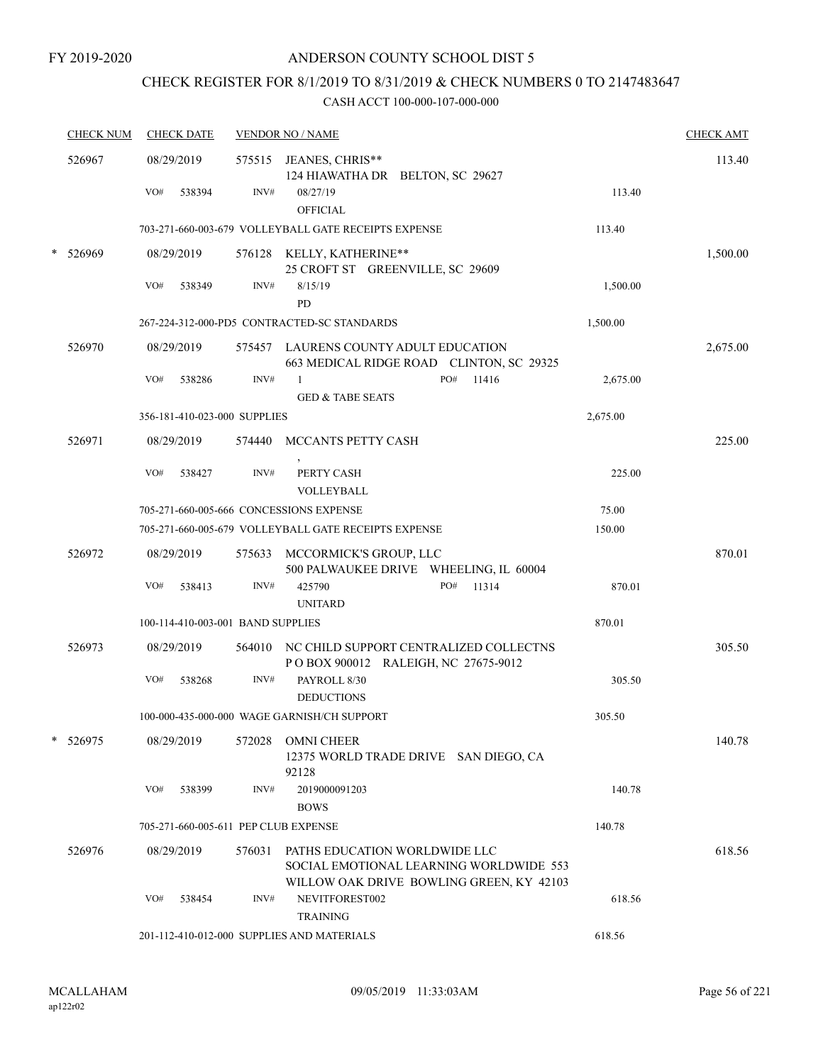FY 2019-2020

# ANDERSON COUNTY SCHOOL DIST 5

## CHECK REGISTER FOR 8/1/2019 TO 8/31/2019 & CHECK NUMBERS 0 TO 2147483647

### CASH ACCT 100-000-107-000-000

| CHECK NUM | CHECK DATE | VENDOR NO / NAME | | CHECK AMT |
|---|---|---|---|---|
| 526967 | 08/29/2019 | 575515 JEANES, CHRIS** 124 HIAWATHA DR BELTON, SC 29627 | | 113.40 |
| | VO# 538394 | INV# 08/27/19 OFFICIAL | 113.40 | |
| | | 703-271-660-003-679 VOLLEYBALL GATE RECEIPTS EXPENSE | 113.40 | |
| * 526969 | 08/29/2019 | 576128 KELLY, KATHERINE** 25 CROFT ST GREENVILLE, SC 29609 | | 1,500.00 |
| | VO# 538349 | INV# 8/15/19 PD | 1,500.00 | |
| | | 267-224-312-000-PD5 CONTRACTED-SC STANDARDS | 1,500.00 | |
| 526970 | 08/29/2019 | 575457 LAURENS COUNTY ADULT EDUCATION 663 MEDICAL RIDGE ROAD CLINTON, SC 29325 | | 2,675.00 |
| | VO# 538286 | INV# 1 PO# 11416 GED & TABE SEATS | 2,675.00 | |
| | | 356-181-410-023-000 SUPPLIES | 2,675.00 | |
| 526971 | 08/29/2019 | 574440 MCCANTS PETTY CASH , | | 225.00 |
| | VO# 538427 | INV# PERTY CASH VOLLEYBALL | 225.00 | |
| | | 705-271-660-005-666 CONCESSIONS EXPENSE | 75.00 | |
| | | 705-271-660-005-679 VOLLEYBALL GATE RECEIPTS EXPENSE | 150.00 | |
| 526972 | 08/29/2019 | 575633 MCCORMICK'S GROUP, LLC 500 PALWAUKEE DRIVE WHEELING, IL 60004 | | 870.01 |
| | VO# 538413 | INV# 425790 PO# 11314 UNITARD | 870.01 | |
| | | 100-114-410-003-001 BAND SUPPLIES | 870.01 | |
| 526973 | 08/29/2019 | 564010 NC CHILD SUPPORT CENTRALIZED COLLECTNS P O BOX 900012 RALEIGH, NC 27675-9012 | | 305.50 |
| | VO# 538268 | INV# PAYROLL 8/30 DEDUCTIONS | 305.50 | |
| | | 100-000-435-000-000 WAGE GARNISH/CH SUPPORT | 305.50 | |
| * 526975 | 08/29/2019 | 572028 OMNI CHEER 12375 WORLD TRADE DRIVE SAN DIEGO, CA 92128 | | 140.78 |
| | VO# 538399 | INV# 2019000091203 BOWS | 140.78 | |
| | | 705-271-660-005-611 PEP CLUB EXPENSE | 140.78 | |
| 526976 | 08/29/2019 | 576031 PATHS EDUCATION WORLDWIDE LLC SOCIAL EMOTIONAL LEARNING WORLDWIDE 553 WILLOW OAK DRIVE BOWLING GREEN, KY 42103 | | 618.56 |
| | VO# 538454 | INV# NEVITFOREST002 TRAINING | 618.56 | |
| | | 201-112-410-012-000 SUPPLIES AND MATERIALS | 618.56 | |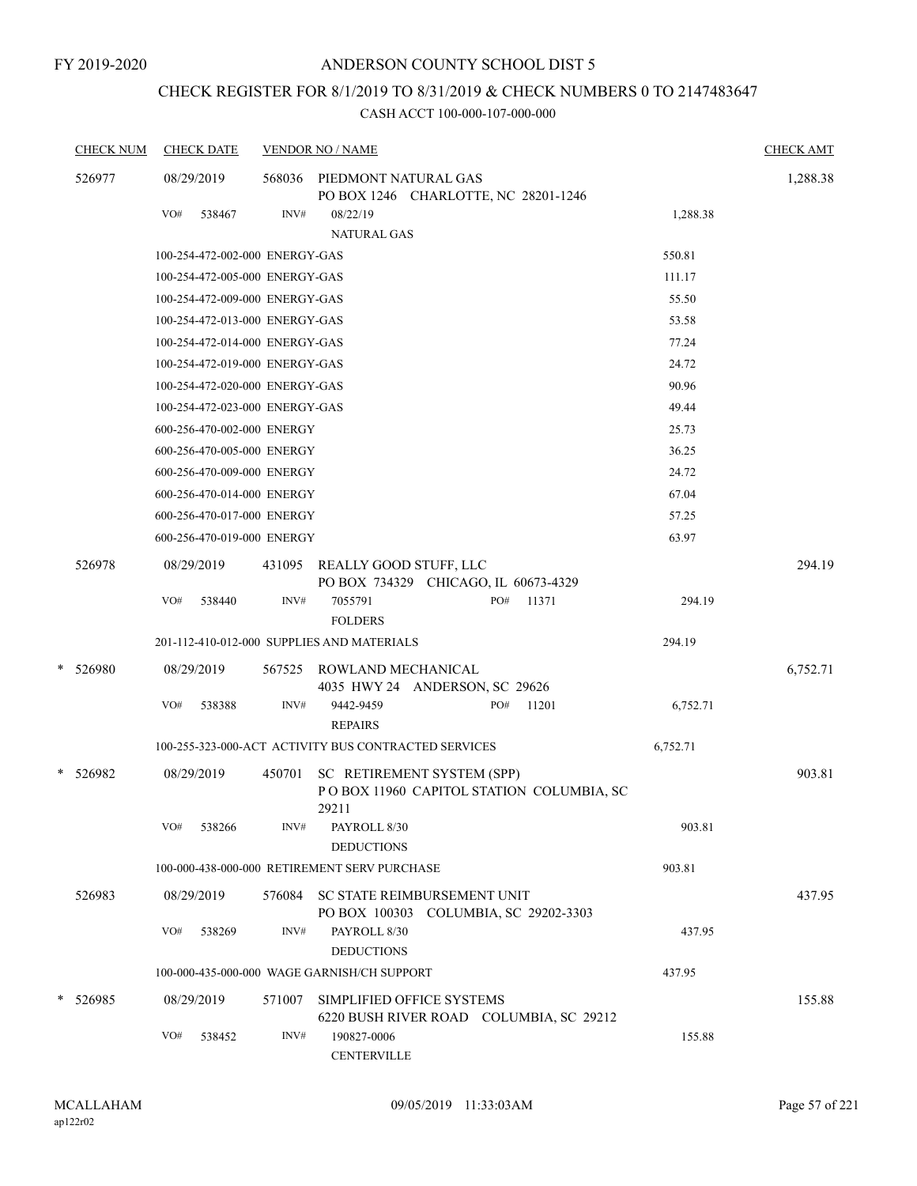FY 2019-2020

# ANDERSON COUNTY SCHOOL DIST 5

## CHECK REGISTER FOR 8/1/2019 TO 8/31/2019 & CHECK NUMBERS 0 TO 2147483647

### CASH ACCT 100-000-107-000-000

| CHECK NUM | CHECK DATE | VENDOR NO / NAME | | CHECK AMT |
|---|---|---|---|---|
| 526977 | 08/29/2019 | 568036 PIEDMONT NATURAL GAS<br>PO BOX 1246 CHARLOTTE, NC 28201-1246 | | 1,288.38 |
| | VO# 538467 | INV# 08/22/19<br>NATURAL GAS | 1,288.38 | |
| | 100-254-472-002-000 ENERGY-GAS | | 550.81 | |
| | 100-254-472-005-000 ENERGY-GAS | | 111.17 | |
| | 100-254-472-009-000 ENERGY-GAS | | 55.50 | |
| | 100-254-472-013-000 ENERGY-GAS | | 53.58 | |
| | 100-254-472-014-000 ENERGY-GAS | | 77.24 | |
| | 100-254-472-019-000 ENERGY-GAS | | 24.72 | |
| | 100-254-472-020-000 ENERGY-GAS | | 90.96 | |
| | 100-254-472-023-000 ENERGY-GAS | | 49.44 | |
| | 600-256-470-002-000 ENERGY | | 25.73 | |
| | 600-256-470-005-000 ENERGY | | 36.25 | |
| | 600-256-470-009-000 ENERGY | | 24.72 | |
| | 600-256-470-014-000 ENERGY | | 67.04 | |
| | 600-256-470-017-000 ENERGY | | 57.25 | |
| | 600-256-470-019-000 ENERGY | | 63.97 | |
| 526978 | 08/29/2019 | 431095 REALLY GOOD STUFF, LLC<br>PO BOX 734329 CHICAGO, IL 60673-4329 | | 294.19 |
| | VO# 538440 | INV# 7055791 PO# 11371<br>FOLDERS | 294.19 | |
| | 201-112-410-012-000 SUPPLIES AND MATERIALS | | 294.19 | |
| * 526980 | 08/29/2019 | 567525 ROWLAND MECHANICAL<br>4035 HWY 24 ANDERSON, SC 29626 | | 6,752.71 |
| | VO# 538388 | INV# 9442-9459 PO# 11201<br>REPAIRS | 6,752.71 | |
| | 100-255-323-000-ACT ACTIVITY BUS CONTRACTED SERVICES | | 6,752.71 | |
| * 526982 | 08/29/2019 | 450701 SC RETIREMENT SYSTEM (SPP)<br>P O BOX 11960 CAPITOL STATION COLUMBIA, SC 29211 | | 903.81 |
| | VO# 538266 | INV# PAYROLL 8/30<br>DEDUCTIONS | 903.81 | |
| | 100-000-438-000-000 RETIREMENT SERV PURCHASE | | 903.81 | |
| 526983 | 08/29/2019 | 576084 SC STATE REIMBURSEMENT UNIT<br>PO BOX 100303 COLUMBIA, SC 29202-3303 | | 437.95 |
| | VO# 538269 | INV# PAYROLL 8/30<br>DEDUCTIONS | 437.95 | |
| | 100-000-435-000-000 WAGE GARNISH/CH SUPPORT | | 437.95 | |
| * 526985 | 08/29/2019 | 571007 SIMPLIFIED OFFICE SYSTEMS<br>6220 BUSH RIVER ROAD COLUMBIA, SC 29212 | | 155.88 |
| | VO# 538452 | INV# 190827-0006<br>CENTERVILLE | 155.88 | |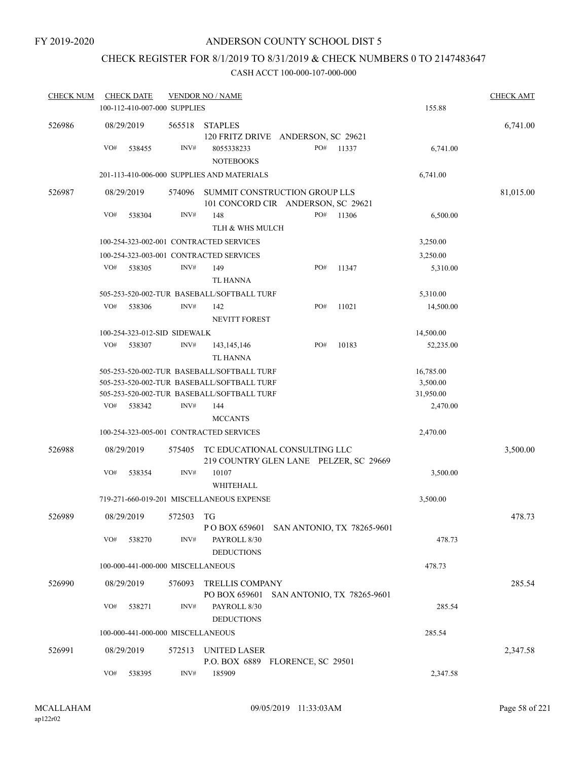FY 2019-2020

# ANDERSON COUNTY SCHOOL DIST 5

## CHECK REGISTER FOR 8/1/2019 TO 8/31/2019 & CHECK NUMBERS 0 TO 2147483647

### CASH ACCT 100-000-107-000-000

| CHECK NUM | CHECK DATE | VENDOR NO / NAME | | | CHECK AMT |
|---|---|---|---|---|---|
| | 100-112-410-007-000 SUPPLIES | | | 155.88 | |
| 526986 | 08/29/2019 | 565518 STAPLES<br>120 FRITZ DRIVE ANDERSON, SC 29621 | | | 6,741.00 |
| | VO# 538455 | INV# 8055338233<br>NOTEBOOKS | PO# 11337 | 6,741.00 | |
| | 201-113-410-006-000 SUPPLIES AND MATERIALS | | | 6,741.00 | |
| 526987 | 08/29/2019 | 574096 SUMMIT CONSTRUCTION GROUP LLS<br>101 CONCORD CIR ANDERSON, SC 29621 | | | 81,015.00 |
| | VO# 538304 | INV# 148<br>TLH & WHS MULCH | PO# 11306 | 6,500.00 | |
| | 100-254-323-002-001 CONTRACTED SERVICES | | | 3,250.00 | |
| | 100-254-323-003-001 CONTRACTED SERVICES | | | 3,250.00 | |
| | VO# 538305 | INV# 149<br>TL HANNA | PO# 11347 | 5,310.00 | |
| | 505-253-520-002-TUR BASEBALL/SOFTBALL TURF | | | 5,310.00 | |
| | VO# 538306 | INV# 142<br>NEVITT FOREST | PO# 11021 | 14,500.00 | |
| | 100-254-323-012-SID SIDEWALK | | | 14,500.00 | |
| | VO# 538307 | INV# 143,145,146<br>TL HANNA | PO# 10183 | 52,235.00 | |
| | 505-253-520-002-TUR BASEBALL/SOFTBALL TURF | | | 16,785.00 | |
| | 505-253-520-002-TUR BASEBALL/SOFTBALL TURF | | | 3,500.00 | |
| | 505-253-520-002-TUR BASEBALL/SOFTBALL TURF | | | 31,950.00 | |
| | VO# 538342 | INV# 144<br>MCCANTS | | 2,470.00 | |
| | 100-254-323-005-001 CONTRACTED SERVICES | | | 2,470.00 | |
| 526988 | 08/29/2019 | 575405 TC EDUCATIONAL CONSULTING LLC<br>219 COUNTRY GLEN LANE PELZER, SC 29669 | | | 3,500.00 |
| | VO# 538354 | INV# 10107<br>WHITEHALL | | 3,500.00 | |
| | 719-271-660-019-201 MISCELLANEOUS EXPENSE | | | 3,500.00 | |
| 526989 | 08/29/2019 | 572503 TG<br>P O BOX 659601 SAN ANTONIO, TX 78265-9601 | | | 478.73 |
| | VO# 538270 | INV# PAYROLL 8/30<br>DEDUCTIONS | | 478.73 | |
| | 100-000-441-000-000 MISCELLANEOUS | | | 478.73 | |
| 526990 | 08/29/2019 | 576093 TRELLIS COMPANY<br>PO BOX 659601 SAN ANTONIO, TX 78265-9601 | | | 285.54 |
| | VO# 538271 | INV# PAYROLL 8/30<br>DEDUCTIONS | | 285.54 | |
| | 100-000-441-000-000 MISCELLANEOUS | | | 285.54 | |
| 526991 | 08/29/2019 | 572513 UNITED LASER<br>P.O. BOX 6889 FLORENCE, SC 29501 | | | 2,347.58 |
| | VO# 538395 | INV# 185909 | | 2,347.58 | |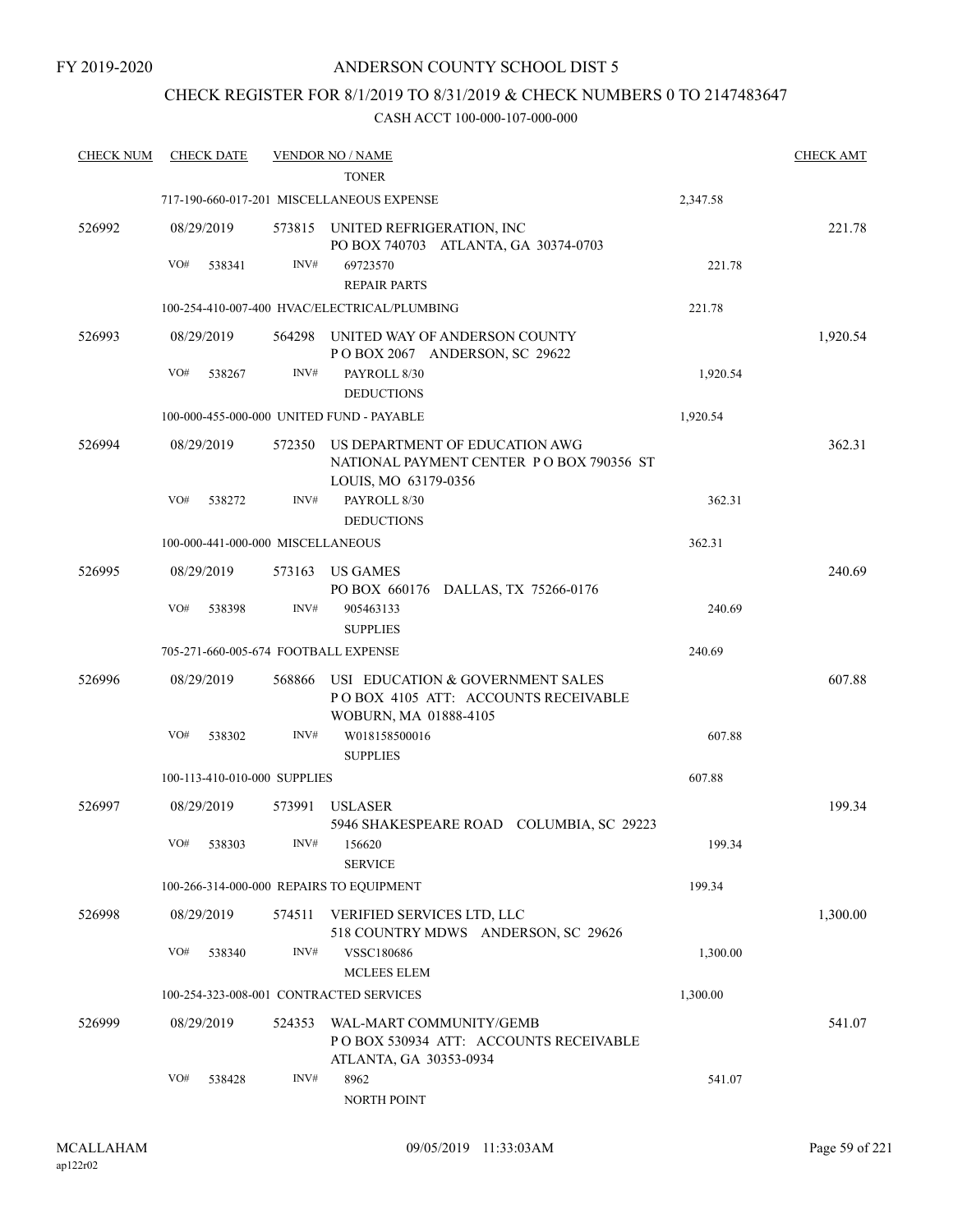FY 2019-2020

# ANDERSON COUNTY SCHOOL DIST 5

## CHECK REGISTER FOR 8/1/2019 TO 8/31/2019 & CHECK NUMBERS 0 TO 2147483647

CASH ACCT 100-000-107-000-000

| CHECK NUM | CHECK DATE | VENDOR NO / NAME | | CHECK AMT |
|---|---|---|---|---|
| | | TONER | | |
| | 717-190-660-017-201 MISCELLANEOUS EXPENSE | | 2,347.58 | |
| 526992 | 08/29/2019 | 573815 UNITED REFRIGERATION, INC<br>PO BOX 740703 ATLANTA, GA 30374-0703 | | 221.78 |
| | VO# 538341 | INV# 69723570<br>REPAIR PARTS | 221.78 | |
| | 100-254-410-007-400 HVAC/ELECTRICAL/PLUMBING | | 221.78 | |
| 526993 | 08/29/2019 | 564298 UNITED WAY OF ANDERSON COUNTY<br>P O BOX 2067 ANDERSON, SC 29622 | | 1,920.54 |
| | VO# 538267 | INV# PAYROLL 8/30<br>DEDUCTIONS | 1,920.54 | |
| | 100-000-455-000-000 UNITED FUND - PAYABLE | | 1,920.54 | |
| 526994 | 08/29/2019 | 572350 US DEPARTMENT OF EDUCATION AWG<br>NATIONAL PAYMENT CENTER P O BOX 790356 ST LOUIS, MO 63179-0356 | | 362.31 |
| | VO# 538272 | INV# PAYROLL 8/30<br>DEDUCTIONS | 362.31 | |
| | 100-000-441-000-000 MISCELLANEOUS | | 362.31 | |
| 526995 | 08/29/2019 | 573163 US GAMES<br>PO BOX 660176 DALLAS, TX 75266-0176 | | 240.69 |
| | VO# 538398 | INV# 905463133<br>SUPPLIES | 240.69 | |
| | 705-271-660-005-674 FOOTBALL EXPENSE | | 240.69 | |
| 526996 | 08/29/2019 | 568866 USI EDUCATION & GOVERNMENT SALES<br>P O BOX 4105 ATT: ACCOUNTS RECEIVABLE WOBURN, MA 01888-4105 | | 607.88 |
| | VO# 538302 | INV# W018158500016<br>SUPPLIES | 607.88 | |
| | 100-113-410-010-000 SUPPLIES | | 607.88 | |
| 526997 | 08/29/2019 | 573991 USLASER<br>5946 SHAKESPEARE ROAD COLUMBIA, SC 29223 | | 199.34 |
| | VO# 538303 | INV# 156620<br>SERVICE | 199.34 | |
| | 100-266-314-000-000 REPAIRS TO EQUIPMENT | | 199.34 | |
| 526998 | 08/29/2019 | 574511 VERIFIED SERVICES LTD, LLC<br>518 COUNTRY MDWS ANDERSON, SC 29626 | | 1,300.00 |
| | VO# 538340 | INV# VSSC180686<br>MCLEES ELEM | 1,300.00 | |
| | 100-254-323-008-001 CONTRACTED SERVICES | | 1,300.00 | |
| 526999 | 08/29/2019 | 524353 WAL-MART COMMUNITY/GEMB<br>P O BOX 530934 ATT: ACCOUNTS RECEIVABLE ATLANTA, GA 30353-0934 | | 541.07 |
| | VO# 538428 | INV# 8962<br>NORTH POINT | 541.07 | |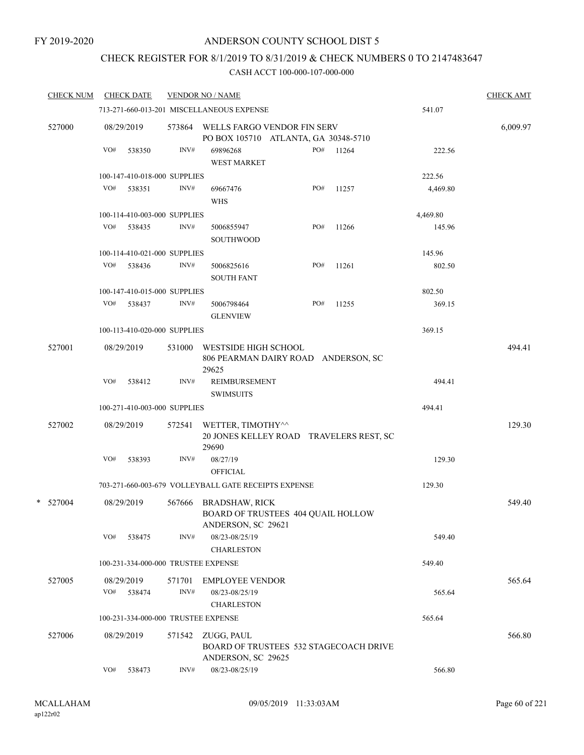FY 2019-2020

# ANDERSON COUNTY SCHOOL DIST 5

## CHECK REGISTER FOR 8/1/2019 TO 8/31/2019 & CHECK NUMBERS 0 TO 2147483647

### CASH ACCT 100-000-107-000-000

| CHECK NUM | CHECK DATE | VENDOR NO / NAME | | | CHECK AMT |
|---|---|---|---|---|---|
| | 713-271-660-013-201 MISCELLANEOUS EXPENSE | | | 541.07 | |
| 527000 | 08/29/2019 | 573864 | WELLS FARGO VENDOR FIN SERV<br>PO BOX 105710 ATLANTA, GA 30348-5710 | | 6,009.97 |
| | VO# 538350 | INV# | 69896268<br>WEST MARKET | PO# 11264 | 222.56 |
| | 100-147-410-018-000 SUPPLIES | | | 222.56 | |
| | VO# 538351 | INV# | 69667476<br>WHS | PO# 11257 | 4,469.80 |
| | 100-114-410-003-000 SUPPLIES | | | 4,469.80 | |
| | VO# 538435 | INV# | 5006855947<br>SOUTHWOOD | PO# 11266 | 145.96 |
| | 100-114-410-021-000 SUPPLIES | | | 145.96 | |
| | VO# 538436 | INV# | 5006825616<br>SOUTH FANT | PO# 11261 | 802.50 |
| | 100-147-410-015-000 SUPPLIES | | | 802.50 | |
| | VO# 538437 | INV# | 5006798464<br>GLENVIEW | PO# 11255 | 369.15 |
| | 100-113-410-020-000 SUPPLIES | | | 369.15 | |
| 527001 | 08/29/2019 | 531000 | WESTSIDE HIGH SCHOOL<br>806 PEARMAN DAIRY ROAD ANDERSON, SC 29625 | | 494.41 |
| | VO# 538412 | INV# | REIMBURSEMENT<br>SWIMSUITS | | 494.41 |
| | 100-271-410-003-000 SUPPLIES | | | 494.41 | |
| 527002 | 08/29/2019 | 572541 | WETTER, TIMOTHY^^<br>20 JONES KELLEY ROAD TRAVELERS REST, SC 29690 | | 129.30 |
| | VO# 538393 | INV# | 08/27/19<br>OFFICIAL | | 129.30 |
| | 703-271-660-003-679 VOLLEYBALL GATE RECEIPTS EXPENSE | | | 129.30 | |
| * 527004 | 08/29/2019 | 567666 | BRADSHAW, RICK<br>BOARD OF TRUSTEES 404 QUAIL HOLLOW<br>ANDERSON, SC 29621 | | 549.40 |
| | VO# 538475 | INV# | 08/23-08/25/19<br>CHARLESTON | | 549.40 |
| | 100-231-334-000-000 TRUSTEE EXPENSE | | | 549.40 | |
| 527005 | 08/29/2019 | 571701 | EMPLOYEE VENDOR | | 565.64 |
| | VO# 538474 | INV# | 08/23-08/25/19<br>CHARLESTON | | 565.64 |
| | 100-231-334-000-000 TRUSTEE EXPENSE | | | 565.64 | |
| 527006 | 08/29/2019 | 571542 | ZUGG, PAUL<br>BOARD OF TRUSTEES 532 STAGECOACH DRIVE<br>ANDERSON, SC 29625 | | 566.80 |
| | VO# 538473 | INV# | 08/23-08/25/19 | | 566.80 |

MCALLAHAM
ap122r02

09/05/2019 11:33:03AM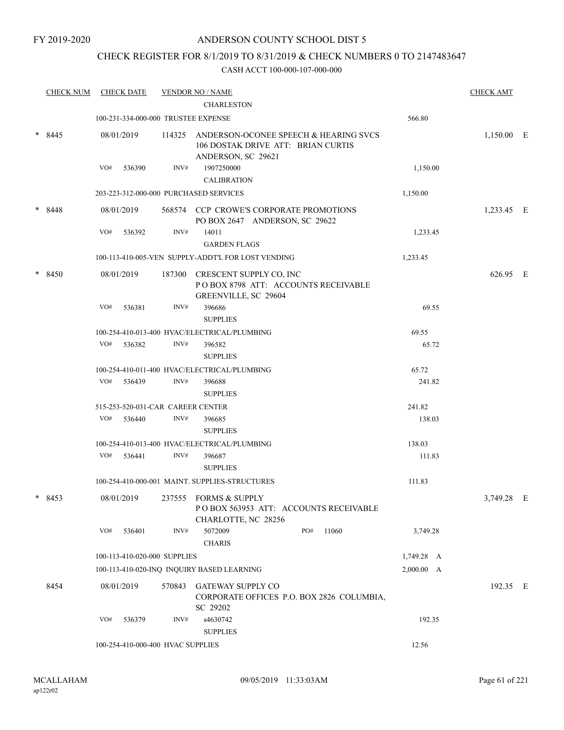FY 2019-2020

# ANDERSON COUNTY SCHOOL DIST 5

## CHECK REGISTER FOR 8/1/2019 TO 8/31/2019 & CHECK NUMBERS 0 TO 2147483647

### CASH ACCT 100-000-107-000-000

| CHECK NUM | CHECK DATE | VENDOR NO / NAME | | CHECK AMT | |
|---|---|---|---|---|---|
| | | CHARLESTON | | | |
| | | 100-231-334-000-000 TRUSTEE EXPENSE | 566.80 | | |
| * 8445 | 08/01/2019 | 114325 ANDERSON-OCONEE SPEECH & HEARING SVCS 106 DOSTAK DRIVE ATT: BRIAN CURTIS ANDERSON, SC 29621 | | 1,150.00 | E |
| | VO# 536390 | INV# 1907250000 CALIBRATION | 1,150.00 | | |
| | | 203-223-312-000-000 PURCHASED SERVICES | 1,150.00 | | |
| * 8448 | 08/01/2019 | 568574 CCP CROWE'S CORPORATE PROMOTIONS PO BOX 2647 ANDERSON, SC 29622 | | 1,233.45 | E |
| | VO# 536392 | INV# 14011 GARDEN FLAGS | 1,233.45 | | |
| | | 100-113-410-005-VEN SUPPLY-ADDT'L FOR LOST VENDING | 1,233.45 | | |
| * 8450 | 08/01/2019 | 187300 CRESCENT SUPPLY CO, INC P O BOX 8798 ATT: ACCOUNTS RECEIVABLE GREENVILLE, SC 29604 | | 626.95 | E |
| | VO# 536381 | INV# 396686 SUPPLIES | 69.55 | | |
| | | 100-254-410-013-400 HVAC/ELECTRICAL/PLUMBING | 69.55 | | |
| | VO# 536382 | INV# 396582 SUPPLIES | 65.72 | | |
| | | 100-254-410-011-400 HVAC/ELECTRICAL/PLUMBING | 65.72 | | |
| | VO# 536439 | INV# 396688 SUPPLIES | 241.82 | | |
| | | 515-253-520-031-CAR CAREER CENTER | 241.82 | | |
| | VO# 536440 | INV# 396685 SUPPLIES | 138.03 | | |
| | | 100-254-410-013-400 HVAC/ELECTRICAL/PLUMBING | 138.03 | | |
| | VO# 536441 | INV# 396687 SUPPLIES | 111.83 | | |
| | | 100-254-410-000-001 MAINT. SUPPLIES-STRUCTURES | 111.83 | | |
| * 8453 | 08/01/2019 | 237555 FORMS & SUPPLY P O BOX 563953 ATT: ACCOUNTS RECEIVABLE CHARLOTTE, NC 28256 | | 3,749.28 | E |
| | VO# 536401 | INV# 5072009 PO# 11060 CHARIS | 3,749.28 | | |
| | | 100-113-410-020-000 SUPPLIES | 1,749.28 A | | |
| | | 100-113-410-020-INQ INQUIRY BASED LEARNING | 2,000.00 A | | |
| 8454 | 08/01/2019 | 570843 GATEWAY SUPPLY CO CORPORATE OFFICES P.O. BOX 2826 COLUMBIA, SC 29202 | | 192.35 | E |
| | VO# 536379 | INV# s4630742 SUPPLIES | 192.35 | | |
| | | 100-254-410-000-400 HVAC SUPPLIES | 12.56 | | |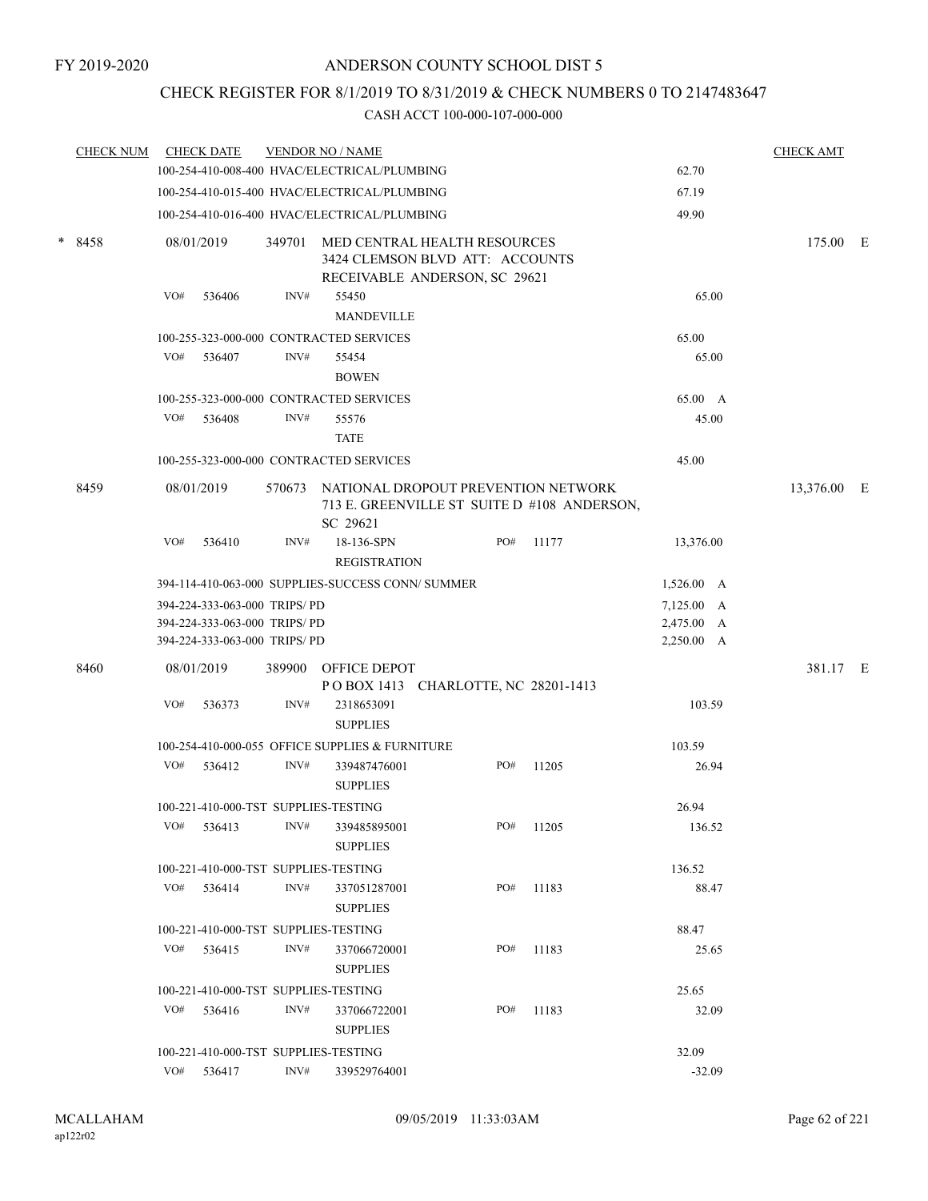FY 2019-2020

# ANDERSON COUNTY SCHOOL DIST 5

## CHECK REGISTER FOR 8/1/2019 TO 8/31/2019 & CHECK NUMBERS 0 TO 2147483647

### CASH ACCT 100-000-107-000-000

| CHECK NUM | CHECK DATE | VENDOR NO / NAME | | | CHECK AMT |
|---|---|---|---|---|---|
| | 100-254-410-008-400 HVAC/ELECTRICAL/PLUMBING | | | 62.70 | |
| | 100-254-410-015-400 HVAC/ELECTRICAL/PLUMBING | | | 67.19 | |
| | 100-254-410-016-400 HVAC/ELECTRICAL/PLUMBING | | | 49.90 | |
| * 8458 | 08/01/2019 | 349701 MED CENTRAL HEALTH RESOURCES 3424 CLEMSON BLVD ATT: ACCOUNTS RECEIVABLE ANDERSON, SC 29621 | | | 175.00 E |
| | VO# 536406 | INV# 55450 MANDEVILLE | | 65.00 | |
| | 100-255-323-000-000 CONTRACTED SERVICES | | | 65.00 | |
| | VO# 536407 | INV# 55454 BOWEN | | 65.00 | |
| | 100-255-323-000-000 CONTRACTED SERVICES | | | 65.00 A | |
| | VO# 536408 | INV# 55576 TATE | | 45.00 | |
| | 100-255-323-000-000 CONTRACTED SERVICES | | | 45.00 | |
| 8459 | 08/01/2019 | 570673 NATIONAL DROPOUT PREVENTION NETWORK 713 E. GREENVILLE ST SUITE D #108 ANDERSON, SC 29621 | | | 13,376.00 E |
| | VO# 536410 | INV# 18-136-SPN REGISTRATION | PO# 11177 | 13,376.00 | |
| | 394-114-410-063-000 SUPPLIES-SUCCESS CONN/ SUMMER | | | 1,526.00 A | |
| | 394-224-333-063-000 TRIPS/ PD | | | 7,125.00 A | |
| | 394-224-333-063-000 TRIPS/ PD | | | 2,475.00 A | |
| | 394-224-333-063-000 TRIPS/ PD | | | 2,250.00 A | |
| 8460 | 08/01/2019 | 389900 OFFICE DEPOT P O BOX 1413 CHARLOTTE, NC 28201-1413 | | | 381.17 E |
| | VO# 536373 | INV# 2318653091 SUPPLIES | | 103.59 | |
| | 100-254-410-000-055 OFFICE SUPPLIES & FURNITURE | | | 103.59 | |
| | VO# 536412 | INV# 339487476001 SUPPLIES | PO# 11205 | 26.94 | |
| | 100-221-410-000-TST SUPPLIES-TESTING | | | 26.94 | |
| | VO# 536413 | INV# 339485895001 SUPPLIES | PO# 11205 | 136.52 | |
| | 100-221-410-000-TST SUPPLIES-TESTING | | | 136.52 | |
| | VO# 536414 | INV# 337051287001 SUPPLIES | PO# 11183 | 88.47 | |
| | 100-221-410-000-TST SUPPLIES-TESTING | | | 88.47 | |
| | VO# 536415 | INV# 337066720001 SUPPLIES | PO# 11183 | 25.65 | |
| | 100-221-410-000-TST SUPPLIES-TESTING | | | 25.65 | |
| | VO# 536416 | INV# 337066722001 SUPPLIES | PO# 11183 | 32.09 | |
| | 100-221-410-000-TST SUPPLIES-TESTING | | | 32.09 | |
| | VO# 536417 | INV# 339529764001 | | -32.09 | |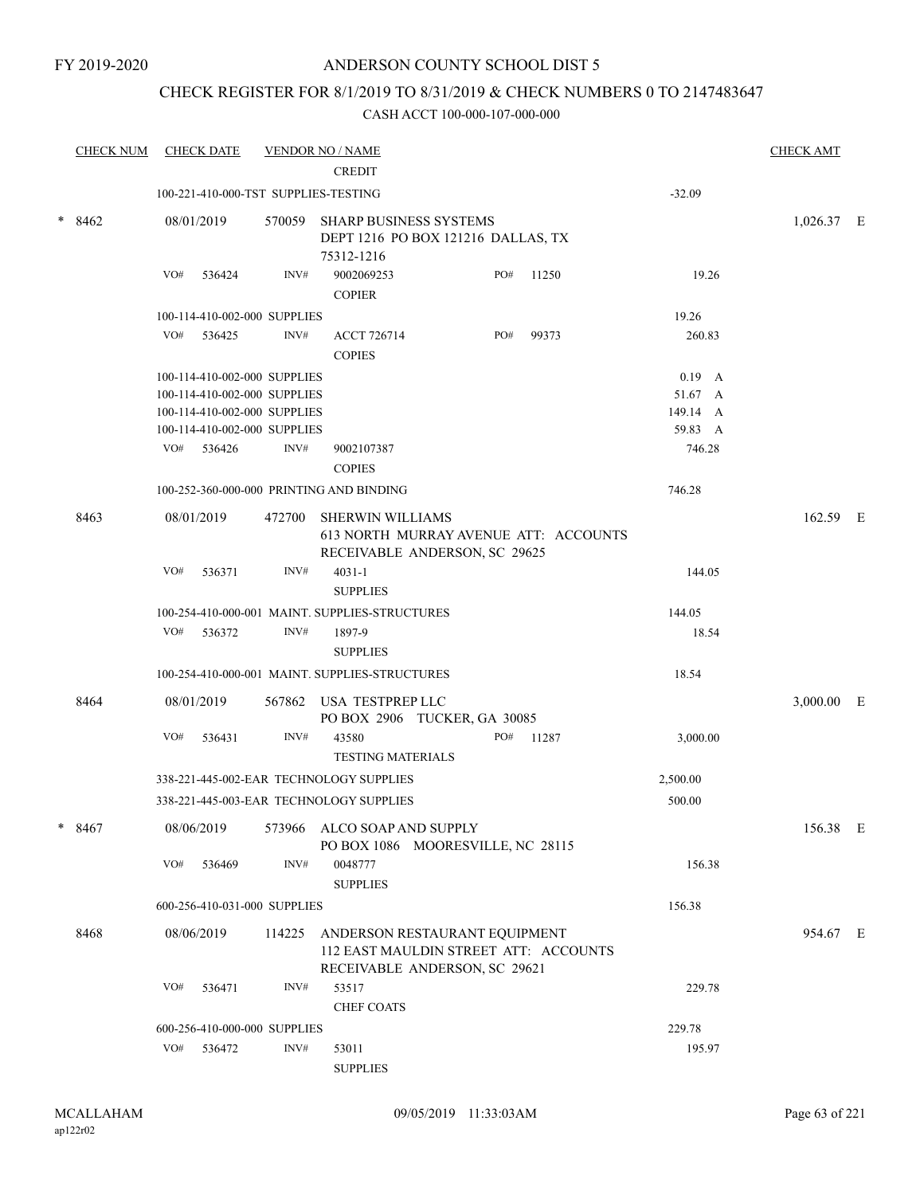FY 2019-2020

# ANDERSON COUNTY SCHOOL DIST 5

## CHECK REGISTER FOR 8/1/2019 TO 8/31/2019 & CHECK NUMBERS 0 TO 2147483647

CASH ACCT 100-000-107-000-000

| CHECK NUM | CHECK DATE | VENDOR NO / NAME | | CHECK AMT |
|---|---|---|---|---|
| | | CREDIT | | |
| | 100-221-410-000-TST SUPPLIES-TESTING | | -32.09 | |
| * 8462 | 08/01/2019 | 570059 SHARP BUSINESS SYSTEMS<br>DEPT 1216 PO BOX 121216 DALLAS, TX 75312-1216 | | 1,026.37 E |
| | VO# 536424 | INV# 9002069253 PO# 11250<br>COPIER | 19.26 | |
| | 100-114-410-002-000 SUPPLIES | | 19.26 | |
| | VO# 536425 | INV# ACCT 726714 PO# 99373<br>COPIES | 260.83 | |
| | 100-114-410-002-000 SUPPLIES | | 0.19 A | |
| | 100-114-410-002-000 SUPPLIES | | 51.67 A | |
| | 100-114-410-002-000 SUPPLIES | | 149.14 A | |
| | 100-114-410-002-000 SUPPLIES | | 59.83 A | |
| | VO# 536426 | INV# 9002107387<br>COPIES | 746.28 | |
| | 100-252-360-000-000 PRINTING AND BINDING | | 746.28 | |
| 8463 | 08/01/2019 | 472700 SHERWIN WILLIAMS<br>613 NORTH MURRAY AVENUE ATT: ACCOUNTS RECEIVABLE ANDERSON, SC 29625 | | 162.59 E |
| | VO# 536371 | INV# 4031-1<br>SUPPLIES | 144.05 | |
| | 100-254-410-000-001 MAINT. SUPPLIES-STRUCTURES | | 144.05 | |
| | VO# 536372 | INV# 1897-9<br>SUPPLIES | 18.54 | |
| | 100-254-410-000-001 MAINT. SUPPLIES-STRUCTURES | | 18.54 | |
| 8464 | 08/01/2019 | 567862 USA TESTPREP LLC<br>PO BOX 2906 TUCKER, GA 30085 | | 3,000.00 E |
| | VO# 536431 | INV# 43580 PO# 11287<br>TESTING MATERIALS | 3,000.00 | |
| | 338-221-445-002-EAR TECHNOLOGY SUPPLIES | | 2,500.00 | |
| | 338-221-445-003-EAR TECHNOLOGY SUPPLIES | | 500.00 | |
| * 8467 | 08/06/2019 | 573966 ALCO SOAP AND SUPPLY<br>PO BOX 1086 MOORESVILLE, NC 28115 | | 156.38 E |
| | VO# 536469 | INV# 0048777<br>SUPPLIES | 156.38 | |
| | 600-256-410-031-000 SUPPLIES | | 156.38 | |
| 8468 | 08/06/2019 | 114225 ANDERSON RESTAURANT EQUIPMENT<br>112 EAST MAULDIN STREET ATT: ACCOUNTS RECEIVABLE ANDERSON, SC 29621 | | 954.67 E |
| | VO# 536471 | INV# 53517<br>CHEF COATS | 229.78 | |
| | 600-256-410-000-000 SUPPLIES | | 229.78 | |
| | VO# 536472 | INV# 53011<br>SUPPLIES | 195.97 | |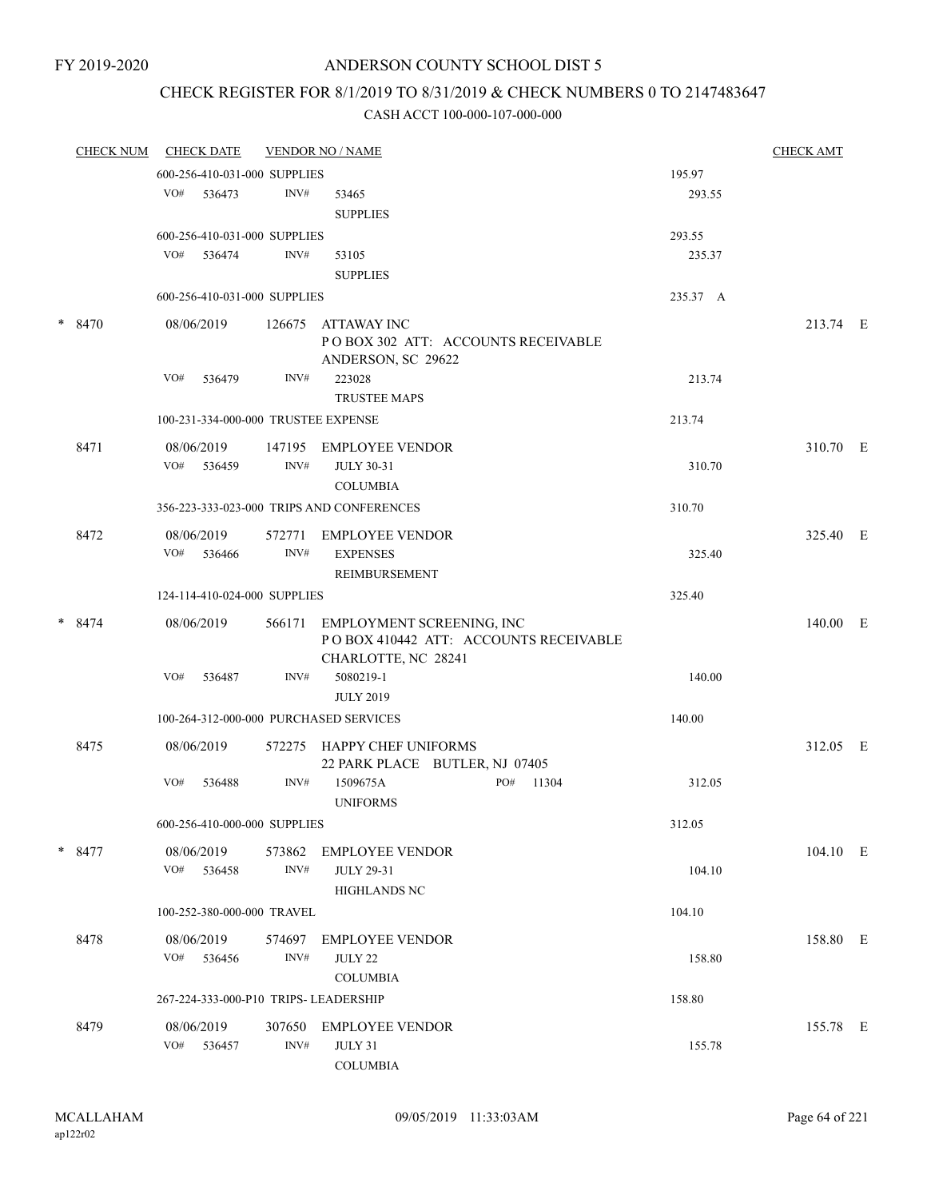FY 2019-2020

ANDERSON COUNTY SCHOOL DIST 5

CHECK REGISTER FOR 8/1/2019 TO 8/31/2019 & CHECK NUMBERS 0 TO 2147483647

CASH ACCT 100-000-107-000-000

| CHECK NUM | CHECK DATE | VENDOR NO / NAME | | CHECK AMT |
|---|---|---|---|---|
| | 600-256-410-031-000 SUPPLIES | | 195.97 | |
| | VO# 536473 | INV# 53465 SUPPLIES | 293.55 | |
| | 600-256-410-031-000 SUPPLIES | | 293.55 | |
| | VO# 536474 | INV# 53105 SUPPLIES | 235.37 | |
| | 600-256-410-031-000 SUPPLIES | | 235.37 A | |
| * 8470 | 08/06/2019 | 126675 ATTAWAY INC P O BOX 302 ATT: ACCOUNTS RECEIVABLE ANDERSON, SC 29622 | | 213.74 E |
| | VO# 536479 | INV# 223028 TRUSTEE MAPS | 213.74 | |
| | 100-231-334-000-000 TRUSTEE EXPENSE | | 213.74 | |
| 8471 | 08/06/2019 | 147195 EMPLOYEE VENDOR | | 310.70 E |
| | VO# 536459 | INV# JULY 30-31 COLUMBIA | 310.70 | |
| | 356-223-333-023-000 TRIPS AND CONFERENCES | | 310.70 | |
| 8472 | 08/06/2019 | 572771 EMPLOYEE VENDOR | | 325.40 E |
| | VO# 536466 | INV# EXPENSES REIMBURSEMENT | 325.40 | |
| | 124-114-410-024-000 SUPPLIES | | 325.40 | |
| * 8474 | 08/06/2019 | 566171 EMPLOYMENT SCREENING, INC P O BOX 410442 ATT: ACCOUNTS RECEIVABLE CHARLOTTE, NC 28241 | | 140.00 E |
| | VO# 536487 | INV# 5080219-1 JULY 2019 | 140.00 | |
| | 100-264-312-000-000 PURCHASED SERVICES | | 140.00 | |
| 8475 | 08/06/2019 | 572275 HAPPY CHEF UNIFORMS 22 PARK PLACE BUTLER, NJ 07405 | | 312.05 E |
| | VO# 536488 | INV# 1509675A PO# 11304 UNIFORMS | 312.05 | |
| | 600-256-410-000-000 SUPPLIES | | 312.05 | |
| * 8477 | 08/06/2019 | 573862 EMPLOYEE VENDOR | | 104.10 E |
| | VO# 536458 | INV# JULY 29-31 HIGHLANDS NC | 104.10 | |
| | 100-252-380-000-000 TRAVEL | | 104.10 | |
| 8478 | 08/06/2019 | 574697 EMPLOYEE VENDOR | | 158.80 E |
| | VO# 536456 | INV# JULY 22 COLUMBIA | 158.80 | |
| | 267-224-333-000-P10 TRIPS- LEADERSHIP | | 158.80 | |
| 8479 | 08/06/2019 | 307650 EMPLOYEE VENDOR | | 155.78 E |
| | VO# 536457 | INV# JULY 31 COLUMBIA | 155.78 | |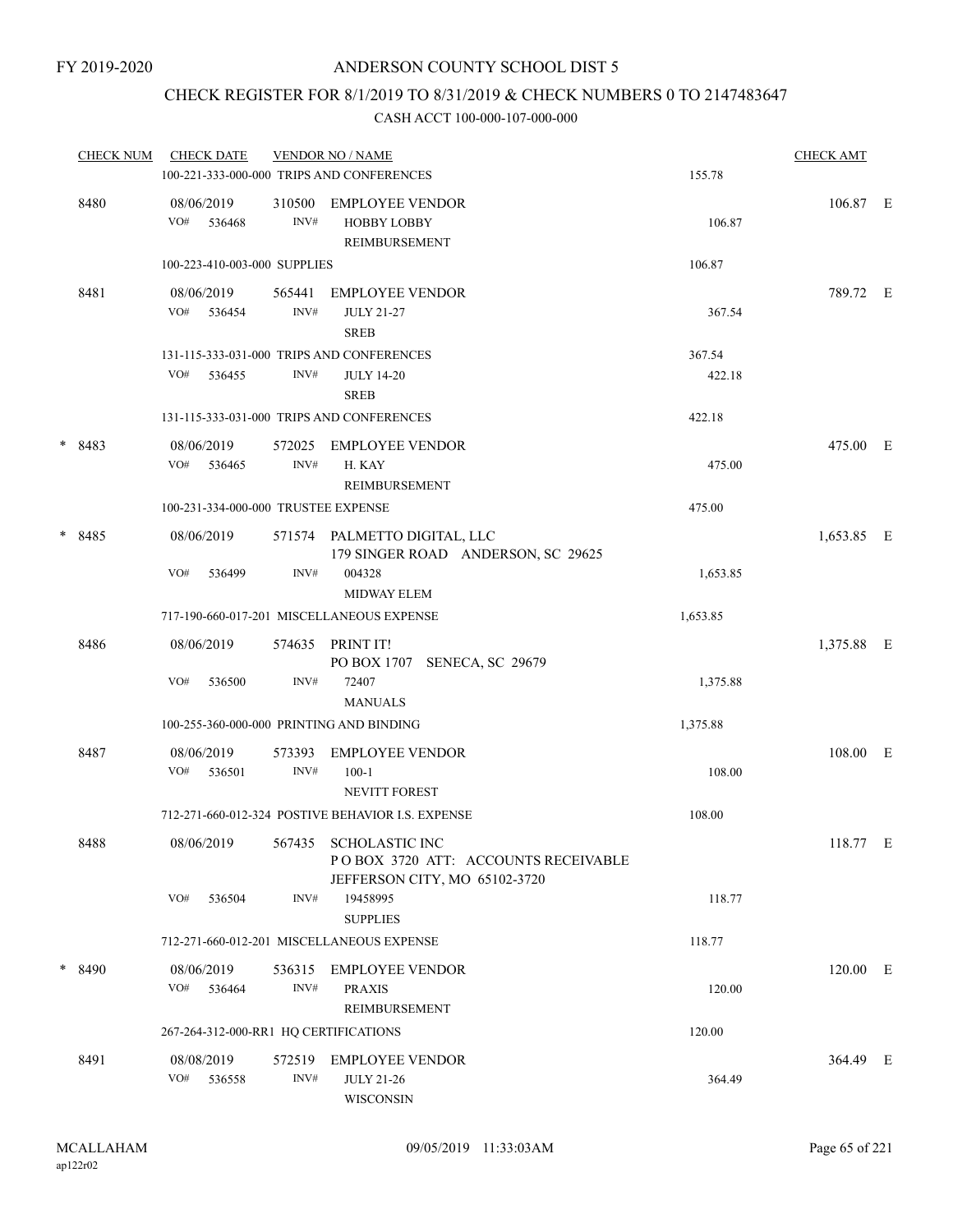FY 2019-2020

# ANDERSON COUNTY SCHOOL DIST 5

## CHECK REGISTER FOR 8/1/2019 TO 8/31/2019 & CHECK NUMBERS 0 TO 2147483647

### CASH ACCT 100-000-107-000-000

| CHECK NUM | CHECK DATE | VENDOR NO / NAME | | CHECK AMT | |
|---|---|---|---|---|---|
| | 100-221-333-000-000 TRIPS AND CONFERENCES | | 155.78 | | |
| 8480 | 08/06/2019 | 310500 EMPLOYEE VENDOR | | 106.87 | E |
| | VO# 536468 | INV# HOBBY LOBBY REIMBURSEMENT | 106.87 | | |
| | 100-223-410-003-000 SUPPLIES | | 106.87 | | |
| 8481 | 08/06/2019 | 565441 EMPLOYEE VENDOR | | 789.72 | E |
| | VO# 536454 | INV# JULY 21-27 SREB | 367.54 | | |
| | 131-115-333-031-000 TRIPS AND CONFERENCES | | 367.54 | | |
| | VO# 536455 | INV# JULY 14-20 SREB | 422.18 | | |
| | 131-115-333-031-000 TRIPS AND CONFERENCES | | 422.18 | | |
| * 8483 | 08/06/2019 | 572025 EMPLOYEE VENDOR | | 475.00 | E |
| | VO# 536465 | INV# H. KAY REIMBURSEMENT | 475.00 | | |
| | 100-231-334-000-000 TRUSTEE EXPENSE | | 475.00 | | |
| * 8485 | 08/06/2019 | 571574 PALMETTO DIGITAL, LLC 179 SINGER ROAD ANDERSON, SC 29625 | | 1,653.85 | E |
| | VO# 536499 | INV# 004328 MIDWAY ELEM | 1,653.85 | | |
| | 717-190-660-017-201 MISCELLANEOUS EXPENSE | | 1,653.85 | | |
| 8486 | 08/06/2019 | 574635 PRINT IT! PO BOX 1707 SENECA, SC 29679 | | 1,375.88 | E |
| | VO# 536500 | INV# 72407 MANUALS | 1,375.88 | | |
| | 100-255-360-000-000 PRINTING AND BINDING | | 1,375.88 | | |
| 8487 | 08/06/2019 | 573393 EMPLOYEE VENDOR | | 108.00 | E |
| | VO# 536501 | INV# 100-1 NEVITT FOREST | 108.00 | | |
| | 712-271-660-012-324 POSTIVE BEHAVIOR I.S. EXPENSE | | 108.00 | | |
| 8488 | 08/06/2019 | 567435 SCHOLASTIC INC P O BOX 3720 ATT: ACCOUNTS RECEIVABLE JEFFERSON CITY, MO 65102-3720 | | 118.77 | E |
| | VO# 536504 | INV# 19458995 SUPPLIES | 118.77 | | |
| | 712-271-660-012-201 MISCELLANEOUS EXPENSE | | 118.77 | | |
| * 8490 | 08/06/2019 | 536315 EMPLOYEE VENDOR | | 120.00 | E |
| | VO# 536464 | INV# PRAXIS REIMBURSEMENT | 120.00 | | |
| | 267-264-312-000-RR1 HQ CERTIFICATIONS | | 120.00 | | |
| 8491 | 08/08/2019 | 572519 EMPLOYEE VENDOR | | 364.49 | E |
| | VO# 536558 | INV# JULY 21-26 WISCONSIN | 364.49 | | |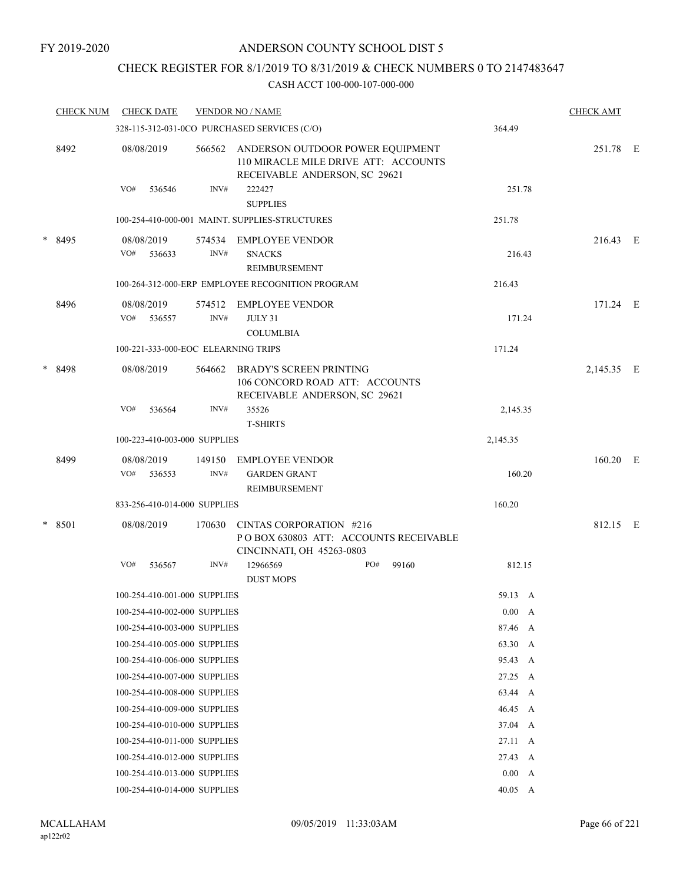FY 2019-2020

# ANDERSON COUNTY SCHOOL DIST 5

## CHECK REGISTER FOR 8/1/2019 TO 8/31/2019 & CHECK NUMBERS 0 TO 2147483647

### CASH ACCT 100-000-107-000-000

| CHECK NUM | CHECK DATE | VENDOR NO / NAME | | CHECK AMT |
|---|---|---|---|---|
| | 328-115-312-031-0CO PURCHASED SERVICES (C/O) | | 364.49 | |
| 8492 | 08/08/2019 | 566562 ANDERSON OUTDOOR POWER EQUIPMENT 110 MIRACLE MILE DRIVE ATT: ACCOUNTS RECEIVABLE ANDERSON, SC 29621 | | 251.78 E |
| | VO# 536546 | INV# 222427 SUPPLIES | 251.78 | |
| | 100-254-410-000-001 MAINT. SUPPLIES-STRUCTURES | | 251.78 | |
| * 8495 | 08/08/2019 | 574534 EMPLOYEE VENDOR | | 216.43 E |
| | VO# 536633 | INV# SNACKS REIMBURSEMENT | 216.43 | |
| | 100-264-312-000-ERP EMPLOYEE RECOGNITION PROGRAM | | 216.43 | |
| 8496 | 08/08/2019 | 574512 EMPLOYEE VENDOR | | 171.24 E |
| | VO# 536557 | INV# JULY 31 COLUMLBIA | 171.24 | |
| | 100-221-333-000-EOC ELEARNING TRIPS | | 171.24 | |
| * 8498 | 08/08/2019 | 564662 BRADY'S SCREEN PRINTING 106 CONCORD ROAD ATT: ACCOUNTS RECEIVABLE ANDERSON, SC 29621 | | 2,145.35 E |
| | VO# 536564 | INV# 35526 T-SHIRTS | 2,145.35 | |
| | 100-223-410-003-000 SUPPLIES | | 2,145.35 | |
| 8499 | 08/08/2019 | 149150 EMPLOYEE VENDOR | | 160.20 E |
| | VO# 536553 | INV# GARDEN GRANT REIMBURSEMENT | 160.20 | |
| | 833-256-410-014-000 SUPPLIES | | 160.20 | |
| * 8501 | 08/08/2019 | 170630 CINTAS CORPORATION #216 P O BOX 630803 ATT: ACCOUNTS RECEIVABLE CINCINNATI, OH 45263-0803 | | 812.15 E |
| | VO# 536567 | INV# 12966569 PO# 99160 DUST MOPS | 812.15 | |
| | 100-254-410-001-000 SUPPLIES | | 59.13 A | |
| | 100-254-410-002-000 SUPPLIES | | 0.00 A | |
| | 100-254-410-003-000 SUPPLIES | | 87.46 A | |
| | 100-254-410-005-000 SUPPLIES | | 63.30 A | |
| | 100-254-410-006-000 SUPPLIES | | 95.43 A | |
| | 100-254-410-007-000 SUPPLIES | | 27.25 A | |
| | 100-254-410-008-000 SUPPLIES | | 63.44 A | |
| | 100-254-410-009-000 SUPPLIES | | 46.45 A | |
| | 100-254-410-010-000 SUPPLIES | | 37.04 A | |
| | 100-254-410-011-000 SUPPLIES | | 27.11 A | |
| | 100-254-410-012-000 SUPPLIES | | 27.43 A | |
| | 100-254-410-013-000 SUPPLIES | | 0.00 A | |
| | 100-254-410-014-000 SUPPLIES | | 40.05 A | |

MCALLAHAM ap122r02 09/05/2019 11:33:03AM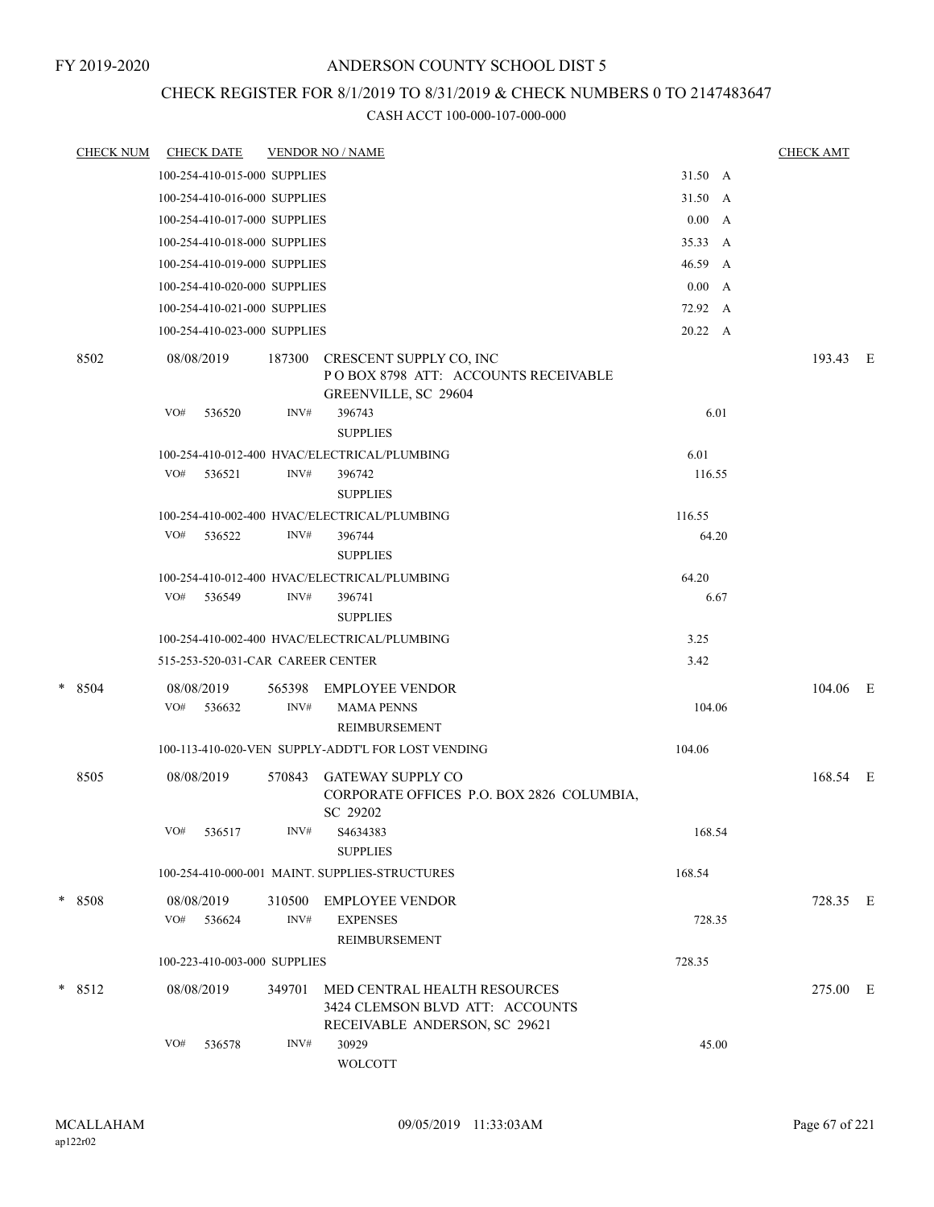FY 2019-2020

# ANDERSON COUNTY SCHOOL DIST 5

## CHECK REGISTER FOR 8/1/2019 TO 8/31/2019 & CHECK NUMBERS 0 TO 2147483647

CASH ACCT 100-000-107-000-000

| CHECK NUM | CHECK DATE | VENDOR NO / NAME | | CHECK AMT |
|---|---|---|---|---|
| | 100-254-410-015-000 SUPPLIES | | 31.50 A | |
| | 100-254-410-016-000 SUPPLIES | | 31.50 A | |
| | 100-254-410-017-000 SUPPLIES | | 0.00 A | |
| | 100-254-410-018-000 SUPPLIES | | 35.33 A | |
| | 100-254-410-019-000 SUPPLIES | | 46.59 A | |
| | 100-254-410-020-000 SUPPLIES | | 0.00 A | |
| | 100-254-410-021-000 SUPPLIES | | 72.92 A | |
| | 100-254-410-023-000 SUPPLIES | | 20.22 A | |
| 8502 | 08/08/2019 | 187300 CRESCENT SUPPLY CO, INC<br>P O BOX 8798 ATT: ACCOUNTS RECEIVABLE<br>GREENVILLE, SC 29604 | | 193.43 E |
| | VO# 536520 INV# | 396743<br>SUPPLIES | 6.01 | |
| | 100-254-410-012-400 HVAC/ELECTRICAL/PLUMBING | | 6.01 | |
| | VO# 536521 INV# | 396742<br>SUPPLIES | 116.55 | |
| | 100-254-410-002-400 HVAC/ELECTRICAL/PLUMBING | | 116.55 | |
| | VO# 536522 INV# | 396744<br>SUPPLIES | 64.20 | |
| | 100-254-410-012-400 HVAC/ELECTRICAL/PLUMBING | | 64.20 | |
| | VO# 536549 INV# | 396741<br>SUPPLIES | 6.67 | |
| | 100-254-410-002-400 HVAC/ELECTRICAL/PLUMBING | | 3.25 | |
| | 515-253-520-031-CAR CAREER CENTER | | 3.42 | |
| * 8504 | 08/08/2019 | 565398 EMPLOYEE VENDOR | | 104.06 E |
| | VO# 536632 INV# | MAMA PENNS<br>REIMBURSEMENT | 104.06 | |
| | 100-113-410-020-VEN SUPPLY-ADDT'L FOR LOST VENDING | | 104.06 | |
| 8505 | 08/08/2019 | 570843 GATEWAY SUPPLY CO<br>CORPORATE OFFICES P.O. BOX 2826 COLUMBIA, SC 29202 | | 168.54 E |
| | VO# 536517 INV# | S4634383<br>SUPPLIES | 168.54 | |
| | 100-254-410-000-001 MAINT. SUPPLIES-STRUCTURES | | 168.54 | |
| * 8508 | 08/08/2019 | 310500 EMPLOYEE VENDOR | | 728.35 E |
| | VO# 536624 INV# | EXPENSES<br>REIMBURSEMENT | 728.35 | |
| | 100-223-410-003-000 SUPPLIES | | 728.35 | |
| * 8512 | 08/08/2019 | 349701 MED CENTRAL HEALTH RESOURCES<br>3424 CLEMSON BLVD ATT: ACCOUNTS<br>RECEIVABLE ANDERSON, SC 29621 | | 275.00 E |
| | VO# 536578 INV# | 30929<br>WOLCOTT | 45.00 | |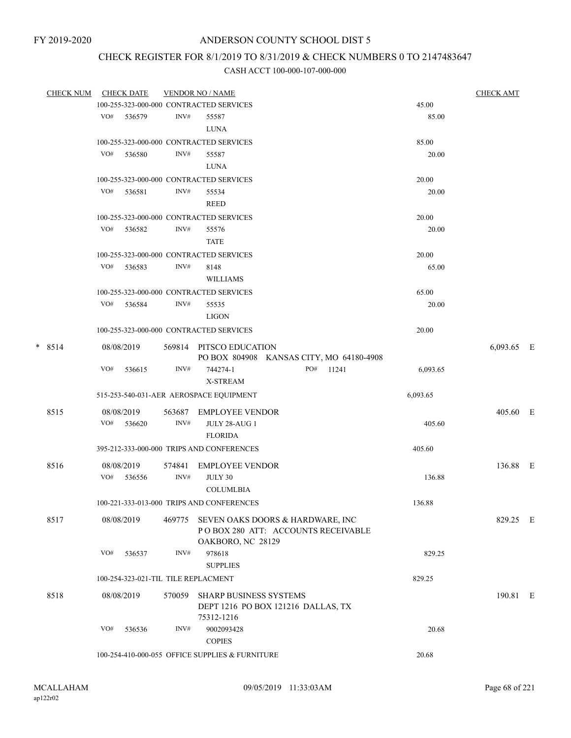FY 2019-2020

# ANDERSON COUNTY SCHOOL DIST 5

## CHECK REGISTER FOR 8/1/2019 TO 8/31/2019 & CHECK NUMBERS 0 TO 2147483647

### CASH ACCT 100-000-107-000-000

| CHECK NUM | CHECK DATE | VENDOR NO / NAME | | CHECK AMT |
|---|---|---|---|---|
| | 100-255-323-000-000 CONTRACTED SERVICES | | 45.00 | |
| | VO# 536579 | INV# 55587 LUNA | 85.00 | |
| | 100-255-323-000-000 CONTRACTED SERVICES | | 85.00 | |
| | VO# 536580 | INV# 55587 LUNA | 20.00 | |
| | 100-255-323-000-000 CONTRACTED SERVICES | | 20.00 | |
| | VO# 536581 | INV# 55534 REED | 20.00 | |
| | 100-255-323-000-000 CONTRACTED SERVICES | | 20.00 | |
| | VO# 536582 | INV# 55576 TATE | 20.00 | |
| | 100-255-323-000-000 CONTRACTED SERVICES | | 20.00 | |
| | VO# 536583 | INV# 8148 WILLIAMS | 65.00 | |
| | 100-255-323-000-000 CONTRACTED SERVICES | | 65.00 | |
| | VO# 536584 | INV# 55535 LIGON | 20.00 | |
| | 100-255-323-000-000 CONTRACTED SERVICES | | 20.00 | |
| * 8514 | 08/08/2019 | 569814 PITSCO EDUCATION PO BOX 804908 KANSAS CITY, MO 64180-4908 | | 6,093.65 E |
| | VO# 536615 | INV# 744274-1 PO# 11241 X-STREAM | 6,093.65 | |
| | 515-253-540-031-AER AEROSPACE EQUIPMENT | | 6,093.65 | |
| 8515 | 08/08/2019 | 563687 EMPLOYEE VENDOR | | 405.60 E |
| | VO# 536620 | INV# JULY 28-AUG 1 FLORIDA | 405.60 | |
| | 395-212-333-000-000 TRIPS AND CONFERENCES | | 405.60 | |
| 8516 | 08/08/2019 | 574841 EMPLOYEE VENDOR | | 136.88 E |
| | VO# 536556 | INV# JULY 30 COLUMLBIA | 136.88 | |
| | 100-221-333-013-000 TRIPS AND CONFERENCES | | 136.88 | |
| 8517 | 08/08/2019 | 469775 SEVEN OAKS DOORS & HARDWARE, INC P O BOX 280 ATT: ACCOUNTS RECEIVABLE OAKBORO, NC 28129 | | 829.25 E |
| | VO# 536537 | INV# 978618 SUPPLIES | 829.25 | |
| | 100-254-323-021-TIL TILE REPLACMENT | | 829.25 | |
| 8518 | 08/08/2019 | 570059 SHARP BUSINESS SYSTEMS DEPT 1216 PO BOX 121216 DALLAS, TX 75312-1216 | | 190.81 E |
| | VO# 536536 | INV# 9002093428 COPIES | 20.68 | |
| | 100-254-410-000-055 OFFICE SUPPLIES & FURNITURE | | 20.68 | |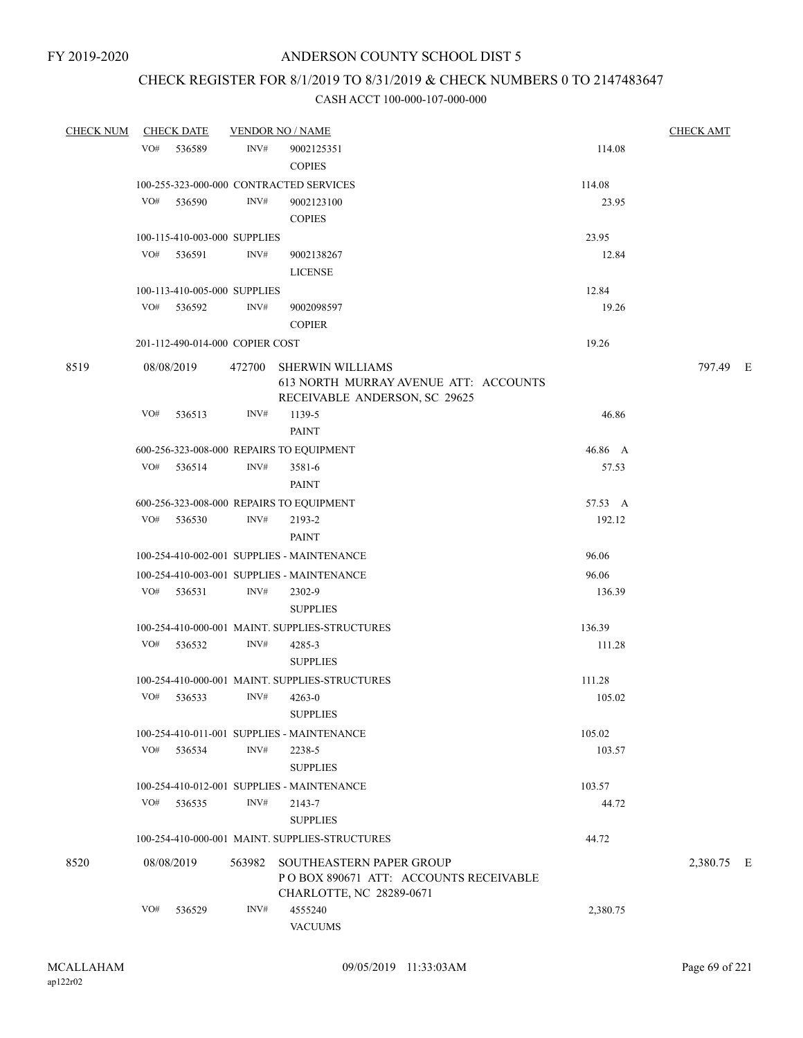FY 2019-2020

# ANDERSON COUNTY SCHOOL DIST 5

## CHECK REGISTER FOR 8/1/2019 TO 8/31/2019 & CHECK NUMBERS 0 TO 2147483647

### CASH ACCT 100-000-107-000-000

| CHECK NUM | CHECK DATE | VENDOR NO / NAME | | CHECK AMT |
|---|---|---|---|---|
| | VO# 536589 | INV# 9002125351<br>COPIES | 114.08 | |
| | 100-255-323-000-000 CONTRACTED SERVICES | | 114.08 | |
| | VO# 536590 | INV# 9002123100<br>COPIES | 23.95 | |
| | 100-115-410-003-000 SUPPLIES | | 23.95 | |
| | VO# 536591 | INV# 9002138267<br>LICENSE | 12.84 | |
| | 100-113-410-005-000 SUPPLIES | | 12.84 | |
| | VO# 536592 | INV# 9002098597<br>COPIER | 19.26 | |
| | 201-112-490-014-000 COPIER COST | | 19.26 | |
| 8519 | 08/08/2019 | 472700 SHERWIN WILLIAMS<br>613 NORTH MURRAY AVENUE ATT: ACCOUNTS RECEIVABLE ANDERSON, SC 29625 | | 797.49 E |
| | VO# 536513 | INV# 1139-5<br>PAINT | 46.86 | |
| | 600-256-323-008-000 REPAIRS TO EQUIPMENT | | 46.86 A | |
| | VO# 536514 | INV# 3581-6<br>PAINT | 57.53 | |
| | 600-256-323-008-000 REPAIRS TO EQUIPMENT | | 57.53 A | |
| | VO# 536530 | INV# 2193-2<br>PAINT | 192.12 | |
| | 100-254-410-002-001 SUPPLIES - MAINTENANCE | | 96.06 | |
| | 100-254-410-003-001 SUPPLIES - MAINTENANCE | | 96.06 | |
| | VO# 536531 | INV# 2302-9<br>SUPPLIES | 136.39 | |
| | 100-254-410-000-001 MAINT. SUPPLIES-STRUCTURES | | 136.39 | |
| | VO# 536532 | INV# 4285-3<br>SUPPLIES | 111.28 | |
| | 100-254-410-000-001 MAINT. SUPPLIES-STRUCTURES | | 111.28 | |
| | VO# 536533 | INV# 4263-0<br>SUPPLIES | 105.02 | |
| | 100-254-410-011-001 SUPPLIES - MAINTENANCE | | 105.02 | |
| | VO# 536534 | INV# 2238-5<br>SUPPLIES | 103.57 | |
| | 100-254-410-012-001 SUPPLIES - MAINTENANCE | | 103.57 | |
| | VO# 536535 | INV# 2143-7<br>SUPPLIES | 44.72 | |
| | 100-254-410-000-001 MAINT. SUPPLIES-STRUCTURES | | 44.72 | |
| 8520 | 08/08/2019 | 563982 SOUTHEASTERN PAPER GROUP<br>P O BOX 890671 ATT: ACCOUNTS RECEIVABLE CHARLOTTE, NC 28289-0671 | | 2,380.75 E |
| | VO# 536529 | INV# 4555240<br>VACUUMS | 2,380.75 | |

MCALLAHAM
ap122r02

09/05/2019 11:33:03AM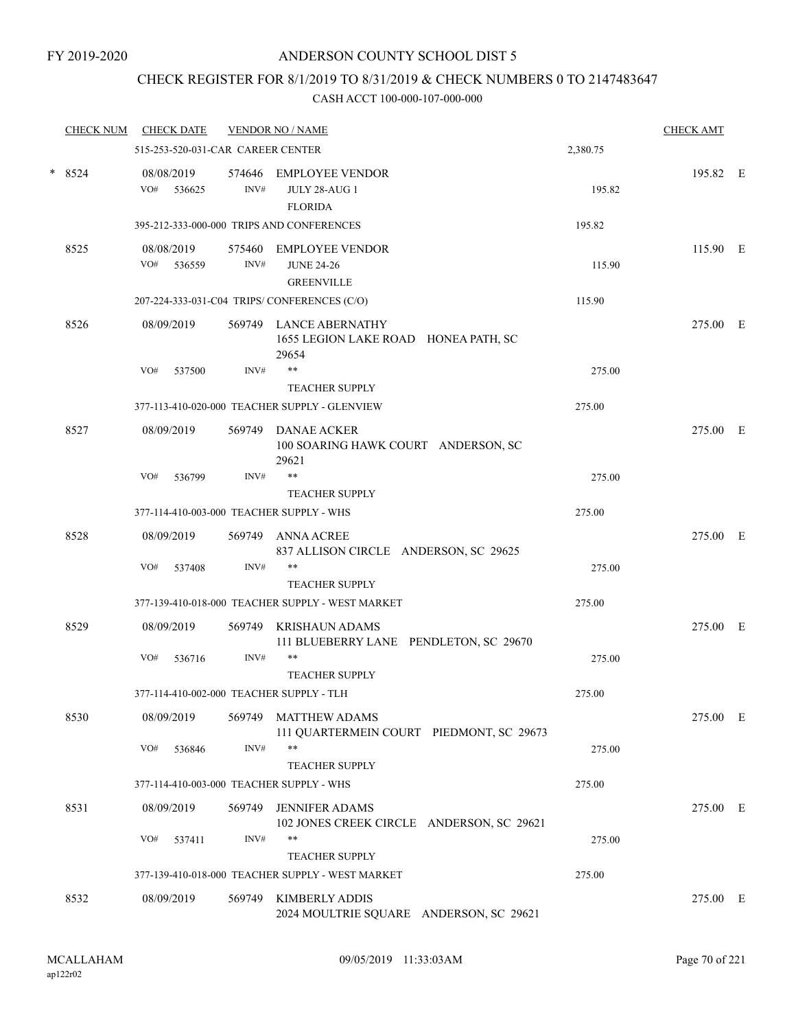FY 2019-2020

# ANDERSON COUNTY SCHOOL DIST 5

## CHECK REGISTER FOR 8/1/2019 TO 8/31/2019 & CHECK NUMBERS 0 TO 2147483647

### CASH ACCT 100-000-107-000-000

| CHECK NUM | CHECK DATE | VENDOR NO / NAME | | CHECK AMT | |
|---|---|---|---|---|---|
| | 515-253-520-031-CAR CAREER CENTER | | 2,380.75 | | |
| * 8524 | 08/08/2019 | 574646 EMPLOYEE VENDOR | | 195.82 | E |
| | VO# 536625 | INV# JULY 28-AUG 1 FLORIDA | 195.82 | | |
| | 395-212-333-000-000 TRIPS AND CONFERENCES | | 195.82 | | |
| 8525 | 08/08/2019 | 575460 EMPLOYEE VENDOR | | 115.90 | E |
| | VO# 536559 | INV# JUNE 24-26 GREENVILLE | 115.90 | | |
| | 207-224-333-031-C04 TRIPS/ CONFERENCES (C/O) | | 115.90 | | |
| 8526 | 08/09/2019 | 569749 LANCE ABERNATHY 1655 LEGION LAKE ROAD HONEA PATH, SC 29654 | | 275.00 | E |
| | VO# 537500 | INV# ** TEACHER SUPPLY | 275.00 | | |
| | 377-113-410-020-000 TEACHER SUPPLY - GLENVIEW | | 275.00 | | |
| 8527 | 08/09/2019 | 569749 DANAE ACKER 100 SOARING HAWK COURT ANDERSON, SC 29621 | | 275.00 | E |
| | VO# 536799 | INV# ** TEACHER SUPPLY | 275.00 | | |
| | 377-114-410-003-000 TEACHER SUPPLY - WHS | | 275.00 | | |
| 8528 | 08/09/2019 | 569749 ANNA ACREE 837 ALLISON CIRCLE ANDERSON, SC 29625 | | 275.00 | E |
| | VO# 537408 | INV# ** TEACHER SUPPLY | 275.00 | | |
| | 377-139-410-018-000 TEACHER SUPPLY - WEST MARKET | | 275.00 | | |
| 8529 | 08/09/2019 | 569749 KRISHAUN ADAMS 111 BLUEBERRY LANE PENDLETON, SC 29670 | | 275.00 | E |
| | VO# 536716 | INV# ** TEACHER SUPPLY | 275.00 | | |
| | 377-114-410-002-000 TEACHER SUPPLY - TLH | | 275.00 | | |
| 8530 | 08/09/2019 | 569749 MATTHEW ADAMS 111 QUARTERMEIN COURT PIEDMONT, SC 29673 | | 275.00 | E |
| | VO# 536846 | INV# ** TEACHER SUPPLY | 275.00 | | |
| | 377-114-410-003-000 TEACHER SUPPLY - WHS | | 275.00 | | |
| 8531 | 08/09/2019 | 569749 JENNIFER ADAMS 102 JONES CREEK CIRCLE ANDERSON, SC 29621 | | 275.00 | E |
| | VO# 537411 | INV# ** TEACHER SUPPLY | 275.00 | | |
| | 377-139-410-018-000 TEACHER SUPPLY - WEST MARKET | | 275.00 | | |
| 8532 | 08/09/2019 | 569749 KIMBERLY ADDIS 2024 MOULTRIE SQUARE ANDERSON, SC 29621 | | 275.00 | E |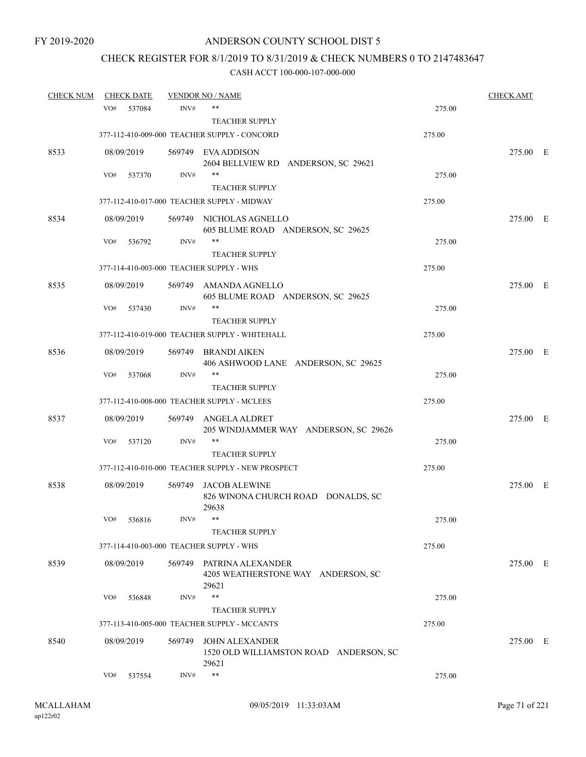FY 2019-2020

# ANDERSON COUNTY SCHOOL DIST 5

## CHECK REGISTER FOR 8/1/2019 TO 8/31/2019 & CHECK NUMBERS 0 TO 2147483647

### CASH ACCT 100-000-107-000-000

| CHECK NUM | CHECK DATE | VENDOR NO / NAME | | CHECK AMT |
|---|---|---|---|---|
| | VO# 537084 | INV# ** | 275.00 | |
| | | TEACHER SUPPLY | | |
| | 377-112-410-009-000 TEACHER SUPPLY - CONCORD | | 275.00 | |
| 8533 | 08/09/2019 | 569749 EVA ADDISON<br>2604 BELLVIEW RD ANDERSON, SC 29621 | | 275.00 E |
| | VO# 537370 | INV# ** | 275.00 | |
| | | TEACHER SUPPLY | | |
| | 377-112-410-017-000 TEACHER SUPPLY - MIDWAY | | 275.00 | |
| 8534 | 08/09/2019 | 569749 NICHOLAS AGNELLO<br>605 BLUME ROAD ANDERSON, SC 29625 | | 275.00 E |
| | VO# 536792 | INV# ** | 275.00 | |
| | | TEACHER SUPPLY | | |
| | 377-114-410-003-000 TEACHER SUPPLY - WHS | | 275.00 | |
| 8535 | 08/09/2019 | 569749 AMANDA AGNELLO<br>605 BLUME ROAD ANDERSON, SC 29625 | | 275.00 E |
| | VO# 537430 | INV# ** | 275.00 | |
| | | TEACHER SUPPLY | | |
| | 377-112-410-019-000 TEACHER SUPPLY - WHITEHALL | | 275.00 | |
| 8536 | 08/09/2019 | 569749 BRANDI AIKEN<br>406 ASHWOOD LANE ANDERSON, SC 29625 | | 275.00 E |
| | VO# 537068 | INV# ** | 275.00 | |
| | | TEACHER SUPPLY | | |
| | 377-112-410-008-000 TEACHER SUPPLY - MCLEES | | 275.00 | |
| 8537 | 08/09/2019 | 569749 ANGELA ALDRET<br>205 WINDJAMMER WAY ANDERSON, SC 29626 | | 275.00 E |
| | VO# 537120 | INV# ** | 275.00 | |
| | | TEACHER SUPPLY | | |
| | 377-112-410-010-000 TEACHER SUPPLY - NEW PROSPECT | | 275.00 | |
| 8538 | 08/09/2019 | 569749 JACOB ALEWINE<br>826 WINONA CHURCH ROAD DONALDS, SC 29638 | | 275.00 E |
| | VO# 536816 | INV# ** | 275.00 | |
| | | TEACHER SUPPLY | | |
| | 377-114-410-003-000 TEACHER SUPPLY - WHS | | 275.00 | |
| 8539 | 08/09/2019 | 569749 PATRINA ALEXANDER<br>4205 WEATHERSTONE WAY ANDERSON, SC 29621 | | 275.00 E |
| | VO# 536848 | INV# ** | 275.00 | |
| | | TEACHER SUPPLY | | |
| | 377-113-410-005-000 TEACHER SUPPLY - MCCANTS | | 275.00 | |
| 8540 | 08/09/2019 | 569749 JOHN ALEXANDER<br>1520 OLD WILLIAMSTON ROAD ANDERSON, SC 29621 | | 275.00 E |
| | VO# 537554 | INV# ** | 275.00 | |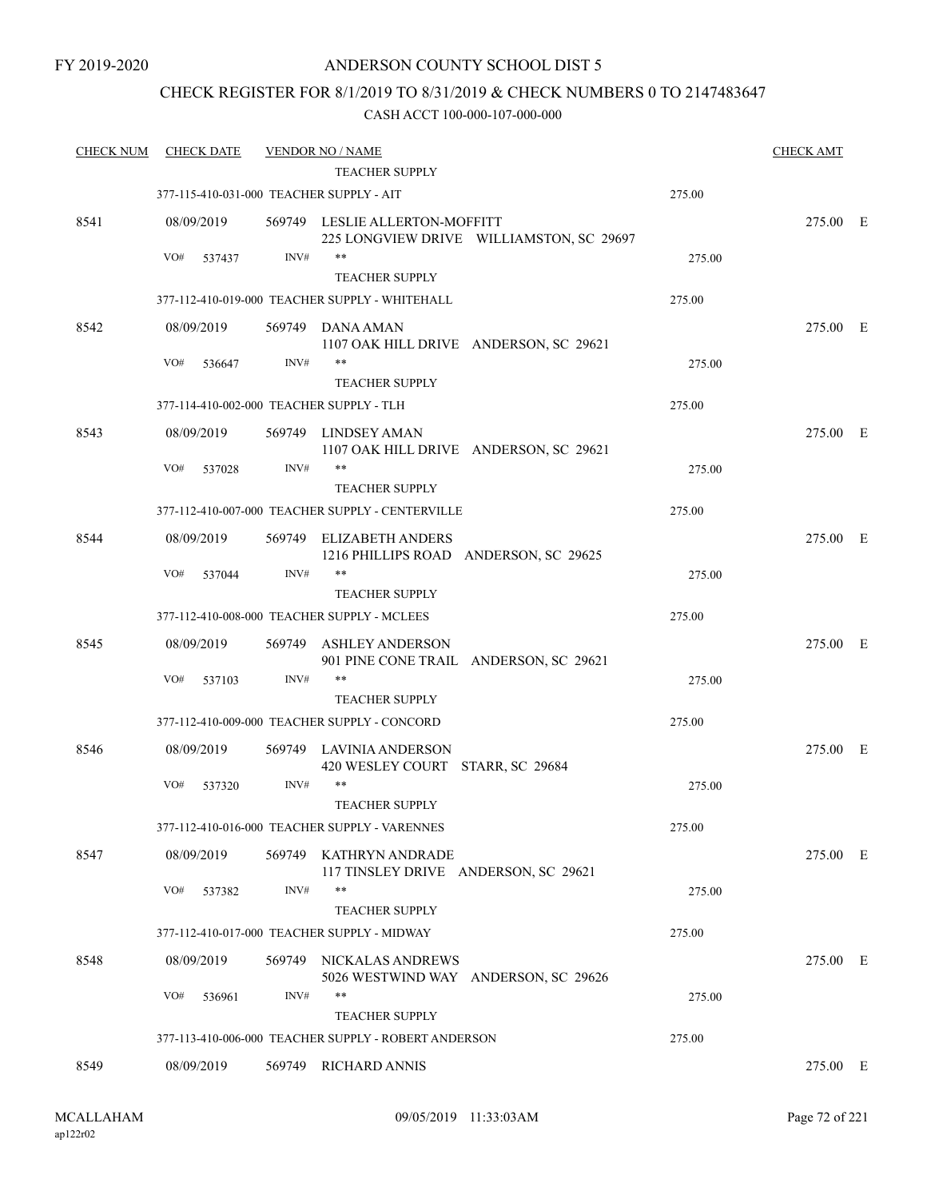FY 2019-2020

# ANDERSON COUNTY SCHOOL DIST 5

## CHECK REGISTER FOR 8/1/2019 TO 8/31/2019 & CHECK NUMBERS 0 TO 2147483647

### CASH ACCT 100-000-107-000-000

| CHECK NUM | CHECK DATE | VENDOR NO / NAME | | CHECK AMT | |
|---|---|---|---|---|---|
| | | TEACHER SUPPLY | | | |
| | 377-115-410-031-000 TEACHER SUPPLY - AIT | | 275.00 | | |
| 8541 | 08/09/2019 | 569749 LESLIE ALLERTON-MOFFITT<br>225 LONGVIEW DRIVE WILLIAMSTON, SC 29697 | | 275.00 | E |
| | VO# 537437 | INV# **<br>TEACHER SUPPLY | 275.00 | | |
| | 377-112-410-019-000 TEACHER SUPPLY - WHITEHALL | | 275.00 | | |
| 8542 | 08/09/2019 | 569749 DANA AMAN<br>1107 OAK HILL DRIVE ANDERSON, SC 29621 | | 275.00 | E |
| | VO# 536647 | INV# **<br>TEACHER SUPPLY | 275.00 | | |
| | 377-114-410-002-000 TEACHER SUPPLY - TLH | | 275.00 | | |
| 8543 | 08/09/2019 | 569749 LINDSEY AMAN<br>1107 OAK HILL DRIVE ANDERSON, SC 29621 | | 275.00 | E |
| | VO# 537028 | INV# **<br>TEACHER SUPPLY | 275.00 | | |
| | 377-112-410-007-000 TEACHER SUPPLY - CENTERVILLE | | 275.00 | | |
| 8544 | 08/09/2019 | 569749 ELIZABETH ANDERS<br>1216 PHILLIPS ROAD ANDERSON, SC 29625 | | 275.00 | E |
| | VO# 537044 | INV# **<br>TEACHER SUPPLY | 275.00 | | |
| | 377-112-410-008-000 TEACHER SUPPLY - MCLEES | | 275.00 | | |
| 8545 | 08/09/2019 | 569749 ASHLEY ANDERSON<br>901 PINE CONE TRAIL ANDERSON, SC 29621 | | 275.00 | E |
| | VO# 537103 | INV# **<br>TEACHER SUPPLY | 275.00 | | |
| | 377-112-410-009-000 TEACHER SUPPLY - CONCORD | | 275.00 | | |
| 8546 | 08/09/2019 | 569749 LAVINIA ANDERSON<br>420 WESLEY COURT STARR, SC 29684 | | 275.00 | E |
| | VO# 537320 | INV# **<br>TEACHER SUPPLY | 275.00 | | |
| | 377-112-410-016-000 TEACHER SUPPLY - VARENNES | | 275.00 | | |
| 8547 | 08/09/2019 | 569749 KATHRYN ANDRADE<br>117 TINSLEY DRIVE ANDERSON, SC 29621 | | 275.00 | E |
| | VO# 537382 | INV# **<br>TEACHER SUPPLY | 275.00 | | |
| | 377-112-410-017-000 TEACHER SUPPLY - MIDWAY | | 275.00 | | |
| 8548 | 08/09/2019 | 569749 NICKALAS ANDREWS<br>5026 WESTWIND WAY ANDERSON, SC 29626 | | 275.00 | E |
| | VO# 536961 | INV# **<br>TEACHER SUPPLY | 275.00 | | |
| | 377-113-410-006-000 TEACHER SUPPLY - ROBERT ANDERSON | | 275.00 | | |
| 8549 | 08/09/2019 | 569749 RICHARD ANNIS | | 275.00 | E |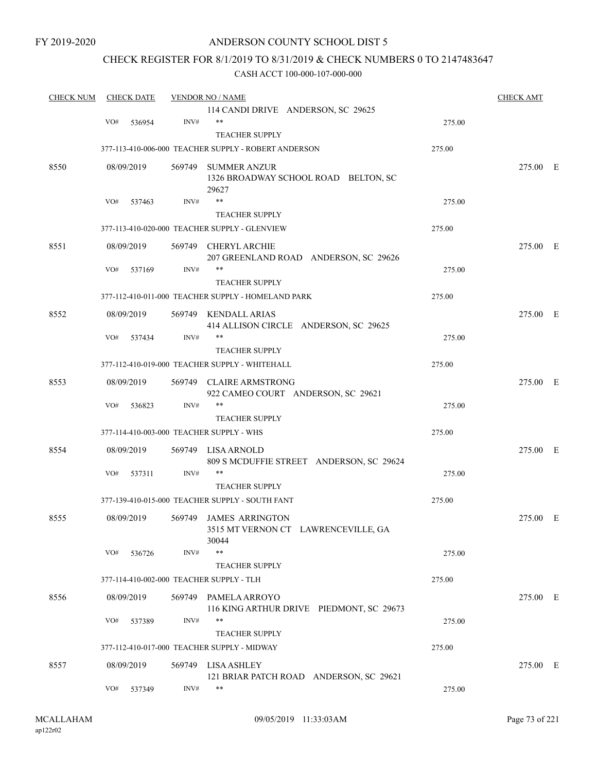FY 2019-2020

# ANDERSON COUNTY SCHOOL DIST 5

## CHECK REGISTER FOR 8/1/2019 TO 8/31/2019 & CHECK NUMBERS 0 TO 2147483647

### CASH ACCT 100-000-107-000-000

| CHECK NUM | CHECK DATE | VENDOR NO / NAME | | CHECK AMT |
|---|---|---|---|---|
| | | 114 CANDI DRIVE ANDERSON, SC 29625 | | |
| | VO# 536954 | INV# ** | 275.00 | |
| | | TEACHER SUPPLY | | |
| | | 377-113-410-006-000 TEACHER SUPPLY - ROBERT ANDERSON | 275.00 | |
| 8550 | 08/09/2019 | 569749 SUMMER ANZUR<br>1326 BROADWAY SCHOOL ROAD BELTON, SC 29627 | | 275.00 E |
| | VO# 537463 | INV# ** | 275.00 | |
| | | TEACHER SUPPLY | | |
| | | 377-113-410-020-000 TEACHER SUPPLY - GLENVIEW | 275.00 | |
| 8551 | 08/09/2019 | 569749 CHERYL ARCHIE<br>207 GREENLAND ROAD ANDERSON, SC 29626 | | 275.00 E |
| | VO# 537169 | INV# ** | 275.00 | |
| | | TEACHER SUPPLY | | |
| | | 377-112-410-011-000 TEACHER SUPPLY - HOMELAND PARK | 275.00 | |
| 8552 | 08/09/2019 | 569749 KENDALL ARIAS<br>414 ALLISON CIRCLE ANDERSON, SC 29625 | | 275.00 E |
| | VO# 537434 | INV# ** | 275.00 | |
| | | TEACHER SUPPLY | | |
| | | 377-112-410-019-000 TEACHER SUPPLY - WHITEHALL | 275.00 | |
| 8553 | 08/09/2019 | 569749 CLAIRE ARMSTRONG<br>922 CAMEO COURT ANDERSON, SC 29621 | | 275.00 E |
| | VO# 536823 | INV# ** | 275.00 | |
| | | TEACHER SUPPLY | | |
| | | 377-114-410-003-000 TEACHER SUPPLY - WHS | 275.00 | |
| 8554 | 08/09/2019 | 569749 LISA ARNOLD<br>809 S MCDUFFIE STREET ANDERSON, SC 29624 | | 275.00 E |
| | VO# 537311 | INV# ** | 275.00 | |
| | | TEACHER SUPPLY | | |
| | | 377-139-410-015-000 TEACHER SUPPLY - SOUTH FANT | 275.00 | |
| 8555 | 08/09/2019 | 569749 JAMES ARRINGTON<br>3515 MT VERNON CT LAWRENCEVILLE, GA 30044 | | 275.00 E |
| | VO# 536726 | INV# ** | 275.00 | |
| | | TEACHER SUPPLY | | |
| | | 377-114-410-002-000 TEACHER SUPPLY - TLH | 275.00 | |
| 8556 | 08/09/2019 | 569749 PAMELA ARROYO<br>116 KING ARTHUR DRIVE PIEDMONT, SC 29673 | | 275.00 E |
| | VO# 537389 | INV# ** | 275.00 | |
| | | TEACHER SUPPLY | | |
| | | 377-112-410-017-000 TEACHER SUPPLY - MIDWAY | 275.00 | |
| 8557 | 08/09/2019 | 569749 LISA ASHLEY<br>121 BRIAR PATCH ROAD ANDERSON, SC 29621 | | 275.00 E |
| | VO# 537349 | INV# ** | 275.00 | |

MCALLAHAM
ap122r02

09/05/2019 11:33:03AM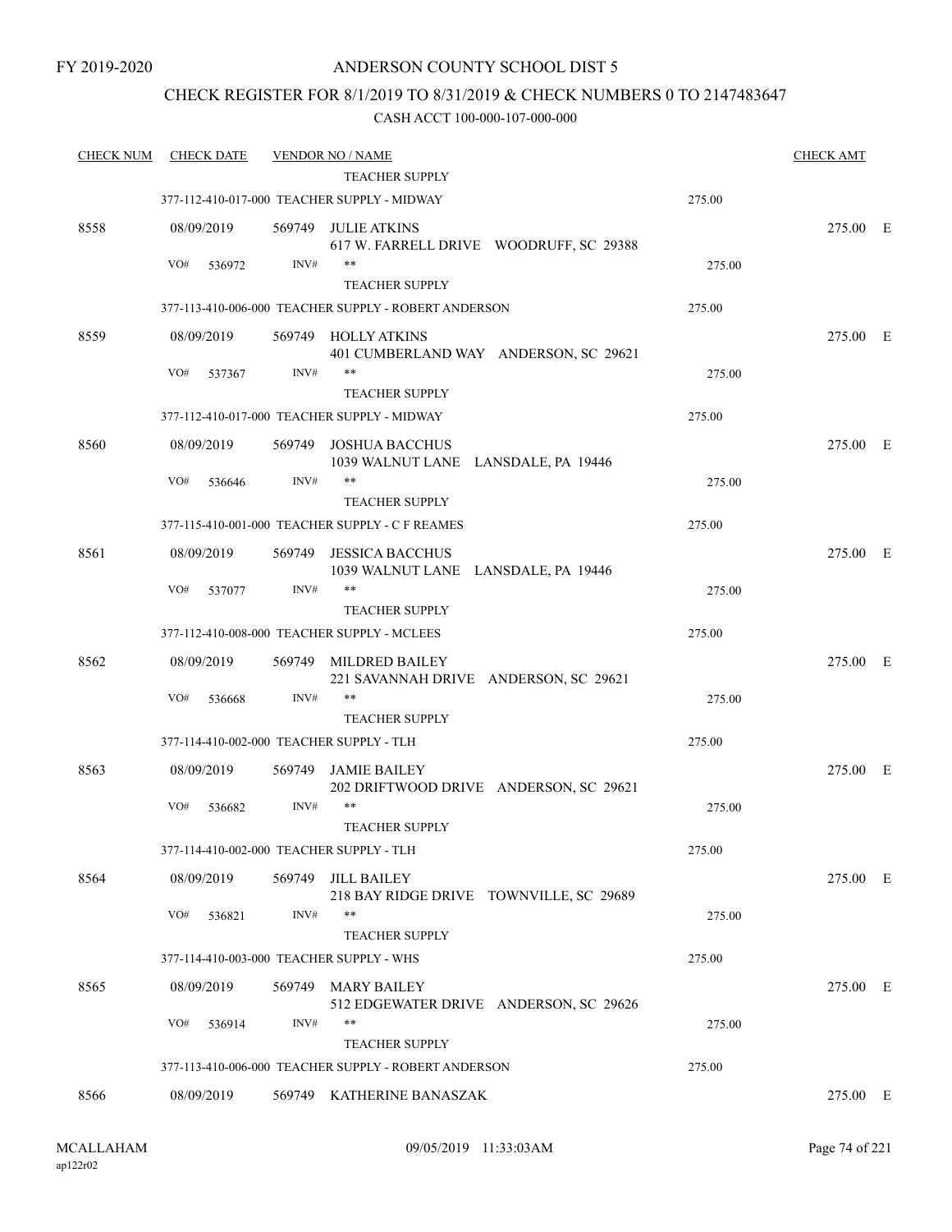FY 2019-2020

# ANDERSON COUNTY SCHOOL DIST 5

## CHECK REGISTER FOR 8/1/2019 TO 8/31/2019 & CHECK NUMBERS 0 TO 2147483647

### CASH ACCT 100-000-107-000-000

| CHECK NUM | CHECK DATE | VENDOR NO / NAME | | CHECK AMT | |
|---|---|---|---|---|---|
| | | TEACHER SUPPLY | | | |
| | | 377-112-410-017-000 TEACHER SUPPLY - MIDWAY | 275.00 | | |
| 8558 | 08/09/2019 | 569749 JULIE ATKINS<br>617 W. FARRELL DRIVE WOODRUFF, SC 29388 | | 275.00 | E |
| | VO# 536972 | INV# **<br>TEACHER SUPPLY | 275.00 | | |
| | | 377-113-410-006-000 TEACHER SUPPLY - ROBERT ANDERSON | 275.00 | | |
| 8559 | 08/09/2019 | 569749 HOLLY ATKINS<br>401 CUMBERLAND WAY ANDERSON, SC 29621 | | 275.00 | E |
| | VO# 537367 | INV# **<br>TEACHER SUPPLY | 275.00 | | |
| | | 377-112-410-017-000 TEACHER SUPPLY - MIDWAY | 275.00 | | |
| 8560 | 08/09/2019 | 569749 JOSHUA BACCHUS<br>1039 WALNUT LANE LANSDALE, PA 19446 | | 275.00 | E |
| | VO# 536646 | INV# **<br>TEACHER SUPPLY | 275.00 | | |
| | | 377-115-410-001-000 TEACHER SUPPLY - C F REAMES | 275.00 | | |
| 8561 | 08/09/2019 | 569749 JESSICA BACCHUS<br>1039 WALNUT LANE LANSDALE, PA 19446 | | 275.00 | E |
| | VO# 537077 | INV# **<br>TEACHER SUPPLY | 275.00 | | |
| | | 377-112-410-008-000 TEACHER SUPPLY - MCLEES | 275.00 | | |
| 8562 | 08/09/2019 | 569749 MILDRED BAILEY<br>221 SAVANNAH DRIVE ANDERSON, SC 29621 | | 275.00 | E |
| | VO# 536668 | INV# **<br>TEACHER SUPPLY | 275.00 | | |
| | | 377-114-410-002-000 TEACHER SUPPLY - TLH | 275.00 | | |
| 8563 | 08/09/2019 | 569749 JAMIE BAILEY<br>202 DRIFTWOOD DRIVE ANDERSON, SC 29621 | | 275.00 | E |
| | VO# 536682 | INV# **<br>TEACHER SUPPLY | 275.00 | | |
| | | 377-114-410-002-000 TEACHER SUPPLY - TLH | 275.00 | | |
| 8564 | 08/09/2019 | 569749 JILL BAILEY<br>218 BAY RIDGE DRIVE TOWNVILLE, SC 29689 | | 275.00 | E |
| | VO# 536821 | INV# **<br>TEACHER SUPPLY | 275.00 | | |
| | | 377-114-410-003-000 TEACHER SUPPLY - WHS | 275.00 | | |
| 8565 | 08/09/2019 | 569749 MARY BAILEY<br>512 EDGEWATER DRIVE ANDERSON, SC 29626 | | 275.00 | E |
| | VO# 536914 | INV# **<br>TEACHER SUPPLY | 275.00 | | |
| | | 377-113-410-006-000 TEACHER SUPPLY - ROBERT ANDERSON | 275.00 | | |
| 8566 | 08/09/2019 | 569749 KATHERINE BANASZAK | | 275.00 | E |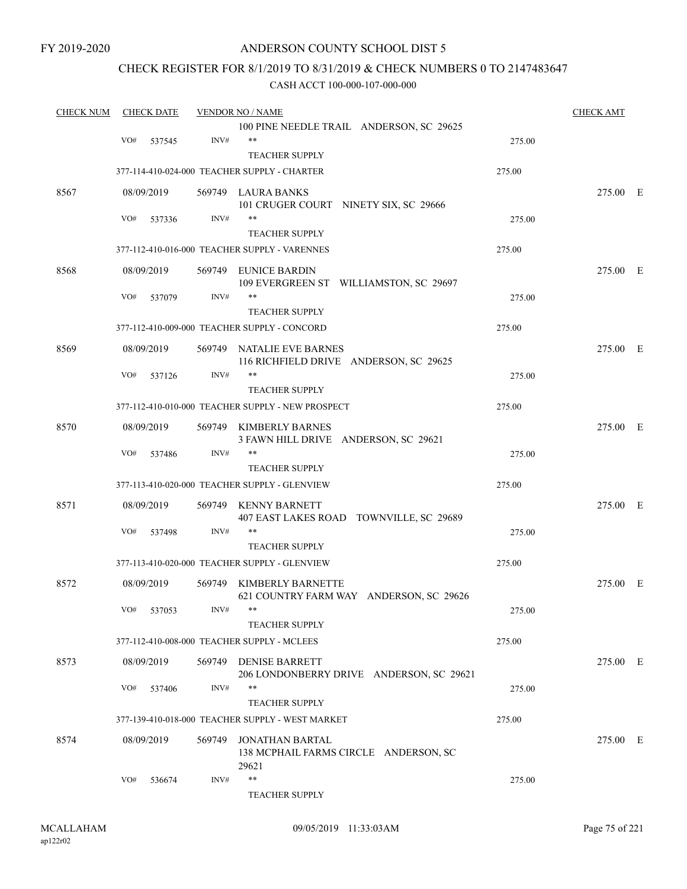FY 2019-2020

# ANDERSON COUNTY SCHOOL DIST 5

## CHECK REGISTER FOR 8/1/2019 TO 8/31/2019 & CHECK NUMBERS 0 TO 2147483647

### CASH ACCT 100-000-107-000-000

| CHECK NUM | CHECK DATE | VENDOR NO / NAME | | CHECK AMT |
|---|---|---|---|---|
| | | 100 PINE NEEDLE TRAIL ANDERSON, SC 29625 | | |
| | VO# 537545 | INV# ** TEACHER SUPPLY | 275.00 | |
| | | 377-114-410-024-000 TEACHER SUPPLY - CHARTER | 275.00 | |
| 8567 | 08/09/2019 | 569749 LAURA BANKS 101 CRUGER COURT NINETY SIX, SC 29666 | | 275.00 E |
| | VO# 537336 | INV# ** TEACHER SUPPLY | 275.00 | |
| | | 377-112-410-016-000 TEACHER SUPPLY - VARENNES | 275.00 | |
| 8568 | 08/09/2019 | 569749 EUNICE BARDIN 109 EVERGREEN ST WILLIAMSTON, SC 29697 | | 275.00 E |
| | VO# 537079 | INV# ** TEACHER SUPPLY | 275.00 | |
| | | 377-112-410-009-000 TEACHER SUPPLY - CONCORD | 275.00 | |
| 8569 | 08/09/2019 | 569749 NATALIE EVE BARNES 116 RICHFIELD DRIVE ANDERSON, SC 29625 | | 275.00 E |
| | VO# 537126 | INV# ** TEACHER SUPPLY | 275.00 | |
| | | 377-112-410-010-000 TEACHER SUPPLY - NEW PROSPECT | 275.00 | |
| 8570 | 08/09/2019 | 569749 KIMBERLY BARNES 3 FAWN HILL DRIVE ANDERSON, SC 29621 | | 275.00 E |
| | VO# 537486 | INV# ** TEACHER SUPPLY | 275.00 | |
| | | 377-113-410-020-000 TEACHER SUPPLY - GLENVIEW | 275.00 | |
| 8571 | 08/09/2019 | 569749 KENNY BARNETT 407 EAST LAKES ROAD TOWNVILLE, SC 29689 | | 275.00 E |
| | VO# 537498 | INV# ** TEACHER SUPPLY | 275.00 | |
| | | 377-113-410-020-000 TEACHER SUPPLY - GLENVIEW | 275.00 | |
| 8572 | 08/09/2019 | 569749 KIMBERLY BARNETTE 621 COUNTRY FARM WAY ANDERSON, SC 29626 | | 275.00 E |
| | VO# 537053 | INV# ** TEACHER SUPPLY | 275.00 | |
| | | 377-112-410-008-000 TEACHER SUPPLY - MCLEES | 275.00 | |
| 8573 | 08/09/2019 | 569749 DENISE BARRETT 206 LONDONBERRY DRIVE ANDERSON, SC 29621 | | 275.00 E |
| | VO# 537406 | INV# ** TEACHER SUPPLY | 275.00 | |
| | | 377-139-410-018-000 TEACHER SUPPLY - WEST MARKET | 275.00 | |
| 8574 | 08/09/2019 | 569749 JONATHAN BARTAL 138 MCPHAIL FARMS CIRCLE ANDERSON, SC 29621 | | 275.00 E |
| | VO# 536674 | INV# ** TEACHER SUPPLY | 275.00 | |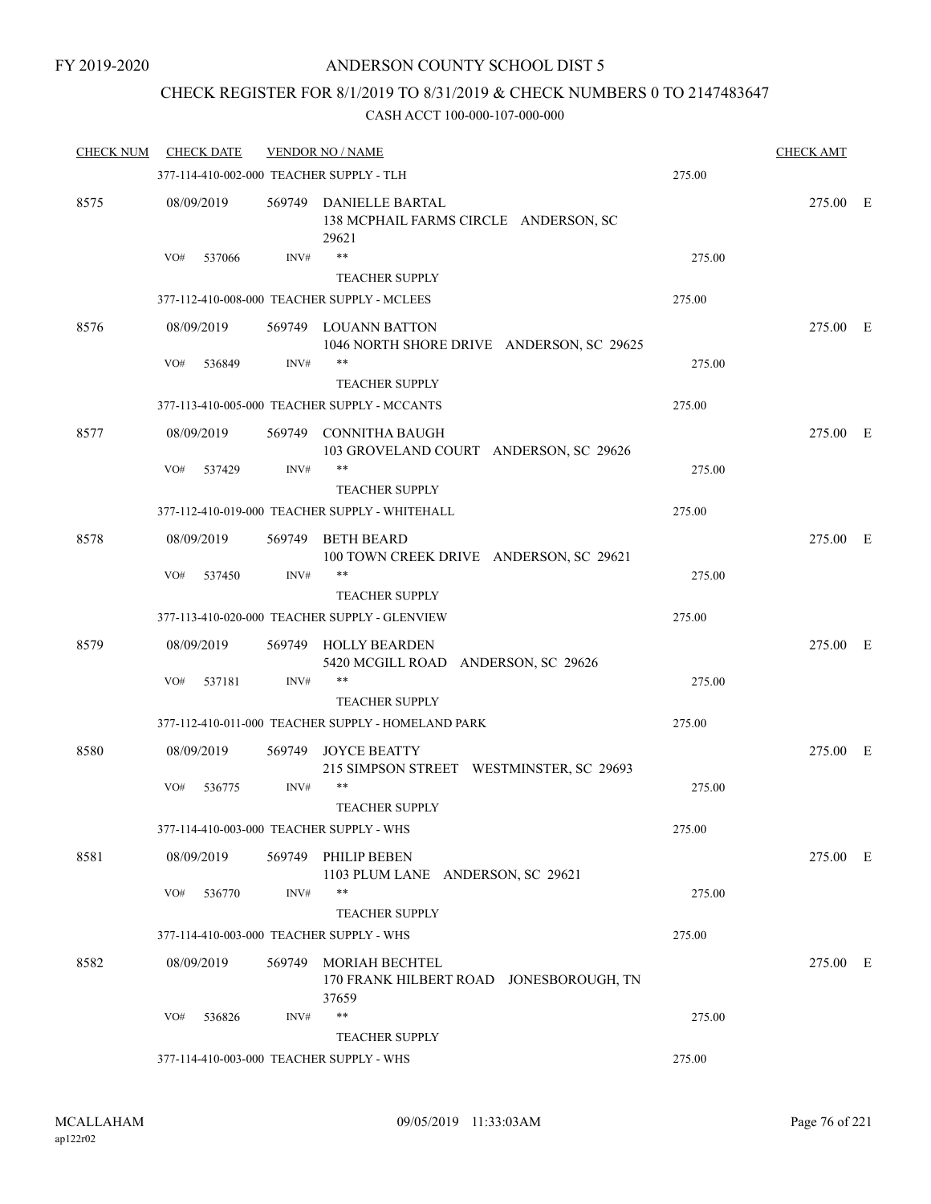FY 2019-2020

# ANDERSON COUNTY SCHOOL DIST 5

## CHECK REGISTER FOR 8/1/2019 TO 8/31/2019 & CHECK NUMBERS 0 TO 2147483647

CASH ACCT 100-000-107-000-000

| CHECK NUM | CHECK DATE | VENDOR NO / NAME | | CHECK AMT |
|---|---|---|---|---|
| | 377-114-410-002-000 TEACHER SUPPLY - TLH | | 275.00 | |
| 8575 | 08/09/2019 | 569749 DANIELLE BARTAL<br>138 MCPHAIL FARMS CIRCLE ANDERSON, SC 29621 | | 275.00 E |
| | VO# 537066 | INV# **<br>TEACHER SUPPLY | 275.00 | |
| | 377-112-410-008-000 TEACHER SUPPLY - MCLEES | | 275.00 | |
| 8576 | 08/09/2019 | 569749 LOUANN BATTON<br>1046 NORTH SHORE DRIVE ANDERSON, SC 29625 | | 275.00 E |
| | VO# 536849 | INV# **<br>TEACHER SUPPLY | 275.00 | |
| | 377-113-410-005-000 TEACHER SUPPLY - MCCANTS | | 275.00 | |
| 8577 | 08/09/2019 | 569749 CONNITHA BAUGH<br>103 GROVELAND COURT ANDERSON, SC 29626 | | 275.00 E |
| | VO# 537429 | INV# **<br>TEACHER SUPPLY | 275.00 | |
| | 377-112-410-019-000 TEACHER SUPPLY - WHITEHALL | | 275.00 | |
| 8578 | 08/09/2019 | 569749 BETH BEARD<br>100 TOWN CREEK DRIVE ANDERSON, SC 29621 | | 275.00 E |
| | VO# 537450 | INV# **<br>TEACHER SUPPLY | 275.00 | |
| | 377-113-410-020-000 TEACHER SUPPLY - GLENVIEW | | 275.00 | |
| 8579 | 08/09/2019 | 569749 HOLLY BEARDEN<br>5420 MCGILL ROAD ANDERSON, SC 29626 | | 275.00 E |
| | VO# 537181 | INV# **<br>TEACHER SUPPLY | 275.00 | |
| | 377-112-410-011-000 TEACHER SUPPLY - HOMELAND PARK | | 275.00 | |
| 8580 | 08/09/2019 | 569749 JOYCE BEATTY<br>215 SIMPSON STREET WESTMINSTER, SC 29693 | | 275.00 E |
| | VO# 536775 | INV# **<br>TEACHER SUPPLY | 275.00 | |
| | 377-114-410-003-000 TEACHER SUPPLY - WHS | | 275.00 | |
| 8581 | 08/09/2019 | 569749 PHILIP BEBEN<br>1103 PLUM LANE ANDERSON, SC 29621 | | 275.00 E |
| | VO# 536770 | INV# **<br>TEACHER SUPPLY | 275.00 | |
| | 377-114-410-003-000 TEACHER SUPPLY - WHS | | 275.00 | |
| 8582 | 08/09/2019 | 569749 MORIAH BECHTEL<br>170 FRANK HILBERT ROAD JONESBOROUGH, TN 37659 | | 275.00 E |
| | VO# 536826 | INV# **<br>TEACHER SUPPLY | 275.00 | |
| | 377-114-410-003-000 TEACHER SUPPLY - WHS | | 275.00 | |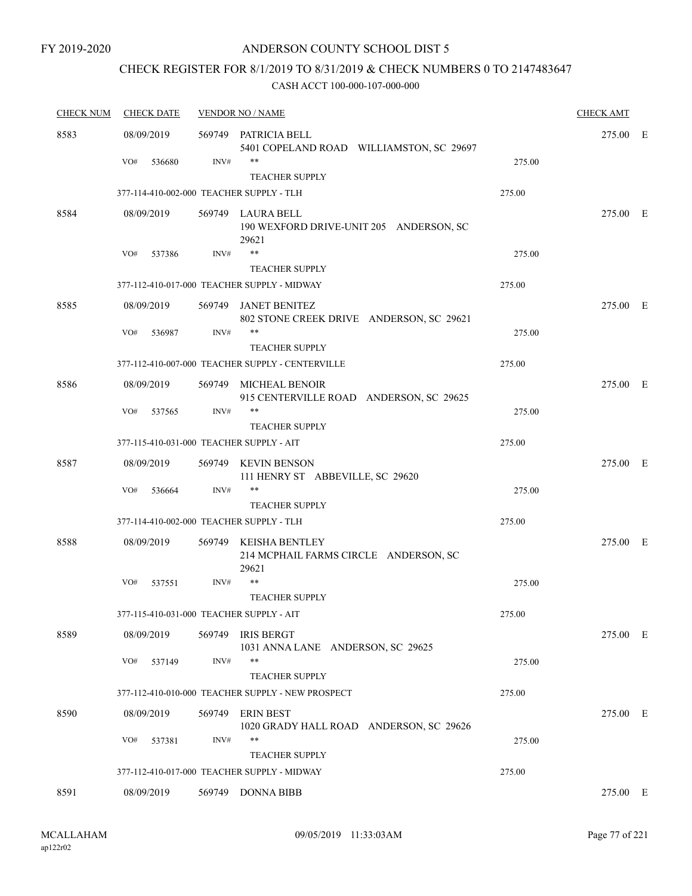FY 2019-2020

# ANDERSON COUNTY SCHOOL DIST 5

## CHECK REGISTER FOR 8/1/2019 TO 8/31/2019 & CHECK NUMBERS 0 TO 2147483647

### CASH ACCT 100-000-107-000-000

| CHECK NUM | CHECK DATE | VENDOR NO / NAME | | CHECK AMT | |
|---|---|---|---|---|---|
| 8583 | 08/09/2019 | 569749 PATRICIA BELL<br>5401 COPELAND ROAD WILLIAMSTON, SC 29697 | | 275.00 | E |
| | VO# 536680 | INV# ** | 275.00 | | |
| | | TEACHER SUPPLY | | | |
| | 377-114-410-002-000 TEACHER SUPPLY - TLH | | 275.00 | | |
| 8584 | 08/09/2019 | 569749 LAURA BELL<br>190 WEXFORD DRIVE-UNIT 205 ANDERSON, SC 29621 | | 275.00 | E |
| | VO# 537386 | INV# ** | 275.00 | | |
| | | TEACHER SUPPLY | | | |
| | 377-112-410-017-000 TEACHER SUPPLY - MIDWAY | | 275.00 | | |
| 8585 | 08/09/2019 | 569749 JANET BENITEZ<br>802 STONE CREEK DRIVE ANDERSON, SC 29621 | | 275.00 | E |
| | VO# 536987 | INV# ** | 275.00 | | |
| | | TEACHER SUPPLY | | | |
| | 377-112-410-007-000 TEACHER SUPPLY - CENTERVILLE | | 275.00 | | |
| 8586 | 08/09/2019 | 569749 MICHEAL BENOIR<br>915 CENTERVILLE ROAD ANDERSON, SC 29625 | | 275.00 | E |
| | VO# 537565 | INV# ** | 275.00 | | |
| | | TEACHER SUPPLY | | | |
| | 377-115-410-031-000 TEACHER SUPPLY - AIT | | 275.00 | | |
| 8587 | 08/09/2019 | 569749 KEVIN BENSON<br>111 HENRY ST ABBEVILLE, SC 29620 | | 275.00 | E |
| | VO# 536664 | INV# ** | 275.00 | | |
| | | TEACHER SUPPLY | | | |
| | 377-114-410-002-000 TEACHER SUPPLY - TLH | | 275.00 | | |
| 8588 | 08/09/2019 | 569749 KEISHA BENTLEY<br>214 MCPHAIL FARMS CIRCLE ANDERSON, SC 29621 | | 275.00 | E |
| | VO# 537551 | INV# ** | 275.00 | | |
| | | TEACHER SUPPLY | | | |
| | 377-115-410-031-000 TEACHER SUPPLY - AIT | | 275.00 | | |
| 8589 | 08/09/2019 | 569749 IRIS BERGT<br>1031 ANNA LANE ANDERSON, SC 29625 | | 275.00 | E |
| | VO# 537149 | INV# ** | 275.00 | | |
| | | TEACHER SUPPLY | | | |
| | 377-112-410-010-000 TEACHER SUPPLY - NEW PROSPECT | | 275.00 | | |
| 8590 | 08/09/2019 | 569749 ERIN BEST<br>1020 GRADY HALL ROAD ANDERSON, SC 29626 | | 275.00 | E |
| | VO# 537381 | INV# ** | 275.00 | | |
| | | TEACHER SUPPLY | | | |
| | 377-112-410-017-000 TEACHER SUPPLY - MIDWAY | | 275.00 | | |
| 8591 | 08/09/2019 | 569749 DONNA BIBB | | 275.00 | E |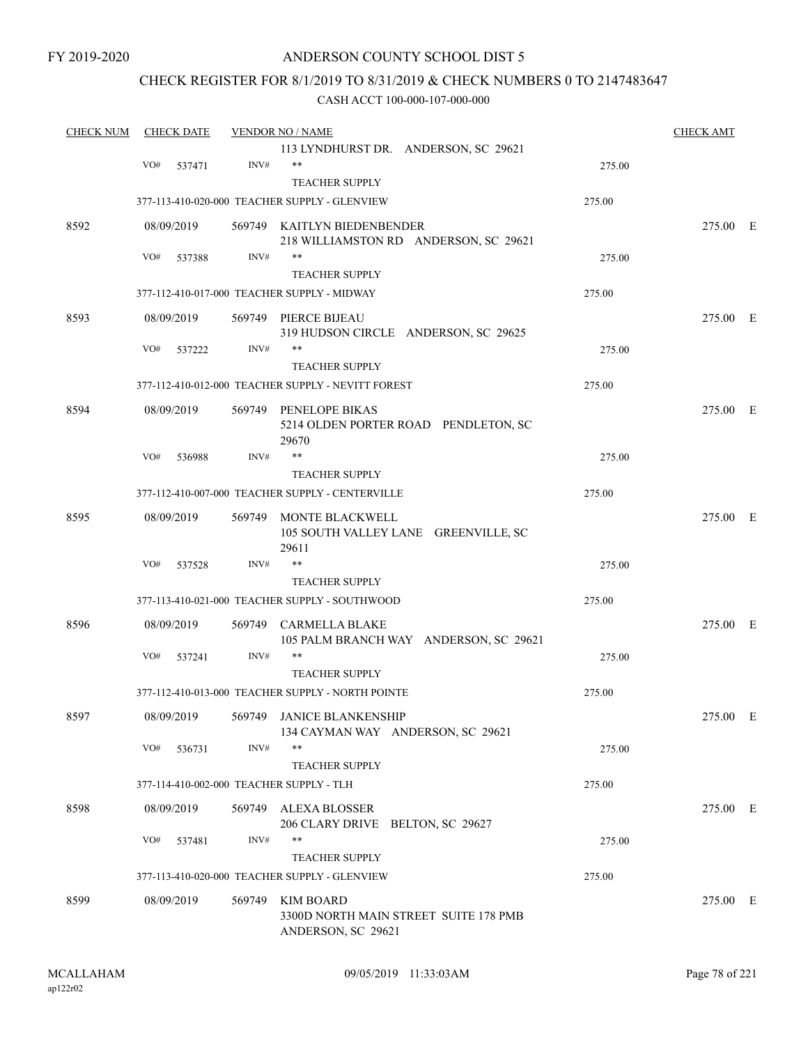FY 2019-2020

# ANDERSON COUNTY SCHOOL DIST 5

## CHECK REGISTER FOR 8/1/2019 TO 8/31/2019 & CHECK NUMBERS 0 TO 2147483647

### CASH ACCT 100-000-107-000-000

| CHECK NUM | CHECK DATE | VENDOR NO / NAME | | CHECK AMT |
|---|---|---|---|---|
| | | 113 LYNDHURST DR. ANDERSON, SC 29621 | | |
| | VO# 537471 | INV# ** | 275.00 | |
| | | TEACHER SUPPLY | | |
| | 377-113-410-020-000 TEACHER SUPPLY - GLENVIEW | | 275.00 | |
| 8592 | 08/09/2019 | 569749 KAITLYN BIEDENBENDER<br>218 WILLIAMSTON RD ANDERSON, SC 29621 | | 275.00 E |
| | VO# 537388 | INV# ** | 275.00 | |
| | | TEACHER SUPPLY | | |
| | 377-112-410-017-000 TEACHER SUPPLY - MIDWAY | | 275.00 | |
| 8593 | 08/09/2019 | 569749 PIERCE BIJEAU<br>319 HUDSON CIRCLE ANDERSON, SC 29625 | | 275.00 E |
| | VO# 537222 | INV# ** | 275.00 | |
| | | TEACHER SUPPLY | | |
| | 377-112-410-012-000 TEACHER SUPPLY - NEVITT FOREST | | 275.00 | |
| 8594 | 08/09/2019 | 569749 PENELOPE BIKAS<br>5214 OLDEN PORTER ROAD PENDLETON, SC 29670 | | 275.00 E |
| | VO# 536988 | INV# ** | 275.00 | |
| | | TEACHER SUPPLY | | |
| | 377-112-410-007-000 TEACHER SUPPLY - CENTERVILLE | | 275.00 | |
| 8595 | 08/09/2019 | 569749 MONTE BLACKWELL<br>105 SOUTH VALLEY LANE GREENVILLE, SC 29611 | | 275.00 E |
| | VO# 537528 | INV# ** | 275.00 | |
| | | TEACHER SUPPLY | | |
| | 377-113-410-021-000 TEACHER SUPPLY - SOUTHWOOD | | 275.00 | |
| 8596 | 08/09/2019 | 569749 CARMELLA BLAKE<br>105 PALM BRANCH WAY ANDERSON, SC 29621 | | 275.00 E |
| | VO# 537241 | INV# ** | 275.00 | |
| | | TEACHER SUPPLY | | |
| | 377-112-410-013-000 TEACHER SUPPLY - NORTH POINTE | | 275.00 | |
| 8597 | 08/09/2019 | 569749 JANICE BLANKENSHIP<br>134 CAYMAN WAY ANDERSON, SC 29621 | | 275.00 E |
| | VO# 536731 | INV# ** | 275.00 | |
| | | TEACHER SUPPLY | | |
| | 377-114-410-002-000 TEACHER SUPPLY - TLH | | 275.00 | |
| 8598 | 08/09/2019 | 569749 ALEXA BLOSSER<br>206 CLARY DRIVE BELTON, SC 29627 | | 275.00 E |
| | VO# 537481 | INV# ** | 275.00 | |
| | | TEACHER SUPPLY | | |
| | 377-113-410-020-000 TEACHER SUPPLY - GLENVIEW | | 275.00 | |
| 8599 | 08/09/2019 | 569749 KIM BOARD<br>3300D NORTH MAIN STREET SUITE 178 PMB<br>ANDERSON, SC 29621 | | 275.00 E |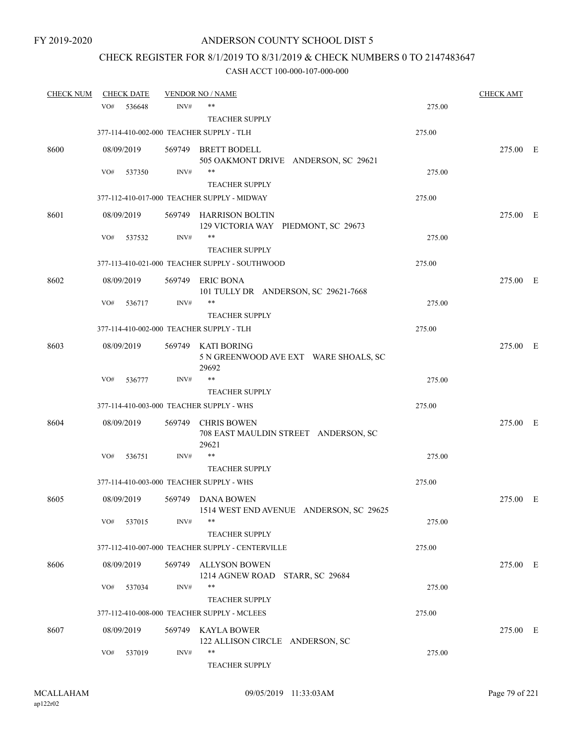FY 2019-2020

# ANDERSON COUNTY SCHOOL DIST 5

## CHECK REGISTER FOR 8/1/2019 TO 8/31/2019 & CHECK NUMBERS 0 TO 2147483647

### CASH ACCT 100-000-107-000-000

| CHECK NUM | CHECK DATE | VENDOR NO / NAME | | CHECK AMT |
|---|---|---|---|---|
| | VO# 536648 INV# | ** TEACHER SUPPLY | 275.00 | |
| | 377-114-410-002-000 TEACHER SUPPLY - TLH | | 275.00 | |
| 8600 | 08/09/2019 | 569749 BRETT BODELL 505 OAKMONT DRIVE ANDERSON, SC 29621 | | 275.00 E |
| | VO# 537350 INV# | ** TEACHER SUPPLY | 275.00 | |
| | 377-112-410-017-000 TEACHER SUPPLY - MIDWAY | | 275.00 | |
| 8601 | 08/09/2019 | 569749 HARRISON BOLTIN 129 VICTORIA WAY PIEDMONT, SC 29673 | | 275.00 E |
| | VO# 537532 INV# | ** TEACHER SUPPLY | 275.00 | |
| | 377-113-410-021-000 TEACHER SUPPLY - SOUTHWOOD | | 275.00 | |
| 8602 | 08/09/2019 | 569749 ERIC BONA 101 TULLY DR ANDERSON, SC 29621-7668 | | 275.00 E |
| | VO# 536717 INV# | ** TEACHER SUPPLY | 275.00 | |
| | 377-114-410-002-000 TEACHER SUPPLY - TLH | | 275.00 | |
| 8603 | 08/09/2019 | 569749 KATI BORING 5 N GREENWOOD AVE EXT WARE SHOALS, SC 29692 | | 275.00 E |
| | VO# 536777 INV# | ** TEACHER SUPPLY | 275.00 | |
| | 377-114-410-003-000 TEACHER SUPPLY - WHS | | 275.00 | |
| 8604 | 08/09/2019 | 569749 CHRIS BOWEN 708 EAST MAULDIN STREET ANDERSON, SC 29621 | | 275.00 E |
| | VO# 536751 INV# | ** TEACHER SUPPLY | 275.00 | |
| | 377-114-410-003-000 TEACHER SUPPLY - WHS | | 275.00 | |
| 8605 | 08/09/2019 | 569749 DANA BOWEN 1514 WEST END AVENUE ANDERSON, SC 29625 | | 275.00 E |
| | VO# 537015 INV# | ** TEACHER SUPPLY | 275.00 | |
| | 377-112-410-007-000 TEACHER SUPPLY - CENTERVILLE | | 275.00 | |
| 8606 | 08/09/2019 | 569749 ALLYSON BOWEN 1214 AGNEW ROAD STARR, SC 29684 | | 275.00 E |
| | VO# 537034 INV# | ** TEACHER SUPPLY | 275.00 | |
| | 377-112-410-008-000 TEACHER SUPPLY - MCLEES | | 275.00 | |
| 8607 | 08/09/2019 | 569749 KAYLA BOWER 122 ALLISON CIRCLE ANDERSON, SC | | 275.00 E |
| | VO# 537019 INV# | ** TEACHER SUPPLY | 275.00 | |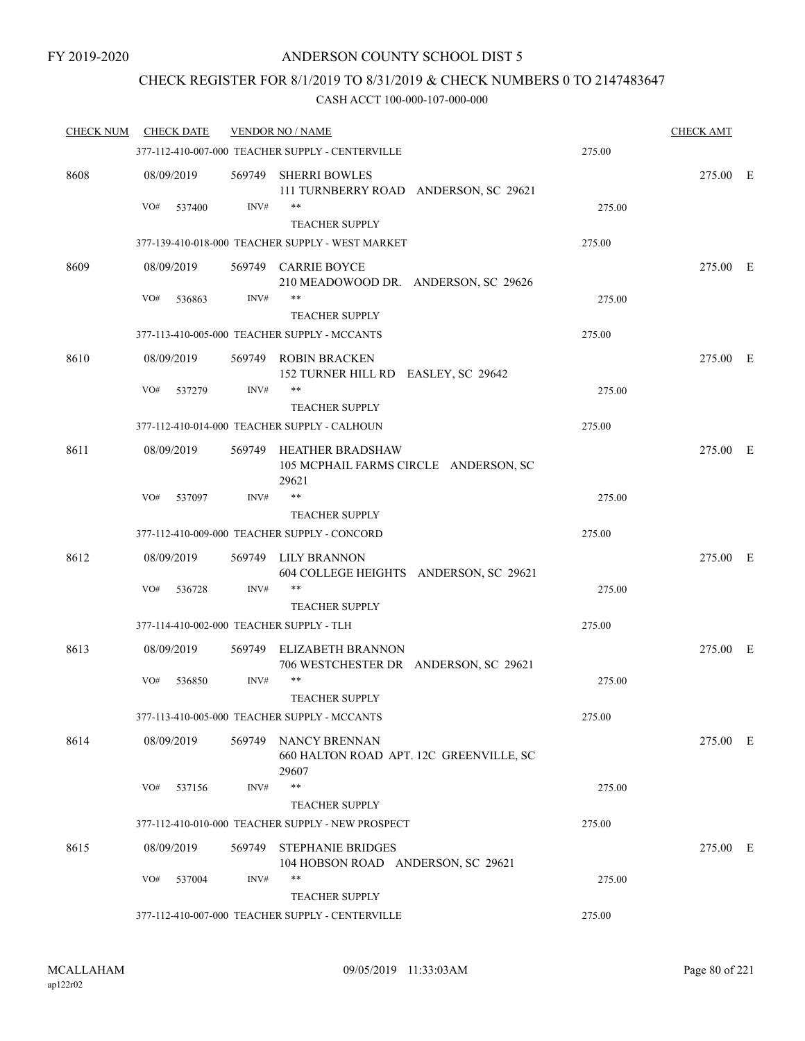FY 2019-2020

# ANDERSON COUNTY SCHOOL DIST 5

## CHECK REGISTER FOR 8/1/2019 TO 8/31/2019 & CHECK NUMBERS 0 TO 2147483647

CASH ACCT 100-000-107-000-000

| CHECK NUM | CHECK DATE | VENDOR NO / NAME | | CHECK AMT | |
|---|---|---|---|---|---|
| | 377-112-410-007-000 TEACHER SUPPLY - CENTERVILLE | | 275.00 | | |
| 8608 | 08/09/2019 | 569749 SHERRI BOWLES<br>111 TURNBERRY ROAD ANDERSON, SC 29621 | | 275.00 | E |
| | VO# 537400 | INV# **<br>TEACHER SUPPLY | 275.00 | | |
| | 377-139-410-018-000 TEACHER SUPPLY - WEST MARKET | | 275.00 | | |
| 8609 | 08/09/2019 | 569749 CARRIE BOYCE<br>210 MEADOWOOD DR. ANDERSON, SC 29626 | | 275.00 | E |
| | VO# 536863 | INV# **<br>TEACHER SUPPLY | 275.00 | | |
| | 377-113-410-005-000 TEACHER SUPPLY - MCCANTS | | 275.00 | | |
| 8610 | 08/09/2019 | 569749 ROBIN BRACKEN<br>152 TURNER HILL RD EASLEY, SC 29642 | | 275.00 | E |
| | VO# 537279 | INV# **<br>TEACHER SUPPLY | 275.00 | | |
| | 377-112-410-014-000 TEACHER SUPPLY - CALHOUN | | 275.00 | | |
| 8611 | 08/09/2019 | 569749 HEATHER BRADSHAW<br>105 MCPHAIL FARMS CIRCLE ANDERSON, SC 29621 | | 275.00 | E |
| | VO# 537097 | INV# **<br>TEACHER SUPPLY | 275.00 | | |
| | 377-112-410-009-000 TEACHER SUPPLY - CONCORD | | 275.00 | | |
| 8612 | 08/09/2019 | 569749 LILY BRANNON<br>604 COLLEGE HEIGHTS ANDERSON, SC 29621 | | 275.00 | E |
| | VO# 536728 | INV# **<br>TEACHER SUPPLY | 275.00 | | |
| | 377-114-410-002-000 TEACHER SUPPLY - TLH | | 275.00 | | |
| 8613 | 08/09/2019 | 569749 ELIZABETH BRANNON<br>706 WESTCHESTER DR ANDERSON, SC 29621 | | 275.00 | E |
| | VO# 536850 | INV# **<br>TEACHER SUPPLY | 275.00 | | |
| | 377-113-410-005-000 TEACHER SUPPLY - MCCANTS | | 275.00 | | |
| 8614 | 08/09/2019 | 569749 NANCY BRENNAN<br>660 HALTON ROAD APT. 12C GREENVILLE, SC 29607 | | 275.00 | E |
| | VO# 537156 | INV# **<br>TEACHER SUPPLY | 275.00 | | |
| | 377-112-410-010-000 TEACHER SUPPLY - NEW PROSPECT | | 275.00 | | |
| 8615 | 08/09/2019 | 569749 STEPHANIE BRIDGES<br>104 HOBSON ROAD ANDERSON, SC 29621 | | 275.00 | E |
| | VO# 537004 | INV# **<br>TEACHER SUPPLY | 275.00 | | |
| | 377-112-410-007-000 TEACHER SUPPLY - CENTERVILLE | | 275.00 | | |

MCALLAHAM
ap122r02

09/05/2019 11:33:03AM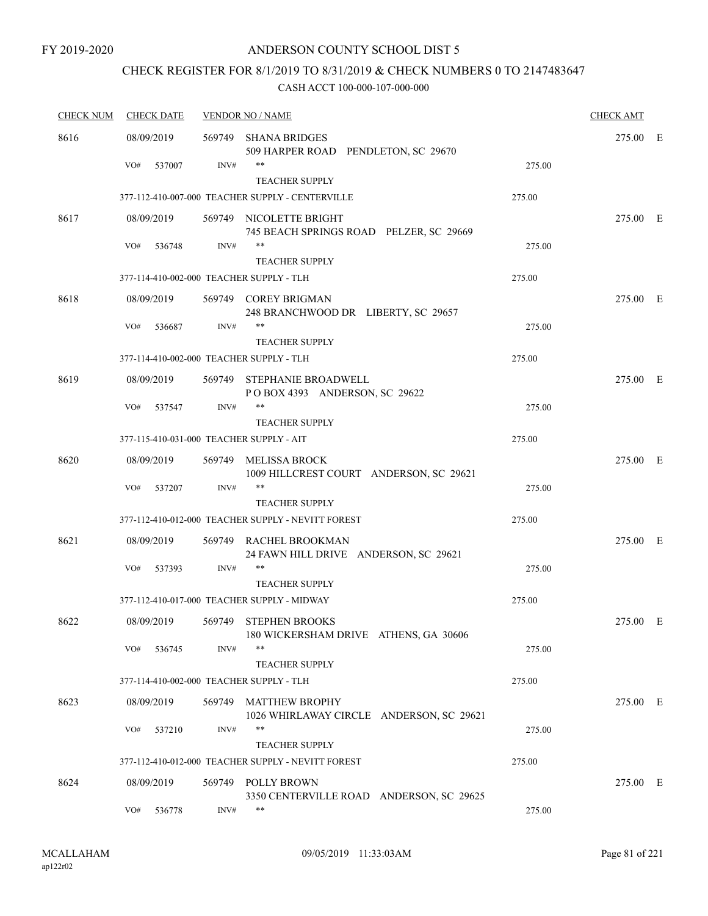FY 2019-2020

# ANDERSON COUNTY SCHOOL DIST 5

## CHECK REGISTER FOR 8/1/2019 TO 8/31/2019 & CHECK NUMBERS 0 TO 2147483647

### CASH ACCT 100-000-107-000-000

| CHECK NUM | CHECK DATE | VENDOR NO / NAME | | CHECK AMT |
|---|---|---|---|---|
| 8616 | 08/09/2019 | 569749 SHANA BRIDGES<br>509 HARPER ROAD PENDLETON, SC 29670 | | 275.00 E |
| | VO# 537007 | INV# **<br>TEACHER SUPPLY | 275.00 | |
| | | 377-112-410-007-000 TEACHER SUPPLY - CENTERVILLE | 275.00 | |
| 8617 | 08/09/2019 | 569749 NICOLETTE BRIGHT<br>745 BEACH SPRINGS ROAD PELZER, SC 29669 | | 275.00 E |
| | VO# 536748 | INV# **<br>TEACHER SUPPLY | 275.00 | |
| | | 377-114-410-002-000 TEACHER SUPPLY - TLH | 275.00 | |
| 8618 | 08/09/2019 | 569749 COREY BRIGMAN<br>248 BRANCHWOOD DR LIBERTY, SC 29657 | | 275.00 E |
| | VO# 536687 | INV# **<br>TEACHER SUPPLY | 275.00 | |
| | | 377-114-410-002-000 TEACHER SUPPLY - TLH | 275.00 | |
| 8619 | 08/09/2019 | 569749 STEPHANIE BROADWELL<br>P O BOX 4393 ANDERSON, SC 29622 | | 275.00 E |
| | VO# 537547 | INV# **<br>TEACHER SUPPLY | 275.00 | |
| | | 377-115-410-031-000 TEACHER SUPPLY - AIT | 275.00 | |
| 8620 | 08/09/2019 | 569749 MELISSA BROCK<br>1009 HILLCREST COURT ANDERSON, SC 29621 | | 275.00 E |
| | VO# 537207 | INV# **<br>TEACHER SUPPLY | 275.00 | |
| | | 377-112-410-012-000 TEACHER SUPPLY - NEVITT FOREST | 275.00 | |
| 8621 | 08/09/2019 | 569749 RACHEL BROOKMAN<br>24 FAWN HILL DRIVE ANDERSON, SC 29621 | | 275.00 E |
| | VO# 537393 | INV# **<br>TEACHER SUPPLY | 275.00 | |
| | | 377-112-410-017-000 TEACHER SUPPLY - MIDWAY | 275.00 | |
| 8622 | 08/09/2019 | 569749 STEPHEN BROOKS<br>180 WICKERSHAM DRIVE ATHENS, GA 30606 | | 275.00 E |
| | VO# 536745 | INV# **<br>TEACHER SUPPLY | 275.00 | |
| | | 377-114-410-002-000 TEACHER SUPPLY - TLH | 275.00 | |
| 8623 | 08/09/2019 | 569749 MATTHEW BROPHY<br>1026 WHIRLAWAY CIRCLE ANDERSON, SC 29621 | | 275.00 E |
| | VO# 537210 | INV# **<br>TEACHER SUPPLY | 275.00 | |
| | | 377-112-410-012-000 TEACHER SUPPLY - NEVITT FOREST | 275.00 | |
| 8624 | 08/09/2019 | 569749 POLLY BROWN<br>3350 CENTERVILLE ROAD ANDERSON, SC 29625 | | 275.00 E |
| | VO# 536778 | INV# ** | 275.00 | |

MCALLAHAM ap122r02 09/05/2019 11:33:03AM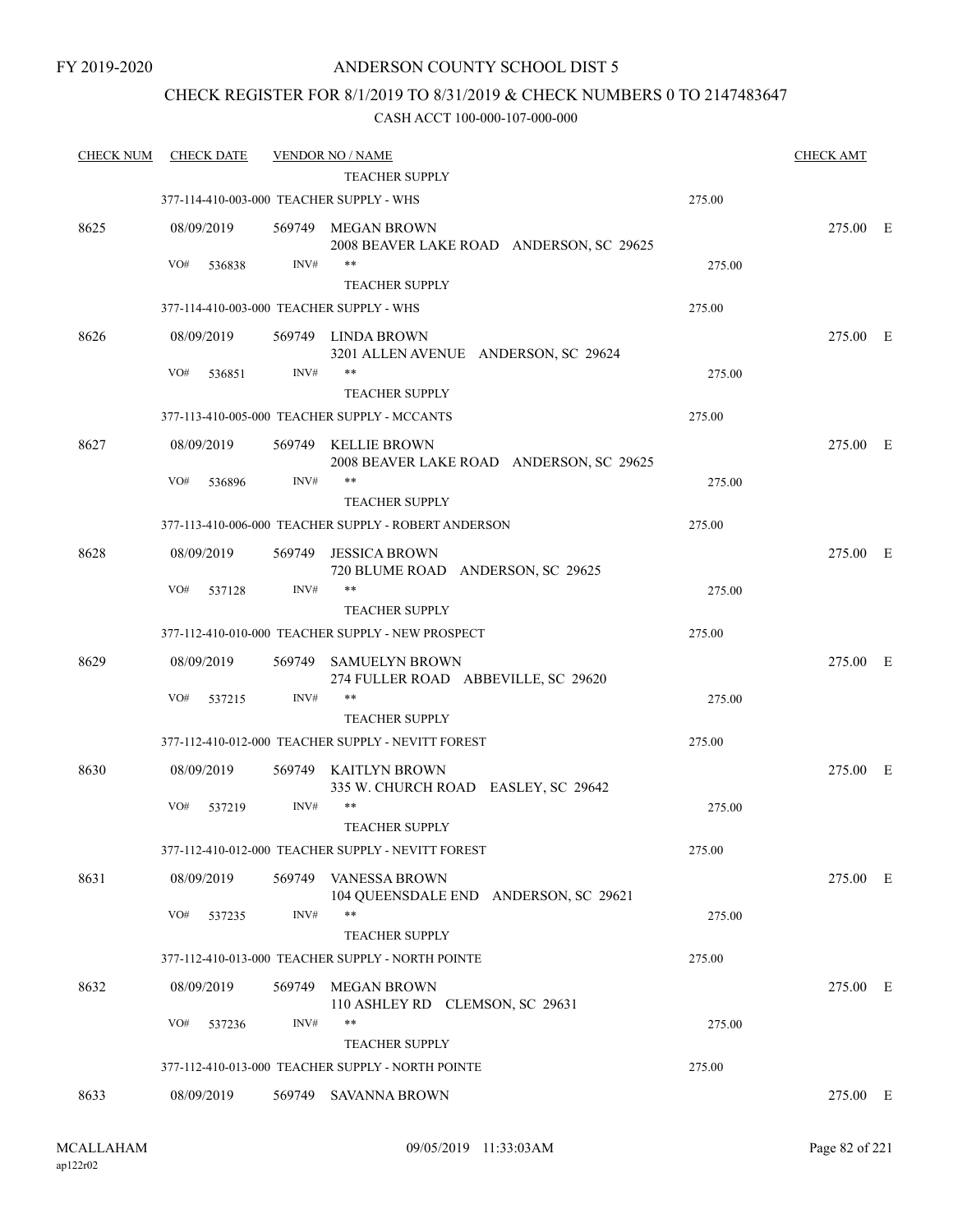FY 2019-2020

# ANDERSON COUNTY SCHOOL DIST 5

## CHECK REGISTER FOR 8/1/2019 TO 8/31/2019 & CHECK NUMBERS 0 TO 2147483647

### CASH ACCT 100-000-107-000-000

| CHECK NUM | CHECK DATE | VENDOR NO / NAME | | CHECK AMT | |
|---|---|---|---|---|---|
| | | TEACHER SUPPLY | | | |
| | | 377-114-410-003-000 TEACHER SUPPLY - WHS | 275.00 | | |
| 8625 | 08/09/2019 | 569749 MEGAN BROWN<br>2008 BEAVER LAKE ROAD ANDERSON, SC 29625 | | 275.00 | E |
| | VO# 536838 | INV# **<br>TEACHER SUPPLY | 275.00 | | |
| | | 377-114-410-003-000 TEACHER SUPPLY - WHS | 275.00 | | |
| 8626 | 08/09/2019 | 569749 LINDA BROWN<br>3201 ALLEN AVENUE ANDERSON, SC 29624 | | 275.00 | E |
| | VO# 536851 | INV# **<br>TEACHER SUPPLY | 275.00 | | |
| | | 377-113-410-005-000 TEACHER SUPPLY - MCCANTS | 275.00 | | |
| 8627 | 08/09/2019 | 569749 KELLIE BROWN<br>2008 BEAVER LAKE ROAD ANDERSON, SC 29625 | | 275.00 | E |
| | VO# 536896 | INV# **<br>TEACHER SUPPLY | 275.00 | | |
| | | 377-113-410-006-000 TEACHER SUPPLY - ROBERT ANDERSON | 275.00 | | |
| 8628 | 08/09/2019 | 569749 JESSICA BROWN<br>720 BLUME ROAD ANDERSON, SC 29625 | | 275.00 | E |
| | VO# 537128 | INV# **<br>TEACHER SUPPLY | 275.00 | | |
| | | 377-112-410-010-000 TEACHER SUPPLY - NEW PROSPECT | 275.00 | | |
| 8629 | 08/09/2019 | 569749 SAMUELYN BROWN<br>274 FULLER ROAD ABBEVILLE, SC 29620 | | 275.00 | E |
| | VO# 537215 | INV# **<br>TEACHER SUPPLY | 275.00 | | |
| | | 377-112-410-012-000 TEACHER SUPPLY - NEVITT FOREST | 275.00 | | |
| 8630 | 08/09/2019 | 569749 KAITLYN BROWN<br>335 W. CHURCH ROAD EASLEY, SC 29642 | | 275.00 | E |
| | VO# 537219 | INV# **<br>TEACHER SUPPLY | 275.00 | | |
| | | 377-112-410-012-000 TEACHER SUPPLY - NEVITT FOREST | 275.00 | | |
| 8631 | 08/09/2019 | 569749 VANESSA BROWN<br>104 QUEENSDALE END ANDERSON, SC 29621 | | 275.00 | E |
| | VO# 537235 | INV# **<br>TEACHER SUPPLY | 275.00 | | |
| | | 377-112-410-013-000 TEACHER SUPPLY - NORTH POINTE | 275.00 | | |
| 8632 | 08/09/2019 | 569749 MEGAN BROWN<br>110 ASHLEY RD CLEMSON, SC 29631 | | 275.00 | E |
| | VO# 537236 | INV# **<br>TEACHER SUPPLY | 275.00 | | |
| | | 377-112-410-013-000 TEACHER SUPPLY - NORTH POINTE | 275.00 | | |
| 8633 | 08/09/2019 | 569749 SAVANNA BROWN | | 275.00 | E |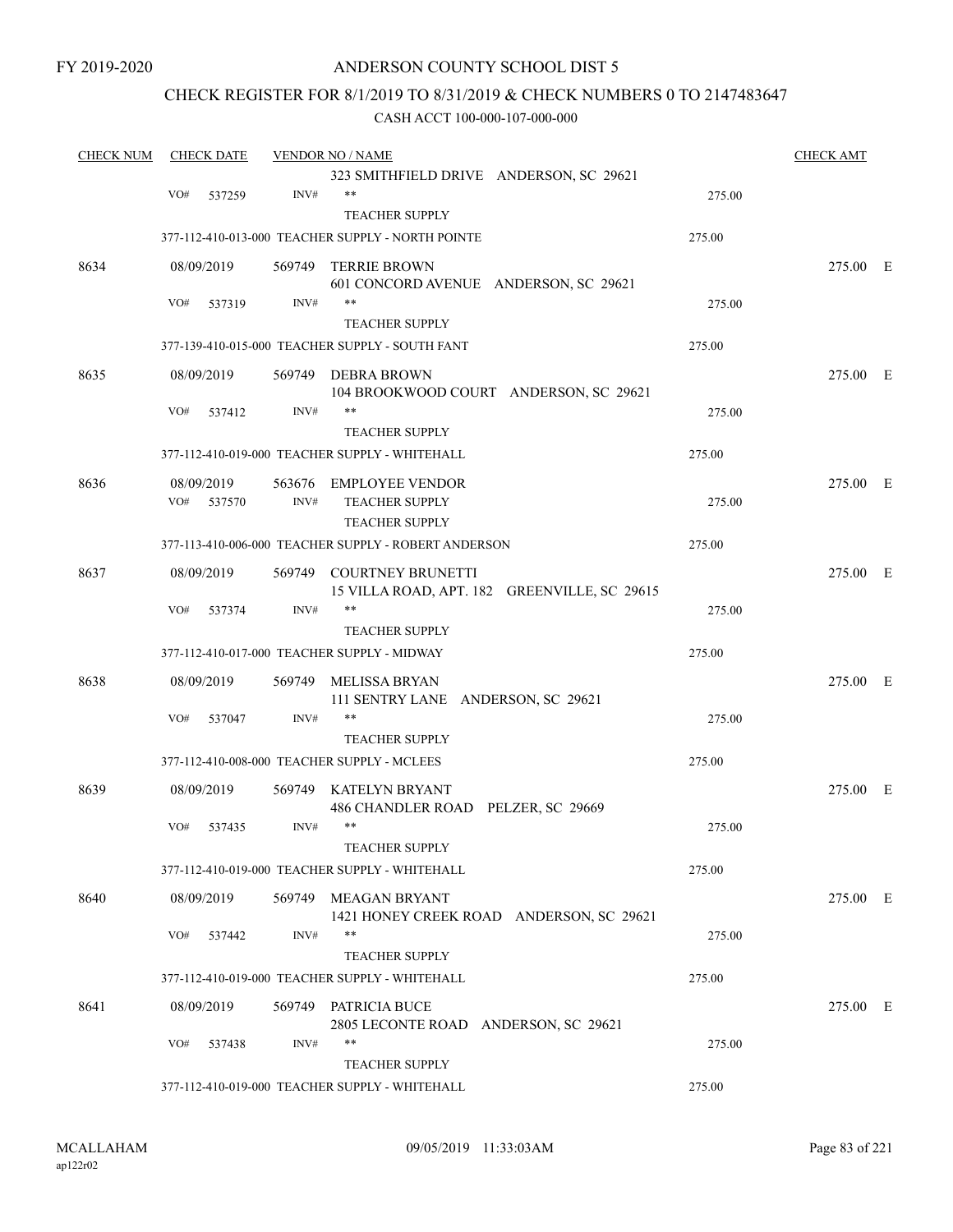FY 2019-2020

# ANDERSON COUNTY SCHOOL DIST 5

## CHECK REGISTER FOR 8/1/2019 TO 8/31/2019 & CHECK NUMBERS 0 TO 2147483647

### CASH ACCT 100-000-107-000-000

| CHECK NUM | CHECK DATE | VENDOR NO / NAME | | CHECK AMT |
|---|---|---|---|---|
| | | 323 SMITHFIELD DRIVE ANDERSON, SC 29621 | | |
| | VO# 537259 | INV# ** TEACHER SUPPLY | 275.00 | |
| | | 377-112-410-013-000 TEACHER SUPPLY - NORTH POINTE | 275.00 | |
| 8634 | 08/09/2019 | 569749 TERRIE BROWN 601 CONCORD AVENUE ANDERSON, SC 29621 | | 275.00 E |
| | VO# 537319 | INV# ** TEACHER SUPPLY | 275.00 | |
| | | 377-139-410-015-000 TEACHER SUPPLY - SOUTH FANT | 275.00 | |
| 8635 | 08/09/2019 | 569749 DEBRA BROWN 104 BROOKWOOD COURT ANDERSON, SC 29621 | | 275.00 E |
| | VO# 537412 | INV# ** TEACHER SUPPLY | 275.00 | |
| | | 377-112-410-019-000 TEACHER SUPPLY - WHITEHALL | 275.00 | |
| 8636 | 08/09/2019 | 563676 EMPLOYEE VENDOR | | 275.00 E |
| | VO# 537570 | INV# TEACHER SUPPLY TEACHER SUPPLY | 275.00 | |
| | | 377-113-410-006-000 TEACHER SUPPLY - ROBERT ANDERSON | 275.00 | |
| 8637 | 08/09/2019 | 569749 COURTNEY BRUNETTI 15 VILLA ROAD, APT. 182 GREENVILLE, SC 29615 | | 275.00 E |
| | VO# 537374 | INV# ** TEACHER SUPPLY | 275.00 | |
| | | 377-112-410-017-000 TEACHER SUPPLY - MIDWAY | 275.00 | |
| 8638 | 08/09/2019 | 569749 MELISSA BRYAN 111 SENTRY LANE ANDERSON, SC 29621 | | 275.00 E |
| | VO# 537047 | INV# ** TEACHER SUPPLY | 275.00 | |
| | | 377-112-410-008-000 TEACHER SUPPLY - MCLEES | 275.00 | |
| 8639 | 08/09/2019 | 569749 KATELYN BRYANT 486 CHANDLER ROAD PELZER, SC 29669 | | 275.00 E |
| | VO# 537435 | INV# ** TEACHER SUPPLY | 275.00 | |
| | | 377-112-410-019-000 TEACHER SUPPLY - WHITEHALL | 275.00 | |
| 8640 | 08/09/2019 | 569749 MEAGAN BRYANT 1421 HONEY CREEK ROAD ANDERSON, SC 29621 | | 275.00 E |
| | VO# 537442 | INV# ** TEACHER SUPPLY | 275.00 | |
| | | 377-112-410-019-000 TEACHER SUPPLY - WHITEHALL | 275.00 | |
| 8641 | 08/09/2019 | 569749 PATRICIA BUCE 2805 LECONTE ROAD ANDERSON, SC 29621 | | 275.00 E |
| | VO# 537438 | INV# ** TEACHER SUPPLY | 275.00 | |
| | | 377-112-410-019-000 TEACHER SUPPLY - WHITEHALL | 275.00 | |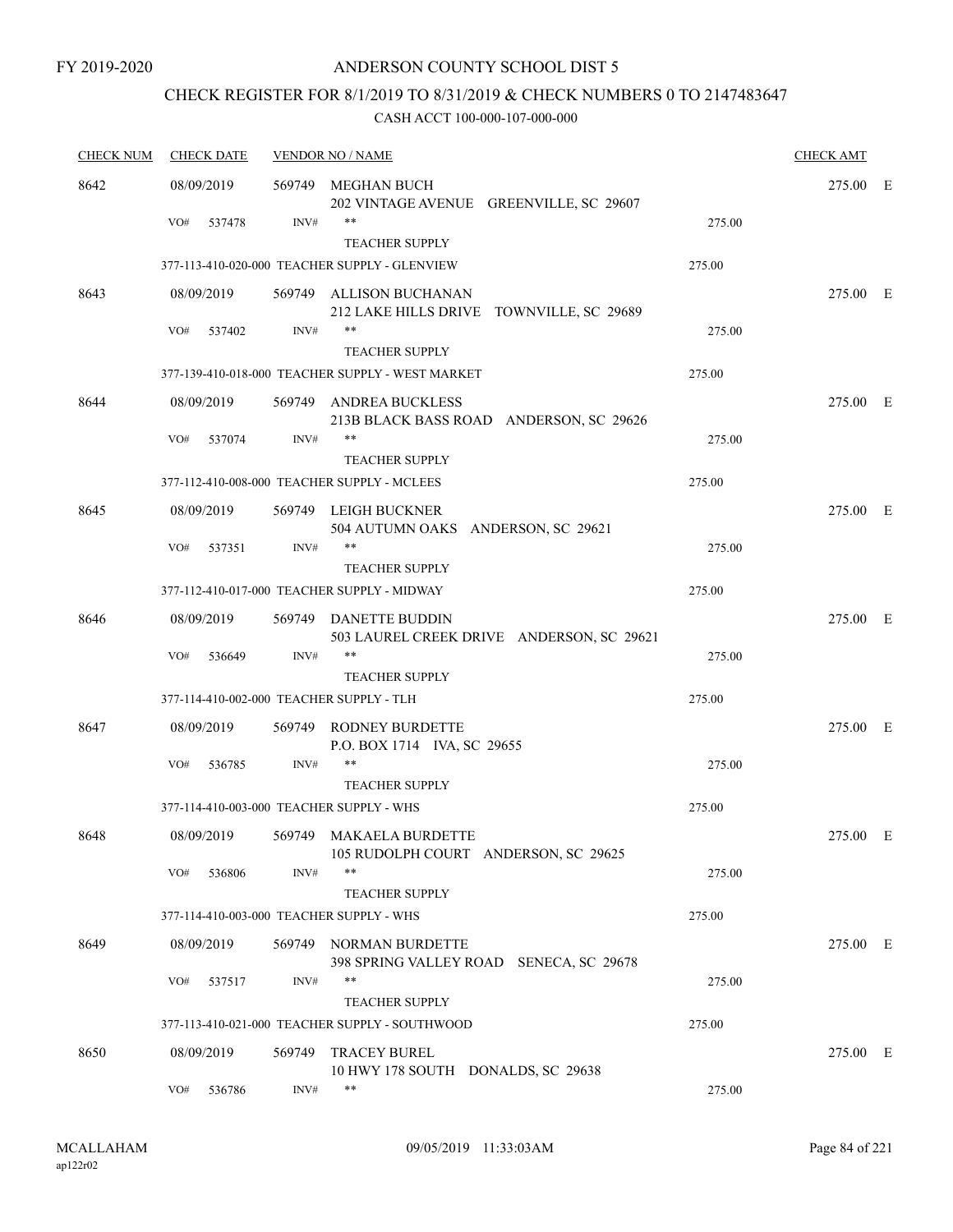FY 2019-2020

# ANDERSON COUNTY SCHOOL DIST 5

## CHECK REGISTER FOR 8/1/2019 TO 8/31/2019 & CHECK NUMBERS 0 TO 2147483647

### CASH ACCT 100-000-107-000-000

| CHECK NUM | CHECK DATE | VENDOR NO / NAME | | CHECK AMT |
|---|---|---|---|---|
| 8642 | 08/09/2019 | 569749 MEGHAN BUCH<br>202 VINTAGE AVENUE GREENVILLE, SC 29607 | | 275.00 E |
| | VO# 537478 | INV# ** TEACHER SUPPLY | 275.00 | |
| | | 377-113-410-020-000 TEACHER SUPPLY - GLENVIEW | 275.00 | |
| 8643 | 08/09/2019 | 569749 ALLISON BUCHANAN<br>212 LAKE HILLS DRIVE TOWNVILLE, SC 29689 | | 275.00 E |
| | VO# 537402 | INV# ** TEACHER SUPPLY | 275.00 | |
| | | 377-139-410-018-000 TEACHER SUPPLY - WEST MARKET | 275.00 | |
| 8644 | 08/09/2019 | 569749 ANDREA BUCKLESS<br>213B BLACK BASS ROAD ANDERSON, SC 29626 | | 275.00 E |
| | VO# 537074 | INV# ** TEACHER SUPPLY | 275.00 | |
| | | 377-112-410-008-000 TEACHER SUPPLY - MCLEES | 275.00 | |
| 8645 | 08/09/2019 | 569749 LEIGH BUCKNER<br>504 AUTUMN OAKS ANDERSON, SC 29621 | | 275.00 E |
| | VO# 537351 | INV# ** TEACHER SUPPLY | 275.00 | |
| | | 377-112-410-017-000 TEACHER SUPPLY - MIDWAY | 275.00 | |
| 8646 | 08/09/2019 | 569749 DANETTE BUDDIN<br>503 LAUREL CREEK DRIVE ANDERSON, SC 29621 | | 275.00 E |
| | VO# 536649 | INV# ** TEACHER SUPPLY | 275.00 | |
| | | 377-114-410-002-000 TEACHER SUPPLY - TLH | 275.00 | |
| 8647 | 08/09/2019 | 569749 RODNEY BURDETTE<br>P.O. BOX 1714 IVA, SC 29655 | | 275.00 E |
| | VO# 536785 | INV# ** TEACHER SUPPLY | 275.00 | |
| | | 377-114-410-003-000 TEACHER SUPPLY - WHS | 275.00 | |
| 8648 | 08/09/2019 | 569749 MAKAELA BURDETTE<br>105 RUDOLPH COURT ANDERSON, SC 29625 | | 275.00 E |
| | VO# 536806 | INV# ** TEACHER SUPPLY | 275.00 | |
| | | 377-114-410-003-000 TEACHER SUPPLY - WHS | 275.00 | |
| 8649 | 08/09/2019 | 569749 NORMAN BURDETTE<br>398 SPRING VALLEY ROAD SENECA, SC 29678 | | 275.00 E |
| | VO# 537517 | INV# ** TEACHER SUPPLY | 275.00 | |
| | | 377-113-410-021-000 TEACHER SUPPLY - SOUTHWOOD | 275.00 | |
| 8650 | 08/09/2019 | 569749 TRACEY BUREL<br>10 HWY 178 SOUTH DONALDS, SC 29638 | | 275.00 E |
| | VO# 536786 | INV# ** | 275.00 | |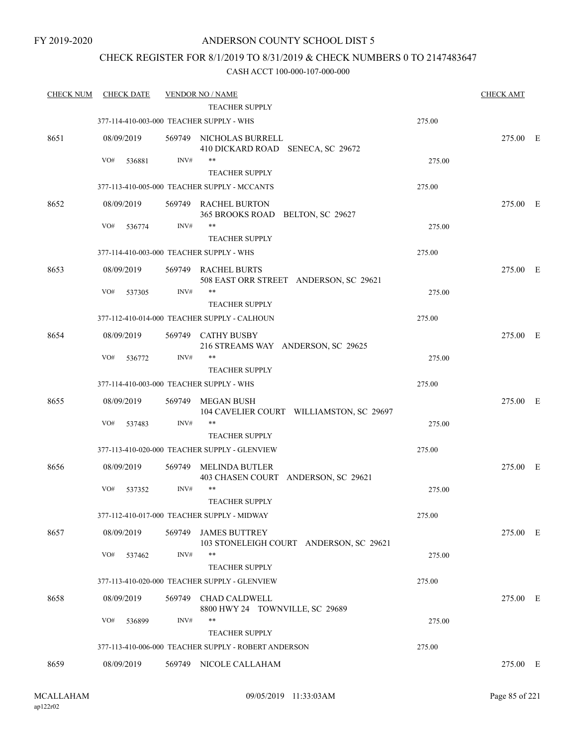# ANDERSON COUNTY SCHOOL DIST 5

FY 2019-2020

## CHECK REGISTER FOR 8/1/2019 TO 8/31/2019 & CHECK NUMBERS 0 TO 2147483647

### CASH ACCT 100-000-107-000-000

| CHECK NUM | CHECK DATE | VENDOR NO / NAME | | CHECK AMT | |
|---|---|---|---|---|---|
| | | TEACHER SUPPLY | | | |
| | | 377-114-410-003-000 TEACHER SUPPLY - WHS | 275.00 | | |
| 8651 | 08/09/2019 | 569749 NICHOLAS BURRELL<br>410 DICKARD ROAD SENECA, SC 29672 | | 275.00 | E |
| | VO# 536881 | INV# **<br>TEACHER SUPPLY | 275.00 | | |
| | | 377-113-410-005-000 TEACHER SUPPLY - MCCANTS | 275.00 | | |
| 8652 | 08/09/2019 | 569749 RACHEL BURTON<br>365 BROOKS ROAD BELTON, SC 29627 | | 275.00 | E |
| | VO# 536774 | INV# **<br>TEACHER SUPPLY | 275.00 | | |
| | | 377-114-410-003-000 TEACHER SUPPLY - WHS | 275.00 | | |
| 8653 | 08/09/2019 | 569749 RACHEL BURTS<br>508 EAST ORR STREET ANDERSON, SC 29621 | | 275.00 | E |
| | VO# 537305 | INV# **<br>TEACHER SUPPLY | 275.00 | | |
| | | 377-112-410-014-000 TEACHER SUPPLY - CALHOUN | 275.00 | | |
| 8654 | 08/09/2019 | 569749 CATHY BUSBY<br>216 STREAMS WAY ANDERSON, SC 29625 | | 275.00 | E |
| | VO# 536772 | INV# **<br>TEACHER SUPPLY | 275.00 | | |
| | | 377-114-410-003-000 TEACHER SUPPLY - WHS | 275.00 | | |
| 8655 | 08/09/2019 | 569749 MEGAN BUSH<br>104 CAVELIER COURT WILLIAMSTON, SC 29697 | | 275.00 | E |
| | VO# 537483 | INV# **<br>TEACHER SUPPLY | 275.00 | | |
| | | 377-113-410-020-000 TEACHER SUPPLY - GLENVIEW | 275.00 | | |
| 8656 | 08/09/2019 | 569749 MELINDA BUTLER<br>403 CHASEN COURT ANDERSON, SC 29621 | | 275.00 | E |
| | VO# 537352 | INV# **<br>TEACHER SUPPLY | 275.00 | | |
| | | 377-112-410-017-000 TEACHER SUPPLY - MIDWAY | 275.00 | | |
| 8657 | 08/09/2019 | 569749 JAMES BUTTREY<br>103 STONELEIGH COURT ANDERSON, SC 29621 | | 275.00 | E |
| | VO# 537462 | INV# **<br>TEACHER SUPPLY | 275.00 | | |
| | | 377-113-410-020-000 TEACHER SUPPLY - GLENVIEW | 275.00 | | |
| 8658 | 08/09/2019 | 569749 CHAD CALDWELL<br>8800 HWY 24 TOWNVILLE, SC 29689 | | 275.00 | E |
| | VO# 536899 | INV# **<br>TEACHER SUPPLY | 275.00 | | |
| | | 377-113-410-006-000 TEACHER SUPPLY - ROBERT ANDERSON | 275.00 | | |
| 8659 | 08/09/2019 | 569749 NICOLE CALLAHAM | | 275.00 | E |

MCALLAHAM
ap122r02

09/05/2019 11:33:03AM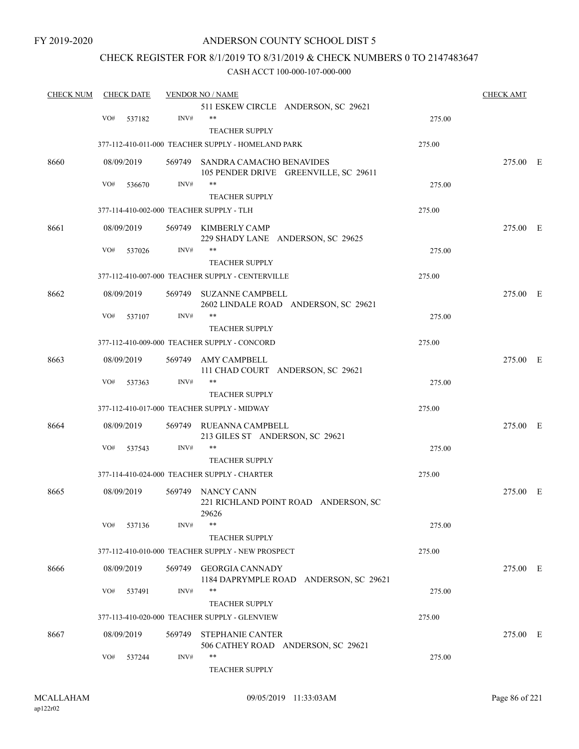FY 2019-2020

# ANDERSON COUNTY SCHOOL DIST 5

## CHECK REGISTER FOR 8/1/2019 TO 8/31/2019 & CHECK NUMBERS 0 TO 2147483647

### CASH ACCT 100-000-107-000-000

| CHECK NUM | CHECK DATE | VENDOR NO / NAME | | CHECK AMT | |
|---|---|---|---|---|---|
| | | 511 ESKEW CIRCLE ANDERSON, SC 29621 | | | |
| | VO# 537182 | INV# ** TEACHER SUPPLY | 275.00 | | |
| | | 377-112-410-011-000 TEACHER SUPPLY - HOMELAND PARK | 275.00 | | |
| 8660 | 08/09/2019 | 569749 SANDRA CAMACHO BENAVIDES 105 PENDER DRIVE GREENVILLE, SC 29611 | | 275.00 | E |
| | VO# 536670 | INV# ** TEACHER SUPPLY | 275.00 | | |
| | | 377-114-410-002-000 TEACHER SUPPLY - TLH | 275.00 | | |
| 8661 | 08/09/2019 | 569749 KIMBERLY CAMP 229 SHADY LANE ANDERSON, SC 29625 | | 275.00 | E |
| | VO# 537026 | INV# ** TEACHER SUPPLY | 275.00 | | |
| | | 377-112-410-007-000 TEACHER SUPPLY - CENTERVILLE | 275.00 | | |
| 8662 | 08/09/2019 | 569749 SUZANNE CAMPBELL 2602 LINDALE ROAD ANDERSON, SC 29621 | | 275.00 | E |
| | VO# 537107 | INV# ** TEACHER SUPPLY | 275.00 | | |
| | | 377-112-410-009-000 TEACHER SUPPLY - CONCORD | 275.00 | | |
| 8663 | 08/09/2019 | 569749 AMY CAMPBELL 111 CHAD COURT ANDERSON, SC 29621 | | 275.00 | E |
| | VO# 537363 | INV# ** TEACHER SUPPLY | 275.00 | | |
| | | 377-112-410-017-000 TEACHER SUPPLY - MIDWAY | 275.00 | | |
| 8664 | 08/09/2019 | 569749 RUEANNA CAMPBELL 213 GILES ST ANDERSON, SC 29621 | | 275.00 | E |
| | VO# 537543 | INV# ** TEACHER SUPPLY | 275.00 | | |
| | | 377-114-410-024-000 TEACHER SUPPLY - CHARTER | 275.00 | | |
| 8665 | 08/09/2019 | 569749 NANCY CANN 221 RICHLAND POINT ROAD ANDERSON, SC 29626 | | 275.00 | E |
| | VO# 537136 | INV# ** TEACHER SUPPLY | 275.00 | | |
| | | 377-112-410-010-000 TEACHER SUPPLY - NEW PROSPECT | 275.00 | | |
| 8666 | 08/09/2019 | 569749 GEORGIA CANNADY 1184 DAPRYMPLE ROAD ANDERSON, SC 29621 | | 275.00 | E |
| | VO# 537491 | INV# ** TEACHER SUPPLY | 275.00 | | |
| | | 377-113-410-020-000 TEACHER SUPPLY - GLENVIEW | 275.00 | | |
| 8667 | 08/09/2019 | 569749 STEPHANIE CANTER 506 CATHEY ROAD ANDERSON, SC 29621 | | 275.00 | E |
| | VO# 537244 | INV# ** TEACHER SUPPLY | 275.00 | | |

MCALLAHAM
ap122r02
09/05/2019 11:33:03AM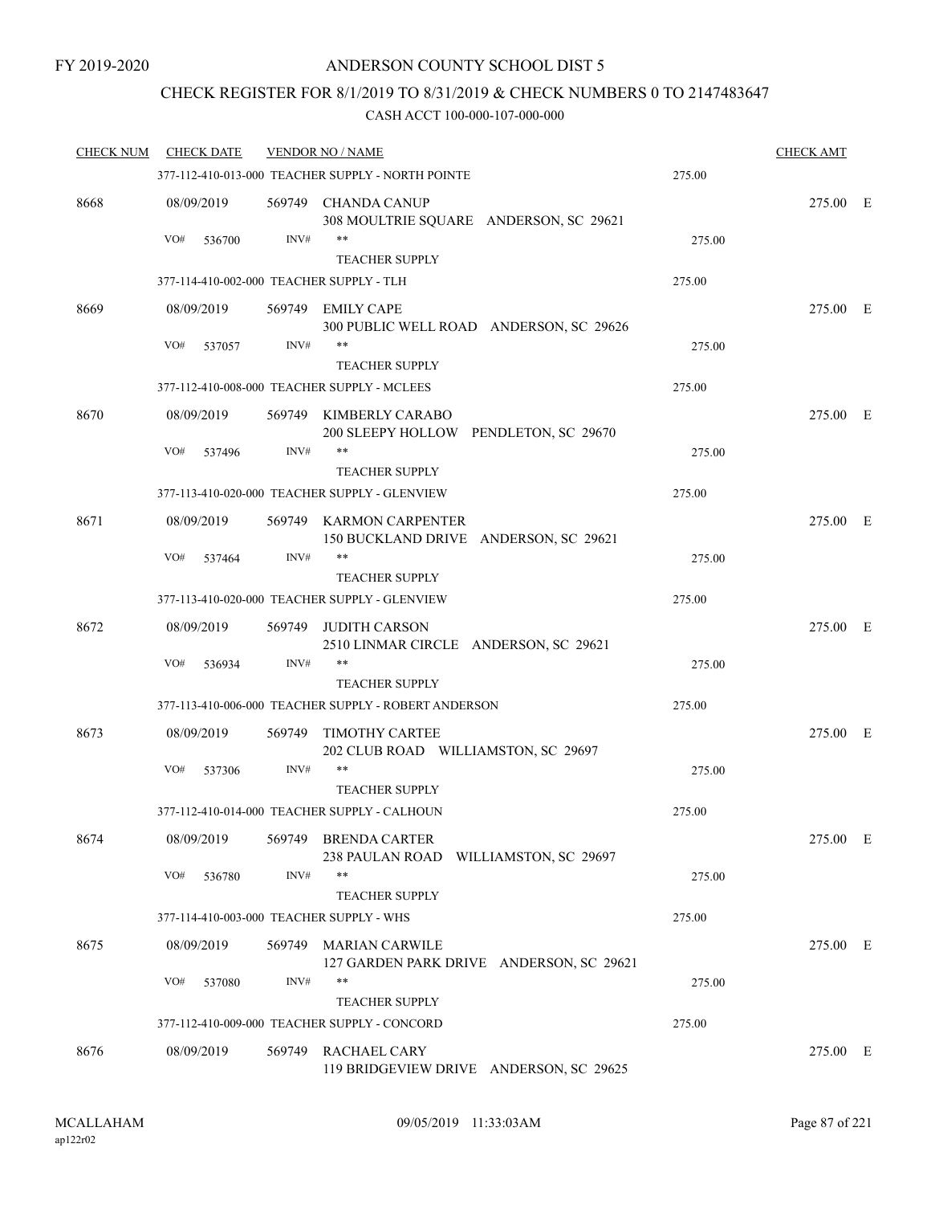FY 2019-2020

# ANDERSON COUNTY SCHOOL DIST 5

## CHECK REGISTER FOR 8/1/2019 TO 8/31/2019 & CHECK NUMBERS 0 TO 2147483647

CASH ACCT 100-000-107-000-000

| CHECK NUM | CHECK DATE | VENDOR NO / NAME | | CHECK AMT | |
|---|---|---|---|---|---|
| | 377-112-410-013-000 TEACHER SUPPLY - NORTH POINTE | | 275.00 | | |
| 8668 | 08/09/2019 | 569749 CHANDA CANUP<br>308 MOULTRIE SQUARE ANDERSON, SC 29621 | | 275.00 | E |
| | VO# 536700 INV# | **<br>TEACHER SUPPLY | 275.00 | | |
| | 377-114-410-002-000 TEACHER SUPPLY - TLH | | 275.00 | | |
| 8669 | 08/09/2019 | 569749 EMILY CAPE<br>300 PUBLIC WELL ROAD ANDERSON, SC 29626 | | 275.00 | E |
| | VO# 537057 INV# | **<br>TEACHER SUPPLY | 275.00 | | |
| | 377-112-410-008-000 TEACHER SUPPLY - MCLEES | | 275.00 | | |
| 8670 | 08/09/2019 | 569749 KIMBERLY CARABO<br>200 SLEEPY HOLLOW PENDLETON, SC 29670 | | 275.00 | E |
| | VO# 537496 INV# | **<br>TEACHER SUPPLY | 275.00 | | |
| | 377-113-410-020-000 TEACHER SUPPLY - GLENVIEW | | 275.00 | | |
| 8671 | 08/09/2019 | 569749 KARMON CARPENTER<br>150 BUCKLAND DRIVE ANDERSON, SC 29621 | | 275.00 | E |
| | VO# 537464 INV# | **<br>TEACHER SUPPLY | 275.00 | | |
| | 377-113-410-020-000 TEACHER SUPPLY - GLENVIEW | | 275.00 | | |
| 8672 | 08/09/2019 | 569749 JUDITH CARSON<br>2510 LINMAR CIRCLE ANDERSON, SC 29621 | | 275.00 | E |
| | VO# 536934 INV# | **<br>TEACHER SUPPLY | 275.00 | | |
| | 377-113-410-006-000 TEACHER SUPPLY - ROBERT ANDERSON | | 275.00 | | |
| 8673 | 08/09/2019 | 569749 TIMOTHY CARTEE<br>202 CLUB ROAD WILLIAMSTON, SC 29697 | | 275.00 | E |
| | VO# 537306 INV# | **<br>TEACHER SUPPLY | 275.00 | | |
| | 377-112-410-014-000 TEACHER SUPPLY - CALHOUN | | 275.00 | | |
| 8674 | 08/09/2019 | 569749 BRENDA CARTER<br>238 PAULAN ROAD WILLIAMSTON, SC 29697 | | 275.00 | E |
| | VO# 536780 INV# | **<br>TEACHER SUPPLY | 275.00 | | |
| | 377-114-410-003-000 TEACHER SUPPLY - WHS | | 275.00 | | |
| 8675 | 08/09/2019 | 569749 MARIAN CARWILE<br>127 GARDEN PARK DRIVE ANDERSON, SC 29621 | | 275.00 | E |
| | VO# 537080 INV# | **<br>TEACHER SUPPLY | 275.00 | | |
| | 377-112-410-009-000 TEACHER SUPPLY - CONCORD | | 275.00 | | |
| 8676 | 08/09/2019 | 569749 RACHAEL CARY<br>119 BRIDGEVIEW DRIVE ANDERSON, SC 29625 | | 275.00 | E |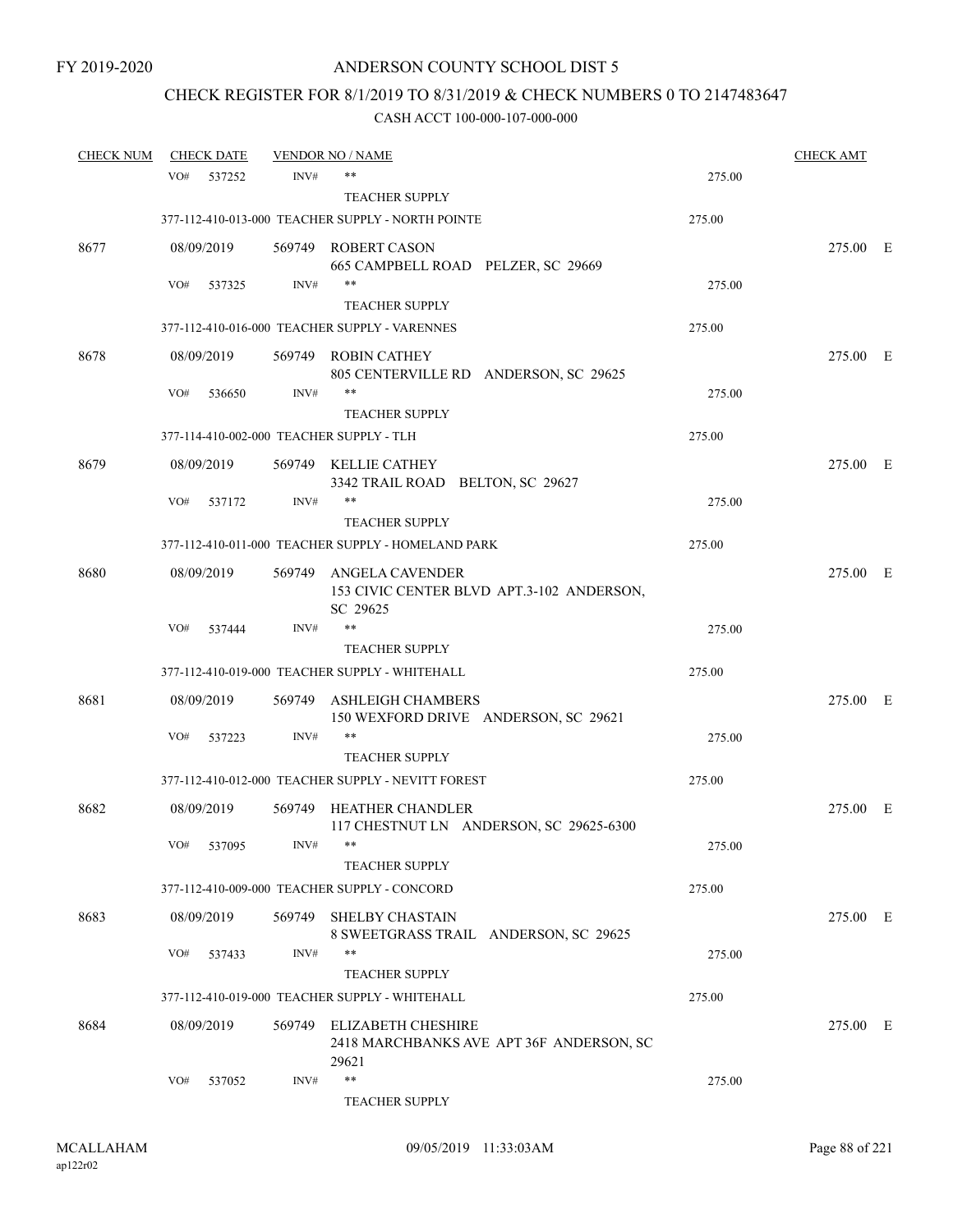FY 2019-2020

# ANDERSON COUNTY SCHOOL DIST 5

## CHECK REGISTER FOR 8/1/2019 TO 8/31/2019 & CHECK NUMBERS 0 TO 2147483647

### CASH ACCT 100-000-107-000-000

| CHECK NUM | CHECK DATE | VENDOR NO / NAME | | CHECK AMT | |
|---|---|---|---|---|---|
| | VO# 537252 | INV# ** TEACHER SUPPLY | 275.00 | | |
| | | 377-112-410-013-000 TEACHER SUPPLY - NORTH POINTE | 275.00 | | |
| 8677 | 08/09/2019 | 569749 ROBERT CASON<br>665 CAMPBELL ROAD PELZER, SC 29669 | | 275.00 | E |
| | VO# 537325 | INV# ** TEACHER SUPPLY | 275.00 | | |
| | | 377-112-410-016-000 TEACHER SUPPLY - VARENNES | 275.00 | | |
| 8678 | 08/09/2019 | 569749 ROBIN CATHEY<br>805 CENTERVILLE RD ANDERSON, SC 29625 | | 275.00 | E |
| | VO# 536650 | INV# ** TEACHER SUPPLY | 275.00 | | |
| | | 377-114-410-002-000 TEACHER SUPPLY - TLH | 275.00 | | |
| 8679 | 08/09/2019 | 569749 KELLIE CATHEY<br>3342 TRAIL ROAD BELTON, SC 29627 | | 275.00 | E |
| | VO# 537172 | INV# ** TEACHER SUPPLY | 275.00 | | |
| | | 377-112-410-011-000 TEACHER SUPPLY - HOMELAND PARK | 275.00 | | |
| 8680 | 08/09/2019 | 569749 ANGELA CAVENDER<br>153 CIVIC CENTER BLVD APT.3-102 ANDERSON, SC 29625 | | 275.00 | E |
| | VO# 537444 | INV# ** TEACHER SUPPLY | 275.00 | | |
| | | 377-112-410-019-000 TEACHER SUPPLY - WHITEHALL | 275.00 | | |
| 8681 | 08/09/2019 | 569749 ASHLEIGH CHAMBERS<br>150 WEXFORD DRIVE ANDERSON, SC 29621 | | 275.00 | E |
| | VO# 537223 | INV# ** TEACHER SUPPLY | 275.00 | | |
| | | 377-112-410-012-000 TEACHER SUPPLY - NEVITT FOREST | 275.00 | | |
| 8682 | 08/09/2019 | 569749 HEATHER CHANDLER<br>117 CHESTNUT LN ANDERSON, SC 29625-6300 | | 275.00 | E |
| | VO# 537095 | INV# ** TEACHER SUPPLY | 275.00 | | |
| | | 377-112-410-009-000 TEACHER SUPPLY - CONCORD | 275.00 | | |
| 8683 | 08/09/2019 | 569749 SHELBY CHASTAIN<br>8 SWEETGRASS TRAIL ANDERSON, SC 29625 | | 275.00 | E |
| | VO# 537433 | INV# ** TEACHER SUPPLY | 275.00 | | |
| | | 377-112-410-019-000 TEACHER SUPPLY - WHITEHALL | 275.00 | | |
| 8684 | 08/09/2019 | 569749 ELIZABETH CHESHIRE<br>2418 MARCHBANKS AVE APT 36F ANDERSON, SC 29621 | | 275.00 | E |
| | VO# 537052 | INV# ** TEACHER SUPPLY | 275.00 | | |

MCALLAHAM ap122r02 09/05/2019 11:33:03AM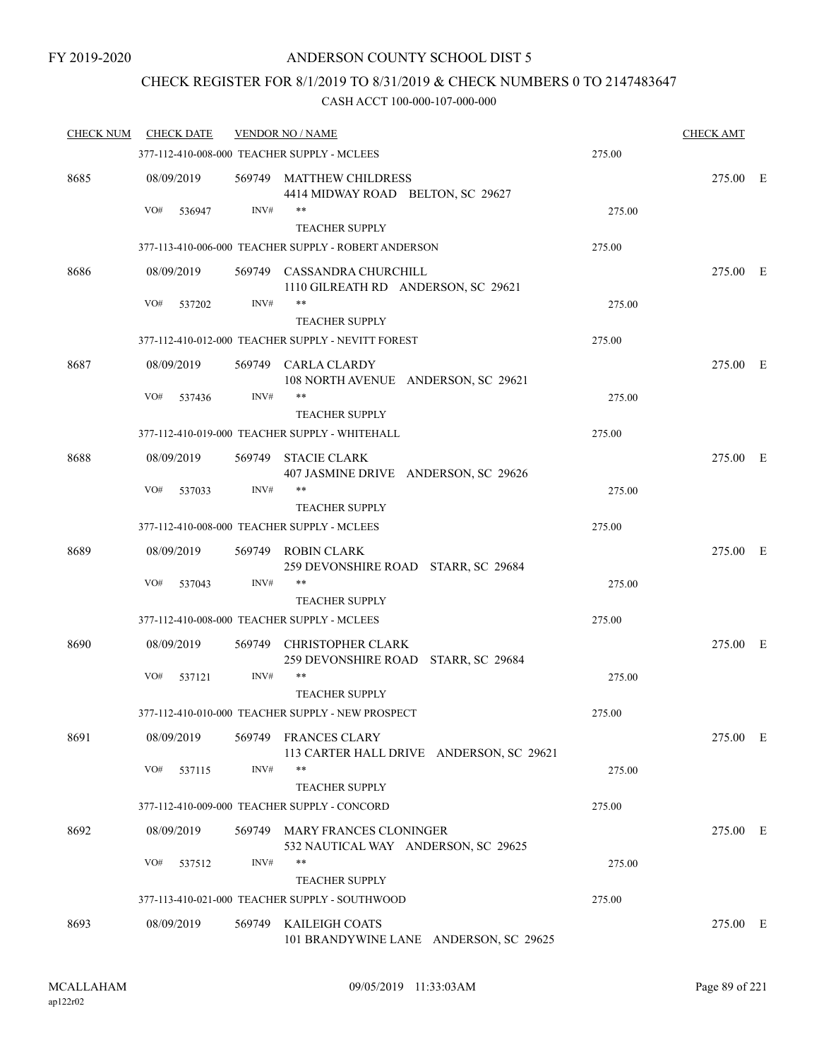FY 2019-2020

# ANDERSON COUNTY SCHOOL DIST 5

## CHECK REGISTER FOR 8/1/2019 TO 8/31/2019 & CHECK NUMBERS 0 TO 2147483647

CASH ACCT 100-000-107-000-000

| CHECK NUM | CHECK DATE | VENDOR NO / NAME | | CHECK AMT |
|---|---|---|---|---|
| | | 377-112-410-008-000 TEACHER SUPPLY - MCLEES | 275.00 | |
| 8685 | 08/09/2019 | 569749 MATTHEW CHILDRESS<br>4414 MIDWAY ROAD BELTON, SC 29627 | | 275.00 E |
| | VO# 536947 | INV# **<br>TEACHER SUPPLY | 275.00 | |
| | | 377-113-410-006-000 TEACHER SUPPLY - ROBERT ANDERSON | 275.00 | |
| 8686 | 08/09/2019 | 569749 CASSANDRA CHURCHILL<br>1110 GILREATH RD ANDERSON, SC 29621 | | 275.00 E |
| | VO# 537202 | INV# **<br>TEACHER SUPPLY | 275.00 | |
| | | 377-112-410-012-000 TEACHER SUPPLY - NEVITT FOREST | 275.00 | |
| 8687 | 08/09/2019 | 569749 CARLA CLARDY<br>108 NORTH AVENUE ANDERSON, SC 29621 | | 275.00 E |
| | VO# 537436 | INV# **<br>TEACHER SUPPLY | 275.00 | |
| | | 377-112-410-019-000 TEACHER SUPPLY - WHITEHALL | 275.00 | |
| 8688 | 08/09/2019 | 569749 STACIE CLARK<br>407 JASMINE DRIVE ANDERSON, SC 29626 | | 275.00 E |
| | VO# 537033 | INV# **<br>TEACHER SUPPLY | 275.00 | |
| | | 377-112-410-008-000 TEACHER SUPPLY - MCLEES | 275.00 | |
| 8689 | 08/09/2019 | 569749 ROBIN CLARK<br>259 DEVONSHIRE ROAD STARR, SC 29684 | | 275.00 E |
| | VO# 537043 | INV# **<br>TEACHER SUPPLY | 275.00 | |
| | | 377-112-410-008-000 TEACHER SUPPLY - MCLEES | 275.00 | |
| 8690 | 08/09/2019 | 569749 CHRISTOPHER CLARK<br>259 DEVONSHIRE ROAD STARR, SC 29684 | | 275.00 E |
| | VO# 537121 | INV# **<br>TEACHER SUPPLY | 275.00 | |
| | | 377-112-410-010-000 TEACHER SUPPLY - NEW PROSPECT | 275.00 | |
| 8691 | 08/09/2019 | 569749 FRANCES CLARY<br>113 CARTER HALL DRIVE ANDERSON, SC 29621 | | 275.00 E |
| | VO# 537115 | INV# **<br>TEACHER SUPPLY | 275.00 | |
| | | 377-112-410-009-000 TEACHER SUPPLY - CONCORD | 275.00 | |
| 8692 | 08/09/2019 | 569749 MARY FRANCES CLONINGER<br>532 NAUTICAL WAY ANDERSON, SC 29625 | | 275.00 E |
| | VO# 537512 | INV# **<br>TEACHER SUPPLY | 275.00 | |
| | | 377-113-410-021-000 TEACHER SUPPLY - SOUTHWOOD | 275.00 | |
| 8693 | 08/09/2019 | 569749 KAILEIGH COATS<br>101 BRANDYWINE LANE ANDERSON, SC 29625 | | 275.00 E |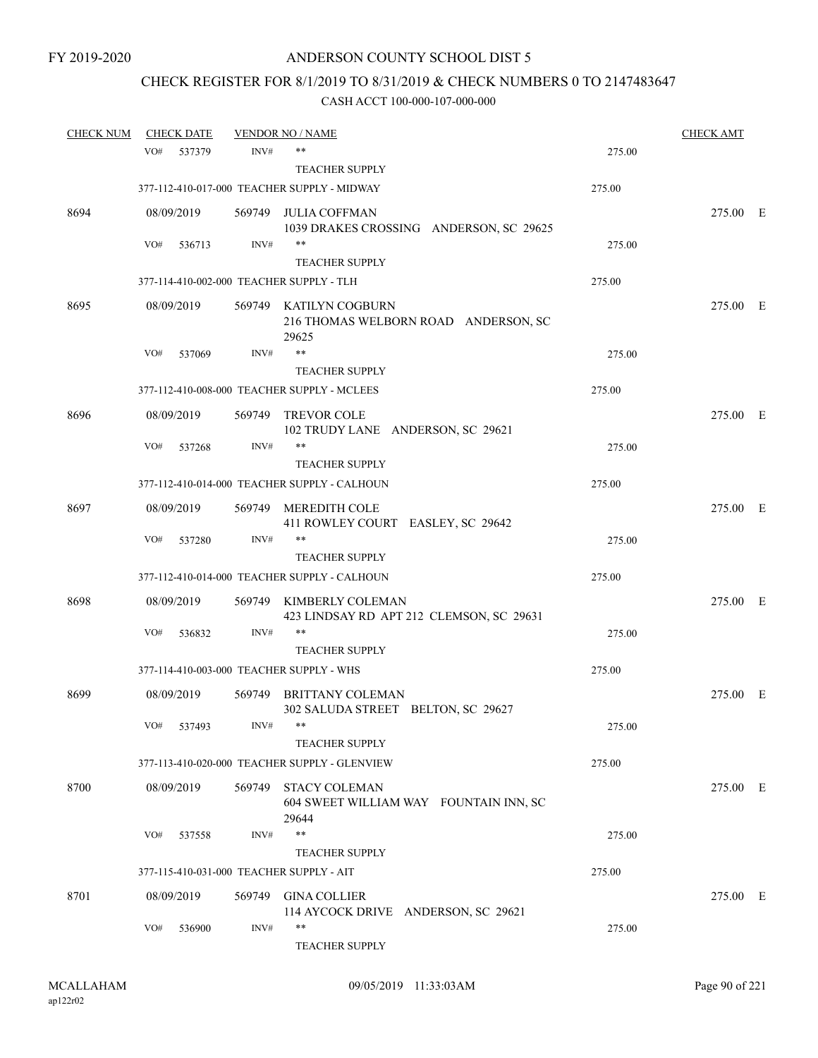FY 2019-2020

# ANDERSON COUNTY SCHOOL DIST 5

## CHECK REGISTER FOR 8/1/2019 TO 8/31/2019 & CHECK NUMBERS 0 TO 2147483647

CASH ACCT 100-000-107-000-000

| CHECK NUM | CHECK DATE | VENDOR NO / NAME | | CHECK AMT |
|---|---|---|---|---|
| | VO# 537379 | INV# ** TEACHER SUPPLY | 275.00 | |
| | 377-112-410-017-000 TEACHER SUPPLY - MIDWAY | | 275.00 | |
| 8694 | 08/09/2019 | 569749 JULIA COFFMAN 1039 DRAKES CROSSING ANDERSON, SC 29625 | | 275.00 E |
| | VO# 536713 | INV# ** TEACHER SUPPLY | 275.00 | |
| | 377-114-410-002-000 TEACHER SUPPLY - TLH | | 275.00 | |
| 8695 | 08/09/2019 | 569749 KATILYN COGBURN 216 THOMAS WELBORN ROAD ANDERSON, SC 29625 | | 275.00 E |
| | VO# 537069 | INV# ** TEACHER SUPPLY | 275.00 | |
| | 377-112-410-008-000 TEACHER SUPPLY - MCLEES | | 275.00 | |
| 8696 | 08/09/2019 | 569749 TREVOR COLE 102 TRUDY LANE ANDERSON, SC 29621 | | 275.00 E |
| | VO# 537268 | INV# ** TEACHER SUPPLY | 275.00 | |
| | 377-112-410-014-000 TEACHER SUPPLY - CALHOUN | | 275.00 | |
| 8697 | 08/09/2019 | 569749 MEREDITH COLE 411 ROWLEY COURT EASLEY, SC 29642 | | 275.00 E |
| | VO# 537280 | INV# ** TEACHER SUPPLY | 275.00 | |
| | 377-112-410-014-000 TEACHER SUPPLY - CALHOUN | | 275.00 | |
| 8698 | 08/09/2019 | 569749 KIMBERLY COLEMAN 423 LINDSAY RD APT 212 CLEMSON, SC 29631 | | 275.00 E |
| | VO# 536832 | INV# ** TEACHER SUPPLY | 275.00 | |
| | 377-114-410-003-000 TEACHER SUPPLY - WHS | | 275.00 | |
| 8699 | 08/09/2019 | 569749 BRITTANY COLEMAN 302 SALUDA STREET BELTON, SC 29627 | | 275.00 E |
| | VO# 537493 | INV# ** TEACHER SUPPLY | 275.00 | |
| | 377-113-410-020-000 TEACHER SUPPLY - GLENVIEW | | 275.00 | |
| 8700 | 08/09/2019 | 569749 STACY COLEMAN 604 SWEET WILLIAM WAY FOUNTAIN INN, SC 29644 | | 275.00 E |
| | VO# 537558 | INV# ** TEACHER SUPPLY | 275.00 | |
| | 377-115-410-031-000 TEACHER SUPPLY - AIT | | 275.00 | |
| 8701 | 08/09/2019 | 569749 GINA COLLIER 114 AYCOCK DRIVE ANDERSON, SC 29621 | | 275.00 E |
| | VO# 536900 | INV# ** TEACHER SUPPLY | 275.00 | |

MCALLAHAM
ap122r02

09/05/2019 11:33:03AM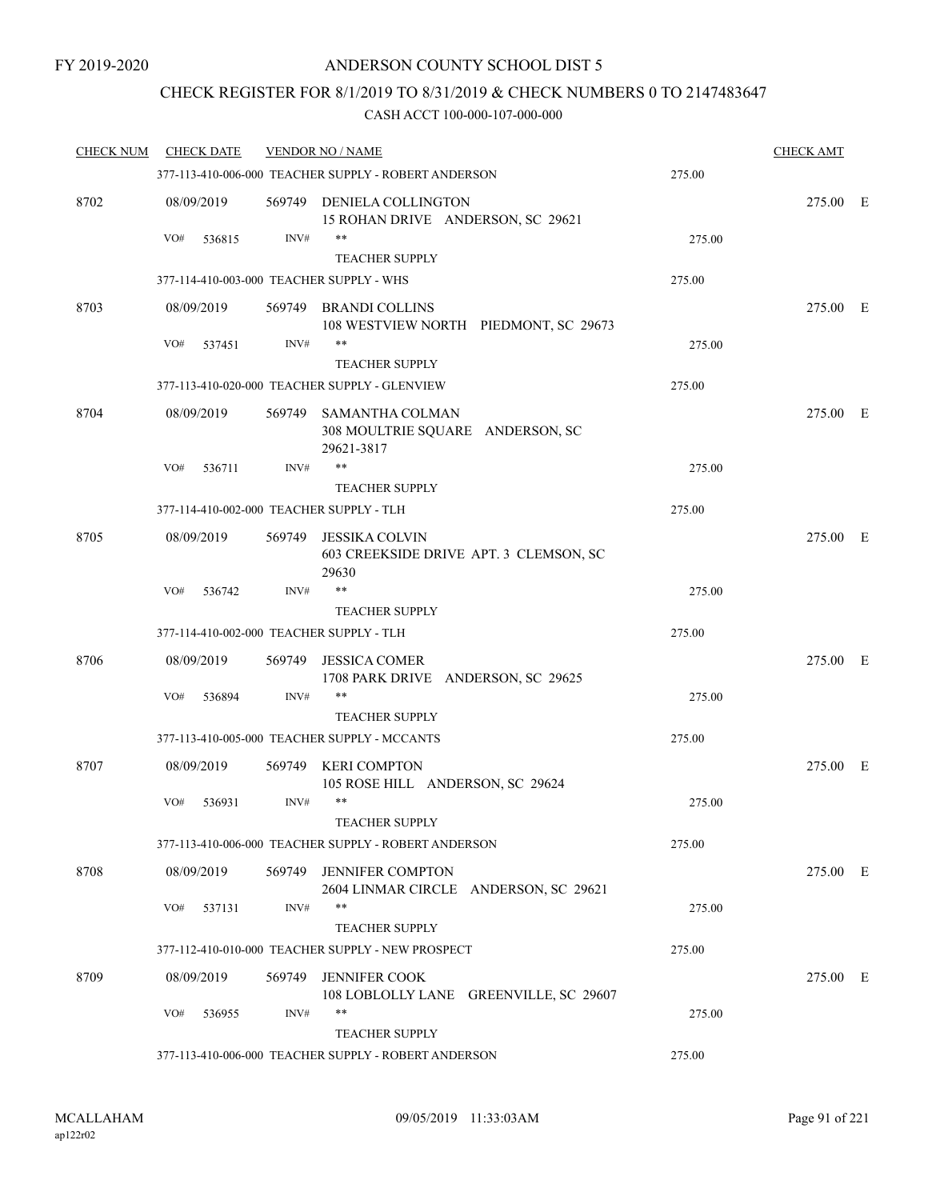FY 2019-2020

# ANDERSON COUNTY SCHOOL DIST 5

## CHECK REGISTER FOR 8/1/2019 TO 8/31/2019 & CHECK NUMBERS 0 TO 2147483647

CASH ACCT 100-000-107-000-000

| CHECK NUM | CHECK DATE | VENDOR NO / NAME | | CHECK AMT |
|---|---|---|---|---|
| | | 377-113-410-006-000 TEACHER SUPPLY - ROBERT ANDERSON | 275.00 | |
| 8702 | 08/09/2019 | 569749 DENIELA COLLINGTON<br>15 ROHAN DRIVE ANDERSON, SC 29621 | | 275.00 E |
| | VO# 536815 | INV# **<br>TEACHER SUPPLY | 275.00 | |
| | | 377-114-410-003-000 TEACHER SUPPLY - WHS | 275.00 | |
| 8703 | 08/09/2019 | 569749 BRANDI COLLINS<br>108 WESTVIEW NORTH PIEDMONT, SC 29673 | | 275.00 E |
| | VO# 537451 | INV# **<br>TEACHER SUPPLY | 275.00 | |
| | | 377-113-410-020-000 TEACHER SUPPLY - GLENVIEW | 275.00 | |
| 8704 | 08/09/2019 | 569749 SAMANTHA COLMAN<br>308 MOULTRIE SQUARE ANDERSON, SC 29621-3817 | | 275.00 E |
| | VO# 536711 | INV# **<br>TEACHER SUPPLY | 275.00 | |
| | | 377-114-410-002-000 TEACHER SUPPLY - TLH | 275.00 | |
| 8705 | 08/09/2019 | 569749 JESSIKA COLVIN<br>603 CREEKSIDE DRIVE APT. 3 CLEMSON, SC 29630 | | 275.00 E |
| | VO# 536742 | INV# **<br>TEACHER SUPPLY | 275.00 | |
| | | 377-114-410-002-000 TEACHER SUPPLY - TLH | 275.00 | |
| 8706 | 08/09/2019 | 569749 JESSICA COMER<br>1708 PARK DRIVE ANDERSON, SC 29625 | | 275.00 E |
| | VO# 536894 | INV# **<br>TEACHER SUPPLY | 275.00 | |
| | | 377-113-410-005-000 TEACHER SUPPLY - MCCANTS | 275.00 | |
| 8707 | 08/09/2019 | 569749 KERI COMPTON<br>105 ROSE HILL ANDERSON, SC 29624 | | 275.00 E |
| | VO# 536931 | INV# **<br>TEACHER SUPPLY | 275.00 | |
| | | 377-113-410-006-000 TEACHER SUPPLY - ROBERT ANDERSON | 275.00 | |
| 8708 | 08/09/2019 | 569749 JENNIFER COMPTON<br>2604 LINMAR CIRCLE ANDERSON, SC 29621 | | 275.00 E |
| | VO# 537131 | INV# **<br>TEACHER SUPPLY | 275.00 | |
| | | 377-112-410-010-000 TEACHER SUPPLY - NEW PROSPECT | 275.00 | |
| 8709 | 08/09/2019 | 569749 JENNIFER COOK<br>108 LOBLOLLY LANE GREENVILLE, SC 29607 | | 275.00 E |
| | VO# 536955 | INV# **<br>TEACHER SUPPLY | 275.00 | |
| | | 377-113-410-006-000 TEACHER SUPPLY - ROBERT ANDERSON | 275.00 | |

MCALLAHAM
ap122r02

09/05/2019 11:33:03AM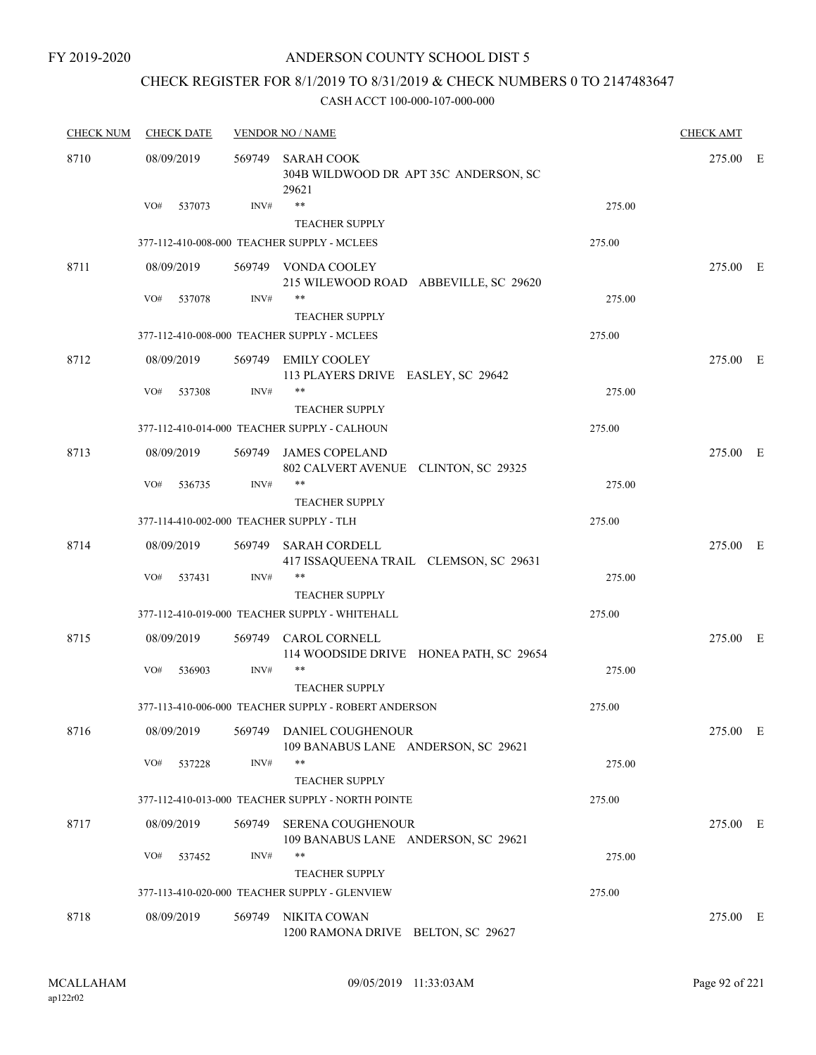FY 2019-2020

# ANDERSON COUNTY SCHOOL DIST 5

## CHECK REGISTER FOR 8/1/2019 TO 8/31/2019 & CHECK NUMBERS 0 TO 2147483647

CASH ACCT 100-000-107-000-000

| CHECK NUM | CHECK DATE | VENDOR NO / NAME | | CHECK AMT |
|---|---|---|---|---|
| 8710 | 08/09/2019 | 569749 SARAH COOK<br>304B WILDWOOD DR APT 35C ANDERSON, SC 29621 | | 275.00 E |
| | VO# 537073 | INV# ** TEACHER SUPPLY | 275.00 | |
| | | 377-112-410-008-000 TEACHER SUPPLY - MCLEES | 275.00 | |
| 8711 | 08/09/2019 | 569749 VONDA COOLEY<br>215 WILEWOOD ROAD ABBEVILLE, SC 29620 | | 275.00 E |
| | VO# 537078 | INV# ** TEACHER SUPPLY | 275.00 | |
| | | 377-112-410-008-000 TEACHER SUPPLY - MCLEES | 275.00 | |
| 8712 | 08/09/2019 | 569749 EMILY COOLEY<br>113 PLAYERS DRIVE EASLEY, SC 29642 | | 275.00 E |
| | VO# 537308 | INV# ** TEACHER SUPPLY | 275.00 | |
| | | 377-112-410-014-000 TEACHER SUPPLY - CALHOUN | 275.00 | |
| 8713 | 08/09/2019 | 569749 JAMES COPELAND<br>802 CALVERT AVENUE CLINTON, SC 29325 | | 275.00 E |
| | VO# 536735 | INV# ** TEACHER SUPPLY | 275.00 | |
| | | 377-114-410-002-000 TEACHER SUPPLY - TLH | 275.00 | |
| 8714 | 08/09/2019 | 569749 SARAH CORDELL<br>417 ISSAQUEENA TRAIL CLEMSON, SC 29631 | | 275.00 E |
| | VO# 537431 | INV# ** TEACHER SUPPLY | 275.00 | |
| | | 377-112-410-019-000 TEACHER SUPPLY - WHITEHALL | 275.00 | |
| 8715 | 08/09/2019 | 569749 CAROL CORNELL<br>114 WOODSIDE DRIVE HONEA PATH, SC 29654 | | 275.00 E |
| | VO# 536903 | INV# ** TEACHER SUPPLY | 275.00 | |
| | | 377-113-410-006-000 TEACHER SUPPLY - ROBERT ANDERSON | 275.00 | |
| 8716 | 08/09/2019 | 569749 DANIEL COUGHENOUR<br>109 BANABUS LANE ANDERSON, SC 29621 | | 275.00 E |
| | VO# 537228 | INV# ** TEACHER SUPPLY | 275.00 | |
| | | 377-112-410-013-000 TEACHER SUPPLY - NORTH POINTE | 275.00 | |
| 8717 | 08/09/2019 | 569749 SERENA COUGHENOUR<br>109 BANABUS LANE ANDERSON, SC 29621 | | 275.00 E |
| | VO# 537452 | INV# ** TEACHER SUPPLY | 275.00 | |
| | | 377-113-410-020-000 TEACHER SUPPLY - GLENVIEW | 275.00 | |
| 8718 | 08/09/2019 | 569749 NIKITA COWAN<br>1200 RAMONA DRIVE BELTON, SC 29627 | | 275.00 E |

MCALLAHAM
ap122r02

09/05/2019 11:33:03AM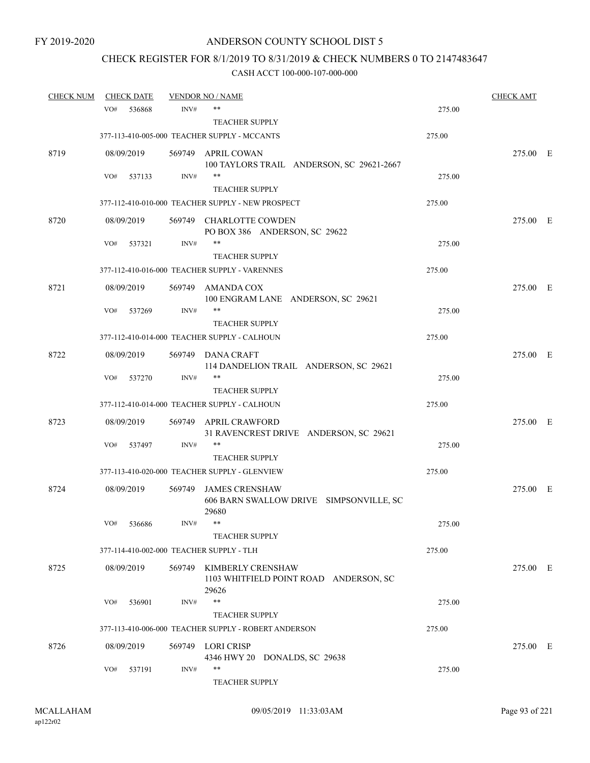FY 2019-2020

# ANDERSON COUNTY SCHOOL DIST 5

## CHECK REGISTER FOR 8/1/2019 TO 8/31/2019 & CHECK NUMBERS 0 TO 2147483647

### CASH ACCT 100-000-107-000-000

| CHECK NUM | CHECK DATE | VENDOR NO / NAME | | CHECK AMT |
|---|---|---|---|---|
| | VO# 536868 | INV# ** | 275.00 | |
| | | TEACHER SUPPLY | | |
| | | 377-113-410-005-000 TEACHER SUPPLY - MCCANTS | 275.00 | |
| 8719 | 08/09/2019 | 569749 APRIL COWAN<br>100 TAYLORS TRAIL ANDERSON, SC 29621-2667 | | 275.00 E |
| | VO# 537133 | INV# ** | 275.00 | |
| | | TEACHER SUPPLY | | |
| | | 377-112-410-010-000 TEACHER SUPPLY - NEW PROSPECT | 275.00 | |
| 8720 | 08/09/2019 | 569749 CHARLOTTE COWDEN<br>PO BOX 386 ANDERSON, SC 29622 | | 275.00 E |
| | VO# 537321 | INV# ** | 275.00 | |
| | | TEACHER SUPPLY | | |
| | | 377-112-410-016-000 TEACHER SUPPLY - VARENNES | 275.00 | |
| 8721 | 08/09/2019 | 569749 AMANDA COX<br>100 ENGRAM LANE ANDERSON, SC 29621 | | 275.00 E |
| | VO# 537269 | INV# ** | 275.00 | |
| | | TEACHER SUPPLY | | |
| | | 377-112-410-014-000 TEACHER SUPPLY - CALHOUN | 275.00 | |
| 8722 | 08/09/2019 | 569749 DANA CRAFT<br>114 DANDELION TRAIL ANDERSON, SC 29621 | | 275.00 E |
| | VO# 537270 | INV# ** | 275.00 | |
| | | TEACHER SUPPLY | | |
| | | 377-112-410-014-000 TEACHER SUPPLY - CALHOUN | 275.00 | |
| 8723 | 08/09/2019 | 569749 APRIL CRAWFORD<br>31 RAVENCREST DRIVE ANDERSON, SC 29621 | | 275.00 E |
| | VO# 537497 | INV# ** | 275.00 | |
| | | TEACHER SUPPLY | | |
| | | 377-113-410-020-000 TEACHER SUPPLY - GLENVIEW | 275.00 | |
| 8724 | 08/09/2019 | 569749 JAMES CRENSHAW<br>606 BARN SWALLOW DRIVE SIMPSONVILLE, SC 29680 | | 275.00 E |
| | VO# 536686 | INV# ** | 275.00 | |
| | | TEACHER SUPPLY | | |
| | | 377-114-410-002-000 TEACHER SUPPLY - TLH | 275.00 | |
| 8725 | 08/09/2019 | 569749 KIMBERLY CRENSHAW<br>1103 WHITFIELD POINT ROAD ANDERSON, SC 29626 | | 275.00 E |
| | VO# 536901 | INV# ** | 275.00 | |
| | | TEACHER SUPPLY | | |
| | | 377-113-410-006-000 TEACHER SUPPLY - ROBERT ANDERSON | 275.00 | |
| 8726 | 08/09/2019 | 569749 LORI CRISP<br>4346 HWY 20 DONALDS, SC 29638 | | 275.00 E |
| | VO# 537191 | INV# ** | 275.00 | |
| | | TEACHER SUPPLY | | |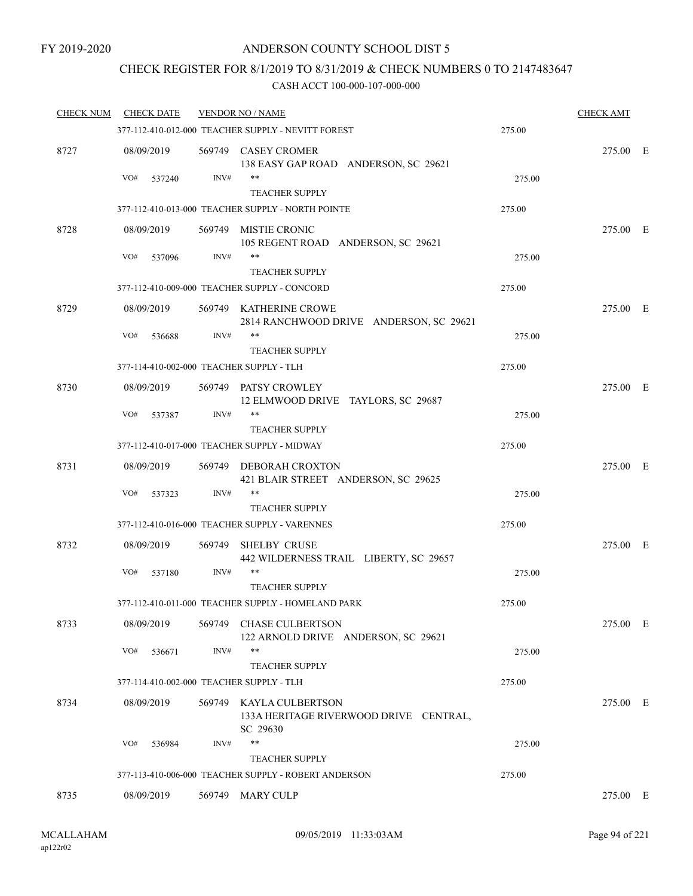FY 2019-2020

# ANDERSON COUNTY SCHOOL DIST 5

## CHECK REGISTER FOR 8/1/2019 TO 8/31/2019 & CHECK NUMBERS 0 TO 2147483647

CASH ACCT 100-000-107-000-000

| CHECK NUM | CHECK DATE | VENDOR NO / NAME | | CHECK AMT | |
|---|---|---|---|---|---|
| | | 377-112-410-012-000 TEACHER SUPPLY - NEVITT FOREST | 275.00 | | |
| 8727 | 08/09/2019 | 569749 CASEY CROMER<br>138 EASY GAP ROAD ANDERSON, SC 29621 | | 275.00 | E |
| | VO# 537240 | INV# **<br>TEACHER SUPPLY | 275.00 | | |
| | | 377-112-410-013-000 TEACHER SUPPLY - NORTH POINTE | 275.00 | | |
| 8728 | 08/09/2019 | 569749 MISTIE CRONIC<br>105 REGENT ROAD ANDERSON, SC 29621 | | 275.00 | E |
| | VO# 537096 | INV# **<br>TEACHER SUPPLY | 275.00 | | |
| | | 377-112-410-009-000 TEACHER SUPPLY - CONCORD | 275.00 | | |
| 8729 | 08/09/2019 | 569749 KATHERINE CROWE<br>2814 RANCHWOOD DRIVE ANDERSON, SC 29621 | | 275.00 | E |
| | VO# 536688 | INV# **<br>TEACHER SUPPLY | 275.00 | | |
| | | 377-114-410-002-000 TEACHER SUPPLY - TLH | 275.00 | | |
| 8730 | 08/09/2019 | 569749 PATSY CROWLEY<br>12 ELMWOOD DRIVE TAYLORS, SC 29687 | | 275.00 | E |
| | VO# 537387 | INV# **<br>TEACHER SUPPLY | 275.00 | | |
| | | 377-112-410-017-000 TEACHER SUPPLY - MIDWAY | 275.00 | | |
| 8731 | 08/09/2019 | 569749 DEBORAH CROXTON<br>421 BLAIR STREET ANDERSON, SC 29625 | | 275.00 | E |
| | VO# 537323 | INV# **<br>TEACHER SUPPLY | 275.00 | | |
| | | 377-112-410-016-000 TEACHER SUPPLY - VARENNES | 275.00 | | |
| 8732 | 08/09/2019 | 569749 SHELBY CRUSE<br>442 WILDERNESS TRAIL LIBERTY, SC 29657 | | 275.00 | E |
| | VO# 537180 | INV# **<br>TEACHER SUPPLY | 275.00 | | |
| | | 377-112-410-011-000 TEACHER SUPPLY - HOMELAND PARK | 275.00 | | |
| 8733 | 08/09/2019 | 569749 CHASE CULBERTSON<br>122 ARNOLD DRIVE ANDERSON, SC 29621 | | 275.00 | E |
| | VO# 536671 | INV# **<br>TEACHER SUPPLY | 275.00 | | |
| | | 377-114-410-002-000 TEACHER SUPPLY - TLH | 275.00 | | |
| 8734 | 08/09/2019 | 569749 KAYLA CULBERTSON<br>133A HERITAGE RIVERWOOD DRIVE CENTRAL, SC 29630 | | 275.00 | E |
| | VO# 536984 | INV# **<br>TEACHER SUPPLY | 275.00 | | |
| | | 377-113-410-006-000 TEACHER SUPPLY - ROBERT ANDERSON | 275.00 | | |
| 8735 | 08/09/2019 | 569749 MARY CULP | | 275.00 | E |

MCALLAHAM
ap122r02

09/05/2019 11:33:03AM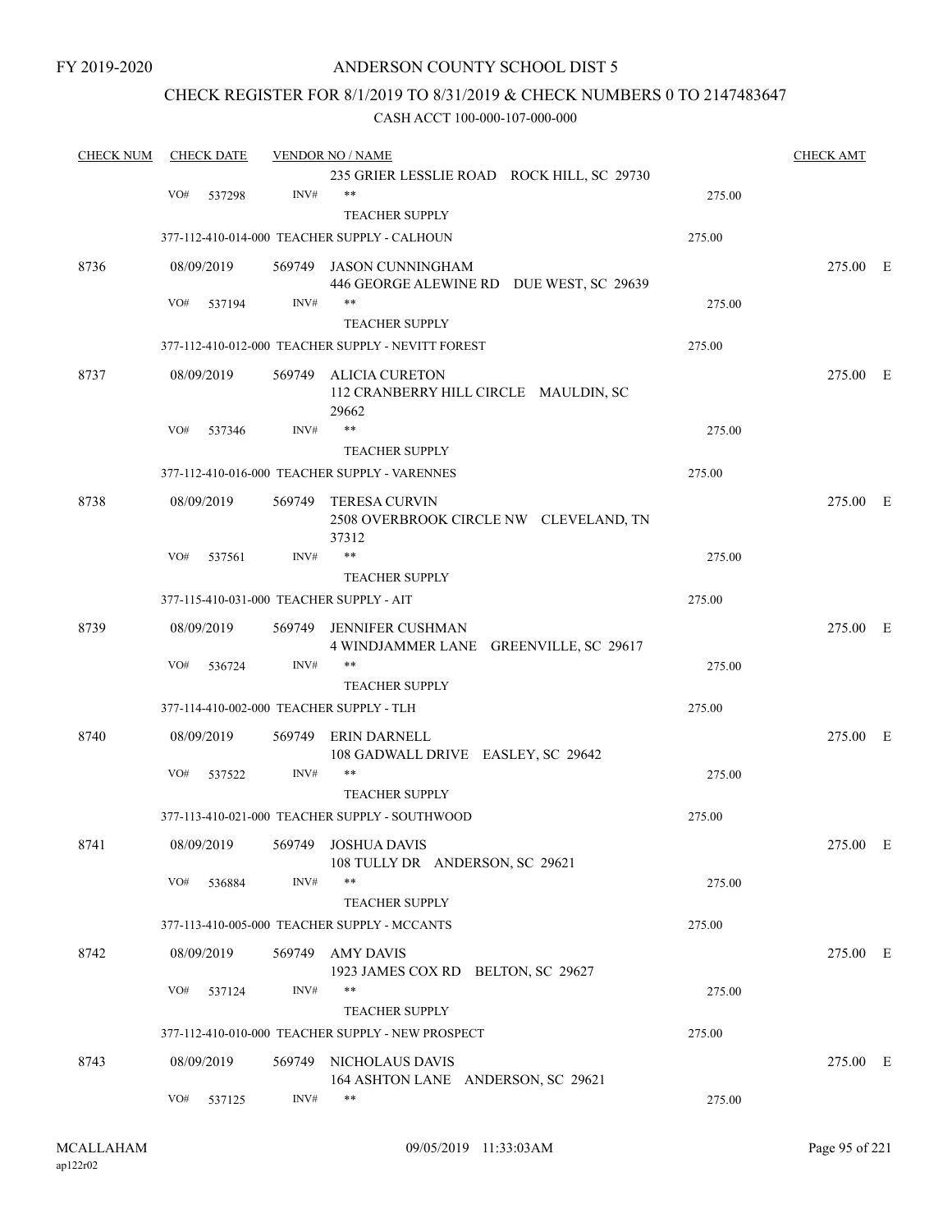FY 2019-2020

# ANDERSON COUNTY SCHOOL DIST 5

## CHECK REGISTER FOR 8/1/2019 TO 8/31/2019 & CHECK NUMBERS 0 TO 2147483647

### CASH ACCT 100-000-107-000-000

| CHECK NUM | CHECK DATE | VENDOR NO / NAME | | CHECK AMT |
|---|---|---|---|---|
| | | 235 GRIER LESSLIE ROAD ROCK HILL, SC 29730 | | |
| | VO# 537298 | INV# ** TEACHER SUPPLY | 275.00 | |
| | | 377-112-410-014-000 TEACHER SUPPLY - CALHOUN | 275.00 | |
| 8736 | 08/09/2019 | 569749 JASON CUNNINGHAM 446 GEORGE ALEWINE RD DUE WEST, SC 29639 | | 275.00 E |
| | VO# 537194 | INV# ** TEACHER SUPPLY | 275.00 | |
| | | 377-112-410-012-000 TEACHER SUPPLY - NEVITT FOREST | 275.00 | |
| 8737 | 08/09/2019 | 569749 ALICIA CURETON 112 CRANBERRY HILL CIRCLE MAULDIN, SC 29662 | | 275.00 E |
| | VO# 537346 | INV# ** TEACHER SUPPLY | 275.00 | |
| | | 377-112-410-016-000 TEACHER SUPPLY - VARENNES | 275.00 | |
| 8738 | 08/09/2019 | 569749 TERESA CURVIN 2508 OVERBROOK CIRCLE NW CLEVELAND, TN 37312 | | 275.00 E |
| | VO# 537561 | INV# ** TEACHER SUPPLY | 275.00 | |
| | | 377-115-410-031-000 TEACHER SUPPLY - AIT | 275.00 | |
| 8739 | 08/09/2019 | 569749 JENNIFER CUSHMAN 4 WINDJAMMER LANE GREENVILLE, SC 29617 | | 275.00 E |
| | VO# 536724 | INV# ** TEACHER SUPPLY | 275.00 | |
| | | 377-114-410-002-000 TEACHER SUPPLY - TLH | 275.00 | |
| 8740 | 08/09/2019 | 569749 ERIN DARNELL 108 GADWALL DRIVE EASLEY, SC 29642 | | 275.00 E |
| | VO# 537522 | INV# ** TEACHER SUPPLY | 275.00 | |
| | | 377-113-410-021-000 TEACHER SUPPLY - SOUTHWOOD | 275.00 | |
| 8741 | 08/09/2019 | 569749 JOSHUA DAVIS 108 TULLY DR ANDERSON, SC 29621 | | 275.00 E |
| | VO# 536884 | INV# ** TEACHER SUPPLY | 275.00 | |
| | | 377-113-410-005-000 TEACHER SUPPLY - MCCANTS | 275.00 | |
| 8742 | 08/09/2019 | 569749 AMY DAVIS 1923 JAMES COX RD BELTON, SC 29627 | | 275.00 E |
| | VO# 537124 | INV# ** TEACHER SUPPLY | 275.00 | |
| | | 377-112-410-010-000 TEACHER SUPPLY - NEW PROSPECT | 275.00 | |
| 8743 | 08/09/2019 | 569749 NICHOLAUS DAVIS 164 ASHTON LANE ANDERSON, SC 29621 | | 275.00 E |
| | VO# 537125 | INV# ** | 275.00 | |

MCALLAHAM ap122r02 09/05/2019 11:33:03AM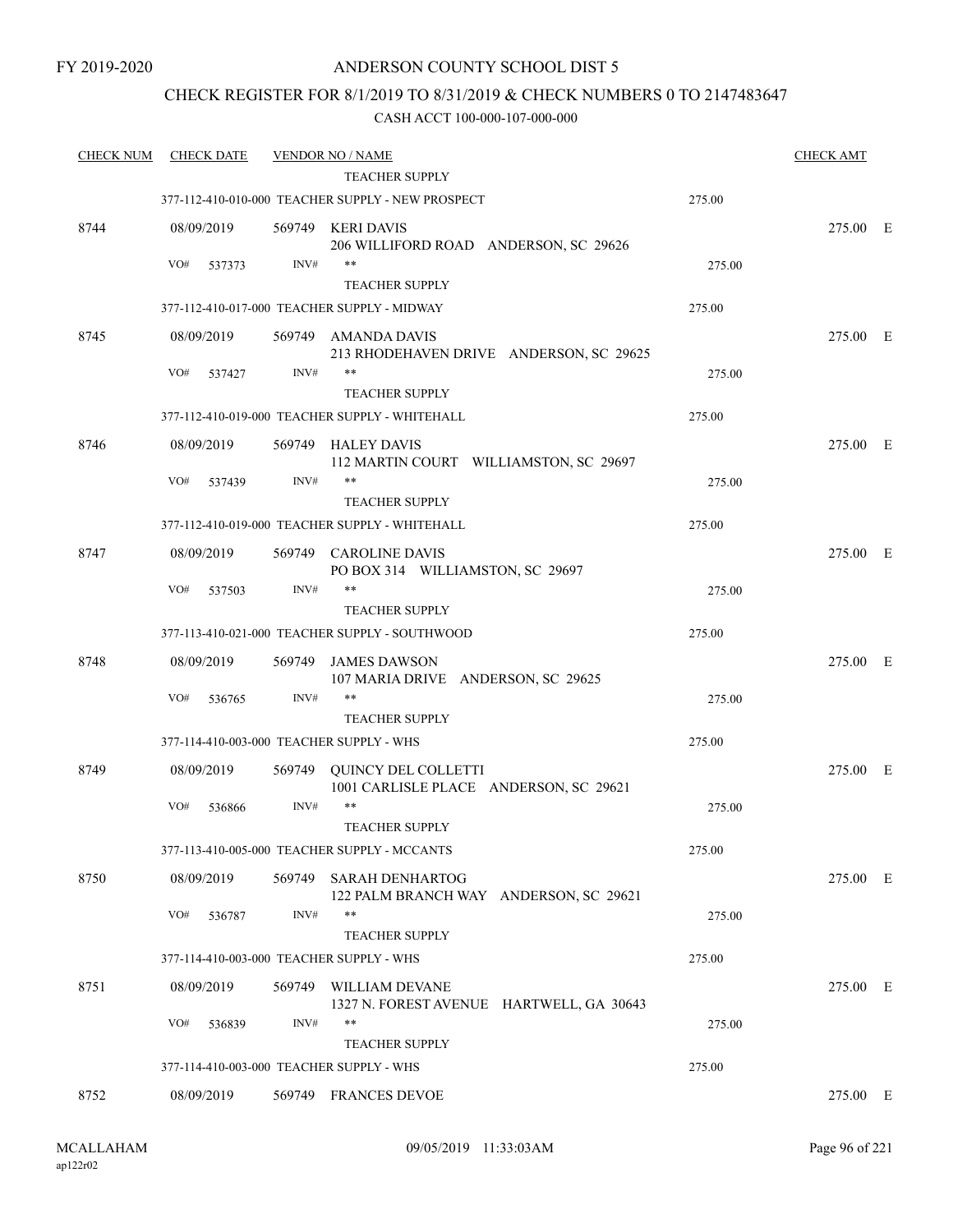FY 2019-2020

# ANDERSON COUNTY SCHOOL DIST 5

## CHECK REGISTER FOR 8/1/2019 TO 8/31/2019 & CHECK NUMBERS 0 TO 2147483647

CASH ACCT 100-000-107-000-000

| CHECK NUM | CHECK DATE | VENDOR NO / NAME | | CHECK AMT |
|---|---|---|---|---|
| | | TEACHER SUPPLY | | |
| | | 377-112-410-010-000 TEACHER SUPPLY - NEW PROSPECT | 275.00 | |
| 8744 | 08/09/2019 | 569749 KERI DAVIS<br>206 WILLIFORD ROAD ANDERSON, SC 29626 | | 275.00 E |
| | VO# 537373 | INV# ** | 275.00 | |
| | | TEACHER SUPPLY | | |
| | | 377-112-410-017-000 TEACHER SUPPLY - MIDWAY | 275.00 | |
| 8745 | 08/09/2019 | 569749 AMANDA DAVIS<br>213 RHODEHAVEN DRIVE ANDERSON, SC 29625 | | 275.00 E |
| | VO# 537427 | INV# ** | 275.00 | |
| | | TEACHER SUPPLY | | |
| | | 377-112-410-019-000 TEACHER SUPPLY - WHITEHALL | 275.00 | |
| 8746 | 08/09/2019 | 569749 HALEY DAVIS<br>112 MARTIN COURT WILLIAMSTON, SC 29697 | | 275.00 E |
| | VO# 537439 | INV# ** | 275.00 | |
| | | TEACHER SUPPLY | | |
| | | 377-112-410-019-000 TEACHER SUPPLY - WHITEHALL | 275.00 | |
| 8747 | 08/09/2019 | 569749 CAROLINE DAVIS<br>PO BOX 314 WILLIAMSTON, SC 29697 | | 275.00 E |
| | VO# 537503 | INV# ** | 275.00 | |
| | | TEACHER SUPPLY | | |
| | | 377-113-410-021-000 TEACHER SUPPLY - SOUTHWOOD | 275.00 | |
| 8748 | 08/09/2019 | 569749 JAMES DAWSON<br>107 MARIA DRIVE ANDERSON, SC 29625 | | 275.00 E |
| | VO# 536765 | INV# ** | 275.00 | |
| | | TEACHER SUPPLY | | |
| | | 377-114-410-003-000 TEACHER SUPPLY - WHS | 275.00 | |
| 8749 | 08/09/2019 | 569749 QUINCY DEL COLLETTI<br>1001 CARLISLE PLACE ANDERSON, SC 29621 | | 275.00 E |
| | VO# 536866 | INV# ** | 275.00 | |
| | | TEACHER SUPPLY | | |
| | | 377-113-410-005-000 TEACHER SUPPLY - MCCANTS | 275.00 | |
| 8750 | 08/09/2019 | 569749 SARAH DENHARTOG<br>122 PALM BRANCH WAY ANDERSON, SC 29621 | | 275.00 E |
| | VO# 536787 | INV# ** | 275.00 | |
| | | TEACHER SUPPLY | | |
| | | 377-114-410-003-000 TEACHER SUPPLY - WHS | 275.00 | |
| 8751 | 08/09/2019 | 569749 WILLIAM DEVANE<br>1327 N. FOREST AVENUE HARTWELL, GA 30643 | | 275.00 E |
| | VO# 536839 | INV# ** | 275.00 | |
| | | TEACHER SUPPLY | | |
| | | 377-114-410-003-000 TEACHER SUPPLY - WHS | 275.00 | |
| 8752 | 08/09/2019 | 569749 FRANCES DEVOE | | 275.00 E |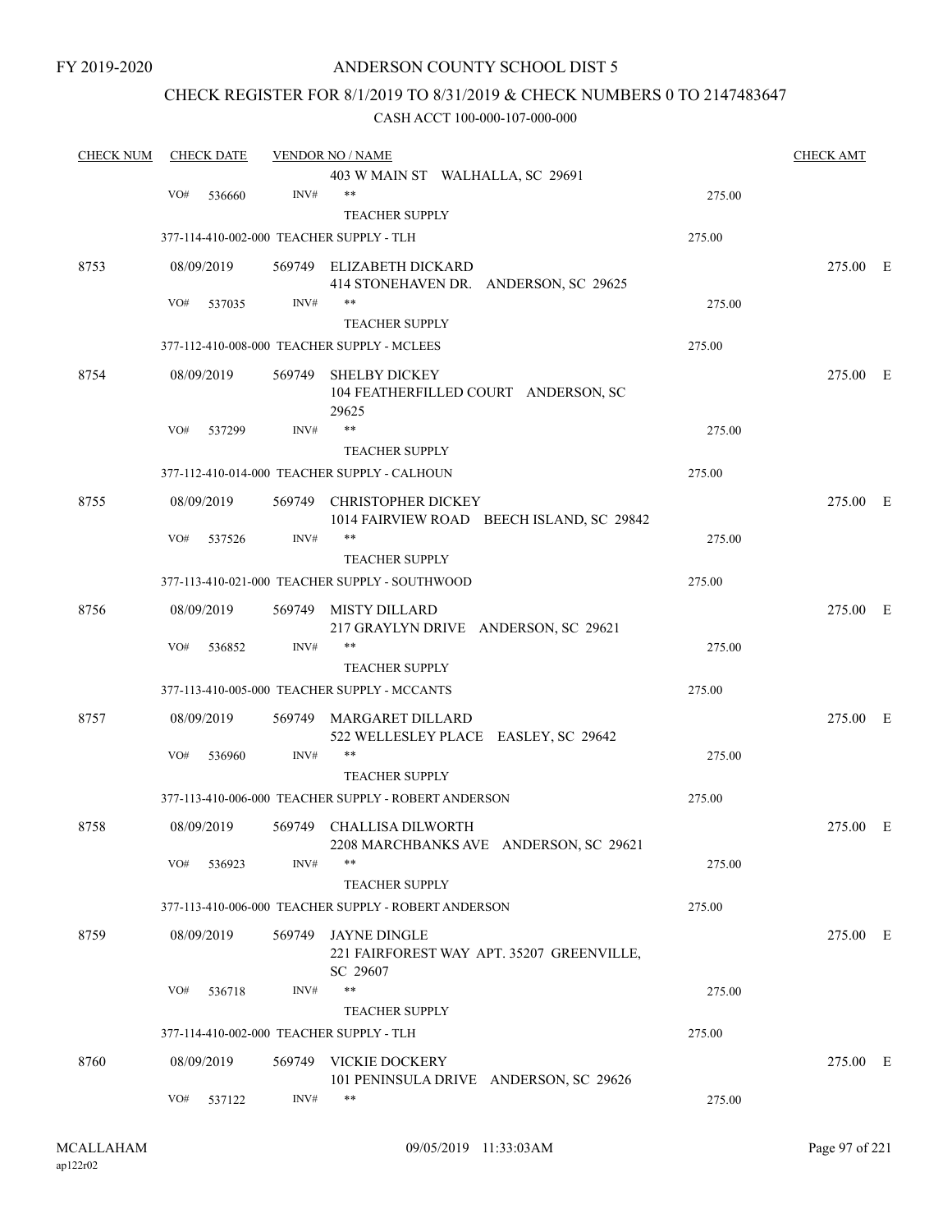FY 2019-2020

# ANDERSON COUNTY SCHOOL DIST 5

## CHECK REGISTER FOR 8/1/2019 TO 8/31/2019 & CHECK NUMBERS 0 TO 2147483647

### CASH ACCT 100-000-107-000-000

| CHECK NUM | CHECK DATE | VENDOR NO / NAME | | CHECK AMT |
|---|---|---|---|---|
| | | 403 W MAIN ST WALHALLA, SC 29691 | | |
| | VO# 536660 | INV# ** | 275.00 | |
| | | TEACHER SUPPLY | | |
| | 377-114-410-002-000 TEACHER SUPPLY - TLH | | 275.00 | |
| 8753 | 08/09/2019 | 569749 ELIZABETH DICKARD<br>414 STONEHAVEN DR. ANDERSON, SC 29625 | | 275.00 E |
| | VO# 537035 | INV# ** | 275.00 | |
| | | TEACHER SUPPLY | | |
| | 377-112-410-008-000 TEACHER SUPPLY - MCLEES | | 275.00 | |
| 8754 | 08/09/2019 | 569749 SHELBY DICKEY<br>104 FEATHERFILLED COURT ANDERSON, SC 29625 | | 275.00 E |
| | VO# 537299 | INV# ** | 275.00 | |
| | | TEACHER SUPPLY | | |
| | 377-112-410-014-000 TEACHER SUPPLY - CALHOUN | | 275.00 | |
| 8755 | 08/09/2019 | 569749 CHRISTOPHER DICKEY<br>1014 FAIRVIEW ROAD BEECH ISLAND, SC 29842 | | 275.00 E |
| | VO# 537526 | INV# ** | 275.00 | |
| | | TEACHER SUPPLY | | |
| | 377-113-410-021-000 TEACHER SUPPLY - SOUTHWOOD | | 275.00 | |
| 8756 | 08/09/2019 | 569749 MISTY DILLARD<br>217 GRAYLYN DRIVE ANDERSON, SC 29621 | | 275.00 E |
| | VO# 536852 | INV# ** | 275.00 | |
| | | TEACHER SUPPLY | | |
| | 377-113-410-005-000 TEACHER SUPPLY - MCCANTS | | 275.00 | |
| 8757 | 08/09/2019 | 569749 MARGARET DILLARD<br>522 WELLESLEY PLACE EASLEY, SC 29642 | | 275.00 E |
| | VO# 536960 | INV# ** | 275.00 | |
| | | TEACHER SUPPLY | | |
| | 377-113-410-006-000 TEACHER SUPPLY - ROBERT ANDERSON | | 275.00 | |
| 8758 | 08/09/2019 | 569749 CHALLISA DILWORTH<br>2208 MARCHBANKS AVE ANDERSON, SC 29621 | | 275.00 E |
| | VO# 536923 | INV# ** | 275.00 | |
| | | TEACHER SUPPLY | | |
| | 377-113-410-006-000 TEACHER SUPPLY - ROBERT ANDERSON | | 275.00 | |
| 8759 | 08/09/2019 | 569749 JAYNE DINGLE<br>221 FAIRFOREST WAY APT. 35207 GREENVILLE, SC 29607 | | 275.00 E |
| | VO# 536718 | INV# ** | 275.00 | |
| | | TEACHER SUPPLY | | |
| | 377-114-410-002-000 TEACHER SUPPLY - TLH | | 275.00 | |
| 8760 | 08/09/2019 | 569749 VICKIE DOCKERY<br>101 PENINSULA DRIVE ANDERSON, SC 29626 | | 275.00 E |
| | VO# 537122 | INV# ** | 275.00 | |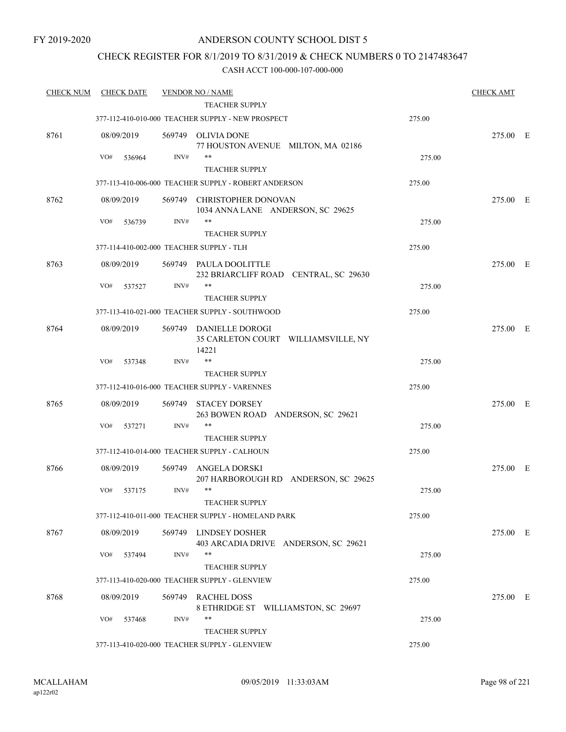FY 2019-2020

# ANDERSON COUNTY SCHOOL DIST 5

## CHECK REGISTER FOR 8/1/2019 TO 8/31/2019 & CHECK NUMBERS 0 TO 2147483647

CASH ACCT 100-000-107-000-000

| CHECK NUM | CHECK DATE | VENDOR NO / NAME | | CHECK AMT | |
|---|---|---|---|---|---|
| | | TEACHER SUPPLY | | | |
| | | 377-112-410-010-000 TEACHER SUPPLY - NEW PROSPECT | 275.00 | | |
| 8761 | 08/09/2019 | 569749 OLIVIA DONE<br>77 HOUSTON AVENUE MILTON, MA 02186 | | 275.00 | E |
| | VO# 536964 | INV# ** | 275.00 | | |
| | | TEACHER SUPPLY | | | |
| | | 377-113-410-006-000 TEACHER SUPPLY - ROBERT ANDERSON | 275.00 | | |
| 8762 | 08/09/2019 | 569749 CHRISTOPHER DONOVAN<br>1034 ANNA LANE ANDERSON, SC 29625 | | 275.00 | E |
| | VO# 536739 | INV# ** | 275.00 | | |
| | | TEACHER SUPPLY | | | |
| | | 377-114-410-002-000 TEACHER SUPPLY - TLH | 275.00 | | |
| 8763 | 08/09/2019 | 569749 PAULA DOOLITTLE<br>232 BRIARCLIFF ROAD CENTRAL, SC 29630 | | 275.00 | E |
| | VO# 537527 | INV# ** | 275.00 | | |
| | | TEACHER SUPPLY | | | |
| | | 377-113-410-021-000 TEACHER SUPPLY - SOUTHWOOD | 275.00 | | |
| 8764 | 08/09/2019 | 569749 DANIELLE DOROGI<br>35 CARLETON COURT WILLIAMSVILLE, NY 14221 | | 275.00 | E |
| | VO# 537348 | INV# ** | 275.00 | | |
| | | TEACHER SUPPLY | | | |
| | | 377-112-410-016-000 TEACHER SUPPLY - VARENNES | 275.00 | | |
| 8765 | 08/09/2019 | 569749 STACEY DORSEY<br>263 BOWEN ROAD ANDERSON, SC 29621 | | 275.00 | E |
| | VO# 537271 | INV# ** | 275.00 | | |
| | | TEACHER SUPPLY | | | |
| | | 377-112-410-014-000 TEACHER SUPPLY - CALHOUN | 275.00 | | |
| 8766 | 08/09/2019 | 569749 ANGELA DORSKI<br>207 HARBOROUGH RD ANDERSON, SC 29625 | | 275.00 | E |
| | VO# 537175 | INV# ** | 275.00 | | |
| | | TEACHER SUPPLY | | | |
| | | 377-112-410-011-000 TEACHER SUPPLY - HOMELAND PARK | 275.00 | | |
| 8767 | 08/09/2019 | 569749 LINDSEY DOSHER<br>403 ARCADIA DRIVE ANDERSON, SC 29621 | | 275.00 | E |
| | VO# 537494 | INV# ** | 275.00 | | |
| | | TEACHER SUPPLY | | | |
| | | 377-113-410-020-000 TEACHER SUPPLY - GLENVIEW | 275.00 | | |
| 8768 | 08/09/2019 | 569749 RACHEL DOSS<br>8 ETHRIDGE ST WILLIAMSTON, SC 29697 | | 275.00 | E |
| | VO# 537468 | INV# ** | 275.00 | | |
| | | TEACHER SUPPLY | | | |
| | | 377-113-410-020-000 TEACHER SUPPLY - GLENVIEW | 275.00 | | |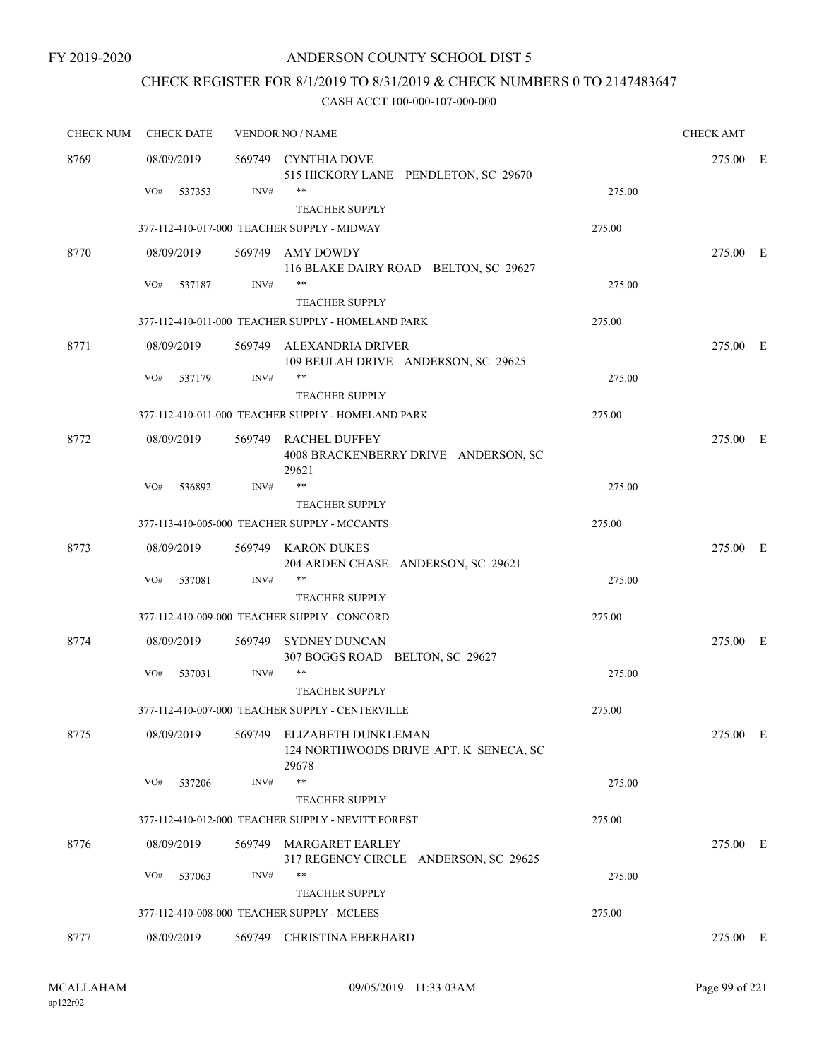FY 2019-2020

# ANDERSON COUNTY SCHOOL DIST 5

## CHECK REGISTER FOR 8/1/2019 TO 8/31/2019 & CHECK NUMBERS 0 TO 2147483647

### CASH ACCT 100-000-107-000-000

| CHECK NUM | CHECK DATE | VENDOR NO / NAME | | CHECK AMT |
|---|---|---|---|---|
| 8769 | 08/09/2019 | 569749 CYNTHIA DOVE<br>515 HICKORY LANE PENDLETON, SC 29670 | | 275.00 E |
| | VO# 537353 | INV# ** <br>TEACHER SUPPLY | 275.00 | |
| | | 377-112-410-017-000 TEACHER SUPPLY - MIDWAY | 275.00 | |
| 8770 | 08/09/2019 | 569749 AMY DOWDY<br>116 BLAKE DAIRY ROAD BELTON, SC 29627 | | 275.00 E |
| | VO# 537187 | INV# ** <br>TEACHER SUPPLY | 275.00 | |
| | | 377-112-410-011-000 TEACHER SUPPLY - HOMELAND PARK | 275.00 | |
| 8771 | 08/09/2019 | 569749 ALEXANDRIA DRIVER<br>109 BEULAH DRIVE ANDERSON, SC 29625 | | 275.00 E |
| | VO# 537179 | INV# ** <br>TEACHER SUPPLY | 275.00 | |
| | | 377-112-410-011-000 TEACHER SUPPLY - HOMELAND PARK | 275.00 | |
| 8772 | 08/09/2019 | 569749 RACHEL DUFFEY<br>4008 BRACKENBERRY DRIVE ANDERSON, SC 29621 | | 275.00 E |
| | VO# 536892 | INV# ** <br>TEACHER SUPPLY | 275.00 | |
| | | 377-113-410-005-000 TEACHER SUPPLY - MCCANTS | 275.00 | |
| 8773 | 08/09/2019 | 569749 KARON DUKES<br>204 ARDEN CHASE ANDERSON, SC 29621 | | 275.00 E |
| | VO# 537081 | INV# ** <br>TEACHER SUPPLY | 275.00 | |
| | | 377-112-410-009-000 TEACHER SUPPLY - CONCORD | 275.00 | |
| 8774 | 08/09/2019 | 569749 SYDNEY DUNCAN<br>307 BOGGS ROAD BELTON, SC 29627 | | 275.00 E |
| | VO# 537031 | INV# ** <br>TEACHER SUPPLY | 275.00 | |
| | | 377-112-410-007-000 TEACHER SUPPLY - CENTERVILLE | 275.00 | |
| 8775 | 08/09/2019 | 569749 ELIZABETH DUNKLEMAN<br>124 NORTHWOODS DRIVE APT. K SENECA, SC 29678 | | 275.00 E |
| | VO# 537206 | INV# ** <br>TEACHER SUPPLY | 275.00 | |
| | | 377-112-410-012-000 TEACHER SUPPLY - NEVITT FOREST | 275.00 | |
| 8776 | 08/09/2019 | 569749 MARGARET EARLEY<br>317 REGENCY CIRCLE ANDERSON, SC 29625 | | 275.00 E |
| | VO# 537063 | INV# ** <br>TEACHER SUPPLY | 275.00 | |
| | | 377-112-410-008-000 TEACHER SUPPLY - MCLEES | 275.00 | |
| 8777 | 08/09/2019 | 569749 CHRISTINA EBERHARD | | 275.00 E |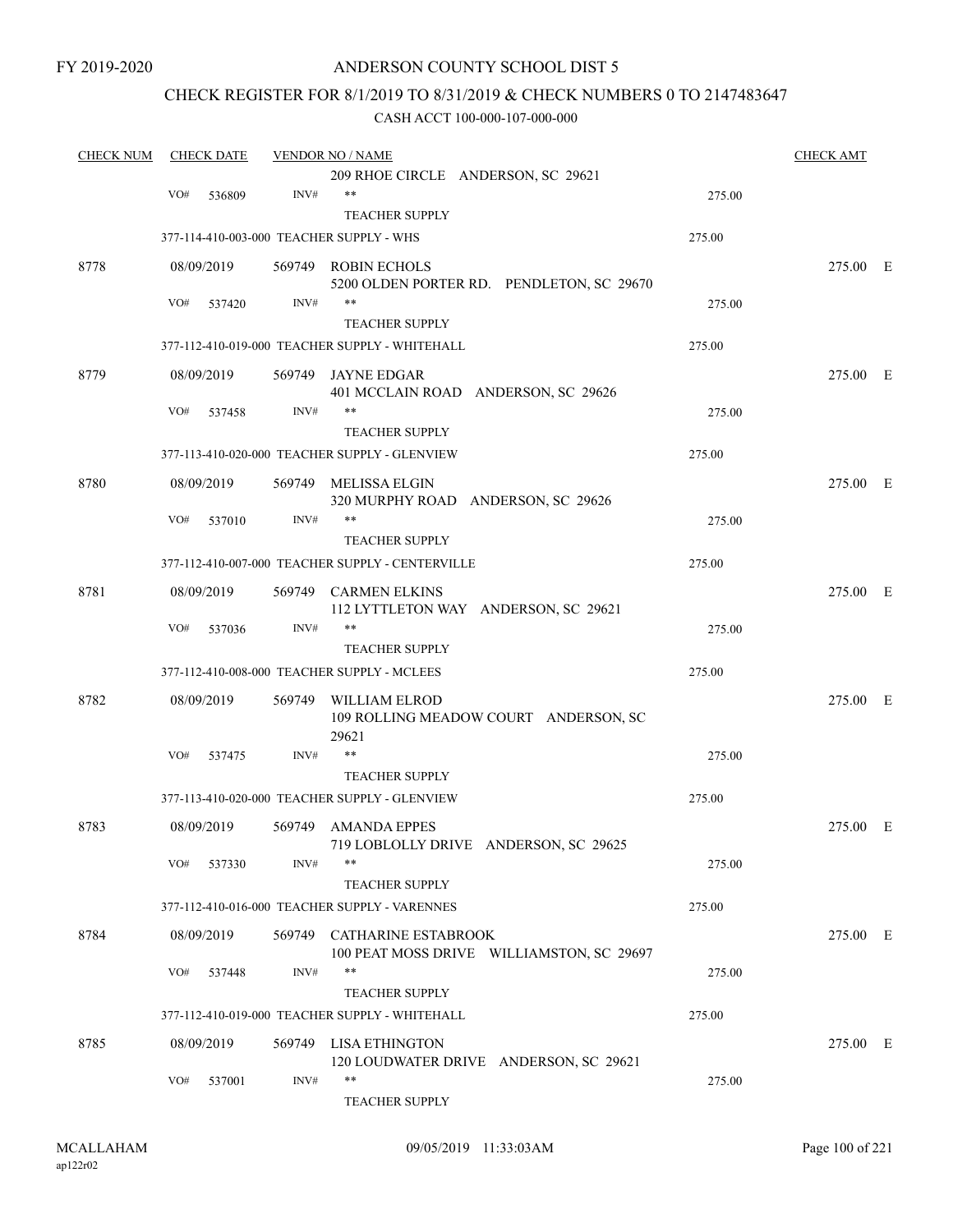FY 2019-2020

# ANDERSON COUNTY SCHOOL DIST 5

## CHECK REGISTER FOR 8/1/2019 TO 8/31/2019 & CHECK NUMBERS 0 TO 2147483647

### CASH ACCT 100-000-107-000-000

| CHECK NUM | CHECK DATE | VENDOR NO / NAME | | CHECK AMT |
|---|---|---|---|---|
| | | 209 RHOE CIRCLE ANDERSON, SC 29621 | | |
| | VO# 536809 | INV# ** | 275.00 | |
| | | TEACHER SUPPLY | | |
| | 377-114-410-003-000 TEACHER SUPPLY - WHS | | 275.00 | |
| 8778 | 08/09/2019 | 569749 ROBIN ECHOLS<br>5200 OLDEN PORTER RD. PENDLETON, SC 29670 | | 275.00 E |
| | VO# 537420 | INV# ** | 275.00 | |
| | | TEACHER SUPPLY | | |
| | 377-112-410-019-000 TEACHER SUPPLY - WHITEHALL | | 275.00 | |
| 8779 | 08/09/2019 | 569749 JAYNE EDGAR<br>401 MCCLAIN ROAD ANDERSON, SC 29626 | | 275.00 E |
| | VO# 537458 | INV# ** | 275.00 | |
| | | TEACHER SUPPLY | | |
| | 377-113-410-020-000 TEACHER SUPPLY - GLENVIEW | | 275.00 | |
| 8780 | 08/09/2019 | 569749 MELISSA ELGIN<br>320 MURPHY ROAD ANDERSON, SC 29626 | | 275.00 E |
| | VO# 537010 | INV# ** | 275.00 | |
| | | TEACHER SUPPLY | | |
| | 377-112-410-007-000 TEACHER SUPPLY - CENTERVILLE | | 275.00 | |
| 8781 | 08/09/2019 | 569749 CARMEN ELKINS<br>112 LYTTLETON WAY ANDERSON, SC 29621 | | 275.00 E |
| | VO# 537036 | INV# ** | 275.00 | |
| | | TEACHER SUPPLY | | |
| | 377-112-410-008-000 TEACHER SUPPLY - MCLEES | | 275.00 | |
| 8782 | 08/09/2019 | 569749 WILLIAM ELROD<br>109 ROLLING MEADOW COURT ANDERSON, SC 29621 | | 275.00 E |
| | VO# 537475 | INV# ** | 275.00 | |
| | | TEACHER SUPPLY | | |
| | 377-113-410-020-000 TEACHER SUPPLY - GLENVIEW | | 275.00 | |
| 8783 | 08/09/2019 | 569749 AMANDA EPPES<br>719 LOBLOLLY DRIVE ANDERSON, SC 29625 | | 275.00 E |
| | VO# 537330 | INV# ** | 275.00 | |
| | | TEACHER SUPPLY | | |
| | 377-112-410-016-000 TEACHER SUPPLY - VARENNES | | 275.00 | |
| 8784 | 08/09/2019 | 569749 CATHARINE ESTABROOK<br>100 PEAT MOSS DRIVE WILLIAMSTON, SC 29697 | | 275.00 E |
| | VO# 537448 | INV# ** | 275.00 | |
| | | TEACHER SUPPLY | | |
| | 377-112-410-019-000 TEACHER SUPPLY - WHITEHALL | | 275.00 | |
| 8785 | 08/09/2019 | 569749 LISA ETHINGTON<br>120 LOUDWATER DRIVE ANDERSON, SC 29621 | | 275.00 E |
| | VO# 537001 | INV# ** | 275.00 | |
| | | TEACHER SUPPLY | | |

MCALLAHAM
ap122r02

09/05/2019 11:33:03AM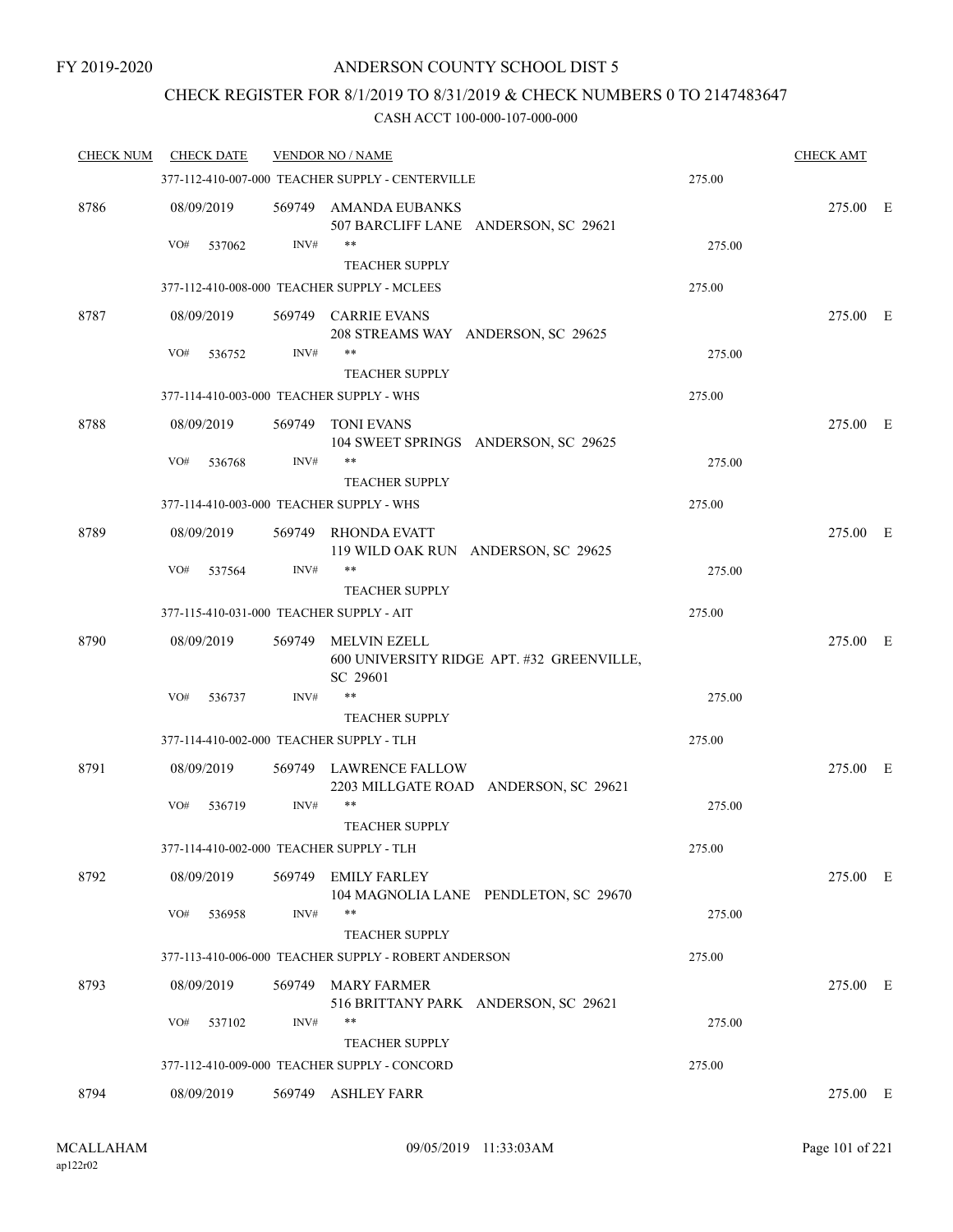FY 2019-2020

# ANDERSON COUNTY SCHOOL DIST 5

## CHECK REGISTER FOR 8/1/2019 TO 8/31/2019 & CHECK NUMBERS 0 TO 2147483647

### CASH ACCT 100-000-107-000-000

| CHECK NUM | CHECK DATE | VENDOR NO / NAME | | CHECK AMT |
|---|---|---|---|---|
| | | 377-112-410-007-000 TEACHER SUPPLY - CENTERVILLE | 275.00 | |
| 8786 | 08/09/2019 | 569749 AMANDA EUBANKS<br>507 BARCLIFF LANE ANDERSON, SC 29621 | | 275.00 E |
| | VO# 537062 | INV# **<br>TEACHER SUPPLY | 275.00 | |
| | | 377-112-410-008-000 TEACHER SUPPLY - MCLEES | 275.00 | |
| 8787 | 08/09/2019 | 569749 CARRIE EVANS<br>208 STREAMS WAY ANDERSON, SC 29625 | | 275.00 E |
| | VO# 536752 | INV# **<br>TEACHER SUPPLY | 275.00 | |
| | | 377-114-410-003-000 TEACHER SUPPLY - WHS | 275.00 | |
| 8788 | 08/09/2019 | 569749 TONI EVANS<br>104 SWEET SPRINGS ANDERSON, SC 29625 | | 275.00 E |
| | VO# 536768 | INV# **<br>TEACHER SUPPLY | 275.00 | |
| | | 377-114-410-003-000 TEACHER SUPPLY - WHS | 275.00 | |
| 8789 | 08/09/2019 | 569749 RHONDA EVATT<br>119 WILD OAK RUN ANDERSON, SC 29625 | | 275.00 E |
| | VO# 537564 | INV# **<br>TEACHER SUPPLY | 275.00 | |
| | | 377-115-410-031-000 TEACHER SUPPLY - AIT | 275.00 | |
| 8790 | 08/09/2019 | 569749 MELVIN EZELL<br>600 UNIVERSITY RIDGE APT. #32 GREENVILLE, SC 29601 | | 275.00 E |
| | VO# 536737 | INV# **<br>TEACHER SUPPLY | 275.00 | |
| | | 377-114-410-002-000 TEACHER SUPPLY - TLH | 275.00 | |
| 8791 | 08/09/2019 | 569749 LAWRENCE FALLOW<br>2203 MILLGATE ROAD ANDERSON, SC 29621 | | 275.00 E |
| | VO# 536719 | INV# **<br>TEACHER SUPPLY | 275.00 | |
| | | 377-114-410-002-000 TEACHER SUPPLY - TLH | 275.00 | |
| 8792 | 08/09/2019 | 569749 EMILY FARLEY<br>104 MAGNOLIA LANE PENDLETON, SC 29670 | | 275.00 E |
| | VO# 536958 | INV# **<br>TEACHER SUPPLY | 275.00 | |
| | | 377-113-410-006-000 TEACHER SUPPLY - ROBERT ANDERSON | 275.00 | |
| 8793 | 08/09/2019 | 569749 MARY FARMER<br>516 BRITTANY PARK ANDERSON, SC 29621 | | 275.00 E |
| | VO# 537102 | INV# **<br>TEACHER SUPPLY | 275.00 | |
| | | 377-112-410-009-000 TEACHER SUPPLY - CONCORD | 275.00 | |
| 8794 | 08/09/2019 | 569749 ASHLEY FARR | | 275.00 E |

MCALLAHAM ap122r02 09/05/2019 11:33:03AM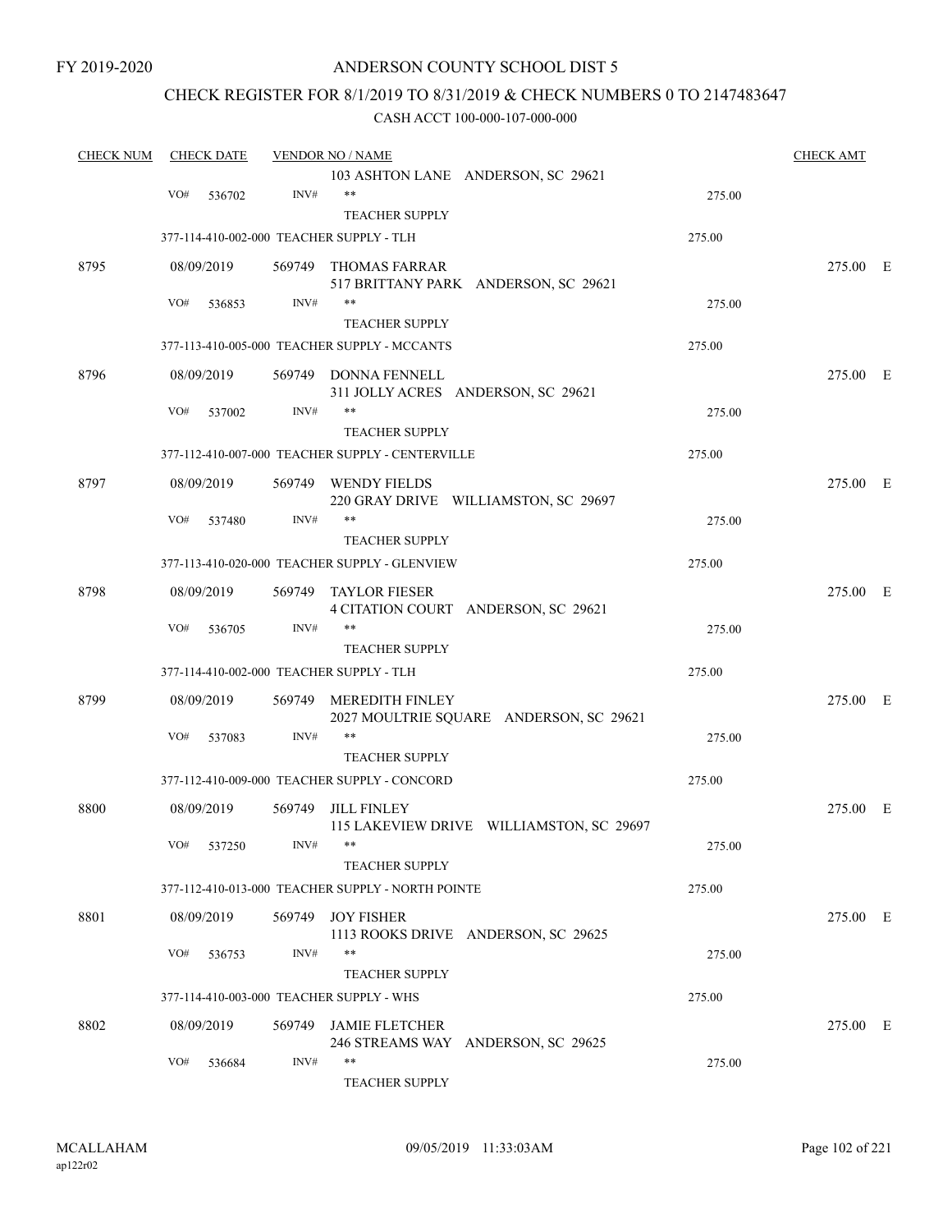FY 2019-2020

# ANDERSON COUNTY SCHOOL DIST 5

## CHECK REGISTER FOR 8/1/2019 TO 8/31/2019 & CHECK NUMBERS 0 TO 2147483647

CASH ACCT 100-000-107-000-000

| CHECK NUM | CHECK DATE | VENDOR NO / NAME | | CHECK AMT |
|---|---|---|---|---|
| | | 103 ASHTON LANE ANDERSON, SC 29621 | | |
| | VO# 536702 | INV# ** TEACHER SUPPLY | 275.00 | |
| | | 377-114-410-002-000 TEACHER SUPPLY - TLH | 275.00 | |
| 8795 | 08/09/2019 | 569749 THOMAS FARRAR 517 BRITTANY PARK ANDERSON, SC 29621 | | 275.00 E |
| | VO# 536853 | INV# ** TEACHER SUPPLY | 275.00 | |
| | | 377-113-410-005-000 TEACHER SUPPLY - MCCANTS | 275.00 | |
| 8796 | 08/09/2019 | 569749 DONNA FENNELL 311 JOLLY ACRES ANDERSON, SC 29621 | | 275.00 E |
| | VO# 537002 | INV# ** TEACHER SUPPLY | 275.00 | |
| | | 377-112-410-007-000 TEACHER SUPPLY - CENTERVILLE | 275.00 | |
| 8797 | 08/09/2019 | 569749 WENDY FIELDS 220 GRAY DRIVE WILLIAMSTON, SC 29697 | | 275.00 E |
| | VO# 537480 | INV# ** TEACHER SUPPLY | 275.00 | |
| | | 377-113-410-020-000 TEACHER SUPPLY - GLENVIEW | 275.00 | |
| 8798 | 08/09/2019 | 569749 TAYLOR FIESER 4 CITATION COURT ANDERSON, SC 29621 | | 275.00 E |
| | VO# 536705 | INV# ** TEACHER SUPPLY | 275.00 | |
| | | 377-114-410-002-000 TEACHER SUPPLY - TLH | 275.00 | |
| 8799 | 08/09/2019 | 569749 MEREDITH FINLEY 2027 MOULTRIE SQUARE ANDERSON, SC 29621 | | 275.00 E |
| | VO# 537083 | INV# ** TEACHER SUPPLY | 275.00 | |
| | | 377-112-410-009-000 TEACHER SUPPLY - CONCORD | 275.00 | |
| 8800 | 08/09/2019 | 569749 JILL FINLEY 115 LAKEVIEW DRIVE WILLIAMSTON, SC 29697 | | 275.00 E |
| | VO# 537250 | INV# ** TEACHER SUPPLY | 275.00 | |
| | | 377-112-410-013-000 TEACHER SUPPLY - NORTH POINTE | 275.00 | |
| 8801 | 08/09/2019 | 569749 JOY FISHER 1113 ROOKS DRIVE ANDERSON, SC 29625 | | 275.00 E |
| | VO# 536753 | INV# ** TEACHER SUPPLY | 275.00 | |
| | | 377-114-410-003-000 TEACHER SUPPLY - WHS | 275.00 | |
| 8802 | 08/09/2019 | 569749 JAMIE FLETCHER 246 STREAMS WAY ANDERSON, SC 29625 | | 275.00 E |
| | VO# 536684 | INV# ** TEACHER SUPPLY | 275.00 | |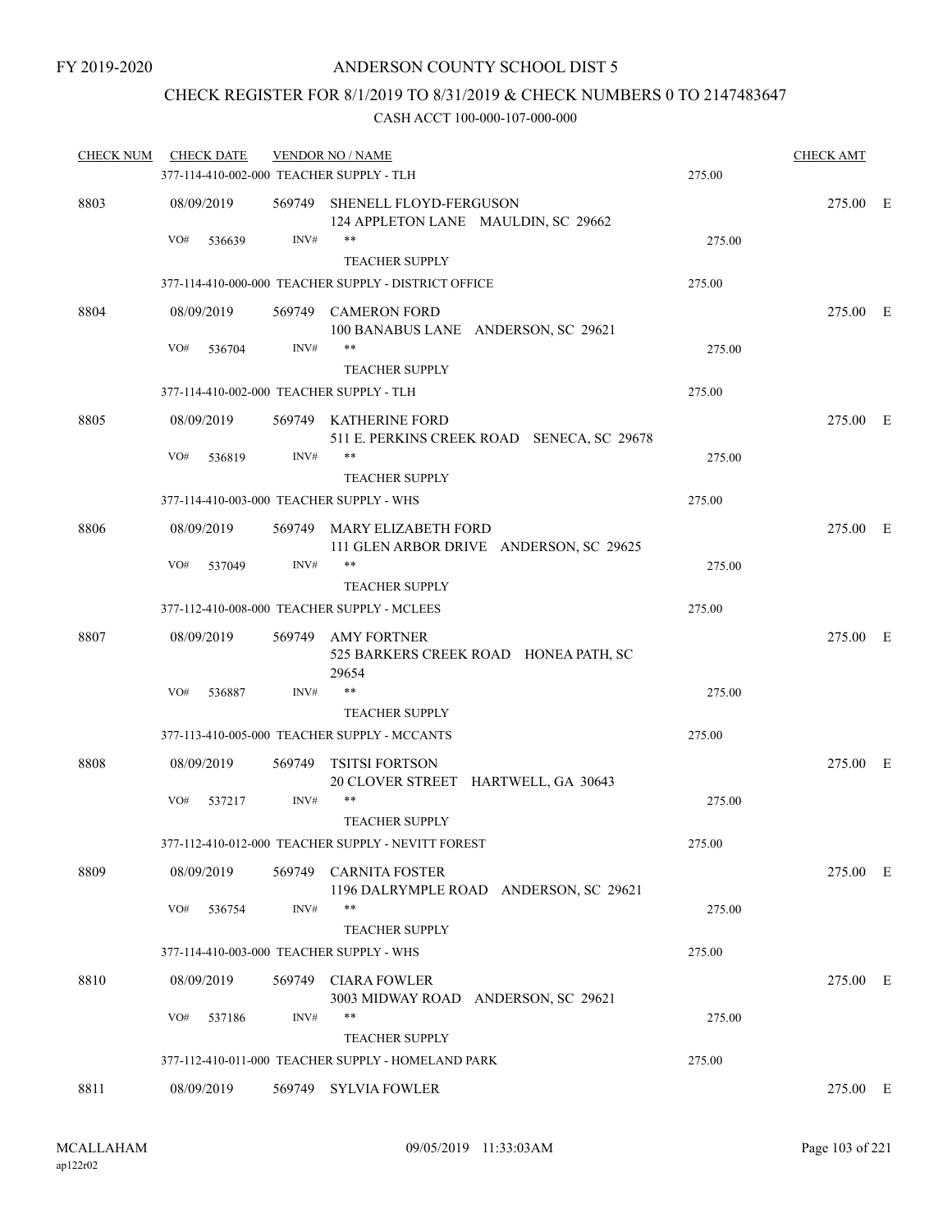FY 2019-2020

# ANDERSON COUNTY SCHOOL DIST 5

## CHECK REGISTER FOR 8/1/2019 TO 8/31/2019 & CHECK NUMBERS 0 TO 2147483647

CASH ACCT 100-000-107-000-000

| CHECK NUM | CHECK DATE | VENDOR NO / NAME | | CHECK AMT | |
|---|---|---|---|---|---|
| | 377-114-410-002-000 TEACHER SUPPLY - TLH | | 275.00 | | |
| 8803 | 08/09/2019 | 569749 SHENELL FLOYD-FERGUSON<br>124 APPLETON LANE MAULDIN, SC 29662 | | 275.00 | E |
| | VO# 536639 | INV# ** | 275.00 | | |
| | | TEACHER SUPPLY | | | |
| | 377-114-410-000-000 TEACHER SUPPLY - DISTRICT OFFICE | | 275.00 | | |
| 8804 | 08/09/2019 | 569749 CAMERON FORD<br>100 BANABUS LANE ANDERSON, SC 29621 | | 275.00 | E |
| | VO# 536704 | INV# ** | 275.00 | | |
| | | TEACHER SUPPLY | | | |
| | 377-114-410-002-000 TEACHER SUPPLY - TLH | | 275.00 | | |
| 8805 | 08/09/2019 | 569749 KATHERINE FORD<br>511 E. PERKINS CREEK ROAD SENECA, SC 29678 | | 275.00 | E |
| | VO# 536819 | INV# ** | 275.00 | | |
| | | TEACHER SUPPLY | | | |
| | 377-114-410-003-000 TEACHER SUPPLY - WHS | | 275.00 | | |
| 8806 | 08/09/2019 | 569749 MARY ELIZABETH FORD<br>111 GLEN ARBOR DRIVE ANDERSON, SC 29625 | | 275.00 | E |
| | VO# 537049 | INV# ** | 275.00 | | |
| | | TEACHER SUPPLY | | | |
| | 377-112-410-008-000 TEACHER SUPPLY - MCLEES | | 275.00 | | |
| 8807 | 08/09/2019 | 569749 AMY FORTNER<br>525 BARKERS CREEK ROAD HONEA PATH, SC 29654 | | 275.00 | E |
| | VO# 536887 | INV# ** | 275.00 | | |
| | | TEACHER SUPPLY | | | |
| | 377-113-410-005-000 TEACHER SUPPLY - MCCANTS | | 275.00 | | |
| 8808 | 08/09/2019 | 569749 TSITSI FORTSON<br>20 CLOVER STREET HARTWELL, GA 30643 | | 275.00 | E |
| | VO# 537217 | INV# ** | 275.00 | | |
| | | TEACHER SUPPLY | | | |
| | 377-112-410-012-000 TEACHER SUPPLY - NEVITT FOREST | | 275.00 | | |
| 8809 | 08/09/2019 | 569749 CARNITA FOSTER<br>1196 DALRYMPLE ROAD ANDERSON, SC 29621 | | 275.00 | E |
| | VO# 536754 | INV# ** | 275.00 | | |
| | | TEACHER SUPPLY | | | |
| | 377-114-410-003-000 TEACHER SUPPLY - WHS | | 275.00 | | |
| 8810 | 08/09/2019 | 569749 CIARA FOWLER<br>3003 MIDWAY ROAD ANDERSON, SC 29621 | | 275.00 | E |
| | VO# 537186 | INV# ** | 275.00 | | |
| | | TEACHER SUPPLY | | | |
| | 377-112-410-011-000 TEACHER SUPPLY - HOMELAND PARK | | 275.00 | | |
| 8811 | 08/09/2019 | 569749 SYLVIA FOWLER | | 275.00 | E |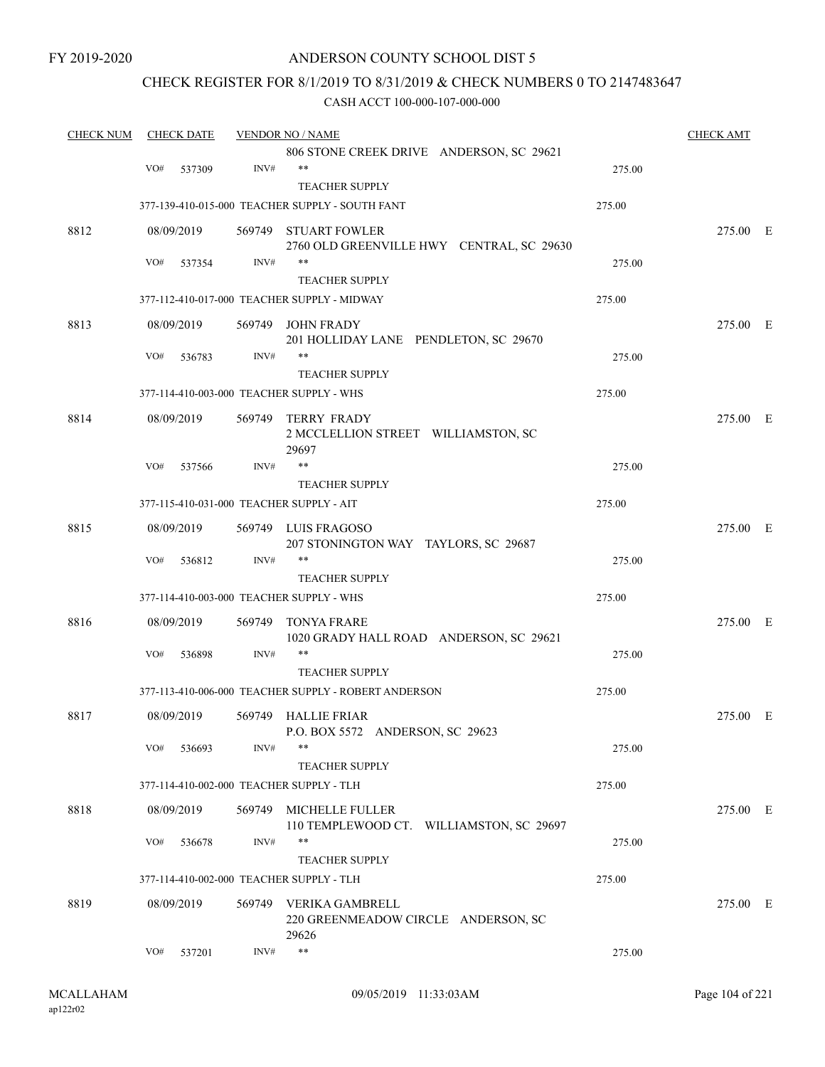FY 2019-2020

# ANDERSON COUNTY SCHOOL DIST 5

## CHECK REGISTER FOR 8/1/2019 TO 8/31/2019 & CHECK NUMBERS 0 TO 2147483647

### CASH ACCT 100-000-107-000-000

| CHECK NUM | CHECK DATE | VENDOR NO / NAME | | CHECK AMT |
|---|---|---|---|---|
| | | 806 STONE CREEK DRIVE ANDERSON, SC 29621 | | |
| | VO# 537309 | INV# ** | 275.00 | |
| | | TEACHER SUPPLY | | |
| | | 377-139-410-015-000 TEACHER SUPPLY - SOUTH FANT | 275.00 | |
| 8812 | 08/09/2019 | 569749 STUART FOWLER<br>2760 OLD GREENVILLE HWY CENTRAL, SC 29630 | | 275.00 E |
| | VO# 537354 | INV# ** | 275.00 | |
| | | TEACHER SUPPLY | | |
| | | 377-112-410-017-000 TEACHER SUPPLY - MIDWAY | 275.00 | |
| 8813 | 08/09/2019 | 569749 JOHN FRADY<br>201 HOLLIDAY LANE PENDLETON, SC 29670 | | 275.00 E |
| | VO# 536783 | INV# ** | 275.00 | |
| | | TEACHER SUPPLY | | |
| | | 377-114-410-003-000 TEACHER SUPPLY - WHS | 275.00 | |
| 8814 | 08/09/2019 | 569749 TERRY FRADY<br>2 MCCLELLION STREET WILLIAMSTON, SC 29697 | | 275.00 E |
| | VO# 537566 | INV# ** | 275.00 | |
| | | TEACHER SUPPLY | | |
| | | 377-115-410-031-000 TEACHER SUPPLY - AIT | 275.00 | |
| 8815 | 08/09/2019 | 569749 LUIS FRAGOSO<br>207 STONINGTON WAY TAYLORS, SC 29687 | | 275.00 E |
| | VO# 536812 | INV# ** | 275.00 | |
| | | TEACHER SUPPLY | | |
| | | 377-114-410-003-000 TEACHER SUPPLY - WHS | 275.00 | |
| 8816 | 08/09/2019 | 569749 TONYA FRARE<br>1020 GRADY HALL ROAD ANDERSON, SC 29621 | | 275.00 E |
| | VO# 536898 | INV# ** | 275.00 | |
| | | TEACHER SUPPLY | | |
| | | 377-113-410-006-000 TEACHER SUPPLY - ROBERT ANDERSON | 275.00 | |
| 8817 | 08/09/2019 | 569749 HALLIE FRIAR<br>P.O. BOX 5572 ANDERSON, SC 29623 | | 275.00 E |
| | VO# 536693 | INV# ** | 275.00 | |
| | | TEACHER SUPPLY | | |
| | | 377-114-410-002-000 TEACHER SUPPLY - TLH | 275.00 | |
| 8818 | 08/09/2019 | 569749 MICHELLE FULLER<br>110 TEMPLEWOOD CT. WILLIAMSTON, SC 29697 | | 275.00 E |
| | VO# 536678 | INV# ** | 275.00 | |
| | | TEACHER SUPPLY | | |
| | | 377-114-410-002-000 TEACHER SUPPLY - TLH | 275.00 | |
| 8819 | 08/09/2019 | 569749 VERIKA GAMBRELL<br>220 GREENMEADOW CIRCLE ANDERSON, SC 29626 | | 275.00 E |
| | VO# 537201 | INV# ** | 275.00 | |

MCALLAHAM
ap122r02

09/05/2019 11:33:03AM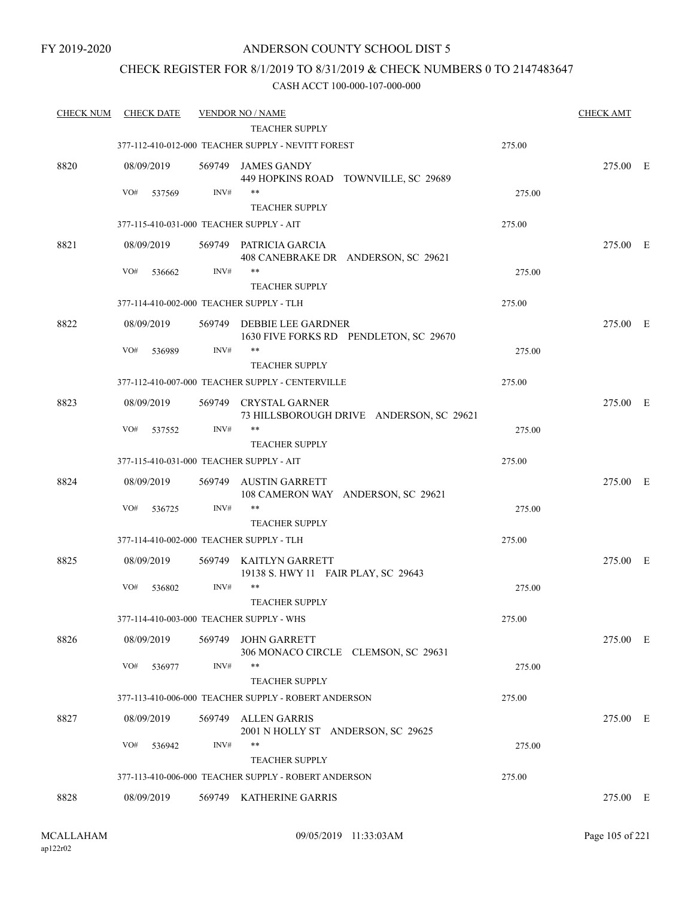FY 2019-2020

# ANDERSON COUNTY SCHOOL DIST 5

## CHECK REGISTER FOR 8/1/2019 TO 8/31/2019 & CHECK NUMBERS 0 TO 2147483647

CASH ACCT 100-000-107-000-000

| CHECK NUM | CHECK DATE | VENDOR NO / NAME | | CHECK AMT |
|---|---|---|---|---|
| | | TEACHER SUPPLY | | |
| | 377-112-410-012-000 TEACHER SUPPLY - NEVITT FOREST | | 275.00 | |
| 8820 | 08/09/2019 | 569749 JAMES GANDY<br>449 HOPKINS ROAD TOWNVILLE, SC 29689 | | 275.00 E |
| | VO# 537569 | INV# **<br>TEACHER SUPPLY | 275.00 | |
| | 377-115-410-031-000 TEACHER SUPPLY - AIT | | 275.00 | |
| 8821 | 08/09/2019 | 569749 PATRICIA GARCIA<br>408 CANEBRAKE DR ANDERSON, SC 29621 | | 275.00 E |
| | VO# 536662 | INV# **<br>TEACHER SUPPLY | 275.00 | |
| | 377-114-410-002-000 TEACHER SUPPLY - TLH | | 275.00 | |
| 8822 | 08/09/2019 | 569749 DEBBIE LEE GARDNER<br>1630 FIVE FORKS RD PENDLETON, SC 29670 | | 275.00 E |
| | VO# 536989 | INV# **<br>TEACHER SUPPLY | 275.00 | |
| | 377-112-410-007-000 TEACHER SUPPLY - CENTERVILLE | | 275.00 | |
| 8823 | 08/09/2019 | 569749 CRYSTAL GARNER<br>73 HILLSBOROUGH DRIVE ANDERSON, SC 29621 | | 275.00 E |
| | VO# 537552 | INV# **<br>TEACHER SUPPLY | 275.00 | |
| | 377-115-410-031-000 TEACHER SUPPLY - AIT | | 275.00 | |
| 8824 | 08/09/2019 | 569749 AUSTIN GARRETT<br>108 CAMERON WAY ANDERSON, SC 29621 | | 275.00 E |
| | VO# 536725 | INV# **<br>TEACHER SUPPLY | 275.00 | |
| | 377-114-410-002-000 TEACHER SUPPLY - TLH | | 275.00 | |
| 8825 | 08/09/2019 | 569749 KAITLYN GARRETT<br>19138 S. HWY 11 FAIR PLAY, SC 29643 | | 275.00 E |
| | VO# 536802 | INV# **<br>TEACHER SUPPLY | 275.00 | |
| | 377-114-410-003-000 TEACHER SUPPLY - WHS | | 275.00 | |
| 8826 | 08/09/2019 | 569749 JOHN GARRETT<br>306 MONACO CIRCLE CLEMSON, SC 29631 | | 275.00 E |
| | VO# 536977 | INV# **<br>TEACHER SUPPLY | 275.00 | |
| | 377-113-410-006-000 TEACHER SUPPLY - ROBERT ANDERSON | | 275.00 | |
| 8827 | 08/09/2019 | 569749 ALLEN GARRIS<br>2001 N HOLLY ST ANDERSON, SC 29625 | | 275.00 E |
| | VO# 536942 | INV# **<br>TEACHER SUPPLY | 275.00 | |
| | 377-113-410-006-000 TEACHER SUPPLY - ROBERT ANDERSON | | 275.00 | |
| 8828 | 08/09/2019 | 569749 KATHERINE GARRIS | | 275.00 E |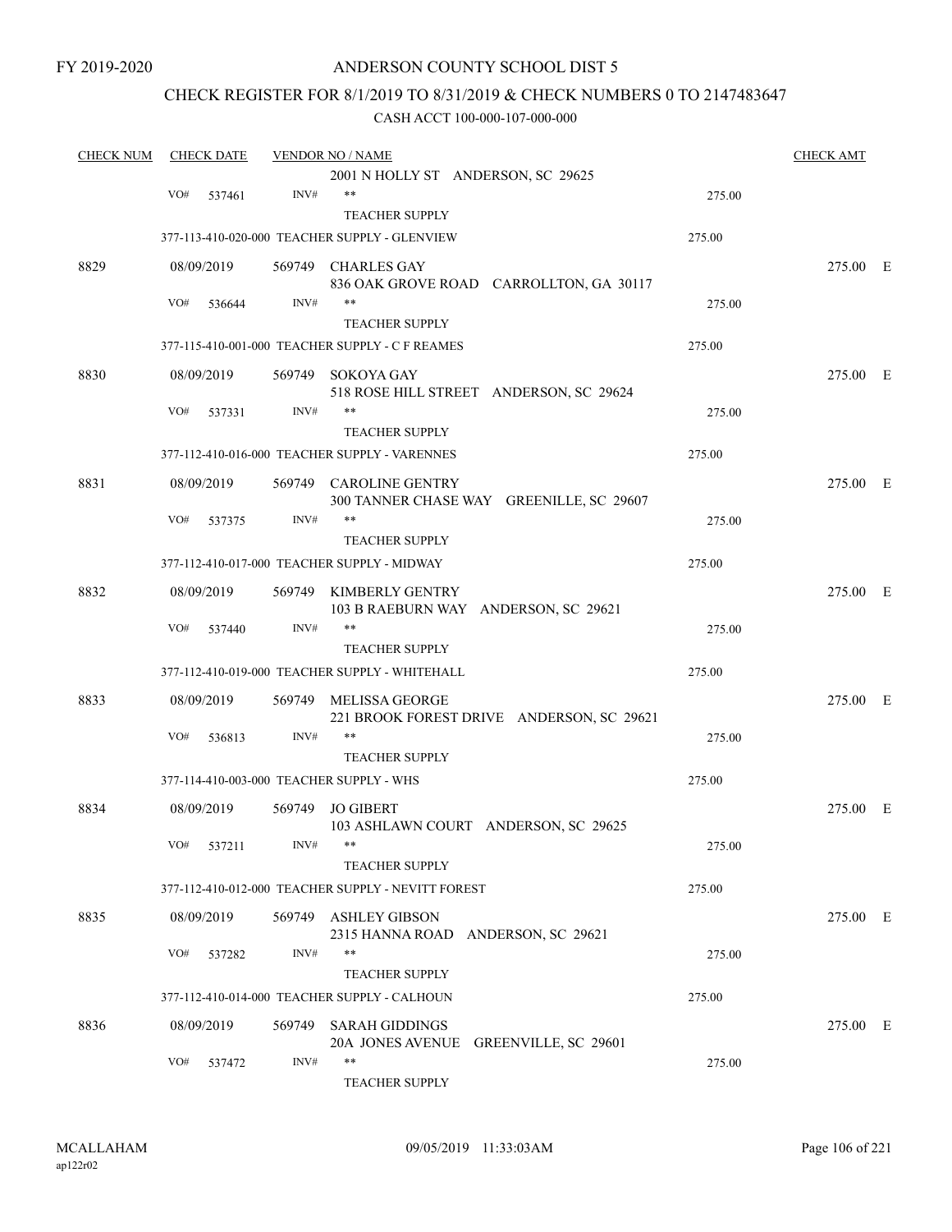FY 2019-2020

# ANDERSON COUNTY SCHOOL DIST 5

## CHECK REGISTER FOR 8/1/2019 TO 8/31/2019 & CHECK NUMBERS 0 TO 2147483647

CASH ACCT 100-000-107-000-000

| CHECK NUM | CHECK DATE | VENDOR NO / NAME | | CHECK AMT |
|---|---|---|---|---|
| | | 2001 N HOLLY ST ANDERSON, SC 29625 | | |
| | VO# 537461 | INV# ** | 275.00 | |
| | | TEACHER SUPPLY | | |
| | | 377-113-410-020-000 TEACHER SUPPLY - GLENVIEW | 275.00 | |
| 8829 | 08/09/2019 | 569749 CHARLES GAY<br>836 OAK GROVE ROAD CARROLLTON, GA 30117 | | 275.00 E |
| | VO# 536644 | INV# ** | 275.00 | |
| | | TEACHER SUPPLY | | |
| | | 377-115-410-001-000 TEACHER SUPPLY - C F REAMES | 275.00 | |
| 8830 | 08/09/2019 | 569749 SOKOYA GAY<br>518 ROSE HILL STREET ANDERSON, SC 29624 | | 275.00 E |
| | VO# 537331 | INV# ** | 275.00 | |
| | | TEACHER SUPPLY | | |
| | | 377-112-410-016-000 TEACHER SUPPLY - VARENNES | 275.00 | |
| 8831 | 08/09/2019 | 569749 CAROLINE GENTRY<br>300 TANNER CHASE WAY GREENILLE, SC 29607 | | 275.00 E |
| | VO# 537375 | INV# ** | 275.00 | |
| | | TEACHER SUPPLY | | |
| | | 377-112-410-017-000 TEACHER SUPPLY - MIDWAY | 275.00 | |
| 8832 | 08/09/2019 | 569749 KIMBERLY GENTRY<br>103 B RAEBURN WAY ANDERSON, SC 29621 | | 275.00 E |
| | VO# 537440 | INV# ** | 275.00 | |
| | | TEACHER SUPPLY | | |
| | | 377-112-410-019-000 TEACHER SUPPLY - WHITEHALL | 275.00 | |
| 8833 | 08/09/2019 | 569749 MELISSA GEORGE<br>221 BROOK FOREST DRIVE ANDERSON, SC 29621 | | 275.00 E |
| | VO# 536813 | INV# ** | 275.00 | |
| | | TEACHER SUPPLY | | |
| | | 377-114-410-003-000 TEACHER SUPPLY - WHS | 275.00 | |
| 8834 | 08/09/2019 | 569749 JO GIBERT<br>103 ASHLAWN COURT ANDERSON, SC 29625 | | 275.00 E |
| | VO# 537211 | INV# ** | 275.00 | |
| | | TEACHER SUPPLY | | |
| | | 377-112-410-012-000 TEACHER SUPPLY - NEVITT FOREST | 275.00 | |
| 8835 | 08/09/2019 | 569749 ASHLEY GIBSON<br>2315 HANNA ROAD ANDERSON, SC 29621 | | 275.00 E |
| | VO# 537282 | INV# ** | 275.00 | |
| | | TEACHER SUPPLY | | |
| | | 377-112-410-014-000 TEACHER SUPPLY - CALHOUN | 275.00 | |
| 8836 | 08/09/2019 | 569749 SARAH GIDDINGS<br>20A JONES AVENUE GREENVILLE, SC 29601 | | 275.00 E |
| | VO# 537472 | INV# ** | 275.00 | |
| | | TEACHER SUPPLY | | |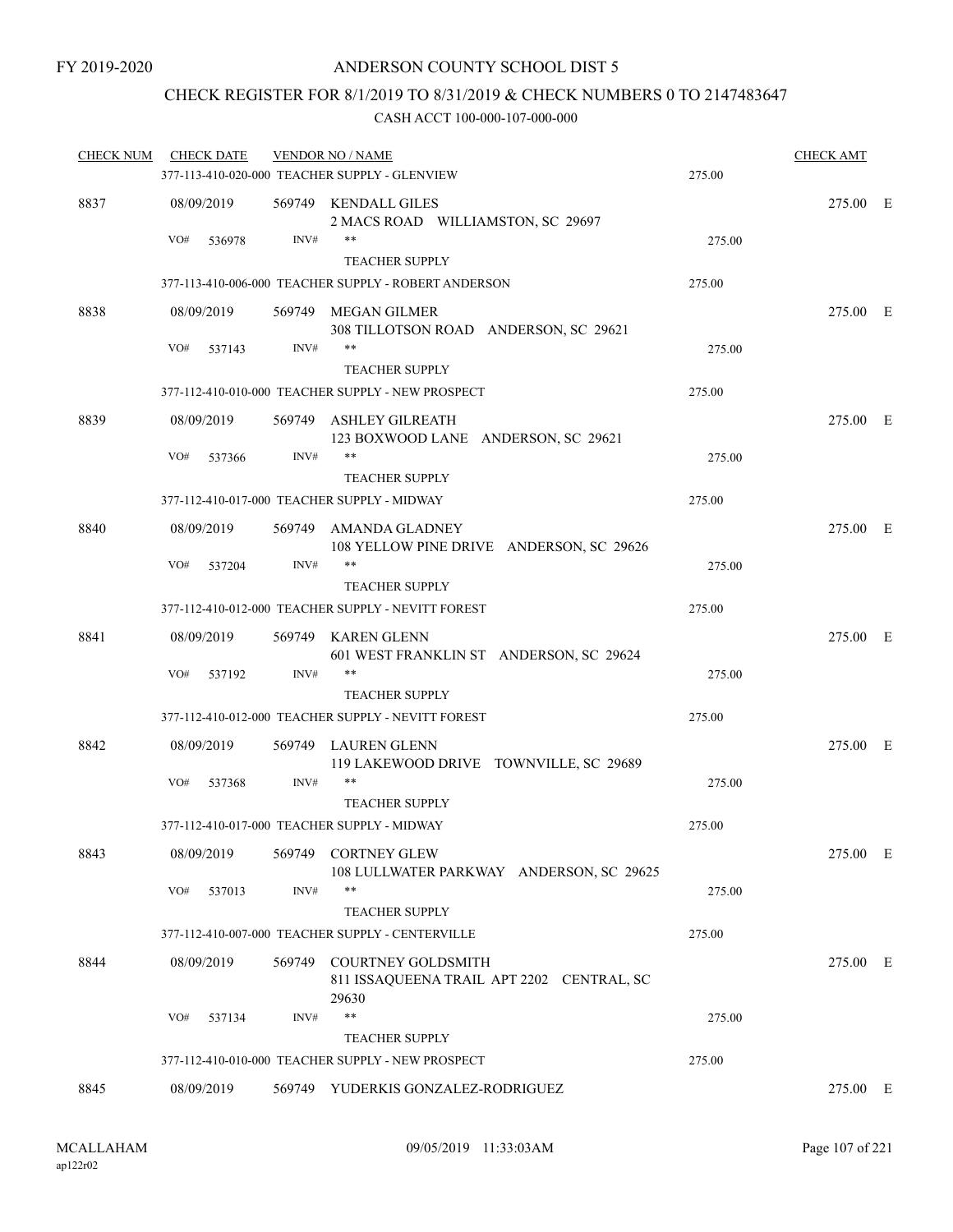FY 2019-2020

# ANDERSON COUNTY SCHOOL DIST 5

## CHECK REGISTER FOR 8/1/2019 TO 8/31/2019 & CHECK NUMBERS 0 TO 2147483647

### CASH ACCT 100-000-107-000-000

| CHECK NUM | CHECK DATE | VENDOR NO / NAME | | CHECK AMT | |
|---|---|---|---|---|---|
| | | 377-113-410-020-000 TEACHER SUPPLY - GLENVIEW | 275.00 | | |
| 8837 | 08/09/2019 | 569749 KENDALL GILES<br>2 MACS ROAD WILLIAMSTON, SC 29697 | | 275.00 | E |
| | VO# 536978 | INV# **<br>TEACHER SUPPLY | 275.00 | | |
| | | 377-113-410-006-000 TEACHER SUPPLY - ROBERT ANDERSON | 275.00 | | |
| 8838 | 08/09/2019 | 569749 MEGAN GILMER<br>308 TILLOTSON ROAD ANDERSON, SC 29621 | | 275.00 | E |
| | VO# 537143 | INV# **<br>TEACHER SUPPLY | 275.00 | | |
| | | 377-112-410-010-000 TEACHER SUPPLY - NEW PROSPECT | 275.00 | | |
| 8839 | 08/09/2019 | 569749 ASHLEY GILREATH<br>123 BOXWOOD LANE ANDERSON, SC 29621 | | 275.00 | E |
| | VO# 537366 | INV# **<br>TEACHER SUPPLY | 275.00 | | |
| | | 377-112-410-017-000 TEACHER SUPPLY - MIDWAY | 275.00 | | |
| 8840 | 08/09/2019 | 569749 AMANDA GLADNEY<br>108 YELLOW PINE DRIVE ANDERSON, SC 29626 | | 275.00 | E |
| | VO# 537204 | INV# **<br>TEACHER SUPPLY | 275.00 | | |
| | | 377-112-410-012-000 TEACHER SUPPLY - NEVITT FOREST | 275.00 | | |
| 8841 | 08/09/2019 | 569749 KAREN GLENN<br>601 WEST FRANKLIN ST ANDERSON, SC 29624 | | 275.00 | E |
| | VO# 537192 | INV# **<br>TEACHER SUPPLY | 275.00 | | |
| | | 377-112-410-012-000 TEACHER SUPPLY - NEVITT FOREST | 275.00 | | |
| 8842 | 08/09/2019 | 569749 LAUREN GLENN<br>119 LAKEWOOD DRIVE TOWNVILLE, SC 29689 | | 275.00 | E |
| | VO# 537368 | INV# **<br>TEACHER SUPPLY | 275.00 | | |
| | | 377-112-410-017-000 TEACHER SUPPLY - MIDWAY | 275.00 | | |
| 8843 | 08/09/2019 | 569749 CORTNEY GLEW<br>108 LULLWATER PARKWAY ANDERSON, SC 29625 | | 275.00 | E |
| | VO# 537013 | INV# **<br>TEACHER SUPPLY | 275.00 | | |
| | | 377-112-410-007-000 TEACHER SUPPLY - CENTERVILLE | 275.00 | | |
| 8844 | 08/09/2019 | 569749 COURTNEY GOLDSMITH<br>811 ISSAQUEENA TRAIL APT 2202 CENTRAL, SC 29630 | | 275.00 | E |
| | VO# 537134 | INV# **<br>TEACHER SUPPLY | 275.00 | | |
| | | 377-112-410-010-000 TEACHER SUPPLY - NEW PROSPECT | 275.00 | | |
| 8845 | 08/09/2019 | 569749 YUDERKIS GONZALEZ-RODRIGUEZ | | 275.00 | E |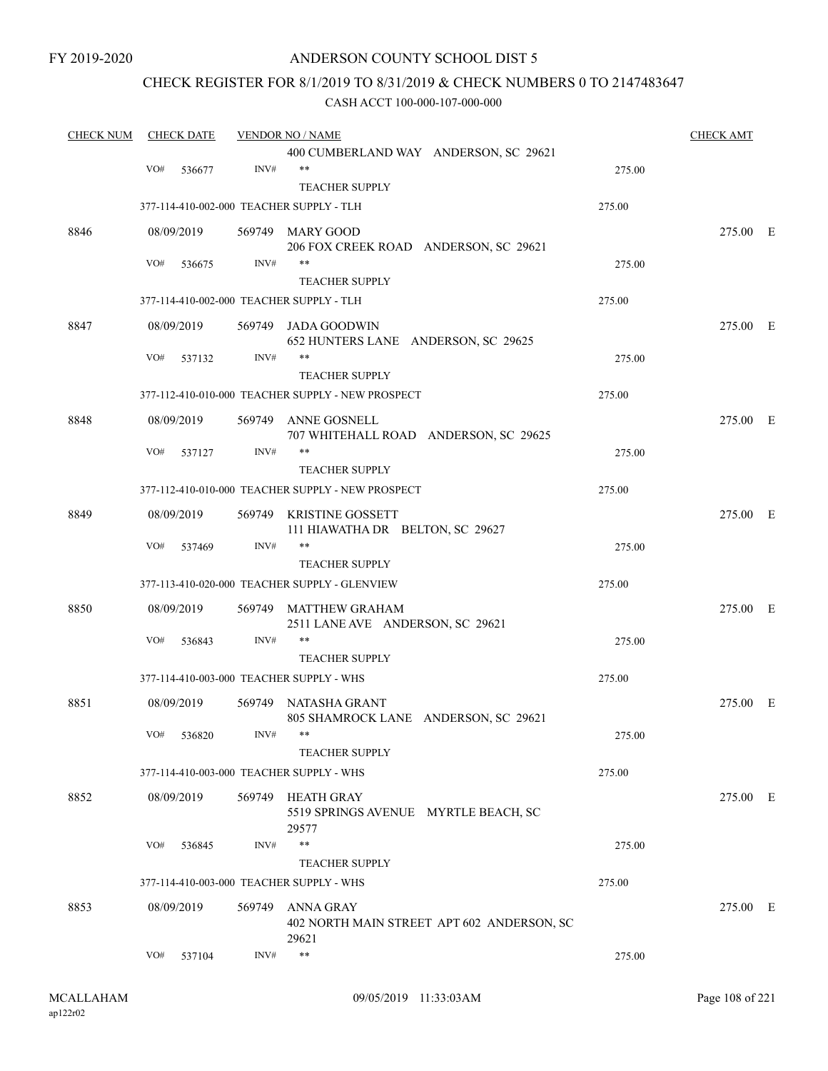FY 2019-2020

# ANDERSON COUNTY SCHOOL DIST 5

## CHECK REGISTER FOR 8/1/2019 TO 8/31/2019 & CHECK NUMBERS 0 TO 2147483647

CASH ACCT 100-000-107-000-000

| CHECK NUM | CHECK DATE | VENDOR NO / NAME | | CHECK AMT |
|---|---|---|---|---|
| | | 400 CUMBERLAND WAY ANDERSON, SC 29621 | | |
| | VO# 536677 | INV# ** | 275.00 | |
| | | TEACHER SUPPLY | | |
| | 377-114-410-002-000 TEACHER SUPPLY - TLH | | 275.00 | |
| 8846 | 08/09/2019 | 569749 MARY GOOD<br>206 FOX CREEK ROAD ANDERSON, SC 29621 | | 275.00 E |
| | VO# 536675 | INV# ** | 275.00 | |
| | | TEACHER SUPPLY | | |
| | 377-114-410-002-000 TEACHER SUPPLY - TLH | | 275.00 | |
| 8847 | 08/09/2019 | 569749 JADA GOODWIN<br>652 HUNTERS LANE ANDERSON, SC 29625 | | 275.00 E |
| | VO# 537132 | INV# ** | 275.00 | |
| | | TEACHER SUPPLY | | |
| | 377-112-410-010-000 TEACHER SUPPLY - NEW PROSPECT | | 275.00 | |
| 8848 | 08/09/2019 | 569749 ANNE GOSNELL<br>707 WHITEHALL ROAD ANDERSON, SC 29625 | | 275.00 E |
| | VO# 537127 | INV# ** | 275.00 | |
| | | TEACHER SUPPLY | | |
| | 377-112-410-010-000 TEACHER SUPPLY - NEW PROSPECT | | 275.00 | |
| 8849 | 08/09/2019 | 569749 KRISTINE GOSSETT<br>111 HIAWATHA DR BELTON, SC 29627 | | 275.00 E |
| | VO# 537469 | INV# ** | 275.00 | |
| | | TEACHER SUPPLY | | |
| | 377-113-410-020-000 TEACHER SUPPLY - GLENVIEW | | 275.00 | |
| 8850 | 08/09/2019 | 569749 MATTHEW GRAHAM<br>2511 LANE AVE ANDERSON, SC 29621 | | 275.00 E |
| | VO# 536843 | INV# ** | 275.00 | |
| | | TEACHER SUPPLY | | |
| | 377-114-410-003-000 TEACHER SUPPLY - WHS | | 275.00 | |
| 8851 | 08/09/2019 | 569749 NATASHA GRANT<br>805 SHAMROCK LANE ANDERSON, SC 29621 | | 275.00 E |
| | VO# 536820 | INV# ** | 275.00 | |
| | | TEACHER SUPPLY | | |
| | 377-114-410-003-000 TEACHER SUPPLY - WHS | | 275.00 | |
| 8852 | 08/09/2019 | 569749 HEATH GRAY<br>5519 SPRINGS AVENUE MYRTLE BEACH, SC 29577 | | 275.00 E |
| | VO# 536845 | INV# ** | 275.00 | |
| | | TEACHER SUPPLY | | |
| | 377-114-410-003-000 TEACHER SUPPLY - WHS | | 275.00 | |
| 8853 | 08/09/2019 | 569749 ANNA GRAY<br>402 NORTH MAIN STREET APT 602 ANDERSON, SC 29621 | | 275.00 E |
| | VO# 537104 | INV# ** | 275.00 | |

MCALLAHAM
ap122r02

09/05/2019 11:33:03AM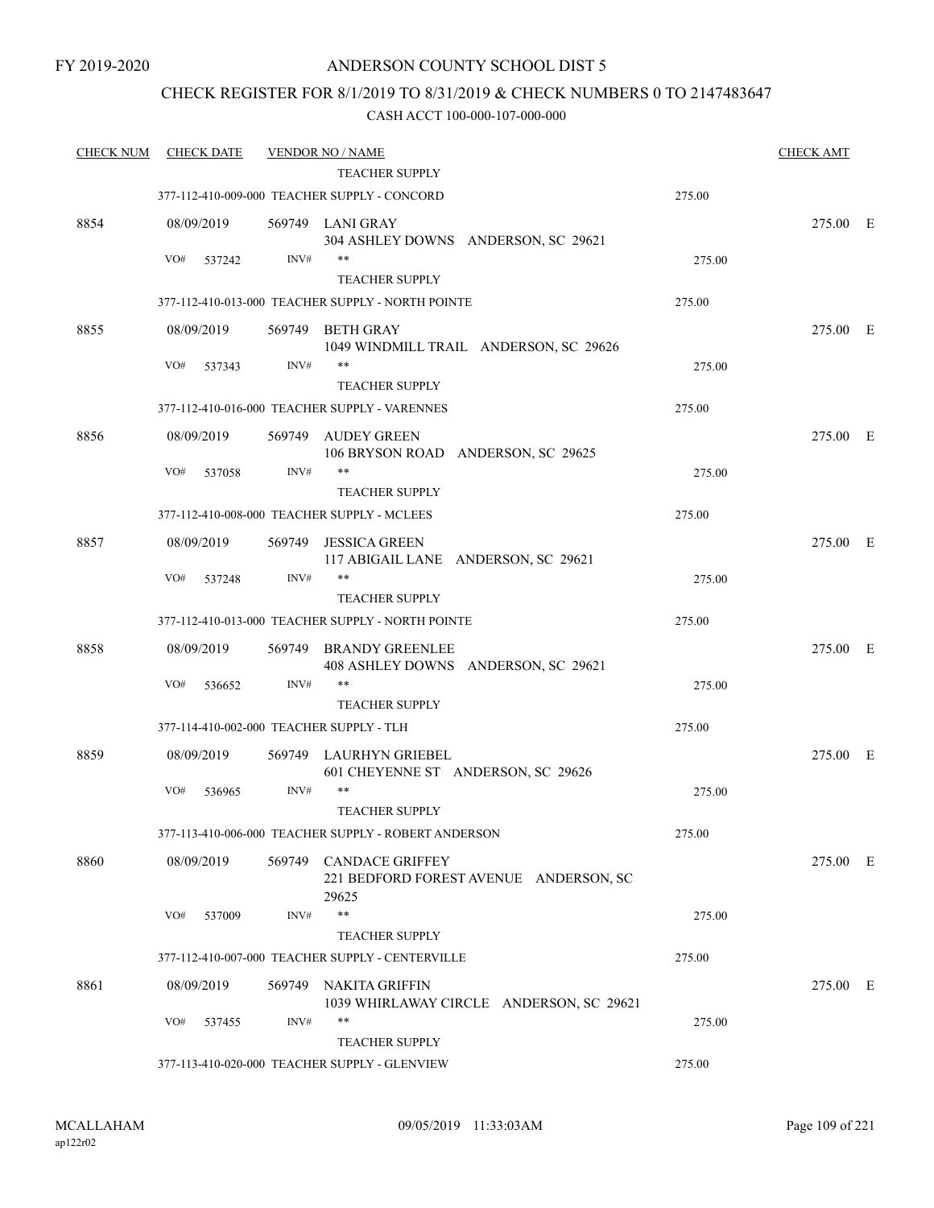FY 2019-2020

# ANDERSON COUNTY SCHOOL DIST 5

## CHECK REGISTER FOR 8/1/2019 TO 8/31/2019 & CHECK NUMBERS 0 TO 2147483647

CASH ACCT 100-000-107-000-000

| CHECK NUM | CHECK DATE | VENDOR NO / NAME | | CHECK AMT |
|---|---|---|---|---|
| | | TEACHER SUPPLY | | |
| | | 377-112-410-009-000 TEACHER SUPPLY - CONCORD | 275.00 | |
| 8854 | 08/09/2019 | 569749 LANI GRAY<br>304 ASHLEY DOWNS ANDERSON, SC 29621 | | 275.00 E |
| | VO# 537242 | INV# ** | 275.00 | |
| | | TEACHER SUPPLY | | |
| | | 377-112-410-013-000 TEACHER SUPPLY - NORTH POINTE | 275.00 | |
| 8855 | 08/09/2019 | 569749 BETH GRAY<br>1049 WINDMILL TRAIL ANDERSON, SC 29626 | | 275.00 E |
| | VO# 537343 | INV# ** | 275.00 | |
| | | TEACHER SUPPLY | | |
| | | 377-112-410-016-000 TEACHER SUPPLY - VARENNES | 275.00 | |
| 8856 | 08/09/2019 | 569749 AUDEY GREEN<br>106 BRYSON ROAD ANDERSON, SC 29625 | | 275.00 E |
| | VO# 537058 | INV# ** | 275.00 | |
| | | TEACHER SUPPLY | | |
| | | 377-112-410-008-000 TEACHER SUPPLY - MCLEES | 275.00 | |
| 8857 | 08/09/2019 | 569749 JESSICA GREEN<br>117 ABIGAIL LANE ANDERSON, SC 29621 | | 275.00 E |
| | VO# 537248 | INV# ** | 275.00 | |
| | | TEACHER SUPPLY | | |
| | | 377-112-410-013-000 TEACHER SUPPLY - NORTH POINTE | 275.00 | |
| 8858 | 08/09/2019 | 569749 BRANDY GREENLEE<br>408 ASHLEY DOWNS ANDERSON, SC 29621 | | 275.00 E |
| | VO# 536652 | INV# ** | 275.00 | |
| | | TEACHER SUPPLY | | |
| | | 377-114-410-002-000 TEACHER SUPPLY - TLH | 275.00 | |
| 8859 | 08/09/2019 | 569749 LAURHYN GRIEBEL<br>601 CHEYENNE ST ANDERSON, SC 29626 | | 275.00 E |
| | VO# 536965 | INV# ** | 275.00 | |
| | | TEACHER SUPPLY | | |
| | | 377-113-410-006-000 TEACHER SUPPLY - ROBERT ANDERSON | 275.00 | |
| 8860 | 08/09/2019 | 569749 CANDACE GRIFFEY<br>221 BEDFORD FOREST AVENUE ANDERSON, SC 29625 | | 275.00 E |
| | VO# 537009 | INV# ** | 275.00 | |
| | | TEACHER SUPPLY | | |
| | | 377-112-410-007-000 TEACHER SUPPLY - CENTERVILLE | 275.00 | |
| 8861 | 08/09/2019 | 569749 NAKITA GRIFFIN<br>1039 WHIRLAWAY CIRCLE ANDERSON, SC 29621 | | 275.00 E |
| | VO# 537455 | INV# ** | 275.00 | |
| | | TEACHER SUPPLY | | |
| | | 377-113-410-020-000 TEACHER SUPPLY - GLENVIEW | 275.00 | |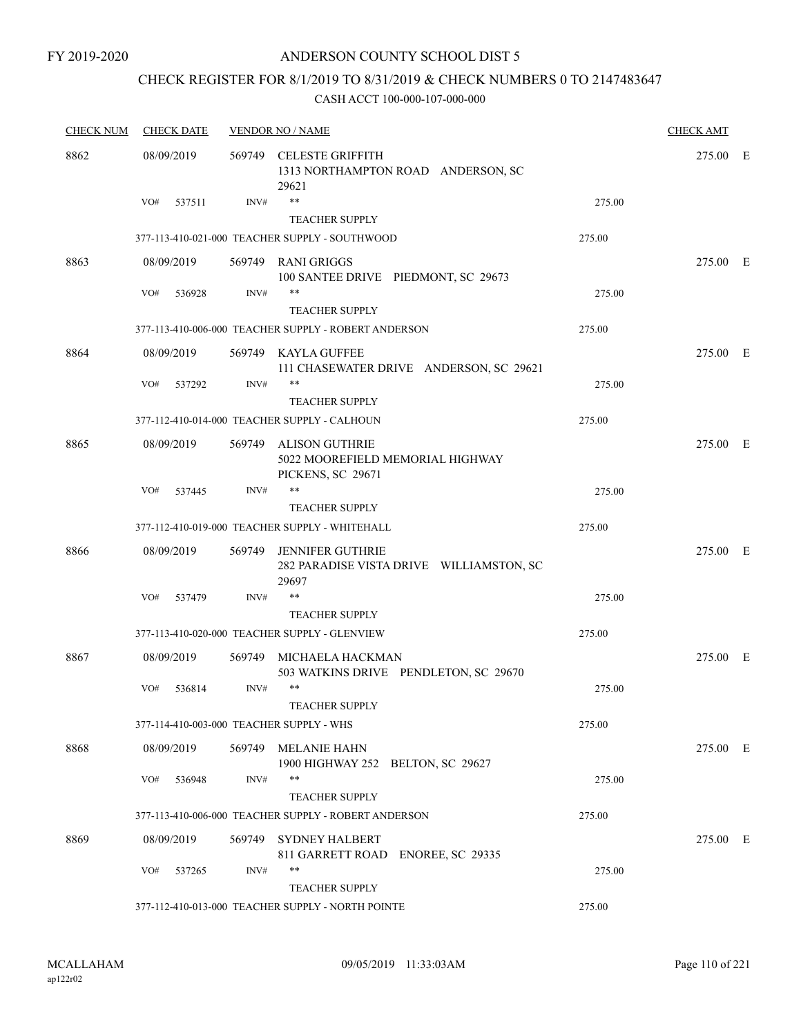FY 2019-2020

# ANDERSON COUNTY SCHOOL DIST 5

## CHECK REGISTER FOR 8/1/2019 TO 8/31/2019 & CHECK NUMBERS 0 TO 2147483647

CASH ACCT 100-000-107-000-000

| CHECK NUM | CHECK DATE | VENDOR NO / NAME | | CHECK AMT |
|---|---|---|---|---|
| 8862 | 08/09/2019 | 569749 CELESTE GRIFFITH<br>1313 NORTHAMPTON ROAD ANDERSON, SC 29621 | | 275.00 E |
| | VO# 537511 | INV# ** TEACHER SUPPLY | 275.00 | |
| | | 377-113-410-021-000 TEACHER SUPPLY - SOUTHWOOD | 275.00 | |
| 8863 | 08/09/2019 | 569749 RANI GRIGGS<br>100 SANTEE DRIVE PIEDMONT, SC 29673 | | 275.00 E |
| | VO# 536928 | INV# ** TEACHER SUPPLY | 275.00 | |
| | | 377-113-410-006-000 TEACHER SUPPLY - ROBERT ANDERSON | 275.00 | |
| 8864 | 08/09/2019 | 569749 KAYLA GUFFEE<br>111 CHASEWATER DRIVE ANDERSON, SC 29621 | | 275.00 E |
| | VO# 537292 | INV# ** TEACHER SUPPLY | 275.00 | |
| | | 377-112-410-014-000 TEACHER SUPPLY - CALHOUN | 275.00 | |
| 8865 | 08/09/2019 | 569749 ALISON GUTHRIE<br>5022 MOOREFIELD MEMORIAL HIGHWAY PICKENS, SC 29671 | | 275.00 E |
| | VO# 537445 | INV# ** TEACHER SUPPLY | 275.00 | |
| | | 377-112-410-019-000 TEACHER SUPPLY - WHITEHALL | 275.00 | |
| 8866 | 08/09/2019 | 569749 JENNIFER GUTHRIE<br>282 PARADISE VISTA DRIVE WILLIAMSTON, SC 29697 | | 275.00 E |
| | VO# 537479 | INV# ** TEACHER SUPPLY | 275.00 | |
| | | 377-113-410-020-000 TEACHER SUPPLY - GLENVIEW | 275.00 | |
| 8867 | 08/09/2019 | 569749 MICHAELA HACKMAN<br>503 WATKINS DRIVE PENDLETON, SC 29670 | | 275.00 E |
| | VO# 536814 | INV# ** TEACHER SUPPLY | 275.00 | |
| | | 377-114-410-003-000 TEACHER SUPPLY - WHS | 275.00 | |
| 8868 | 08/09/2019 | 569749 MELANIE HAHN<br>1900 HIGHWAY 252 BELTON, SC 29627 | | 275.00 E |
| | VO# 536948 | INV# ** TEACHER SUPPLY | 275.00 | |
| | | 377-113-410-006-000 TEACHER SUPPLY - ROBERT ANDERSON | 275.00 | |
| 8869 | 08/09/2019 | 569749 SYDNEY HALBERT<br>811 GARRETT ROAD ENOREE, SC 29335 | | 275.00 E |
| | VO# 537265 | INV# ** TEACHER SUPPLY | 275.00 | |
| | | 377-112-410-013-000 TEACHER SUPPLY - NORTH POINTE | 275.00 | |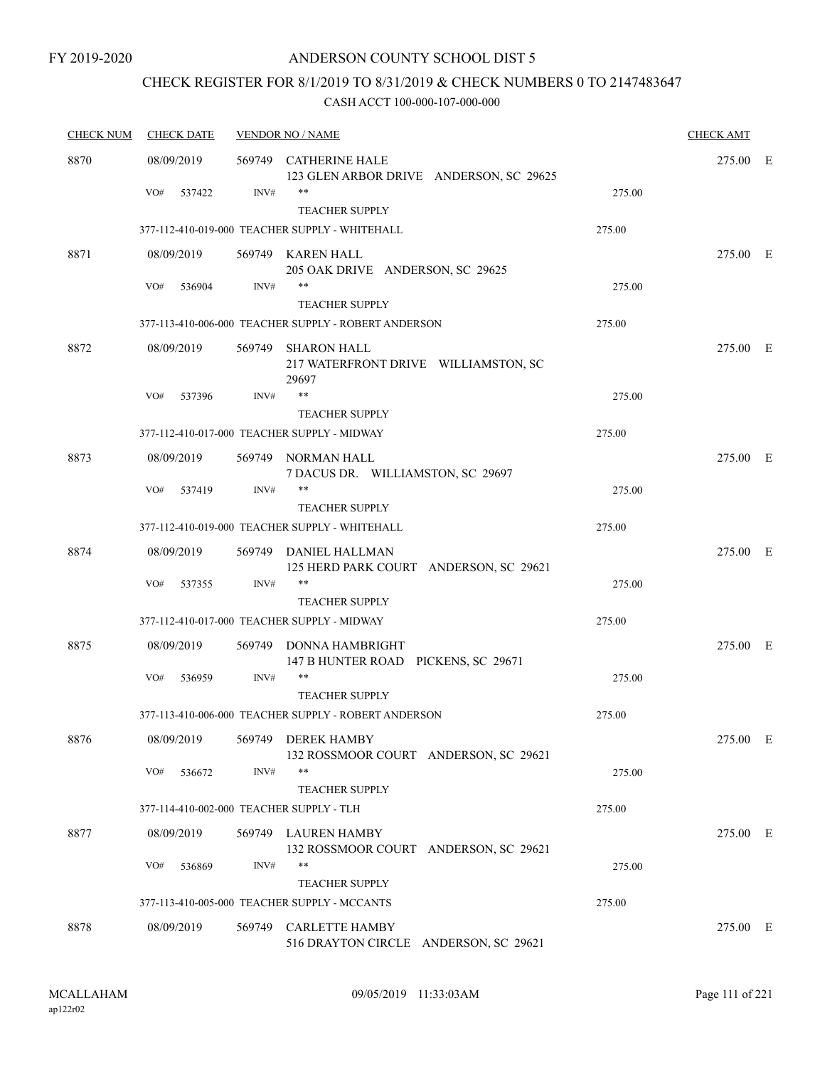FY 2019-2020

# ANDERSON COUNTY SCHOOL DIST 5

## CHECK REGISTER FOR 8/1/2019 TO 8/31/2019 & CHECK NUMBERS 0 TO 2147483647

CASH ACCT 100-000-107-000-000

| CHECK NUM | CHECK DATE | VENDOR NO / NAME | | CHECK AMT |
|---|---|---|---|---|
| 8870 | 08/09/2019 | 569749 CATHERINE HALE<br>123 GLEN ARBOR DRIVE ANDERSON, SC 29625 | | 275.00 E |
| | VO# 537422 | INV# **<br>TEACHER SUPPLY | 275.00 | |
| | 377-112-410-019-000 TEACHER SUPPLY - WHITEHALL | | 275.00 | |
| 8871 | 08/09/2019 | 569749 KAREN HALL<br>205 OAK DRIVE ANDERSON, SC 29625 | | 275.00 E |
| | VO# 536904 | INV# **<br>TEACHER SUPPLY | 275.00 | |
| | 377-113-410-006-000 TEACHER SUPPLY - ROBERT ANDERSON | | 275.00 | |
| 8872 | 08/09/2019 | 569749 SHARON HALL<br>217 WATERFRONT DRIVE WILLIAMSTON, SC 29697 | | 275.00 E |
| | VO# 537396 | INV# **<br>TEACHER SUPPLY | 275.00 | |
| | 377-112-410-017-000 TEACHER SUPPLY - MIDWAY | | 275.00 | |
| 8873 | 08/09/2019 | 569749 NORMAN HALL<br>7 DACUS DR. WILLIAMSTON, SC 29697 | | 275.00 E |
| | VO# 537419 | INV# **<br>TEACHER SUPPLY | 275.00 | |
| | 377-112-410-019-000 TEACHER SUPPLY - WHITEHALL | | 275.00 | |
| 8874 | 08/09/2019 | 569749 DANIEL HALLMAN<br>125 HERD PARK COURT ANDERSON, SC 29621 | | 275.00 E |
| | VO# 537355 | INV# **<br>TEACHER SUPPLY | 275.00 | |
| | 377-112-410-017-000 TEACHER SUPPLY - MIDWAY | | 275.00 | |
| 8875 | 08/09/2019 | 569749 DONNA HAMBRIGHT<br>147 B HUNTER ROAD PICKENS, SC 29671 | | 275.00 E |
| | VO# 536959 | INV# **<br>TEACHER SUPPLY | 275.00 | |
| | 377-113-410-006-000 TEACHER SUPPLY - ROBERT ANDERSON | | 275.00 | |
| 8876 | 08/09/2019 | 569749 DEREK HAMBY<br>132 ROSSMOOR COURT ANDERSON, SC 29621 | | 275.00 E |
| | VO# 536672 | INV# **<br>TEACHER SUPPLY | 275.00 | |
| | 377-114-410-002-000 TEACHER SUPPLY - TLH | | 275.00 | |
| 8877 | 08/09/2019 | 569749 LAUREN HAMBY<br>132 ROSSMOOR COURT ANDERSON, SC 29621 | | 275.00 E |
| | VO# 536869 | INV# **<br>TEACHER SUPPLY | 275.00 | |
| | 377-113-410-005-000 TEACHER SUPPLY - MCCANTS | | 275.00 | |
| 8878 | 08/09/2019 | 569749 CARLETTE HAMBY<br>516 DRAYTON CIRCLE ANDERSON, SC 29621 | | 275.00 E |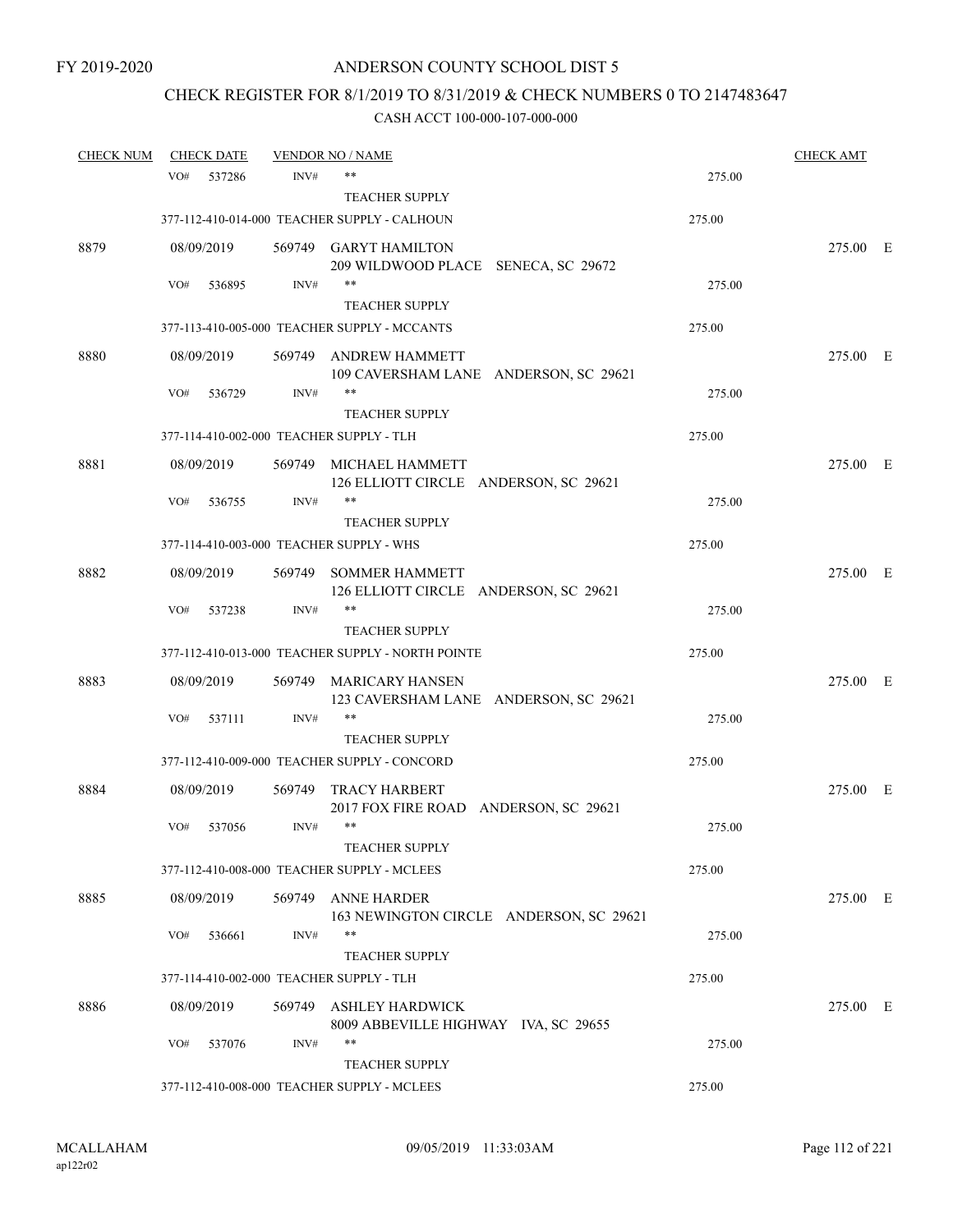FY 2019-2020

# ANDERSON COUNTY SCHOOL DIST 5

## CHECK REGISTER FOR 8/1/2019 TO 8/31/2019 & CHECK NUMBERS 0 TO 2147483647

CASH ACCT 100-000-107-000-000

| CHECK NUM | CHECK DATE | VENDOR NO / NAME | | CHECK AMT |
|---|---|---|---|---|
| | VO# 537286 | INV# ** TEACHER SUPPLY | 275.00 | |
| | | 377-112-410-014-000 TEACHER SUPPLY - CALHOUN | 275.00 | |
| 8879 | 08/09/2019 | 569749 GARYT HAMILTON 209 WILDWOOD PLACE SENECA, SC 29672 | | 275.00 E |
| | VO# 536895 | INV# ** TEACHER SUPPLY | 275.00 | |
| | | 377-113-410-005-000 TEACHER SUPPLY - MCCANTS | 275.00 | |
| 8880 | 08/09/2019 | 569749 ANDREW HAMMETT 109 CAVERSHAM LANE ANDERSON, SC 29621 | | 275.00 E |
| | VO# 536729 | INV# ** TEACHER SUPPLY | 275.00 | |
| | | 377-114-410-002-000 TEACHER SUPPLY - TLH | 275.00 | |
| 8881 | 08/09/2019 | 569749 MICHAEL HAMMETT 126 ELLIOTT CIRCLE ANDERSON, SC 29621 | | 275.00 E |
| | VO# 536755 | INV# ** TEACHER SUPPLY | 275.00 | |
| | | 377-114-410-003-000 TEACHER SUPPLY - WHS | 275.00 | |
| 8882 | 08/09/2019 | 569749 SOMMER HAMMETT 126 ELLIOTT CIRCLE ANDERSON, SC 29621 | | 275.00 E |
| | VO# 537238 | INV# ** TEACHER SUPPLY | 275.00 | |
| | | 377-112-410-013-000 TEACHER SUPPLY - NORTH POINTE | 275.00 | |
| 8883 | 08/09/2019 | 569749 MARICARY HANSEN 123 CAVERSHAM LANE ANDERSON, SC 29621 | | 275.00 E |
| | VO# 537111 | INV# ** TEACHER SUPPLY | 275.00 | |
| | | 377-112-410-009-000 TEACHER SUPPLY - CONCORD | 275.00 | |
| 8884 | 08/09/2019 | 569749 TRACY HARBERT 2017 FOX FIRE ROAD ANDERSON, SC 29621 | | 275.00 E |
| | VO# 537056 | INV# ** TEACHER SUPPLY | 275.00 | |
| | | 377-112-410-008-000 TEACHER SUPPLY - MCLEES | 275.00 | |
| 8885 | 08/09/2019 | 569749 ANNE HARDER 163 NEWINGTON CIRCLE ANDERSON, SC 29621 | | 275.00 E |
| | VO# 536661 | INV# ** TEACHER SUPPLY | 275.00 | |
| | | 377-114-410-002-000 TEACHER SUPPLY - TLH | 275.00 | |
| 8886 | 08/09/2019 | 569749 ASHLEY HARDWICK 8009 ABBEVILLE HIGHWAY IVA, SC 29655 | | 275.00 E |
| | VO# 537076 | INV# ** TEACHER SUPPLY | 275.00 | |
| | | 377-112-410-008-000 TEACHER SUPPLY - MCLEES | 275.00 | |

MCALLAHAM
ap122r02
09/05/2019 11:33:03AM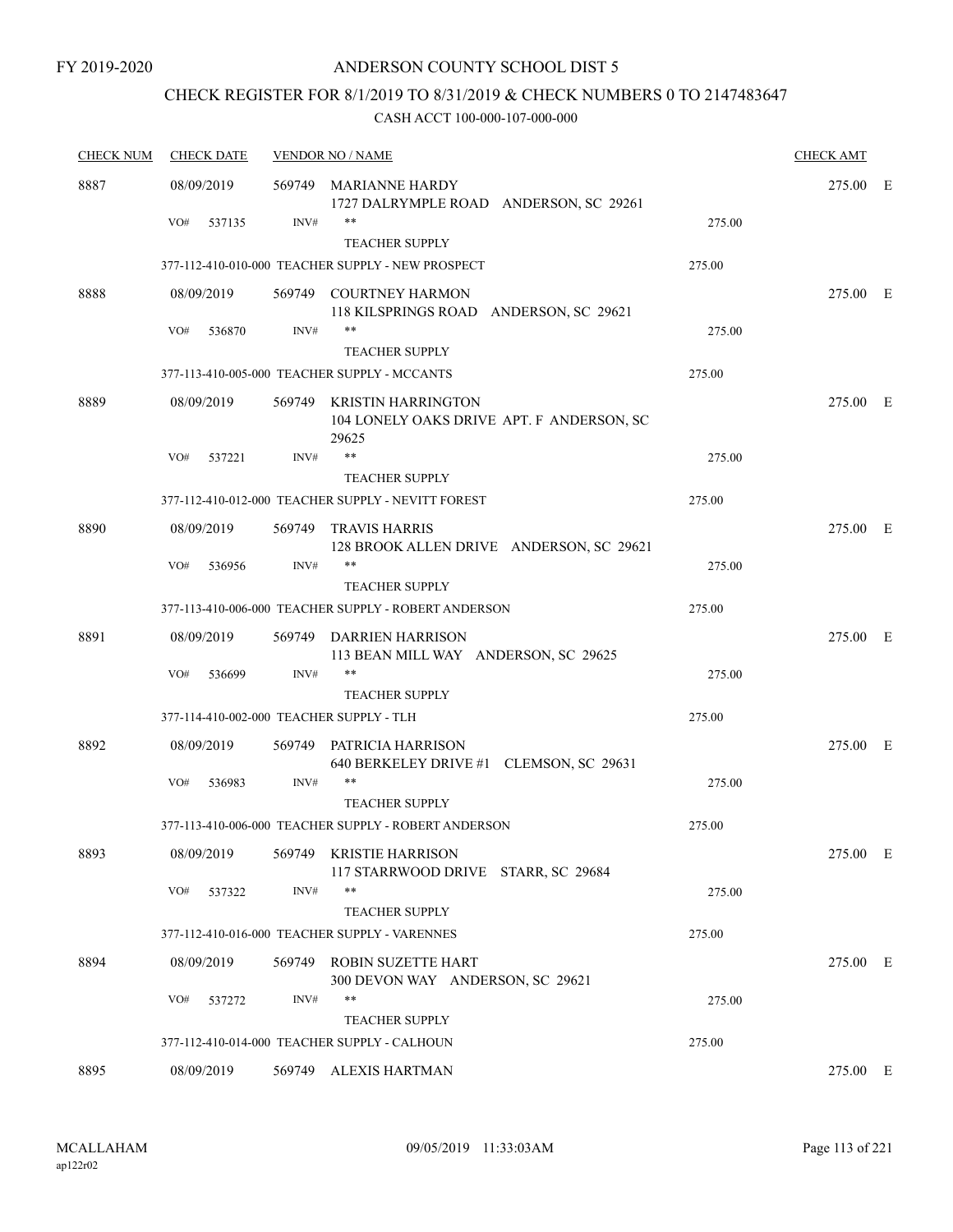FY 2019-2020

# ANDERSON COUNTY SCHOOL DIST 5

## CHECK REGISTER FOR 8/1/2019 TO 8/31/2019 & CHECK NUMBERS 0 TO 2147483647

### CASH ACCT 100-000-107-000-000

| CHECK NUM | CHECK DATE | VENDOR NO / NAME | | CHECK AMT |
|---|---|---|---|---|
| 8887 | 08/09/2019 | 569749 MARIANNE HARDY<br>1727 DALRYMPLE ROAD ANDERSON, SC 29261 | | 275.00 E |
| | VO# 537135 | INV# ** TEACHER SUPPLY | 275.00 | |
| | | 377-112-410-010-000 TEACHER SUPPLY - NEW PROSPECT | 275.00 | |
| 8888 | 08/09/2019 | 569749 COURTNEY HARMON<br>118 KILSPRINGS ROAD ANDERSON, SC 29621 | | 275.00 E |
| | VO# 536870 | INV# ** TEACHER SUPPLY | 275.00 | |
| | | 377-113-410-005-000 TEACHER SUPPLY - MCCANTS | 275.00 | |
| 8889 | 08/09/2019 | 569749 KRISTIN HARRINGTON<br>104 LONELY OAKS DRIVE APT. F ANDERSON, SC 29625 | | 275.00 E |
| | VO# 537221 | INV# ** TEACHER SUPPLY | 275.00 | |
| | | 377-112-410-012-000 TEACHER SUPPLY - NEVITT FOREST | 275.00 | |
| 8890 | 08/09/2019 | 569749 TRAVIS HARRIS<br>128 BROOK ALLEN DRIVE ANDERSON, SC 29621 | | 275.00 E |
| | VO# 536956 | INV# ** TEACHER SUPPLY | 275.00 | |
| | | 377-113-410-006-000 TEACHER SUPPLY - ROBERT ANDERSON | 275.00 | |
| 8891 | 08/09/2019 | 569749 DARRIEN HARRISON<br>113 BEAN MILL WAY ANDERSON, SC 29625 | | 275.00 E |
| | VO# 536699 | INV# ** TEACHER SUPPLY | 275.00 | |
| | | 377-114-410-002-000 TEACHER SUPPLY - TLH | 275.00 | |
| 8892 | 08/09/2019 | 569749 PATRICIA HARRISON<br>640 BERKELEY DRIVE #1 CLEMSON, SC 29631 | | 275.00 E |
| | VO# 536983 | INV# ** TEACHER SUPPLY | 275.00 | |
| | | 377-113-410-006-000 TEACHER SUPPLY - ROBERT ANDERSON | 275.00 | |
| 8893 | 08/09/2019 | 569749 KRISTIE HARRISON<br>117 STARRWOOD DRIVE STARR, SC 29684 | | 275.00 E |
| | VO# 537322 | INV# ** TEACHER SUPPLY | 275.00 | |
| | | 377-112-410-016-000 TEACHER SUPPLY - VARENNES | 275.00 | |
| 8894 | 08/09/2019 | 569749 ROBIN SUZETTE HART<br>300 DEVON WAY ANDERSON, SC 29621 | | 275.00 E |
| | VO# 537272 | INV# ** TEACHER SUPPLY | 275.00 | |
| | | 377-112-410-014-000 TEACHER SUPPLY - CALHOUN | 275.00 | |
| 8895 | 08/09/2019 | 569749 ALEXIS HARTMAN | | 275.00 E |

MCALLAHAM ap122r02 09/05/2019 11:33:03AM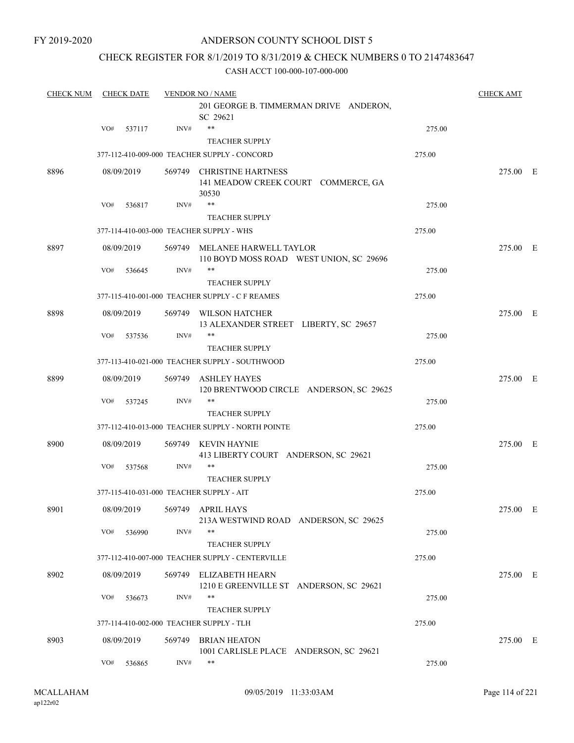FY 2019-2020

# ANDERSON COUNTY SCHOOL DIST 5

## CHECK REGISTER FOR 8/1/2019 TO 8/31/2019 & CHECK NUMBERS 0 TO 2147483647

### CASH ACCT 100-000-107-000-000

| CHECK NUM | CHECK DATE | VENDOR NO / NAME | | CHECK AMT |
|---|---|---|---|---|
| | | 201 GEORGE B. TIMMERMAN DRIVE ANDERON, SC 29621 | | |
| | VO# 537117 | INV# ** TEACHER SUPPLY | 275.00 | |
| | | 377-112-410-009-000 TEACHER SUPPLY - CONCORD | 275.00 | |
| 8896 | 08/09/2019 | 569749 CHRISTINE HARTNESS 141 MEADOW CREEK COURT COMMERCE, GA 30530 | | 275.00 E |
| | VO# 536817 | INV# ** TEACHER SUPPLY | 275.00 | |
| | | 377-114-410-003-000 TEACHER SUPPLY - WHS | 275.00 | |
| 8897 | 08/09/2019 | 569749 MELANEE HARWELL TAYLOR 110 BOYD MOSS ROAD WEST UNION, SC 29696 | | 275.00 E |
| | VO# 536645 | INV# ** TEACHER SUPPLY | 275.00 | |
| | | 377-115-410-001-000 TEACHER SUPPLY - C F REAMES | 275.00 | |
| 8898 | 08/09/2019 | 569749 WILSON HATCHER 13 ALEXANDER STREET LIBERTY, SC 29657 | | 275.00 E |
| | VO# 537536 | INV# ** TEACHER SUPPLY | 275.00 | |
| | | 377-113-410-021-000 TEACHER SUPPLY - SOUTHWOOD | 275.00 | |
| 8899 | 08/09/2019 | 569749 ASHLEY HAYES 120 BRENTWOOD CIRCLE ANDERSON, SC 29625 | | 275.00 E |
| | VO# 537245 | INV# ** TEACHER SUPPLY | 275.00 | |
| | | 377-112-410-013-000 TEACHER SUPPLY - NORTH POINTE | 275.00 | |
| 8900 | 08/09/2019 | 569749 KEVIN HAYNIE 413 LIBERTY COURT ANDERSON, SC 29621 | | 275.00 E |
| | VO# 537568 | INV# ** TEACHER SUPPLY | 275.00 | |
| | | 377-115-410-031-000 TEACHER SUPPLY - AIT | 275.00 | |
| 8901 | 08/09/2019 | 569749 APRIL HAYS 213A WESTWIND ROAD ANDERSON, SC 29625 | | 275.00 E |
| | VO# 536990 | INV# ** TEACHER SUPPLY | 275.00 | |
| | | 377-112-410-007-000 TEACHER SUPPLY - CENTERVILLE | 275.00 | |
| 8902 | 08/09/2019 | 569749 ELIZABETH HEARN 1210 E GREENVILLE ST ANDERSON, SC 29621 | | 275.00 E |
| | VO# 536673 | INV# ** TEACHER SUPPLY | 275.00 | |
| | | 377-114-410-002-000 TEACHER SUPPLY - TLH | 275.00 | |
| 8903 | 08/09/2019 | 569749 BRIAN HEATON 1001 CARLISLE PLACE ANDERSON, SC 29621 | | 275.00 E |
| | VO# 536865 | INV# ** | 275.00 | |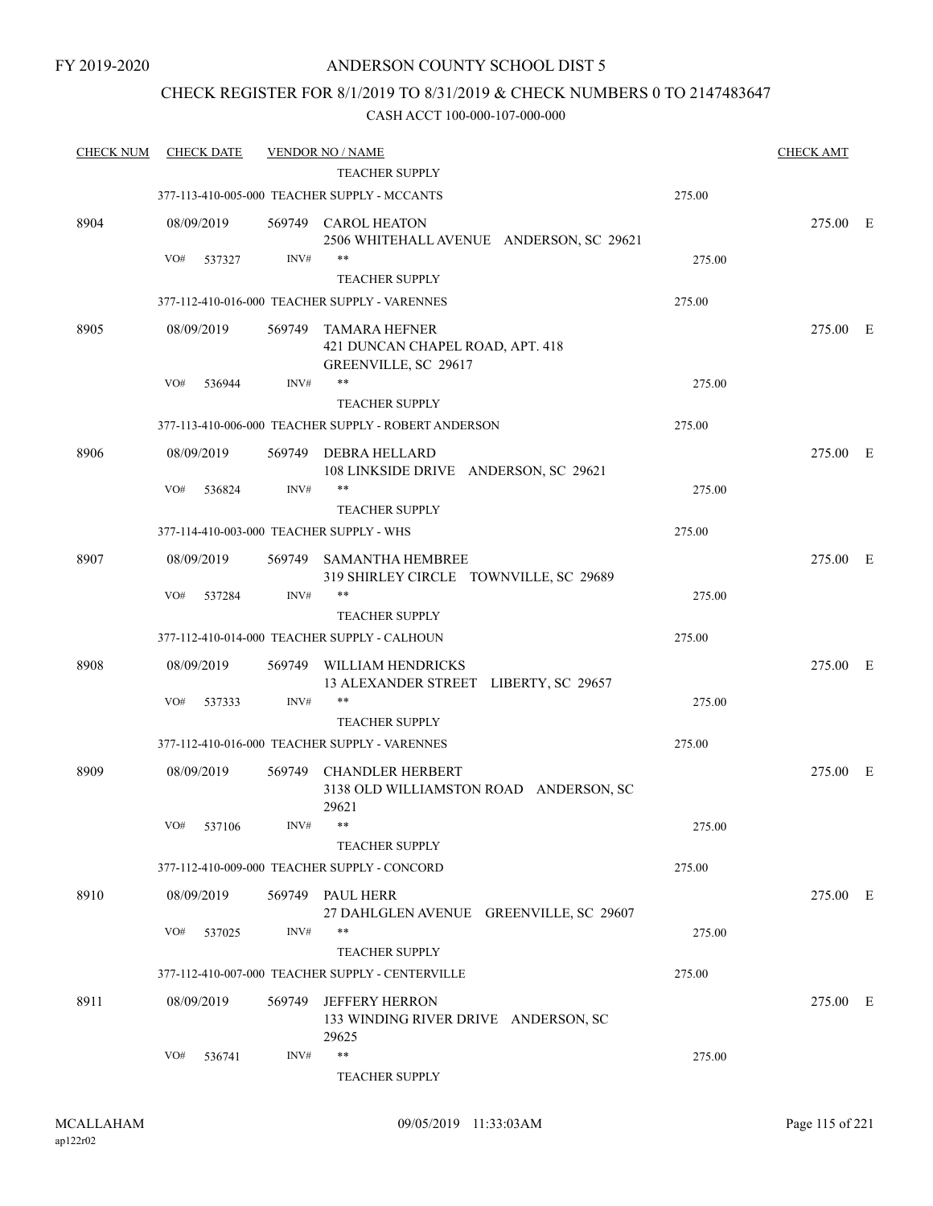FY 2019-2020

# ANDERSON COUNTY SCHOOL DIST 5

## CHECK REGISTER FOR 8/1/2019 TO 8/31/2019 & CHECK NUMBERS 0 TO 2147483647

CASH ACCT 100-000-107-000-000

| CHECK NUM | CHECK DATE | VENDOR NO / NAME | | CHECK AMT | |
|---|---|---|---|---|---|
| | | TEACHER SUPPLY | | | |
| | | 377-113-410-005-000 TEACHER SUPPLY - MCCANTS | 275.00 | | |
| 8904 | 08/09/2019 | 569749 CAROL HEATON 2506 WHITEHALL AVENUE ANDERSON, SC 29621 | | 275.00 | E |
| | VO# 537327 | INV# ** TEACHER SUPPLY | 275.00 | | |
| | | 377-112-410-016-000 TEACHER SUPPLY - VARENNES | 275.00 | | |
| 8905 | 08/09/2019 | 569749 TAMARA HEFNER 421 DUNCAN CHAPEL ROAD, APT. 418 GREENVILLE, SC 29617 | | 275.00 | E |
| | VO# 536944 | INV# ** TEACHER SUPPLY | 275.00 | | |
| | | 377-113-410-006-000 TEACHER SUPPLY - ROBERT ANDERSON | 275.00 | | |
| 8906 | 08/09/2019 | 569749 DEBRA HELLARD 108 LINKSIDE DRIVE ANDERSON, SC 29621 | | 275.00 | E |
| | VO# 536824 | INV# ** TEACHER SUPPLY | 275.00 | | |
| | | 377-114-410-003-000 TEACHER SUPPLY - WHS | 275.00 | | |
| 8907 | 08/09/2019 | 569749 SAMANTHA HEMBREE 319 SHIRLEY CIRCLE TOWNVILLE, SC 29689 | | 275.00 | E |
| | VO# 537284 | INV# ** TEACHER SUPPLY | 275.00 | | |
| | | 377-112-410-014-000 TEACHER SUPPLY - CALHOUN | 275.00 | | |
| 8908 | 08/09/2019 | 569749 WILLIAM HENDRICKS 13 ALEXANDER STREET LIBERTY, SC 29657 | | 275.00 | E |
| | VO# 537333 | INV# ** TEACHER SUPPLY | 275.00 | | |
| | | 377-112-410-016-000 TEACHER SUPPLY - VARENNES | 275.00 | | |
| 8909 | 08/09/2019 | 569749 CHANDLER HERBERT 3138 OLD WILLIAMSTON ROAD ANDERSON, SC 29621 | | 275.00 | E |
| | VO# 537106 | INV# ** TEACHER SUPPLY | 275.00 | | |
| | | 377-112-410-009-000 TEACHER SUPPLY - CONCORD | 275.00 | | |
| 8910 | 08/09/2019 | 569749 PAUL HERR 27 DAHLGLEN AVENUE GREENVILLE, SC 29607 | | 275.00 | E |
| | VO# 537025 | INV# ** TEACHER SUPPLY | 275.00 | | |
| | | 377-112-410-007-000 TEACHER SUPPLY - CENTERVILLE | 275.00 | | |
| 8911 | 08/09/2019 | 569749 JEFFERY HERRON 133 WINDING RIVER DRIVE ANDERSON, SC 29625 | | 275.00 | E |
| | VO# 536741 | INV# ** TEACHER SUPPLY | 275.00 | | |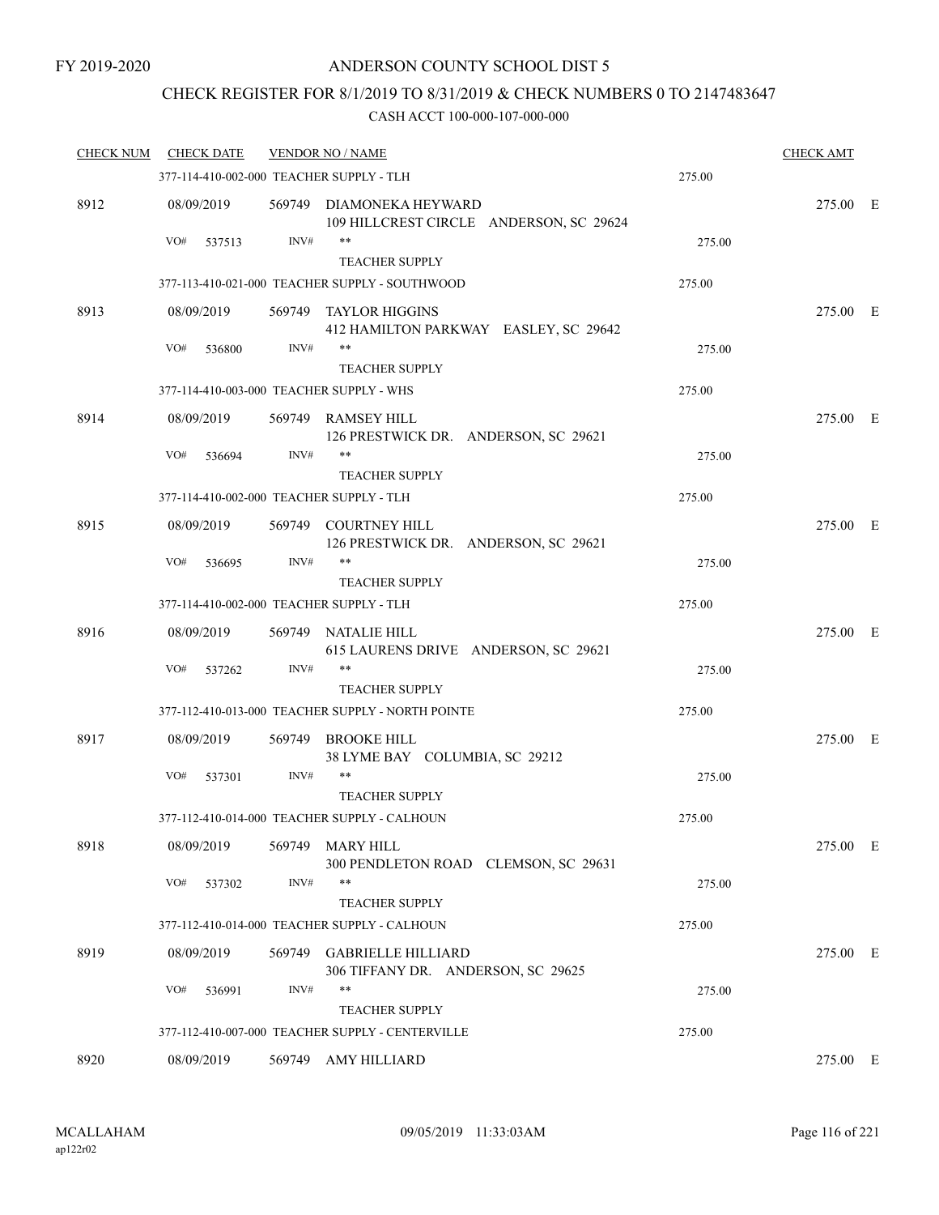FY 2019-2020

# ANDERSON COUNTY SCHOOL DIST 5

## CHECK REGISTER FOR 8/1/2019 TO 8/31/2019 & CHECK NUMBERS 0 TO 2147483647

### CASH ACCT 100-000-107-000-000

| CHECK NUM | CHECK DATE | VENDOR NO / NAME | | CHECK AMT | |
|---|---|---|---|---|---|
| | 377-114-410-002-000 TEACHER SUPPLY - TLH | | 275.00 | | |
| 8912 | 08/09/2019 | 569749 DIAMONEKA HEYWARD<br>109 HILLCREST CIRCLE ANDERSON, SC 29624 | | 275.00 | E |
| | VO# 537513 | INV# **<br>TEACHER SUPPLY | 275.00 | | |
| | 377-113-410-021-000 TEACHER SUPPLY - SOUTHWOOD | | 275.00 | | |
| 8913 | 08/09/2019 | 569749 TAYLOR HIGGINS<br>412 HAMILTON PARKWAY EASLEY, SC 29642 | | 275.00 | E |
| | VO# 536800 | INV# **<br>TEACHER SUPPLY | 275.00 | | |
| | 377-114-410-003-000 TEACHER SUPPLY - WHS | | 275.00 | | |
| 8914 | 08/09/2019 | 569749 RAMSEY HILL<br>126 PRESTWICK DR. ANDERSON, SC 29621 | | 275.00 | E |
| | VO# 536694 | INV# **<br>TEACHER SUPPLY | 275.00 | | |
| | 377-114-410-002-000 TEACHER SUPPLY - TLH | | 275.00 | | |
| 8915 | 08/09/2019 | 569749 COURTNEY HILL<br>126 PRESTWICK DR. ANDERSON, SC 29621 | | 275.00 | E |
| | VO# 536695 | INV# **<br>TEACHER SUPPLY | 275.00 | | |
| | 377-114-410-002-000 TEACHER SUPPLY - TLH | | 275.00 | | |
| 8916 | 08/09/2019 | 569749 NATALIE HILL<br>615 LAURENS DRIVE ANDERSON, SC 29621 | | 275.00 | E |
| | VO# 537262 | INV# **<br>TEACHER SUPPLY | 275.00 | | |
| | 377-112-410-013-000 TEACHER SUPPLY - NORTH POINTE | | 275.00 | | |
| 8917 | 08/09/2019 | 569749 BROOKE HILL<br>38 LYME BAY COLUMBIA, SC 29212 | | 275.00 | E |
| | VO# 537301 | INV# **<br>TEACHER SUPPLY | 275.00 | | |
| | 377-112-410-014-000 TEACHER SUPPLY - CALHOUN | | 275.00 | | |
| 8918 | 08/09/2019 | 569749 MARY HILL<br>300 PENDLETON ROAD CLEMSON, SC 29631 | | 275.00 | E |
| | VO# 537302 | INV# **<br>TEACHER SUPPLY | 275.00 | | |
| | 377-112-410-014-000 TEACHER SUPPLY - CALHOUN | | 275.00 | | |
| 8919 | 08/09/2019 | 569749 GABRIELLE HILLIARD<br>306 TIFFANY DR. ANDERSON, SC 29625 | | 275.00 | E |
| | VO# 536991 | INV# **<br>TEACHER SUPPLY | 275.00 | | |
| | 377-112-410-007-000 TEACHER SUPPLY - CENTERVILLE | | 275.00 | | |
| 8920 | 08/09/2019 | 569749 AMY HILLIARD | | 275.00 | E |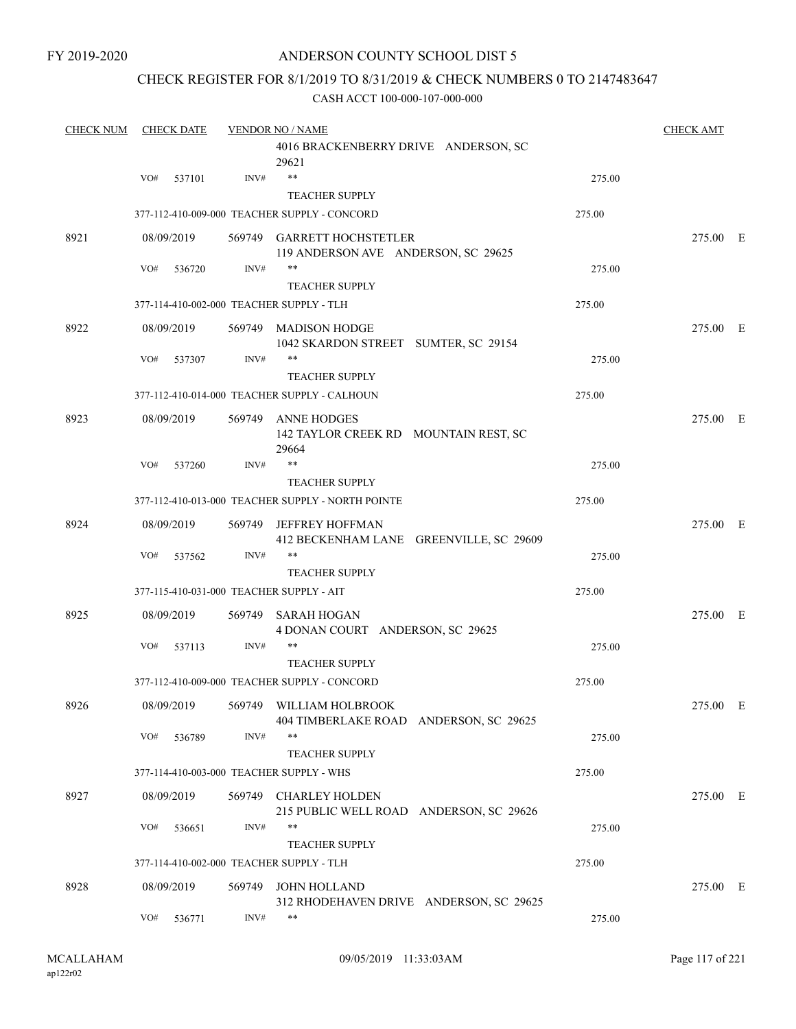FY 2019-2020

# ANDERSON COUNTY SCHOOL DIST 5

## CHECK REGISTER FOR 8/1/2019 TO 8/31/2019 & CHECK NUMBERS 0 TO 2147483647

### CASH ACCT 100-000-107-000-000

| CHECK NUM | CHECK DATE | VENDOR NO / NAME | | CHECK AMT |
|---|---|---|---|---|
| | | 4016 BRACKENBERRY DRIVE ANDERSON, SC 29621 | | |
| | VO# 537101 | INV# ** TEACHER SUPPLY | 275.00 | |
| | | 377-112-410-009-000 TEACHER SUPPLY - CONCORD | 275.00 | |
| 8921 | 08/09/2019 | 569749 GARRETT HOCHSTETLER<br>119 ANDERSON AVE ANDERSON, SC 29625 | | 275.00 E |
| | VO# 536720 | INV# ** TEACHER SUPPLY | 275.00 | |
| | | 377-114-410-002-000 TEACHER SUPPLY - TLH | 275.00 | |
| 8922 | 08/09/2019 | 569749 MADISON HODGE<br>1042 SKARDON STREET SUMTER, SC 29154 | | 275.00 E |
| | VO# 537307 | INV# ** TEACHER SUPPLY | 275.00 | |
| | | 377-112-410-014-000 TEACHER SUPPLY - CALHOUN | 275.00 | |
| 8923 | 08/09/2019 | 569749 ANNE HODGES<br>142 TAYLOR CREEK RD MOUNTAIN REST, SC 29664 | | 275.00 E |
| | VO# 537260 | INV# ** TEACHER SUPPLY | 275.00 | |
| | | 377-112-410-013-000 TEACHER SUPPLY - NORTH POINTE | 275.00 | |
| 8924 | 08/09/2019 | 569749 JEFFREY HOFFMAN<br>412 BECKENHAM LANE GREENVILLE, SC 29609 | | 275.00 E |
| | VO# 537562 | INV# ** TEACHER SUPPLY | 275.00 | |
| | | 377-115-410-031-000 TEACHER SUPPLY - AIT | 275.00 | |
| 8925 | 08/09/2019 | 569749 SARAH HOGAN<br>4 DONAN COURT ANDERSON, SC 29625 | | 275.00 E |
| | VO# 537113 | INV# ** TEACHER SUPPLY | 275.00 | |
| | | 377-112-410-009-000 TEACHER SUPPLY - CONCORD | 275.00 | |
| 8926 | 08/09/2019 | 569749 WILLIAM HOLBROOK<br>404 TIMBERLAKE ROAD ANDERSON, SC 29625 | | 275.00 E |
| | VO# 536789 | INV# ** TEACHER SUPPLY | 275.00 | |
| | | 377-114-410-003-000 TEACHER SUPPLY - WHS | 275.00 | |
| 8927 | 08/09/2019 | 569749 CHARLEY HOLDEN<br>215 PUBLIC WELL ROAD ANDERSON, SC 29626 | | 275.00 E |
| | VO# 536651 | INV# ** TEACHER SUPPLY | 275.00 | |
| | | 377-114-410-002-000 TEACHER SUPPLY - TLH | 275.00 | |
| 8928 | 08/09/2019 | 569749 JOHN HOLLAND<br>312 RHODEHAVEN DRIVE ANDERSON, SC 29625 | | 275.00 E |
| | VO# 536771 | INV# ** | 275.00 | |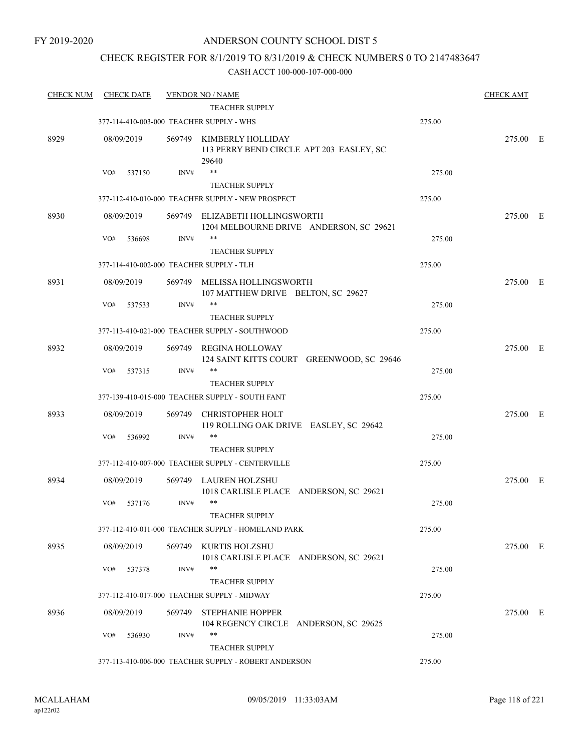FY 2019-2020

# ANDERSON COUNTY SCHOOL DIST 5

## CHECK REGISTER FOR 8/1/2019 TO 8/31/2019 & CHECK NUMBERS 0 TO 2147483647

### CASH ACCT 100-000-107-000-000

| CHECK NUM | CHECK DATE | VENDOR NO / NAME | | CHECK AMT | |
|---|---|---|---|---|---|
| | | TEACHER SUPPLY | | | |
| | | 377-114-410-003-000 TEACHER SUPPLY - WHS | 275.00 | | |
| 8929 | 08/09/2019 | 569749 KIMBERLY HOLLIDAY<br>113 PERRY BEND CIRCLE APT 203 EASLEY, SC 29640 | | 275.00 | E |
| | VO# 537150 | INV# ** | 275.00 | | |
| | | TEACHER SUPPLY | | | |
| | | 377-112-410-010-000 TEACHER SUPPLY - NEW PROSPECT | 275.00 | | |
| 8930 | 08/09/2019 | 569749 ELIZABETH HOLLINGSWORTH<br>1204 MELBOURNE DRIVE ANDERSON, SC 29621 | | 275.00 | E |
| | VO# 536698 | INV# ** | 275.00 | | |
| | | TEACHER SUPPLY | | | |
| | | 377-114-410-002-000 TEACHER SUPPLY - TLH | 275.00 | | |
| 8931 | 08/09/2019 | 569749 MELISSA HOLLINGSWORTH<br>107 MATTHEW DRIVE BELTON, SC 29627 | | 275.00 | E |
| | VO# 537533 | INV# ** | 275.00 | | |
| | | TEACHER SUPPLY | | | |
| | | 377-113-410-021-000 TEACHER SUPPLY - SOUTHWOOD | 275.00 | | |
| 8932 | 08/09/2019 | 569749 REGINA HOLLOWAY<br>124 SAINT KITTS COURT GREENWOOD, SC 29646 | | 275.00 | E |
| | VO# 537315 | INV# ** | 275.00 | | |
| | | TEACHER SUPPLY | | | |
| | | 377-139-410-015-000 TEACHER SUPPLY - SOUTH FANT | 275.00 | | |
| 8933 | 08/09/2019 | 569749 CHRISTOPHER HOLT<br>119 ROLLING OAK DRIVE EASLEY, SC 29642 | | 275.00 | E |
| | VO# 536992 | INV# ** | 275.00 | | |
| | | TEACHER SUPPLY | | | |
| | | 377-112-410-007-000 TEACHER SUPPLY - CENTERVILLE | 275.00 | | |
| 8934 | 08/09/2019 | 569749 LAUREN HOLZSHU<br>1018 CARLISLE PLACE ANDERSON, SC 29621 | | 275.00 | E |
| | VO# 537176 | INV# ** | 275.00 | | |
| | | TEACHER SUPPLY | | | |
| | | 377-112-410-011-000 TEACHER SUPPLY - HOMELAND PARK | 275.00 | | |
| 8935 | 08/09/2019 | 569749 KURTIS HOLZSHU<br>1018 CARLISLE PLACE ANDERSON, SC 29621 | | 275.00 | E |
| | VO# 537378 | INV# ** | 275.00 | | |
| | | TEACHER SUPPLY | | | |
| | | 377-112-410-017-000 TEACHER SUPPLY - MIDWAY | 275.00 | | |
| 8936 | 08/09/2019 | 569749 STEPHANIE HOPPER<br>104 REGENCY CIRCLE ANDERSON, SC 29625 | | 275.00 | E |
| | VO# 536930 | INV# ** | 275.00 | | |
| | | TEACHER SUPPLY | | | |
| | | 377-113-410-006-000 TEACHER SUPPLY - ROBERT ANDERSON | 275.00 | | |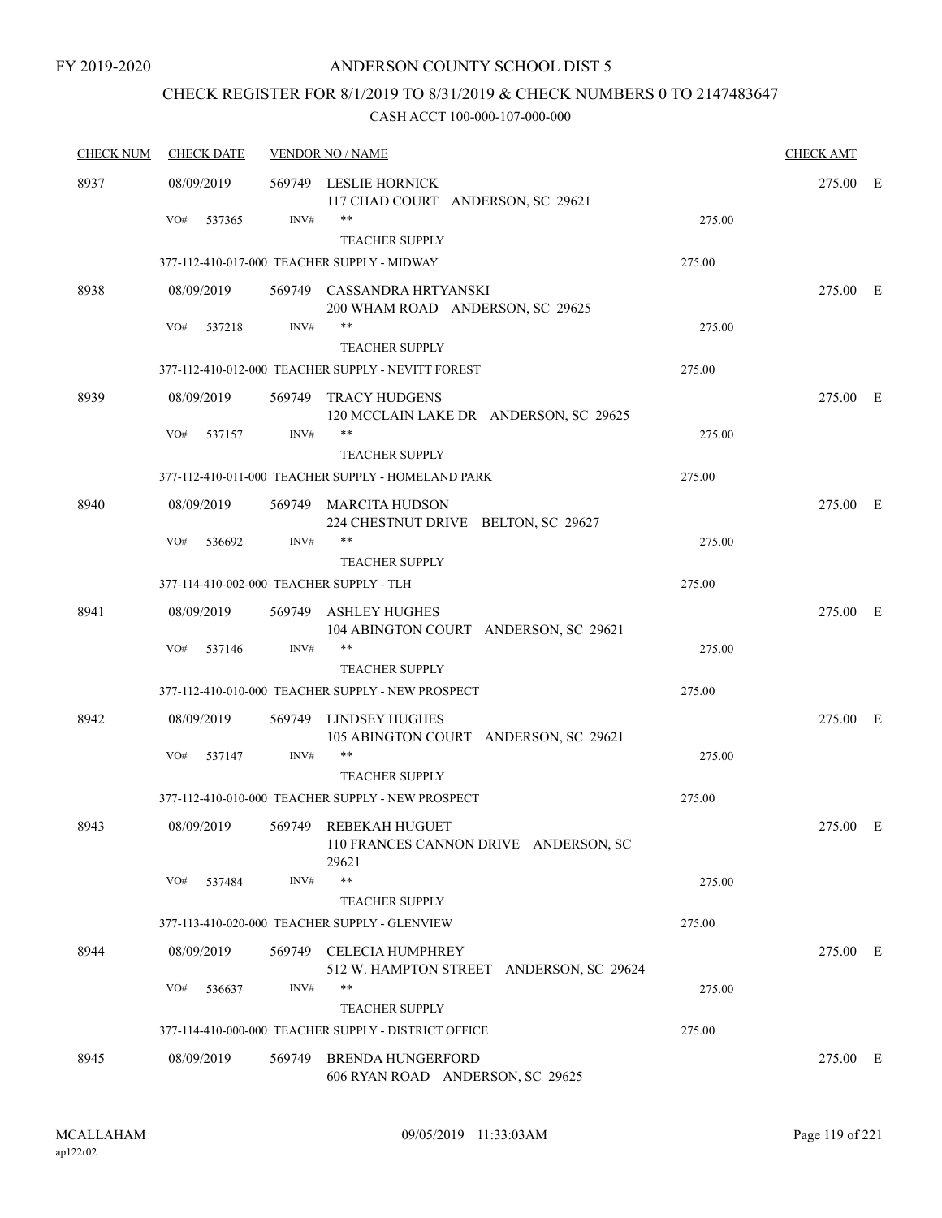FY 2019-2020

# ANDERSON COUNTY SCHOOL DIST 5

## CHECK REGISTER FOR 8/1/2019 TO 8/31/2019 & CHECK NUMBERS 0 TO 2147483647

CASH ACCT 100-000-107-000-000

| CHECK NUM | CHECK DATE | VENDOR NO / NAME | | CHECK AMT | |
|---|---|---|---|---|---|
| 8937 | 08/09/2019 | 569749 LESLIE HORNICK<br>117 CHAD COURT ANDERSON, SC 29621 | | 275.00 | E |
| | VO# 537365 | INV# ** TEACHER SUPPLY | 275.00 | | |
| | | 377-112-410-017-000 TEACHER SUPPLY - MIDWAY | 275.00 | | |
| 8938 | 08/09/2019 | 569749 CASSANDRA HRTYANSKI<br>200 WHAM ROAD ANDERSON, SC 29625 | | 275.00 | E |
| | VO# 537218 | INV# ** TEACHER SUPPLY | 275.00 | | |
| | | 377-112-410-012-000 TEACHER SUPPLY - NEVITT FOREST | 275.00 | | |
| 8939 | 08/09/2019 | 569749 TRACY HUDGENS<br>120 MCCLAIN LAKE DR ANDERSON, SC 29625 | | 275.00 | E |
| | VO# 537157 | INV# ** TEACHER SUPPLY | 275.00 | | |
| | | 377-112-410-011-000 TEACHER SUPPLY - HOMELAND PARK | 275.00 | | |
| 8940 | 08/09/2019 | 569749 MARCITA HUDSON<br>224 CHESTNUT DRIVE BELTON, SC 29627 | | 275.00 | E |
| | VO# 536692 | INV# ** TEACHER SUPPLY | 275.00 | | |
| | | 377-114-410-002-000 TEACHER SUPPLY - TLH | 275.00 | | |
| 8941 | 08/09/2019 | 569749 ASHLEY HUGHES<br>104 ABINGTON COURT ANDERSON, SC 29621 | | 275.00 | E |
| | VO# 537146 | INV# ** TEACHER SUPPLY | 275.00 | | |
| | | 377-112-410-010-000 TEACHER SUPPLY - NEW PROSPECT | 275.00 | | |
| 8942 | 08/09/2019 | 569749 LINDSEY HUGHES<br>105 ABINGTON COURT ANDERSON, SC 29621 | | 275.00 | E |
| | VO# 537147 | INV# ** TEACHER SUPPLY | 275.00 | | |
| | | 377-112-410-010-000 TEACHER SUPPLY - NEW PROSPECT | 275.00 | | |
| 8943 | 08/09/2019 | 569749 REBEKAH HUGUET<br>110 FRANCES CANNON DRIVE ANDERSON, SC 29621 | | 275.00 | E |
| | VO# 537484 | INV# ** TEACHER SUPPLY | 275.00 | | |
| | | 377-113-410-020-000 TEACHER SUPPLY - GLENVIEW | 275.00 | | |
| 8944 | 08/09/2019 | 569749 CELECIA HUMPHREY<br>512 W. HAMPTON STREET ANDERSON, SC 29624 | | 275.00 | E |
| | VO# 536637 | INV# ** TEACHER SUPPLY | 275.00 | | |
| | | 377-114-410-000-000 TEACHER SUPPLY - DISTRICT OFFICE | 275.00 | | |
| 8945 | 08/09/2019 | 569749 BRENDA HUNGERFORD<br>606 RYAN ROAD ANDERSON, SC 29625 | | 275.00 | E |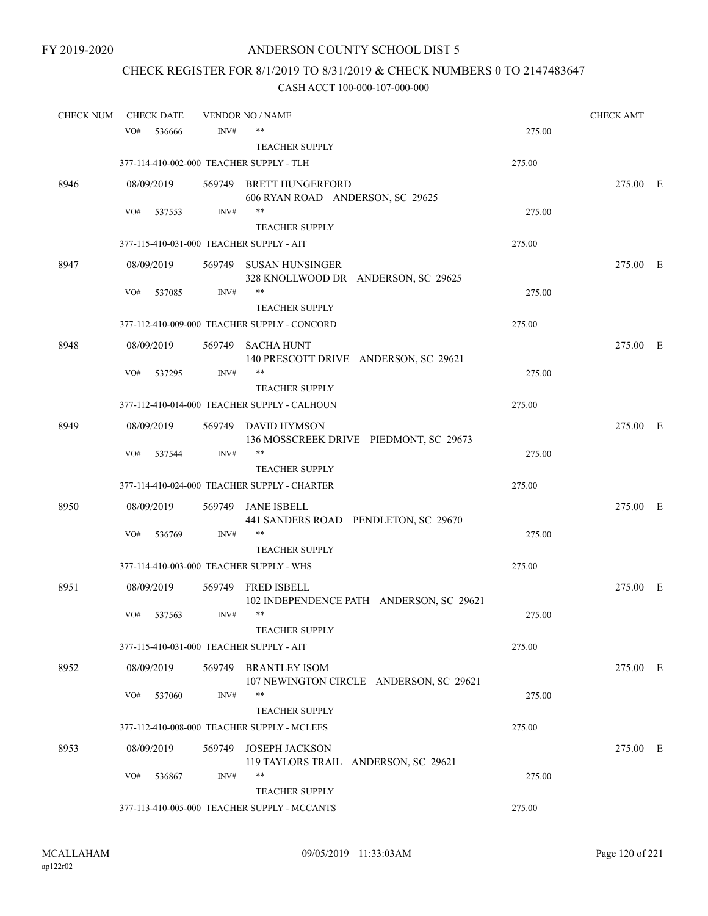FY 2019-2020

# ANDERSON COUNTY SCHOOL DIST 5

## CHECK REGISTER FOR 8/1/2019 TO 8/31/2019 & CHECK NUMBERS 0 TO 2147483647

### CASH ACCT 100-000-107-000-000

| CHECK NUM | CHECK DATE | VENDOR NO / NAME | | CHECK AMT |
|---|---|---|---|---|
| | VO# 536666 | INV# ** | 275.00 | |
| | | TEACHER SUPPLY | | |
| | 377-114-410-002-000 TEACHER SUPPLY - TLH | | 275.00 | |
| 8946 | 08/09/2019 | 569749 BRETT HUNGERFORD<br>606 RYAN ROAD ANDERSON, SC 29625 | | 275.00 E |
| | VO# 537553 | INV# ** | 275.00 | |
| | | TEACHER SUPPLY | | |
| | 377-115-410-031-000 TEACHER SUPPLY - AIT | | 275.00 | |
| 8947 | 08/09/2019 | 569749 SUSAN HUNSINGER<br>328 KNOLLWOOD DR ANDERSON, SC 29625 | | 275.00 E |
| | VO# 537085 | INV# ** | 275.00 | |
| | | TEACHER SUPPLY | | |
| | 377-112-410-009-000 TEACHER SUPPLY - CONCORD | | 275.00 | |
| 8948 | 08/09/2019 | 569749 SACHA HUNT<br>140 PRESCOTT DRIVE ANDERSON, SC 29621 | | 275.00 E |
| | VO# 537295 | INV# ** | 275.00 | |
| | | TEACHER SUPPLY | | |
| | 377-112-410-014-000 TEACHER SUPPLY - CALHOUN | | 275.00 | |
| 8949 | 08/09/2019 | 569749 DAVID HYMSON<br>136 MOSSCREEK DRIVE PIEDMONT, SC 29673 | | 275.00 E |
| | VO# 537544 | INV# ** | 275.00 | |
| | | TEACHER SUPPLY | | |
| | 377-114-410-024-000 TEACHER SUPPLY - CHARTER | | 275.00 | |
| 8950 | 08/09/2019 | 569749 JANE ISBELL<br>441 SANDERS ROAD PENDLETON, SC 29670 | | 275.00 E |
| | VO# 536769 | INV# ** | 275.00 | |
| | | TEACHER SUPPLY | | |
| | 377-114-410-003-000 TEACHER SUPPLY - WHS | | 275.00 | |
| 8951 | 08/09/2019 | 569749 FRED ISBELL<br>102 INDEPENDENCE PATH ANDERSON, SC 29621 | | 275.00 E |
| | VO# 537563 | INV# ** | 275.00 | |
| | | TEACHER SUPPLY | | |
| | 377-115-410-031-000 TEACHER SUPPLY - AIT | | 275.00 | |
| 8952 | 08/09/2019 | 569749 BRANTLEY ISOM<br>107 NEWINGTON CIRCLE ANDERSON, SC 29621 | | 275.00 E |
| | VO# 537060 | INV# ** | 275.00 | |
| | | TEACHER SUPPLY | | |
| | 377-112-410-008-000 TEACHER SUPPLY - MCLEES | | 275.00 | |
| 8953 | 08/09/2019 | 569749 JOSEPH JACKSON<br>119 TAYLORS TRAIL ANDERSON, SC 29621 | | 275.00 E |
| | VO# 536867 | INV# ** | 275.00 | |
| | | TEACHER SUPPLY | | |
| | 377-113-410-005-000 TEACHER SUPPLY - MCCANTS | | 275.00 | |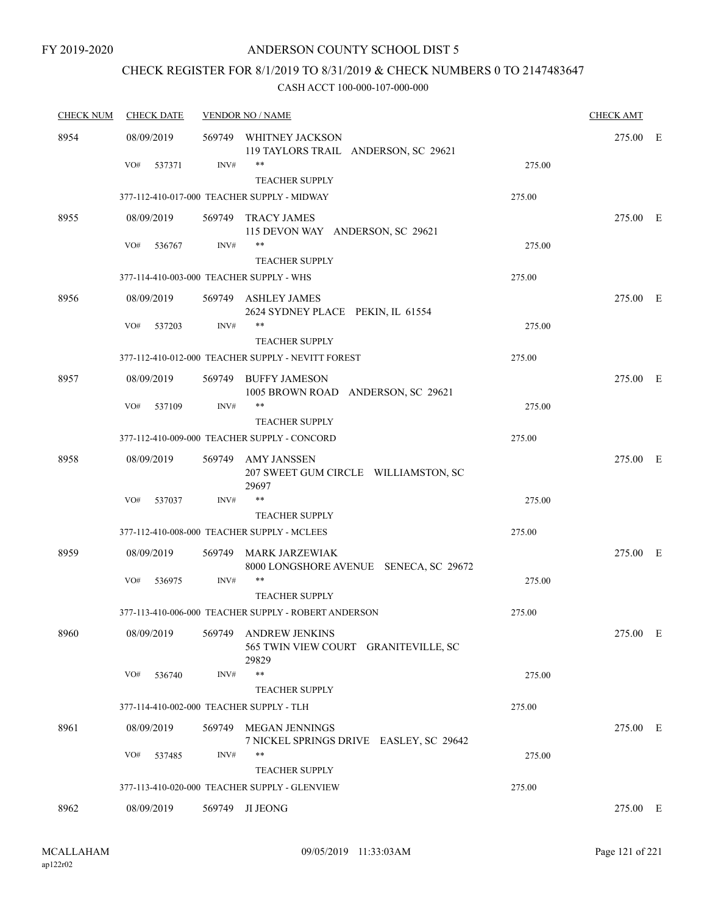FY 2019-2020

# ANDERSON COUNTY SCHOOL DIST 5

## CHECK REGISTER FOR 8/1/2019 TO 8/31/2019 & CHECK NUMBERS 0 TO 2147483647

### CASH ACCT 100-000-107-000-000

| CHECK NUM | CHECK DATE | VENDOR NO / NAME | | CHECK AMT |
|---|---|---|---|---|
| 8954 | 08/09/2019 | 569749 WHITNEY JACKSON<br>119 TAYLORS TRAIL ANDERSON, SC 29621 | | 275.00 E |
| | VO# 537371 | INV# ** TEACHER SUPPLY | 275.00 | |
| | | 377-112-410-017-000 TEACHER SUPPLY - MIDWAY | 275.00 | |
| 8955 | 08/09/2019 | 569749 TRACY JAMES<br>115 DEVON WAY ANDERSON, SC 29621 | | 275.00 E |
| | VO# 536767 | INV# ** TEACHER SUPPLY | 275.00 | |
| | | 377-114-410-003-000 TEACHER SUPPLY - WHS | 275.00 | |
| 8956 | 08/09/2019 | 569749 ASHLEY JAMES<br>2624 SYDNEY PLACE PEKIN, IL 61554 | | 275.00 E |
| | VO# 537203 | INV# ** TEACHER SUPPLY | 275.00 | |
| | | 377-112-410-012-000 TEACHER SUPPLY - NEVITT FOREST | 275.00 | |
| 8957 | 08/09/2019 | 569749 BUFFY JAMESON<br>1005 BROWN ROAD ANDERSON, SC 29621 | | 275.00 E |
| | VO# 537109 | INV# ** TEACHER SUPPLY | 275.00 | |
| | | 377-112-410-009-000 TEACHER SUPPLY - CONCORD | 275.00 | |
| 8958 | 08/09/2019 | 569749 AMY JANSSEN<br>207 SWEET GUM CIRCLE WILLIAMSTON, SC 29697 | | 275.00 E |
| | VO# 537037 | INV# ** TEACHER SUPPLY | 275.00 | |
| | | 377-112-410-008-000 TEACHER SUPPLY - MCLEES | 275.00 | |
| 8959 | 08/09/2019 | 569749 MARK JARZEWIAK<br>8000 LONGSHORE AVENUE SENECA, SC 29672 | | 275.00 E |
| | VO# 536975 | INV# ** TEACHER SUPPLY | 275.00 | |
| | | 377-113-410-006-000 TEACHER SUPPLY - ROBERT ANDERSON | 275.00 | |
| 8960 | 08/09/2019 | 569749 ANDREW JENKINS<br>565 TWIN VIEW COURT GRANITEVILLE, SC 29829 | | 275.00 E |
| | VO# 536740 | INV# ** TEACHER SUPPLY | 275.00 | |
| | | 377-114-410-002-000 TEACHER SUPPLY - TLH | 275.00 | |
| 8961 | 08/09/2019 | 569749 MEGAN JENNINGS<br>7 NICKEL SPRINGS DRIVE EASLEY, SC 29642 | | 275.00 E |
| | VO# 537485 | INV# ** TEACHER SUPPLY | 275.00 | |
| | | 377-113-410-020-000 TEACHER SUPPLY - GLENVIEW | 275.00 | |
| 8962 | 08/09/2019 | 569749 JI JEONG | | 275.00 E |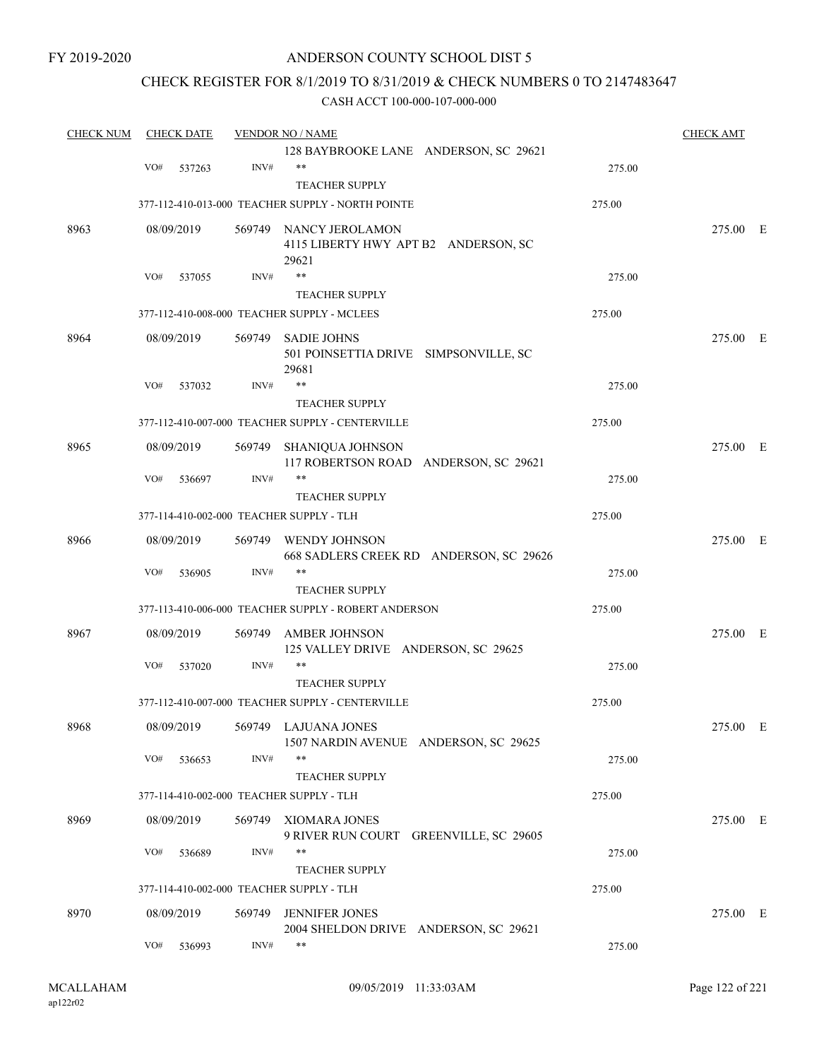# ANDERSON COUNTY SCHOOL DIST 5

## CHECK REGISTER FOR 8/1/2019 TO 8/31/2019 & CHECK NUMBERS 0 TO 2147483647

CASH ACCT 100-000-107-000-000

| CHECK NUM | CHECK DATE | VENDOR NO / NAME | | CHECK AMT |
|---|---|---|---|---|
| | | 128 BAYBROOKE LANE ANDERSON, SC 29621 | | |
| | VO# 537263 | INV# ** | 275.00 | |
| | | TEACHER SUPPLY | | |
| | 377-112-410-013-000 TEACHER SUPPLY - NORTH POINTE | | 275.00 | |
| 8963 | 08/09/2019 | 569749 NANCY JEROLAMON<br>4115 LIBERTY HWY APT B2 ANDERSON, SC 29621 | | 275.00 E |
| | VO# 537055 | INV# ** | 275.00 | |
| | | TEACHER SUPPLY | | |
| | 377-112-410-008-000 TEACHER SUPPLY - MCLEES | | 275.00 | |
| 8964 | 08/09/2019 | 569749 SADIE JOHNS<br>501 POINSETTIA DRIVE SIMPSONVILLE, SC 29681 | | 275.00 E |
| | VO# 537032 | INV# ** | 275.00 | |
| | | TEACHER SUPPLY | | |
| | 377-112-410-007-000 TEACHER SUPPLY - CENTERVILLE | | 275.00 | |
| 8965 | 08/09/2019 | 569749 SHANIQUA JOHNSON<br>117 ROBERTSON ROAD ANDERSON, SC 29621 | | 275.00 E |
| | VO# 536697 | INV# ** | 275.00 | |
| | | TEACHER SUPPLY | | |
| | 377-114-410-002-000 TEACHER SUPPLY - TLH | | 275.00 | |
| 8966 | 08/09/2019 | 569749 WENDY JOHNSON<br>668 SADLERS CREEK RD ANDERSON, SC 29626 | | 275.00 E |
| | VO# 536905 | INV# ** | 275.00 | |
| | | TEACHER SUPPLY | | |
| | 377-113-410-006-000 TEACHER SUPPLY - ROBERT ANDERSON | | 275.00 | |
| 8967 | 08/09/2019 | 569749 AMBER JOHNSON<br>125 VALLEY DRIVE ANDERSON, SC 29625 | | 275.00 E |
| | VO# 537020 | INV# ** | 275.00 | |
| | | TEACHER SUPPLY | | |
| | 377-112-410-007-000 TEACHER SUPPLY - CENTERVILLE | | 275.00 | |
| 8968 | 08/09/2019 | 569749 LAJUANA JONES<br>1507 NARDIN AVENUE ANDERSON, SC 29625 | | 275.00 E |
| | VO# 536653 | INV# ** | 275.00 | |
| | | TEACHER SUPPLY | | |
| | 377-114-410-002-000 TEACHER SUPPLY - TLH | | 275.00 | |
| 8969 | 08/09/2019 | 569749 XIOMARA JONES<br>9 RIVER RUN COURT GREENVILLE, SC 29605 | | 275.00 E |
| | VO# 536689 | INV# ** | 275.00 | |
| | | TEACHER SUPPLY | | |
| | 377-114-410-002-000 TEACHER SUPPLY - TLH | | 275.00 | |
| 8970 | 08/09/2019 | 569749 JENNIFER JONES<br>2004 SHELDON DRIVE ANDERSON, SC 29621 | | 275.00 E |
| | VO# 536993 | INV# ** | 275.00 | |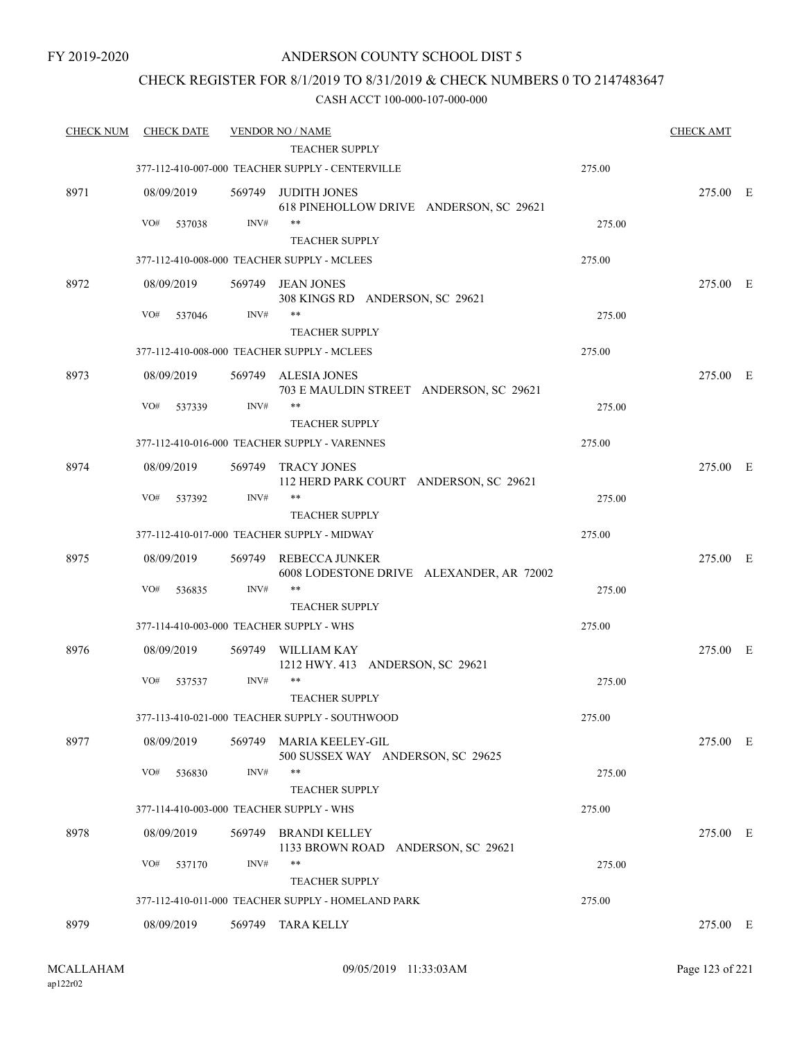FY 2019-2020

# ANDERSON COUNTY SCHOOL DIST 5

## CHECK REGISTER FOR 8/1/2019 TO 8/31/2019 & CHECK NUMBERS 0 TO 2147483647

### CASH ACCT 100-000-107-000-000

| CHECK NUM | CHECK DATE | VENDOR NO / NAME | | CHECK AMT | |
|---|---|---|---|---|---|
| | | TEACHER SUPPLY | | | |
| | | 377-112-410-007-000 TEACHER SUPPLY - CENTERVILLE | 275.00 | | |
| 8971 | 08/09/2019 | 569749 JUDITH JONES<br>618 PINEHOLLOW DRIVE ANDERSON, SC 29621 | | 275.00 | E |
| | VO# 537038 | INV# ** | 275.00 | | |
| | | TEACHER SUPPLY | | | |
| | | 377-112-410-008-000 TEACHER SUPPLY - MCLEES | 275.00 | | |
| 8972 | 08/09/2019 | 569749 JEAN JONES<br>308 KINGS RD ANDERSON, SC 29621 | | 275.00 | E |
| | VO# 537046 | INV# ** | 275.00 | | |
| | | TEACHER SUPPLY | | | |
| | | 377-112-410-008-000 TEACHER SUPPLY - MCLEES | 275.00 | | |
| 8973 | 08/09/2019 | 569749 ALESIA JONES<br>703 E MAULDIN STREET ANDERSON, SC 29621 | | 275.00 | E |
| | VO# 537339 | INV# ** | 275.00 | | |
| | | TEACHER SUPPLY | | | |
| | | 377-112-410-016-000 TEACHER SUPPLY - VARENNES | 275.00 | | |
| 8974 | 08/09/2019 | 569749 TRACY JONES<br>112 HERD PARK COURT ANDERSON, SC 29621 | | 275.00 | E |
| | VO# 537392 | INV# ** | 275.00 | | |
| | | TEACHER SUPPLY | | | |
| | | 377-112-410-017-000 TEACHER SUPPLY - MIDWAY | 275.00 | | |
| 8975 | 08/09/2019 | 569749 REBECCA JUNKER<br>6008 LODESTONE DRIVE ALEXANDER, AR 72002 | | 275.00 | E |
| | VO# 536835 | INV# ** | 275.00 | | |
| | | TEACHER SUPPLY | | | |
| | | 377-114-410-003-000 TEACHER SUPPLY - WHS | 275.00 | | |
| 8976 | 08/09/2019 | 569749 WILLIAM KAY<br>1212 HWY. 413 ANDERSON, SC 29621 | | 275.00 | E |
| | VO# 537537 | INV# ** | 275.00 | | |
| | | TEACHER SUPPLY | | | |
| | | 377-113-410-021-000 TEACHER SUPPLY - SOUTHWOOD | 275.00 | | |
| 8977 | 08/09/2019 | 569749 MARIA KEELEY-GIL<br>500 SUSSEX WAY ANDERSON, SC 29625 | | 275.00 | E |
| | VO# 536830 | INV# ** | 275.00 | | |
| | | TEACHER SUPPLY | | | |
| | | 377-114-410-003-000 TEACHER SUPPLY - WHS | 275.00 | | |
| 8978 | 08/09/2019 | 569749 BRANDI KELLEY<br>1133 BROWN ROAD ANDERSON, SC 29621 | | 275.00 | E |
| | VO# 537170 | INV# ** | 275.00 | | |
| | | TEACHER SUPPLY | | | |
| | | 377-112-410-011-000 TEACHER SUPPLY - HOMELAND PARK | 275.00 | | |
| 8979 | 08/09/2019 | 569749 TARA KELLY | | 275.00 | E |

MCALLAHAM ap122r02 09/05/2019 11:33:03AM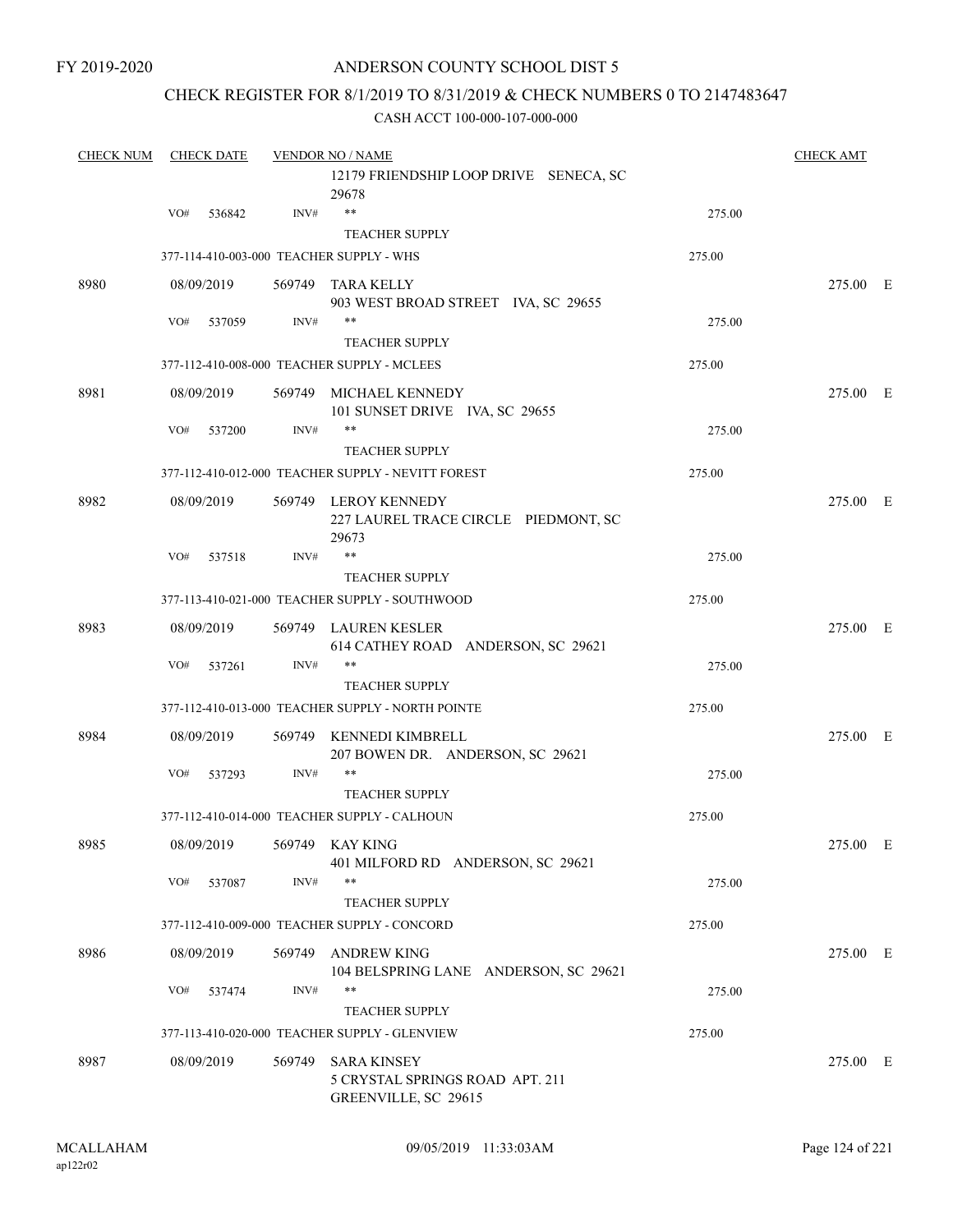FY 2019-2020

# ANDERSON COUNTY SCHOOL DIST 5

## CHECK REGISTER FOR 8/1/2019 TO 8/31/2019 & CHECK NUMBERS 0 TO 2147483647

### CASH ACCT 100-000-107-000-000

| CHECK NUM | CHECK DATE | VENDOR NO / NAME | | CHECK AMT |
|---|---|---|---|---|
| | | 12179 FRIENDSHIP LOOP DRIVE SENECA, SC 29678 | | |
| | VO# 536842 | INV# ** TEACHER SUPPLY | 275.00 | |
| | 377-114-410-003-000 TEACHER SUPPLY - WHS | | 275.00 | |
| 8980 | 08/09/2019 | 569749 TARA KELLY 903 WEST BROAD STREET IVA, SC 29655 | | 275.00 E |
| | VO# 537059 | INV# ** TEACHER SUPPLY | 275.00 | |
| | 377-112-410-008-000 TEACHER SUPPLY - MCLEES | | 275.00 | |
| 8981 | 08/09/2019 | 569749 MICHAEL KENNEDY 101 SUNSET DRIVE IVA, SC 29655 | | 275.00 E |
| | VO# 537200 | INV# ** TEACHER SUPPLY | 275.00 | |
| | 377-112-410-012-000 TEACHER SUPPLY - NEVITT FOREST | | 275.00 | |
| 8982 | 08/09/2019 | 569749 LEROY KENNEDY 227 LAUREL TRACE CIRCLE PIEDMONT, SC 29673 | | 275.00 E |
| | VO# 537518 | INV# ** TEACHER SUPPLY | 275.00 | |
| | 377-113-410-021-000 TEACHER SUPPLY - SOUTHWOOD | | 275.00 | |
| 8983 | 08/09/2019 | 569749 LAUREN KESLER 614 CATHEY ROAD ANDERSON, SC 29621 | | 275.00 E |
| | VO# 537261 | INV# ** TEACHER SUPPLY | 275.00 | |
| | 377-112-410-013-000 TEACHER SUPPLY - NORTH POINTE | | 275.00 | |
| 8984 | 08/09/2019 | 569749 KENNEDI KIMBRELL 207 BOWEN DR. ANDERSON, SC 29621 | | 275.00 E |
| | VO# 537293 | INV# ** TEACHER SUPPLY | 275.00 | |
| | 377-112-410-014-000 TEACHER SUPPLY - CALHOUN | | 275.00 | |
| 8985 | 08/09/2019 | 569749 KAY KING 401 MILFORD RD ANDERSON, SC 29621 | | 275.00 E |
| | VO# 537087 | INV# ** TEACHER SUPPLY | 275.00 | |
| | 377-112-410-009-000 TEACHER SUPPLY - CONCORD | | 275.00 | |
| 8986 | 08/09/2019 | 569749 ANDREW KING 104 BELSPRING LANE ANDERSON, SC 29621 | | 275.00 E |
| | VO# 537474 | INV# ** TEACHER SUPPLY | 275.00 | |
| | 377-113-410-020-000 TEACHER SUPPLY - GLENVIEW | | 275.00 | |
| 8987 | 08/09/2019 | 569749 SARA KINSEY 5 CRYSTAL SPRINGS ROAD APT. 211 GREENVILLE, SC 29615 | | 275.00 E |

MCALLAHAM
ap122r02

09/05/2019 11:33:03AM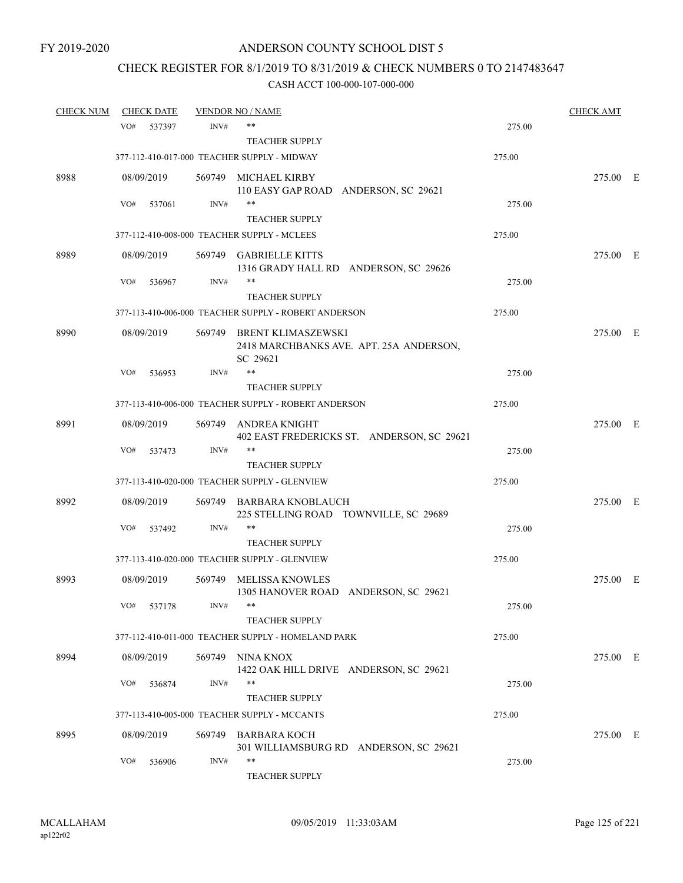FY 2019-2020

# ANDERSON COUNTY SCHOOL DIST 5

## CHECK REGISTER FOR 8/1/2019 TO 8/31/2019 & CHECK NUMBERS 0 TO 2147483647

### CASH ACCT 100-000-107-000-000

| CHECK NUM | CHECK DATE | VENDOR NO / NAME | | CHECK AMT | |
|---|---|---|---|---|---|
| | VO# 537397 | INV# ** TEACHER SUPPLY | 275.00 | | |
| | 377-112-410-017-000 TEACHER SUPPLY - MIDWAY | | 275.00 | | |
| 8988 | 08/09/2019 | 569749 MICHAEL KIRBY 110 EASY GAP ROAD ANDERSON, SC 29621 | | 275.00 | E |
| | VO# 537061 | INV# ** TEACHER SUPPLY | 275.00 | | |
| | 377-112-410-008-000 TEACHER SUPPLY - MCLEES | | 275.00 | | |
| 8989 | 08/09/2019 | 569749 GABRIELLE KITTS 1316 GRADY HALL RD ANDERSON, SC 29626 | | 275.00 | E |
| | VO# 536967 | INV# ** TEACHER SUPPLY | 275.00 | | |
| | 377-113-410-006-000 TEACHER SUPPLY - ROBERT ANDERSON | | 275.00 | | |
| 8990 | 08/09/2019 | 569749 BRENT KLIMASZEWSKI 2418 MARCHBANKS AVE. APT. 25A ANDERSON, SC 29621 | | 275.00 | E |
| | VO# 536953 | INV# ** TEACHER SUPPLY | 275.00 | | |
| | 377-113-410-006-000 TEACHER SUPPLY - ROBERT ANDERSON | | 275.00 | | |
| 8991 | 08/09/2019 | 569749 ANDREA KNIGHT 402 EAST FREDERICKS ST. ANDERSON, SC 29621 | | 275.00 | E |
| | VO# 537473 | INV# ** TEACHER SUPPLY | 275.00 | | |
| | 377-113-410-020-000 TEACHER SUPPLY - GLENVIEW | | 275.00 | | |
| 8992 | 08/09/2019 | 569749 BARBARA KNOBLAUCH 225 STELLING ROAD TOWNVILLE, SC 29689 | | 275.00 | E |
| | VO# 537492 | INV# ** TEACHER SUPPLY | 275.00 | | |
| | 377-113-410-020-000 TEACHER SUPPLY - GLENVIEW | | 275.00 | | |
| 8993 | 08/09/2019 | 569749 MELISSA KNOWLES 1305 HANOVER ROAD ANDERSON, SC 29621 | | 275.00 | E |
| | VO# 537178 | INV# ** TEACHER SUPPLY | 275.00 | | |
| | 377-112-410-011-000 TEACHER SUPPLY - HOMELAND PARK | | 275.00 | | |
| 8994 | 08/09/2019 | 569749 NINA KNOX 1422 OAK HILL DRIVE ANDERSON, SC 29621 | | 275.00 | E |
| | VO# 536874 | INV# ** TEACHER SUPPLY | 275.00 | | |
| | 377-113-410-005-000 TEACHER SUPPLY - MCCANTS | | 275.00 | | |
| 8995 | 08/09/2019 | 569749 BARBARA KOCH 301 WILLIAMSBURG RD ANDERSON, SC 29621 | | 275.00 | E |
| | VO# 536906 | INV# ** TEACHER SUPPLY | 275.00 | | |

MCALLAHAM
ap122r02

09/05/2019 11:33:03AM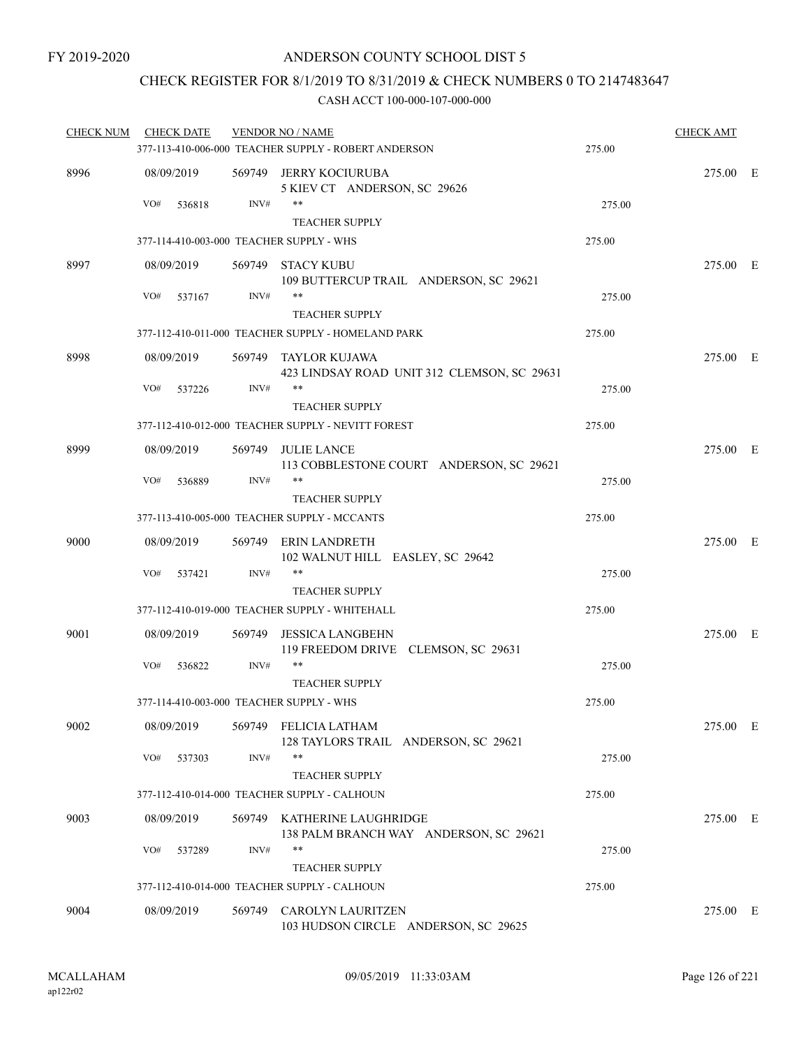FY 2019-2020

# ANDERSON COUNTY SCHOOL DIST 5

## CHECK REGISTER FOR 8/1/2019 TO 8/31/2019 & CHECK NUMBERS 0 TO 2147483647

CASH ACCT 100-000-107-000-000

| CHECK NUM | CHECK DATE | VENDOR NO / NAME | | CHECK AMT | |
|---|---|---|---|---|---|
| | | 377-113-410-006-000 TEACHER SUPPLY - ROBERT ANDERSON | 275.00 | | |
| 8996 | 08/09/2019 | 569749 JERRY KOCIURUBA<br>5 KIEV CT ANDERSON, SC 29626 | | 275.00 | E |
| | VO# 536818 | INV# ** <br>TEACHER SUPPLY | 275.00 | | |
| | | 377-114-410-003-000 TEACHER SUPPLY - WHS | 275.00 | | |
| 8997 | 08/09/2019 | 569749 STACY KUBU<br>109 BUTTERCUP TRAIL ANDERSON, SC 29621 | | 275.00 | E |
| | VO# 537167 | INV# ** <br>TEACHER SUPPLY | 275.00 | | |
| | | 377-112-410-011-000 TEACHER SUPPLY - HOMELAND PARK | 275.00 | | |
| 8998 | 08/09/2019 | 569749 TAYLOR KUJAWA<br>423 LINDSAY ROAD UNIT 312 CLEMSON, SC 29631 | | 275.00 | E |
| | VO# 537226 | INV# ** <br>TEACHER SUPPLY | 275.00 | | |
| | | 377-112-410-012-000 TEACHER SUPPLY - NEVITT FOREST | 275.00 | | |
| 8999 | 08/09/2019 | 569749 JULIE LANCE<br>113 COBBLESTONE COURT ANDERSON, SC 29621 | | 275.00 | E |
| | VO# 536889 | INV# ** <br>TEACHER SUPPLY | 275.00 | | |
| | | 377-113-410-005-000 TEACHER SUPPLY - MCCANTS | 275.00 | | |
| 9000 | 08/09/2019 | 569749 ERIN LANDRETH<br>102 WALNUT HILL EASLEY, SC 29642 | | 275.00 | E |
| | VO# 537421 | INV# ** <br>TEACHER SUPPLY | 275.00 | | |
| | | 377-112-410-019-000 TEACHER SUPPLY - WHITEHALL | 275.00 | | |
| 9001 | 08/09/2019 | 569749 JESSICA LANGBEHN<br>119 FREEDOM DRIVE CLEMSON, SC 29631 | | 275.00 | E |
| | VO# 536822 | INV# ** <br>TEACHER SUPPLY | 275.00 | | |
| | | 377-114-410-003-000 TEACHER SUPPLY - WHS | 275.00 | | |
| 9002 | 08/09/2019 | 569749 FELICIA LATHAM<br>128 TAYLORS TRAIL ANDERSON, SC 29621 | | 275.00 | E |
| | VO# 537303 | INV# ** <br>TEACHER SUPPLY | 275.00 | | |
| | | 377-112-410-014-000 TEACHER SUPPLY - CALHOUN | 275.00 | | |
| 9003 | 08/09/2019 | 569749 KATHERINE LAUGHRIDGE<br>138 PALM BRANCH WAY ANDERSON, SC 29621 | | 275.00 | E |
| | VO# 537289 | INV# ** <br>TEACHER SUPPLY | 275.00 | | |
| | | 377-112-410-014-000 TEACHER SUPPLY - CALHOUN | 275.00 | | |
| 9004 | 08/09/2019 | 569749 CAROLYN LAURITZEN<br>103 HUDSON CIRCLE ANDERSON, SC 29625 | | 275.00 | E |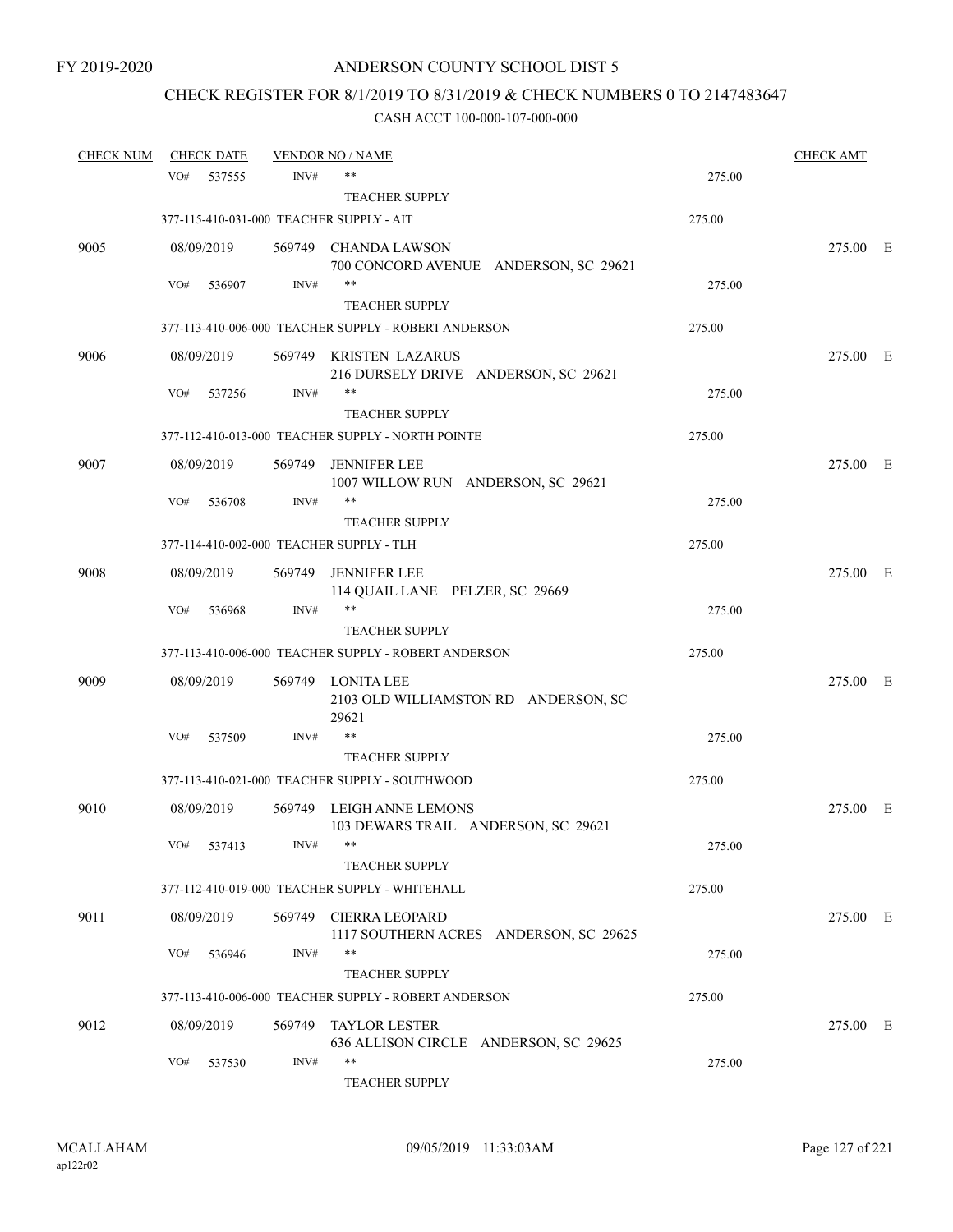FY 2019-2020

# ANDERSON COUNTY SCHOOL DIST 5

## CHECK REGISTER FOR 8/1/2019 TO 8/31/2019 & CHECK NUMBERS 0 TO 2147483647

### CASH ACCT 100-000-107-000-000

| CHECK NUM | CHECK DATE | VENDOR NO / NAME | | CHECK AMT |
|---|---|---|---|---|
| | VO# 537555 INV# | ** | 275.00 | |
| | | TEACHER SUPPLY | | |
| | 377-115-410-031-000 TEACHER SUPPLY - AIT | | 275.00 | |
| 9005 | 08/09/2019 | 569749 CHANDA LAWSON<br>700 CONCORD AVENUE ANDERSON, SC 29621 | | 275.00 E |
| | VO# 536907 INV# | ** | 275.00 | |
| | | TEACHER SUPPLY | | |
| | 377-113-410-006-000 TEACHER SUPPLY - ROBERT ANDERSON | | 275.00 | |
| 9006 | 08/09/2019 | 569749 KRISTEN LAZARUS<br>216 DURSELY DRIVE ANDERSON, SC 29621 | | 275.00 E |
| | VO# 537256 INV# | ** | 275.00 | |
| | | TEACHER SUPPLY | | |
| | 377-112-410-013-000 TEACHER SUPPLY - NORTH POINTE | | 275.00 | |
| 9007 | 08/09/2019 | 569749 JENNIFER LEE<br>1007 WILLOW RUN ANDERSON, SC 29621 | | 275.00 E |
| | VO# 536708 INV# | ** | 275.00 | |
| | | TEACHER SUPPLY | | |
| | 377-114-410-002-000 TEACHER SUPPLY - TLH | | 275.00 | |
| 9008 | 08/09/2019 | 569749 JENNIFER LEE<br>114 QUAIL LANE PELZER, SC 29669 | | 275.00 E |
| | VO# 536968 INV# | ** | 275.00 | |
| | | TEACHER SUPPLY | | |
| | 377-113-410-006-000 TEACHER SUPPLY - ROBERT ANDERSON | | 275.00 | |
| 9009 | 08/09/2019 | 569749 LONITA LEE<br>2103 OLD WILLIAMSTON RD ANDERSON, SC 29621 | | 275.00 E |
| | VO# 537509 INV# | ** | 275.00 | |
| | | TEACHER SUPPLY | | |
| | 377-113-410-021-000 TEACHER SUPPLY - SOUTHWOOD | | 275.00 | |
| 9010 | 08/09/2019 | 569749 LEIGH ANNE LEMONS<br>103 DEWARS TRAIL ANDERSON, SC 29621 | | 275.00 E |
| | VO# 537413 INV# | ** | 275.00 | |
| | | TEACHER SUPPLY | | |
| | 377-112-410-019-000 TEACHER SUPPLY - WHITEHALL | | 275.00 | |
| 9011 | 08/09/2019 | 569749 CIERRA LEOPARD<br>1117 SOUTHERN ACRES ANDERSON, SC 29625 | | 275.00 E |
| | VO# 536946 INV# | ** | 275.00 | |
| | | TEACHER SUPPLY | | |
| | 377-113-410-006-000 TEACHER SUPPLY - ROBERT ANDERSON | | 275.00 | |
| 9012 | 08/09/2019 | 569749 TAYLOR LESTER<br>636 ALLISON CIRCLE ANDERSON, SC 29625 | | 275.00 E |
| | VO# 537530 INV# | ** | 275.00 | |
| | | TEACHER SUPPLY | | |

MCALLAHAM
ap122r02
09/05/2019 11:33:03AM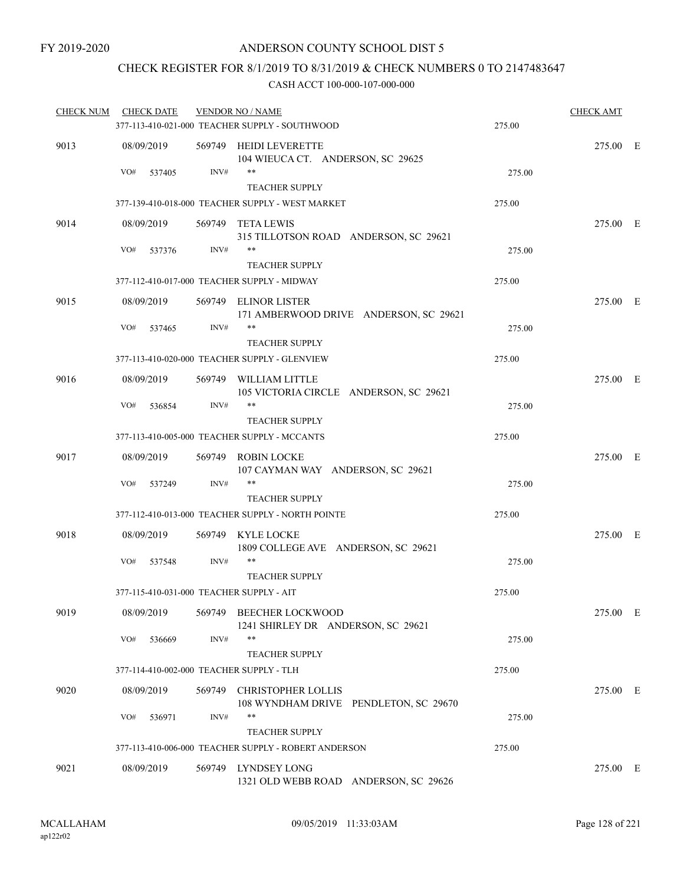# ANDERSON COUNTY SCHOOL DIST 5

## CHECK REGISTER FOR 8/1/2019 TO 8/31/2019 & CHECK NUMBERS 0 TO 2147483647

CASH ACCT 100-000-107-000-000

| CHECK NUM | CHECK DATE | VENDOR NO / NAME | | CHECK AMT |
|---|---|---|---|---|
| | | 377-113-410-021-000 TEACHER SUPPLY - SOUTHWOOD | 275.00 | |
| 9013 | 08/09/2019 | 569749 HEIDI LEVERETTE<br>104 WIEUCA CT. ANDERSON, SC 29625 | | 275.00 E |
| | VO# 537405 | INV# ** TEACHER SUPPLY | 275.00 | |
| | | 377-139-410-018-000 TEACHER SUPPLY - WEST MARKET | 275.00 | |
| 9014 | 08/09/2019 | 569749 TETA LEWIS<br>315 TILLOTSON ROAD ANDERSON, SC 29621 | | 275.00 E |
| | VO# 537376 | INV# ** TEACHER SUPPLY | 275.00 | |
| | | 377-112-410-017-000 TEACHER SUPPLY - MIDWAY | 275.00 | |
| 9015 | 08/09/2019 | 569749 ELINOR LISTER<br>171 AMBERWOOD DRIVE ANDERSON, SC 29621 | | 275.00 E |
| | VO# 537465 | INV# ** TEACHER SUPPLY | 275.00 | |
| | | 377-113-410-020-000 TEACHER SUPPLY - GLENVIEW | 275.00 | |
| 9016 | 08/09/2019 | 569749 WILLIAM LITTLE<br>105 VICTORIA CIRCLE ANDERSON, SC 29621 | | 275.00 E |
| | VO# 536854 | INV# ** TEACHER SUPPLY | 275.00 | |
| | | 377-113-410-005-000 TEACHER SUPPLY - MCCANTS | 275.00 | |
| 9017 | 08/09/2019 | 569749 ROBIN LOCKE<br>107 CAYMAN WAY ANDERSON, SC 29621 | | 275.00 E |
| | VO# 537249 | INV# ** TEACHER SUPPLY | 275.00 | |
| | | 377-112-410-013-000 TEACHER SUPPLY - NORTH POINTE | 275.00 | |
| 9018 | 08/09/2019 | 569749 KYLE LOCKE<br>1809 COLLEGE AVE ANDERSON, SC 29621 | | 275.00 E |
| | VO# 537548 | INV# ** TEACHER SUPPLY | 275.00 | |
| | | 377-115-410-031-000 TEACHER SUPPLY - AIT | 275.00 | |
| 9019 | 08/09/2019 | 569749 BEECHER LOCKWOOD<br>1241 SHIRLEY DR ANDERSON, SC 29621 | | 275.00 E |
| | VO# 536669 | INV# ** TEACHER SUPPLY | 275.00 | |
| | | 377-114-410-002-000 TEACHER SUPPLY - TLH | 275.00 | |
| 9020 | 08/09/2019 | 569749 CHRISTOPHER LOLLIS<br>108 WYNDHAM DRIVE PENDLETON, SC 29670 | | 275.00 E |
| | VO# 536971 | INV# ** TEACHER SUPPLY | 275.00 | |
| | | 377-113-410-006-000 TEACHER SUPPLY - ROBERT ANDERSON | 275.00 | |
| 9021 | 08/09/2019 | 569749 LYNDSEY LONG<br>1321 OLD WEBB ROAD ANDERSON, SC 29626 | | 275.00 E |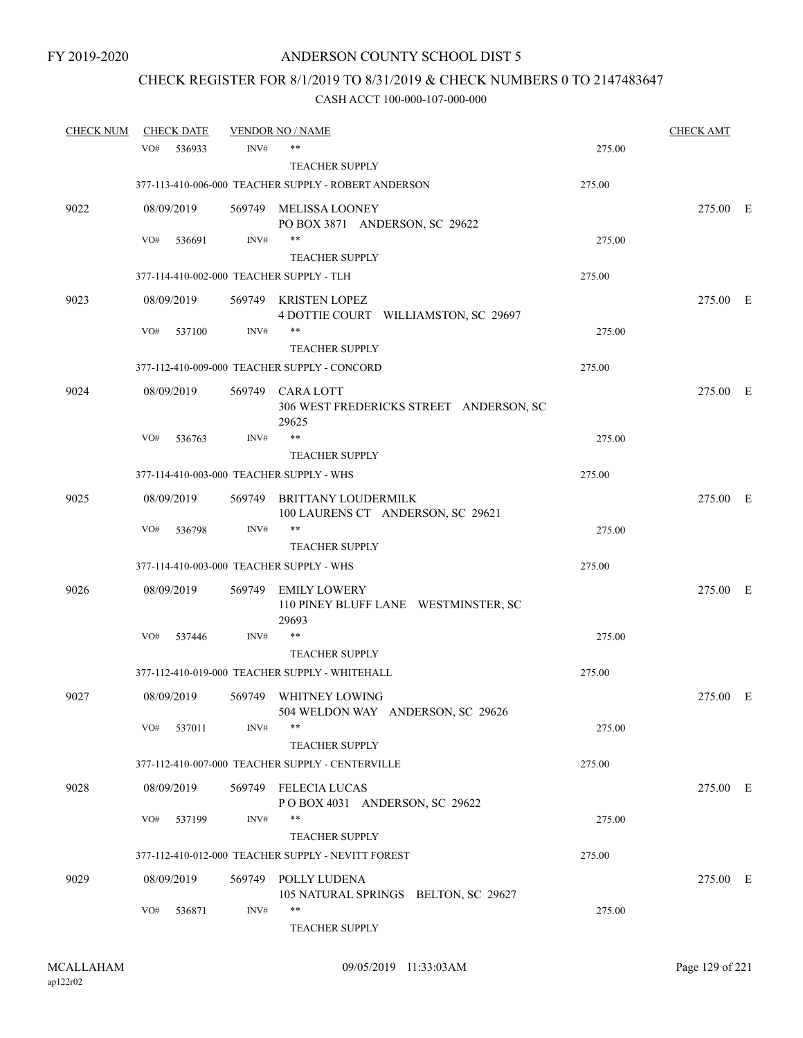FY 2019-2020

ANDERSON COUNTY SCHOOL DIST 5

CHECK REGISTER FOR 8/1/2019 TO 8/31/2019 & CHECK NUMBERS 0 TO 2147483647

CASH ACCT 100-000-107-000-000

| CHECK NUM | CHECK DATE | VENDOR NO / NAME | | CHECK AMT |
|---|---|---|---|---|
| | VO# 536933 INV# | ** <br> TEACHER SUPPLY | 275.00 | |
| | 377-113-410-006-000 TEACHER SUPPLY - ROBERT ANDERSON | | 275.00 | |
| 9022 | 08/09/2019 | 569749 MELISSA LOONEY <br> PO BOX 3871 ANDERSON, SC 29622 | | 275.00 E |
| | VO# 536691 INV# | ** <br> TEACHER SUPPLY | 275.00 | |
| | 377-114-410-002-000 TEACHER SUPPLY - TLH | | 275.00 | |
| 9023 | 08/09/2019 | 569749 KRISTEN LOPEZ <br> 4 DOTTIE COURT WILLIAMSTON, SC 29697 | | 275.00 E |
| | VO# 537100 INV# | ** <br> TEACHER SUPPLY | 275.00 | |
| | 377-112-410-009-000 TEACHER SUPPLY - CONCORD | | 275.00 | |
| 9024 | 08/09/2019 | 569749 CARA LOTT <br> 306 WEST FREDERICKS STREET ANDERSON, SC 29625 | | 275.00 E |
| | VO# 536763 INV# | ** <br> TEACHER SUPPLY | 275.00 | |
| | 377-114-410-003-000 TEACHER SUPPLY - WHS | | 275.00 | |
| 9025 | 08/09/2019 | 569749 BRITTANY LOUDERMILK <br> 100 LAURENS CT ANDERSON, SC 29621 | | 275.00 E |
| | VO# 536798 INV# | ** <br> TEACHER SUPPLY | 275.00 | |
| | 377-114-410-003-000 TEACHER SUPPLY - WHS | | 275.00 | |
| 9026 | 08/09/2019 | 569749 EMILY LOWERY <br> 110 PINEY BLUFF LANE WESTMINSTER, SC 29693 | | 275.00 E |
| | VO# 537446 INV# | ** <br> TEACHER SUPPLY | 275.00 | |
| | 377-112-410-019-000 TEACHER SUPPLY - WHITEHALL | | 275.00 | |
| 9027 | 08/09/2019 | 569749 WHITNEY LOWING <br> 504 WELDON WAY ANDERSON, SC 29626 | | 275.00 E |
| | VO# 537011 INV# | ** <br> TEACHER SUPPLY | 275.00 | |
| | 377-112-410-007-000 TEACHER SUPPLY - CENTERVILLE | | 275.00 | |
| 9028 | 08/09/2019 | 569749 FELECIA LUCAS <br> P O BOX 4031 ANDERSON, SC 29622 | | 275.00 E |
| | VO# 537199 INV# | ** <br> TEACHER SUPPLY | 275.00 | |
| | 377-112-410-012-000 TEACHER SUPPLY - NEVITT FOREST | | 275.00 | |
| 9029 | 08/09/2019 | 569749 POLLY LUDENA <br> 105 NATURAL SPRINGS BELTON, SC 29627 | | 275.00 E |
| | VO# 536871 INV# | ** <br> TEACHER SUPPLY | 275.00 | |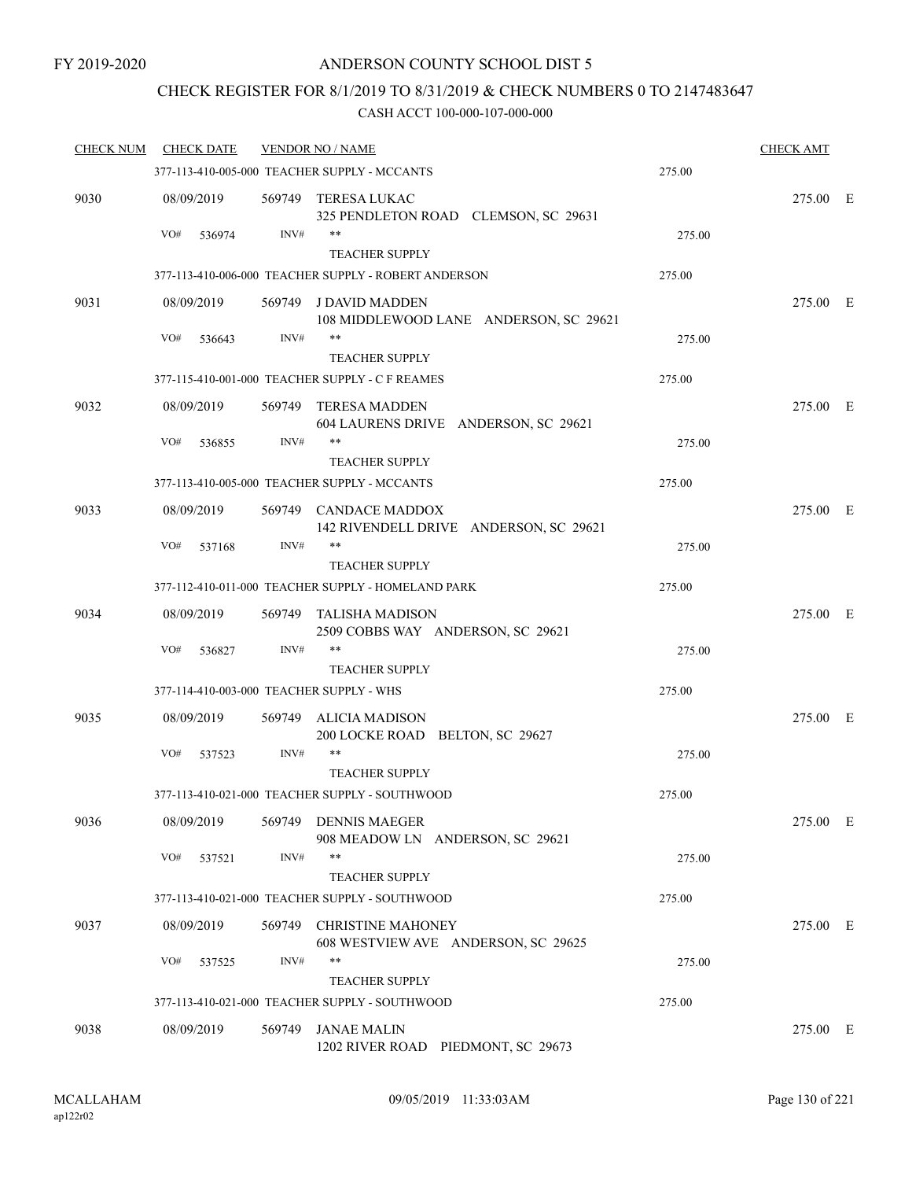FY 2019-2020

# ANDERSON COUNTY SCHOOL DIST 5

## CHECK REGISTER FOR 8/1/2019 TO 8/31/2019 & CHECK NUMBERS 0 TO 2147483647

CASH ACCT 100-000-107-000-000

| CHECK NUM | CHECK DATE | VENDOR NO / NAME | | CHECK AMT | |
|---|---|---|---|---|---|
| | | 377-113-410-005-000 TEACHER SUPPLY - MCCANTS | 275.00 | | |
| 9030 | 08/09/2019 | 569749 TERESA LUKAC<br>325 PENDLETON ROAD CLEMSON, SC 29631 | | 275.00 | E |
| | VO# 536974 | INV# **<br>TEACHER SUPPLY | 275.00 | | |
| | | 377-113-410-006-000 TEACHER SUPPLY - ROBERT ANDERSON | 275.00 | | |
| 9031 | 08/09/2019 | 569749 J DAVID MADDEN<br>108 MIDDLEWOOD LANE ANDERSON, SC 29621 | | 275.00 | E |
| | VO# 536643 | INV# **<br>TEACHER SUPPLY | 275.00 | | |
| | | 377-115-410-001-000 TEACHER SUPPLY - C F REAMES | 275.00 | | |
| 9032 | 08/09/2019 | 569749 TERESA MADDEN<br>604 LAURENS DRIVE ANDERSON, SC 29621 | | 275.00 | E |
| | VO# 536855 | INV# **<br>TEACHER SUPPLY | 275.00 | | |
| | | 377-113-410-005-000 TEACHER SUPPLY - MCCANTS | 275.00 | | |
| 9033 | 08/09/2019 | 569749 CANDACE MADDOX<br>142 RIVENDELL DRIVE ANDERSON, SC 29621 | | 275.00 | E |
| | VO# 537168 | INV# **<br>TEACHER SUPPLY | 275.00 | | |
| | | 377-112-410-011-000 TEACHER SUPPLY - HOMELAND PARK | 275.00 | | |
| 9034 | 08/09/2019 | 569749 TALISHA MADISON<br>2509 COBBS WAY ANDERSON, SC 29621 | | 275.00 | E |
| | VO# 536827 | INV# **<br>TEACHER SUPPLY | 275.00 | | |
| | | 377-114-410-003-000 TEACHER SUPPLY - WHS | 275.00 | | |
| 9035 | 08/09/2019 | 569749 ALICIA MADISON<br>200 LOCKE ROAD BELTON, SC 29627 | | 275.00 | E |
| | VO# 537523 | INV# **<br>TEACHER SUPPLY | 275.00 | | |
| | | 377-113-410-021-000 TEACHER SUPPLY - SOUTHWOOD | 275.00 | | |
| 9036 | 08/09/2019 | 569749 DENNIS MAEGER<br>908 MEADOW LN ANDERSON, SC 29621 | | 275.00 | E |
| | VO# 537521 | INV# **<br>TEACHER SUPPLY | 275.00 | | |
| | | 377-113-410-021-000 TEACHER SUPPLY - SOUTHWOOD | 275.00 | | |
| 9037 | 08/09/2019 | 569749 CHRISTINE MAHONEY<br>608 WESTVIEW AVE ANDERSON, SC 29625 | | 275.00 | E |
| | VO# 537525 | INV# **<br>TEACHER SUPPLY | 275.00 | | |
| | | 377-113-410-021-000 TEACHER SUPPLY - SOUTHWOOD | 275.00 | | |
| 9038 | 08/09/2019 | 569749 JANAE MALIN<br>1202 RIVER ROAD PIEDMONT, SC 29673 | | 275.00 | E |

MCALLAHAM
ap122r02

09/05/2019 11:33:03AM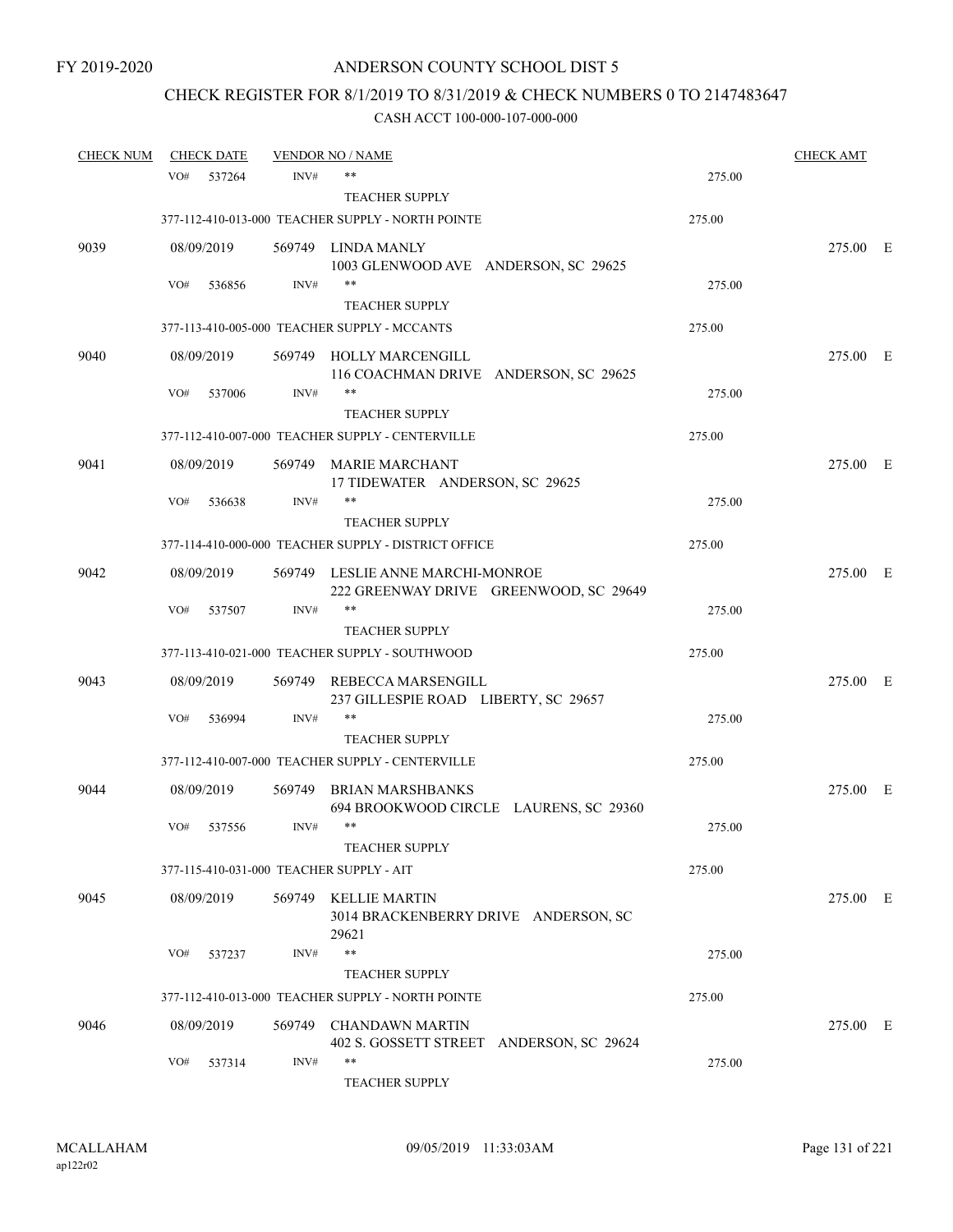FY 2019-2020

# ANDERSON COUNTY SCHOOL DIST 5

## CHECK REGISTER FOR 8/1/2019 TO 8/31/2019 & CHECK NUMBERS 0 TO 2147483647

CASH ACCT 100-000-107-000-000

| CHECK NUM | CHECK DATE | VENDOR NO / NAME | | CHECK AMT | |
|---|---|---|---|---|---|
| | VO# 537264 | INV# ** | 275.00 | | |
| | | TEACHER SUPPLY | | | |
| | | 377-112-410-013-000 TEACHER SUPPLY - NORTH POINTE | 275.00 | | |
| 9039 | 08/09/2019 | 569749 LINDA MANLY<br>1003 GLENWOOD AVE ANDERSON, SC 29625 | | 275.00 | E |
| | VO# 536856 | INV# ** | 275.00 | | |
| | | TEACHER SUPPLY | | | |
| | | 377-113-410-005-000 TEACHER SUPPLY - MCCANTS | 275.00 | | |
| 9040 | 08/09/2019 | 569749 HOLLY MARCENGILL<br>116 COACHMAN DRIVE ANDERSON, SC 29625 | | 275.00 | E |
| | VO# 537006 | INV# ** | 275.00 | | |
| | | TEACHER SUPPLY | | | |
| | | 377-112-410-007-000 TEACHER SUPPLY - CENTERVILLE | 275.00 | | |
| 9041 | 08/09/2019 | 569749 MARIE MARCHANT<br>17 TIDEWATER ANDERSON, SC 29625 | | 275.00 | E |
| | VO# 536638 | INV# ** | 275.00 | | |
| | | TEACHER SUPPLY | | | |
| | | 377-114-410-000-000 TEACHER SUPPLY - DISTRICT OFFICE | 275.00 | | |
| 9042 | 08/09/2019 | 569749 LESLIE ANNE MARCHI-MONROE<br>222 GREENWAY DRIVE GREENWOOD, SC 29649 | | 275.00 | E |
| | VO# 537507 | INV# ** | 275.00 | | |
| | | TEACHER SUPPLY | | | |
| | | 377-113-410-021-000 TEACHER SUPPLY - SOUTHWOOD | 275.00 | | |
| 9043 | 08/09/2019 | 569749 REBECCA MARSENGILL<br>237 GILLESPIE ROAD LIBERTY, SC 29657 | | 275.00 | E |
| | VO# 536994 | INV# ** | 275.00 | | |
| | | TEACHER SUPPLY | | | |
| | | 377-112-410-007-000 TEACHER SUPPLY - CENTERVILLE | 275.00 | | |
| 9044 | 08/09/2019 | 569749 BRIAN MARSHBANKS<br>694 BROOKWOOD CIRCLE LAURENS, SC 29360 | | 275.00 | E |
| | VO# 537556 | INV# ** | 275.00 | | |
| | | TEACHER SUPPLY | | | |
| | | 377-115-410-031-000 TEACHER SUPPLY - AIT | 275.00 | | |
| 9045 | 08/09/2019 | 569749 KELLIE MARTIN<br>3014 BRACKENBERRY DRIVE ANDERSON, SC 29621 | | 275.00 | E |
| | VO# 537237 | INV# ** | 275.00 | | |
| | | TEACHER SUPPLY | | | |
| | | 377-112-410-013-000 TEACHER SUPPLY - NORTH POINTE | 275.00 | | |
| 9046 | 08/09/2019 | 569749 CHANDAWN MARTIN<br>402 S. GOSSETT STREET ANDERSON, SC 29624 | | 275.00 | E |
| | VO# 537314 | INV# ** | 275.00 | | |
| | | TEACHER SUPPLY | | | |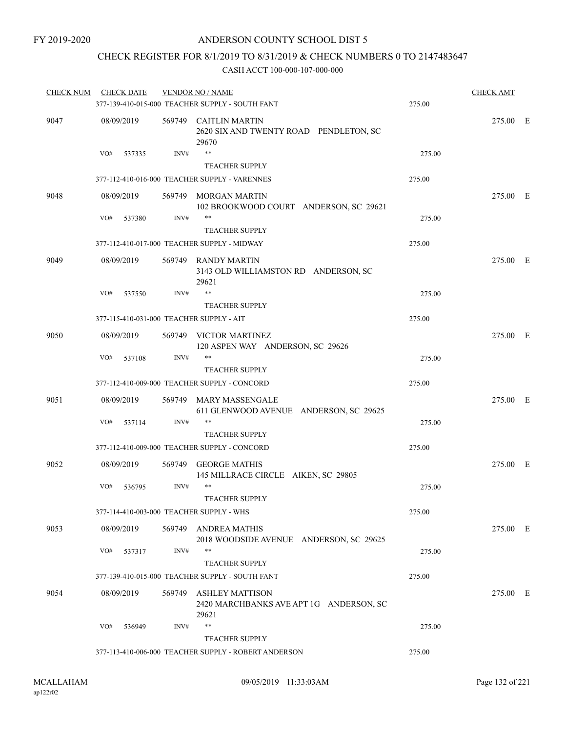FY 2019-2020

# ANDERSON COUNTY SCHOOL DIST 5

## CHECK REGISTER FOR 8/1/2019 TO 8/31/2019 & CHECK NUMBERS 0 TO 2147483647

### CASH ACCT 100-000-107-000-000

| CHECK NUM | CHECK DATE | VENDOR NO / NAME | | CHECK AMT | |
|---|---|---|---|---|---|
| | | 377-139-410-015-000 TEACHER SUPPLY - SOUTH FANT | 275.00 | | |
| 9047 | 08/09/2019 | 569749 CAITLIN MARTIN<br>2620 SIX AND TWENTY ROAD PENDLETON, SC 29670 | | 275.00 | E |
| | VO# 537335 | INV# **<br>TEACHER SUPPLY | 275.00 | | |
| | | 377-112-410-016-000 TEACHER SUPPLY - VARENNES | 275.00 | | |
| 9048 | 08/09/2019 | 569749 MORGAN MARTIN<br>102 BROOKWOOD COURT ANDERSON, SC 29621 | | 275.00 | E |
| | VO# 537380 | INV# **<br>TEACHER SUPPLY | 275.00 | | |
| | | 377-112-410-017-000 TEACHER SUPPLY - MIDWAY | 275.00 | | |
| 9049 | 08/09/2019 | 569749 RANDY MARTIN<br>3143 OLD WILLIAMSTON RD ANDERSON, SC 29621 | | 275.00 | E |
| | VO# 537550 | INV# **<br>TEACHER SUPPLY | 275.00 | | |
| | | 377-115-410-031-000 TEACHER SUPPLY - AIT | 275.00 | | |
| 9050 | 08/09/2019 | 569749 VICTOR MARTINEZ<br>120 ASPEN WAY ANDERSON, SC 29626 | | 275.00 | E |
| | VO# 537108 | INV# **<br>TEACHER SUPPLY | 275.00 | | |
| | | 377-112-410-009-000 TEACHER SUPPLY - CONCORD | 275.00 | | |
| 9051 | 08/09/2019 | 569749 MARY MASSENGALE<br>611 GLENWOOD AVENUE ANDERSON, SC 29625 | | 275.00 | E |
| | VO# 537114 | INV# **<br>TEACHER SUPPLY | 275.00 | | |
| | | 377-112-410-009-000 TEACHER SUPPLY - CONCORD | 275.00 | | |
| 9052 | 08/09/2019 | 569749 GEORGE MATHIS<br>145 MILLRACE CIRCLE AIKEN, SC 29805 | | 275.00 | E |
| | VO# 536795 | INV# **<br>TEACHER SUPPLY | 275.00 | | |
| | | 377-114-410-003-000 TEACHER SUPPLY - WHS | 275.00 | | |
| 9053 | 08/09/2019 | 569749 ANDREA MATHIS<br>2018 WOODSIDE AVENUE ANDERSON, SC 29625 | | 275.00 | E |
| | VO# 537317 | INV# **<br>TEACHER SUPPLY | 275.00 | | |
| | | 377-139-410-015-000 TEACHER SUPPLY - SOUTH FANT | 275.00 | | |
| 9054 | 08/09/2019 | 569749 ASHLEY MATTISON<br>2420 MARCHBANKS AVE APT 1G ANDERSON, SC 29621 | | 275.00 | E |
| | VO# 536949 | INV# **<br>TEACHER SUPPLY | 275.00 | | |
| | | 377-113-410-006-000 TEACHER SUPPLY - ROBERT ANDERSON | 275.00 | | |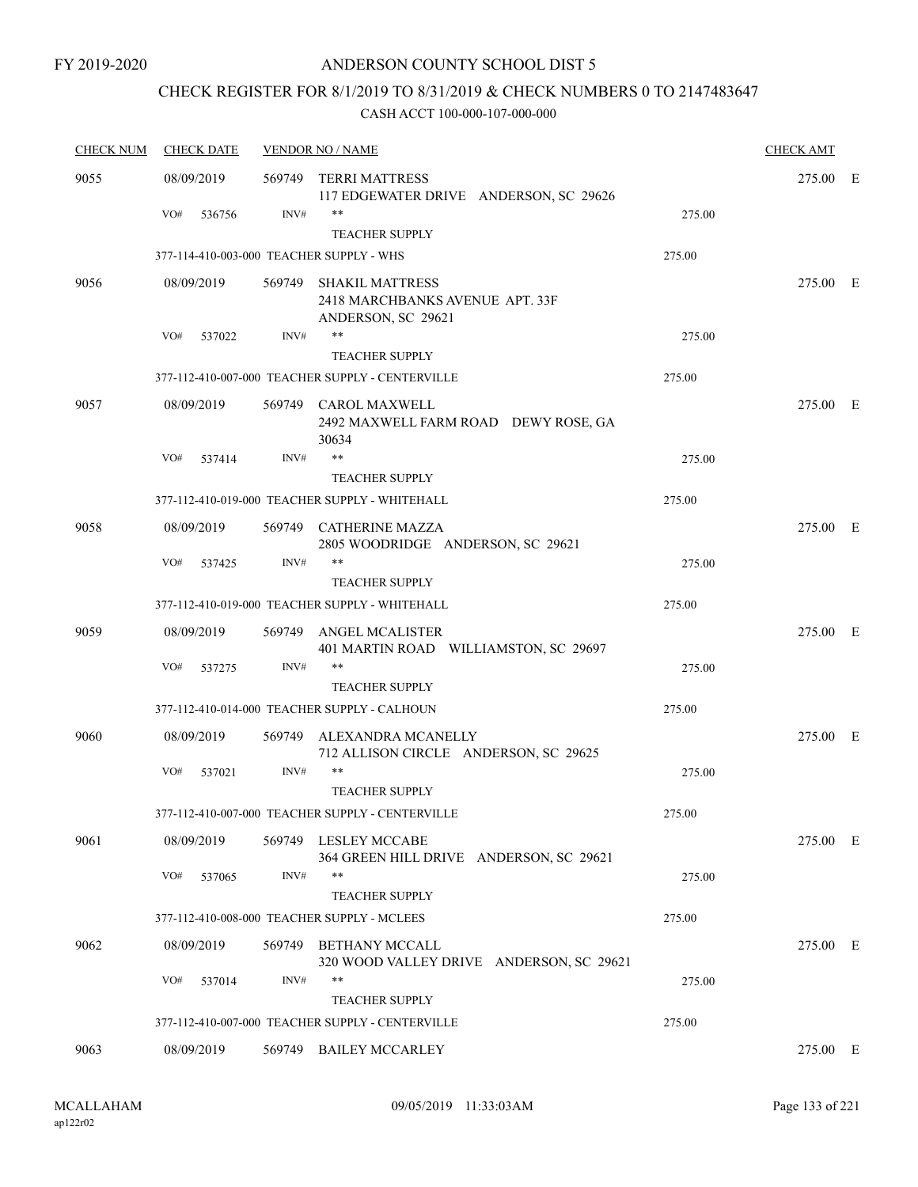FY 2019-2020

# ANDERSON COUNTY SCHOOL DIST 5

## CHECK REGISTER FOR 8/1/2019 TO 8/31/2019 & CHECK NUMBERS 0 TO 2147483647

### CASH ACCT 100-000-107-000-000

| CHECK NUM | CHECK DATE | VENDOR NO / NAME | | CHECK AMT | |
|---|---|---|---|---|---|
| 9055 | 08/09/2019 | 569749 TERRI MATTRESS<br>117 EDGEWATER DRIVE ANDERSON, SC 29626 | | 275.00 | E |
| | VO# 536756 | INV# **<br>TEACHER SUPPLY | 275.00 | | |
| | 377-114-410-003-000 TEACHER SUPPLY - WHS | | 275.00 | | |
| 9056 | 08/09/2019 | 569749 SHAKIL MATTRESS<br>2418 MARCHBANKS AVENUE APT. 33F<br>ANDERSON, SC 29621 | | 275.00 | E |
| | VO# 537022 | INV# **<br>TEACHER SUPPLY | 275.00 | | |
| | 377-112-410-007-000 TEACHER SUPPLY - CENTERVILLE | | 275.00 | | |
| 9057 | 08/09/2019 | 569749 CAROL MAXWELL<br>2492 MAXWELL FARM ROAD DEWY ROSE, GA 30634 | | 275.00 | E |
| | VO# 537414 | INV# **<br>TEACHER SUPPLY | 275.00 | | |
| | 377-112-410-019-000 TEACHER SUPPLY - WHITEHALL | | 275.00 | | |
| 9058 | 08/09/2019 | 569749 CATHERINE MAZZA<br>2805 WOODRIDGE ANDERSON, SC 29621 | | 275.00 | E |
| | VO# 537425 | INV# **<br>TEACHER SUPPLY | 275.00 | | |
| | 377-112-410-019-000 TEACHER SUPPLY - WHITEHALL | | 275.00 | | |
| 9059 | 08/09/2019 | 569749 ANGEL MCALISTER<br>401 MARTIN ROAD WILLIAMSTON, SC 29697 | | 275.00 | E |
| | VO# 537275 | INV# **<br>TEACHER SUPPLY | 275.00 | | |
| | 377-112-410-014-000 TEACHER SUPPLY - CALHOUN | | 275.00 | | |
| 9060 | 08/09/2019 | 569749 ALEXANDRA MCANELLY<br>712 ALLISON CIRCLE ANDERSON, SC 29625 | | 275.00 | E |
| | VO# 537021 | INV# **<br>TEACHER SUPPLY | 275.00 | | |
| | 377-112-410-007-000 TEACHER SUPPLY - CENTERVILLE | | 275.00 | | |
| 9061 | 08/09/2019 | 569749 LESLEY MCCABE<br>364 GREEN HILL DRIVE ANDERSON, SC 29621 | | 275.00 | E |
| | VO# 537065 | INV# **<br>TEACHER SUPPLY | 275.00 | | |
| | 377-112-410-008-000 TEACHER SUPPLY - MCLEES | | 275.00 | | |
| 9062 | 08/09/2019 | 569749 BETHANY MCCALL<br>320 WOOD VALLEY DRIVE ANDERSON, SC 29621 | | 275.00 | E |
| | VO# 537014 | INV# **<br>TEACHER SUPPLY | 275.00 | | |
| | 377-112-410-007-000 TEACHER SUPPLY - CENTERVILLE | | 275.00 | | |
| 9063 | 08/09/2019 | 569749 BAILEY MCCARLEY | | 275.00 | E |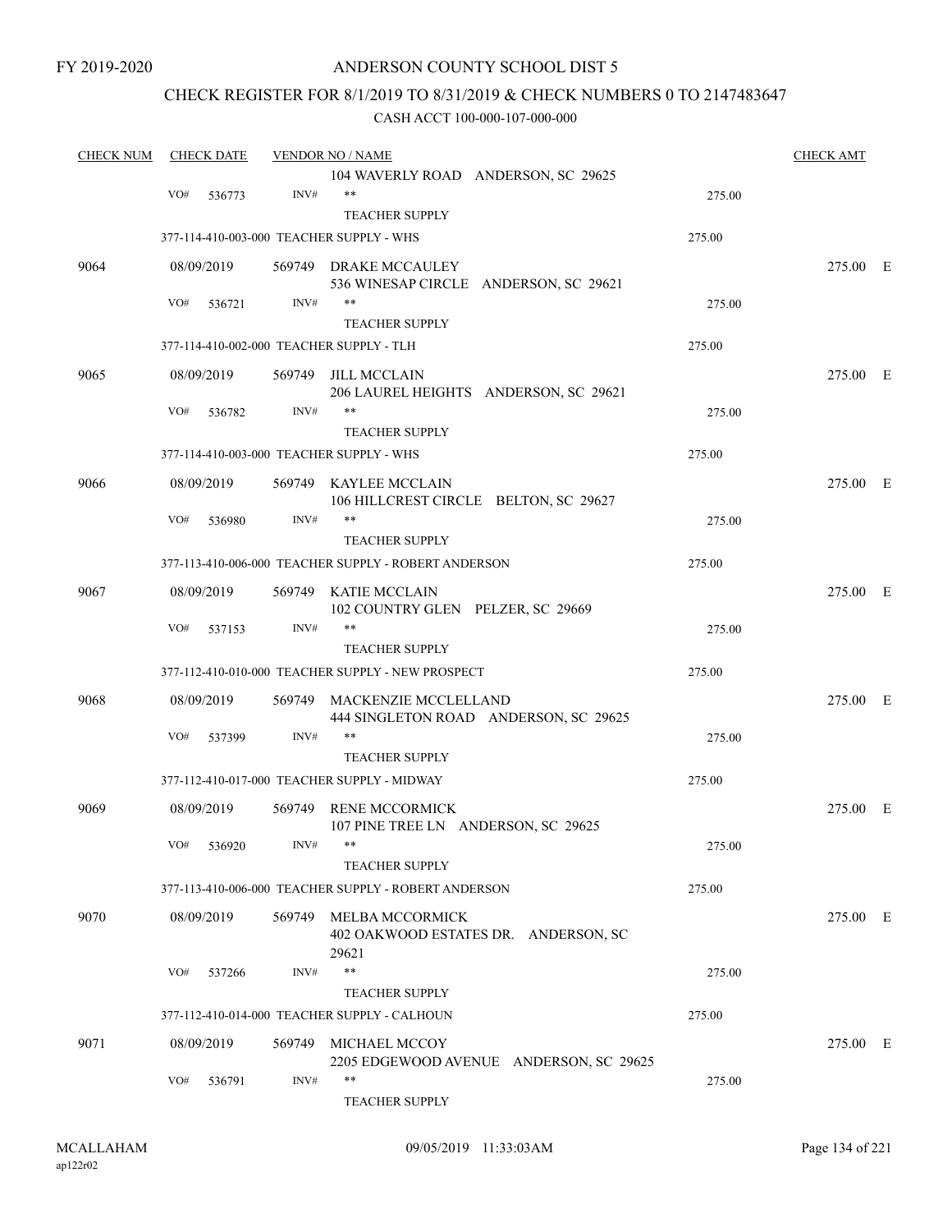FY 2019-2020

# ANDERSON COUNTY SCHOOL DIST 5

## CHECK REGISTER FOR 8/1/2019 TO 8/31/2019 & CHECK NUMBERS 0 TO 2147483647

CASH ACCT 100-000-107-000-000

| CHECK NUM | CHECK DATE | VENDOR NO / NAME | | CHECK AMT |
|---|---|---|---|---|
| | | 104 WAVERLY ROAD ANDERSON, SC 29625 | | |
| | VO# 536773 | INV# ** | 275.00 | |
| | | TEACHER SUPPLY | | |
| | 377-114-410-003-000 TEACHER SUPPLY - WHS | | 275.00 | |
| 9064 | 08/09/2019 | 569749 DRAKE MCCAULEY<br>536 WINESAP CIRCLE ANDERSON, SC 29621 | | 275.00 E |
| | VO# 536721 | INV# ** | 275.00 | |
| | | TEACHER SUPPLY | | |
| | 377-114-410-002-000 TEACHER SUPPLY - TLH | | 275.00 | |
| 9065 | 08/09/2019 | 569749 JILL MCCLAIN<br>206 LAUREL HEIGHTS ANDERSON, SC 29621 | | 275.00 E |
| | VO# 536782 | INV# ** | 275.00 | |
| | | TEACHER SUPPLY | | |
| | 377-114-410-003-000 TEACHER SUPPLY - WHS | | 275.00 | |
| 9066 | 08/09/2019 | 569749 KAYLEE MCCLAIN<br>106 HILLCREST CIRCLE BELTON, SC 29627 | | 275.00 E |
| | VO# 536980 | INV# ** | 275.00 | |
| | | TEACHER SUPPLY | | |
| | 377-113-410-006-000 TEACHER SUPPLY - ROBERT ANDERSON | | 275.00 | |
| 9067 | 08/09/2019 | 569749 KATIE MCCLAIN<br>102 COUNTRY GLEN PELZER, SC 29669 | | 275.00 E |
| | VO# 537153 | INV# ** | 275.00 | |
| | | TEACHER SUPPLY | | |
| | 377-112-410-010-000 TEACHER SUPPLY - NEW PROSPECT | | 275.00 | |
| 9068 | 08/09/2019 | 569749 MACKENZIE MCCLELLAND<br>444 SINGLETON ROAD ANDERSON, SC 29625 | | 275.00 E |
| | VO# 537399 | INV# ** | 275.00 | |
| | | TEACHER SUPPLY | | |
| | 377-112-410-017-000 TEACHER SUPPLY - MIDWAY | | 275.00 | |
| 9069 | 08/09/2019 | 569749 RENE MCCORMICK<br>107 PINE TREE LN ANDERSON, SC 29625 | | 275.00 E |
| | VO# 536920 | INV# ** | 275.00 | |
| | | TEACHER SUPPLY | | |
| | 377-113-410-006-000 TEACHER SUPPLY - ROBERT ANDERSON | | 275.00 | |
| 9070 | 08/09/2019 | 569749 MELBA MCCORMICK<br>402 OAKWOOD ESTATES DR. ANDERSON, SC 29621 | | 275.00 E |
| | VO# 537266 | INV# ** | 275.00 | |
| | | TEACHER SUPPLY | | |
| | 377-112-410-014-000 TEACHER SUPPLY - CALHOUN | | 275.00 | |
| 9071 | 08/09/2019 | 569749 MICHAEL MCCOY<br>2205 EDGEWOOD AVENUE ANDERSON, SC 29625 | | 275.00 E |
| | VO# 536791 | INV# ** | 275.00 | |
| | | TEACHER SUPPLY | | |

MCALLAHAM
ap122r02

09/05/2019 11:33:03AM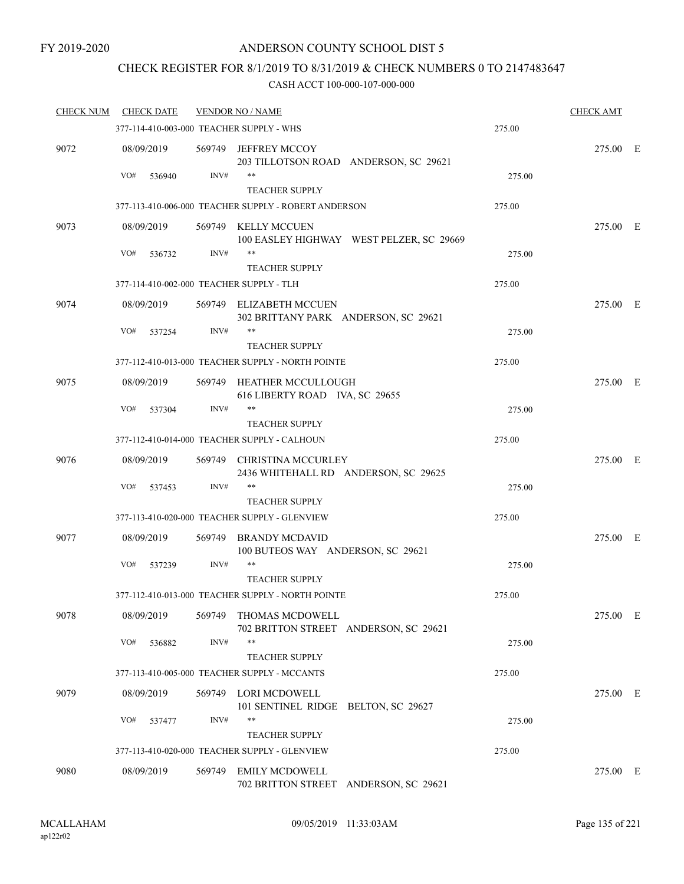FY 2019-2020

# ANDERSON COUNTY SCHOOL DIST 5

## CHECK REGISTER FOR 8/1/2019 TO 8/31/2019 & CHECK NUMBERS 0 TO 2147483647

### CASH ACCT 100-000-107-000-000

| CHECK NUM | CHECK DATE | VENDOR NO / NAME | | CHECK AMT |
|---|---|---|---|---|
| | 377-114-410-003-000 TEACHER SUPPLY - WHS | | 275.00 | |
| 9072 | 08/09/2019 | 569749 JEFFREY MCCOY<br>203 TILLOTSON ROAD ANDERSON, SC 29621 | | 275.00 E |
| | VO# 536940 | INV# **<br>TEACHER SUPPLY | 275.00 | |
| | 377-113-410-006-000 TEACHER SUPPLY - ROBERT ANDERSON | | 275.00 | |
| 9073 | 08/09/2019 | 569749 KELLY MCCUEN<br>100 EASLEY HIGHWAY WEST PELZER, SC 29669 | | 275.00 E |
| | VO# 536732 | INV# **<br>TEACHER SUPPLY | 275.00 | |
| | 377-114-410-002-000 TEACHER SUPPLY - TLH | | 275.00 | |
| 9074 | 08/09/2019 | 569749 ELIZABETH MCCUEN<br>302 BRITTANY PARK ANDERSON, SC 29621 | | 275.00 E |
| | VO# 537254 | INV# **<br>TEACHER SUPPLY | 275.00 | |
| | 377-112-410-013-000 TEACHER SUPPLY - NORTH POINTE | | 275.00 | |
| 9075 | 08/09/2019 | 569749 HEATHER MCCULLOUGH<br>616 LIBERTY ROAD IVA, SC 29655 | | 275.00 E |
| | VO# 537304 | INV# **<br>TEACHER SUPPLY | 275.00 | |
| | 377-112-410-014-000 TEACHER SUPPLY - CALHOUN | | 275.00 | |
| 9076 | 08/09/2019 | 569749 CHRISTINA MCCURLEY<br>2436 WHITEHALL RD ANDERSON, SC 29625 | | 275.00 E |
| | VO# 537453 | INV# **<br>TEACHER SUPPLY | 275.00 | |
| | 377-113-410-020-000 TEACHER SUPPLY - GLENVIEW | | 275.00 | |
| 9077 | 08/09/2019 | 569749 BRANDY MCDAVID<br>100 BUTEOS WAY ANDERSON, SC 29621 | | 275.00 E |
| | VO# 537239 | INV# **<br>TEACHER SUPPLY | 275.00 | |
| | 377-112-410-013-000 TEACHER SUPPLY - NORTH POINTE | | 275.00 | |
| 9078 | 08/09/2019 | 569749 THOMAS MCDOWELL<br>702 BRITTON STREET ANDERSON, SC 29621 | | 275.00 E |
| | VO# 536882 | INV# **<br>TEACHER SUPPLY | 275.00 | |
| | 377-113-410-005-000 TEACHER SUPPLY - MCCANTS | | 275.00 | |
| 9079 | 08/09/2019 | 569749 LORI MCDOWELL<br>101 SENTINEL RIDGE BELTON, SC 29627 | | 275.00 E |
| | VO# 537477 | INV# **<br>TEACHER SUPPLY | 275.00 | |
| | 377-113-410-020-000 TEACHER SUPPLY - GLENVIEW | | 275.00 | |
| 9080 | 08/09/2019 | 569749 EMILY MCDOWELL<br>702 BRITTON STREET ANDERSON, SC 29621 | | 275.00 E |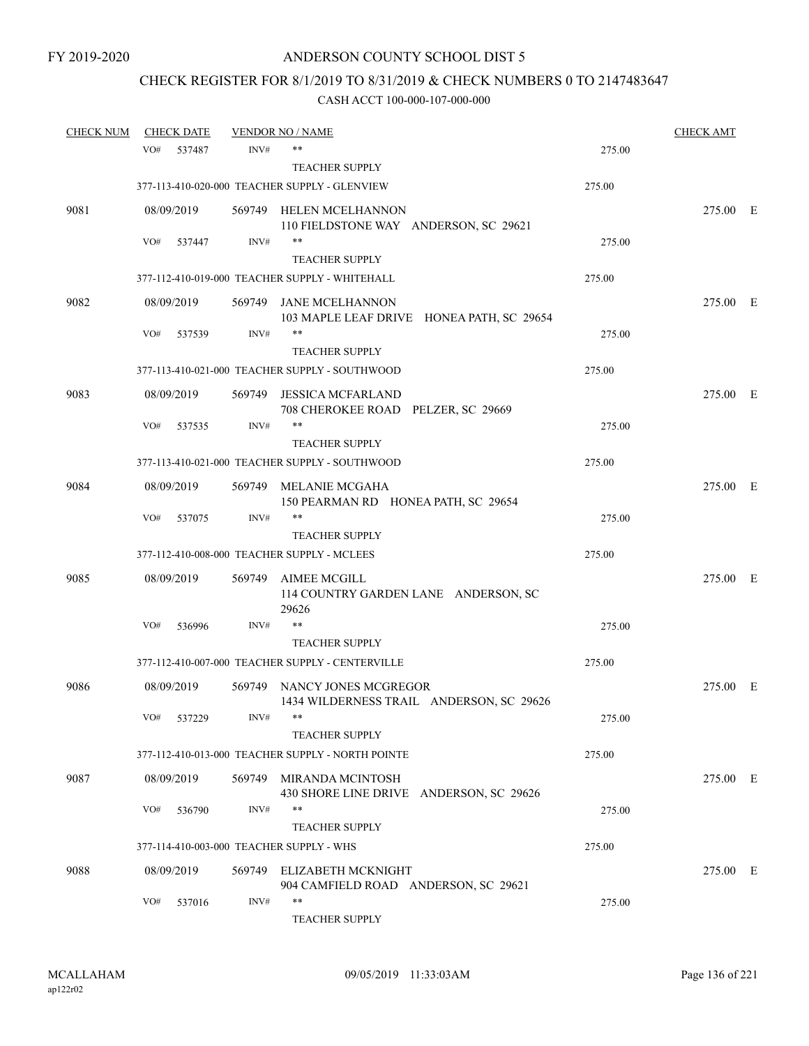FY 2019-2020

# ANDERSON COUNTY SCHOOL DIST 5

## CHECK REGISTER FOR 8/1/2019 TO 8/31/2019 & CHECK NUMBERS 0 TO 2147483647

### CASH ACCT 100-000-107-000-000

| CHECK NUM | CHECK DATE | VENDOR NO / NAME | | CHECK AMT | |
|---|---|---|---|---|---|
| | VO# 537487 | INV# ** TEACHER SUPPLY | 275.00 | | |
| | 377-113-410-020-000 TEACHER SUPPLY - GLENVIEW | | 275.00 | | |
| 9081 | 08/09/2019 | 569749 HELEN MCELHANNON 110 FIELDSTONE WAY ANDERSON, SC 29621 | | 275.00 | E |
| | VO# 537447 | INV# ** TEACHER SUPPLY | 275.00 | | |
| | 377-112-410-019-000 TEACHER SUPPLY - WHITEHALL | | 275.00 | | |
| 9082 | 08/09/2019 | 569749 JANE MCELHANNON 103 MAPLE LEAF DRIVE HONEA PATH, SC 29654 | | 275.00 | E |
| | VO# 537539 | INV# ** TEACHER SUPPLY | 275.00 | | |
| | 377-113-410-021-000 TEACHER SUPPLY - SOUTHWOOD | | 275.00 | | |
| 9083 | 08/09/2019 | 569749 JESSICA MCFARLAND 708 CHEROKEE ROAD PELZER, SC 29669 | | 275.00 | E |
| | VO# 537535 | INV# ** TEACHER SUPPLY | 275.00 | | |
| | 377-113-410-021-000 TEACHER SUPPLY - SOUTHWOOD | | 275.00 | | |
| 9084 | 08/09/2019 | 569749 MELANIE MCGAHA 150 PEARMAN RD HONEA PATH, SC 29654 | | 275.00 | E |
| | VO# 537075 | INV# ** TEACHER SUPPLY | 275.00 | | |
| | 377-112-410-008-000 TEACHER SUPPLY - MCLEES | | 275.00 | | |
| 9085 | 08/09/2019 | 569749 AIMEE MCGILL 114 COUNTRY GARDEN LANE ANDERSON, SC 29626 | | 275.00 | E |
| | VO# 536996 | INV# ** TEACHER SUPPLY | 275.00 | | |
| | 377-112-410-007-000 TEACHER SUPPLY - CENTERVILLE | | 275.00 | | |
| 9086 | 08/09/2019 | 569749 NANCY JONES MCGREGOR 1434 WILDERNESS TRAIL ANDERSON, SC 29626 | | 275.00 | E |
| | VO# 537229 | INV# ** TEACHER SUPPLY | 275.00 | | |
| | 377-112-410-013-000 TEACHER SUPPLY - NORTH POINTE | | 275.00 | | |
| 9087 | 08/09/2019 | 569749 MIRANDA MCINTOSH 430 SHORE LINE DRIVE ANDERSON, SC 29626 | | 275.00 | E |
| | VO# 536790 | INV# ** TEACHER SUPPLY | 275.00 | | |
| | 377-114-410-003-000 TEACHER SUPPLY - WHS | | 275.00 | | |
| 9088 | 08/09/2019 | 569749 ELIZABETH MCKNIGHT 904 CAMFIELD ROAD ANDERSON, SC 29621 | | 275.00 | E |
| | VO# 537016 | INV# ** TEACHER SUPPLY | 275.00 | | |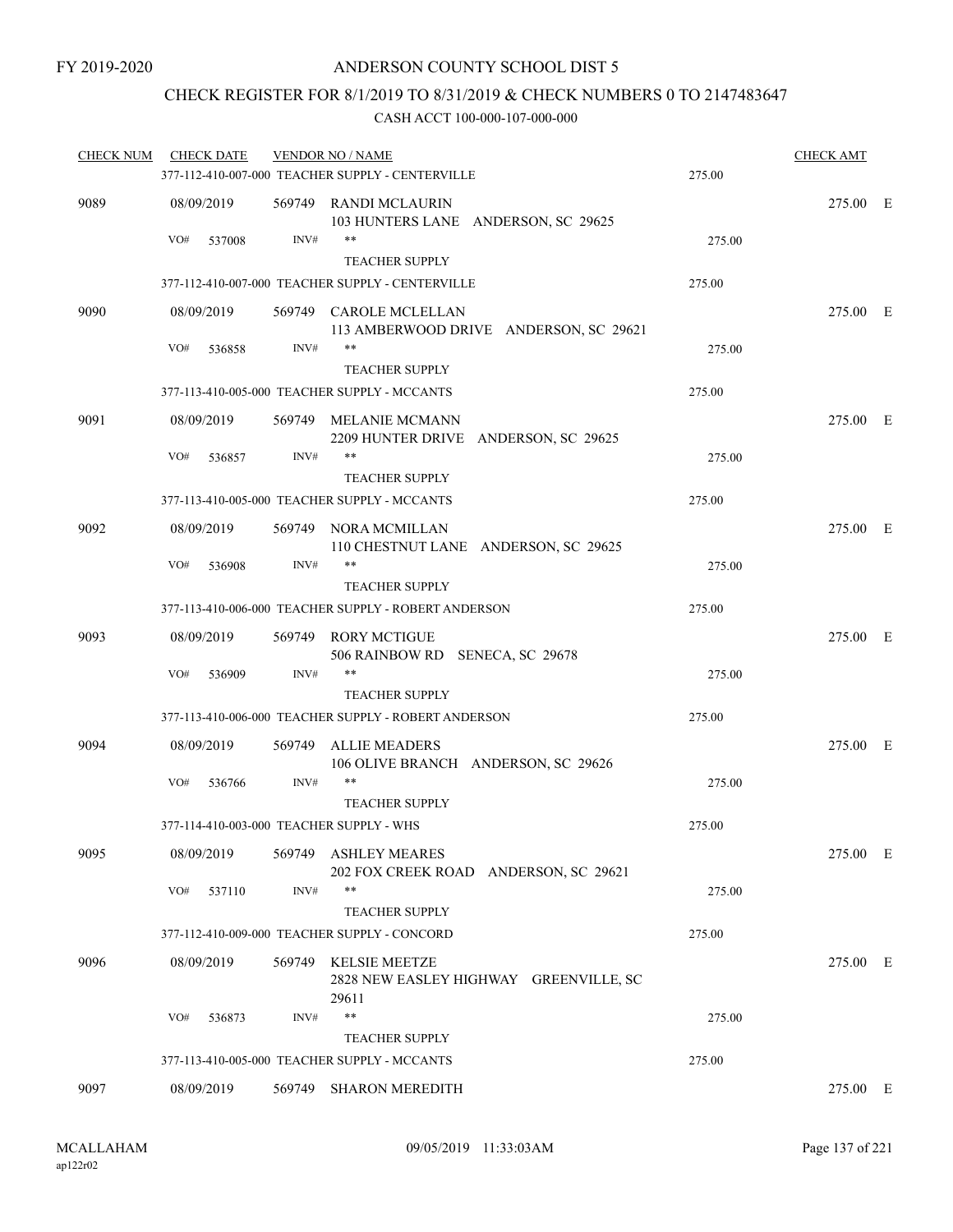FY 2019-2020

ANDERSON COUNTY SCHOOL DIST 5

CHECK REGISTER FOR 8/1/2019 TO 8/31/2019 & CHECK NUMBERS 0 TO 2147483647

CASH ACCT 100-000-107-000-000

| CHECK NUM | CHECK DATE | VENDOR NO / NAME | | CHECK AMT | |
|---|---|---|---|---|---|
| | | 377-112-410-007-000 TEACHER SUPPLY - CENTERVILLE | 275.00 | | |
| 9089 | 08/09/2019 | 569749 RANDI MCLAURIN<br>103 HUNTERS LANE ANDERSON, SC 29625 | | 275.00 | E |
| | VO# 537008 | INV# **<br>TEACHER SUPPLY | 275.00 | | |
| | | 377-112-410-007-000 TEACHER SUPPLY - CENTERVILLE | 275.00 | | |
| 9090 | 08/09/2019 | 569749 CAROLE MCLELLAN<br>113 AMBERWOOD DRIVE ANDERSON, SC 29621 | | 275.00 | E |
| | VO# 536858 | INV# **<br>TEACHER SUPPLY | 275.00 | | |
| | | 377-113-410-005-000 TEACHER SUPPLY - MCCANTS | 275.00 | | |
| 9091 | 08/09/2019 | 569749 MELANIE MCMANN<br>2209 HUNTER DRIVE ANDERSON, SC 29625 | | 275.00 | E |
| | VO# 536857 | INV# **<br>TEACHER SUPPLY | 275.00 | | |
| | | 377-113-410-005-000 TEACHER SUPPLY - MCCANTS | 275.00 | | |
| 9092 | 08/09/2019 | 569749 NORA MCMILLAN<br>110 CHESTNUT LANE ANDERSON, SC 29625 | | 275.00 | E |
| | VO# 536908 | INV# **<br>TEACHER SUPPLY | 275.00 | | |
| | | 377-113-410-006-000 TEACHER SUPPLY - ROBERT ANDERSON | 275.00 | | |
| 9093 | 08/09/2019 | 569749 RORY MCTIGUE<br>506 RAINBOW RD SENECA, SC 29678 | | 275.00 | E |
| | VO# 536909 | INV# **<br>TEACHER SUPPLY | 275.00 | | |
| | | 377-113-410-006-000 TEACHER SUPPLY - ROBERT ANDERSON | 275.00 | | |
| 9094 | 08/09/2019 | 569749 ALLIE MEADERS<br>106 OLIVE BRANCH ANDERSON, SC 29626 | | 275.00 | E |
| | VO# 536766 | INV# **<br>TEACHER SUPPLY | 275.00 | | |
| | | 377-114-410-003-000 TEACHER SUPPLY - WHS | 275.00 | | |
| 9095 | 08/09/2019 | 569749 ASHLEY MEARES<br>202 FOX CREEK ROAD ANDERSON, SC 29621 | | 275.00 | E |
| | VO# 537110 | INV# **<br>TEACHER SUPPLY | 275.00 | | |
| | | 377-112-410-009-000 TEACHER SUPPLY - CONCORD | 275.00 | | |
| 9096 | 08/09/2019 | 569749 KELSIE MEETZE<br>2828 NEW EASLEY HIGHWAY GREENVILLE, SC 29611 | | 275.00 | E |
| | VO# 536873 | INV# **<br>TEACHER SUPPLY | 275.00 | | |
| | | 377-113-410-005-000 TEACHER SUPPLY - MCCANTS | 275.00 | | |
| 9097 | 08/09/2019 | 569749 SHARON MEREDITH | | 275.00 | E |

MCALLAHAM
ap122r02

09/05/2019 11:33:03AM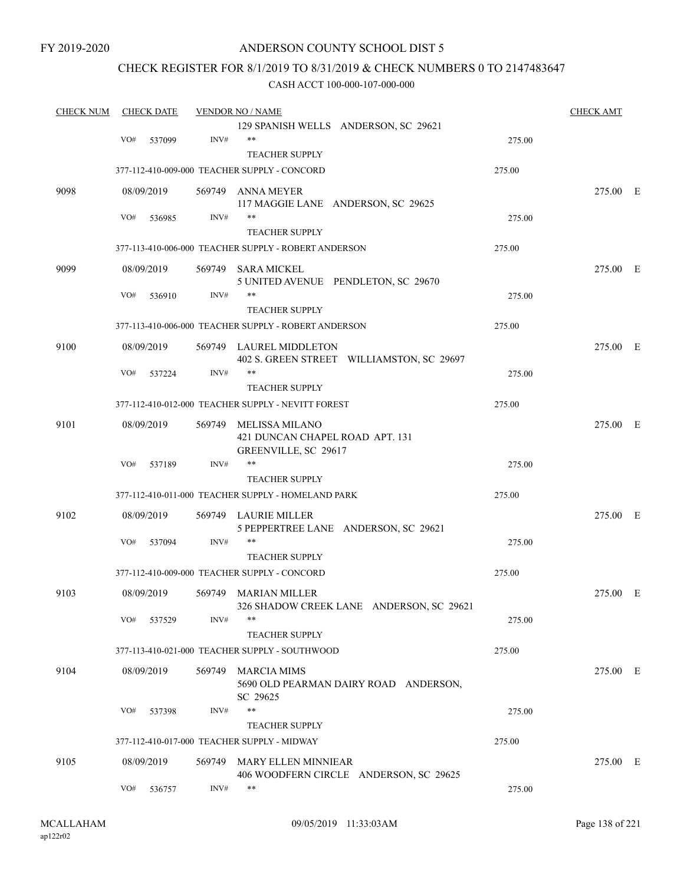FY 2019-2020

# ANDERSON COUNTY SCHOOL DIST 5

## CHECK REGISTER FOR 8/1/2019 TO 8/31/2019 & CHECK NUMBERS 0 TO 2147483647

### CASH ACCT 100-000-107-000-000

| CHECK NUM | CHECK DATE | VENDOR NO / NAME | | CHECK AMT |
|---|---|---|---|---|
| | | 129 SPANISH WELLS ANDERSON, SC 29621 | | |
| | VO# 537099 INV# | ** | 275.00 | |
| | | TEACHER SUPPLY | | |
| | | 377-112-410-009-000 TEACHER SUPPLY - CONCORD | 275.00 | |
| 9098 | 08/09/2019 | 569749 ANNA MEYER<br>117 MAGGIE LANE ANDERSON, SC 29625 | | 275.00 E |
| | VO# 536985 INV# | ** | 275.00 | |
| | | TEACHER SUPPLY | | |
| | | 377-113-410-006-000 TEACHER SUPPLY - ROBERT ANDERSON | 275.00 | |
| 9099 | 08/09/2019 | 569749 SARA MICKEL<br>5 UNITED AVENUE PENDLETON, SC 29670 | | 275.00 E |
| | VO# 536910 INV# | ** | 275.00 | |
| | | TEACHER SUPPLY | | |
| | | 377-113-410-006-000 TEACHER SUPPLY - ROBERT ANDERSON | 275.00 | |
| 9100 | 08/09/2019 | 569749 LAUREL MIDDLETON<br>402 S. GREEN STREET WILLIAMSTON, SC 29697 | | 275.00 E |
| | VO# 537224 INV# | ** | 275.00 | |
| | | TEACHER SUPPLY | | |
| | | 377-112-410-012-000 TEACHER SUPPLY - NEVITT FOREST | 275.00 | |
| 9101 | 08/09/2019 | 569749 MELISSA MILANO<br>421 DUNCAN CHAPEL ROAD APT. 131<br>GREENVILLE, SC 29617 | | 275.00 E |
| | VO# 537189 INV# | ** | 275.00 | |
| | | TEACHER SUPPLY | | |
| | | 377-112-410-011-000 TEACHER SUPPLY - HOMELAND PARK | 275.00 | |
| 9102 | 08/09/2019 | 569749 LAURIE MILLER<br>5 PEPPERTREE LANE ANDERSON, SC 29621 | | 275.00 E |
| | VO# 537094 INV# | ** | 275.00 | |
| | | TEACHER SUPPLY | | |
| | | 377-112-410-009-000 TEACHER SUPPLY - CONCORD | 275.00 | |
| 9103 | 08/09/2019 | 569749 MARIAN MILLER<br>326 SHADOW CREEK LANE ANDERSON, SC 29621 | | 275.00 E |
| | VO# 537529 INV# | ** | 275.00 | |
| | | TEACHER SUPPLY | | |
| | | 377-113-410-021-000 TEACHER SUPPLY - SOUTHWOOD | 275.00 | |
| 9104 | 08/09/2019 | 569749 MARCIA MIMS<br>5690 OLD PEARMAN DAIRY ROAD ANDERSON, SC 29625 | | 275.00 E |
| | VO# 537398 INV# | ** | 275.00 | |
| | | TEACHER SUPPLY | | |
| | | 377-112-410-017-000 TEACHER SUPPLY - MIDWAY | 275.00 | |
| 9105 | 08/09/2019 | 569749 MARY ELLEN MINNIEAR<br>406 WOODFERN CIRCLE ANDERSON, SC 29625 | | 275.00 E |
| | VO# 536757 INV# | ** | 275.00 | |

MCALLAHAM
ap122r02

09/05/2019 11:33:03AM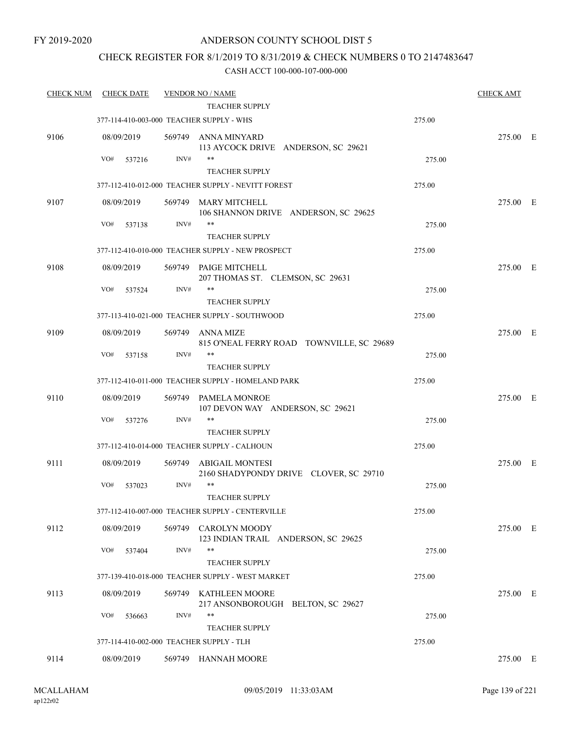FY 2019-2020

# ANDERSON COUNTY SCHOOL DIST 5

## CHECK REGISTER FOR 8/1/2019 TO 8/31/2019 & CHECK NUMBERS 0 TO 2147483647

CASH ACCT 100-000-107-000-000

| CHECK NUM | CHECK DATE | VENDOR NO / NAME | | CHECK AMT |
|---|---|---|---|---|
| | | TEACHER SUPPLY | | |
| | 377-114-410-003-000 TEACHER SUPPLY - WHS | | 275.00 | |
| 9106 | 08/09/2019 | 569749 ANNA MINYARD<br>113 AYCOCK DRIVE ANDERSON, SC 29621 | | 275.00 E |
| | VO# 537216 | INV# ** | 275.00 | |
| | | TEACHER SUPPLY | | |
| | 377-112-410-012-000 TEACHER SUPPLY - NEVITT FOREST | | 275.00 | |
| 9107 | 08/09/2019 | 569749 MARY MITCHELL<br>106 SHANNON DRIVE ANDERSON, SC 29625 | | 275.00 E |
| | VO# 537138 | INV# ** | 275.00 | |
| | | TEACHER SUPPLY | | |
| | 377-112-410-010-000 TEACHER SUPPLY - NEW PROSPECT | | 275.00 | |
| 9108 | 08/09/2019 | 569749 PAIGE MITCHELL<br>207 THOMAS ST. CLEMSON, SC 29631 | | 275.00 E |
| | VO# 537524 | INV# ** | 275.00 | |
| | | TEACHER SUPPLY | | |
| | 377-113-410-021-000 TEACHER SUPPLY - SOUTHWOOD | | 275.00 | |
| 9109 | 08/09/2019 | 569749 ANNA MIZE<br>815 O'NEAL FERRY ROAD TOWNVILLE, SC 29689 | | 275.00 E |
| | VO# 537158 | INV# ** | 275.00 | |
| | | TEACHER SUPPLY | | |
| | 377-112-410-011-000 TEACHER SUPPLY - HOMELAND PARK | | 275.00 | |
| 9110 | 08/09/2019 | 569749 PAMELA MONROE<br>107 DEVON WAY ANDERSON, SC 29621 | | 275.00 E |
| | VO# 537276 | INV# ** | 275.00 | |
| | | TEACHER SUPPLY | | |
| | 377-112-410-014-000 TEACHER SUPPLY - CALHOUN | | 275.00 | |
| 9111 | 08/09/2019 | 569749 ABIGAIL MONTESI<br>2160 SHADYPONDY DRIVE CLOVER, SC 29710 | | 275.00 E |
| | VO# 537023 | INV# ** | 275.00 | |
| | | TEACHER SUPPLY | | |
| | 377-112-410-007-000 TEACHER SUPPLY - CENTERVILLE | | 275.00 | |
| 9112 | 08/09/2019 | 569749 CAROLYN MOODY<br>123 INDIAN TRAIL ANDERSON, SC 29625 | | 275.00 E |
| | VO# 537404 | INV# ** | 275.00 | |
| | | TEACHER SUPPLY | | |
| | 377-139-410-018-000 TEACHER SUPPLY - WEST MARKET | | 275.00 | |
| 9113 | 08/09/2019 | 569749 KATHLEEN MOORE<br>217 ANSONBOROUGH BELTON, SC 29627 | | 275.00 E |
| | VO# 536663 | INV# ** | 275.00 | |
| | | TEACHER SUPPLY | | |
| | 377-114-410-002-000 TEACHER SUPPLY - TLH | | 275.00 | |
| 9114 | 08/09/2019 | 569749 HANNAH MOORE | | 275.00 E |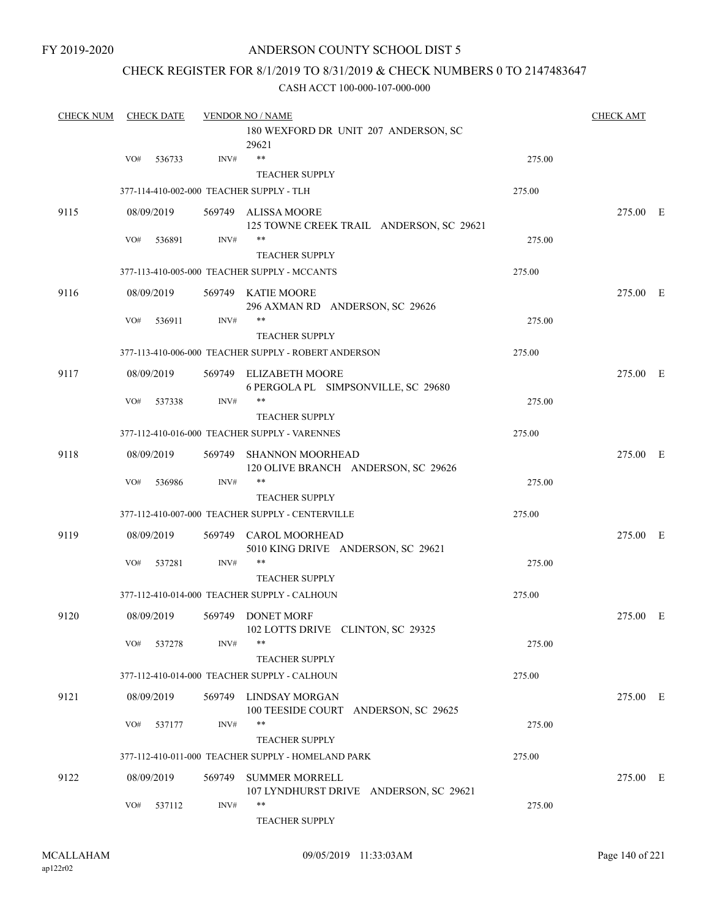FY 2019-2020

# ANDERSON COUNTY SCHOOL DIST 5

## CHECK REGISTER FOR 8/1/2019 TO 8/31/2019 & CHECK NUMBERS 0 TO 2147483647

### CASH ACCT 100-000-107-000-000

| CHECK NUM | CHECK DATE | VENDOR NO / NAME | | CHECK AMT |
|---|---|---|---|---|
| | | 180 WEXFORD DR UNIT 207 ANDERSON, SC 29621 | | |
| | VO# 536733 | INV# ** | 275.00 | |
| | | TEACHER SUPPLY | | |
| | 377-114-410-002-000 TEACHER SUPPLY - TLH | | 275.00 | |
| 9115 | 08/09/2019 | 569749 ALISSA MOORE<br>125 TOWNE CREEK TRAIL ANDERSON, SC 29621 | | 275.00 E |
| | VO# 536891 | INV# ** | 275.00 | |
| | | TEACHER SUPPLY | | |
| | 377-113-410-005-000 TEACHER SUPPLY - MCCANTS | | 275.00 | |
| 9116 | 08/09/2019 | 569749 KATIE MOORE<br>296 AXMAN RD ANDERSON, SC 29626 | | 275.00 E |
| | VO# 536911 | INV# ** | 275.00 | |
| | | TEACHER SUPPLY | | |
| | 377-113-410-006-000 TEACHER SUPPLY - ROBERT ANDERSON | | 275.00 | |
| 9117 | 08/09/2019 | 569749 ELIZABETH MOORE<br>6 PERGOLA PL SIMPSONVILLE, SC 29680 | | 275.00 E |
| | VO# 537338 | INV# ** | 275.00 | |
| | | TEACHER SUPPLY | | |
| | 377-112-410-016-000 TEACHER SUPPLY - VARENNES | | 275.00 | |
| 9118 | 08/09/2019 | 569749 SHANNON MOORHEAD<br>120 OLIVE BRANCH ANDERSON, SC 29626 | | 275.00 E |
| | VO# 536986 | INV# ** | 275.00 | |
| | | TEACHER SUPPLY | | |
| | 377-112-410-007-000 TEACHER SUPPLY - CENTERVILLE | | 275.00 | |
| 9119 | 08/09/2019 | 569749 CAROL MOORHEAD<br>5010 KING DRIVE ANDERSON, SC 29621 | | 275.00 E |
| | VO# 537281 | INV# ** | 275.00 | |
| | | TEACHER SUPPLY | | |
| | 377-112-410-014-000 TEACHER SUPPLY - CALHOUN | | 275.00 | |
| 9120 | 08/09/2019 | 569749 DONET MORF<br>102 LOTTS DRIVE CLINTON, SC 29325 | | 275.00 E |
| | VO# 537278 | INV# ** | 275.00 | |
| | | TEACHER SUPPLY | | |
| | 377-112-410-014-000 TEACHER SUPPLY - CALHOUN | | 275.00 | |
| 9121 | 08/09/2019 | 569749 LINDSAY MORGAN<br>100 TEESIDE COURT ANDERSON, SC 29625 | | 275.00 E |
| | VO# 537177 | INV# ** | 275.00 | |
| | | TEACHER SUPPLY | | |
| | 377-112-410-011-000 TEACHER SUPPLY - HOMELAND PARK | | 275.00 | |
| 9122 | 08/09/2019 | 569749 SUMMER MORRELL<br>107 LYNDHURST DRIVE ANDERSON, SC 29621 | | 275.00 E |
| | VO# 537112 | INV# ** | 275.00 | |
| | | TEACHER SUPPLY | | |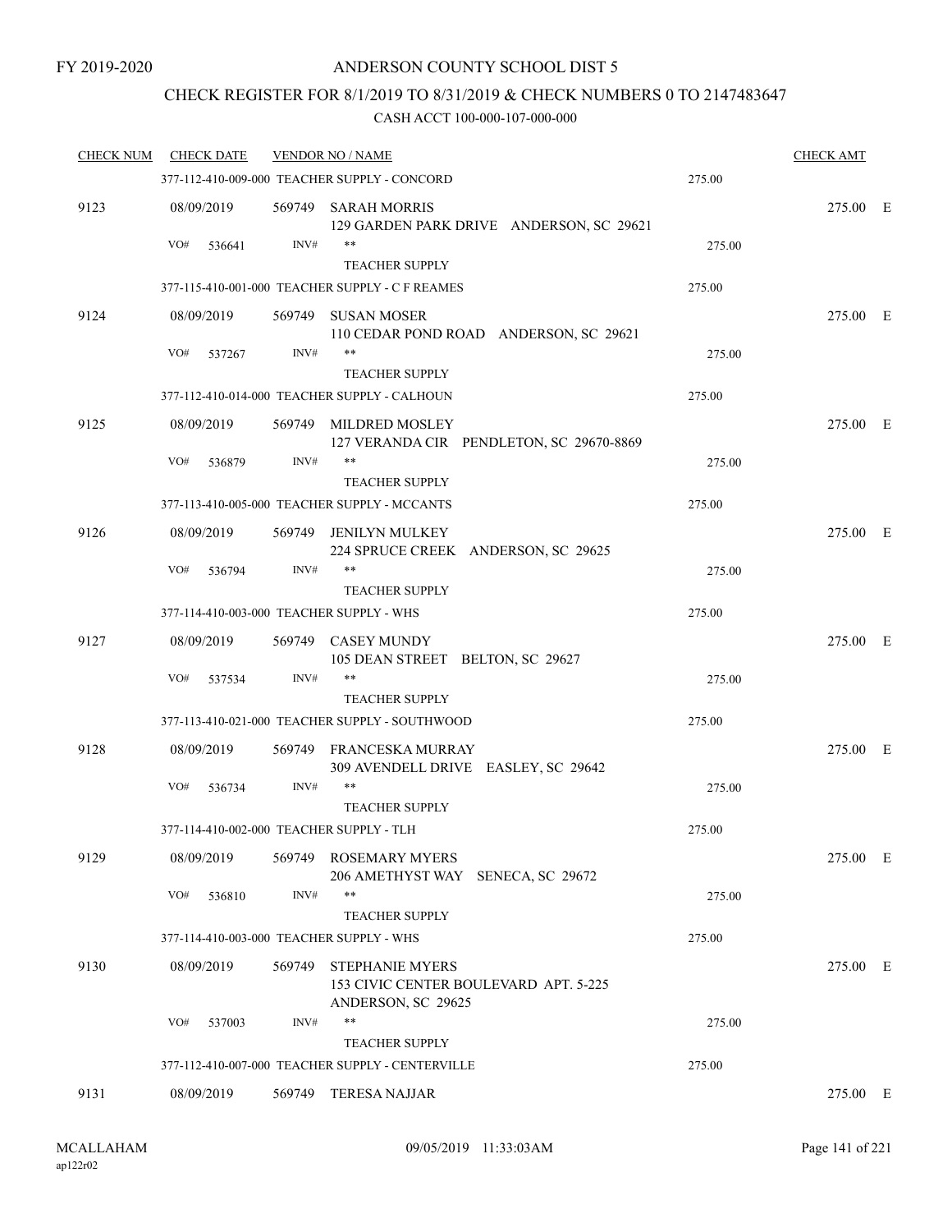FY 2019-2020

# ANDERSON COUNTY SCHOOL DIST 5

## CHECK REGISTER FOR 8/1/2019 TO 8/31/2019 & CHECK NUMBERS 0 TO 2147483647

### CASH ACCT 100-000-107-000-000

| CHECK NUM | CHECK DATE | VENDOR NO / NAME | | CHECK AMT | |
|---|---|---|---|---|---|
| | | 377-112-410-009-000 TEACHER SUPPLY - CONCORD | 275.00 | | |
| 9123 | 08/09/2019 | 569749 SARAH MORRIS<br>129 GARDEN PARK DRIVE ANDERSON, SC 29621 | | 275.00 | E |
| | VO# 536641 | INV# **<br>TEACHER SUPPLY | 275.00 | | |
| | | 377-115-410-001-000 TEACHER SUPPLY - C F REAMES | 275.00 | | |
| 9124 | 08/09/2019 | 569749 SUSAN MOSER<br>110 CEDAR POND ROAD ANDERSON, SC 29621 | | 275.00 | E |
| | VO# 537267 | INV# **<br>TEACHER SUPPLY | 275.00 | | |
| | | 377-112-410-014-000 TEACHER SUPPLY - CALHOUN | 275.00 | | |
| 9125 | 08/09/2019 | 569749 MILDRED MOSLEY<br>127 VERANDA CIR PENDLETON, SC 29670-8869 | | 275.00 | E |
| | VO# 536879 | INV# **<br>TEACHER SUPPLY | 275.00 | | |
| | | 377-113-410-005-000 TEACHER SUPPLY - MCCANTS | 275.00 | | |
| 9126 | 08/09/2019 | 569749 JENILYN MULKEY<br>224 SPRUCE CREEK ANDERSON, SC 29625 | | 275.00 | E |
| | VO# 536794 | INV# **<br>TEACHER SUPPLY | 275.00 | | |
| | | 377-114-410-003-000 TEACHER SUPPLY - WHS | 275.00 | | |
| 9127 | 08/09/2019 | 569749 CASEY MUNDY<br>105 DEAN STREET BELTON, SC 29627 | | 275.00 | E |
| | VO# 537534 | INV# **<br>TEACHER SUPPLY | 275.00 | | |
| | | 377-113-410-021-000 TEACHER SUPPLY - SOUTHWOOD | 275.00 | | |
| 9128 | 08/09/2019 | 569749 FRANCESKA MURRAY<br>309 AVENDELL DRIVE EASLEY, SC 29642 | | 275.00 | E |
| | VO# 536734 | INV# **<br>TEACHER SUPPLY | 275.00 | | |
| | | 377-114-410-002-000 TEACHER SUPPLY - TLH | 275.00 | | |
| 9129 | 08/09/2019 | 569749 ROSEMARY MYERS<br>206 AMETHYST WAY SENECA, SC 29672 | | 275.00 | E |
| | VO# 536810 | INV# **<br>TEACHER SUPPLY | 275.00 | | |
| | | 377-114-410-003-000 TEACHER SUPPLY - WHS | 275.00 | | |
| 9130 | 08/09/2019 | 569749 STEPHANIE MYERS<br>153 CIVIC CENTER BOULEVARD APT. 5-225<br>ANDERSON, SC 29625 | | 275.00 | E |
| | VO# 537003 | INV# **<br>TEACHER SUPPLY | 275.00 | | |
| | | 377-112-410-007-000 TEACHER SUPPLY - CENTERVILLE | 275.00 | | |
| 9131 | 08/09/2019 | 569749 TERESA NAJJAR | | 275.00 | E |

MCALLAHAM
ap122r02

09/05/2019 11:33:03AM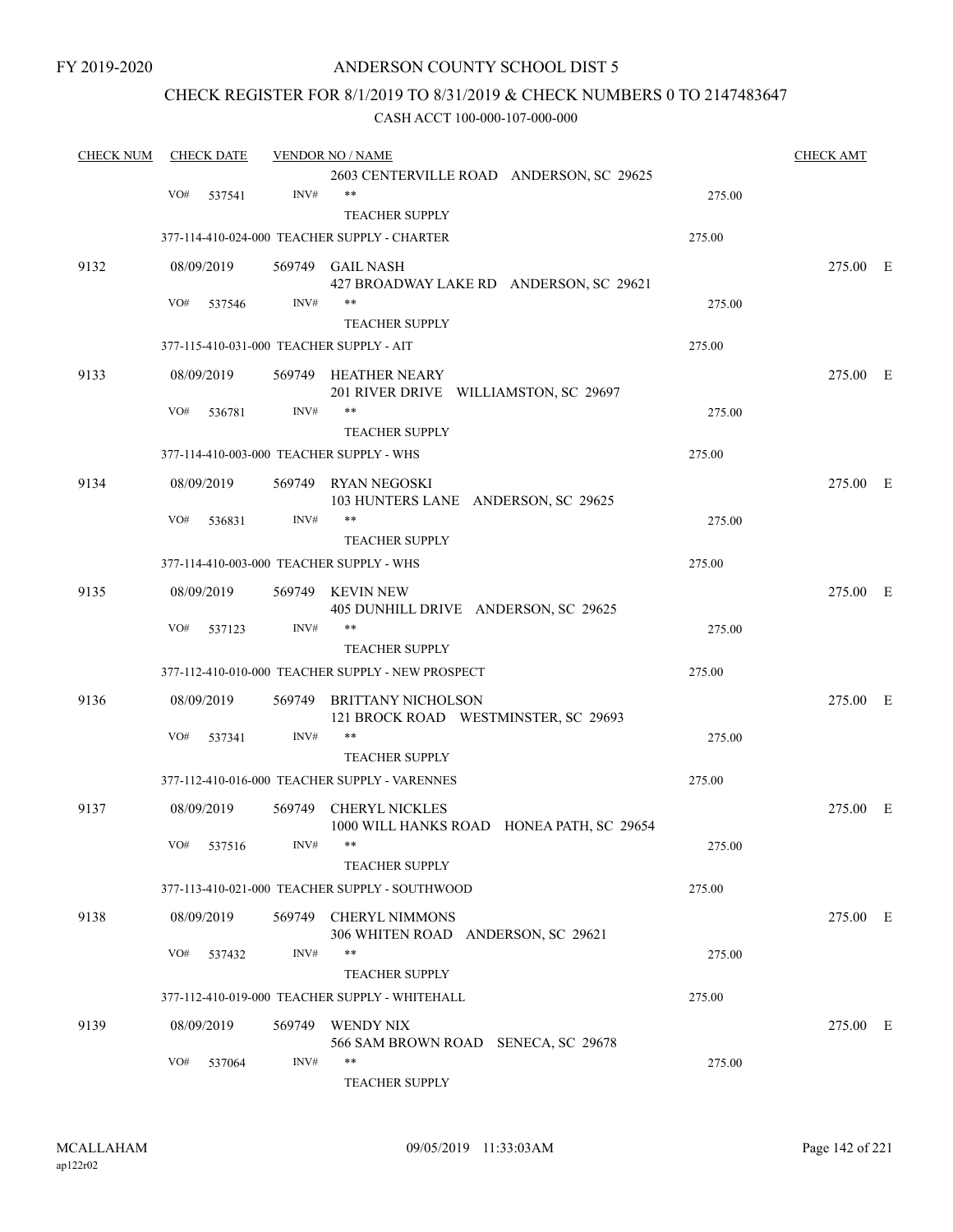FY 2019-2020

# ANDERSON COUNTY SCHOOL DIST 5

## CHECK REGISTER FOR 8/1/2019 TO 8/31/2019 & CHECK NUMBERS 0 TO 2147483647

### CASH ACCT 100-000-107-000-000

| CHECK NUM | CHECK DATE | VENDOR NO / NAME | | CHECK AMT |
|---|---|---|---|---|
| | | 2603 CENTERVILLE ROAD ANDERSON, SC 29625 | | |
| | VO# 537541 | INV# ** | 275.00 | |
| | | TEACHER SUPPLY | | |
| | | 377-114-410-024-000 TEACHER SUPPLY - CHARTER | 275.00 | |
| 9132 | 08/09/2019 | 569749 GAIL NASH<br>427 BROADWAY LAKE RD ANDERSON, SC 29621 | | 275.00 E |
| | VO# 537546 | INV# ** | 275.00 | |
| | | TEACHER SUPPLY | | |
| | | 377-115-410-031-000 TEACHER SUPPLY - AIT | 275.00 | |
| 9133 | 08/09/2019 | 569749 HEATHER NEARY<br>201 RIVER DRIVE WILLIAMSTON, SC 29697 | | 275.00 E |
| | VO# 536781 | INV# ** | 275.00 | |
| | | TEACHER SUPPLY | | |
| | | 377-114-410-003-000 TEACHER SUPPLY - WHS | 275.00 | |
| 9134 | 08/09/2019 | 569749 RYAN NEGOSKI<br>103 HUNTERS LANE ANDERSON, SC 29625 | | 275.00 E |
| | VO# 536831 | INV# ** | 275.00 | |
| | | TEACHER SUPPLY | | |
| | | 377-114-410-003-000 TEACHER SUPPLY - WHS | 275.00 | |
| 9135 | 08/09/2019 | 569749 KEVIN NEW<br>405 DUNHILL DRIVE ANDERSON, SC 29625 | | 275.00 E |
| | VO# 537123 | INV# ** | 275.00 | |
| | | TEACHER SUPPLY | | |
| | | 377-112-410-010-000 TEACHER SUPPLY - NEW PROSPECT | 275.00 | |
| 9136 | 08/09/2019 | 569749 BRITTANY NICHOLSON<br>121 BROCK ROAD WESTMINSTER, SC 29693 | | 275.00 E |
| | VO# 537341 | INV# ** | 275.00 | |
| | | TEACHER SUPPLY | | |
| | | 377-112-410-016-000 TEACHER SUPPLY - VARENNES | 275.00 | |
| 9137 | 08/09/2019 | 569749 CHERYL NICKLES<br>1000 WILL HANKS ROAD HONEA PATH, SC 29654 | | 275.00 E |
| | VO# 537516 | INV# ** | 275.00 | |
| | | TEACHER SUPPLY | | |
| | | 377-113-410-021-000 TEACHER SUPPLY - SOUTHWOOD | 275.00 | |
| 9138 | 08/09/2019 | 569749 CHERYL NIMMONS<br>306 WHITEN ROAD ANDERSON, SC 29621 | | 275.00 E |
| | VO# 537432 | INV# ** | 275.00 | |
| | | TEACHER SUPPLY | | |
| | | 377-112-410-019-000 TEACHER SUPPLY - WHITEHALL | 275.00 | |
| 9139 | 08/09/2019 | 569749 WENDY NIX<br>566 SAM BROWN ROAD SENECA, SC 29678 | | 275.00 E |
| | VO# 537064 | INV# ** | 275.00 | |
| | | TEACHER SUPPLY | | |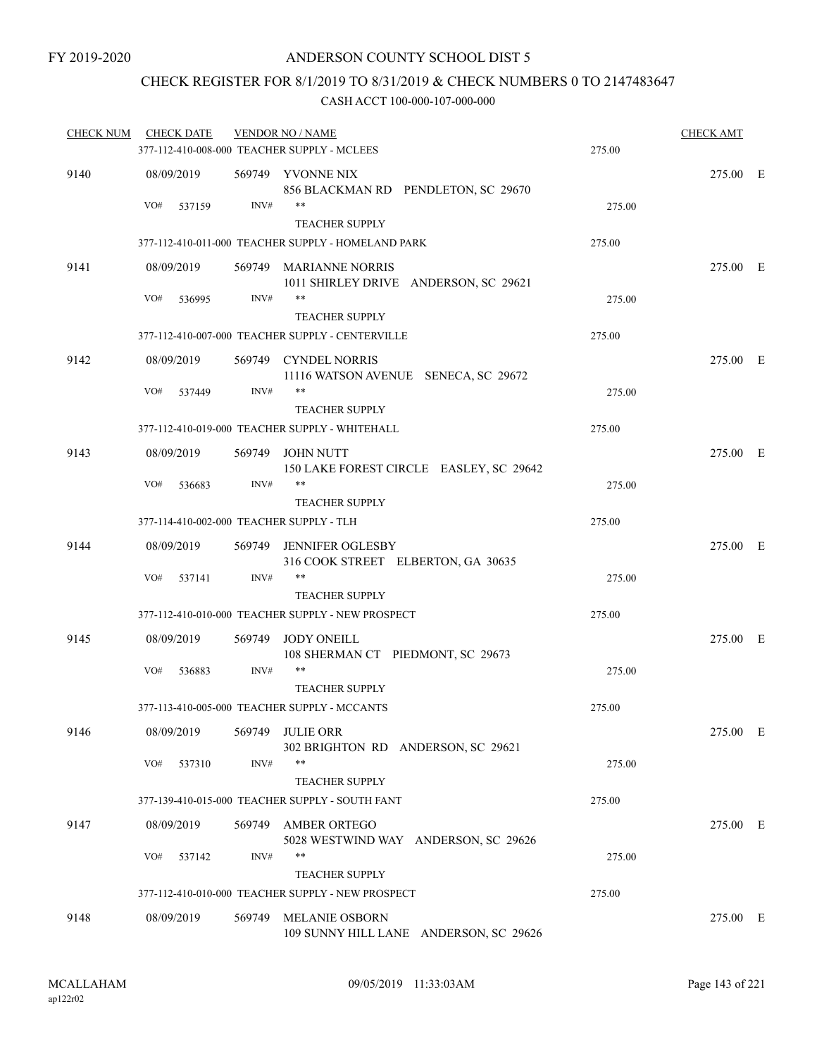FY 2019-2020

# ANDERSON COUNTY SCHOOL DIST 5

## CHECK REGISTER FOR 8/1/2019 TO 8/31/2019 & CHECK NUMBERS 0 TO 2147483647

CASH ACCT 100-000-107-000-000

| CHECK NUM | CHECK DATE | VENDOR NO / NAME | | CHECK AMT |
|---|---|---|---|---|
| | 377-112-410-008-000 TEACHER SUPPLY - MCLEES | | 275.00 | |
| 9140 | 08/09/2019 | 569749 YVONNE NIX<br>856 BLACKMAN RD PENDLETON, SC 29670 | | 275.00 E |
| | VO# 537159 | INV# **<br>TEACHER SUPPLY | 275.00 | |
| | 377-112-410-011-000 TEACHER SUPPLY - HOMELAND PARK | | 275.00 | |
| 9141 | 08/09/2019 | 569749 MARIANNE NORRIS<br>1011 SHIRLEY DRIVE ANDERSON, SC 29621 | | 275.00 E |
| | VO# 536995 | INV# **<br>TEACHER SUPPLY | 275.00 | |
| | 377-112-410-007-000 TEACHER SUPPLY - CENTERVILLE | | 275.00 | |
| 9142 | 08/09/2019 | 569749 CYNDEL NORRIS<br>11116 WATSON AVENUE SENECA, SC 29672 | | 275.00 E |
| | VO# 537449 | INV# **<br>TEACHER SUPPLY | 275.00 | |
| | 377-112-410-019-000 TEACHER SUPPLY - WHITEHALL | | 275.00 | |
| 9143 | 08/09/2019 | 569749 JOHN NUTT<br>150 LAKE FOREST CIRCLE EASLEY, SC 29642 | | 275.00 E |
| | VO# 536683 | INV# **<br>TEACHER SUPPLY | 275.00 | |
| | 377-114-410-002-000 TEACHER SUPPLY - TLH | | 275.00 | |
| 9144 | 08/09/2019 | 569749 JENNIFER OGLESBY<br>316 COOK STREET ELBERTON, GA 30635 | | 275.00 E |
| | VO# 537141 | INV# **<br>TEACHER SUPPLY | 275.00 | |
| | 377-112-410-010-000 TEACHER SUPPLY - NEW PROSPECT | | 275.00 | |
| 9145 | 08/09/2019 | 569749 JODY ONEILL<br>108 SHERMAN CT PIEDMONT, SC 29673 | | 275.00 E |
| | VO# 536883 | INV# **<br>TEACHER SUPPLY | 275.00 | |
| | 377-113-410-005-000 TEACHER SUPPLY - MCCANTS | | 275.00 | |
| 9146 | 08/09/2019 | 569749 JULIE ORR<br>302 BRIGHTON RD ANDERSON, SC 29621 | | 275.00 E |
| | VO# 537310 | INV# **<br>TEACHER SUPPLY | 275.00 | |
| | 377-139-410-015-000 TEACHER SUPPLY - SOUTH FANT | | 275.00 | |
| 9147 | 08/09/2019 | 569749 AMBER ORTEGO<br>5028 WESTWIND WAY ANDERSON, SC 29626 | | 275.00 E |
| | VO# 537142 | INV# **<br>TEACHER SUPPLY | 275.00 | |
| | 377-112-410-010-000 TEACHER SUPPLY - NEW PROSPECT | | 275.00 | |
| 9148 | 08/09/2019 | 569749 MELANIE OSBORN<br>109 SUNNY HILL LANE ANDERSON, SC 29626 | | 275.00 E |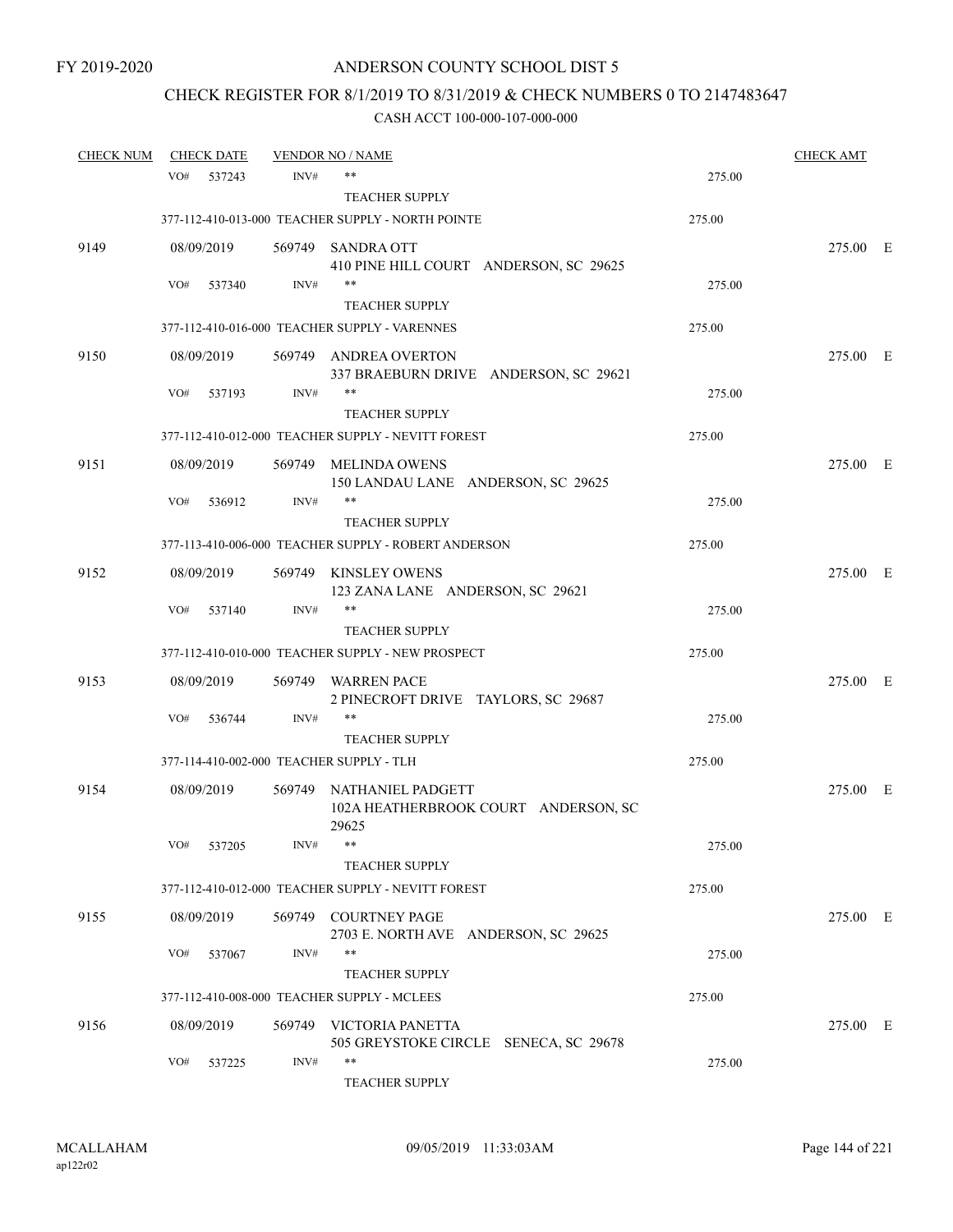FY 2019-2020

# ANDERSON COUNTY SCHOOL DIST 5

## CHECK REGISTER FOR 8/1/2019 TO 8/31/2019 & CHECK NUMBERS 0 TO 2147483647

### CASH ACCT 100-000-107-000-000

| CHECK NUM | CHECK DATE | VENDOR NO / NAME | | CHECK AMT |
|---|---|---|---|---|
| | VO# 537243 | INV# ** | 275.00 | |
| | | TEACHER SUPPLY | | |
| | | 377-112-410-013-000 TEACHER SUPPLY - NORTH POINTE | 275.00 | |
| 9149 | 08/09/2019 | 569749 SANDRA OTT<br>410 PINE HILL COURT ANDERSON, SC 29625 | | 275.00 E |
| | VO# 537340 | INV# ** | 275.00 | |
| | | TEACHER SUPPLY | | |
| | | 377-112-410-016-000 TEACHER SUPPLY - VARENNES | 275.00 | |
| 9150 | 08/09/2019 | 569749 ANDREA OVERTON<br>337 BRAEBURN DRIVE ANDERSON, SC 29621 | | 275.00 E |
| | VO# 537193 | INV# ** | 275.00 | |
| | | TEACHER SUPPLY | | |
| | | 377-112-410-012-000 TEACHER SUPPLY - NEVITT FOREST | 275.00 | |
| 9151 | 08/09/2019 | 569749 MELINDA OWENS<br>150 LANDAU LANE ANDERSON, SC 29625 | | 275.00 E |
| | VO# 536912 | INV# ** | 275.00 | |
| | | TEACHER SUPPLY | | |
| | | 377-113-410-006-000 TEACHER SUPPLY - ROBERT ANDERSON | 275.00 | |
| 9152 | 08/09/2019 | 569749 KINSLEY OWENS<br>123 ZANA LANE ANDERSON, SC 29621 | | 275.00 E |
| | VO# 537140 | INV# ** | 275.00 | |
| | | TEACHER SUPPLY | | |
| | | 377-112-410-010-000 TEACHER SUPPLY - NEW PROSPECT | 275.00 | |
| 9153 | 08/09/2019 | 569749 WARREN PACE<br>2 PINECROFT DRIVE TAYLORS, SC 29687 | | 275.00 E |
| | VO# 536744 | INV# ** | 275.00 | |
| | | TEACHER SUPPLY | | |
| | | 377-114-410-002-000 TEACHER SUPPLY - TLH | 275.00 | |
| 9154 | 08/09/2019 | 569749 NATHANIEL PADGETT<br>102A HEATHERBROOK COURT ANDERSON, SC 29625 | | 275.00 E |
| | VO# 537205 | INV# ** | 275.00 | |
| | | TEACHER SUPPLY | | |
| | | 377-112-410-012-000 TEACHER SUPPLY - NEVITT FOREST | 275.00 | |
| 9155 | 08/09/2019 | 569749 COURTNEY PAGE<br>2703 E. NORTH AVE ANDERSON, SC 29625 | | 275.00 E |
| | VO# 537067 | INV# ** | 275.00 | |
| | | TEACHER SUPPLY | | |
| | | 377-112-410-008-000 TEACHER SUPPLY - MCLEES | 275.00 | |
| 9156 | 08/09/2019 | 569749 VICTORIA PANETTA<br>505 GREYSTOKE CIRCLE SENECA, SC 29678 | | 275.00 E |
| | VO# 537225 | INV# ** | 275.00 | |
| | | TEACHER SUPPLY | | |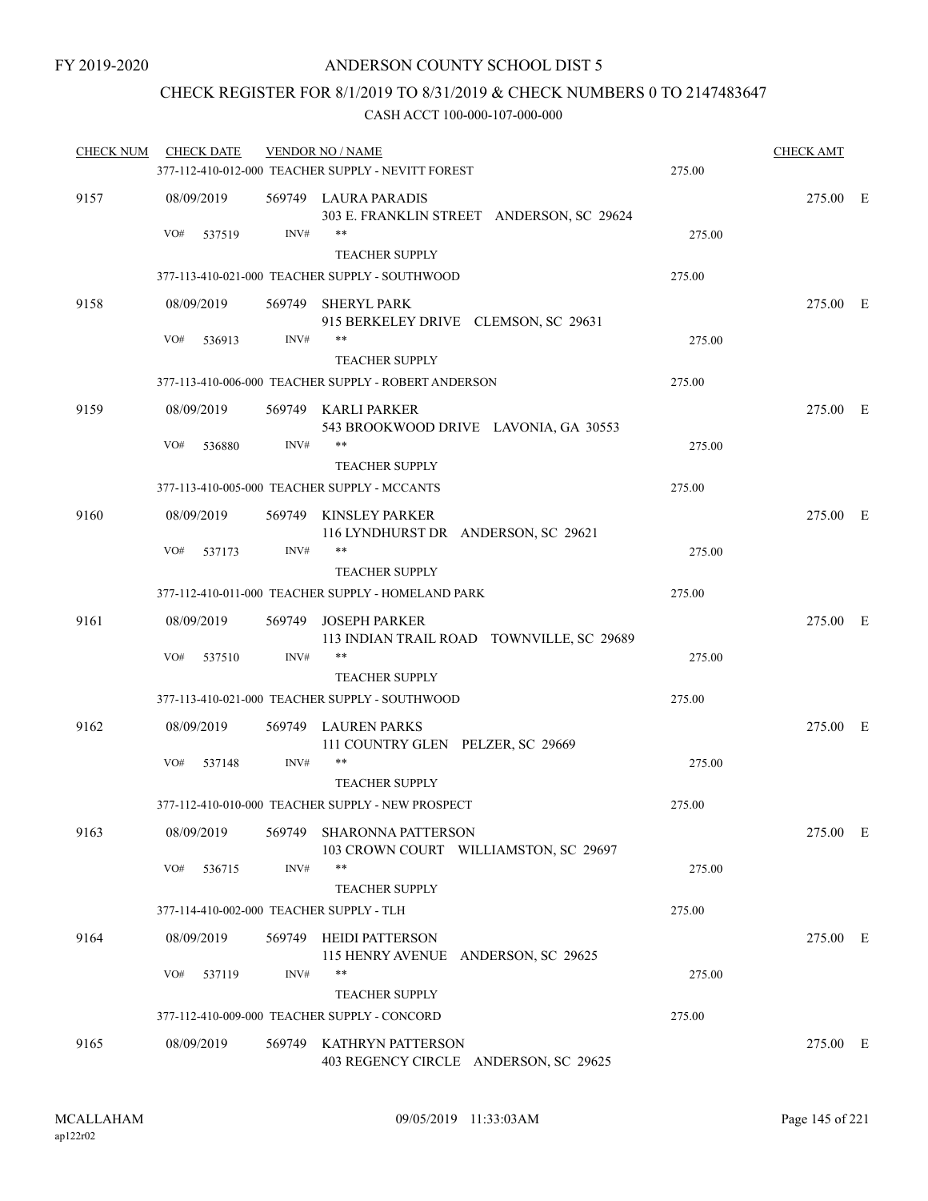FY 2019-2020

# ANDERSON COUNTY SCHOOL DIST 5

## CHECK REGISTER FOR 8/1/2019 TO 8/31/2019 & CHECK NUMBERS 0 TO 2147483647

### CASH ACCT 100-000-107-000-000

| CHECK NUM | CHECK DATE | VENDOR NO / NAME | | CHECK AMT | |
|---|---|---|---|---|---|
| | | 377-112-410-012-000 TEACHER SUPPLY - NEVITT FOREST | 275.00 | | |
| 9157 | 08/09/2019 | 569749 LAURA PARADIS<br>303 E. FRANKLIN STREET ANDERSON, SC 29624 | | 275.00 | E |
| | VO# 537519 | INV# **<br>TEACHER SUPPLY | 275.00 | | |
| | | 377-113-410-021-000 TEACHER SUPPLY - SOUTHWOOD | 275.00 | | |
| 9158 | 08/09/2019 | 569749 SHERYL PARK<br>915 BERKELEY DRIVE CLEMSON, SC 29631 | | 275.00 | E |
| | VO# 536913 | INV# **<br>TEACHER SUPPLY | 275.00 | | |
| | | 377-113-410-006-000 TEACHER SUPPLY - ROBERT ANDERSON | 275.00 | | |
| 9159 | 08/09/2019 | 569749 KARLI PARKER<br>543 BROOKWOOD DRIVE LAVONIA, GA 30553 | | 275.00 | E |
| | VO# 536880 | INV# **<br>TEACHER SUPPLY | 275.00 | | |
| | | 377-113-410-005-000 TEACHER SUPPLY - MCCANTS | 275.00 | | |
| 9160 | 08/09/2019 | 569749 KINSLEY PARKER<br>116 LYNDHURST DR ANDERSON, SC 29621 | | 275.00 | E |
| | VO# 537173 | INV# **<br>TEACHER SUPPLY | 275.00 | | |
| | | 377-112-410-011-000 TEACHER SUPPLY - HOMELAND PARK | 275.00 | | |
| 9161 | 08/09/2019 | 569749 JOSEPH PARKER<br>113 INDIAN TRAIL ROAD TOWNVILLE, SC 29689 | | 275.00 | E |
| | VO# 537510 | INV# **<br>TEACHER SUPPLY | 275.00 | | |
| | | 377-113-410-021-000 TEACHER SUPPLY - SOUTHWOOD | 275.00 | | |
| 9162 | 08/09/2019 | 569749 LAUREN PARKS<br>111 COUNTRY GLEN PELZER, SC 29669 | | 275.00 | E |
| | VO# 537148 | INV# **<br>TEACHER SUPPLY | 275.00 | | |
| | | 377-112-410-010-000 TEACHER SUPPLY - NEW PROSPECT | 275.00 | | |
| 9163 | 08/09/2019 | 569749 SHARONNA PATTERSON<br>103 CROWN COURT WILLIAMSTON, SC 29697 | | 275.00 | E |
| | VO# 536715 | INV# **<br>TEACHER SUPPLY | 275.00 | | |
| | | 377-114-410-002-000 TEACHER SUPPLY - TLH | 275.00 | | |
| 9164 | 08/09/2019 | 569749 HEIDI PATTERSON<br>115 HENRY AVENUE ANDERSON, SC 29625 | | 275.00 | E |
| | VO# 537119 | INV# **<br>TEACHER SUPPLY | 275.00 | | |
| | | 377-112-410-009-000 TEACHER SUPPLY - CONCORD | 275.00 | | |
| 9165 | 08/09/2019 | 569749 KATHRYN PATTERSON<br>403 REGENCY CIRCLE ANDERSON, SC 29625 | | 275.00 | E |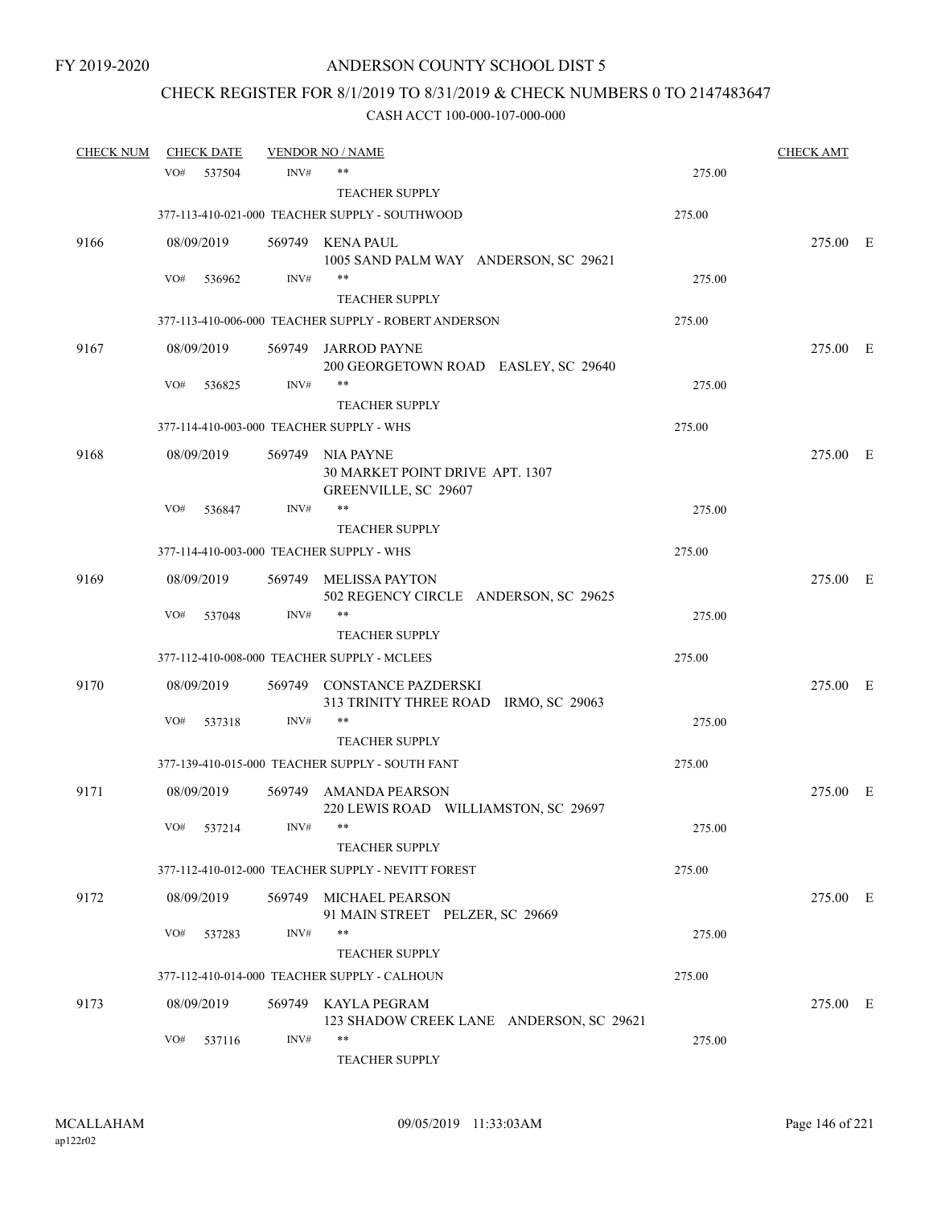FY 2019-2020

# ANDERSON COUNTY SCHOOL DIST 5

## CHECK REGISTER FOR 8/1/2019 TO 8/31/2019 & CHECK NUMBERS 0 TO 2147483647

CASH ACCT 100-000-107-000-000

| CHECK NUM | CHECK DATE | VENDOR NO / NAME | | CHECK AMT | |
|---|---|---|---|---|---|
| | VO# 537504 | INV# ** TEACHER SUPPLY | 275.00 | | |
| | | 377-113-410-021-000 TEACHER SUPPLY - SOUTHWOOD | 275.00 | | |
| 9166 | 08/09/2019 | 569749 KENA PAUL<br>1005 SAND PALM WAY ANDERSON, SC 29621 | | 275.00 | E |
| | VO# 536962 | INV# ** TEACHER SUPPLY | 275.00 | | |
| | | 377-113-410-006-000 TEACHER SUPPLY - ROBERT ANDERSON | 275.00 | | |
| 9167 | 08/09/2019 | 569749 JARROD PAYNE<br>200 GEORGETOWN ROAD EASLEY, SC 29640 | | 275.00 | E |
| | VO# 536825 | INV# ** TEACHER SUPPLY | 275.00 | | |
| | | 377-114-410-003-000 TEACHER SUPPLY - WHS | 275.00 | | |
| 9168 | 08/09/2019 | 569749 NIA PAYNE<br>30 MARKET POINT DRIVE APT. 1307<br>GREENVILLE, SC 29607 | | 275.00 | E |
| | VO# 536847 | INV# ** TEACHER SUPPLY | 275.00 | | |
| | | 377-114-410-003-000 TEACHER SUPPLY - WHS | 275.00 | | |
| 9169 | 08/09/2019 | 569749 MELISSA PAYTON<br>502 REGENCY CIRCLE ANDERSON, SC 29625 | | 275.00 | E |
| | VO# 537048 | INV# ** TEACHER SUPPLY | 275.00 | | |
| | | 377-112-410-008-000 TEACHER SUPPLY - MCLEES | 275.00 | | |
| 9170 | 08/09/2019 | 569749 CONSTANCE PAZDERSKI<br>313 TRINITY THREE ROAD IRMO, SC 29063 | | 275.00 | E |
| | VO# 537318 | INV# ** TEACHER SUPPLY | 275.00 | | |
| | | 377-139-410-015-000 TEACHER SUPPLY - SOUTH FANT | 275.00 | | |
| 9171 | 08/09/2019 | 569749 AMANDA PEARSON<br>220 LEWIS ROAD WILLIAMSTON, SC 29697 | | 275.00 | E |
| | VO# 537214 | INV# ** TEACHER SUPPLY | 275.00 | | |
| | | 377-112-410-012-000 TEACHER SUPPLY - NEVITT FOREST | 275.00 | | |
| 9172 | 08/09/2019 | 569749 MICHAEL PEARSON<br>91 MAIN STREET PELZER, SC 29669 | | 275.00 | E |
| | VO# 537283 | INV# ** TEACHER SUPPLY | 275.00 | | |
| | | 377-112-410-014-000 TEACHER SUPPLY - CALHOUN | 275.00 | | |
| 9173 | 08/09/2019 | 569749 KAYLA PEGRAM<br>123 SHADOW CREEK LANE ANDERSON, SC 29621 | | 275.00 | E |
| | VO# 537116 | INV# ** TEACHER SUPPLY | 275.00 | | |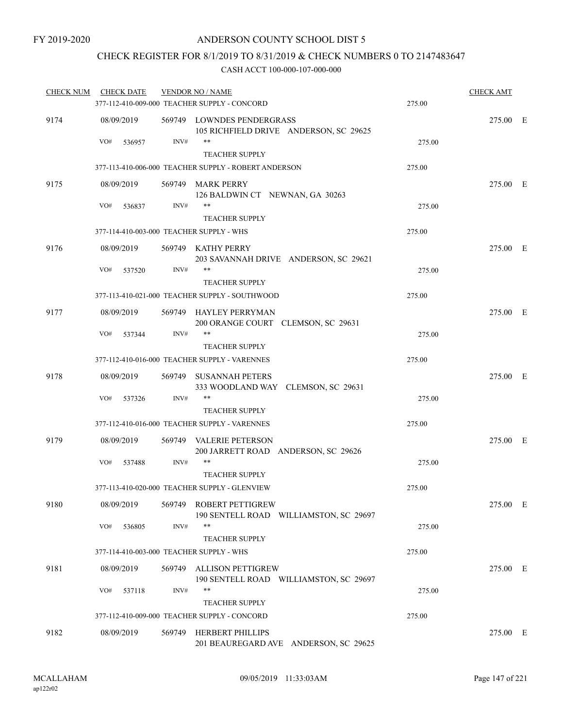FY 2019-2020

# ANDERSON COUNTY SCHOOL DIST 5

## CHECK REGISTER FOR 8/1/2019 TO 8/31/2019 & CHECK NUMBERS 0 TO 2147483647

### CASH ACCT 100-000-107-000-000

| CHECK NUM | CHECK DATE | VENDOR NO / NAME | | CHECK AMT | |
|---|---|---|---|---|---|
| | | 377-112-410-009-000 TEACHER SUPPLY - CONCORD | 275.00 | | |
| 9174 | 08/09/2019 | 569749 LOWNDES PENDERGRASS<br>105 RICHFIELD DRIVE ANDERSON, SC 29625 | | 275.00 | E |
| | VO# 536957 | INV# ** <br>TEACHER SUPPLY | 275.00 | | |
| | | 377-113-410-006-000 TEACHER SUPPLY - ROBERT ANDERSON | 275.00 | | |
| 9175 | 08/09/2019 | 569749 MARK PERRY<br>126 BALDWIN CT NEWNAN, GA 30263 | | 275.00 | E |
| | VO# 536837 | INV# ** <br>TEACHER SUPPLY | 275.00 | | |
| | | 377-114-410-003-000 TEACHER SUPPLY - WHS | 275.00 | | |
| 9176 | 08/09/2019 | 569749 KATHY PERRY<br>203 SAVANNAH DRIVE ANDERSON, SC 29621 | | 275.00 | E |
| | VO# 537520 | INV# ** <br>TEACHER SUPPLY | 275.00 | | |
| | | 377-113-410-021-000 TEACHER SUPPLY - SOUTHWOOD | 275.00 | | |
| 9177 | 08/09/2019 | 569749 HAYLEY PERRYMAN<br>200 ORANGE COURT CLEMSON, SC 29631 | | 275.00 | E |
| | VO# 537344 | INV# ** <br>TEACHER SUPPLY | 275.00 | | |
| | | 377-112-410-016-000 TEACHER SUPPLY - VARENNES | 275.00 | | |
| 9178 | 08/09/2019 | 569749 SUSANNAH PETERS<br>333 WOODLAND WAY CLEMSON, SC 29631 | | 275.00 | E |
| | VO# 537326 | INV# ** <br>TEACHER SUPPLY | 275.00 | | |
| | | 377-112-410-016-000 TEACHER SUPPLY - VARENNES | 275.00 | | |
| 9179 | 08/09/2019 | 569749 VALERIE PETERSON<br>200 JARRETT ROAD ANDERSON, SC 29626 | | 275.00 | E |
| | VO# 537488 | INV# ** <br>TEACHER SUPPLY | 275.00 | | |
| | | 377-113-410-020-000 TEACHER SUPPLY - GLENVIEW | 275.00 | | |
| 9180 | 08/09/2019 | 569749 ROBERT PETTIGREW<br>190 SENTELL ROAD WILLIAMSTON, SC 29697 | | 275.00 | E |
| | VO# 536805 | INV# ** <br>TEACHER SUPPLY | 275.00 | | |
| | | 377-114-410-003-000 TEACHER SUPPLY - WHS | 275.00 | | |
| 9181 | 08/09/2019 | 569749 ALLISON PETTIGREW<br>190 SENTELL ROAD WILLIAMSTON, SC 29697 | | 275.00 | E |
| | VO# 537118 | INV# ** <br>TEACHER SUPPLY | 275.00 | | |
| | | 377-112-410-009-000 TEACHER SUPPLY - CONCORD | 275.00 | | |
| 9182 | 08/09/2019 | 569749 HERBERT PHILLIPS<br>201 BEAUREGARD AVE ANDERSON, SC 29625 | | 275.00 | E |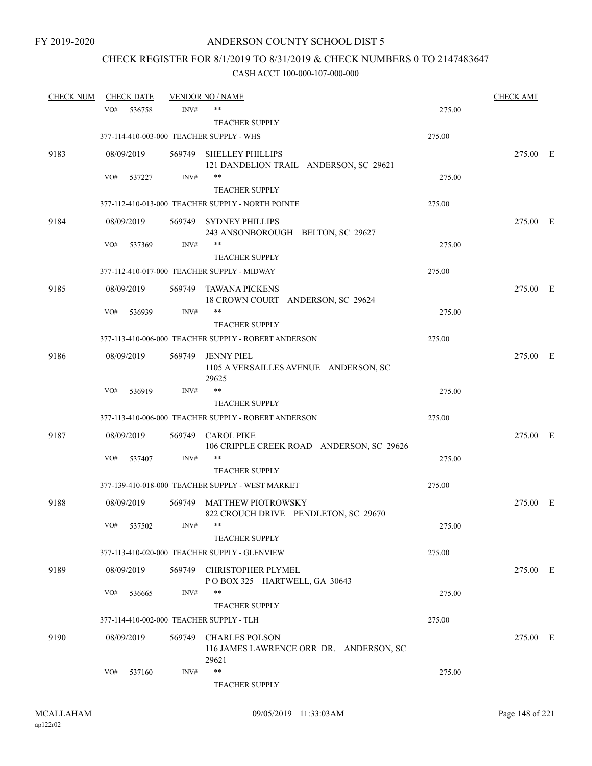FY 2019-2020

# ANDERSON COUNTY SCHOOL DIST 5

## CHECK REGISTER FOR 8/1/2019 TO 8/31/2019 & CHECK NUMBERS 0 TO 2147483647

CASH ACCT 100-000-107-000-000

| CHECK NUM | CHECK DATE | VENDOR NO / NAME | | CHECK AMT |
|---|---|---|---|---|
| | VO# 536758 | INV# ** TEACHER SUPPLY | 275.00 | |
| | 377-114-410-003-000 TEACHER SUPPLY - WHS | | 275.00 | |
| 9183 | 08/09/2019 | 569749 SHELLEY PHILLIPS 121 DANDELION TRAIL ANDERSON, SC 29621 | | 275.00 E |
| | VO# 537227 | INV# ** TEACHER SUPPLY | 275.00 | |
| | 377-112-410-013-000 TEACHER SUPPLY - NORTH POINTE | | 275.00 | |
| 9184 | 08/09/2019 | 569749 SYDNEY PHILLIPS 243 ANSONBOROUGH BELTON, SC 29627 | | 275.00 E |
| | VO# 537369 | INV# ** TEACHER SUPPLY | 275.00 | |
| | 377-112-410-017-000 TEACHER SUPPLY - MIDWAY | | 275.00 | |
| 9185 | 08/09/2019 | 569749 TAWANA PICKENS 18 CROWN COURT ANDERSON, SC 29624 | | 275.00 E |
| | VO# 536939 | INV# ** TEACHER SUPPLY | 275.00 | |
| | 377-113-410-006-000 TEACHER SUPPLY - ROBERT ANDERSON | | 275.00 | |
| 9186 | 08/09/2019 | 569749 JENNY PIEL 1105 A VERSAILLES AVENUE ANDERSON, SC 29625 | | 275.00 E |
| | VO# 536919 | INV# ** TEACHER SUPPLY | 275.00 | |
| | 377-113-410-006-000 TEACHER SUPPLY - ROBERT ANDERSON | | 275.00 | |
| 9187 | 08/09/2019 | 569749 CAROL PIKE 106 CRIPPLE CREEK ROAD ANDERSON, SC 29626 | | 275.00 E |
| | VO# 537407 | INV# ** TEACHER SUPPLY | 275.00 | |
| | 377-139-410-018-000 TEACHER SUPPLY - WEST MARKET | | 275.00 | |
| 9188 | 08/09/2019 | 569749 MATTHEW PIOTROWSKY 822 CROUCH DRIVE PENDLETON, SC 29670 | | 275.00 E |
| | VO# 537502 | INV# ** TEACHER SUPPLY | 275.00 | |
| | 377-113-410-020-000 TEACHER SUPPLY - GLENVIEW | | 275.00 | |
| 9189 | 08/09/2019 | 569749 CHRISTOPHER PLYMEL P O BOX 325 HARTWELL, GA 30643 | | 275.00 E |
| | VO# 536665 | INV# ** TEACHER SUPPLY | 275.00 | |
| | 377-114-410-002-000 TEACHER SUPPLY - TLH | | 275.00 | |
| 9190 | 08/09/2019 | 569749 CHARLES POLSON 116 JAMES LAWRENCE ORR DR. ANDERSON, SC 29621 | | 275.00 E |
| | VO# 537160 | INV# ** TEACHER SUPPLY | 275.00 | |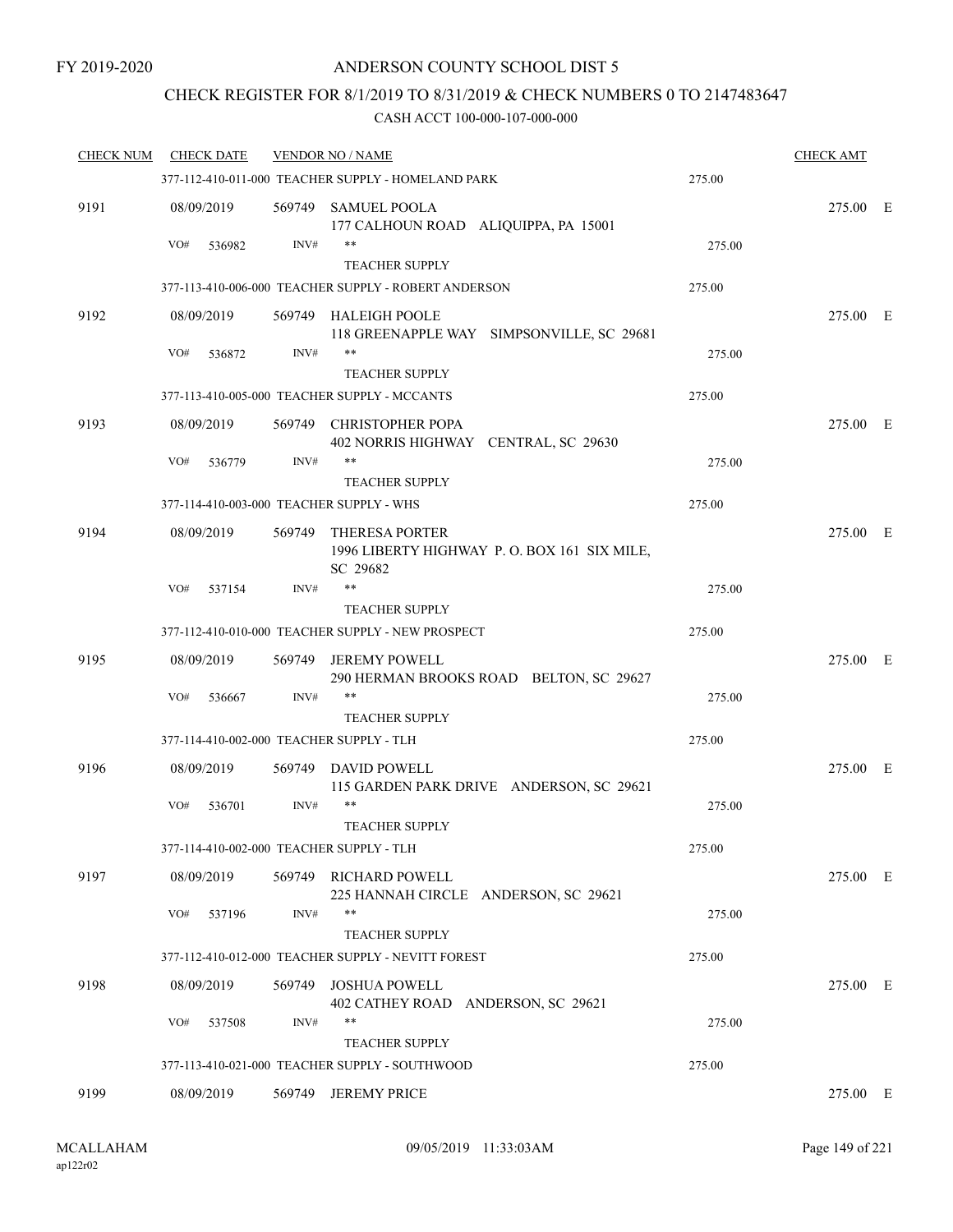FY 2019-2020

# ANDERSON COUNTY SCHOOL DIST 5

## CHECK REGISTER FOR 8/1/2019 TO 8/31/2019 & CHECK NUMBERS 0 TO 2147483647

### CASH ACCT 100-000-107-000-000

| CHECK NUM | CHECK DATE | VENDOR NO / NAME | | CHECK AMT |
|---|---|---|---|---|
| | | 377-112-410-011-000 TEACHER SUPPLY - HOMELAND PARK | 275.00 | |
| 9191 | 08/09/2019 | 569749 SAMUEL POOLA<br>177 CALHOUN ROAD ALIQUIPPA, PA 15001 | | 275.00 E |
| | VO# 536982 | INV# **<br>TEACHER SUPPLY | 275.00 | |
| | | 377-113-410-006-000 TEACHER SUPPLY - ROBERT ANDERSON | 275.00 | |
| 9192 | 08/09/2019 | 569749 HALEIGH POOLE<br>118 GREENAPPLE WAY SIMPSONVILLE, SC 29681 | | 275.00 E |
| | VO# 536872 | INV# **<br>TEACHER SUPPLY | 275.00 | |
| | | 377-113-410-005-000 TEACHER SUPPLY - MCCANTS | 275.00 | |
| 9193 | 08/09/2019 | 569749 CHRISTOPHER POPA<br>402 NORRIS HIGHWAY CENTRAL, SC 29630 | | 275.00 E |
| | VO# 536779 | INV# **<br>TEACHER SUPPLY | 275.00 | |
| | | 377-114-410-003-000 TEACHER SUPPLY - WHS | 275.00 | |
| 9194 | 08/09/2019 | 569749 THERESA PORTER<br>1996 LIBERTY HIGHWAY P. O. BOX 161 SIX MILE, SC 29682 | | 275.00 E |
| | VO# 537154 | INV# **<br>TEACHER SUPPLY | 275.00 | |
| | | 377-112-410-010-000 TEACHER SUPPLY - NEW PROSPECT | 275.00 | |
| 9195 | 08/09/2019 | 569749 JEREMY POWELL<br>290 HERMAN BROOKS ROAD BELTON, SC 29627 | | 275.00 E |
| | VO# 536667 | INV# **<br>TEACHER SUPPLY | 275.00 | |
| | | 377-114-410-002-000 TEACHER SUPPLY - TLH | 275.00 | |
| 9196 | 08/09/2019 | 569749 DAVID POWELL<br>115 GARDEN PARK DRIVE ANDERSON, SC 29621 | | 275.00 E |
| | VO# 536701 | INV# **<br>TEACHER SUPPLY | 275.00 | |
| | | 377-114-410-002-000 TEACHER SUPPLY - TLH | 275.00 | |
| 9197 | 08/09/2019 | 569749 RICHARD POWELL<br>225 HANNAH CIRCLE ANDERSON, SC 29621 | | 275.00 E |
| | VO# 537196 | INV# **<br>TEACHER SUPPLY | 275.00 | |
| | | 377-112-410-012-000 TEACHER SUPPLY - NEVITT FOREST | 275.00 | |
| 9198 | 08/09/2019 | 569749 JOSHUA POWELL<br>402 CATHEY ROAD ANDERSON, SC 29621 | | 275.00 E |
| | VO# 537508 | INV# **<br>TEACHER SUPPLY | 275.00 | |
| | | 377-113-410-021-000 TEACHER SUPPLY - SOUTHWOOD | 275.00 | |
| 9199 | 08/09/2019 | 569749 JEREMY PRICE | | 275.00 E |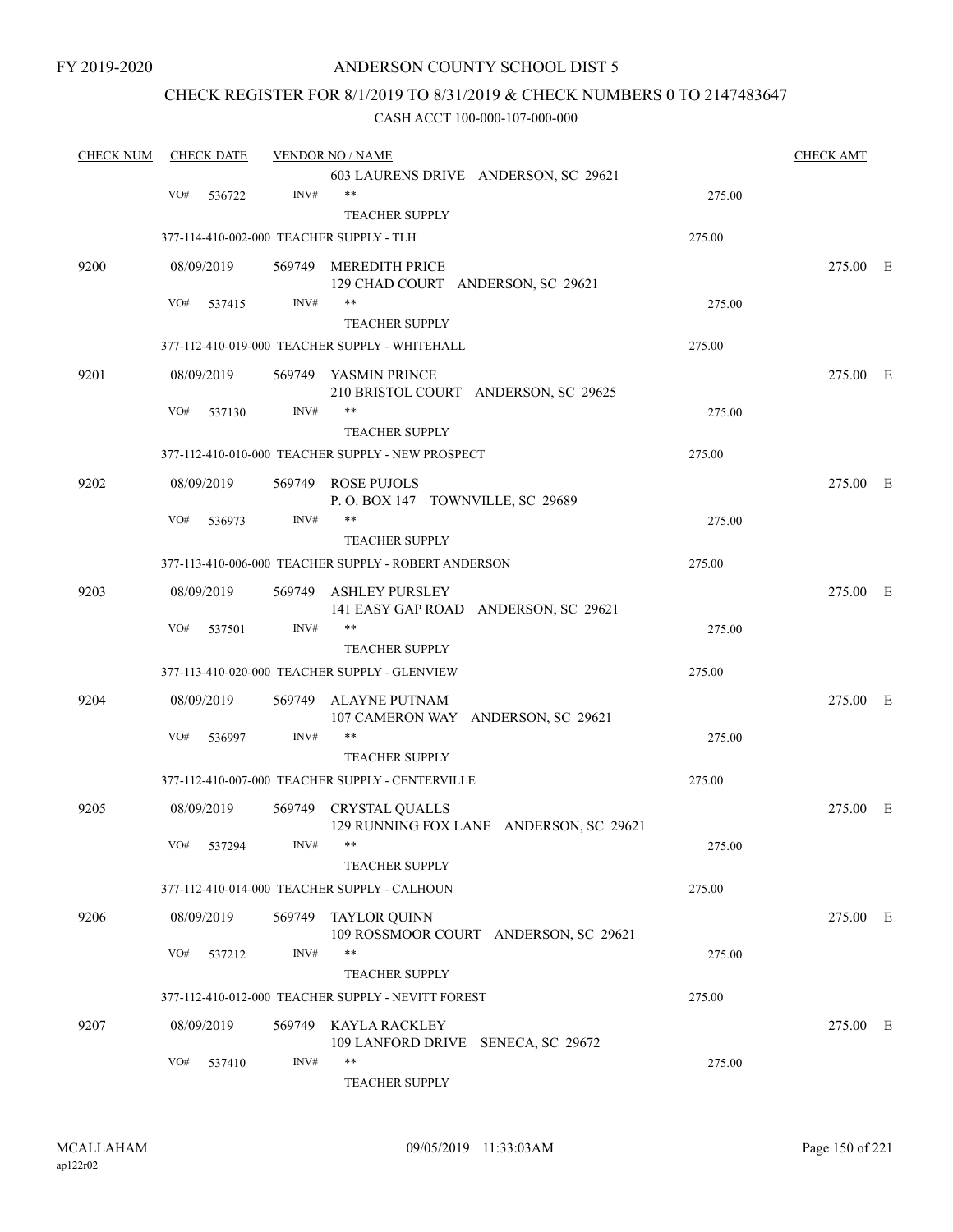FY 2019-2020

# ANDERSON COUNTY SCHOOL DIST 5

## CHECK REGISTER FOR 8/1/2019 TO 8/31/2019 & CHECK NUMBERS 0 TO 2147483647

### CASH ACCT 100-000-107-000-000

| CHECK NUM | CHECK DATE | VENDOR NO / NAME | | CHECK AMT |
|---|---|---|---|---|
| | | 603 LAURENS DRIVE ANDERSON, SC 29621 | | |
| | VO# 536722 | INV# ** | 275.00 | |
| | | TEACHER SUPPLY | | |
| | 377-114-410-002-000 TEACHER SUPPLY - TLH | | 275.00 | |
| 9200 | 08/09/2019 | 569749 MEREDITH PRICE<br>129 CHAD COURT ANDERSON, SC 29621 | | 275.00 E |
| | VO# 537415 | INV# ** | 275.00 | |
| | | TEACHER SUPPLY | | |
| | 377-112-410-019-000 TEACHER SUPPLY - WHITEHALL | | 275.00 | |
| 9201 | 08/09/2019 | 569749 YASMIN PRINCE<br>210 BRISTOL COURT ANDERSON, SC 29625 | | 275.00 E |
| | VO# 537130 | INV# ** | 275.00 | |
| | | TEACHER SUPPLY | | |
| | 377-112-410-010-000 TEACHER SUPPLY - NEW PROSPECT | | 275.00 | |
| 9202 | 08/09/2019 | 569749 ROSE PUJOLS<br>P. O. BOX 147 TOWNVILLE, SC 29689 | | 275.00 E |
| | VO# 536973 | INV# ** | 275.00 | |
| | | TEACHER SUPPLY | | |
| | 377-113-410-006-000 TEACHER SUPPLY - ROBERT ANDERSON | | 275.00 | |
| 9203 | 08/09/2019 | 569749 ASHLEY PURSLEY<br>141 EASY GAP ROAD ANDERSON, SC 29621 | | 275.00 E |
| | VO# 537501 | INV# ** | 275.00 | |
| | | TEACHER SUPPLY | | |
| | 377-113-410-020-000 TEACHER SUPPLY - GLENVIEW | | 275.00 | |
| 9204 | 08/09/2019 | 569749 ALAYNE PUTNAM<br>107 CAMERON WAY ANDERSON, SC 29621 | | 275.00 E |
| | VO# 536997 | INV# ** | 275.00 | |
| | | TEACHER SUPPLY | | |
| | 377-112-410-007-000 TEACHER SUPPLY - CENTERVILLE | | 275.00 | |
| 9205 | 08/09/2019 | 569749 CRYSTAL QUALLS<br>129 RUNNING FOX LANE ANDERSON, SC 29621 | | 275.00 E |
| | VO# 537294 | INV# ** | 275.00 | |
| | | TEACHER SUPPLY | | |
| | 377-112-410-014-000 TEACHER SUPPLY - CALHOUN | | 275.00 | |
| 9206 | 08/09/2019 | 569749 TAYLOR QUINN<br>109 ROSSMOOR COURT ANDERSON, SC 29621 | | 275.00 E |
| | VO# 537212 | INV# ** | 275.00 | |
| | | TEACHER SUPPLY | | |
| | 377-112-410-012-000 TEACHER SUPPLY - NEVITT FOREST | | 275.00 | |
| 9207 | 08/09/2019 | 569749 KAYLA RACKLEY<br>109 LANFORD DRIVE SENECA, SC 29672 | | 275.00 E |
| | VO# 537410 | INV# ** | 275.00 | |
| | | TEACHER SUPPLY | | |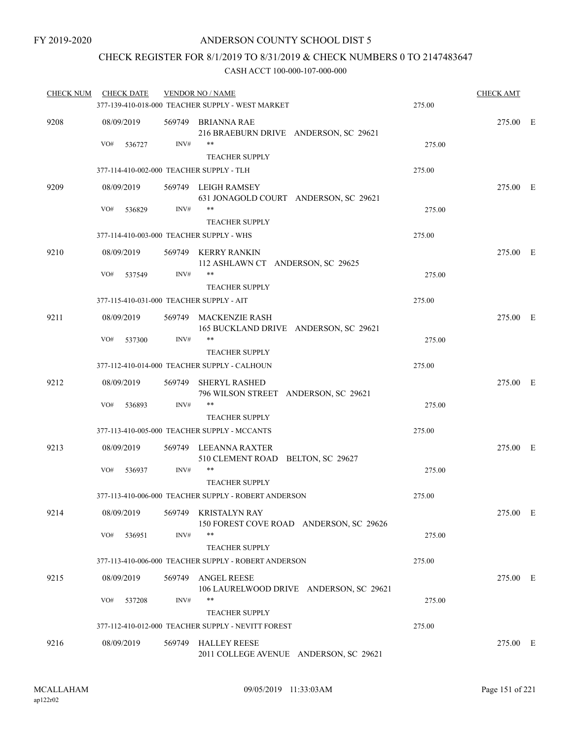FY 2019-2020

# ANDERSON COUNTY SCHOOL DIST 5

## CHECK REGISTER FOR 8/1/2019 TO 8/31/2019 & CHECK NUMBERS 0 TO 2147483647

### CASH ACCT 100-000-107-000-000

| CHECK NUM | CHECK DATE | VENDOR NO / NAME | | CHECK AMT |
|---|---|---|---|---|
| | | 377-139-410-018-000 TEACHER SUPPLY - WEST MARKET | 275.00 | |
| 9208 | 08/09/2019 | 569749 BRIANNA RAE<br>216 BRAEBURN DRIVE ANDERSON, SC 29621 | | 275.00 E |
| | VO# 536727 | INV# ** TEACHER SUPPLY | 275.00 | |
| | | 377-114-410-002-000 TEACHER SUPPLY - TLH | 275.00 | |
| 9209 | 08/09/2019 | 569749 LEIGH RAMSEY<br>631 JONAGOLD COURT ANDERSON, SC 29621 | | 275.00 E |
| | VO# 536829 | INV# ** TEACHER SUPPLY | 275.00 | |
| | | 377-114-410-003-000 TEACHER SUPPLY - WHS | 275.00 | |
| 9210 | 08/09/2019 | 569749 KERRY RANKIN<br>112 ASHLAWN CT ANDERSON, SC 29625 | | 275.00 E |
| | VO# 537549 | INV# ** TEACHER SUPPLY | 275.00 | |
| | | 377-115-410-031-000 TEACHER SUPPLY - AIT | 275.00 | |
| 9211 | 08/09/2019 | 569749 MACKENZIE RASH<br>165 BUCKLAND DRIVE ANDERSON, SC 29621 | | 275.00 E |
| | VO# 537300 | INV# ** TEACHER SUPPLY | 275.00 | |
| | | 377-112-410-014-000 TEACHER SUPPLY - CALHOUN | 275.00 | |
| 9212 | 08/09/2019 | 569749 SHERYL RASHED<br>796 WILSON STREET ANDERSON, SC 29621 | | 275.00 E |
| | VO# 536893 | INV# ** TEACHER SUPPLY | 275.00 | |
| | | 377-113-410-005-000 TEACHER SUPPLY - MCCANTS | 275.00 | |
| 9213 | 08/09/2019 | 569749 LEEANNA RAXTER<br>510 CLEMENT ROAD BELTON, SC 29627 | | 275.00 E |
| | VO# 536937 | INV# ** TEACHER SUPPLY | 275.00 | |
| | | 377-113-410-006-000 TEACHER SUPPLY - ROBERT ANDERSON | 275.00 | |
| 9214 | 08/09/2019 | 569749 KRISTALYN RAY<br>150 FOREST COVE ROAD ANDERSON, SC 29626 | | 275.00 E |
| | VO# 536951 | INV# ** TEACHER SUPPLY | 275.00 | |
| | | 377-113-410-006-000 TEACHER SUPPLY - ROBERT ANDERSON | 275.00 | |
| 9215 | 08/09/2019 | 569749 ANGEL REESE<br>106 LAURELWOOD DRIVE ANDERSON, SC 29621 | | 275.00 E |
| | VO# 537208 | INV# ** TEACHER SUPPLY | 275.00 | |
| | | 377-112-410-012-000 TEACHER SUPPLY - NEVITT FOREST | 275.00 | |
| 9216 | 08/09/2019 | 569749 HALLEY REESE<br>2011 COLLEGE AVENUE ANDERSON, SC 29621 | | 275.00 E |

MCALLAHAM ap122r02 09/05/2019 11:33:03AM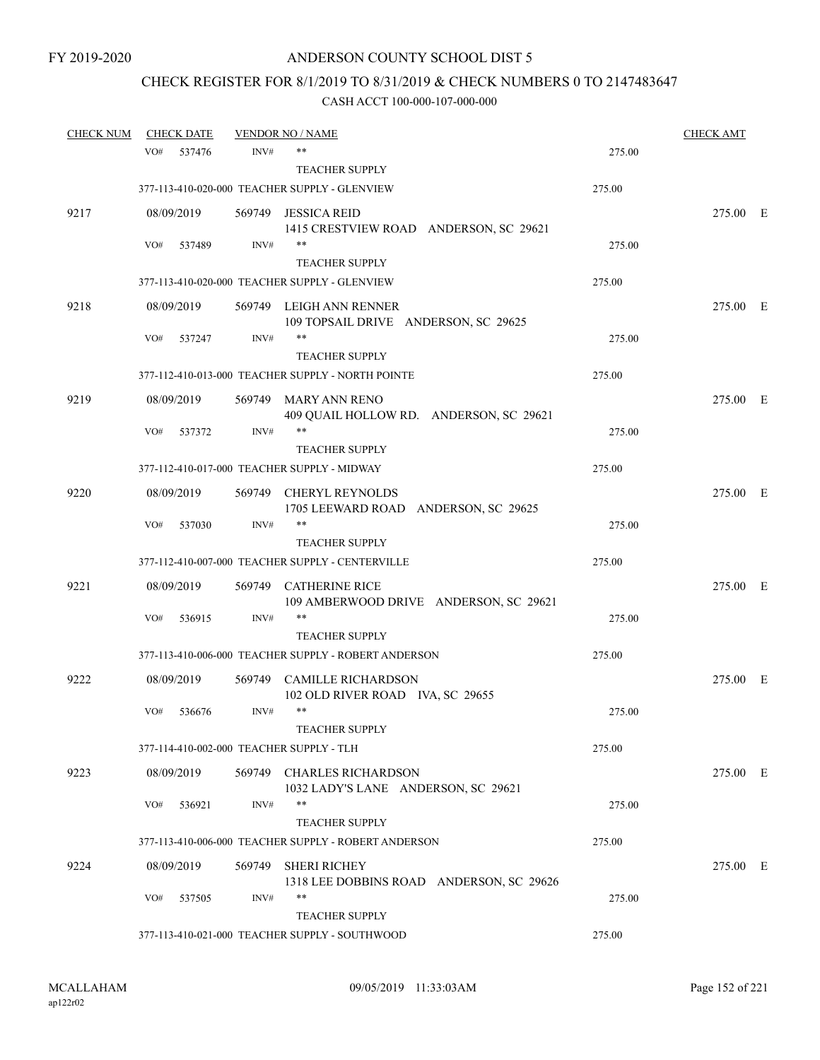FY 2019-2020

# ANDERSON COUNTY SCHOOL DIST 5

## CHECK REGISTER FOR 8/1/2019 TO 8/31/2019 & CHECK NUMBERS 0 TO 2147483647

### CASH ACCT 100-000-107-000-000

| CHECK NUM | CHECK DATE | VENDOR NO / NAME | | CHECK AMT | |
|---|---|---|---|---|---|
| | VO# 537476 | INV# ** | 275.00 | | |
| | | TEACHER SUPPLY | | | |
| | | 377-113-410-020-000 TEACHER SUPPLY - GLENVIEW | 275.00 | | |
| 9217 | 08/09/2019 | 569749 JESSICA REID<br>1415 CRESTVIEW ROAD ANDERSON, SC 29621 | | 275.00 | E |
| | VO# 537489 | INV# ** | 275.00 | | |
| | | TEACHER SUPPLY | | | |
| | | 377-113-410-020-000 TEACHER SUPPLY - GLENVIEW | 275.00 | | |
| 9218 | 08/09/2019 | 569749 LEIGH ANN RENNER<br>109 TOPSAIL DRIVE ANDERSON, SC 29625 | | 275.00 | E |
| | VO# 537247 | INV# ** | 275.00 | | |
| | | TEACHER SUPPLY | | | |
| | | 377-112-410-013-000 TEACHER SUPPLY - NORTH POINTE | 275.00 | | |
| 9219 | 08/09/2019 | 569749 MARY ANN RENO<br>409 QUAIL HOLLOW RD. ANDERSON, SC 29621 | | 275.00 | E |
| | VO# 537372 | INV# ** | 275.00 | | |
| | | TEACHER SUPPLY | | | |
| | | 377-112-410-017-000 TEACHER SUPPLY - MIDWAY | 275.00 | | |
| 9220 | 08/09/2019 | 569749 CHERYL REYNOLDS<br>1705 LEEWARD ROAD ANDERSON, SC 29625 | | 275.00 | E |
| | VO# 537030 | INV# ** | 275.00 | | |
| | | TEACHER SUPPLY | | | |
| | | 377-112-410-007-000 TEACHER SUPPLY - CENTERVILLE | 275.00 | | |
| 9221 | 08/09/2019 | 569749 CATHERINE RICE<br>109 AMBERWOOD DRIVE ANDERSON, SC 29621 | | 275.00 | E |
| | VO# 536915 | INV# ** | 275.00 | | |
| | | TEACHER SUPPLY | | | |
| | | 377-113-410-006-000 TEACHER SUPPLY - ROBERT ANDERSON | 275.00 | | |
| 9222 | 08/09/2019 | 569749 CAMILLE RICHARDSON<br>102 OLD RIVER ROAD IVA, SC 29655 | | 275.00 | E |
| | VO# 536676 | INV# ** | 275.00 | | |
| | | TEACHER SUPPLY | | | |
| | | 377-114-410-002-000 TEACHER SUPPLY - TLH | 275.00 | | |
| 9223 | 08/09/2019 | 569749 CHARLES RICHARDSON<br>1032 LADY'S LANE ANDERSON, SC 29621 | | 275.00 | E |
| | VO# 536921 | INV# ** | 275.00 | | |
| | | TEACHER SUPPLY | | | |
| | | 377-113-410-006-000 TEACHER SUPPLY - ROBERT ANDERSON | 275.00 | | |
| 9224 | 08/09/2019 | 569749 SHERI RICHEY<br>1318 LEE DOBBINS ROAD ANDERSON, SC 29626 | | 275.00 | E |
| | VO# 537505 | INV# ** | 275.00 | | |
| | | TEACHER SUPPLY | | | |
| | | 377-113-410-021-000 TEACHER SUPPLY - SOUTHWOOD | 275.00 | | |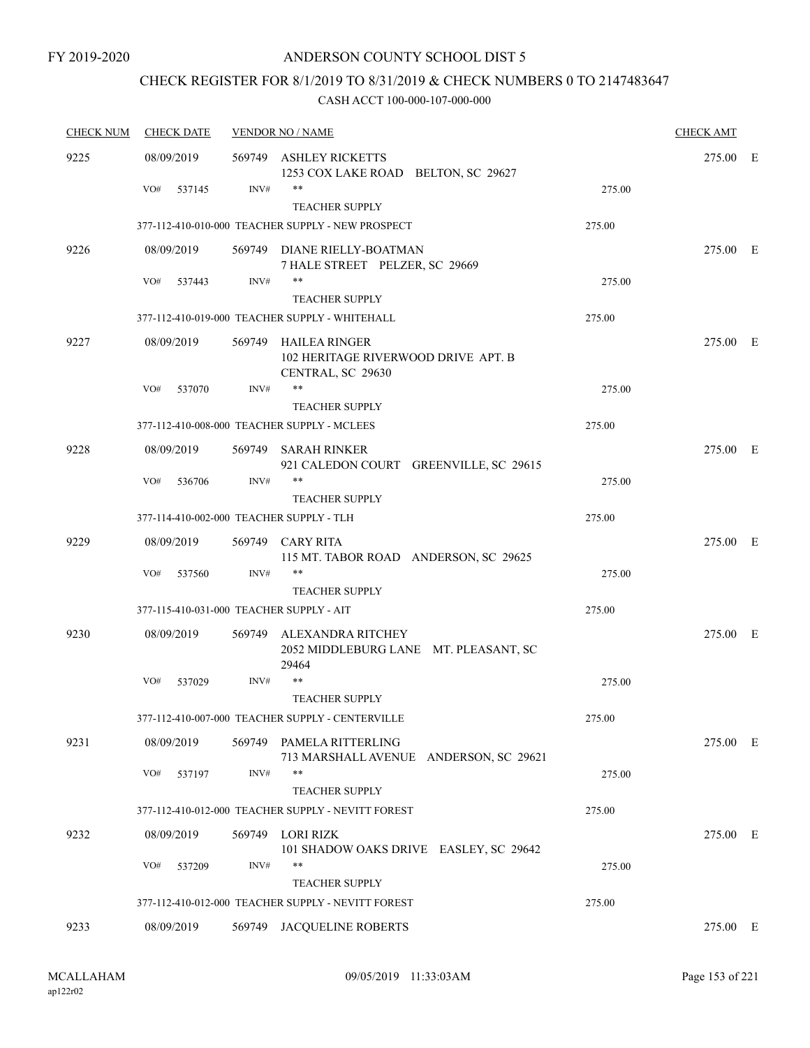FY 2019-2020

# ANDERSON COUNTY SCHOOL DIST 5

## CHECK REGISTER FOR 8/1/2019 TO 8/31/2019 & CHECK NUMBERS 0 TO 2147483647

### CASH ACCT 100-000-107-000-000

| CHECK NUM | CHECK DATE | VENDOR NO / NAME | | CHECK AMT | |
|---|---|---|---|---|---|
| 9225 | 08/09/2019 | 569749 ASHLEY RICKETTS<br>1253 COX LAKE ROAD BELTON, SC 29627 | | 275.00 | E |
| | VO# 537145 | INV# **<br>TEACHER SUPPLY | 275.00 | | |
| | 377-112-410-010-000 TEACHER SUPPLY - NEW PROSPECT | | 275.00 | | |
| 9226 | 08/09/2019 | 569749 DIANE RIELLY-BOATMAN<br>7 HALE STREET PELZER, SC 29669 | | 275.00 | E |
| | VO# 537443 | INV# **<br>TEACHER SUPPLY | 275.00 | | |
| | 377-112-410-019-000 TEACHER SUPPLY - WHITEHALL | | 275.00 | | |
| 9227 | 08/09/2019 | 569749 HAILEA RINGER<br>102 HERITAGE RIVERWOOD DRIVE APT. B<br>CENTRAL, SC 29630 | | 275.00 | E |
| | VO# 537070 | INV# **<br>TEACHER SUPPLY | 275.00 | | |
| | 377-112-410-008-000 TEACHER SUPPLY - MCLEES | | 275.00 | | |
| 9228 | 08/09/2019 | 569749 SARAH RINKER<br>921 CALEDON COURT GREENVILLE, SC 29615 | | 275.00 | E |
| | VO# 536706 | INV# **<br>TEACHER SUPPLY | 275.00 | | |
| | 377-114-410-002-000 TEACHER SUPPLY - TLH | | 275.00 | | |
| 9229 | 08/09/2019 | 569749 CARY RITA<br>115 MT. TABOR ROAD ANDERSON, SC 29625 | | 275.00 | E |
| | VO# 537560 | INV# **<br>TEACHER SUPPLY | 275.00 | | |
| | 377-115-410-031-000 TEACHER SUPPLY - AIT | | 275.00 | | |
| 9230 | 08/09/2019 | 569749 ALEXANDRA RITCHEY<br>2052 MIDDLEBURG LANE MT. PLEASANT, SC 29464 | | 275.00 | E |
| | VO# 537029 | INV# **<br>TEACHER SUPPLY | 275.00 | | |
| | 377-112-410-007-000 TEACHER SUPPLY - CENTERVILLE | | 275.00 | | |
| 9231 | 08/09/2019 | 569749 PAMELA RITTERLING<br>713 MARSHALL AVENUE ANDERSON, SC 29621 | | 275.00 | E |
| | VO# 537197 | INV# **<br>TEACHER SUPPLY | 275.00 | | |
| | 377-112-410-012-000 TEACHER SUPPLY - NEVITT FOREST | | 275.00 | | |
| 9232 | 08/09/2019 | 569749 LORI RIZK<br>101 SHADOW OAKS DRIVE EASLEY, SC 29642 | | 275.00 | E |
| | VO# 537209 | INV# **<br>TEACHER SUPPLY | 275.00 | | |
| | 377-112-410-012-000 TEACHER SUPPLY - NEVITT FOREST | | 275.00 | | |
| 9233 | 08/09/2019 | 569749 JACQUELINE ROBERTS | | 275.00 | E |

MCALLAHAM
ap122r02

09/05/2019 11:33:03AM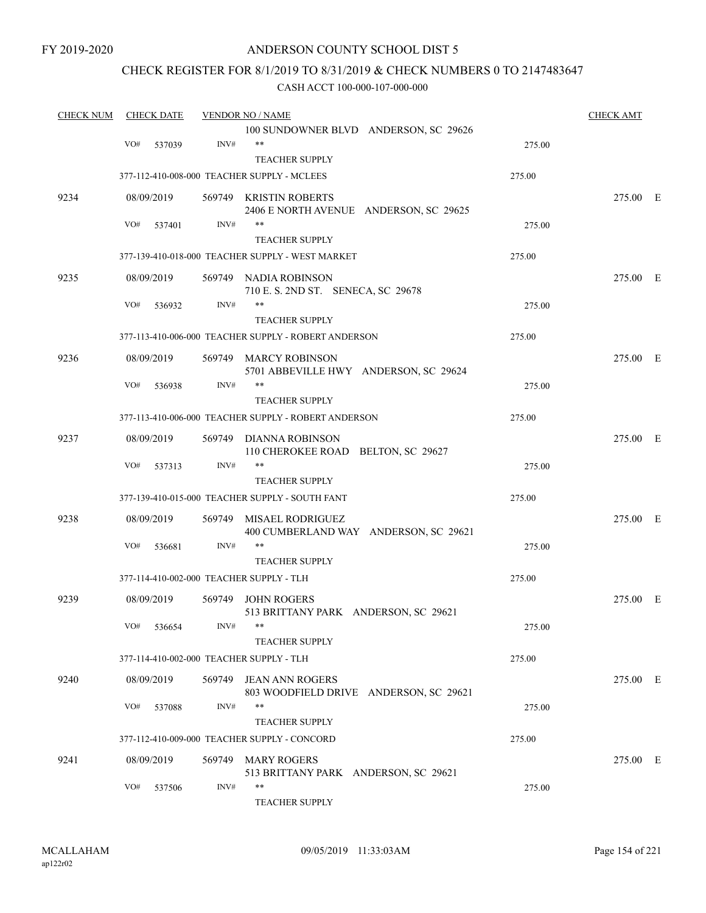FY 2019-2020

# ANDERSON COUNTY SCHOOL DIST 5

## CHECK REGISTER FOR 8/1/2019 TO 8/31/2019 & CHECK NUMBERS 0 TO 2147483647

CASH ACCT 100-000-107-000-000

| CHECK NUM | CHECK DATE | VENDOR NO / NAME | | CHECK AMT |
|---|---|---|---|---|
| | | 100 SUNDOWNER BLVD ANDERSON, SC 29626 | | |
| | VO# 537039 | INV# ** TEACHER SUPPLY | 275.00 | |
| | | 377-112-410-008-000 TEACHER SUPPLY - MCLEES | 275.00 | |
| 9234 | 08/09/2019 | 569749 KRISTIN ROBERTS 2406 E NORTH AVENUE ANDERSON, SC 29625 | | 275.00 E |
| | VO# 537401 | INV# ** TEACHER SUPPLY | 275.00 | |
| | | 377-139-410-018-000 TEACHER SUPPLY - WEST MARKET | 275.00 | |
| 9235 | 08/09/2019 | 569749 NADIA ROBINSON 710 E. S. 2ND ST. SENECA, SC 29678 | | 275.00 E |
| | VO# 536932 | INV# ** TEACHER SUPPLY | 275.00 | |
| | | 377-113-410-006-000 TEACHER SUPPLY - ROBERT ANDERSON | 275.00 | |
| 9236 | 08/09/2019 | 569749 MARCY ROBINSON 5701 ABBEVILLE HWY ANDERSON, SC 29624 | | 275.00 E |
| | VO# 536938 | INV# ** TEACHER SUPPLY | 275.00 | |
| | | 377-113-410-006-000 TEACHER SUPPLY - ROBERT ANDERSON | 275.00 | |
| 9237 | 08/09/2019 | 569749 DIANNA ROBINSON 110 CHEROKEE ROAD BELTON, SC 29627 | | 275.00 E |
| | VO# 537313 | INV# ** TEACHER SUPPLY | 275.00 | |
| | | 377-139-410-015-000 TEACHER SUPPLY - SOUTH FANT | 275.00 | |
| 9238 | 08/09/2019 | 569749 MISAEL RODRIGUEZ 400 CUMBERLAND WAY ANDERSON, SC 29621 | | 275.00 E |
| | VO# 536681 | INV# ** TEACHER SUPPLY | 275.00 | |
| | | 377-114-410-002-000 TEACHER SUPPLY - TLH | 275.00 | |
| 9239 | 08/09/2019 | 569749 JOHN ROGERS 513 BRITTANY PARK ANDERSON, SC 29621 | | 275.00 E |
| | VO# 536654 | INV# ** TEACHER SUPPLY | 275.00 | |
| | | 377-114-410-002-000 TEACHER SUPPLY - TLH | 275.00 | |
| 9240 | 08/09/2019 | 569749 JEAN ANN ROGERS 803 WOODFIELD DRIVE ANDERSON, SC 29621 | | 275.00 E |
| | VO# 537088 | INV# ** TEACHER SUPPLY | 275.00 | |
| | | 377-112-410-009-000 TEACHER SUPPLY - CONCORD | 275.00 | |
| 9241 | 08/09/2019 | 569749 MARY ROGERS 513 BRITTANY PARK ANDERSON, SC 29621 | | 275.00 E |
| | VO# 537506 | INV# ** TEACHER SUPPLY | 275.00 | |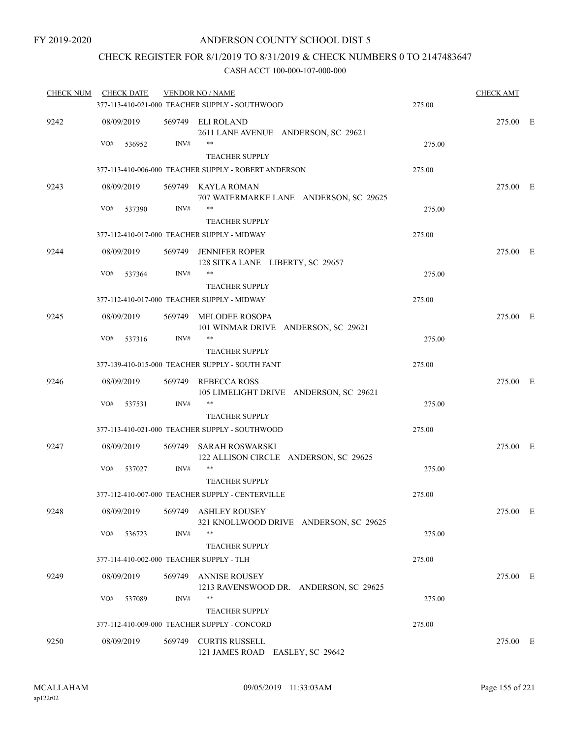FY 2019-2020

# ANDERSON COUNTY SCHOOL DIST 5

## CHECK REGISTER FOR 8/1/2019 TO 8/31/2019 & CHECK NUMBERS 0 TO 2147483647

### CASH ACCT 100-000-107-000-000

| CHECK NUM | CHECK DATE | VENDOR NO / NAME | | CHECK AMT | |
|---|---|---|---|---|---|
| | 377-113-410-021-000 TEACHER SUPPLY - SOUTHWOOD | | 275.00 | | |
| 9242 | 08/09/2019 | 569749 ELI ROLAND<br>2611 LANE AVENUE ANDERSON, SC 29621 | | 275.00 | E |
| | VO# 536952 INV# ** | TEACHER SUPPLY | 275.00 | | |
| | 377-113-410-006-000 TEACHER SUPPLY - ROBERT ANDERSON | | 275.00 | | |
| 9243 | 08/09/2019 | 569749 KAYLA ROMAN<br>707 WATERMARKE LANE ANDERSON, SC 29625 | | 275.00 | E |
| | VO# 537390 INV# ** | TEACHER SUPPLY | 275.00 | | |
| | 377-112-410-017-000 TEACHER SUPPLY - MIDWAY | | 275.00 | | |
| 9244 | 08/09/2019 | 569749 JENNIFER ROPER<br>128 SITKA LANE LIBERTY, SC 29657 | | 275.00 | E |
| | VO# 537364 INV# ** | TEACHER SUPPLY | 275.00 | | |
| | 377-112-410-017-000 TEACHER SUPPLY - MIDWAY | | 275.00 | | |
| 9245 | 08/09/2019 | 569749 MELODEE ROSOPA<br>101 WINMAR DRIVE ANDERSON, SC 29621 | | 275.00 | E |
| | VO# 537316 INV# ** | TEACHER SUPPLY | 275.00 | | |
| | 377-139-410-015-000 TEACHER SUPPLY - SOUTH FANT | | 275.00 | | |
| 9246 | 08/09/2019 | 569749 REBECCA ROSS<br>105 LIMELIGHT DRIVE ANDERSON, SC 29621 | | 275.00 | E |
| | VO# 537531 INV# ** | TEACHER SUPPLY | 275.00 | | |
| | 377-113-410-021-000 TEACHER SUPPLY - SOUTHWOOD | | 275.00 | | |
| 9247 | 08/09/2019 | 569749 SARAH ROSWARSKI<br>122 ALLISON CIRCLE ANDERSON, SC 29625 | | 275.00 | E |
| | VO# 537027 INV# ** | TEACHER SUPPLY | 275.00 | | |
| | 377-112-410-007-000 TEACHER SUPPLY - CENTERVILLE | | 275.00 | | |
| 9248 | 08/09/2019 | 569749 ASHLEY ROUSEY<br>321 KNOLLWOOD DRIVE ANDERSON, SC 29625 | | 275.00 | E |
| | VO# 536723 INV# ** | TEACHER SUPPLY | 275.00 | | |
| | 377-114-410-002-000 TEACHER SUPPLY - TLH | | 275.00 | | |
| 9249 | 08/09/2019 | 569749 ANNISE ROUSEY<br>1213 RAVENSWOOD DR. ANDERSON, SC 29625 | | 275.00 | E |
| | VO# 537089 INV# ** | TEACHER SUPPLY | 275.00 | | |
| | 377-112-410-009-000 TEACHER SUPPLY - CONCORD | | 275.00 | | |
| 9250 | 08/09/2019 | 569749 CURTIS RUSSELL<br>121 JAMES ROAD EASLEY, SC 29642 | | 275.00 | E |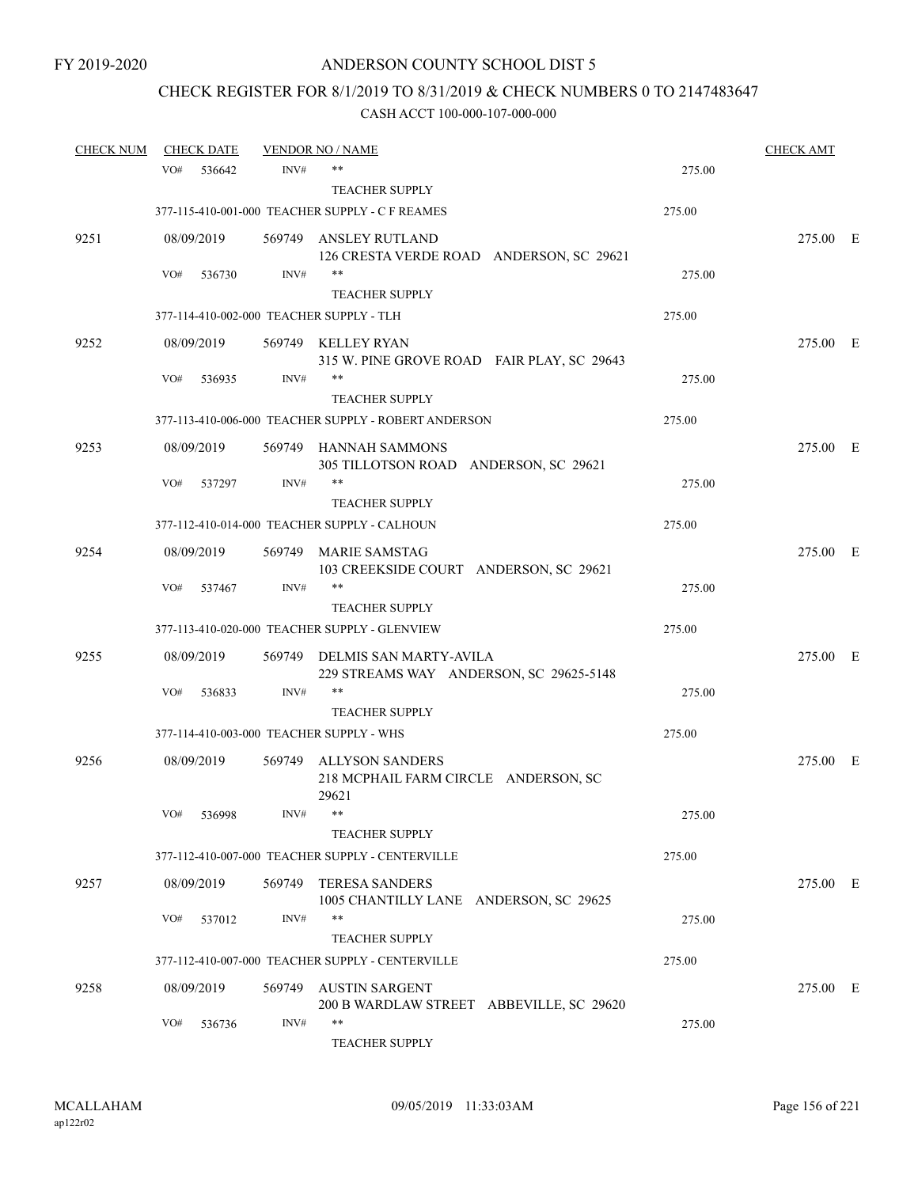FY 2019-2020

ANDERSON COUNTY SCHOOL DIST 5

CHECK REGISTER FOR 8/1/2019 TO 8/31/2019 & CHECK NUMBERS 0 TO 2147483647

CASH ACCT 100-000-107-000-000

| CHECK NUM | CHECK DATE | VENDOR NO / NAME | | CHECK AMT |
|---|---|---|---|---|
| | VO# 536642 | INV# ** TEACHER SUPPLY | 275.00 | |
| | | 377-115-410-001-000 TEACHER SUPPLY - C F REAMES | 275.00 | |
| 9251 | 08/09/2019 | 569749 ANSLEY RUTLAND 126 CRESTA VERDE ROAD ANDERSON, SC 29621 | | 275.00 E |
| | VO# 536730 | INV# ** TEACHER SUPPLY | 275.00 | |
| | | 377-114-410-002-000 TEACHER SUPPLY - TLH | 275.00 | |
| 9252 | 08/09/2019 | 569749 KELLEY RYAN 315 W. PINE GROVE ROAD FAIR PLAY, SC 29643 | | 275.00 E |
| | VO# 536935 | INV# ** TEACHER SUPPLY | 275.00 | |
| | | 377-113-410-006-000 TEACHER SUPPLY - ROBERT ANDERSON | 275.00 | |
| 9253 | 08/09/2019 | 569749 HANNAH SAMMONS 305 TILLOTSON ROAD ANDERSON, SC 29621 | | 275.00 E |
| | VO# 537297 | INV# ** TEACHER SUPPLY | 275.00 | |
| | | 377-112-410-014-000 TEACHER SUPPLY - CALHOUN | 275.00 | |
| 9254 | 08/09/2019 | 569749 MARIE SAMSTAG 103 CREEKSIDE COURT ANDERSON, SC 29621 | | 275.00 E |
| | VO# 537467 | INV# ** TEACHER SUPPLY | 275.00 | |
| | | 377-113-410-020-000 TEACHER SUPPLY - GLENVIEW | 275.00 | |
| 9255 | 08/09/2019 | 569749 DELMIS SAN MARTY-AVILA 229 STREAMS WAY ANDERSON, SC 29625-5148 | | 275.00 E |
| | VO# 536833 | INV# ** TEACHER SUPPLY | 275.00 | |
| | | 377-114-410-003-000 TEACHER SUPPLY - WHS | 275.00 | |
| 9256 | 08/09/2019 | 569749 ALLYSON SANDERS 218 MCPHAIL FARM CIRCLE ANDERSON, SC 29621 | | 275.00 E |
| | VO# 536998 | INV# ** TEACHER SUPPLY | 275.00 | |
| | | 377-112-410-007-000 TEACHER SUPPLY - CENTERVILLE | 275.00 | |
| 9257 | 08/09/2019 | 569749 TERESA SANDERS 1005 CHANTILLY LANE ANDERSON, SC 29625 | | 275.00 E |
| | VO# 537012 | INV# ** TEACHER SUPPLY | 275.00 | |
| | | 377-112-410-007-000 TEACHER SUPPLY - CENTERVILLE | 275.00 | |
| 9258 | 08/09/2019 | 569749 AUSTIN SARGENT 200 B WARDLAW STREET ABBEVILLE, SC 29620 | | 275.00 E |
| | VO# 536736 | INV# ** TEACHER SUPPLY | 275.00 | |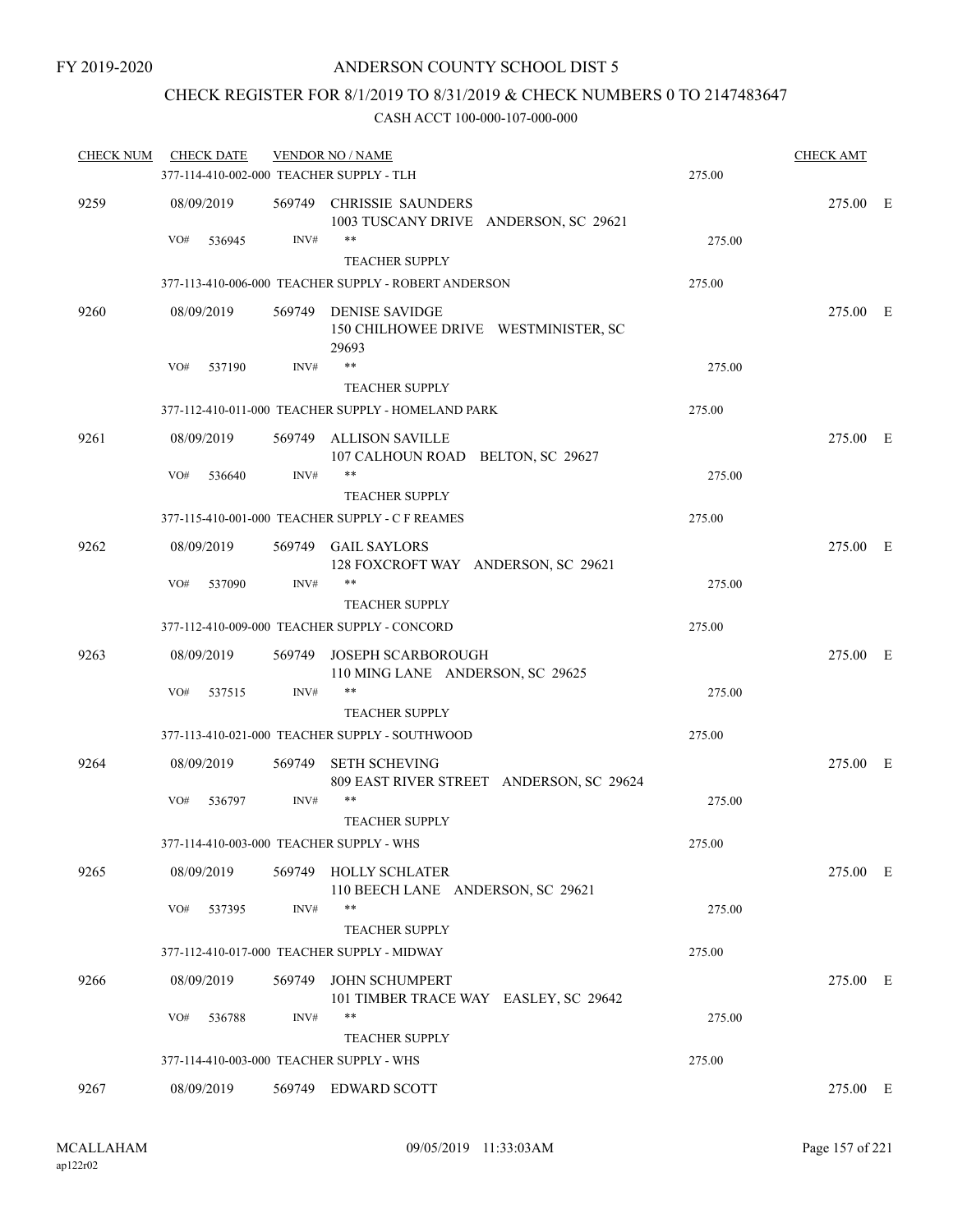FY 2019-2020

# ANDERSON COUNTY SCHOOL DIST 5

## CHECK REGISTER FOR 8/1/2019 TO 8/31/2019 & CHECK NUMBERS 0 TO 2147483647

### CASH ACCT 100-000-107-000-000

| CHECK NUM | CHECK DATE | VENDOR NO / NAME | | CHECK AMT | |
|---|---|---|---|---|---|
| | 377-114-410-002-000 TEACHER SUPPLY - TLH | | 275.00 | | |
| 9259 | 08/09/2019 | 569749 CHRISSIE SAUNDERS<br>1003 TUSCANY DRIVE ANDERSON, SC 29621 | | 275.00 | E |
| | VO# 536945 | INV# **<br>TEACHER SUPPLY | 275.00 | | |
| | 377-113-410-006-000 TEACHER SUPPLY - ROBERT ANDERSON | | 275.00 | | |
| 9260 | 08/09/2019 | 569749 DENISE SAVIDGE<br>150 CHILHOWEE DRIVE WESTMINISTER, SC 29693 | | 275.00 | E |
| | VO# 537190 | INV# **<br>TEACHER SUPPLY | 275.00 | | |
| | 377-112-410-011-000 TEACHER SUPPLY - HOMELAND PARK | | 275.00 | | |
| 9261 | 08/09/2019 | 569749 ALLISON SAVILLE<br>107 CALHOUN ROAD BELTON, SC 29627 | | 275.00 | E |
| | VO# 536640 | INV# **<br>TEACHER SUPPLY | 275.00 | | |
| | 377-115-410-001-000 TEACHER SUPPLY - C F REAMES | | 275.00 | | |
| 9262 | 08/09/2019 | 569749 GAIL SAYLORS<br>128 FOXCROFT WAY ANDERSON, SC 29621 | | 275.00 | E |
| | VO# 537090 | INV# **<br>TEACHER SUPPLY | 275.00 | | |
| | 377-112-410-009-000 TEACHER SUPPLY - CONCORD | | 275.00 | | |
| 9263 | 08/09/2019 | 569749 JOSEPH SCARBOROUGH<br>110 MING LANE ANDERSON, SC 29625 | | 275.00 | E |
| | VO# 537515 | INV# **<br>TEACHER SUPPLY | 275.00 | | |
| | 377-113-410-021-000 TEACHER SUPPLY - SOUTHWOOD | | 275.00 | | |
| 9264 | 08/09/2019 | 569749 SETH SCHEVING<br>809 EAST RIVER STREET ANDERSON, SC 29624 | | 275.00 | E |
| | VO# 536797 | INV# **<br>TEACHER SUPPLY | 275.00 | | |
| | 377-114-410-003-000 TEACHER SUPPLY - WHS | | 275.00 | | |
| 9265 | 08/09/2019 | 569749 HOLLY SCHLATER<br>110 BEECH LANE ANDERSON, SC 29621 | | 275.00 | E |
| | VO# 537395 | INV# **<br>TEACHER SUPPLY | 275.00 | | |
| | 377-112-410-017-000 TEACHER SUPPLY - MIDWAY | | 275.00 | | |
| 9266 | 08/09/2019 | 569749 JOHN SCHUMPERT<br>101 TIMBER TRACE WAY EASLEY, SC 29642 | | 275.00 | E |
| | VO# 536788 | INV# **<br>TEACHER SUPPLY | 275.00 | | |
| | 377-114-410-003-000 TEACHER SUPPLY - WHS | | 275.00 | | |
| 9267 | 08/09/2019 | 569749 EDWARD SCOTT | | 275.00 | E |

MCALLAHAM
ap122r02

09/05/2019 11:33:03AM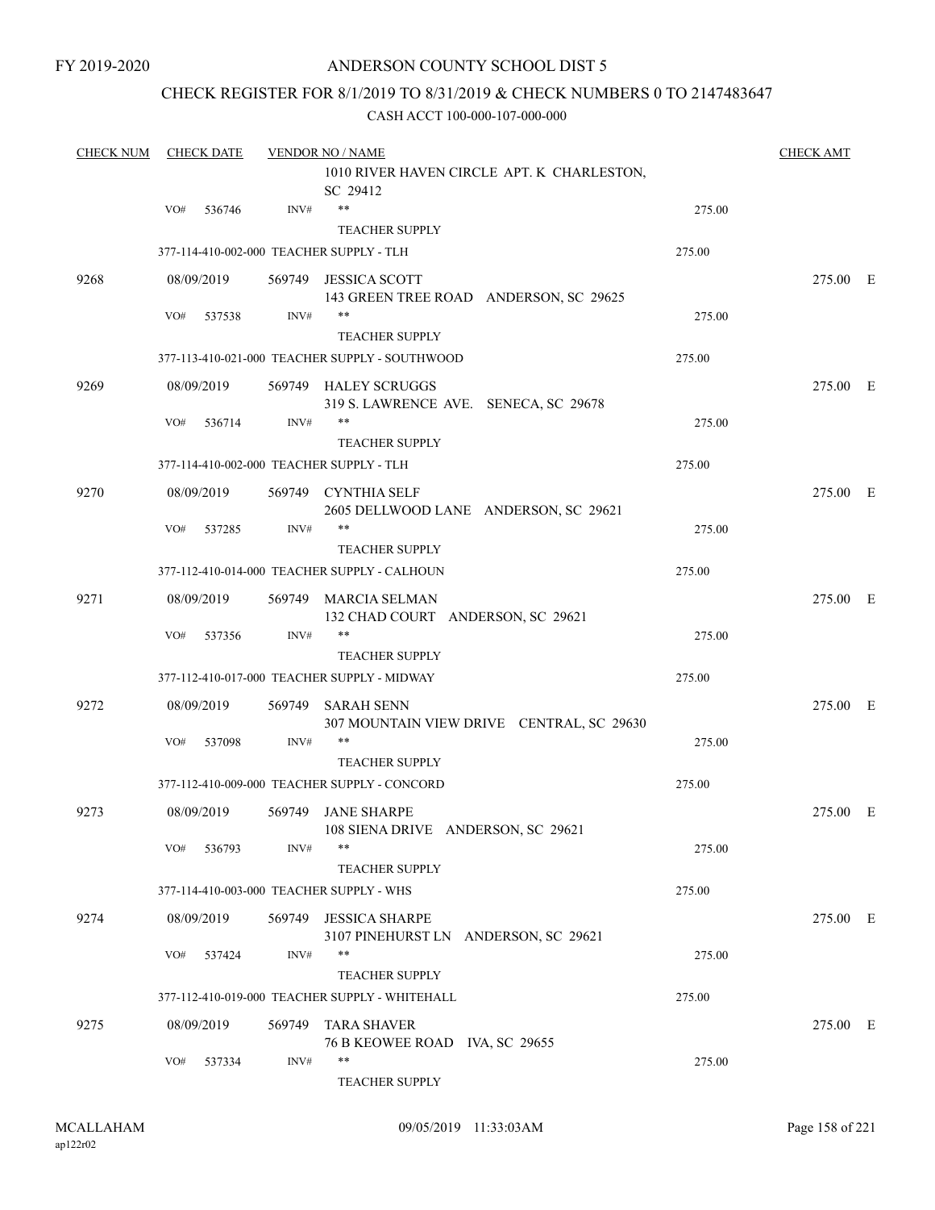FY 2019-2020

# ANDERSON COUNTY SCHOOL DIST 5

## CHECK REGISTER FOR 8/1/2019 TO 8/31/2019 & CHECK NUMBERS 0 TO 2147483647

### CASH ACCT 100-000-107-000-000

| CHECK NUM | CHECK DATE | VENDOR NO / NAME | | CHECK AMT |
|---|---|---|---|---|
| | | 1010 RIVER HAVEN CIRCLE APT. K CHARLESTON, SC 29412 | | |
| | VO# 536746 | INV# ** TEACHER SUPPLY | 275.00 | |
| | | 377-114-410-002-000 TEACHER SUPPLY - TLH | 275.00 | |
| 9268 | 08/09/2019 | 569749 JESSICA SCOTT 143 GREEN TREE ROAD ANDERSON, SC 29625 | | 275.00 E |
| | VO# 537538 | INV# ** TEACHER SUPPLY | 275.00 | |
| | | 377-113-410-021-000 TEACHER SUPPLY - SOUTHWOOD | 275.00 | |
| 9269 | 08/09/2019 | 569749 HALEY SCRUGGS 319 S. LAWRENCE AVE. SENECA, SC 29678 | | 275.00 E |
| | VO# 536714 | INV# ** TEACHER SUPPLY | 275.00 | |
| | | 377-114-410-002-000 TEACHER SUPPLY - TLH | 275.00 | |
| 9270 | 08/09/2019 | 569749 CYNTHIA SELF 2605 DELLWOOD LANE ANDERSON, SC 29621 | | 275.00 E |
| | VO# 537285 | INV# ** TEACHER SUPPLY | 275.00 | |
| | | 377-112-410-014-000 TEACHER SUPPLY - CALHOUN | 275.00 | |
| 9271 | 08/09/2019 | 569749 MARCIA SELMAN 132 CHAD COURT ANDERSON, SC 29621 | | 275.00 E |
| | VO# 537356 | INV# ** TEACHER SUPPLY | 275.00 | |
| | | 377-112-410-017-000 TEACHER SUPPLY - MIDWAY | 275.00 | |
| 9272 | 08/09/2019 | 569749 SARAH SENN 307 MOUNTAIN VIEW DRIVE CENTRAL, SC 29630 | | 275.00 E |
| | VO# 537098 | INV# ** TEACHER SUPPLY | 275.00 | |
| | | 377-112-410-009-000 TEACHER SUPPLY - CONCORD | 275.00 | |
| 9273 | 08/09/2019 | 569749 JANE SHARPE 108 SIENA DRIVE ANDERSON, SC 29621 | | 275.00 E |
| | VO# 536793 | INV# ** TEACHER SUPPLY | 275.00 | |
| | | 377-114-410-003-000 TEACHER SUPPLY - WHS | 275.00 | |
| 9274 | 08/09/2019 | 569749 JESSICA SHARPE 3107 PINEHURST LN ANDERSON, SC 29621 | | 275.00 E |
| | VO# 537424 | INV# ** TEACHER SUPPLY | 275.00 | |
| | | 377-112-410-019-000 TEACHER SUPPLY - WHITEHALL | 275.00 | |
| 9275 | 08/09/2019 | 569749 TARA SHAVER 76 B KEOWEE ROAD IVA, SC 29655 | | 275.00 E |
| | VO# 537334 | INV# ** TEACHER SUPPLY | 275.00 | |

MCALLAHAM ap122r02 09/05/2019 11:33:03AM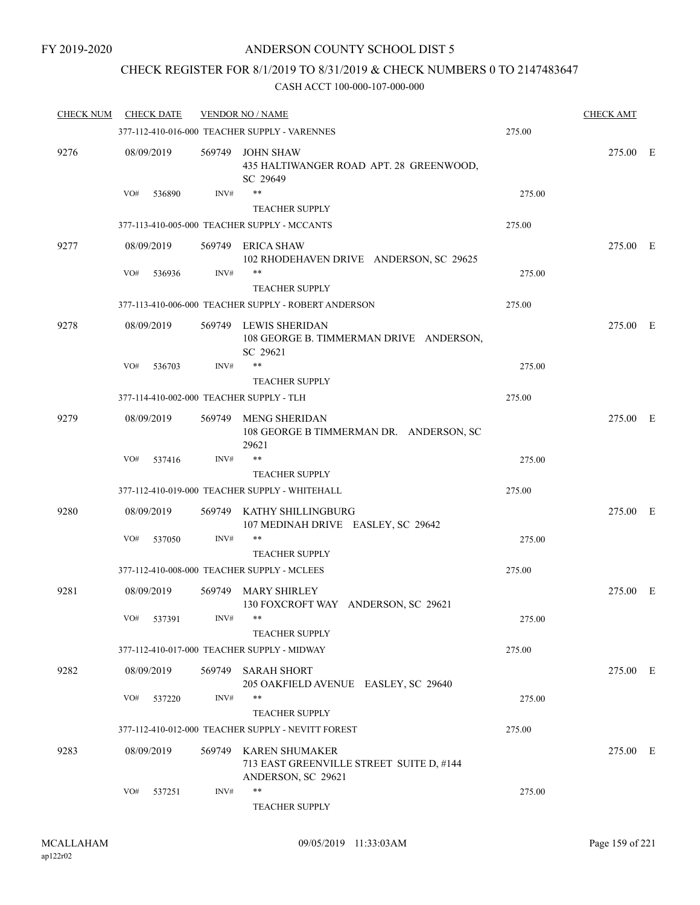FY 2019-2020

# ANDERSON COUNTY SCHOOL DIST 5

## CHECK REGISTER FOR 8/1/2019 TO 8/31/2019 & CHECK NUMBERS 0 TO 2147483647

### CASH ACCT 100-000-107-000-000

| CHECK NUM | CHECK DATE | VENDOR NO / NAME | | CHECK AMT |
|---|---|---|---|---|
| | | 377-112-410-016-000 TEACHER SUPPLY - VARENNES | 275.00 | |
| 9276 | 08/09/2019 | 569749 JOHN SHAW<br>435 HALTIWANGER ROAD APT. 28 GREENWOOD, SC 29649 | | 275.00 E |
| | VO# 536890 | INV# ** <br>TEACHER SUPPLY | 275.00 | |
| | | 377-113-410-005-000 TEACHER SUPPLY - MCCANTS | 275.00 | |
| 9277 | 08/09/2019 | 569749 ERICA SHAW<br>102 RHODEHAVEN DRIVE ANDERSON, SC 29625 | | 275.00 E |
| | VO# 536936 | INV# ** <br>TEACHER SUPPLY | 275.00 | |
| | | 377-113-410-006-000 TEACHER SUPPLY - ROBERT ANDERSON | 275.00 | |
| 9278 | 08/09/2019 | 569749 LEWIS SHERIDAN<br>108 GEORGE B. TIMMERMAN DRIVE ANDERSON, SC 29621 | | 275.00 E |
| | VO# 536703 | INV# ** <br>TEACHER SUPPLY | 275.00 | |
| | | 377-114-410-002-000 TEACHER SUPPLY - TLH | 275.00 | |
| 9279 | 08/09/2019 | 569749 MENG SHERIDAN<br>108 GEORGE B TIMMERMAN DR. ANDERSON, SC 29621 | | 275.00 E |
| | VO# 537416 | INV# ** <br>TEACHER SUPPLY | 275.00 | |
| | | 377-112-410-019-000 TEACHER SUPPLY - WHITEHALL | 275.00 | |
| 9280 | 08/09/2019 | 569749 KATHY SHILLINGBURG<br>107 MEDINAH DRIVE EASLEY, SC 29642 | | 275.00 E |
| | VO# 537050 | INV# ** <br>TEACHER SUPPLY | 275.00 | |
| | | 377-112-410-008-000 TEACHER SUPPLY - MCLEES | 275.00 | |
| 9281 | 08/09/2019 | 569749 MARY SHIRLEY<br>130 FOXCROFT WAY ANDERSON, SC 29621 | | 275.00 E |
| | VO# 537391 | INV# ** <br>TEACHER SUPPLY | 275.00 | |
| | | 377-112-410-017-000 TEACHER SUPPLY - MIDWAY | 275.00 | |
| 9282 | 08/09/2019 | 569749 SARAH SHORT<br>205 OAKFIELD AVENUE EASLEY, SC 29640 | | 275.00 E |
| | VO# 537220 | INV# ** <br>TEACHER SUPPLY | 275.00 | |
| | | 377-112-410-012-000 TEACHER SUPPLY - NEVITT FOREST | 275.00 | |
| 9283 | 08/09/2019 | 569749 KAREN SHUMAKER<br>713 EAST GREENVILLE STREET SUITE D, #144 ANDERSON, SC 29621 | | 275.00 E |
| | VO# 537251 | INV# ** <br>TEACHER SUPPLY | 275.00 | |

MCALLAHAM
ap122r02

09/05/2019 11:33:03AM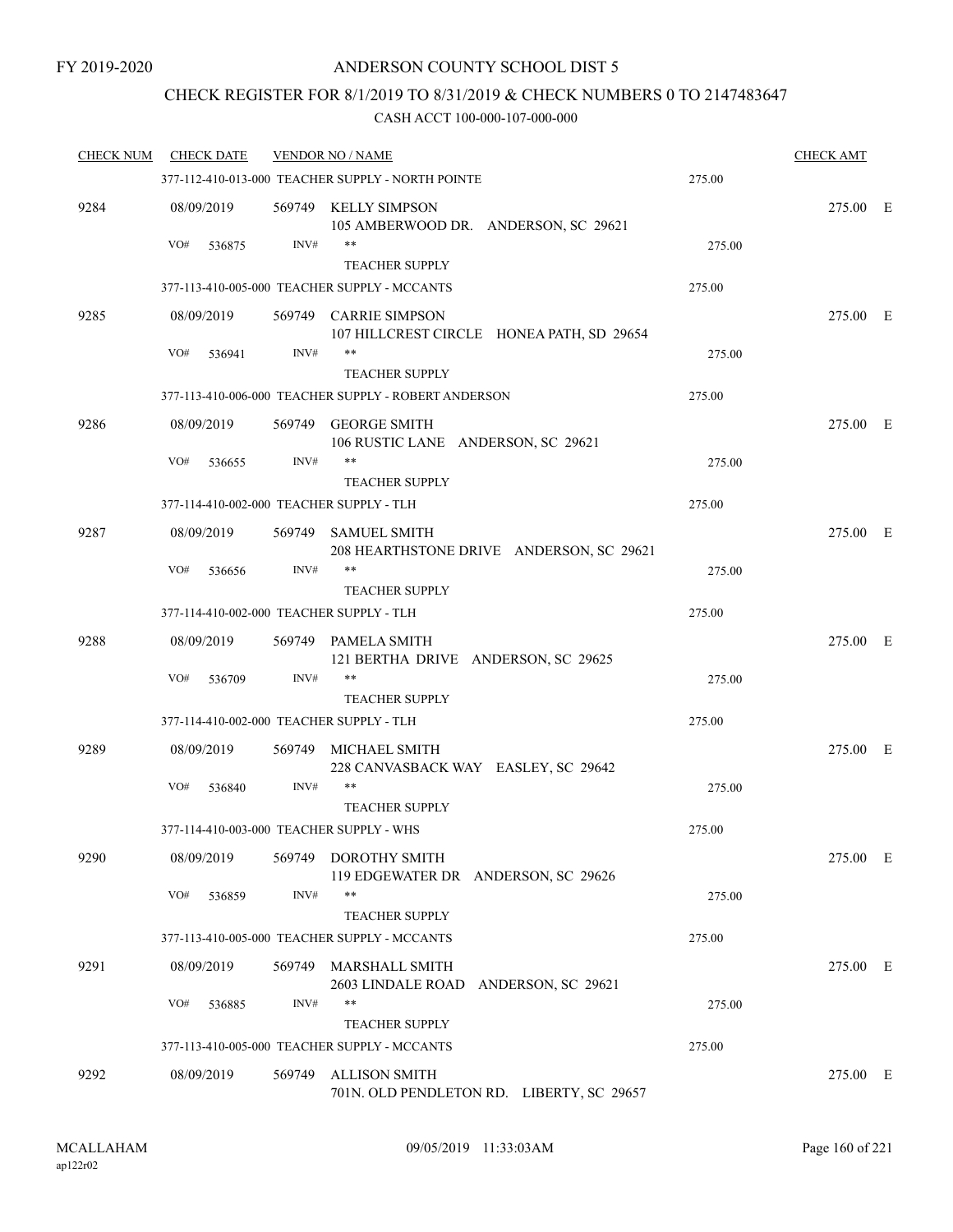FY 2019-2020

# ANDERSON COUNTY SCHOOL DIST 5

## CHECK REGISTER FOR 8/1/2019 TO 8/31/2019 & CHECK NUMBERS 0 TO 2147483647

### CASH ACCT 100-000-107-000-000

| CHECK NUM | CHECK DATE | VENDOR NO / NAME | | CHECK AMT | |
|---|---|---|---|---|---|
| | | 377-112-410-013-000 TEACHER SUPPLY - NORTH POINTE | 275.00 | | |
| 9284 | 08/09/2019 | 569749 KELLY SIMPSON<br>105 AMBERWOOD DR. ANDERSON, SC 29621 | | 275.00 | E |
| | VO# 536875 | INV# **<br>TEACHER SUPPLY | 275.00 | | |
| | | 377-113-410-005-000 TEACHER SUPPLY - MCCANTS | 275.00 | | |
| 9285 | 08/09/2019 | 569749 CARRIE SIMPSON<br>107 HILLCREST CIRCLE HONEA PATH, SD 29654 | | 275.00 | E |
| | VO# 536941 | INV# **<br>TEACHER SUPPLY | 275.00 | | |
| | | 377-113-410-006-000 TEACHER SUPPLY - ROBERT ANDERSON | 275.00 | | |
| 9286 | 08/09/2019 | 569749 GEORGE SMITH<br>106 RUSTIC LANE ANDERSON, SC 29621 | | 275.00 | E |
| | VO# 536655 | INV# **<br>TEACHER SUPPLY | 275.00 | | |
| | | 377-114-410-002-000 TEACHER SUPPLY - TLH | 275.00 | | |
| 9287 | 08/09/2019 | 569749 SAMUEL SMITH<br>208 HEARTHSTONE DRIVE ANDERSON, SC 29621 | | 275.00 | E |
| | VO# 536656 | INV# **<br>TEACHER SUPPLY | 275.00 | | |
| | | 377-114-410-002-000 TEACHER SUPPLY - TLH | 275.00 | | |
| 9288 | 08/09/2019 | 569749 PAMELA SMITH<br>121 BERTHA DRIVE ANDERSON, SC 29625 | | 275.00 | E |
| | VO# 536709 | INV# **<br>TEACHER SUPPLY | 275.00 | | |
| | | 377-114-410-002-000 TEACHER SUPPLY - TLH | 275.00 | | |
| 9289 | 08/09/2019 | 569749 MICHAEL SMITH<br>228 CANVASBACK WAY EASLEY, SC 29642 | | 275.00 | E |
| | VO# 536840 | INV# **<br>TEACHER SUPPLY | 275.00 | | |
| | | 377-114-410-003-000 TEACHER SUPPLY - WHS | 275.00 | | |
| 9290 | 08/09/2019 | 569749 DOROTHY SMITH<br>119 EDGEWATER DR ANDERSON, SC 29626 | | 275.00 | E |
| | VO# 536859 | INV# **<br>TEACHER SUPPLY | 275.00 | | |
| | | 377-113-410-005-000 TEACHER SUPPLY - MCCANTS | 275.00 | | |
| 9291 | 08/09/2019 | 569749 MARSHALL SMITH<br>2603 LINDALE ROAD ANDERSON, SC 29621 | | 275.00 | E |
| | VO# 536885 | INV# **<br>TEACHER SUPPLY | 275.00 | | |
| | | 377-113-410-005-000 TEACHER SUPPLY - MCCANTS | 275.00 | | |
| 9292 | 08/09/2019 | 569749 ALLISON SMITH<br>701N. OLD PENDLETON RD. LIBERTY, SC 29657 | | 275.00 | E |

MCALLAHAM
ap122r02

09/05/2019 11:33:03AM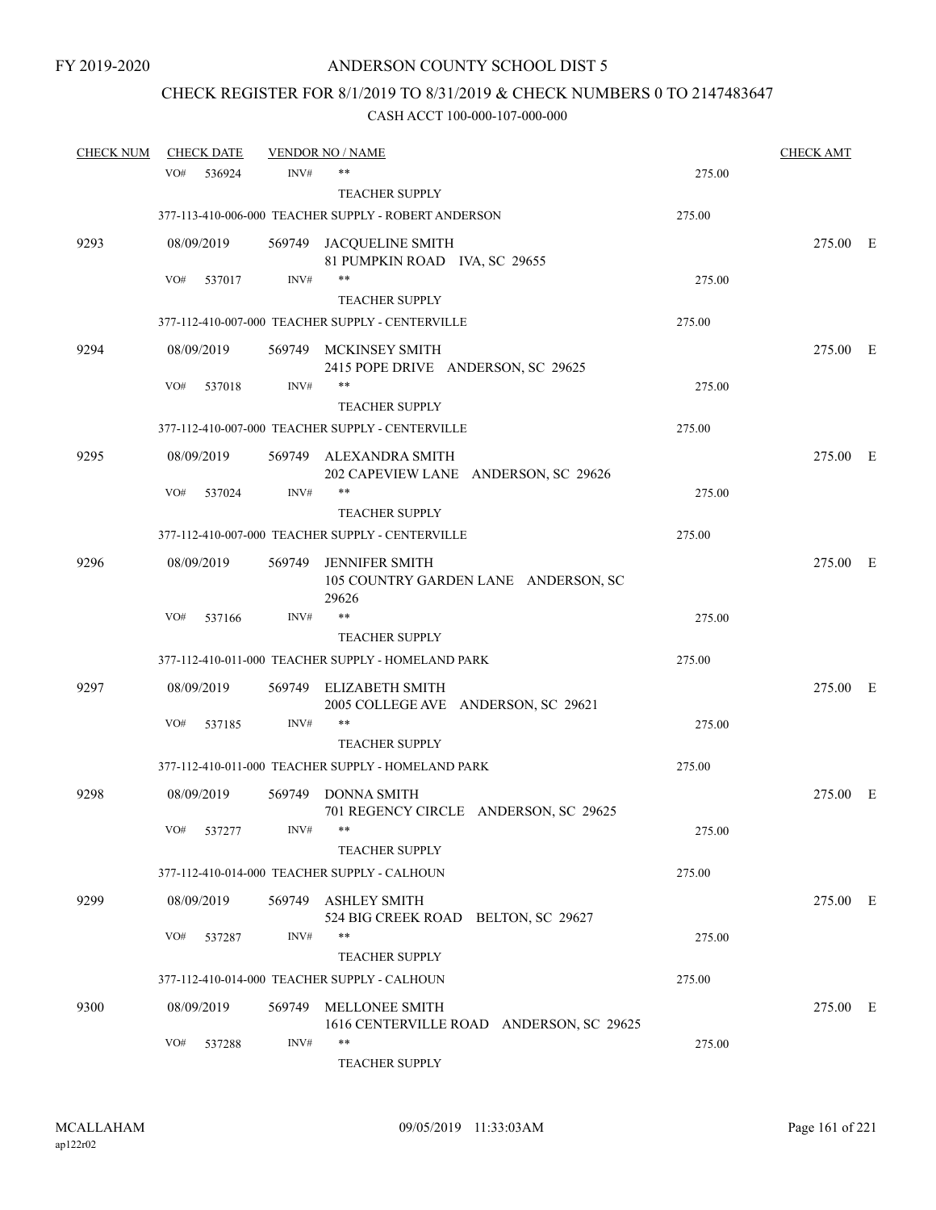FY 2019-2020

# ANDERSON COUNTY SCHOOL DIST 5

## CHECK REGISTER FOR 8/1/2019 TO 8/31/2019 & CHECK NUMBERS 0 TO 2147483647

CASH ACCT 100-000-107-000-000

| CHECK NUM | CHECK DATE | VENDOR NO / NAME | | CHECK AMT | |
|---|---|---|---|---|---|
| | VO# 536924 | INV# ** TEACHER SUPPLY | 275.00 | | |
| | | 377-113-410-006-000 TEACHER SUPPLY - ROBERT ANDERSON | 275.00 | | |
| 9293 | 08/09/2019 | 569749 JACQUELINE SMITH 81 PUMPKIN ROAD IVA, SC 29655 | | 275.00 | E |
| | VO# 537017 | INV# ** TEACHER SUPPLY | 275.00 | | |
| | | 377-112-410-007-000 TEACHER SUPPLY - CENTERVILLE | 275.00 | | |
| 9294 | 08/09/2019 | 569749 MCKINSEY SMITH 2415 POPE DRIVE ANDERSON, SC 29625 | | 275.00 | E |
| | VO# 537018 | INV# ** TEACHER SUPPLY | 275.00 | | |
| | | 377-112-410-007-000 TEACHER SUPPLY - CENTERVILLE | 275.00 | | |
| 9295 | 08/09/2019 | 569749 ALEXANDRA SMITH 202 CAPEVIEW LANE ANDERSON, SC 29626 | | 275.00 | E |
| | VO# 537024 | INV# ** TEACHER SUPPLY | 275.00 | | |
| | | 377-112-410-007-000 TEACHER SUPPLY - CENTERVILLE | 275.00 | | |
| 9296 | 08/09/2019 | 569749 JENNIFER SMITH 105 COUNTRY GARDEN LANE ANDERSON, SC 29626 | | 275.00 | E |
| | VO# 537166 | INV# ** TEACHER SUPPLY | 275.00 | | |
| | | 377-112-410-011-000 TEACHER SUPPLY - HOMELAND PARK | 275.00 | | |
| 9297 | 08/09/2019 | 569749 ELIZABETH SMITH 2005 COLLEGE AVE ANDERSON, SC 29621 | | 275.00 | E |
| | VO# 537185 | INV# ** TEACHER SUPPLY | 275.00 | | |
| | | 377-112-410-011-000 TEACHER SUPPLY - HOMELAND PARK | 275.00 | | |
| 9298 | 08/09/2019 | 569749 DONNA SMITH 701 REGENCY CIRCLE ANDERSON, SC 29625 | | 275.00 | E |
| | VO# 537277 | INV# ** TEACHER SUPPLY | 275.00 | | |
| | | 377-112-410-014-000 TEACHER SUPPLY - CALHOUN | 275.00 | | |
| 9299 | 08/09/2019 | 569749 ASHLEY SMITH 524 BIG CREEK ROAD BELTON, SC 29627 | | 275.00 | E |
| | VO# 537287 | INV# ** TEACHER SUPPLY | 275.00 | | |
| | | 377-112-410-014-000 TEACHER SUPPLY - CALHOUN | 275.00 | | |
| 9300 | 08/09/2019 | 569749 MELLONEE SMITH 1616 CENTERVILLE ROAD ANDERSON, SC 29625 | | 275.00 | E |
| | VO# 537288 | INV# ** TEACHER SUPPLY | 275.00 | | |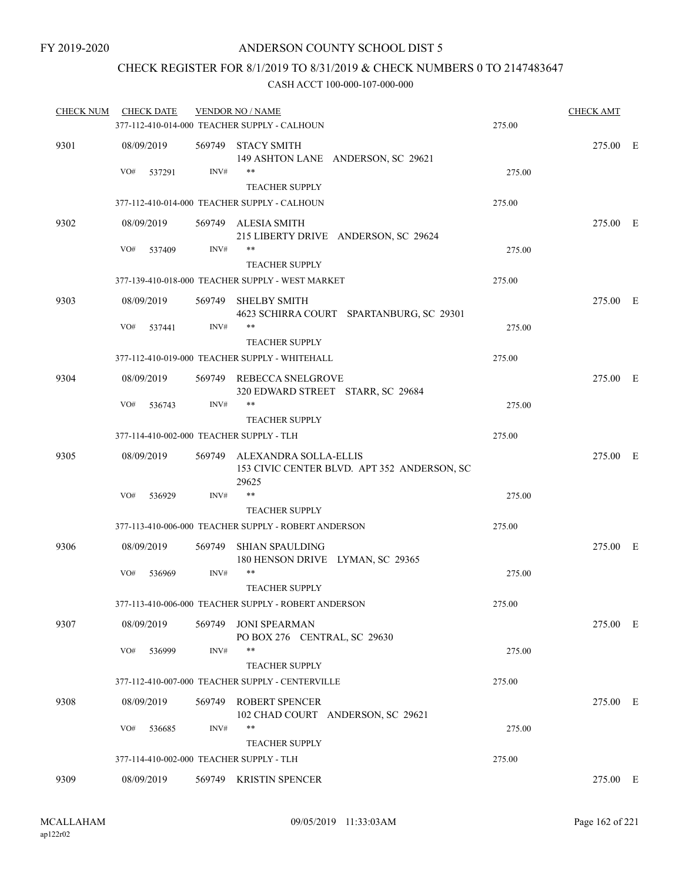FY 2019-2020

# ANDERSON COUNTY SCHOOL DIST 5

## CHECK REGISTER FOR 8/1/2019 TO 8/31/2019 & CHECK NUMBERS 0 TO 2147483647

### CASH ACCT 100-000-107-000-000

| CHECK NUM | CHECK DATE | VENDOR NO / NAME | | CHECK AMT | |
|---|---|---|---|---|---|
| | | 377-112-410-014-000 TEACHER SUPPLY - CALHOUN | 275.00 | | |
| 9301 | 08/09/2019 | 569749 STACY SMITH<br>149 ASHTON LANE ANDERSON, SC 29621 | | 275.00 | E |
| | VO# 537291 | INV# ** TEACHER SUPPLY | 275.00 | | |
| | | 377-112-410-014-000 TEACHER SUPPLY - CALHOUN | 275.00 | | |
| 9302 | 08/09/2019 | 569749 ALESIA SMITH<br>215 LIBERTY DRIVE ANDERSON, SC 29624 | | 275.00 | E |
| | VO# 537409 | INV# ** TEACHER SUPPLY | 275.00 | | |
| | | 377-139-410-018-000 TEACHER SUPPLY - WEST MARKET | 275.00 | | |
| 9303 | 08/09/2019 | 569749 SHELBY SMITH<br>4623 SCHIRRA COURT SPARTANBURG, SC 29301 | | 275.00 | E |
| | VO# 537441 | INV# ** TEACHER SUPPLY | 275.00 | | |
| | | 377-112-410-019-000 TEACHER SUPPLY - WHITEHALL | 275.00 | | |
| 9304 | 08/09/2019 | 569749 REBECCA SNELGROVE<br>320 EDWARD STREET STARR, SC 29684 | | 275.00 | E |
| | VO# 536743 | INV# ** TEACHER SUPPLY | 275.00 | | |
| | | 377-114-410-002-000 TEACHER SUPPLY - TLH | 275.00 | | |
| 9305 | 08/09/2019 | 569749 ALEXANDRA SOLLA-ELLIS<br>153 CIVIC CENTER BLVD. APT 352 ANDERSON, SC 29625 | | 275.00 | E |
| | VO# 536929 | INV# ** TEACHER SUPPLY | 275.00 | | |
| | | 377-113-410-006-000 TEACHER SUPPLY - ROBERT ANDERSON | 275.00 | | |
| 9306 | 08/09/2019 | 569749 SHIAN SPAULDING<br>180 HENSON DRIVE LYMAN, SC 29365 | | 275.00 | E |
| | VO# 536969 | INV# ** TEACHER SUPPLY | 275.00 | | |
| | | 377-113-410-006-000 TEACHER SUPPLY - ROBERT ANDERSON | 275.00 | | |
| 9307 | 08/09/2019 | 569749 JONI SPEARMAN<br>PO BOX 276 CENTRAL, SC 29630 | | 275.00 | E |
| | VO# 536999 | INV# ** TEACHER SUPPLY | 275.00 | | |
| | | 377-112-410-007-000 TEACHER SUPPLY - CENTERVILLE | 275.00 | | |
| 9308 | 08/09/2019 | 569749 ROBERT SPENCER<br>102 CHAD COURT ANDERSON, SC 29621 | | 275.00 | E |
| | VO# 536685 | INV# ** TEACHER SUPPLY | 275.00 | | |
| | | 377-114-410-002-000 TEACHER SUPPLY - TLH | 275.00 | | |
| 9309 | 08/09/2019 | 569749 KRISTIN SPENCER | | 275.00 | E |

MCALLAHAM ap122r02 09/05/2019 11:33:03AM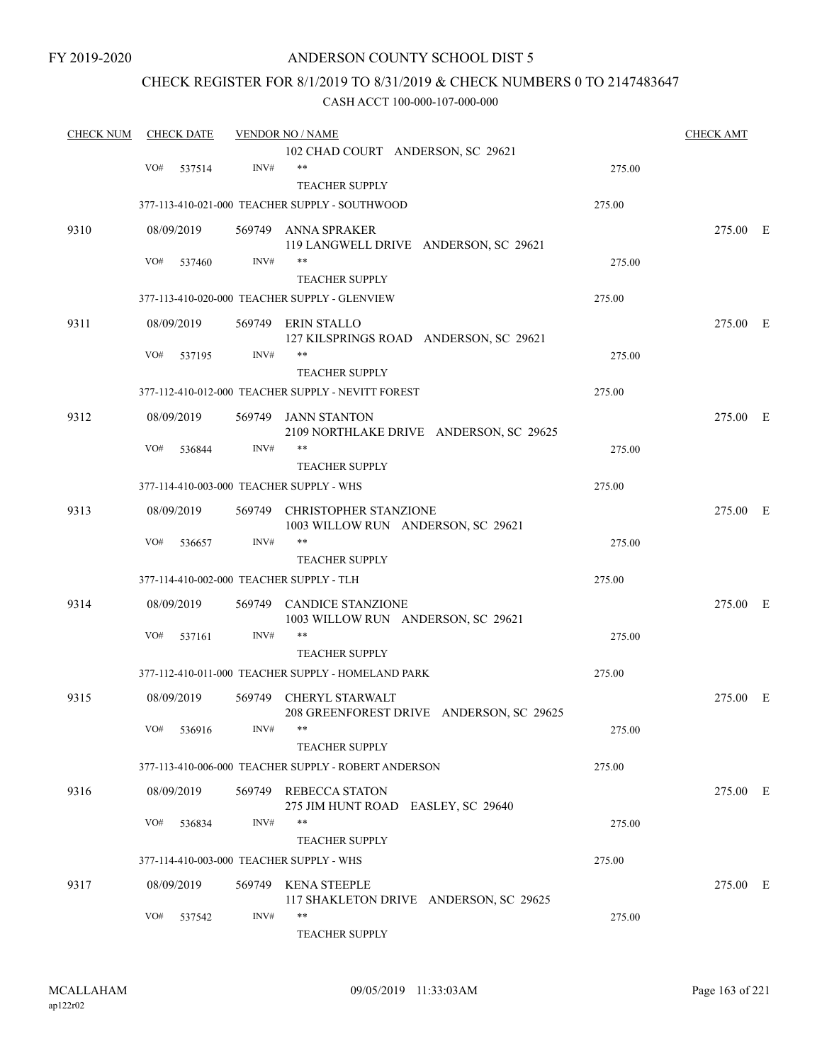FY 2019-2020

# ANDERSON COUNTY SCHOOL DIST 5

## CHECK REGISTER FOR 8/1/2019 TO 8/31/2019 & CHECK NUMBERS 0 TO 2147483647

### CASH ACCT 100-000-107-000-000

| CHECK NUM | CHECK DATE | VENDOR NO / NAME | | CHECK AMT |
|---|---|---|---|---|
| | | 102 CHAD COURT ANDERSON, SC 29621 | | |
| | VO# 537514 | INV# ** TEACHER SUPPLY | 275.00 | |
| | | 377-113-410-021-000 TEACHER SUPPLY - SOUTHWOOD | 275.00 | |
| 9310 | 08/09/2019 | 569749 ANNA SPRAKER 119 LANGWELL DRIVE ANDERSON, SC 29621 | | 275.00 E |
| | VO# 537460 | INV# ** TEACHER SUPPLY | 275.00 | |
| | | 377-113-410-020-000 TEACHER SUPPLY - GLENVIEW | 275.00 | |
| 9311 | 08/09/2019 | 569749 ERIN STALLO 127 KILSPRINGS ROAD ANDERSON, SC 29621 | | 275.00 E |
| | VO# 537195 | INV# ** TEACHER SUPPLY | 275.00 | |
| | | 377-112-410-012-000 TEACHER SUPPLY - NEVITT FOREST | 275.00 | |
| 9312 | 08/09/2019 | 569749 JANN STANTON 2109 NORTHLAKE DRIVE ANDERSON, SC 29625 | | 275.00 E |
| | VO# 536844 | INV# ** TEACHER SUPPLY | 275.00 | |
| | | 377-114-410-003-000 TEACHER SUPPLY - WHS | 275.00 | |
| 9313 | 08/09/2019 | 569749 CHRISTOPHER STANZIONE 1003 WILLOW RUN ANDERSON, SC 29621 | | 275.00 E |
| | VO# 536657 | INV# ** TEACHER SUPPLY | 275.00 | |
| | | 377-114-410-002-000 TEACHER SUPPLY - TLH | 275.00 | |
| 9314 | 08/09/2019 | 569749 CANDICE STANZIONE 1003 WILLOW RUN ANDERSON, SC 29621 | | 275.00 E |
| | VO# 537161 | INV# ** TEACHER SUPPLY | 275.00 | |
| | | 377-112-410-011-000 TEACHER SUPPLY - HOMELAND PARK | 275.00 | |
| 9315 | 08/09/2019 | 569749 CHERYL STARWALT 208 GREENFOREST DRIVE ANDERSON, SC 29625 | | 275.00 E |
| | VO# 536916 | INV# ** TEACHER SUPPLY | 275.00 | |
| | | 377-113-410-006-000 TEACHER SUPPLY - ROBERT ANDERSON | 275.00 | |
| 9316 | 08/09/2019 | 569749 REBECCA STATON 275 JIM HUNT ROAD EASLEY, SC 29640 | | 275.00 E |
| | VO# 536834 | INV# ** TEACHER SUPPLY | 275.00 | |
| | | 377-114-410-003-000 TEACHER SUPPLY - WHS | 275.00 | |
| 9317 | 08/09/2019 | 569749 KENA STEEPLE 117 SHAKLETON DRIVE ANDERSON, SC 29625 | | 275.00 E |
| | VO# 537542 | INV# ** TEACHER SUPPLY | 275.00 | |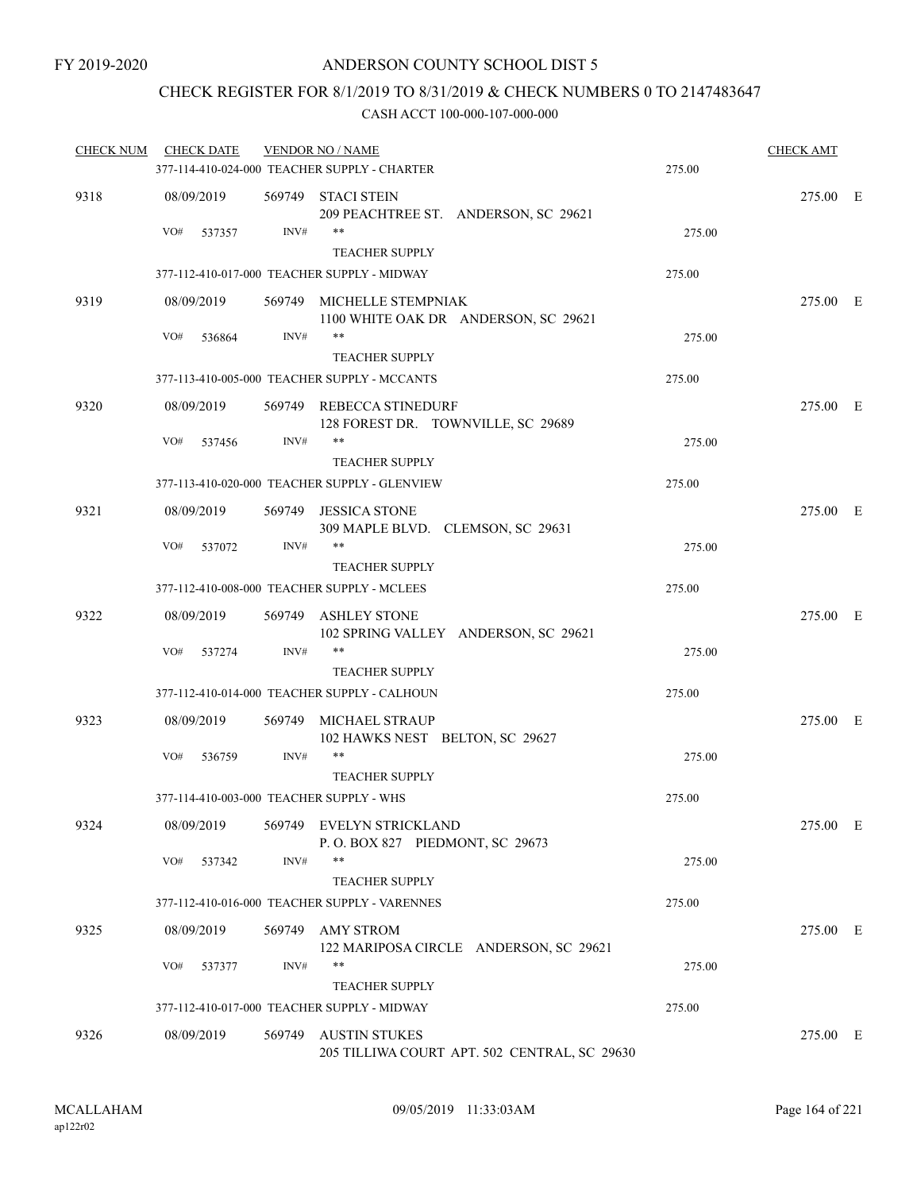FY 2019-2020

# ANDERSON COUNTY SCHOOL DIST 5

## CHECK REGISTER FOR 8/1/2019 TO 8/31/2019 & CHECK NUMBERS 0 TO 2147483647

### CASH ACCT 100-000-107-000-000

| CHECK NUM | CHECK DATE | VENDOR NO / NAME | | CHECK AMT | |
|---|---|---|---|---|---|
| | | 377-114-410-024-000 TEACHER SUPPLY - CHARTER | 275.00 | | |
| 9318 | 08/09/2019 | 569749 STACI STEIN<br>209 PEACHTREE ST. ANDERSON, SC 29621 | | 275.00 | E |
| | VO# 537357 | INV# ** | 275.00 | | |
| | | TEACHER SUPPLY | | | |
| | | 377-112-410-017-000 TEACHER SUPPLY - MIDWAY | 275.00 | | |
| 9319 | 08/09/2019 | 569749 MICHELLE STEMPNIAK<br>1100 WHITE OAK DR ANDERSON, SC 29621 | | 275.00 | E |
| | VO# 536864 | INV# ** | 275.00 | | |
| | | TEACHER SUPPLY | | | |
| | | 377-113-410-005-000 TEACHER SUPPLY - MCCANTS | 275.00 | | |
| 9320 | 08/09/2019 | 569749 REBECCA STINEDURF<br>128 FOREST DR. TOWNVILLE, SC 29689 | | 275.00 | E |
| | VO# 537456 | INV# ** | 275.00 | | |
| | | TEACHER SUPPLY | | | |
| | | 377-113-410-020-000 TEACHER SUPPLY - GLENVIEW | 275.00 | | |
| 9321 | 08/09/2019 | 569749 JESSICA STONE<br>309 MAPLE BLVD. CLEMSON, SC 29631 | | 275.00 | E |
| | VO# 537072 | INV# ** | 275.00 | | |
| | | TEACHER SUPPLY | | | |
| | | 377-112-410-008-000 TEACHER SUPPLY - MCLEES | 275.00 | | |
| 9322 | 08/09/2019 | 569749 ASHLEY STONE<br>102 SPRING VALLEY ANDERSON, SC 29621 | | 275.00 | E |
| | VO# 537274 | INV# ** | 275.00 | | |
| | | TEACHER SUPPLY | | | |
| | | 377-112-410-014-000 TEACHER SUPPLY - CALHOUN | 275.00 | | |
| 9323 | 08/09/2019 | 569749 MICHAEL STRAUP<br>102 HAWKS NEST BELTON, SC 29627 | | 275.00 | E |
| | VO# 536759 | INV# ** | 275.00 | | |
| | | TEACHER SUPPLY | | | |
| | | 377-114-410-003-000 TEACHER SUPPLY - WHS | 275.00 | | |
| 9324 | 08/09/2019 | 569749 EVELYN STRICKLAND<br>P. O. BOX 827 PIEDMONT, SC 29673 | | 275.00 | E |
| | VO# 537342 | INV# ** | 275.00 | | |
| | | TEACHER SUPPLY | | | |
| | | 377-112-410-016-000 TEACHER SUPPLY - VARENNES | 275.00 | | |
| 9325 | 08/09/2019 | 569749 AMY STROM<br>122 MARIPOSA CIRCLE ANDERSON, SC 29621 | | 275.00 | E |
| | VO# 537377 | INV# ** | 275.00 | | |
| | | TEACHER SUPPLY | | | |
| | | 377-112-410-017-000 TEACHER SUPPLY - MIDWAY | 275.00 | | |
| 9326 | 08/09/2019 | 569749 AUSTIN STUKES<br>205 TILLIWA COURT APT. 502 CENTRAL, SC 29630 | | 275.00 | E |

MCALLAHAM ap122r02 09/05/2019 11:33:03AM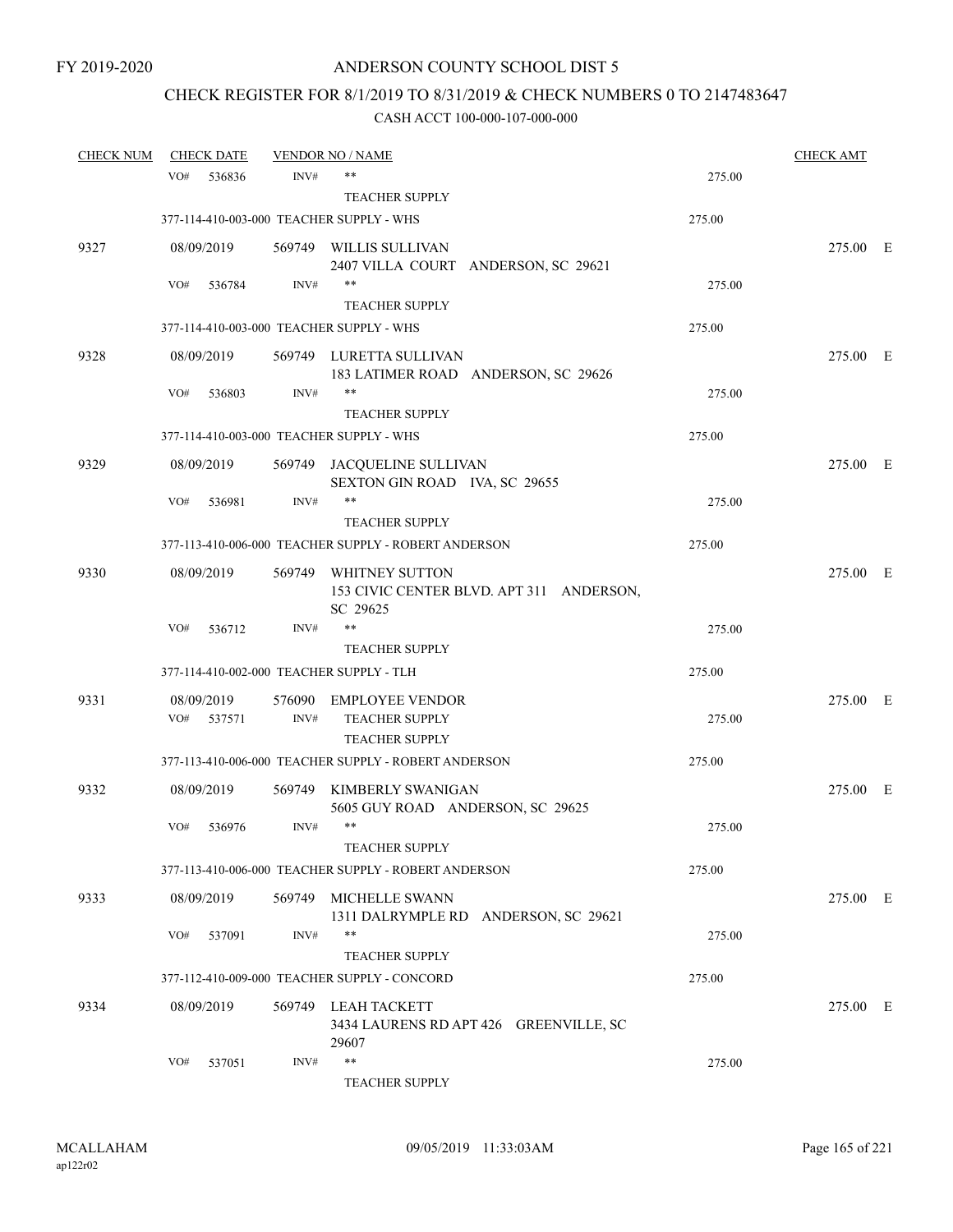FY 2019-2020

# ANDERSON COUNTY SCHOOL DIST 5

## CHECK REGISTER FOR 8/1/2019 TO 8/31/2019 & CHECK NUMBERS 0 TO 2147483647

### CASH ACCT 100-000-107-000-000

| CHECK NUM | CHECK DATE | VENDOR NO / NAME | | CHECK AMT |
|---|---|---|---|---|
| | VO# 536836 | INV# ** TEACHER SUPPLY | 275.00 | |
| | 377-114-410-003-000 TEACHER SUPPLY - WHS | | 275.00 | |
| 9327 | 08/09/2019 | 569749 WILLIS SULLIVAN 2407 VILLA COURT ANDERSON, SC 29621 | | 275.00 E |
| | VO# 536784 | INV# ** TEACHER SUPPLY | 275.00 | |
| | 377-114-410-003-000 TEACHER SUPPLY - WHS | | 275.00 | |
| 9328 | 08/09/2019 | 569749 LURETTA SULLIVAN 183 LATIMER ROAD ANDERSON, SC 29626 | | 275.00 E |
| | VO# 536803 | INV# ** TEACHER SUPPLY | 275.00 | |
| | 377-114-410-003-000 TEACHER SUPPLY - WHS | | 275.00 | |
| 9329 | 08/09/2019 | 569749 JACQUELINE SULLIVAN SEXTON GIN ROAD IVA, SC 29655 | | 275.00 E |
| | VO# 536981 | INV# ** TEACHER SUPPLY | 275.00 | |
| | 377-113-410-006-000 TEACHER SUPPLY - ROBERT ANDERSON | | 275.00 | |
| 9330 | 08/09/2019 | 569749 WHITNEY SUTTON 153 CIVIC CENTER BLVD. APT 311 ANDERSON, SC 29625 | | 275.00 E |
| | VO# 536712 | INV# ** TEACHER SUPPLY | 275.00 | |
| | 377-114-410-002-000 TEACHER SUPPLY - TLH | | 275.00 | |
| 9331 | 08/09/2019 | 576090 EMPLOYEE VENDOR | | 275.00 E |
| | VO# 537571 | INV# TEACHER SUPPLY TEACHER SUPPLY | 275.00 | |
| | 377-113-410-006-000 TEACHER SUPPLY - ROBERT ANDERSON | | 275.00 | |
| 9332 | 08/09/2019 | 569749 KIMBERLY SWANIGAN 5605 GUY ROAD ANDERSON, SC 29625 | | 275.00 E |
| | VO# 536976 | INV# ** TEACHER SUPPLY | 275.00 | |
| | 377-113-410-006-000 TEACHER SUPPLY - ROBERT ANDERSON | | 275.00 | |
| 9333 | 08/09/2019 | 569749 MICHELLE SWANN 1311 DALRYMPLE RD ANDERSON, SC 29621 | | 275.00 E |
| | VO# 537091 | INV# ** TEACHER SUPPLY | 275.00 | |
| | 377-112-410-009-000 TEACHER SUPPLY - CONCORD | | 275.00 | |
| 9334 | 08/09/2019 | 569749 LEAH TACKETT 3434 LAURENS RD APT 426 GREENVILLE, SC 29607 | | 275.00 E |
| | VO# 537051 | INV# ** TEACHER SUPPLY | 275.00 | |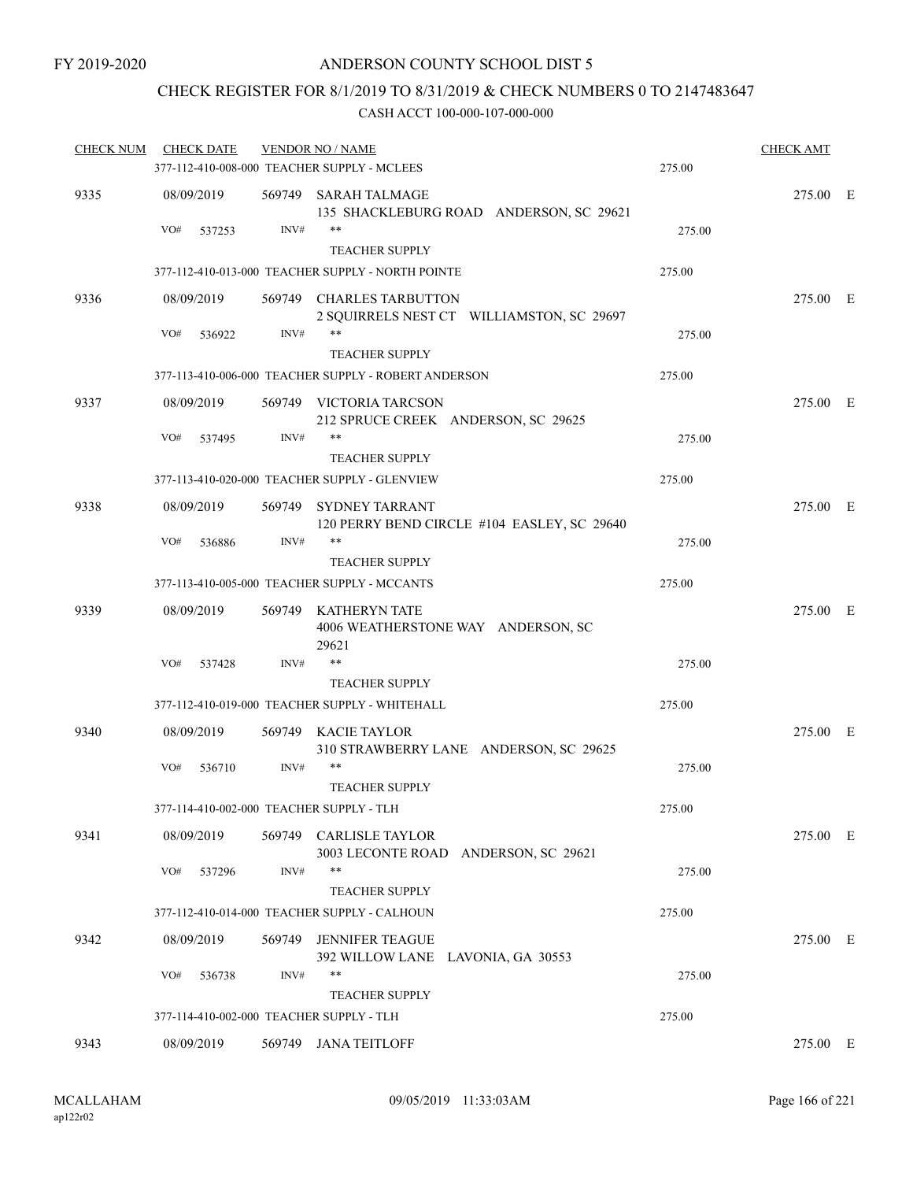FY 2019-2020

# ANDERSON COUNTY SCHOOL DIST 5

## CHECK REGISTER FOR 8/1/2019 TO 8/31/2019 & CHECK NUMBERS 0 TO 2147483647

CASH ACCT 100-000-107-000-000

| CHECK NUM | CHECK DATE | VENDOR NO / NAME | | CHECK AMT | |
|---|---|---|---|---|---|
| | 377-112-410-008-000 TEACHER SUPPLY - MCLEES | | 275.00 | | |
| 9335 | 08/09/2019 | 569749 SARAH TALMAGE<br>135 SHACKLEBURG ROAD ANDERSON, SC 29621 | | 275.00 | E |
| | VO# 537253 | INV# **<br>TEACHER SUPPLY | 275.00 | | |
| | 377-112-410-013-000 TEACHER SUPPLY - NORTH POINTE | | 275.00 | | |
| 9336 | 08/09/2019 | 569749 CHARLES TARBUTTON<br>2 SQUIRRELS NEST CT WILLIAMSTON, SC 29697 | | 275.00 | E |
| | VO# 536922 | INV# **<br>TEACHER SUPPLY | 275.00 | | |
| | 377-113-410-006-000 TEACHER SUPPLY - ROBERT ANDERSON | | 275.00 | | |
| 9337 | 08/09/2019 | 569749 VICTORIA TARCSON<br>212 SPRUCE CREEK ANDERSON, SC 29625 | | 275.00 | E |
| | VO# 537495 | INV# **<br>TEACHER SUPPLY | 275.00 | | |
| | 377-113-410-020-000 TEACHER SUPPLY - GLENVIEW | | 275.00 | | |
| 9338 | 08/09/2019 | 569749 SYDNEY TARRANT<br>120 PERRY BEND CIRCLE #104 EASLEY, SC 29640 | | 275.00 | E |
| | VO# 536886 | INV# **<br>TEACHER SUPPLY | 275.00 | | |
| | 377-113-410-005-000 TEACHER SUPPLY - MCCANTS | | 275.00 | | |
| 9339 | 08/09/2019 | 569749 KATHERYN TATE<br>4006 WEATHERSTONE WAY ANDERSON, SC 29621 | | 275.00 | E |
| | VO# 537428 | INV# **<br>TEACHER SUPPLY | 275.00 | | |
| | 377-112-410-019-000 TEACHER SUPPLY - WHITEHALL | | 275.00 | | |
| 9340 | 08/09/2019 | 569749 KACIE TAYLOR<br>310 STRAWBERRY LANE ANDERSON, SC 29625 | | 275.00 | E |
| | VO# 536710 | INV# **<br>TEACHER SUPPLY | 275.00 | | |
| | 377-114-410-002-000 TEACHER SUPPLY - TLH | | 275.00 | | |
| 9341 | 08/09/2019 | 569749 CARLISLE TAYLOR<br>3003 LECONTE ROAD ANDERSON, SC 29621 | | 275.00 | E |
| | VO# 537296 | INV# **<br>TEACHER SUPPLY | 275.00 | | |
| | 377-112-410-014-000 TEACHER SUPPLY - CALHOUN | | 275.00 | | |
| 9342 | 08/09/2019 | 569749 JENNIFER TEAGUE<br>392 WILLOW LANE LAVONIA, GA 30553 | | 275.00 | E |
| | VO# 536738 | INV# **<br>TEACHER SUPPLY | 275.00 | | |
| | 377-114-410-002-000 TEACHER SUPPLY - TLH | | 275.00 | | |
| 9343 | 08/09/2019 | 569749 JANA TEITLOFF | | 275.00 | E |

MCALLAHAM ap122r02 09/05/2019 11:33:03AM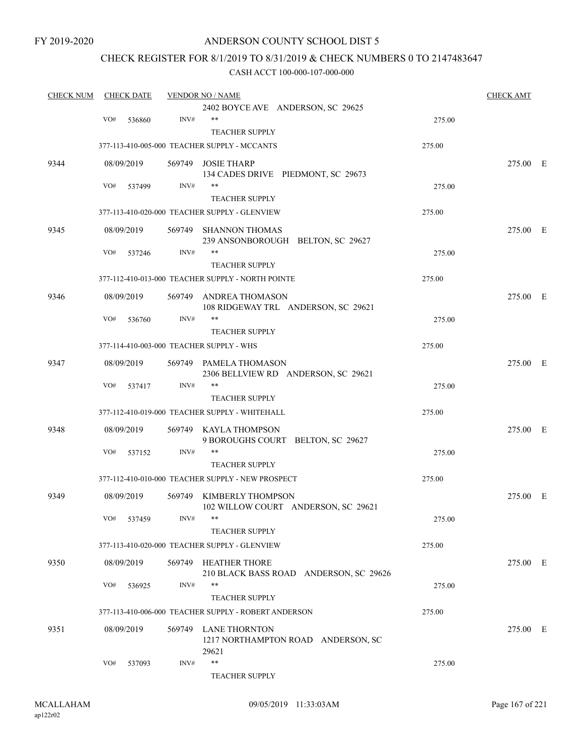FY 2019-2020

# ANDERSON COUNTY SCHOOL DIST 5

## CHECK REGISTER FOR 8/1/2019 TO 8/31/2019 & CHECK NUMBERS 0 TO 2147483647

CASH ACCT 100-000-107-000-000

| CHECK NUM | CHECK DATE | VENDOR NO / NAME | | CHECK AMT |
|---|---|---|---|---|
| | | 2402 BOYCE AVE ANDERSON, SC 29625 | | |
| | VO# 536860 | INV# ** | 275.00 | |
| | | TEACHER SUPPLY | | |
| | | 377-113-410-005-000 TEACHER SUPPLY - MCCANTS | 275.00 | |
| 9344 | 08/09/2019 | 569749 JOSIE THARP<br>134 CADES DRIVE PIEDMONT, SC 29673 | | 275.00 E |
| | VO# 537499 | INV# ** | 275.00 | |
| | | TEACHER SUPPLY | | |
| | | 377-113-410-020-000 TEACHER SUPPLY - GLENVIEW | 275.00 | |
| 9345 | 08/09/2019 | 569749 SHANNON THOMAS<br>239 ANSONBOROUGH BELTON, SC 29627 | | 275.00 E |
| | VO# 537246 | INV# ** | 275.00 | |
| | | TEACHER SUPPLY | | |
| | | 377-112-410-013-000 TEACHER SUPPLY - NORTH POINTE | 275.00 | |
| 9346 | 08/09/2019 | 569749 ANDREA THOMASON<br>108 RIDGEWAY TRL ANDERSON, SC 29621 | | 275.00 E |
| | VO# 536760 | INV# ** | 275.00 | |
| | | TEACHER SUPPLY | | |
| | | 377-114-410-003-000 TEACHER SUPPLY - WHS | 275.00 | |
| 9347 | 08/09/2019 | 569749 PAMELA THOMASON<br>2306 BELLVIEW RD ANDERSON, SC 29621 | | 275.00 E |
| | VO# 537417 | INV# ** | 275.00 | |
| | | TEACHER SUPPLY | | |
| | | 377-112-410-019-000 TEACHER SUPPLY - WHITEHALL | 275.00 | |
| 9348 | 08/09/2019 | 569749 KAYLA THOMPSON<br>9 BOROUGHS COURT BELTON, SC 29627 | | 275.00 E |
| | VO# 537152 | INV# ** | 275.00 | |
| | | TEACHER SUPPLY | | |
| | | 377-112-410-010-000 TEACHER SUPPLY - NEW PROSPECT | 275.00 | |
| 9349 | 08/09/2019 | 569749 KIMBERLY THOMPSON<br>102 WILLOW COURT ANDERSON, SC 29621 | | 275.00 E |
| | VO# 537459 | INV# ** | 275.00 | |
| | | TEACHER SUPPLY | | |
| | | 377-113-410-020-000 TEACHER SUPPLY - GLENVIEW | 275.00 | |
| 9350 | 08/09/2019 | 569749 HEATHER THORE<br>210 BLACK BASS ROAD ANDERSON, SC 29626 | | 275.00 E |
| | VO# 536925 | INV# ** | 275.00 | |
| | | TEACHER SUPPLY | | |
| | | 377-113-410-006-000 TEACHER SUPPLY - ROBERT ANDERSON | 275.00 | |
| 9351 | 08/09/2019 | 569749 LANE THORNTON<br>1217 NORTHAMPTON ROAD ANDERSON, SC 29621 | | 275.00 E |
| | VO# 537093 | INV# ** | 275.00 | |
| | | TEACHER SUPPLY | | |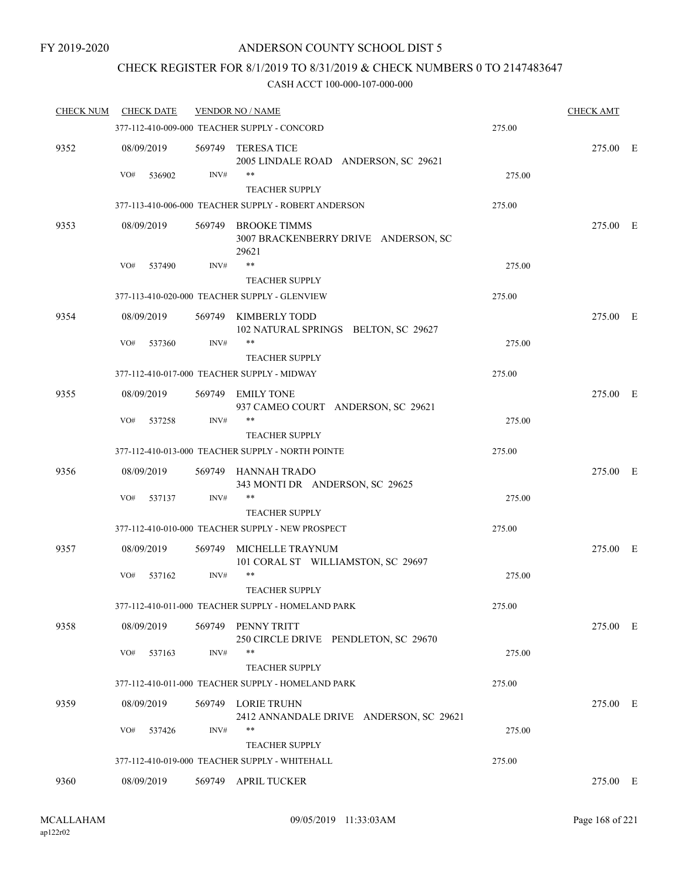FY 2019-2020

# ANDERSON COUNTY SCHOOL DIST 5

## CHECK REGISTER FOR 8/1/2019 TO 8/31/2019 & CHECK NUMBERS 0 TO 2147483647

### CASH ACCT 100-000-107-000-000

| CHECK NUM | CHECK DATE | VENDOR NO / NAME | | CHECK AMT |
|---|---|---|---|---|
| | 377-112-410-009-000 TEACHER SUPPLY - CONCORD | | 275.00 | |
| 9352 | 08/09/2019 | 569749 TERESA TICE<br>2005 LINDALE ROAD ANDERSON, SC 29621 | | 275.00 E |
| | VO# 536902 | INV# \*\*<br>TEACHER SUPPLY | 275.00 | |
| | 377-113-410-006-000 TEACHER SUPPLY - ROBERT ANDERSON | | 275.00 | |
| 9353 | 08/09/2019 | 569749 BROOKE TIMMS<br>3007 BRACKENBERRY DRIVE ANDERSON, SC 29621 | | 275.00 E |
| | VO# 537490 | INV# \*\*<br>TEACHER SUPPLY | 275.00 | |
| | 377-113-410-020-000 TEACHER SUPPLY - GLENVIEW | | 275.00 | |
| 9354 | 08/09/2019 | 569749 KIMBERLY TODD<br>102 NATURAL SPRINGS BELTON, SC 29627 | | 275.00 E |
| | VO# 537360 | INV# \*\*<br>TEACHER SUPPLY | 275.00 | |
| | 377-112-410-017-000 TEACHER SUPPLY - MIDWAY | | 275.00 | |
| 9355 | 08/09/2019 | 569749 EMILY TONE<br>937 CAMEO COURT ANDERSON, SC 29621 | | 275.00 E |
| | VO# 537258 | INV# \*\*<br>TEACHER SUPPLY | 275.00 | |
| | 377-112-410-013-000 TEACHER SUPPLY - NORTH POINTE | | 275.00 | |
| 9356 | 08/09/2019 | 569749 HANNAH TRADO<br>343 MONTI DR ANDERSON, SC 29625 | | 275.00 E |
| | VO# 537137 | INV# \*\*<br>TEACHER SUPPLY | 275.00 | |
| | 377-112-410-010-000 TEACHER SUPPLY - NEW PROSPECT | | 275.00 | |
| 9357 | 08/09/2019 | 569749 MICHELLE TRAYNUM<br>101 CORAL ST WILLIAMSTON, SC 29697 | | 275.00 E |
| | VO# 537162 | INV# \*\*<br>TEACHER SUPPLY | 275.00 | |
| | 377-112-410-011-000 TEACHER SUPPLY - HOMELAND PARK | | 275.00 | |
| 9358 | 08/09/2019 | 569749 PENNY TRITT<br>250 CIRCLE DRIVE PENDLETON, SC 29670 | | 275.00 E |
| | VO# 537163 | INV# \*\*<br>TEACHER SUPPLY | 275.00 | |
| | 377-112-410-011-000 TEACHER SUPPLY - HOMELAND PARK | | 275.00 | |
| 9359 | 08/09/2019 | 569749 LORIE TRUHN<br>2412 ANNANDALE DRIVE ANDERSON, SC 29621 | | 275.00 E |
| | VO# 537426 | INV# \*\*<br>TEACHER SUPPLY | 275.00 | |
| | 377-112-410-019-000 TEACHER SUPPLY - WHITEHALL | | 275.00 | |
| 9360 | 08/09/2019 | 569749 APRIL TUCKER | | 275.00 E |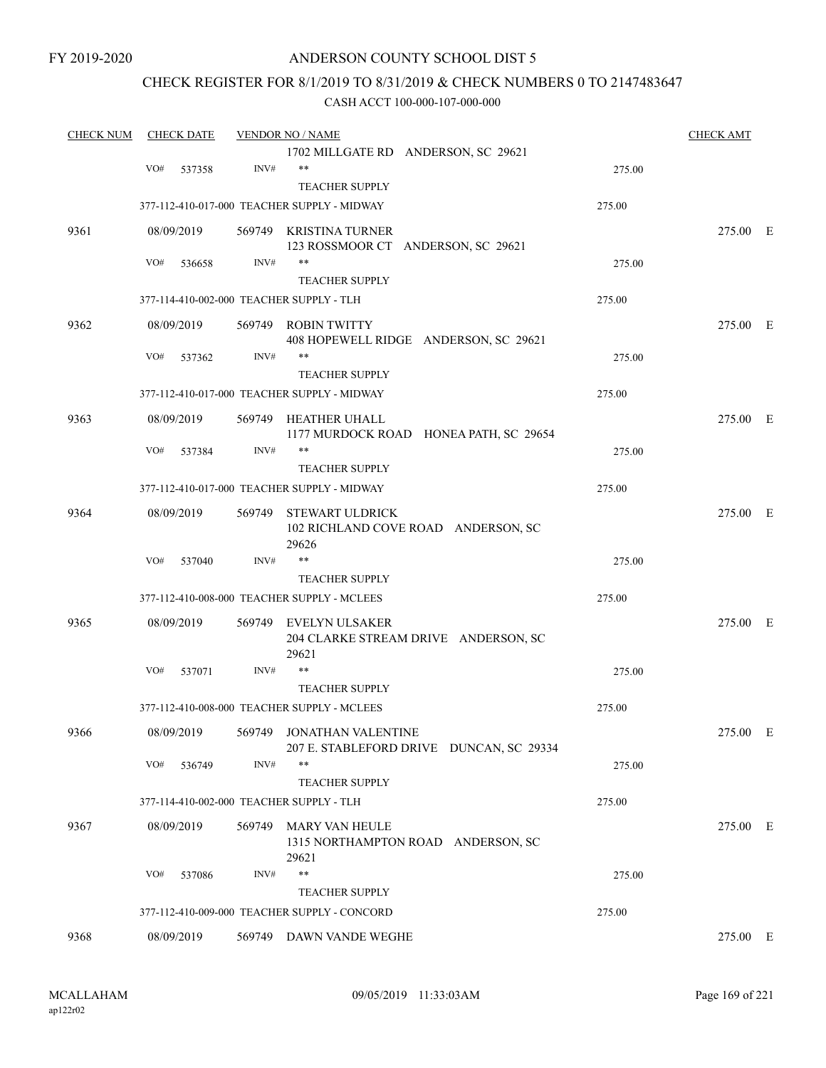FY 2019-2020

ANDERSON COUNTY SCHOOL DIST 5

CHECK REGISTER FOR 8/1/2019 TO 8/31/2019 & CHECK NUMBERS 0 TO 2147483647

CASH ACCT 100-000-107-000-000

| CHECK NUM | CHECK DATE | VENDOR NO / NAME | | CHECK AMT | |
|---|---|---|---|---|---|
| | | 1702 MILLGATE RD ANDERSON, SC 29621 | | | |
| | VO# 537358 | INV# ** | 275.00 | | |
| | | TEACHER SUPPLY | | | |
| | | 377-112-410-017-000 TEACHER SUPPLY - MIDWAY | 275.00 | | |
| 9361 | 08/09/2019 | 569749 KRISTINA TURNER<br>123 ROSSMOOR CT ANDERSON, SC 29621 | | 275.00 | E |
| | VO# 536658 | INV# ** | 275.00 | | |
| | | TEACHER SUPPLY | | | |
| | | 377-114-410-002-000 TEACHER SUPPLY - TLH | 275.00 | | |
| 9362 | 08/09/2019 | 569749 ROBIN TWITTY<br>408 HOPEWELL RIDGE ANDERSON, SC 29621 | | 275.00 | E |
| | VO# 537362 | INV# ** | 275.00 | | |
| | | TEACHER SUPPLY | | | |
| | | 377-112-410-017-000 TEACHER SUPPLY - MIDWAY | 275.00 | | |
| 9363 | 08/09/2019 | 569749 HEATHER UHALL<br>1177 MURDOCK ROAD HONEA PATH, SC 29654 | | 275.00 | E |
| | VO# 537384 | INV# ** | 275.00 | | |
| | | TEACHER SUPPLY | | | |
| | | 377-112-410-017-000 TEACHER SUPPLY - MIDWAY | 275.00 | | |
| 9364 | 08/09/2019 | 569749 STEWART ULDRICK<br>102 RICHLAND COVE ROAD ANDERSON, SC 29626 | | 275.00 | E |
| | VO# 537040 | INV# ** | 275.00 | | |
| | | TEACHER SUPPLY | | | |
| | | 377-112-410-008-000 TEACHER SUPPLY - MCLEES | 275.00 | | |
| 9365 | 08/09/2019 | 569749 EVELYN ULSAKER<br>204 CLARKE STREAM DRIVE ANDERSON, SC 29621 | | 275.00 | E |
| | VO# 537071 | INV# ** | 275.00 | | |
| | | TEACHER SUPPLY | | | |
| | | 377-112-410-008-000 TEACHER SUPPLY - MCLEES | 275.00 | | |
| 9366 | 08/09/2019 | 569749 JONATHAN VALENTINE<br>207 E. STABLEFORD DRIVE DUNCAN, SC 29334 | | 275.00 | E |
| | VO# 536749 | INV# ** | 275.00 | | |
| | | TEACHER SUPPLY | | | |
| | | 377-114-410-002-000 TEACHER SUPPLY - TLH | 275.00 | | |
| 9367 | 08/09/2019 | 569749 MARY VAN HEULE<br>1315 NORTHAMPTON ROAD ANDERSON, SC 29621 | | 275.00 | E |
| | VO# 537086 | INV# ** | 275.00 | | |
| | | TEACHER SUPPLY | | | |
| | | 377-112-410-009-000 TEACHER SUPPLY - CONCORD | 275.00 | | |
| 9368 | 08/09/2019 | 569749 DAWN VANDE WEGHE | | 275.00 | E |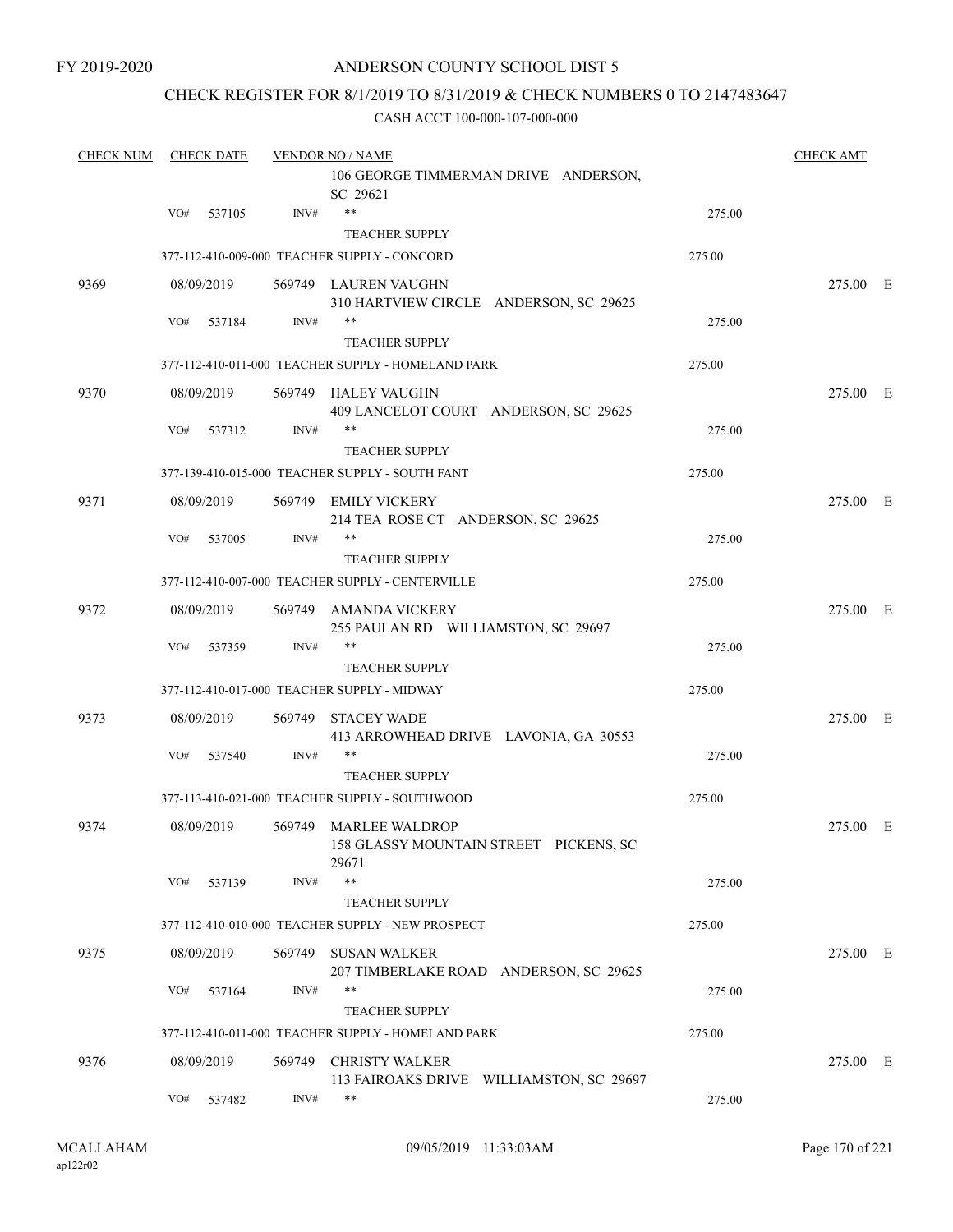FY 2019-2020

# ANDERSON COUNTY SCHOOL DIST 5

## CHECK REGISTER FOR 8/1/2019 TO 8/31/2019 & CHECK NUMBERS 0 TO 2147483647

CASH ACCT 100-000-107-000-000

| CHECK NUM | CHECK DATE | VENDOR NO / NAME | | CHECK AMT |
|---|---|---|---|---|
| | | 106 GEORGE TIMMERMAN DRIVE ANDERSON, SC 29621 | | |
| | VO# 537105 | INV# ** | 275.00 | |
| | | TEACHER SUPPLY | | |
| | | 377-112-410-009-000 TEACHER SUPPLY - CONCORD | 275.00 | |
| 9369 | 08/09/2019 | 569749 LAUREN VAUGHN<br>310 HARTVIEW CIRCLE ANDERSON, SC 29625 | | 275.00 E |
| | VO# 537184 | INV# ** | 275.00 | |
| | | TEACHER SUPPLY | | |
| | | 377-112-410-011-000 TEACHER SUPPLY - HOMELAND PARK | 275.00 | |
| 9370 | 08/09/2019 | 569749 HALEY VAUGHN<br>409 LANCELOT COURT ANDERSON, SC 29625 | | 275.00 E |
| | VO# 537312 | INV# ** | 275.00 | |
| | | TEACHER SUPPLY | | |
| | | 377-139-410-015-000 TEACHER SUPPLY - SOUTH FANT | 275.00 | |
| 9371 | 08/09/2019 | 569749 EMILY VICKERY<br>214 TEA ROSE CT ANDERSON, SC 29625 | | 275.00 E |
| | VO# 537005 | INV# ** | 275.00 | |
| | | TEACHER SUPPLY | | |
| | | 377-112-410-007-000 TEACHER SUPPLY - CENTERVILLE | 275.00 | |
| 9372 | 08/09/2019 | 569749 AMANDA VICKERY<br>255 PAULAN RD WILLIAMSTON, SC 29697 | | 275.00 E |
| | VO# 537359 | INV# ** | 275.00 | |
| | | TEACHER SUPPLY | | |
| | | 377-112-410-017-000 TEACHER SUPPLY - MIDWAY | 275.00 | |
| 9373 | 08/09/2019 | 569749 STACEY WADE<br>413 ARROWHEAD DRIVE LAVONIA, GA 30553 | | 275.00 E |
| | VO# 537540 | INV# ** | 275.00 | |
| | | TEACHER SUPPLY | | |
| | | 377-113-410-021-000 TEACHER SUPPLY - SOUTHWOOD | 275.00 | |
| 9374 | 08/09/2019 | 569749 MARLEE WALDROP<br>158 GLASSY MOUNTAIN STREET PICKENS, SC 29671 | | 275.00 E |
| | VO# 537139 | INV# ** | 275.00 | |
| | | TEACHER SUPPLY | | |
| | | 377-112-410-010-000 TEACHER SUPPLY - NEW PROSPECT | 275.00 | |
| 9375 | 08/09/2019 | 569749 SUSAN WALKER<br>207 TIMBERLAKE ROAD ANDERSON, SC 29625 | | 275.00 E |
| | VO# 537164 | INV# ** | 275.00 | |
| | | TEACHER SUPPLY | | |
| | | 377-112-410-011-000 TEACHER SUPPLY - HOMELAND PARK | 275.00 | |
| 9376 | 08/09/2019 | 569749 CHRISTY WALKER<br>113 FAIROAKS DRIVE WILLIAMSTON, SC 29697 | | 275.00 E |
| | VO# 537482 | INV# ** | 275.00 | |

MCALLAHAM
ap122r02

09/05/2019 11:33:03AM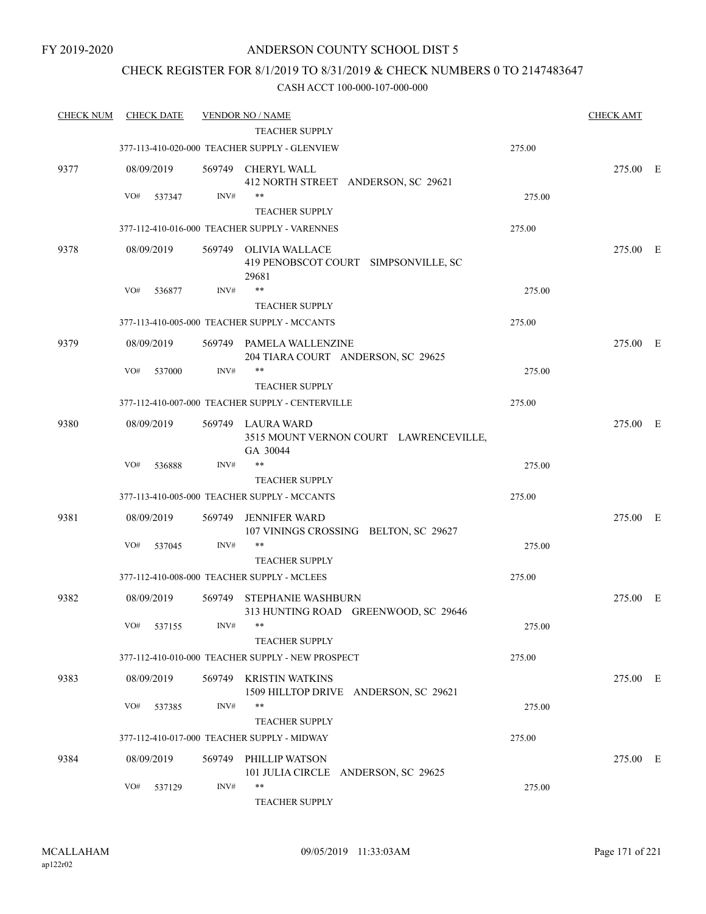FY 2019-2020

# ANDERSON COUNTY SCHOOL DIST 5

## CHECK REGISTER FOR 8/1/2019 TO 8/31/2019 & CHECK NUMBERS 0 TO 2147483647

CASH ACCT 100-000-107-000-000

| CHECK NUM | CHECK DATE | VENDOR NO / NAME | | CHECK AMT | |
|---|---|---|---|---|---|
| | | TEACHER SUPPLY | | | |
| | | 377-113-410-020-000 TEACHER SUPPLY - GLENVIEW | 275.00 | | |
| 9377 | 08/09/2019 | 569749 CHERYL WALL<br>412 NORTH STREET ANDERSON, SC 29621 | | 275.00 | E |
| | VO# 537347 | INV# ** | 275.00 | | |
| | | TEACHER SUPPLY | | | |
| | | 377-112-410-016-000 TEACHER SUPPLY - VARENNES | 275.00 | | |
| 9378 | 08/09/2019 | 569749 OLIVIA WALLACE<br>419 PENOBSCOT COURT SIMPSONVILLE, SC 29681 | | 275.00 | E |
| | VO# 536877 | INV# ** | 275.00 | | |
| | | TEACHER SUPPLY | | | |
| | | 377-113-410-005-000 TEACHER SUPPLY - MCCANTS | 275.00 | | |
| 9379 | 08/09/2019 | 569749 PAMELA WALLENZINE<br>204 TIARA COURT ANDERSON, SC 29625 | | 275.00 | E |
| | VO# 537000 | INV# ** | 275.00 | | |
| | | TEACHER SUPPLY | | | |
| | | 377-112-410-007-000 TEACHER SUPPLY - CENTERVILLE | 275.00 | | |
| 9380 | 08/09/2019 | 569749 LAURA WARD<br>3515 MOUNT VERNON COURT LAWRENCEVILLE, GA 30044 | | 275.00 | E |
| | VO# 536888 | INV# ** | 275.00 | | |
| | | TEACHER SUPPLY | | | |
| | | 377-113-410-005-000 TEACHER SUPPLY - MCCANTS | 275.00 | | |
| 9381 | 08/09/2019 | 569749 JENNIFER WARD<br>107 VININGS CROSSING BELTON, SC 29627 | | 275.00 | E |
| | VO# 537045 | INV# ** | 275.00 | | |
| | | TEACHER SUPPLY | | | |
| | | 377-112-410-008-000 TEACHER SUPPLY - MCLEES | 275.00 | | |
| 9382 | 08/09/2019 | 569749 STEPHANIE WASHBURN<br>313 HUNTING ROAD GREENWOOD, SC 29646 | | 275.00 | E |
| | VO# 537155 | INV# ** | 275.00 | | |
| | | TEACHER SUPPLY | | | |
| | | 377-112-410-010-000 TEACHER SUPPLY - NEW PROSPECT | 275.00 | | |
| 9383 | 08/09/2019 | 569749 KRISTIN WATKINS<br>1509 HILLTOP DRIVE ANDERSON, SC 29621 | | 275.00 | E |
| | VO# 537385 | INV# ** | 275.00 | | |
| | | TEACHER SUPPLY | | | |
| | | 377-112-410-017-000 TEACHER SUPPLY - MIDWAY | 275.00 | | |
| 9384 | 08/09/2019 | 569749 PHILLIP WATSON<br>101 JULIA CIRCLE ANDERSON, SC 29625 | | 275.00 | E |
| | VO# 537129 | INV# ** | 275.00 | | |
| | | TEACHER SUPPLY | | | |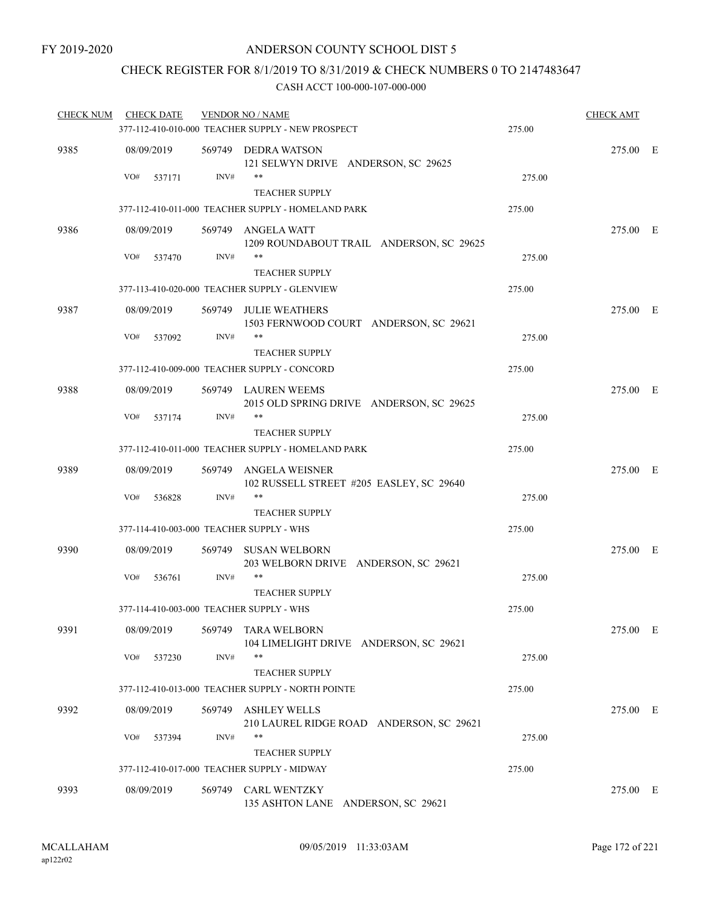FY 2019-2020

# ANDERSON COUNTY SCHOOL DIST 5

## CHECK REGISTER FOR 8/1/2019 TO 8/31/2019 & CHECK NUMBERS 0 TO 2147483647

### CASH ACCT 100-000-107-000-000

| CHECK NUM | CHECK DATE | VENDOR NO / NAME | | CHECK AMT | |
|---|---|---|---|---|---|
| | | 377-112-410-010-000 TEACHER SUPPLY - NEW PROSPECT | 275.00 | | |
| 9385 | 08/09/2019 | 569749 DEDRA WATSON<br>121 SELWYN DRIVE ANDERSON, SC 29625 | | 275.00 | E |
| | VO# 537171 | INV# **<br>TEACHER SUPPLY | 275.00 | | |
| | | 377-112-410-011-000 TEACHER SUPPLY - HOMELAND PARK | 275.00 | | |
| 9386 | 08/09/2019 | 569749 ANGELA WATT<br>1209 ROUNDABOUT TRAIL ANDERSON, SC 29625 | | 275.00 | E |
| | VO# 537470 | INV# **<br>TEACHER SUPPLY | 275.00 | | |
| | | 377-113-410-020-000 TEACHER SUPPLY - GLENVIEW | 275.00 | | |
| 9387 | 08/09/2019 | 569749 JULIE WEATHERS<br>1503 FERNWOOD COURT ANDERSON, SC 29621 | | 275.00 | E |
| | VO# 537092 | INV# **<br>TEACHER SUPPLY | 275.00 | | |
| | | 377-112-410-009-000 TEACHER SUPPLY - CONCORD | 275.00 | | |
| 9388 | 08/09/2019 | 569749 LAUREN WEEMS<br>2015 OLD SPRING DRIVE ANDERSON, SC 29625 | | 275.00 | E |
| | VO# 537174 | INV# **<br>TEACHER SUPPLY | 275.00 | | |
| | | 377-112-410-011-000 TEACHER SUPPLY - HOMELAND PARK | 275.00 | | |
| 9389 | 08/09/2019 | 569749 ANGELA WEISNER<br>102 RUSSELL STREET #205 EASLEY, SC 29640 | | 275.00 | E |
| | VO# 536828 | INV# **<br>TEACHER SUPPLY | 275.00 | | |
| | | 377-114-410-003-000 TEACHER SUPPLY - WHS | 275.00 | | |
| 9390 | 08/09/2019 | 569749 SUSAN WELBORN<br>203 WELBORN DRIVE ANDERSON, SC 29621 | | 275.00 | E |
| | VO# 536761 | INV# **<br>TEACHER SUPPLY | 275.00 | | |
| | | 377-114-410-003-000 TEACHER SUPPLY - WHS | 275.00 | | |
| 9391 | 08/09/2019 | 569749 TARA WELBORN<br>104 LIMELIGHT DRIVE ANDERSON, SC 29621 | | 275.00 | E |
| | VO# 537230 | INV# **<br>TEACHER SUPPLY | 275.00 | | |
| | | 377-112-410-013-000 TEACHER SUPPLY - NORTH POINTE | 275.00 | | |
| 9392 | 08/09/2019 | 569749 ASHLEY WELLS<br>210 LAUREL RIDGE ROAD ANDERSON, SC 29621 | | 275.00 | E |
| | VO# 537394 | INV# **<br>TEACHER SUPPLY | 275.00 | | |
| | | 377-112-410-017-000 TEACHER SUPPLY - MIDWAY | 275.00 | | |
| 9393 | 08/09/2019 | 569749 CARL WENTZKY<br>135 ASHTON LANE ANDERSON, SC 29621 | | 275.00 | E |

MCALLAHAM ap122r02 09/05/2019 11:33:03AM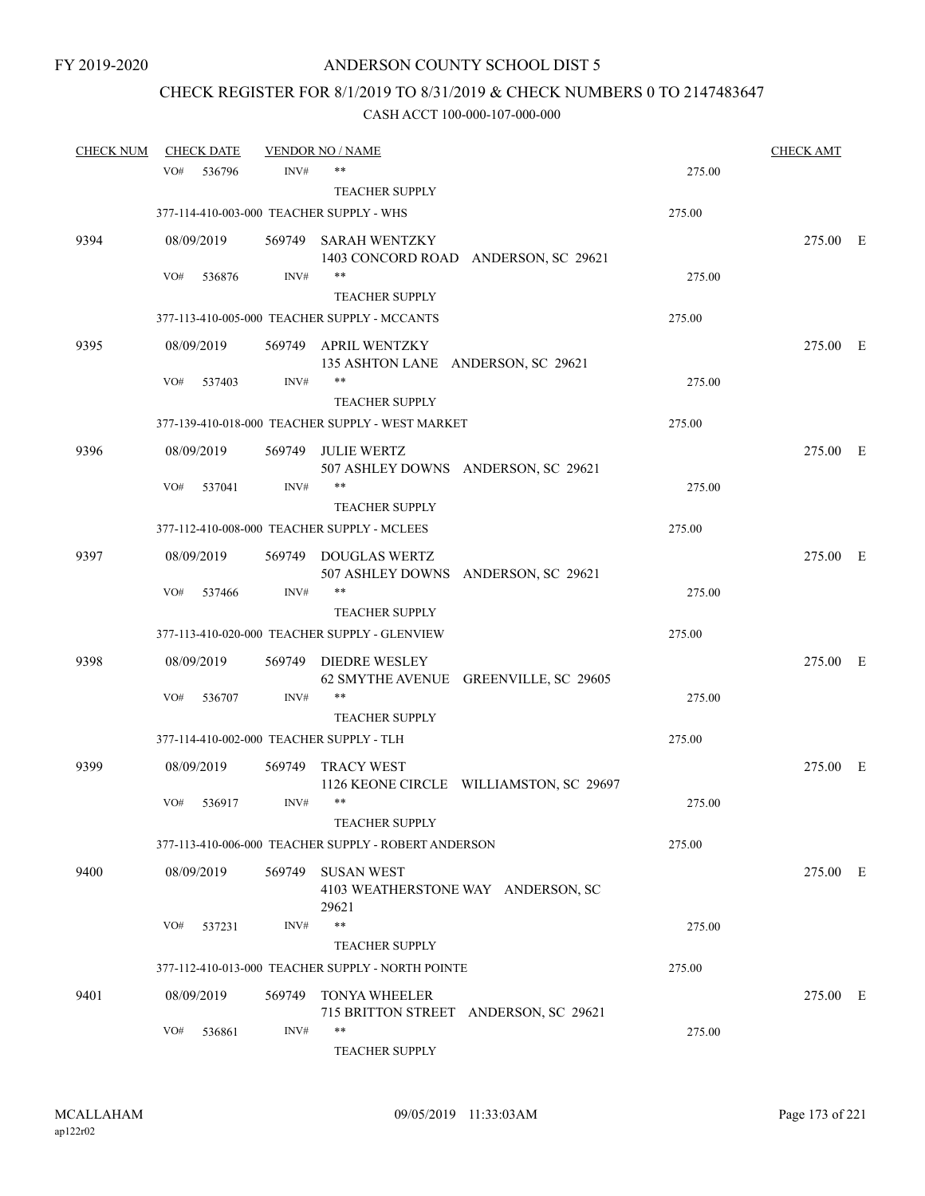FY 2019-2020

# ANDERSON COUNTY SCHOOL DIST 5

## CHECK REGISTER FOR 8/1/2019 TO 8/31/2019 & CHECK NUMBERS 0 TO 2147483647

### CASH ACCT 100-000-107-000-000

| CHECK NUM | CHECK DATE | VENDOR NO / NAME | | CHECK AMT |
|---|---|---|---|---|
| | VO# 536796 | INV# ** TEACHER SUPPLY | 275.00 | |
| | 377-114-410-003-000 TEACHER SUPPLY - WHS | | 275.00 | |
| 9394 | 08/09/2019 | 569749 SARAH WENTZKY 1403 CONCORD ROAD ANDERSON, SC 29621 | | 275.00 E |
| | VO# 536876 | INV# ** TEACHER SUPPLY | 275.00 | |
| | 377-113-410-005-000 TEACHER SUPPLY - MCCANTS | | 275.00 | |
| 9395 | 08/09/2019 | 569749 APRIL WENTZKY 135 ASHTON LANE ANDERSON, SC 29621 | | 275.00 E |
| | VO# 537403 | INV# ** TEACHER SUPPLY | 275.00 | |
| | 377-139-410-018-000 TEACHER SUPPLY - WEST MARKET | | 275.00 | |
| 9396 | 08/09/2019 | 569749 JULIE WERTZ 507 ASHLEY DOWNS ANDERSON, SC 29621 | | 275.00 E |
| | VO# 537041 | INV# ** TEACHER SUPPLY | 275.00 | |
| | 377-112-410-008-000 TEACHER SUPPLY - MCLEES | | 275.00 | |
| 9397 | 08/09/2019 | 569749 DOUGLAS WERTZ 507 ASHLEY DOWNS ANDERSON, SC 29621 | | 275.00 E |
| | VO# 537466 | INV# ** TEACHER SUPPLY | 275.00 | |
| | 377-113-410-020-000 TEACHER SUPPLY - GLENVIEW | | 275.00 | |
| 9398 | 08/09/2019 | 569749 DIEDRE WESLEY 62 SMYTHE AVENUE GREENVILLE, SC 29605 | | 275.00 E |
| | VO# 536707 | INV# ** TEACHER SUPPLY | 275.00 | |
| | 377-114-410-002-000 TEACHER SUPPLY - TLH | | 275.00 | |
| 9399 | 08/09/2019 | 569749 TRACY WEST 1126 KEONE CIRCLE WILLIAMSTON, SC 29697 | | 275.00 E |
| | VO# 536917 | INV# ** TEACHER SUPPLY | 275.00 | |
| | 377-113-410-006-000 TEACHER SUPPLY - ROBERT ANDERSON | | 275.00 | |
| 9400 | 08/09/2019 | 569749 SUSAN WEST 4103 WEATHERSTONE WAY ANDERSON, SC 29621 | | 275.00 E |
| | VO# 537231 | INV# ** TEACHER SUPPLY | 275.00 | |
| | 377-112-410-013-000 TEACHER SUPPLY - NORTH POINTE | | 275.00 | |
| 9401 | 08/09/2019 | 569749 TONYA WHEELER 715 BRITTON STREET ANDERSON, SC 29621 | | 275.00 E |
| | VO# 536861 | INV# ** TEACHER SUPPLY | 275.00 | |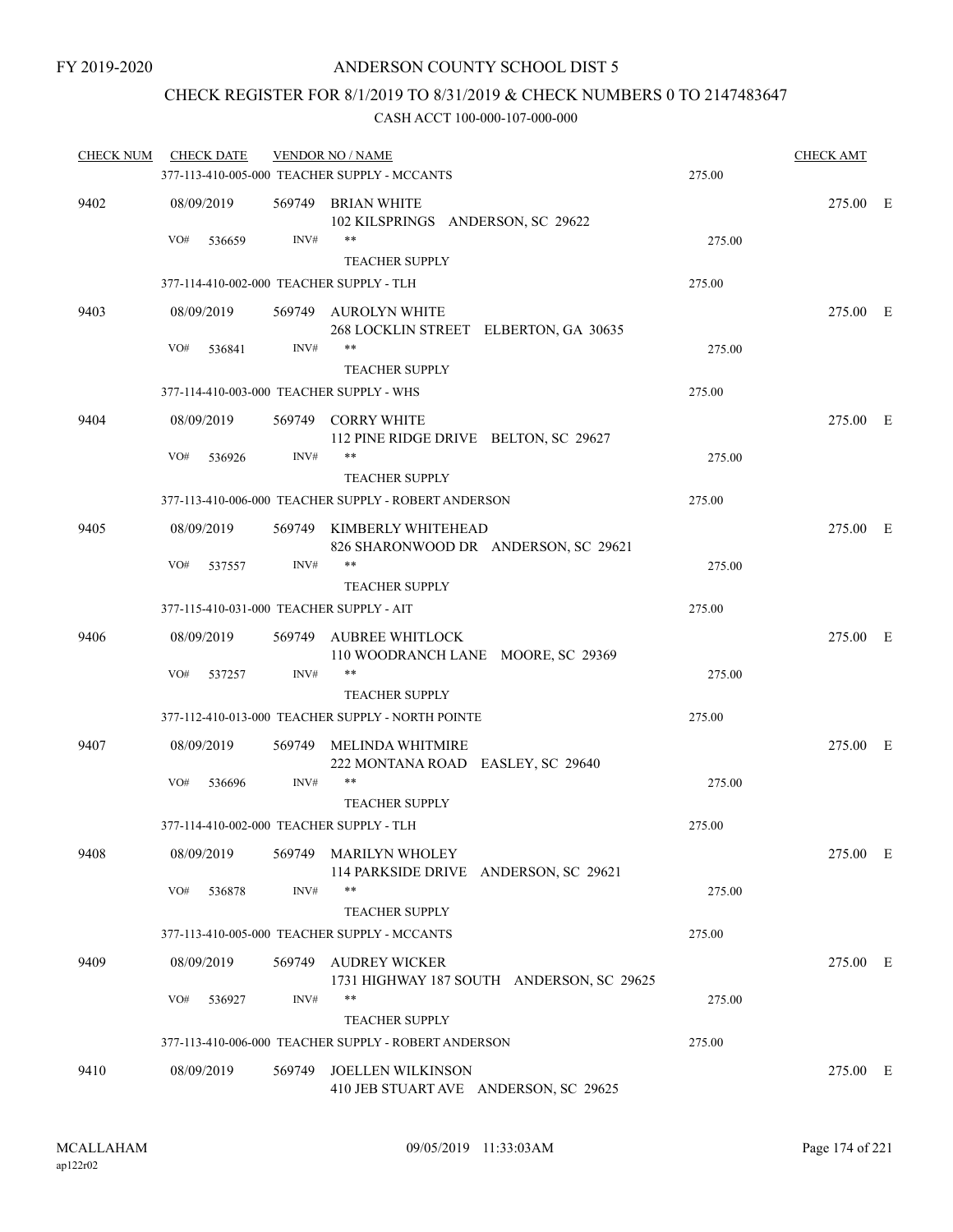FY 2019-2020

# ANDERSON COUNTY SCHOOL DIST 5

## CHECK REGISTER FOR 8/1/2019 TO 8/31/2019 & CHECK NUMBERS 0 TO 2147483647

### CASH ACCT 100-000-107-000-000

| CHECK NUM | CHECK DATE | VENDOR NO / NAME | | CHECK AMT | |
|---|---|---|---|---|---|
| | 377-113-410-005-000 TEACHER SUPPLY - MCCANTS | | 275.00 | | |
| 9402 | 08/09/2019 | 569749 BRIAN WHITE<br>102 KILSPRINGS ANDERSON, SC 29622 | | 275.00 | E |
| | VO# 536659 | INV# ** TEACHER SUPPLY | 275.00 | | |
| | 377-114-410-002-000 TEACHER SUPPLY - TLH | | 275.00 | | |
| 9403 | 08/09/2019 | 569749 AUROLYN WHITE<br>268 LOCKLIN STREET ELBERTON, GA 30635 | | 275.00 | E |
| | VO# 536841 | INV# ** TEACHER SUPPLY | 275.00 | | |
| | 377-114-410-003-000 TEACHER SUPPLY - WHS | | 275.00 | | |
| 9404 | 08/09/2019 | 569749 CORRY WHITE<br>112 PINE RIDGE DRIVE BELTON, SC 29627 | | 275.00 | E |
| | VO# 536926 | INV# ** TEACHER SUPPLY | 275.00 | | |
| | 377-113-410-006-000 TEACHER SUPPLY - ROBERT ANDERSON | | 275.00 | | |
| 9405 | 08/09/2019 | 569749 KIMBERLY WHITEHEAD<br>826 SHARONWOOD DR ANDERSON, SC 29621 | | 275.00 | E |
| | VO# 537557 | INV# ** TEACHER SUPPLY | 275.00 | | |
| | 377-115-410-031-000 TEACHER SUPPLY - AIT | | 275.00 | | |
| 9406 | 08/09/2019 | 569749 AUBREE WHITLOCK<br>110 WOODRANCH LANE MOORE, SC 29369 | | 275.00 | E |
| | VO# 537257 | INV# ** TEACHER SUPPLY | 275.00 | | |
| | 377-112-410-013-000 TEACHER SUPPLY - NORTH POINTE | | 275.00 | | |
| 9407 | 08/09/2019 | 569749 MELINDA WHITMIRE<br>222 MONTANA ROAD EASLEY, SC 29640 | | 275.00 | E |
| | VO# 536696 | INV# ** TEACHER SUPPLY | 275.00 | | |
| | 377-114-410-002-000 TEACHER SUPPLY - TLH | | 275.00 | | |
| 9408 | 08/09/2019 | 569749 MARILYN WHOLEY<br>114 PARKSIDE DRIVE ANDERSON, SC 29621 | | 275.00 | E |
| | VO# 536878 | INV# ** TEACHER SUPPLY | 275.00 | | |
| | 377-113-410-005-000 TEACHER SUPPLY - MCCANTS | | 275.00 | | |
| 9409 | 08/09/2019 | 569749 AUDREY WICKER<br>1731 HIGHWAY 187 SOUTH ANDERSON, SC 29625 | | 275.00 | E |
| | VO# 536927 | INV# ** TEACHER SUPPLY | 275.00 | | |
| | 377-113-410-006-000 TEACHER SUPPLY - ROBERT ANDERSON | | 275.00 | | |
| 9410 | 08/09/2019 | 569749 JOELLEN WILKINSON<br>410 JEB STUART AVE ANDERSON, SC 29625 | | 275.00 | E |

MCALLAHAM
ap122r02

09/05/2019 11:33:03AM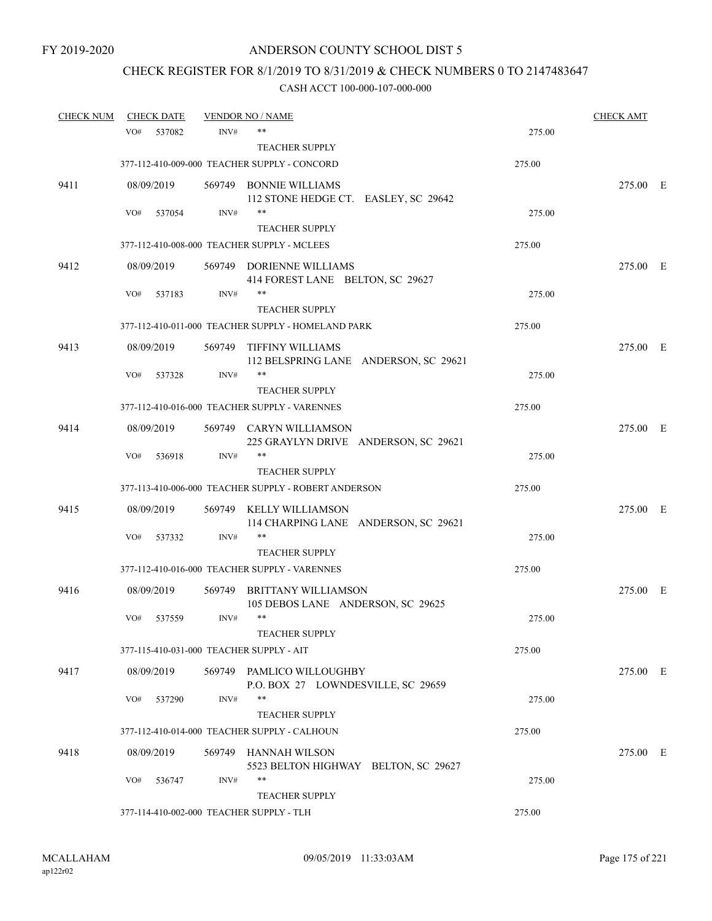FY 2019-2020

# ANDERSON COUNTY SCHOOL DIST 5

## CHECK REGISTER FOR 8/1/2019 TO 8/31/2019 & CHECK NUMBERS 0 TO 2147483647

### CASH ACCT 100-000-107-000-000

| CHECK NUM | CHECK DATE | VENDOR NO / NAME | | CHECK AMT |
|---|---|---|---|---|
| | VO# 537082 | INV# ** | 275.00 | |
| | | TEACHER SUPPLY | | |
| | 377-112-410-009-000 TEACHER SUPPLY - CONCORD | | 275.00 | |
| 9411 | 08/09/2019 | 569749 BONNIE WILLIAMS<br>112 STONE HEDGE CT. EASLEY, SC 29642 | | 275.00 E |
| | VO# 537054 | INV# ** | 275.00 | |
| | | TEACHER SUPPLY | | |
| | 377-112-410-008-000 TEACHER SUPPLY - MCLEES | | 275.00 | |
| 9412 | 08/09/2019 | 569749 DORIENNE WILLIAMS<br>414 FOREST LANE BELTON, SC 29627 | | 275.00 E |
| | VO# 537183 | INV# ** | 275.00 | |
| | | TEACHER SUPPLY | | |
| | 377-112-410-011-000 TEACHER SUPPLY - HOMELAND PARK | | 275.00 | |
| 9413 | 08/09/2019 | 569749 TIFFINY WILLIAMS<br>112 BELSPRING LANE ANDERSON, SC 29621 | | 275.00 E |
| | VO# 537328 | INV# ** | 275.00 | |
| | | TEACHER SUPPLY | | |
| | 377-112-410-016-000 TEACHER SUPPLY - VARENNES | | 275.00 | |
| 9414 | 08/09/2019 | 569749 CARYN WILLIAMSON<br>225 GRAYLYN DRIVE ANDERSON, SC 29621 | | 275.00 E |
| | VO# 536918 | INV# ** | 275.00 | |
| | | TEACHER SUPPLY | | |
| | 377-113-410-006-000 TEACHER SUPPLY - ROBERT ANDERSON | | 275.00 | |
| 9415 | 08/09/2019 | 569749 KELLY WILLIAMSON<br>114 CHARPING LANE ANDERSON, SC 29621 | | 275.00 E |
| | VO# 537332 | INV# ** | 275.00 | |
| | | TEACHER SUPPLY | | |
| | 377-112-410-016-000 TEACHER SUPPLY - VARENNES | | 275.00 | |
| 9416 | 08/09/2019 | 569749 BRITTANY WILLIAMSON<br>105 DEBOS LANE ANDERSON, SC 29625 | | 275.00 E |
| | VO# 537559 | INV# ** | 275.00 | |
| | | TEACHER SUPPLY | | |
| | 377-115-410-031-000 TEACHER SUPPLY - AIT | | 275.00 | |
| 9417 | 08/09/2019 | 569749 PAMLICO WILLOUGHBY<br>P.O. BOX 27 LOWNDESVILLE, SC 29659 | | 275.00 E |
| | VO# 537290 | INV# ** | 275.00 | |
| | | TEACHER SUPPLY | | |
| | 377-112-410-014-000 TEACHER SUPPLY - CALHOUN | | 275.00 | |
| 9418 | 08/09/2019 | 569749 HANNAH WILSON<br>5523 BELTON HIGHWAY BELTON, SC 29627 | | 275.00 E |
| | VO# 536747 | INV# ** | 275.00 | |
| | | TEACHER SUPPLY | | |
| | 377-114-410-002-000 TEACHER SUPPLY - TLH | | 275.00 | |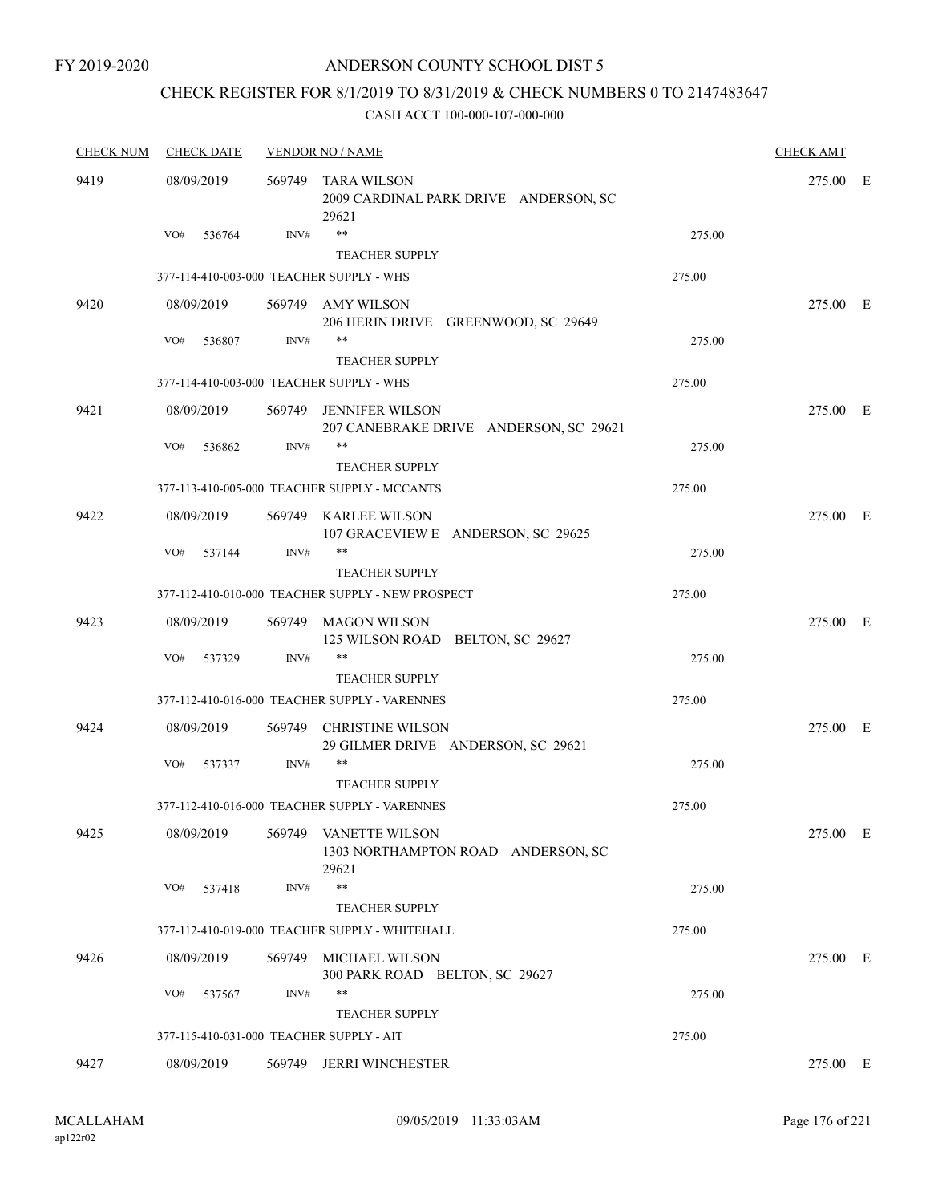FY 2019-2020

# ANDERSON COUNTY SCHOOL DIST 5

## CHECK REGISTER FOR 8/1/2019 TO 8/31/2019 & CHECK NUMBERS 0 TO 2147483647

CASH ACCT 100-000-107-000-000

| CHECK NUM | CHECK DATE | VENDOR NO / NAME | | CHECK AMT |
|---|---|---|---|---|
| 9419 | 08/09/2019 | 569749 TARA WILSON<br>2009 CARDINAL PARK DRIVE ANDERSON, SC 29621 | | 275.00 E |
| | VO# 536764 | INV# ** TEACHER SUPPLY | 275.00 | |
| | 377-114-410-003-000 TEACHER SUPPLY - WHS | | 275.00 | |
| 9420 | 08/09/2019 | 569749 AMY WILSON<br>206 HERIN DRIVE GREENWOOD, SC 29649 | | 275.00 E |
| | VO# 536807 | INV# ** TEACHER SUPPLY | 275.00 | |
| | 377-114-410-003-000 TEACHER SUPPLY - WHS | | 275.00 | |
| 9421 | 08/09/2019 | 569749 JENNIFER WILSON<br>207 CANEBRAKE DRIVE ANDERSON, SC 29621 | | 275.00 E |
| | VO# 536862 | INV# ** TEACHER SUPPLY | 275.00 | |
| | 377-113-410-005-000 TEACHER SUPPLY - MCCANTS | | 275.00 | |
| 9422 | 08/09/2019 | 569749 KARLEE WILSON<br>107 GRACEVIEW E ANDERSON, SC 29625 | | 275.00 E |
| | VO# 537144 | INV# ** TEACHER SUPPLY | 275.00 | |
| | 377-112-410-010-000 TEACHER SUPPLY - NEW PROSPECT | | 275.00 | |
| 9423 | 08/09/2019 | 569749 MAGON WILSON<br>125 WILSON ROAD BELTON, SC 29627 | | 275.00 E |
| | VO# 537329 | INV# ** TEACHER SUPPLY | 275.00 | |
| | 377-112-410-016-000 TEACHER SUPPLY - VARENNES | | 275.00 | |
| 9424 | 08/09/2019 | 569749 CHRISTINE WILSON<br>29 GILMER DRIVE ANDERSON, SC 29621 | | 275.00 E |
| | VO# 537337 | INV# ** TEACHER SUPPLY | 275.00 | |
| | 377-112-410-016-000 TEACHER SUPPLY - VARENNES | | 275.00 | |
| 9425 | 08/09/2019 | 569749 VANETTE WILSON<br>1303 NORTHAMPTON ROAD ANDERSON, SC 29621 | | 275.00 E |
| | VO# 537418 | INV# ** TEACHER SUPPLY | 275.00 | |
| | 377-112-410-019-000 TEACHER SUPPLY - WHITEHALL | | 275.00 | |
| 9426 | 08/09/2019 | 569749 MICHAEL WILSON<br>300 PARK ROAD BELTON, SC 29627 | | 275.00 E |
| | VO# 537567 | INV# ** TEACHER SUPPLY | 275.00 | |
| | 377-115-410-031-000 TEACHER SUPPLY - AIT | | 275.00 | |
| 9427 | 08/09/2019 | 569749 JERRI WINCHESTER | | 275.00 E |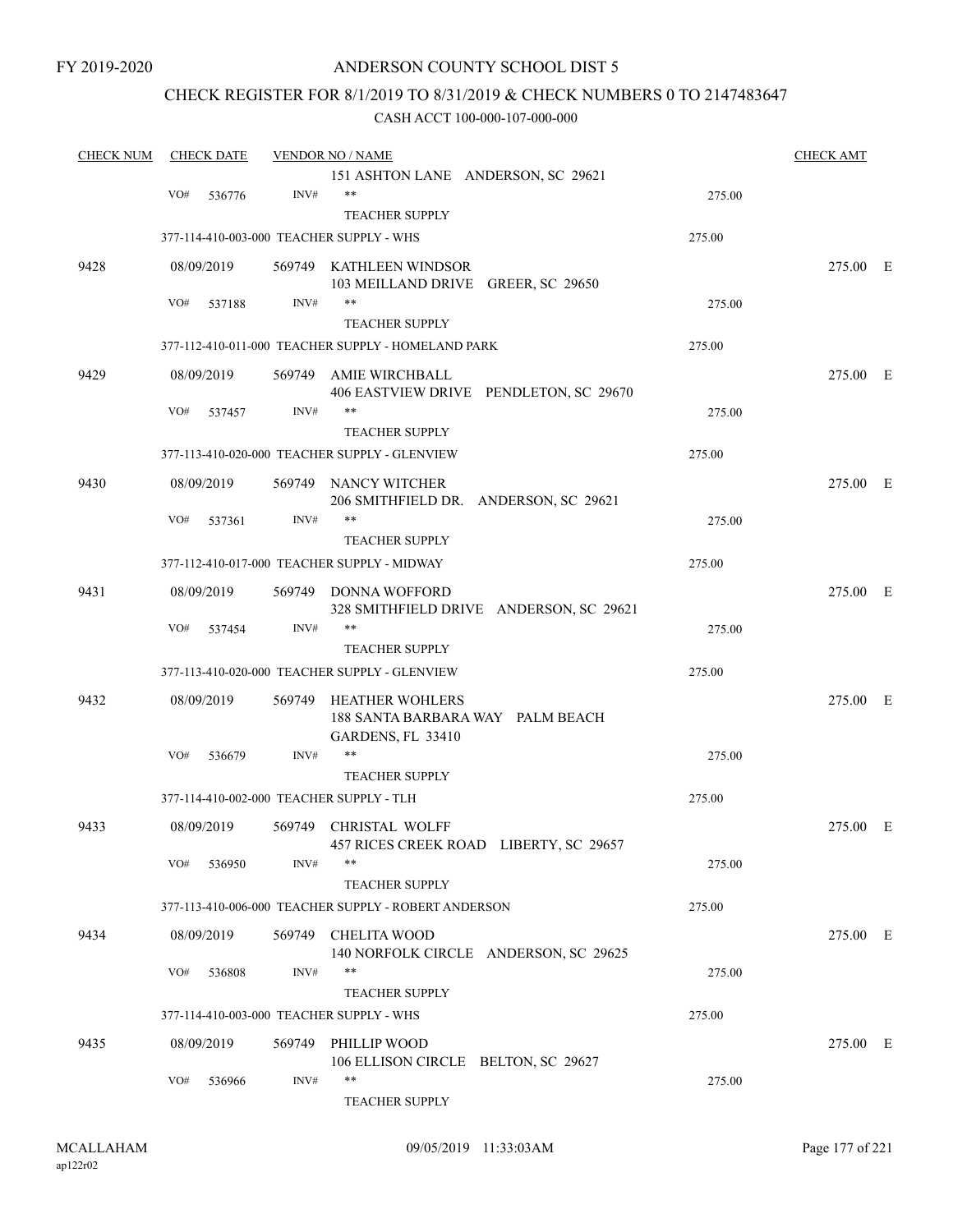FY 2019-2020

# ANDERSON COUNTY SCHOOL DIST 5

## CHECK REGISTER FOR 8/1/2019 TO 8/31/2019 & CHECK NUMBERS 0 TO 2147483647

### CASH ACCT 100-000-107-000-000

| CHECK NUM | CHECK DATE | VENDOR NO / NAME | | CHECK AMT | |
|---|---|---|---|---|---|
| | | 151 ASHTON LANE ANDERSON, SC 29621 | | | |
| | VO# 536776 | INV# ** TEACHER SUPPLY | 275.00 | | |
| | | 377-114-410-003-000 TEACHER SUPPLY - WHS | 275.00 | | |
| 9428 | 08/09/2019 | 569749 KATHLEEN WINDSOR 103 MEILLAND DRIVE GREER, SC 29650 | | 275.00 | E |
| | VO# 537188 | INV# ** TEACHER SUPPLY | 275.00 | | |
| | | 377-112-410-011-000 TEACHER SUPPLY - HOMELAND PARK | 275.00 | | |
| 9429 | 08/09/2019 | 569749 AMIE WIRCHBALL 406 EASTVIEW DRIVE PENDLETON, SC 29670 | | 275.00 | E |
| | VO# 537457 | INV# ** TEACHER SUPPLY | 275.00 | | |
| | | 377-113-410-020-000 TEACHER SUPPLY - GLENVIEW | 275.00 | | |
| 9430 | 08/09/2019 | 569749 NANCY WITCHER 206 SMITHFIELD DR. ANDERSON, SC 29621 | | 275.00 | E |
| | VO# 537361 | INV# ** TEACHER SUPPLY | 275.00 | | |
| | | 377-112-410-017-000 TEACHER SUPPLY - MIDWAY | 275.00 | | |
| 9431 | 08/09/2019 | 569749 DONNA WOFFORD 328 SMITHFIELD DRIVE ANDERSON, SC 29621 | | 275.00 | E |
| | VO# 537454 | INV# ** TEACHER SUPPLY | 275.00 | | |
| | | 377-113-410-020-000 TEACHER SUPPLY - GLENVIEW | 275.00 | | |
| 9432 | 08/09/2019 | 569749 HEATHER WOHLERS 188 SANTA BARBARA WAY PALM BEACH GARDENS, FL 33410 | | 275.00 | E |
| | VO# 536679 | INV# ** TEACHER SUPPLY | 275.00 | | |
| | | 377-114-410-002-000 TEACHER SUPPLY - TLH | 275.00 | | |
| 9433 | 08/09/2019 | 569749 CHRISTAL WOLFF 457 RICES CREEK ROAD LIBERTY, SC 29657 | | 275.00 | E |
| | VO# 536950 | INV# ** TEACHER SUPPLY | 275.00 | | |
| | | 377-113-410-006-000 TEACHER SUPPLY - ROBERT ANDERSON | 275.00 | | |
| 9434 | 08/09/2019 | 569749 CHELITA WOOD 140 NORFOLK CIRCLE ANDERSON, SC 29625 | | 275.00 | E |
| | VO# 536808 | INV# ** TEACHER SUPPLY | 275.00 | | |
| | | 377-114-410-003-000 TEACHER SUPPLY - WHS | 275.00 | | |
| 9435 | 08/09/2019 | 569749 PHILLIP WOOD 106 ELLISON CIRCLE BELTON, SC 29627 | | 275.00 | E |
| | VO# 536966 | INV# ** TEACHER SUPPLY | 275.00 | | |

MCALLAHAM
ap122r02

09/05/2019 11:33:03AM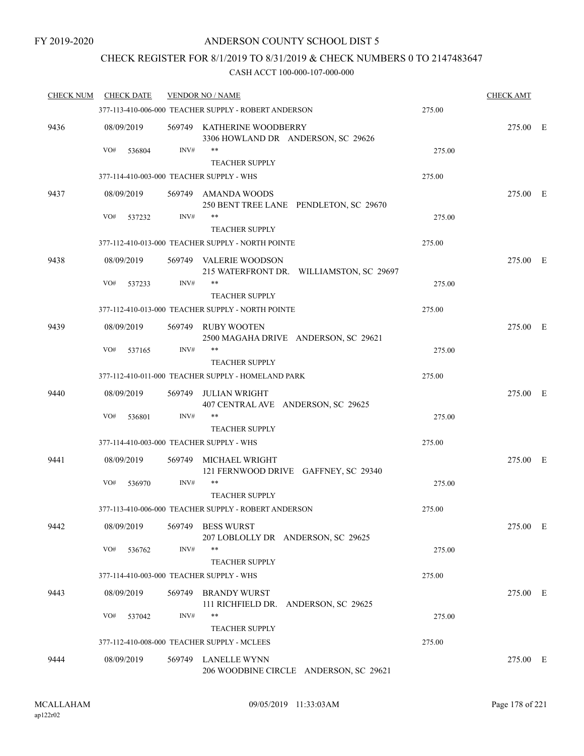FY 2019-2020

# ANDERSON COUNTY SCHOOL DIST 5

## CHECK REGISTER FOR 8/1/2019 TO 8/31/2019 & CHECK NUMBERS 0 TO 2147483647

CASH ACCT 100-000-107-000-000

| CHECK NUM | CHECK DATE | VENDOR NO / NAME | | CHECK AMT | |
|---|---|---|---|---|---|
| | 377-113-410-006-000 TEACHER SUPPLY - ROBERT ANDERSON | | 275.00 | | |
| 9436 | 08/09/2019 | 569749 KATHERINE WOODBERRY<br>3306 HOWLAND DR ANDERSON, SC 29626 | | 275.00 | E |
| | VO# 536804 | INV# ** TEACHER SUPPLY | 275.00 | | |
| | 377-114-410-003-000 TEACHER SUPPLY - WHS | | 275.00 | | |
| 9437 | 08/09/2019 | 569749 AMANDA WOODS<br>250 BENT TREE LANE PENDLETON, SC 29670 | | 275.00 | E |
| | VO# 537232 | INV# ** TEACHER SUPPLY | 275.00 | | |
| | 377-112-410-013-000 TEACHER SUPPLY - NORTH POINTE | | 275.00 | | |
| 9438 | 08/09/2019 | 569749 VALERIE WOODSON<br>215 WATERFRONT DR. WILLIAMSTON, SC 29697 | | 275.00 | E |
| | VO# 537233 | INV# ** TEACHER SUPPLY | 275.00 | | |
| | 377-112-410-013-000 TEACHER SUPPLY - NORTH POINTE | | 275.00 | | |
| 9439 | 08/09/2019 | 569749 RUBY WOOTEN<br>2500 MAGAHA DRIVE ANDERSON, SC 29621 | | 275.00 | E |
| | VO# 537165 | INV# ** TEACHER SUPPLY | 275.00 | | |
| | 377-112-410-011-000 TEACHER SUPPLY - HOMELAND PARK | | 275.00 | | |
| 9440 | 08/09/2019 | 569749 JULIAN WRIGHT<br>407 CENTRAL AVE ANDERSON, SC 29625 | | 275.00 | E |
| | VO# 536801 | INV# ** TEACHER SUPPLY | 275.00 | | |
| | 377-114-410-003-000 TEACHER SUPPLY - WHS | | 275.00 | | |
| 9441 | 08/09/2019 | 569749 MICHAEL WRIGHT<br>121 FERNWOOD DRIVE GAFFNEY, SC 29340 | | 275.00 | E |
| | VO# 536970 | INV# ** TEACHER SUPPLY | 275.00 | | |
| | 377-113-410-006-000 TEACHER SUPPLY - ROBERT ANDERSON | | 275.00 | | |
| 9442 | 08/09/2019 | 569749 BESS WURST<br>207 LOBLOLLY DR ANDERSON, SC 29625 | | 275.00 | E |
| | VO# 536762 | INV# ** TEACHER SUPPLY | 275.00 | | |
| | 377-114-410-003-000 TEACHER SUPPLY - WHS | | 275.00 | | |
| 9443 | 08/09/2019 | 569749 BRANDY WURST<br>111 RICHFIELD DR. ANDERSON, SC 29625 | | 275.00 | E |
| | VO# 537042 | INV# ** TEACHER SUPPLY | 275.00 | | |
| | 377-112-410-008-000 TEACHER SUPPLY - MCLEES | | 275.00 | | |
| 9444 | 08/09/2019 | 569749 LANELLE WYNN<br>206 WOODBINE CIRCLE ANDERSON, SC 29621 | | 275.00 | E |

MCALLAHAM ap122r02 09/05/2019 11:33:03AM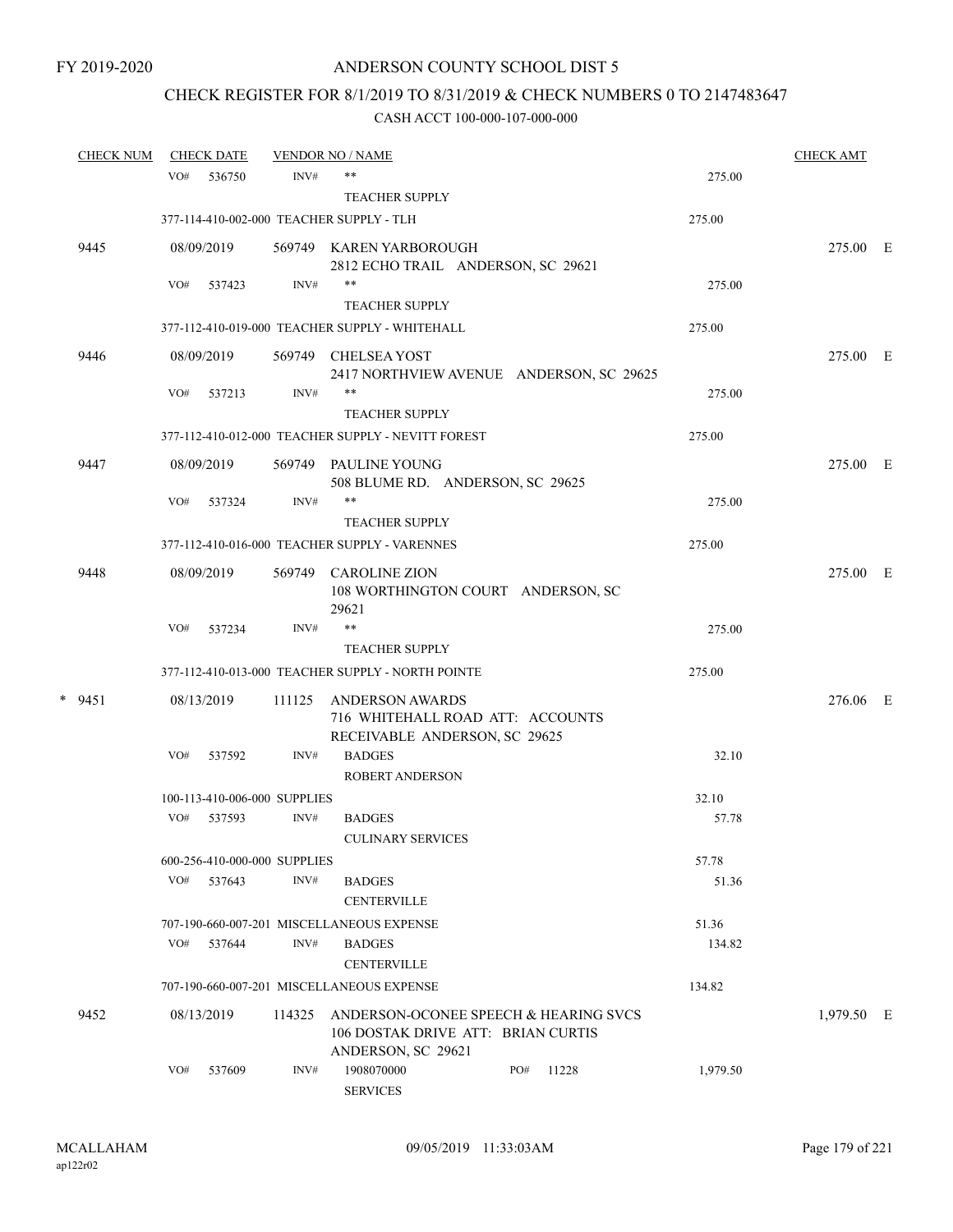FY 2019-2020

ANDERSON COUNTY SCHOOL DIST 5

CHECK REGISTER FOR 8/1/2019 TO 8/31/2019 & CHECK NUMBERS 0 TO 2147483647

CASH ACCT 100-000-107-000-000

| CHECK NUM | CHECK DATE | VENDOR NO / NAME | | CHECK AMT |
|---|---|---|---|---|
| | VO# 536750 | INV# ** TEACHER SUPPLY | 275.00 | |
| | 377-114-410-002-000 TEACHER SUPPLY - TLH | | 275.00 | |
| 9445 | 08/09/2019 | 569749 KAREN YARBOROUGH 2812 ECHO TRAIL ANDERSON, SC 29621 | | 275.00 E |
| | VO# 537423 | INV# ** TEACHER SUPPLY | 275.00 | |
| | 377-112-410-019-000 TEACHER SUPPLY - WHITEHALL | | 275.00 | |
| 9446 | 08/09/2019 | 569749 CHELSEA YOST 2417 NORTHVIEW AVENUE ANDERSON, SC 29625 | | 275.00 E |
| | VO# 537213 | INV# ** TEACHER SUPPLY | 275.00 | |
| | 377-112-410-012-000 TEACHER SUPPLY - NEVITT FOREST | | 275.00 | |
| 9447 | 08/09/2019 | 569749 PAULINE YOUNG 508 BLUME RD. ANDERSON, SC 29625 | | 275.00 E |
| | VO# 537324 | INV# ** TEACHER SUPPLY | 275.00 | |
| | 377-112-410-016-000 TEACHER SUPPLY - VARENNES | | 275.00 | |
| 9448 | 08/09/2019 | 569749 CAROLINE ZION 108 WORTHINGTON COURT ANDERSON, SC 29621 | | 275.00 E |
| | VO# 537234 | INV# ** TEACHER SUPPLY | 275.00 | |
| | 377-112-410-013-000 TEACHER SUPPLY - NORTH POINTE | | 275.00 | |
| * 9451 | 08/13/2019 | 111125 ANDERSON AWARDS 716 WHITEHALL ROAD ATT: ACCOUNTS RECEIVABLE ANDERSON, SC 29625 | | 276.06 E |
| | VO# 537592 | INV# BADGES ROBERT ANDERSON | 32.10 | |
| | 100-113-410-006-000 SUPPLIES | | 32.10 | |
| | VO# 537593 | INV# BADGES CULINARY SERVICES | 57.78 | |
| | 600-256-410-000-000 SUPPLIES | | 57.78 | |
| | VO# 537643 | INV# BADGES CENTERVILLE | 51.36 | |
| | 707-190-660-007-201 MISCELLANEOUS EXPENSE | | 51.36 | |
| | VO# 537644 | INV# BADGES CENTERVILLE | 134.82 | |
| | 707-190-660-007-201 MISCELLANEOUS EXPENSE | | 134.82 | |
| 9452 | 08/13/2019 | 114325 ANDERSON-OCONEE SPEECH & HEARING SVCS 106 DOSTAK DRIVE ATT: BRIAN CURTIS ANDERSON, SC 29621 | | 1,979.50 E |
| | VO# 537609 | INV# 1908070000 PO# 11228 SERVICES | 1,979.50 | |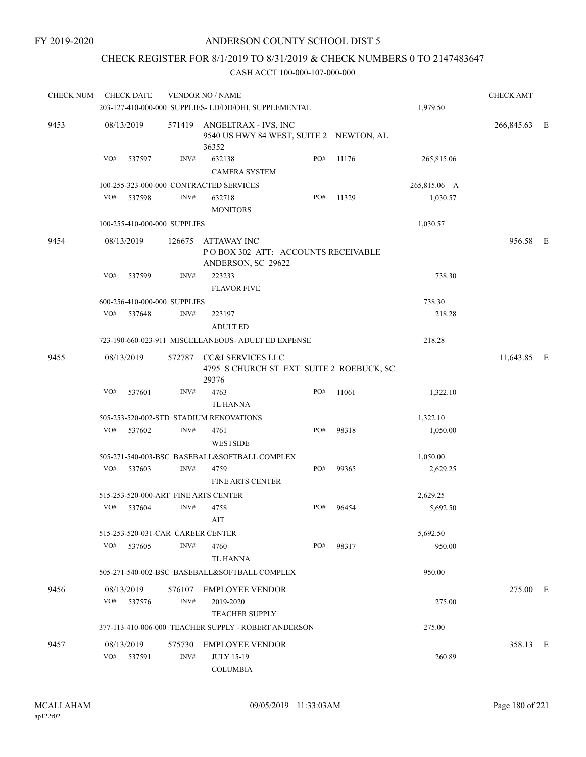FY 2019-2020

# ANDERSON COUNTY SCHOOL DIST 5

## CHECK REGISTER FOR 8/1/2019 TO 8/31/2019 & CHECK NUMBERS 0 TO 2147483647

CASH ACCT 100-000-107-000-000

| CHECK NUM | CHECK DATE | VENDOR NO / NAME | | | | CHECK AMT |
|---|---|---|---|---|---|---|
| | 203-127-410-000-000 SUPPLIES- LD/DD/OHI, SUPPLEMENTAL | | | | 1,979.50 | |
| 9453 | 08/13/2019 | 571419 ANGELTRAX - IVS, INC<br>9540 US HWY 84 WEST, SUITE 2 NEWTON, AL 36352 | | | | 266,845.63 E |
| | VO# 537597 | INV# 632138<br>CAMERA SYSTEM | PO# | 11176 | 265,815.06 | |
| | 100-255-323-000-000 CONTRACTED SERVICES | | | | 265,815.06 A | |
| | VO# 537598 | INV# 632718<br>MONITORS | PO# | 11329 | 1,030.57 | |
| | 100-255-410-000-000 SUPPLIES | | | | 1,030.57 | |
| 9454 | 08/13/2019 | 126675 ATTAWAY INC<br>P O BOX 302 ATT: ACCOUNTS RECEIVABLE<br>ANDERSON, SC 29622 | | | | 956.58 E |
| | VO# 537599 | INV# 223233<br>FLAVOR FIVE | | | 738.30 | |
| | 600-256-410-000-000 SUPPLIES | | | | 738.30 | |
| | VO# 537648 | INV# 223197<br>ADULT ED | | | 218.28 | |
| | 723-190-660-023-911 MISCELLANEOUS- ADULT ED EXPENSE | | | | 218.28 | |
| 9455 | 08/13/2019 | 572787 CC&I SERVICES LLC<br>4795 S CHURCH ST EXT SUITE 2 ROEBUCK, SC 29376 | | | | 11,643.85 E |
| | VO# 537601 | INV# 4763<br>TL HANNA | PO# | 11061 | 1,322.10 | |
| | 505-253-520-002-STD STADIUM RENOVATIONS | | | | 1,322.10 | |
| | VO# 537602 | INV# 4761<br>WESTSIDE | PO# | 98318 | 1,050.00 | |
| | 505-271-540-003-BSC BASEBALL&SOFTBALL COMPLEX | | | | 1,050.00 | |
| | VO# 537603 | INV# 4759<br>FINE ARTS CENTER | PO# | 99365 | 2,629.25 | |
| | 515-253-520-000-ART FINE ARTS CENTER | | | | 2,629.25 | |
| | VO# 537604 | INV# 4758<br>AIT | PO# | 96454 | 5,692.50 | |
| | 515-253-520-031-CAR CAREER CENTER | | | | 5,692.50 | |
| | VO# 537605 | INV# 4760<br>TL HANNA | PO# | 98317 | 950.00 | |
| | 505-271-540-002-BSC BASEBALL&SOFTBALL COMPLEX | | | | 950.00 | |
| 9456 | 08/13/2019 | 576107 EMPLOYEE VENDOR | | | | 275.00 E |
| | VO# 537576 | INV# 2019-2020<br>TEACHER SUPPLY | | | 275.00 | |
| | 377-113-410-006-000 TEACHER SUPPLY - ROBERT ANDERSON | | | | 275.00 | |
| 9457 | 08/13/2019 | 575730 EMPLOYEE VENDOR | | | | 358.13 E |
| | VO# 537591 | INV# JULY 15-19<br>COLUMBIA | | | 260.89 | |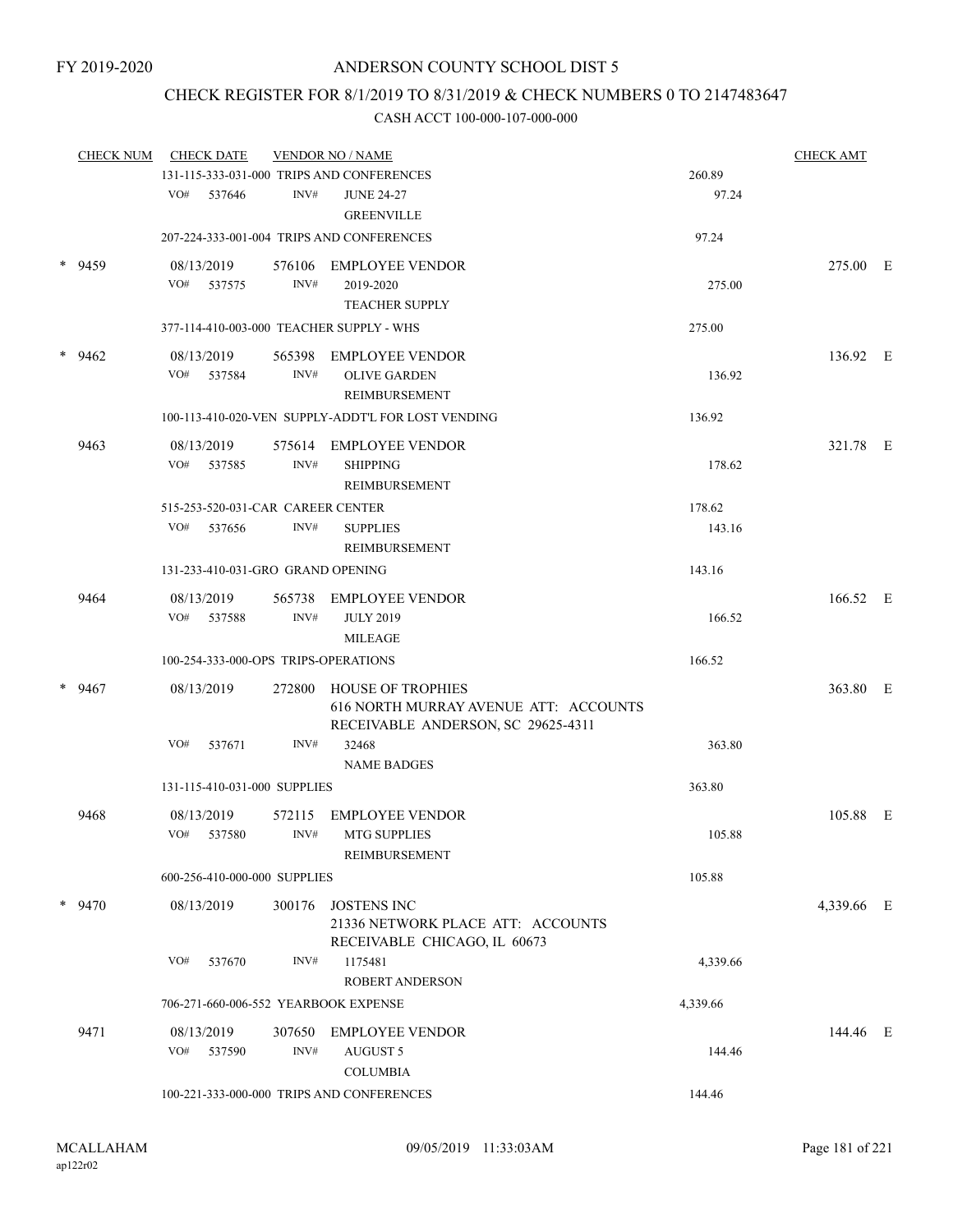FY 2019-2020

# ANDERSON COUNTY SCHOOL DIST 5

## CHECK REGISTER FOR 8/1/2019 TO 8/31/2019 & CHECK NUMBERS 0 TO 2147483647

### CASH ACCT 100-000-107-000-000

| CHECK NUM | CHECK DATE | VENDOR NO / NAME | | CHECK AMT |
|---|---|---|---|---|
| | 131-115-333-031-000 TRIPS AND CONFERENCES | | 260.89 | |
| | VO# 537646 | INV# JUNE 24-27 GREENVILLE | 97.24 | |
| | 207-224-333-001-004 TRIPS AND CONFERENCES | | 97.24 | |
| * 9459 | 08/13/2019 | 576106 EMPLOYEE VENDOR | | 275.00 E |
| | VO# 537575 | INV# 2019-2020 TEACHER SUPPLY | 275.00 | |
| | 377-114-410-003-000 TEACHER SUPPLY - WHS | | 275.00 | |
| * 9462 | 08/13/2019 | 565398 EMPLOYEE VENDOR | | 136.92 E |
| | VO# 537584 | INV# OLIVE GARDEN REIMBURSEMENT | 136.92 | |
| | 100-113-410-020-VEN SUPPLY-ADDT'L FOR LOST VENDING | | 136.92 | |
| 9463 | 08/13/2019 | 575614 EMPLOYEE VENDOR | | 321.78 E |
| | VO# 537585 | INV# SHIPPING REIMBURSEMENT | 178.62 | |
| | 515-253-520-031-CAR CAREER CENTER | | 178.62 | |
| | VO# 537656 | INV# SUPPLIES REIMBURSEMENT | 143.16 | |
| | 131-233-410-031-GRO GRAND OPENING | | 143.16 | |
| 9464 | 08/13/2019 | 565738 EMPLOYEE VENDOR | | 166.52 E |
| | VO# 537588 | INV# JULY 2019 MILEAGE | 166.52 | |
| | 100-254-333-000-OPS TRIPS-OPERATIONS | | 166.52 | |
| * 9467 | 08/13/2019 | 272800 HOUSE OF TROPHIES 616 NORTH MURRAY AVENUE ATT: ACCOUNTS RECEIVABLE ANDERSON, SC 29625-4311 | | 363.80 E |
| | VO# 537671 | INV# 32468 NAME BADGES | 363.80 | |
| | 131-115-410-031-000 SUPPLIES | | 363.80 | |
| 9468 | 08/13/2019 | 572115 EMPLOYEE VENDOR | | 105.88 E |
| | VO# 537580 | INV# MTG SUPPLIES REIMBURSEMENT | 105.88 | |
| | 600-256-410-000-000 SUPPLIES | | 105.88 | |
| * 9470 | 08/13/2019 | 300176 JOSTENS INC 21336 NETWORK PLACE ATT: ACCOUNTS RECEIVABLE CHICAGO, IL 60673 | | 4,339.66 E |
| | VO# 537670 | INV# 1175481 ROBERT ANDERSON | 4,339.66 | |
| | 706-271-660-006-552 YEARBOOK EXPENSE | | 4,339.66 | |
| 9471 | 08/13/2019 | 307650 EMPLOYEE VENDOR | | 144.46 E |
| | VO# 537590 | INV# AUGUST 5 COLUMBIA | 144.46 | |
| | 100-221-333-000-000 TRIPS AND CONFERENCES | | 144.46 | |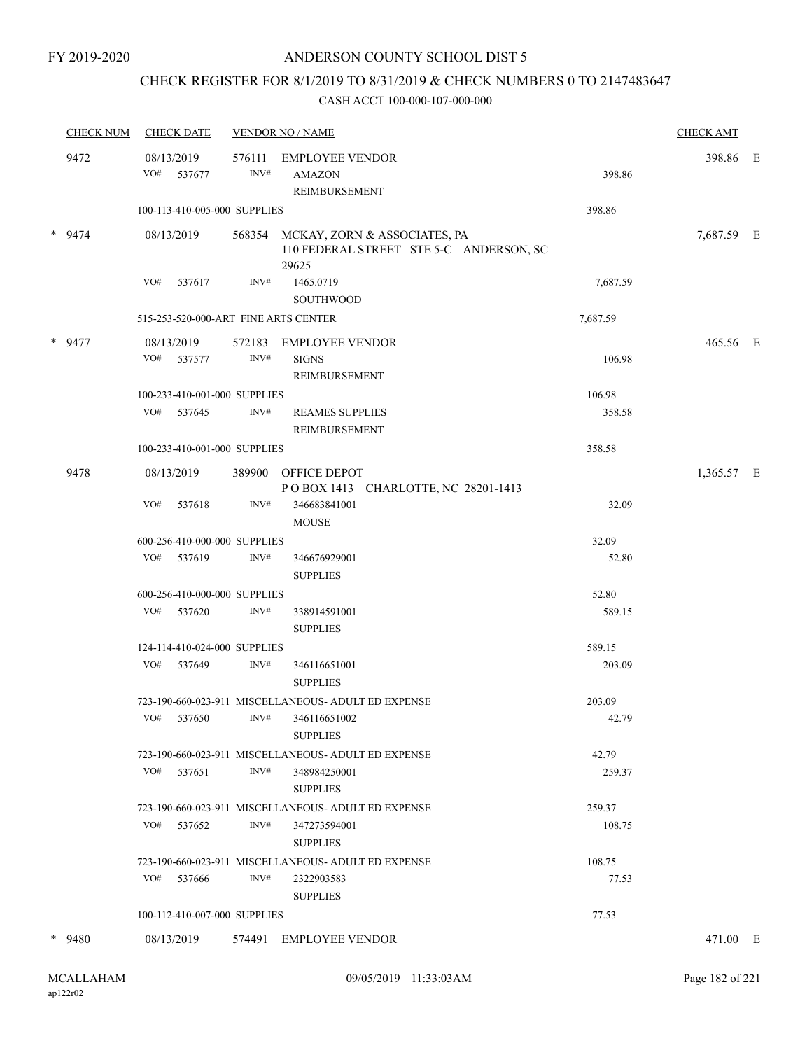FY 2019-2020

# ANDERSON COUNTY SCHOOL DIST 5

## CHECK REGISTER FOR 8/1/2019 TO 8/31/2019 & CHECK NUMBERS 0 TO 2147483647

### CASH ACCT 100-000-107-000-000

| CHECK NUM | CHECK DATE | VENDOR NO / NAME | | CHECK AMT | |
|---|---|---|---|---|---|
| 9472 | 08/13/2019 | 576111 EMPLOYEE VENDOR | | 398.86 | E |
| | VO# 537677 | INV# AMAZON REIMBURSEMENT | 398.86 | | |
| | 100-113-410-005-000 SUPPLIES | | 398.86 | | |
| * 9474 | 08/13/2019 | 568354 MCKAY, ZORN & ASSOCIATES, PA 110 FEDERAL STREET STE 5-C ANDERSON, SC 29625 | | 7,687.59 | E |
| | VO# 537617 | INV# 1465.0719 SOUTHWOOD | 7,687.59 | | |
| | 515-253-520-000-ART FINE ARTS CENTER | | 7,687.59 | | |
| * 9477 | 08/13/2019 | 572183 EMPLOYEE VENDOR | | 465.56 | E |
| | VO# 537577 | INV# SIGNS REIMBURSEMENT | 106.98 | | |
| | 100-233-410-001-000 SUPPLIES | | 106.98 | | |
| | VO# 537645 | INV# REAMES SUPPLIES REIMBURSEMENT | 358.58 | | |
| | 100-233-410-001-000 SUPPLIES | | 358.58 | | |
| 9478 | 08/13/2019 | 389900 OFFICE DEPOT P O BOX 1413 CHARLOTTE, NC 28201-1413 | | 1,365.57 | E |
| | VO# 537618 | INV# 346683841001 MOUSE | 32.09 | | |
| | 600-256-410-000-000 SUPPLIES | | 32.09 | | |
| | VO# 537619 | INV# 346676929001 SUPPLIES | 52.80 | | |
| | 600-256-410-000-000 SUPPLIES | | 52.80 | | |
| | VO# 537620 | INV# 338914591001 SUPPLIES | 589.15 | | |
| | 124-114-410-024-000 SUPPLIES | | 589.15 | | |
| | VO# 537649 | INV# 346116651001 SUPPLIES | 203.09 | | |
| | 723-190-660-023-911 MISCELLANEOUS- ADULT ED EXPENSE | | 203.09 | | |
| | VO# 537650 | INV# 346116651002 SUPPLIES | 42.79 | | |
| | 723-190-660-023-911 MISCELLANEOUS- ADULT ED EXPENSE | | 42.79 | | |
| | VO# 537651 | INV# 348984250001 SUPPLIES | 259.37 | | |
| | 723-190-660-023-911 MISCELLANEOUS- ADULT ED EXPENSE | | 259.37 | | |
| | VO# 537652 | INV# 347273594001 SUPPLIES | 108.75 | | |
| | 723-190-660-023-911 MISCELLANEOUS- ADULT ED EXPENSE | | 108.75 | | |
| | VO# 537666 | INV# 2322903583 SUPPLIES | 77.53 | | |
| | 100-112-410-007-000 SUPPLIES | | 77.53 | | |
| * 9480 | 08/13/2019 | 574491 EMPLOYEE VENDOR | | 471.00 | E |

MCALLAHAM
ap122r02

09/05/2019 11:33:03AM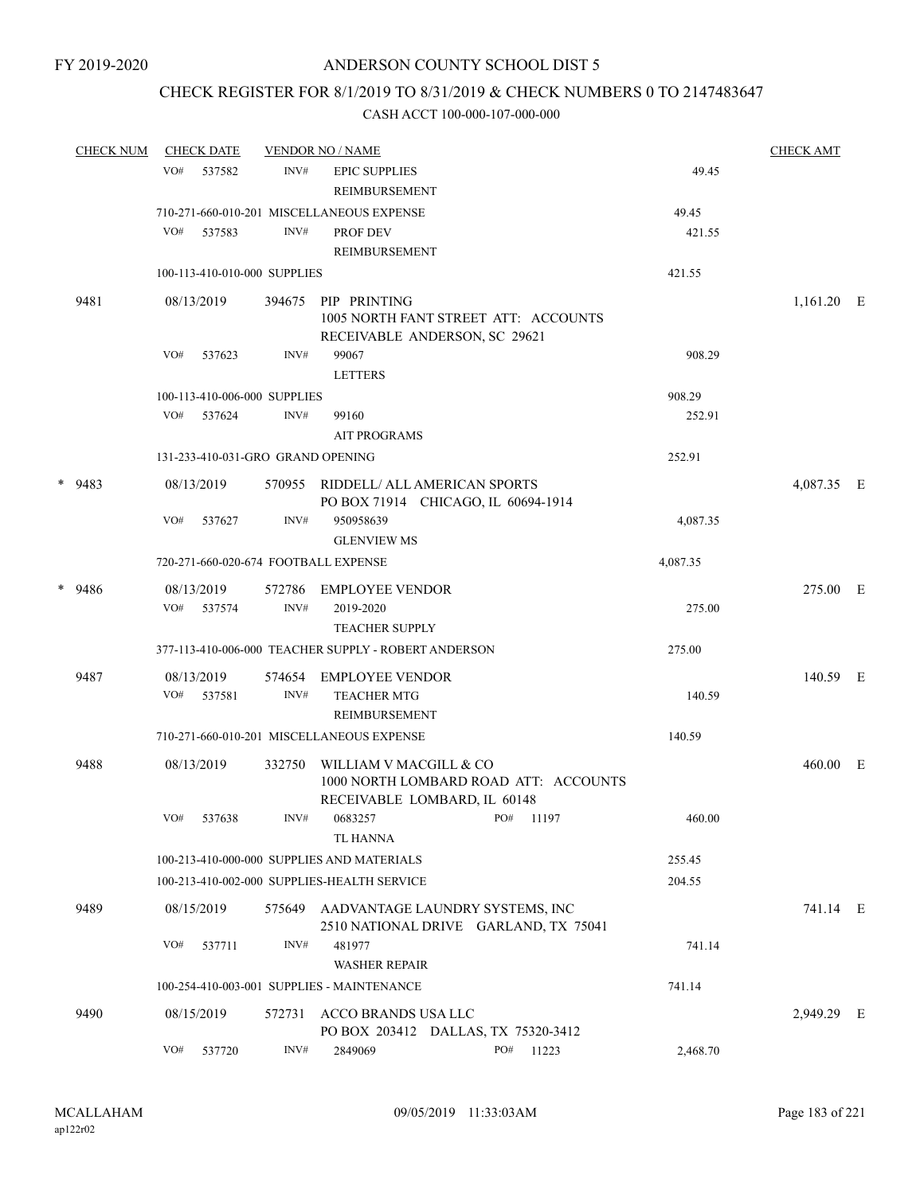FY 2019-2020

# ANDERSON COUNTY SCHOOL DIST 5

## CHECK REGISTER FOR 8/1/2019 TO 8/31/2019 & CHECK NUMBERS 0 TO 2147483647

### CASH ACCT 100-000-107-000-000

| CHECK NUM | CHECK DATE | VENDOR NO / NAME | | CHECK AMT |
|---|---|---|---|---|
| | VO# 537582 | INV# EPIC SUPPLIES REIMBURSEMENT | 49.45 | |
| | 710-271-660-010-201 MISCELLANEOUS EXPENSE | | 49.45 | |
| | VO# 537583 | INV# PROF DEV REIMBURSEMENT | 421.55 | |
| | 100-113-410-010-000 SUPPLIES | | 421.55 | |
| 9481 | 08/13/2019 | 394675 PIP PRINTING 1005 NORTH FANT STREET ATT: ACCOUNTS RECEIVABLE ANDERSON, SC 29621 | | 1,161.20 E |
| | VO# 537623 | INV# 99067 LETTERS | 908.29 | |
| | 100-113-410-006-000 SUPPLIES | | 908.29 | |
| | VO# 537624 | INV# 99160 AIT PROGRAMS | 252.91 | |
| | 131-233-410-031-GRO GRAND OPENING | | 252.91 | |
| * 9483 | 08/13/2019 | 570955 RIDDELL/ ALL AMERICAN SPORTS PO BOX 71914 CHICAGO, IL 60694-1914 | | 4,087.35 E |
| | VO# 537627 | INV# 950958639 GLENVIEW MS | 4,087.35 | |
| | 720-271-660-020-674 FOOTBALL EXPENSE | | 4,087.35 | |
| * 9486 | 08/13/2019 | 572786 EMPLOYEE VENDOR | | 275.00 E |
| | VO# 537574 | INV# 2019-2020 TEACHER SUPPLY | 275.00 | |
| | 377-113-410-006-000 TEACHER SUPPLY - ROBERT ANDERSON | | 275.00 | |
| 9487 | 08/13/2019 | 574654 EMPLOYEE VENDOR | | 140.59 E |
| | VO# 537581 | INV# TEACHER MTG REIMBURSEMENT | 140.59 | |
| | 710-271-660-010-201 MISCELLANEOUS EXPENSE | | 140.59 | |
| 9488 | 08/13/2019 | 332750 WILLIAM V MACGILL & CO 1000 NORTH LOMBARD ROAD ATT: ACCOUNTS RECEIVABLE LOMBARD, IL 60148 | | 460.00 E |
| | VO# 537638 | INV# 0683257 PO# 11197 TL HANNA | 460.00 | |
| | 100-213-410-000-000 SUPPLIES AND MATERIALS | | 255.45 | |
| | 100-213-410-002-000 SUPPLIES-HEALTH SERVICE | | 204.55 | |
| 9489 | 08/15/2019 | 575649 AADVANTAGE LAUNDRY SYSTEMS, INC 2510 NATIONAL DRIVE GARLAND, TX 75041 | | 741.14 E |
| | VO# 537711 | INV# 481977 WASHER REPAIR | 741.14 | |
| | 100-254-410-003-001 SUPPLIES - MAINTENANCE | | 741.14 | |
| 9490 | 08/15/2019 | 572731 ACCO BRANDS USA LLC PO BOX 203412 DALLAS, TX 75320-3412 | | 2,949.29 E |
| | VO# 537720 | INV# 2849069 PO# 11223 | 2,468.70 | |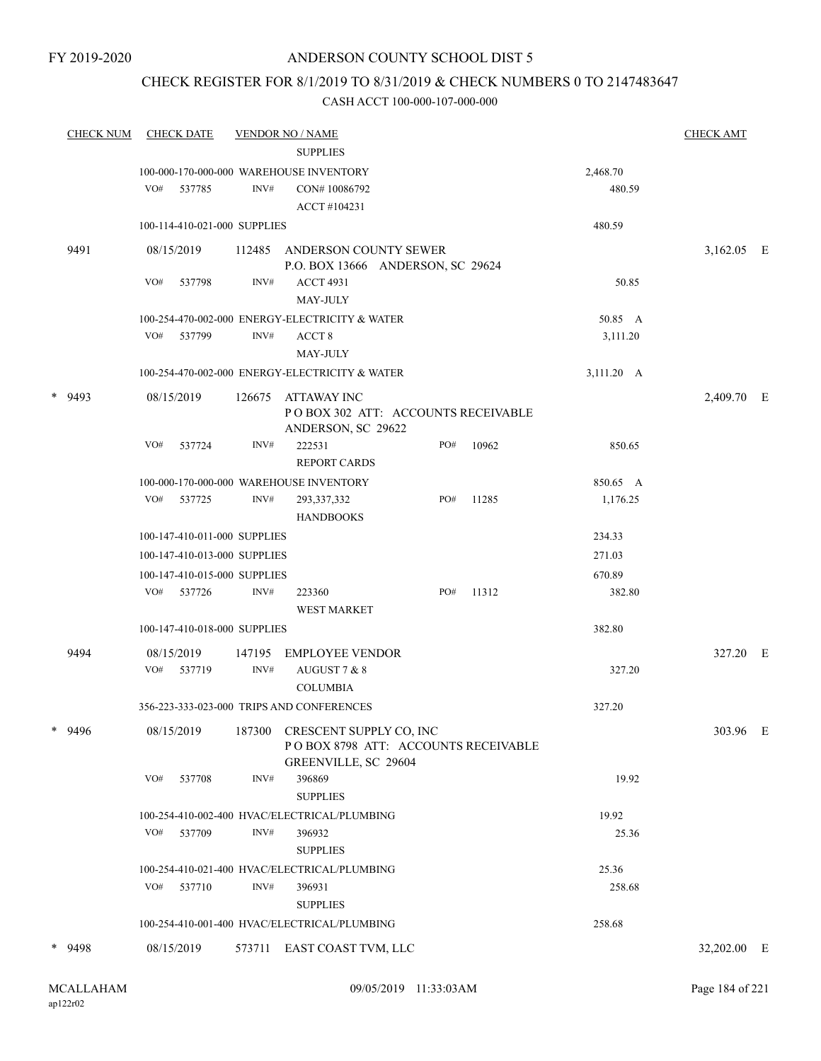FY 2019-2020

# ANDERSON COUNTY SCHOOL DIST 5

## CHECK REGISTER FOR 8/1/2019 TO 8/31/2019 & CHECK NUMBERS 0 TO 2147483647

### CASH ACCT 100-000-107-000-000

| CHECK NUM | CHECK DATE | VENDOR NO / NAME | | | CHECK AMT |
|---|---|---|---|---|---|
| | | SUPPLIES | | | |
| | 100-000-170-000-000 WAREHOUSE INVENTORY | | | 2,468.70 | |
| | VO# 537785 | INV# CON# 10086792 ACCT #104231 | | 480.59 | |
| | 100-114-410-021-000 SUPPLIES | | | 480.59 | |
| 9491 | 08/15/2019 | 112485 ANDERSON COUNTY SEWER P.O. BOX 13666 ANDERSON, SC 29624 | | | 3,162.05 E |
| | VO# 537798 | INV# ACCT 4931 MAY-JULY | | 50.85 | |
| | 100-254-470-002-000 ENERGY-ELECTRICITY & WATER | | | 50.85 A | |
| | VO# 537799 | INV# ACCT 8 MAY-JULY | | 3,111.20 | |
| | 100-254-470-002-000 ENERGY-ELECTRICITY & WATER | | | 3,111.20 A | |
| * 9493 | 08/15/2019 | 126675 ATTAWAY INC P O BOX 302 ATT: ACCOUNTS RECEIVABLE ANDERSON, SC 29622 | | | 2,409.70 E |
| | VO# 537724 | INV# 222531 REPORT CARDS | PO# 10962 | 850.65 | |
| | 100-000-170-000-000 WAREHOUSE INVENTORY | | | 850.65 A | |
| | VO# 537725 | INV# 293,337,332 HANDBOOKS | PO# 11285 | 1,176.25 | |
| | 100-147-410-011-000 SUPPLIES | | | 234.33 | |
| | 100-147-410-013-000 SUPPLIES | | | 271.03 | |
| | 100-147-410-015-000 SUPPLIES | | | 670.89 | |
| | VO# 537726 | INV# 223360 WEST MARKET | PO# 11312 | 382.80 | |
| | 100-147-410-018-000 SUPPLIES | | | 382.80 | |
| 9494 | 08/15/2019 | 147195 EMPLOYEE VENDOR | | | 327.20 E |
| | VO# 537719 | INV# AUGUST 7 & 8 COLUMBIA | | 327.20 | |
| | 356-223-333-023-000 TRIPS AND CONFERENCES | | | 327.20 | |
| * 9496 | 08/15/2019 | 187300 CRESCENT SUPPLY CO, INC P O BOX 8798 ATT: ACCOUNTS RECEIVABLE GREENVILLE, SC 29604 | | | 303.96 E |
| | VO# 537708 | INV# 396869 SUPPLIES | | 19.92 | |
| | 100-254-410-002-400 HVAC/ELECTRICAL/PLUMBING | | | 19.92 | |
| | VO# 537709 | INV# 396932 SUPPLIES | | 25.36 | |
| | 100-254-410-021-400 HVAC/ELECTRICAL/PLUMBING | | | 25.36 | |
| | VO# 537710 | INV# 396931 SUPPLIES | | 258.68 | |
| | 100-254-410-001-400 HVAC/ELECTRICAL/PLUMBING | | | 258.68 | |
| * 9498 | 08/15/2019 | 573711 EAST COAST TVM, LLC | | | 32,202.00 E |

MCALLAHAM ap122r02 09/05/2019 11:33:03AM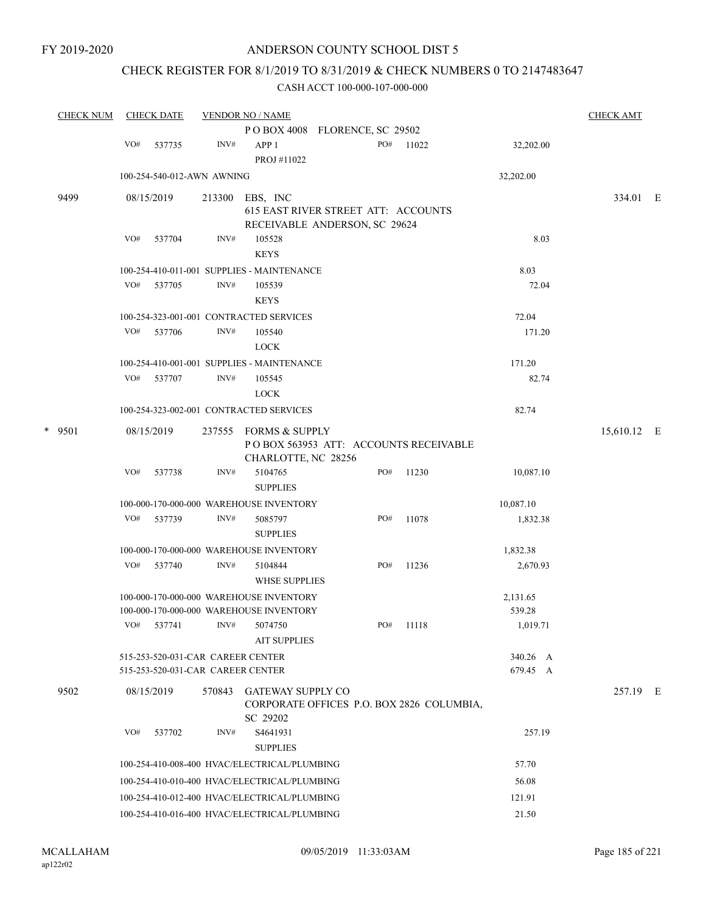FY 2019-2020

# ANDERSON COUNTY SCHOOL DIST 5

## CHECK REGISTER FOR 8/1/2019 TO 8/31/2019 & CHECK NUMBERS 0 TO 2147483647

### CASH ACCT 100-000-107-000-000

| CHECK NUM | CHECK DATE | VENDOR NO / NAME | | | | CHECK AMT |
|---|---|---|---|---|---|---|
| | | P O BOX 4008 FLORENCE, SC 29502 | | | | |
| | VO# 537735 | INV# APP 1<br>PROJ #11022 | PO# 11022 | | 32,202.00 | |
| | 100-254-540-012-AWN AWNING | | | | 32,202.00 | |
| 9499 | 08/15/2019 | 213300 EBS, INC<br>615 EAST RIVER STREET ATT: ACCOUNTS RECEIVABLE ANDERSON, SC 29624 | | | | 334.01 E |
| | VO# 537704 | INV# 105528<br>KEYS | | | 8.03 | |
| | 100-254-410-011-001 SUPPLIES - MAINTENANCE | | | | 8.03 | |
| | VO# 537705 | INV# 105539<br>KEYS | | | 72.04 | |
| | 100-254-323-001-001 CONTRACTED SERVICES | | | | 72.04 | |
| | VO# 537706 | INV# 105540<br>LOCK | | | 171.20 | |
| | 100-254-410-001-001 SUPPLIES - MAINTENANCE | | | | 171.20 | |
| | VO# 537707 | INV# 105545<br>LOCK | | | 82.74 | |
| | 100-254-323-002-001 CONTRACTED SERVICES | | | | 82.74 | |
| * 9501 | 08/15/2019 | 237555 FORMS & SUPPLY<br>P O BOX 563953 ATT: ACCOUNTS RECEIVABLE CHARLOTTE, NC 28256 | | | | 15,610.12 E |
| | VO# 537738 | INV# 5104765<br>SUPPLIES | PO# 11230 | | 10,087.10 | |
| | 100-000-170-000-000 WAREHOUSE INVENTORY | | | | 10,087.10 | |
| | VO# 537739 | INV# 5085797<br>SUPPLIES | PO# 11078 | | 1,832.38 | |
| | 100-000-170-000-000 WAREHOUSE INVENTORY | | | | 1,832.38 | |
| | VO# 537740 | INV# 5104844<br>WHSE SUPPLIES | PO# 11236 | | 2,670.93 | |
| | 100-000-170-000-000 WAREHOUSE INVENTORY | | | | 2,131.65 | |
| | 100-000-170-000-000 WAREHOUSE INVENTORY | | | | 539.28 | |
| | VO# 537741 | INV# 5074750<br>AIT SUPPLIES | PO# 11118 | | 1,019.71 | |
| | 515-253-520-031-CAR CAREER CENTER | | | | 340.26 A | |
| | 515-253-520-031-CAR CAREER CENTER | | | | 679.45 A | |
| 9502 | 08/15/2019 | 570843 GATEWAY SUPPLY CO<br>CORPORATE OFFICES P.O. BOX 2826 COLUMBIA, SC 29202 | | | | 257.19 E |
| | VO# 537702 | INV# S4641931<br>SUPPLIES | | | 257.19 | |
| | 100-254-410-008-400 HVAC/ELECTRICAL/PLUMBING | | | | 57.70 | |
| | 100-254-410-010-400 HVAC/ELECTRICAL/PLUMBING | | | | 56.08 | |
| | 100-254-410-012-400 HVAC/ELECTRICAL/PLUMBING | | | | 121.91 | |
| | 100-254-410-016-400 HVAC/ELECTRICAL/PLUMBING | | | | 21.50 | |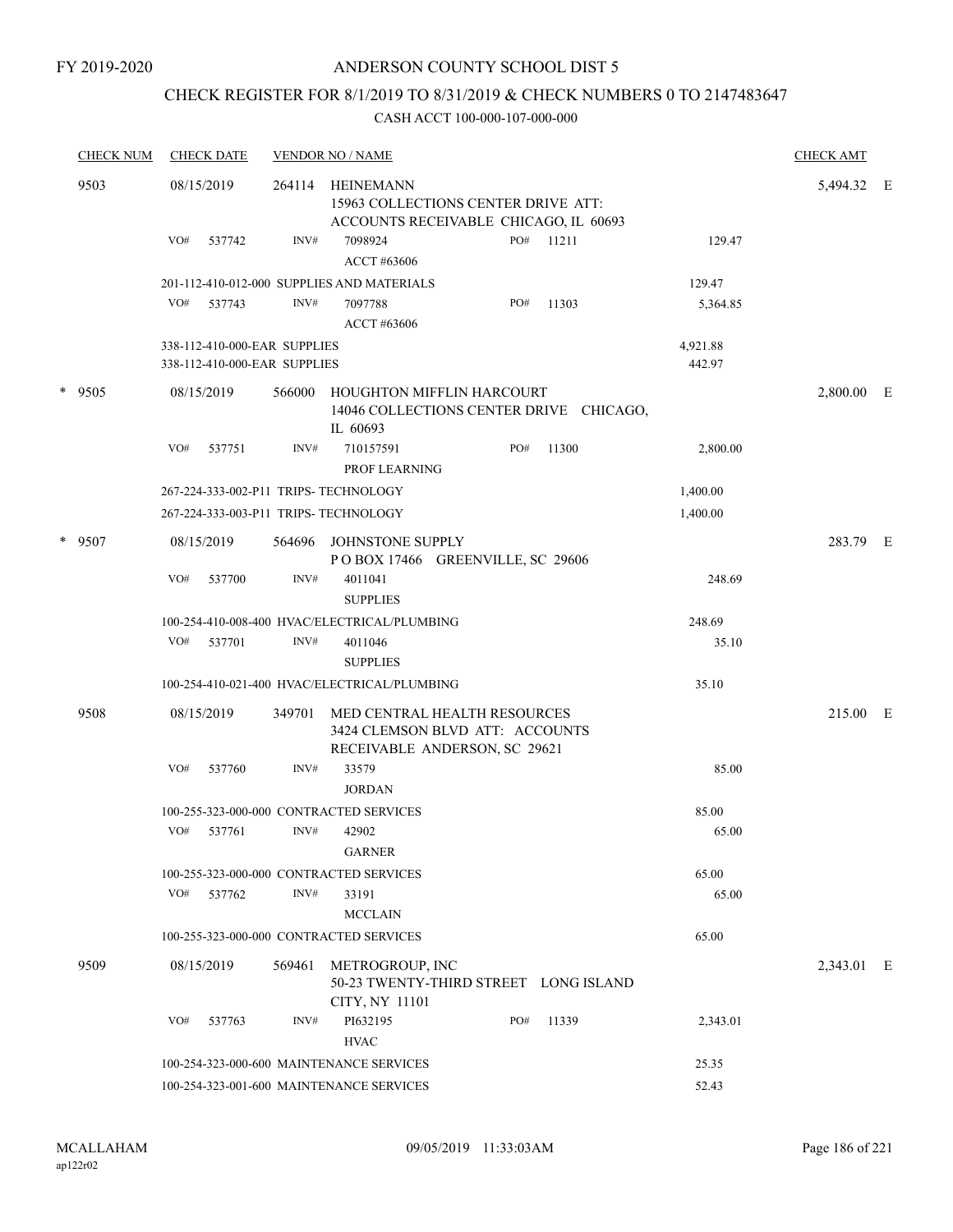FY 2019-2020

# ANDERSON COUNTY SCHOOL DIST 5

## CHECK REGISTER FOR 8/1/2019 TO 8/31/2019 & CHECK NUMBERS 0 TO 2147483647

### CASH ACCT 100-000-107-000-000

| CHECK NUM | CHECK DATE | VENDOR NO / NAME | | | CHECK AMT | |
|---|---|---|---|---|---|---|
| 9503 | 08/15/2019 | 264114 HEINEMANN 15963 COLLECTIONS CENTER DRIVE ATT: ACCOUNTS RECEIVABLE CHICAGO, IL 60693 | | | 5,494.32 | E |
| | VO# 537742 | INV# 7098924 ACCT #63606 | PO# 11211 | 129.47 | | |
| | 201-112-410-012-000 SUPPLIES AND MATERIALS | | | 129.47 | | |
| | VO# 537743 | INV# 7097788 ACCT #63606 | PO# 11303 | 5,364.85 | | |
| | 338-112-410-000-EAR SUPPLIES | | | 4,921.88 | | |
| | 338-112-410-000-EAR SUPPLIES | | | 442.97 | | |
| * 9505 | 08/15/2019 | 566000 HOUGHTON MIFFLIN HARCOURT 14046 COLLECTIONS CENTER DRIVE CHICAGO, IL 60693 | | | 2,800.00 | E |
| | VO# 537751 | INV# 710157591 PROF LEARNING | PO# 11300 | 2,800.00 | | |
| | 267-224-333-002-P11 TRIPS- TECHNOLOGY | | | 1,400.00 | | |
| | 267-224-333-003-P11 TRIPS- TECHNOLOGY | | | 1,400.00 | | |
| * 9507 | 08/15/2019 | 564696 JOHNSTONE SUPPLY P O BOX 17466 GREENVILLE, SC 29606 | | | 283.79 | E |
| | VO# 537700 | INV# 4011041 SUPPLIES | | 248.69 | | |
| | 100-254-410-008-400 HVAC/ELECTRICAL/PLUMBING | | | 248.69 | | |
| | VO# 537701 | INV# 4011046 SUPPLIES | | 35.10 | | |
| | 100-254-410-021-400 HVAC/ELECTRICAL/PLUMBING | | | 35.10 | | |
| 9508 | 08/15/2019 | 349701 MED CENTRAL HEALTH RESOURCES 3424 CLEMSON BLVD ATT: ACCOUNTS RECEIVABLE ANDERSON, SC 29621 | | | 215.00 | E |
| | VO# 537760 | INV# 33579 JORDAN | | 85.00 | | |
| | 100-255-323-000-000 CONTRACTED SERVICES | | | 85.00 | | |
| | VO# 537761 | INV# 42902 GARNER | | 65.00 | | |
| | 100-255-323-000-000 CONTRACTED SERVICES | | | 65.00 | | |
| | VO# 537762 | INV# 33191 MCCLAIN | | 65.00 | | |
| | 100-255-323-000-000 CONTRACTED SERVICES | | | 65.00 | | |
| 9509 | 08/15/2019 | 569461 METROGROUP, INC 50-23 TWENTY-THIRD STREET LONG ISLAND CITY, NY 11101 | | | 2,343.01 | E |
| | VO# 537763 | INV# PI632195 HVAC | PO# 11339 | 2,343.01 | | |
| | 100-254-323-000-600 MAINTENANCE SERVICES | | | 25.35 | | |
| | 100-254-323-001-600 MAINTENANCE SERVICES | | | 52.43 | | |

MCALLAHAM ap122r02 09/05/2019 11:33:03AM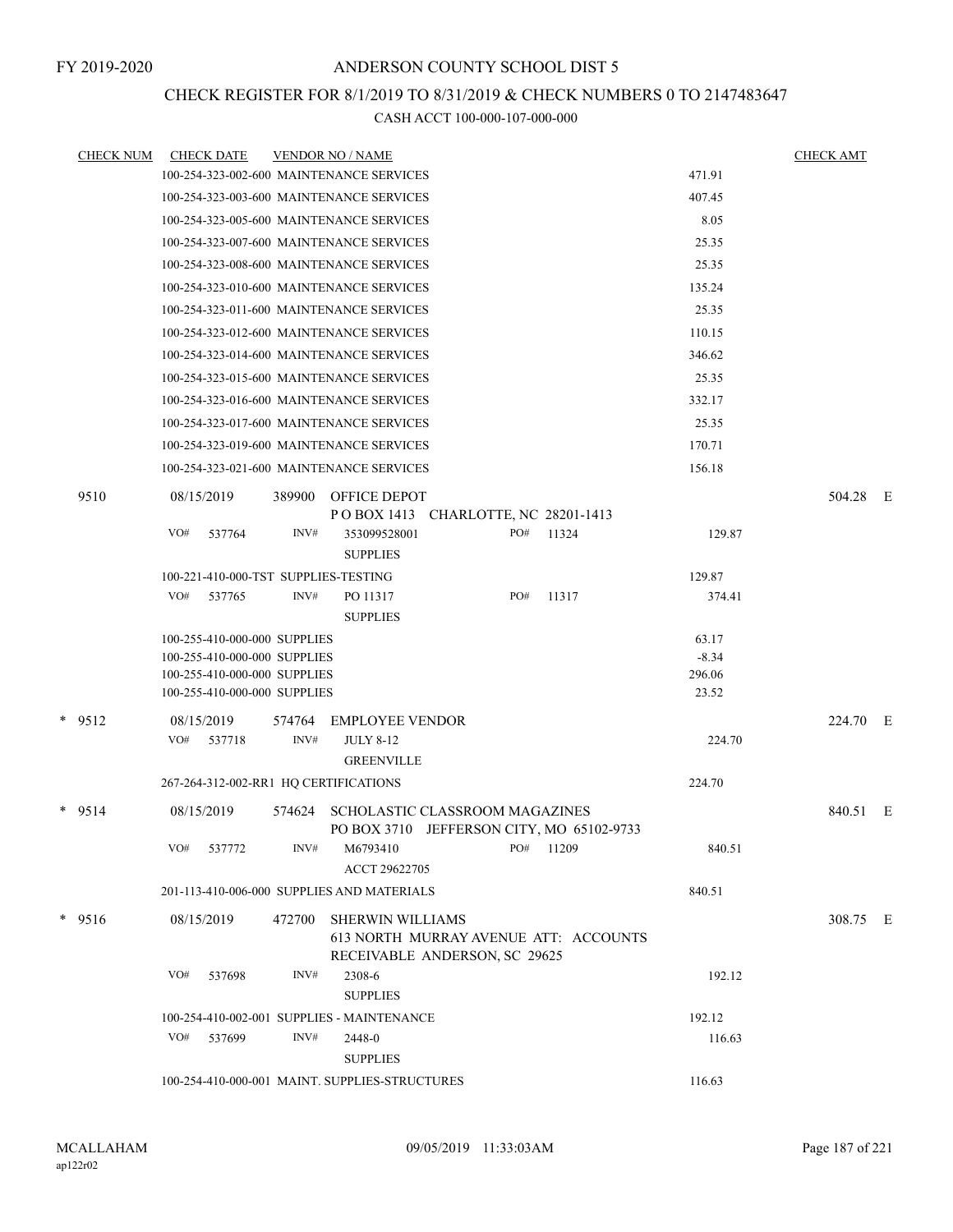FY 2019-2020

# ANDERSON COUNTY SCHOOL DIST 5

## CHECK REGISTER FOR 8/1/2019 TO 8/31/2019 & CHECK NUMBERS 0 TO 2147483647

### CASH ACCT 100-000-107-000-000

| CHECK NUM | CHECK DATE | VENDOR NO / NAME | | | CHECK AMT |
|---|---|---|---|---|---|
| | 100-254-323-002-600 MAINTENANCE SERVICES | | | 471.91 | |
| | 100-254-323-003-600 MAINTENANCE SERVICES | | | 407.45 | |
| | 100-254-323-005-600 MAINTENANCE SERVICES | | | 8.05 | |
| | 100-254-323-007-600 MAINTENANCE SERVICES | | | 25.35 | |
| | 100-254-323-008-600 MAINTENANCE SERVICES | | | 25.35 | |
| | 100-254-323-010-600 MAINTENANCE SERVICES | | | 135.24 | |
| | 100-254-323-011-600 MAINTENANCE SERVICES | | | 25.35 | |
| | 100-254-323-012-600 MAINTENANCE SERVICES | | | 110.15 | |
| | 100-254-323-014-600 MAINTENANCE SERVICES | | | 346.62 | |
| | 100-254-323-015-600 MAINTENANCE SERVICES | | | 25.35 | |
| | 100-254-323-016-600 MAINTENANCE SERVICES | | | 332.17 | |
| | 100-254-323-017-600 MAINTENANCE SERVICES | | | 25.35 | |
| | 100-254-323-019-600 MAINTENANCE SERVICES | | | 170.71 | |
| | 100-254-323-021-600 MAINTENANCE SERVICES | | | 156.18 | |
| 9510 | 08/15/2019 | 389900 OFFICE DEPOT<br>P O BOX 1413 CHARLOTTE, NC 28201-1413 | | | 504.28 E |
| | VO# 537764 | INV# 353099528001<br>SUPPLIES | PO# 11324 | 129.87 | |
| | 100-221-410-000-TST SUPPLIES-TESTING | | | 129.87 | |
| | VO# 537765 | INV# PO 11317<br>SUPPLIES | PO# 11317 | 374.41 | |
| | 100-255-410-000-000 SUPPLIES | | | 63.17 | |
| | 100-255-410-000-000 SUPPLIES | | | -8.34 | |
| | 100-255-410-000-000 SUPPLIES | | | 296.06 | |
| | 100-255-410-000-000 SUPPLIES | | | 23.52 | |
| * 9512 | 08/15/2019 | 574764 EMPLOYEE VENDOR | | | 224.70 E |
| | VO# 537718 | INV# JULY 8-12<br>GREENVILLE | | 224.70 | |
| | 267-264-312-002-RR1 HQ CERTIFICATIONS | | | 224.70 | |
| * 9514 | 08/15/2019 | 574624 SCHOLASTIC CLASSROOM MAGAZINES<br>PO BOX 3710 JEFFERSON CITY, MO 65102-9733 | | | 840.51 E |
| | VO# 537772 | INV# M6793410<br>ACCT 29622705 | PO# 11209 | 840.51 | |
| | 201-113-410-006-000 SUPPLIES AND MATERIALS | | | 840.51 | |
| * 9516 | 08/15/2019 | 472700 SHERWIN WILLIAMS<br>613 NORTH MURRAY AVENUE ATT: ACCOUNTS RECEIVABLE ANDERSON, SC 29625 | | | 308.75 E |
| | VO# 537698 | INV# 2308-6<br>SUPPLIES | | 192.12 | |
| | 100-254-410-002-001 SUPPLIES - MAINTENANCE | | | 192.12 | |
| | VO# 537699 | INV# 2448-0<br>SUPPLIES | | 116.63 | |
| | 100-254-410-000-001 MAINT. SUPPLIES-STRUCTURES | | | 116.63 | |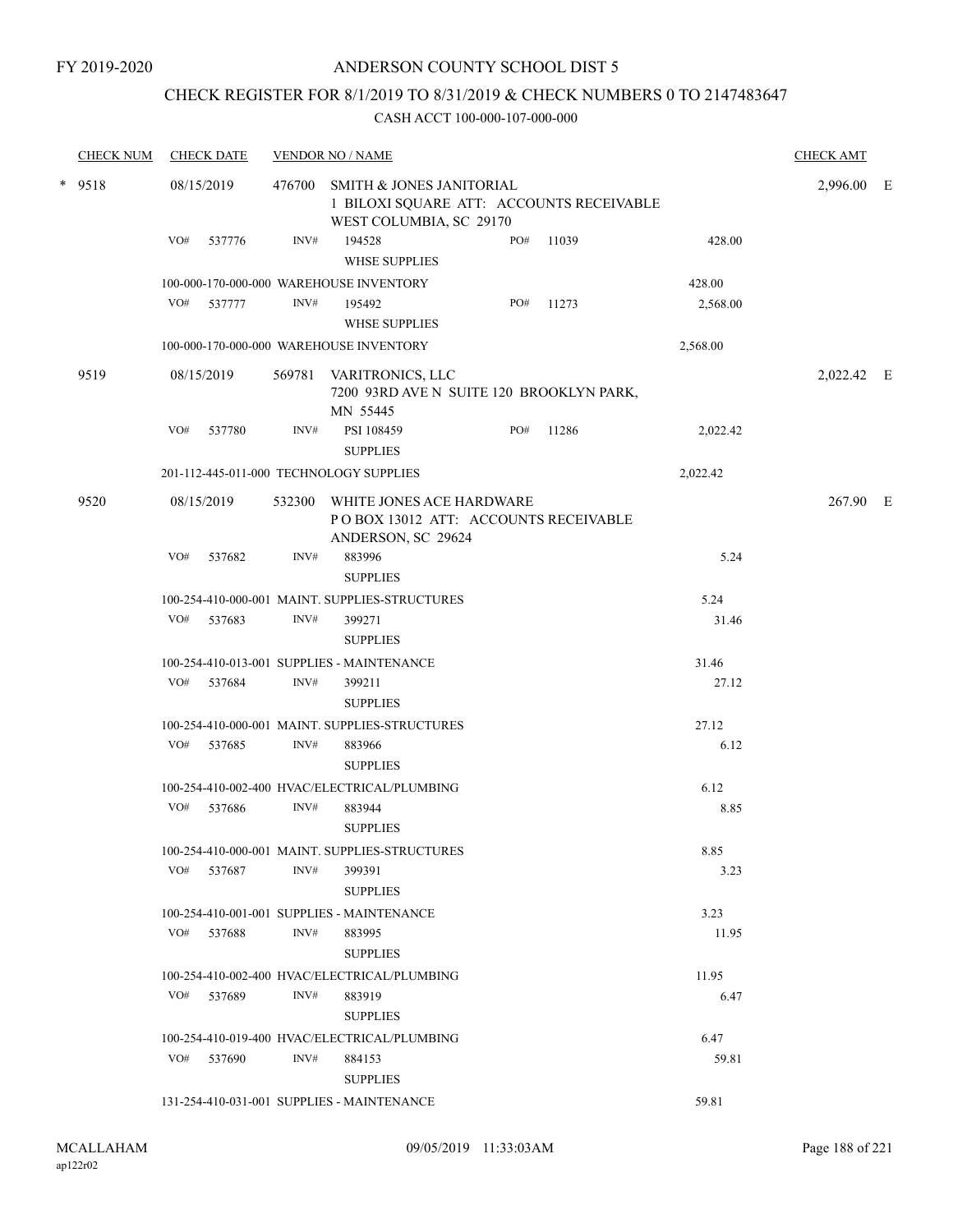FY 2019-2020

# ANDERSON COUNTY SCHOOL DIST 5

## CHECK REGISTER FOR 8/1/2019 TO 8/31/2019 & CHECK NUMBERS 0 TO 2147483647

### CASH ACCT 100-000-107-000-000

| CHECK NUM | CHECK DATE | VENDOR NO / NAME | | | | CHECK AMT | |
|---|---|---|---|---|---|---|---|
| * 9518 | 08/15/2019 | 476700 SMITH & JONES JANITORIAL<br>1 BILOXI SQUARE ATT: ACCOUNTS RECEIVABLE<br>WEST COLUMBIA, SC 29170 | | | | 2,996.00 | E |
| | VO# 537776 | INV# 194528<br>WHSE SUPPLIES | PO# 11039 | 428.00 | | | |
| | 100-000-170-000-000 WAREHOUSE INVENTORY | | | | 428.00 | | |
| | VO# 537777 | INV# 195492<br>WHSE SUPPLIES | PO# 11273 | 2,568.00 | | | |
| | 100-000-170-000-000 WAREHOUSE INVENTORY | | | | 2,568.00 | | |
| 9519 | 08/15/2019 | 569781 VARITRONICS, LLC<br>7200 93RD AVE N SUITE 120 BROOKLYN PARK, MN 55445 | | | | 2,022.42 | E |
| | VO# 537780 | INV# PSI 108459<br>SUPPLIES | PO# 11286 | 2,022.42 | | | |
| | 201-112-445-011-000 TECHNOLOGY SUPPLIES | | | | 2,022.42 | | |
| 9520 | 08/15/2019 | 532300 WHITE JONES ACE HARDWARE<br>P O BOX 13012 ATT: ACCOUNTS RECEIVABLE<br>ANDERSON, SC 29624 | | | | 267.90 | E |
| | VO# 537682 | INV# 883996<br>SUPPLIES | | 5.24 | | | |
| | 100-254-410-000-001 MAINT. SUPPLIES-STRUCTURES | | | | 5.24 | | |
| | VO# 537683 | INV# 399271<br>SUPPLIES | | 31.46 | | | |
| | 100-254-410-013-001 SUPPLIES - MAINTENANCE | | | | 31.46 | | |
| | VO# 537684 | INV# 399211<br>SUPPLIES | | 27.12 | | | |
| | 100-254-410-000-001 MAINT. SUPPLIES-STRUCTURES | | | | 27.12 | | |
| | VO# 537685 | INV# 883966<br>SUPPLIES | | 6.12 | | | |
| | 100-254-410-002-400 HVAC/ELECTRICAL/PLUMBING | | | | 6.12 | | |
| | VO# 537686 | INV# 883944<br>SUPPLIES | | 8.85 | | | |
| | 100-254-410-000-001 MAINT. SUPPLIES-STRUCTURES | | | | 8.85 | | |
| | VO# 537687 | INV# 399391<br>SUPPLIES | | 3.23 | | | |
| | 100-254-410-001-001 SUPPLIES - MAINTENANCE | | | | 3.23 | | |
| | VO# 537688 | INV# 883995<br>SUPPLIES | | 11.95 | | | |
| | 100-254-410-002-400 HVAC/ELECTRICAL/PLUMBING | | | | 11.95 | | |
| | VO# 537689 | INV# 883919<br>SUPPLIES | | 6.47 | | | |
| | 100-254-410-019-400 HVAC/ELECTRICAL/PLUMBING | | | | 6.47 | | |
| | VO# 537690 | INV# 884153<br>SUPPLIES | | 59.81 | | | |
| | 131-254-410-031-001 SUPPLIES - MAINTENANCE | | | | 59.81 | | |

MCALLAHAM
ap122r02

09/05/2019 11:33:03AM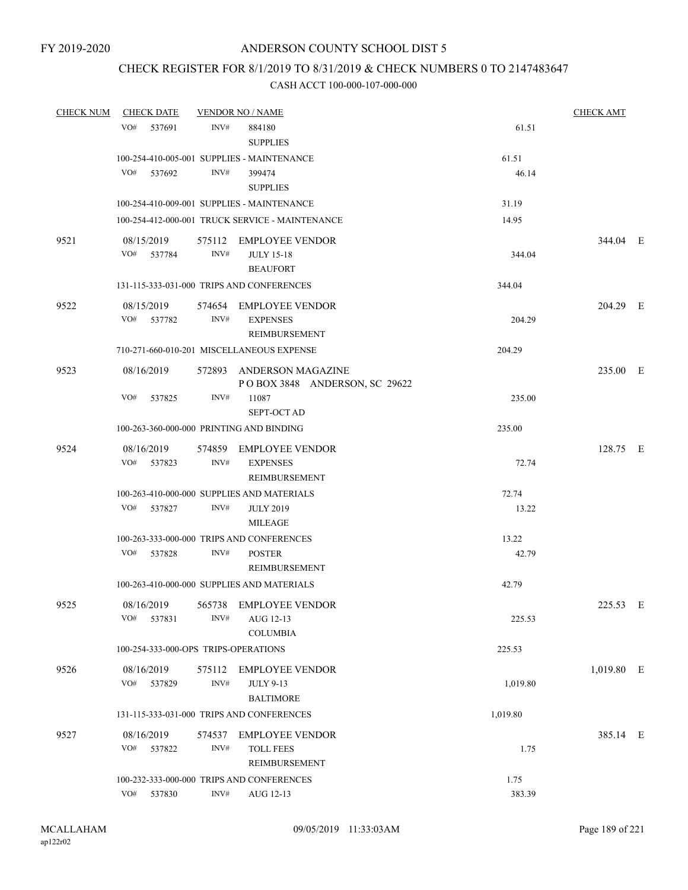FY 2019-2020

# ANDERSON COUNTY SCHOOL DIST 5

## CHECK REGISTER FOR 8/1/2019 TO 8/31/2019 & CHECK NUMBERS 0 TO 2147483647

### CASH ACCT 100-000-107-000-000

| CHECK NUM | CHECK DATE | VENDOR NO / NAME | | CHECK AMT |
|---|---|---|---|---|
| | VO# 537691 | INV# 884180 SUPPLIES | 61.51 | |
| | 100-254-410-005-001 SUPPLIES - MAINTENANCE | | 61.51 | |
| | VO# 537692 | INV# 399474 SUPPLIES | 46.14 | |
| | 100-254-410-009-001 SUPPLIES - MAINTENANCE | | 31.19 | |
| | 100-254-412-000-001 TRUCK SERVICE - MAINTENANCE | | 14.95 | |
| 9521 | 08/15/2019 | 575112 EMPLOYEE VENDOR | | 344.04 E |
| | VO# 537784 | INV# JULY 15-18 BEAUFORT | 344.04 | |
| | 131-115-333-031-000 TRIPS AND CONFERENCES | | 344.04 | |
| 9522 | 08/15/2019 | 574654 EMPLOYEE VENDOR | | 204.29 E |
| | VO# 537782 | INV# EXPENSES REIMBURSEMENT | 204.29 | |
| | 710-271-660-010-201 MISCELLANEOUS EXPENSE | | 204.29 | |
| 9523 | 08/16/2019 | 572893 ANDERSON MAGAZINE P O BOX 3848 ANDERSON, SC 29622 | | 235.00 E |
| | VO# 537825 | INV# 11087 SEPT-OCT AD | 235.00 | |
| | 100-263-360-000-000 PRINTING AND BINDING | | 235.00 | |
| 9524 | 08/16/2019 | 574859 EMPLOYEE VENDOR | | 128.75 E |
| | VO# 537823 | INV# EXPENSES REIMBURSEMENT | 72.74 | |
| | 100-263-410-000-000 SUPPLIES AND MATERIALS | | 72.74 | |
| | VO# 537827 | INV# JULY 2019 MILEAGE | 13.22 | |
| | 100-263-333-000-000 TRIPS AND CONFERENCES | | 13.22 | |
| | VO# 537828 | INV# POSTER REIMBURSEMENT | 42.79 | |
| | 100-263-410-000-000 SUPPLIES AND MATERIALS | | 42.79 | |
| 9525 | 08/16/2019 | 565738 EMPLOYEE VENDOR | | 225.53 E |
| | VO# 537831 | INV# AUG 12-13 COLUMBIA | 225.53 | |
| | 100-254-333-000-OPS TRIPS-OPERATIONS | | 225.53 | |
| 9526 | 08/16/2019 | 575112 EMPLOYEE VENDOR | | 1,019.80 E |
| | VO# 537829 | INV# JULY 9-13 BALTIMORE | 1,019.80 | |
| | 131-115-333-031-000 TRIPS AND CONFERENCES | | 1,019.80 | |
| 9527 | 08/16/2019 | 574537 EMPLOYEE VENDOR | | 385.14 E |
| | VO# 537822 | INV# TOLL FEES REIMBURSEMENT | 1.75 | |
| | 100-232-333-000-000 TRIPS AND CONFERENCES | | 1.75 | |
| | VO# 537830 | INV# AUG 12-13 | 383.39 | |

MCALLAHAM ap122r02 09/05/2019 11:33:03AM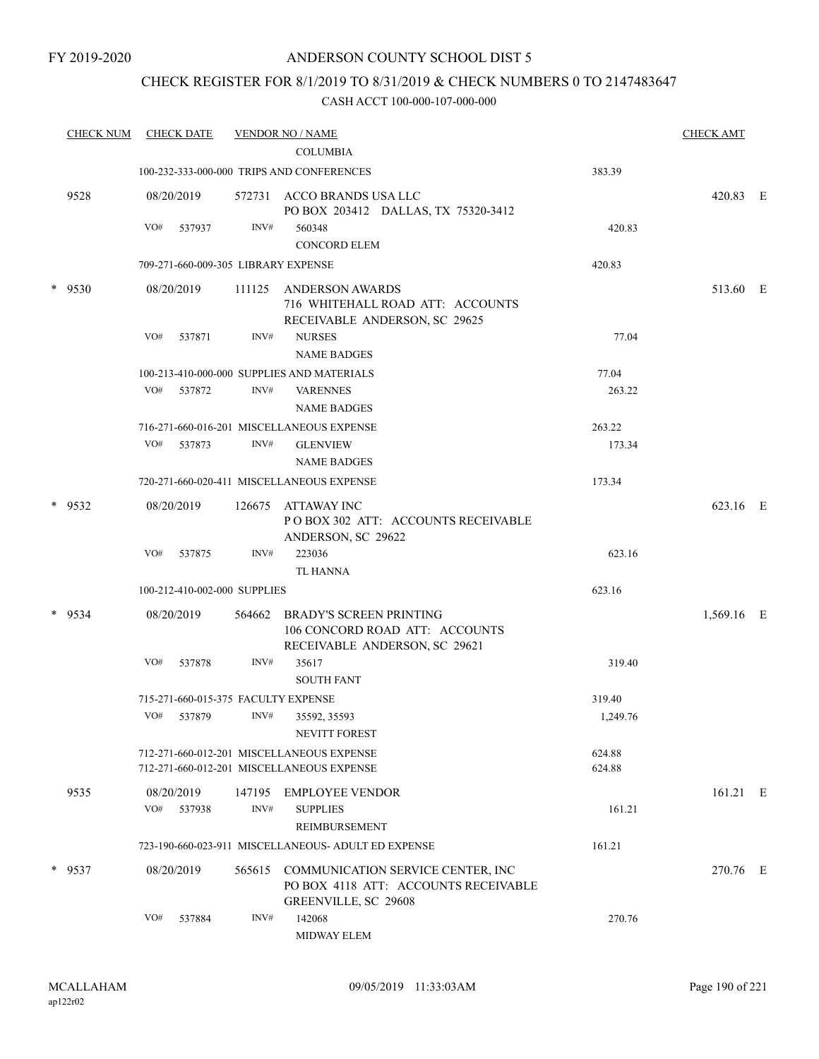FY 2019-2020

# ANDERSON COUNTY SCHOOL DIST 5

## CHECK REGISTER FOR 8/1/2019 TO 8/31/2019 & CHECK NUMBERS 0 TO 2147483647

CASH ACCT 100-000-107-000-000

| CHECK NUM | CHECK DATE | VENDOR NO / NAME | | CHECK AMT |
|---|---|---|---|---|
| | | COLUMBIA | | |
| | 100-232-333-000-000 TRIPS AND CONFERENCES | | 383.39 | |
| 9528 | 08/20/2019 | 572731 ACCO BRANDS USA LLC<br>PO BOX 203412 DALLAS, TX 75320-3412 | | 420.83 E |
| | VO# 537937 | INV# 560348<br>CONCORD ELEM | 420.83 | |
| | 709-271-660-009-305 LIBRARY EXPENSE | | 420.83 | |
| * 9530 | 08/20/2019 | 111125 ANDERSON AWARDS<br>716 WHITEHALL ROAD ATT: ACCOUNTS RECEIVABLE ANDERSON, SC 29625 | | 513.60 E |
| | VO# 537871 | INV# NURSES<br>NAME BADGES | 77.04 | |
| | 100-213-410-000-000 SUPPLIES AND MATERIALS | | 77.04 | |
| | VO# 537872 | INV# VARENNES<br>NAME BADGES | 263.22 | |
| | 716-271-660-016-201 MISCELLANEOUS EXPENSE | | 263.22 | |
| | VO# 537873 | INV# GLENVIEW<br>NAME BADGES | 173.34 | |
| | 720-271-660-020-411 MISCELLANEOUS EXPENSE | | 173.34 | |
| * 9532 | 08/20/2019 | 126675 ATTAWAY INC<br>P O BOX 302 ATT: ACCOUNTS RECEIVABLE ANDERSON, SC 29622 | | 623.16 E |
| | VO# 537875 | INV# 223036<br>TL HANNA | 623.16 | |
| | 100-212-410-002-000 SUPPLIES | | 623.16 | |
| * 9534 | 08/20/2019 | 564662 BRADY'S SCREEN PRINTING<br>106 CONCORD ROAD ATT: ACCOUNTS RECEIVABLE ANDERSON, SC 29621 | | 1,569.16 E |
| | VO# 537878 | INV# 35617<br>SOUTH FANT | 319.40 | |
| | 715-271-660-015-375 FACULTY EXPENSE | | 319.40 | |
| | VO# 537879 | INV# 35592, 35593<br>NEVITT FOREST | 1,249.76 | |
| | 712-271-660-012-201 MISCELLANEOUS EXPENSE | | 624.88 | |
| | 712-271-660-012-201 MISCELLANEOUS EXPENSE | | 624.88 | |
| 9535 | 08/20/2019 | 147195 EMPLOYEE VENDOR | | 161.21 E |
| | VO# 537938 | INV# SUPPLIES<br>REIMBURSEMENT | 161.21 | |
| | 723-190-660-023-911 MISCELLANEOUS- ADULT ED EXPENSE | | 161.21 | |
| * 9537 | 08/20/2019 | 565615 COMMUNICATION SERVICE CENTER, INC<br>PO BOX 4118 ATT: ACCOUNTS RECEIVABLE GREENVILLE, SC 29608 | | 270.76 E |
| | VO# 537884 | INV# 142068<br>MIDWAY ELEM | 270.76 | |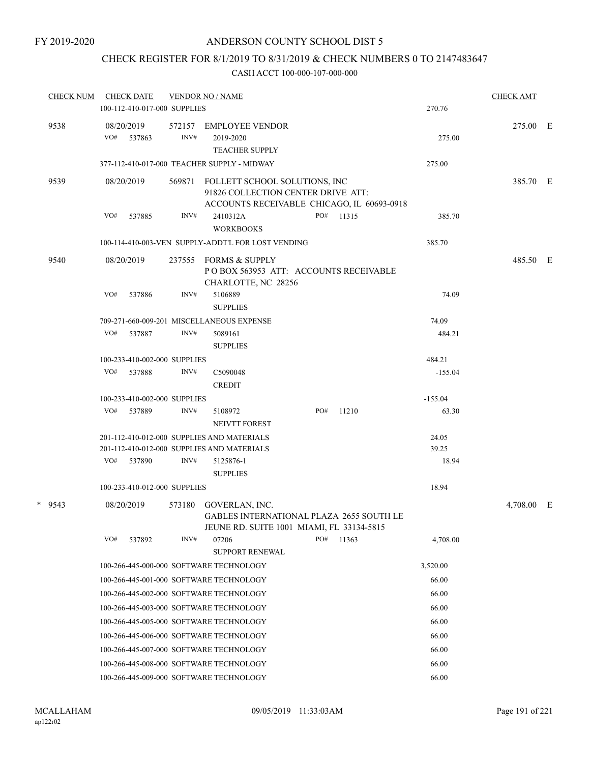FY 2019-2020

ANDERSON COUNTY SCHOOL DIST 5

CHECK REGISTER FOR 8/1/2019 TO 8/31/2019 & CHECK NUMBERS 0 TO 2147483647

CASH ACCT 100-000-107-000-000

| CHECK NUM | CHECK DATE | VENDOR NO / NAME | | | CHECK AMT | |
|---|---|---|---|---|---|---|
| | 100-112-410-017-000 SUPPLIES | | | 270.76 | | |
| 9538 | 08/20/2019 | 572157 EMPLOYEE VENDOR | | | 275.00 | E |
| | VO# 537863 | INV# 2019-2020 TEACHER SUPPLY | | 275.00 | | |
| | 377-112-410-017-000 TEACHER SUPPLY - MIDWAY | | | 275.00 | | |
| 9539 | 08/20/2019 | 569871 FOLLETT SCHOOL SOLUTIONS, INC 91826 COLLECTION CENTER DRIVE ATT: ACCOUNTS RECEIVABLE CHICAGO, IL 60693-0918 | | | 385.70 | E |
| | VO# 537885 | INV# 2410312A WORKBOOKS | PO# 11315 | 385.70 | | |
| | 100-114-410-003-VEN SUPPLY-ADDT'L FOR LOST VENDING | | | 385.70 | | |
| 9540 | 08/20/2019 | 237555 FORMS & SUPPLY P O BOX 563953 ATT: ACCOUNTS RECEIVABLE CHARLOTTE, NC 28256 | | | 485.50 | E |
| | VO# 537886 | INV# 5106889 SUPPLIES | | 74.09 | | |
| | 709-271-660-009-201 MISCELLANEOUS EXPENSE | | | 74.09 | | |
| | VO# 537887 | INV# 5089161 SUPPLIES | | 484.21 | | |
| | 100-233-410-002-000 SUPPLIES | | | 484.21 | | |
| | VO# 537888 | INV# C5090048 CREDIT | | -155.04 | | |
| | 100-233-410-002-000 SUPPLIES | | | -155.04 | | |
| | VO# 537889 | INV# 5108972 NEIVTT FOREST | PO# 11210 | 63.30 | | |
| | 201-112-410-012-000 SUPPLIES AND MATERIALS | | | 24.05 | | |
| | 201-112-410-012-000 SUPPLIES AND MATERIALS | | | 39.25 | | |
| | VO# 537890 | INV# 5125876-1 SUPPLIES | | 18.94 | | |
| | 100-233-410-012-000 SUPPLIES | | | 18.94 | | |
| * 9543 | 08/20/2019 | 573180 GOVERLAN, INC. GABLES INTERNATIONAL PLAZA 2655 SOUTH LE JEUNE RD. SUITE 1001 MIAMI, FL 33134-5815 | | | 4,708.00 | E |
| | VO# 537892 | INV# 07206 SUPPORT RENEWAL | PO# 11363 | 4,708.00 | | |
| | 100-266-445-000-000 SOFTWARE TECHNOLOGY | | | 3,520.00 | | |
| | 100-266-445-001-000 SOFTWARE TECHNOLOGY | | | 66.00 | | |
| | 100-266-445-002-000 SOFTWARE TECHNOLOGY | | | 66.00 | | |
| | 100-266-445-003-000 SOFTWARE TECHNOLOGY | | | 66.00 | | |
| | 100-266-445-005-000 SOFTWARE TECHNOLOGY | | | 66.00 | | |
| | 100-266-445-006-000 SOFTWARE TECHNOLOGY | | | 66.00 | | |
| | 100-266-445-007-000 SOFTWARE TECHNOLOGY | | | 66.00 | | |
| | 100-266-445-008-000 SOFTWARE TECHNOLOGY | | | 66.00 | | |
| | 100-266-445-009-000 SOFTWARE TECHNOLOGY | | | 66.00 | | |

MCALLAHAM
ap122r02

09/05/2019 11:33:03AM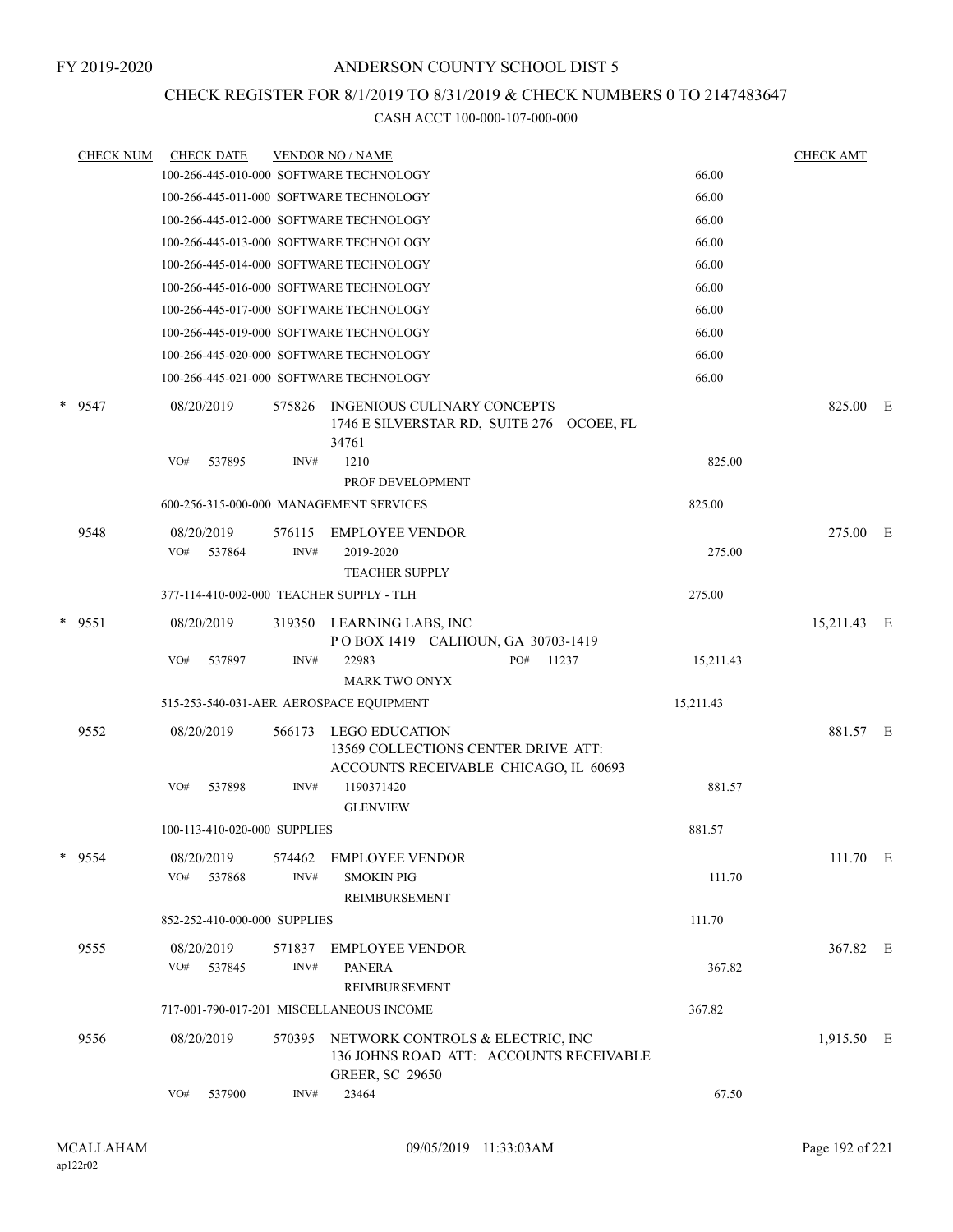FY 2019-2020

# ANDERSON COUNTY SCHOOL DIST 5

## CHECK REGISTER FOR 8/1/2019 TO 8/31/2019 & CHECK NUMBERS 0 TO 2147483647

### CASH ACCT 100-000-107-000-000

| CHECK NUM | CHECK DATE | VENDOR NO / NAME | | CHECK AMT | |
|---|---|---|---|---|---|
| | 100-266-445-010-000 SOFTWARE TECHNOLOGY | | 66.00 | | |
| | 100-266-445-011-000 SOFTWARE TECHNOLOGY | | 66.00 | | |
| | 100-266-445-012-000 SOFTWARE TECHNOLOGY | | 66.00 | | |
| | 100-266-445-013-000 SOFTWARE TECHNOLOGY | | 66.00 | | |
| | 100-266-445-014-000 SOFTWARE TECHNOLOGY | | 66.00 | | |
| | 100-266-445-016-000 SOFTWARE TECHNOLOGY | | 66.00 | | |
| | 100-266-445-017-000 SOFTWARE TECHNOLOGY | | 66.00 | | |
| | 100-266-445-019-000 SOFTWARE TECHNOLOGY | | 66.00 | | |
| | 100-266-445-020-000 SOFTWARE TECHNOLOGY | | 66.00 | | |
| | 100-266-445-021-000 SOFTWARE TECHNOLOGY | | 66.00 | | |
| * 9547 | 08/20/2019 | 575826 INGENIOUS CULINARY CONCEPTS 1746 E SILVERSTAR RD, SUITE 276 OCOEE, FL 34761 | | 825.00 | E |
| | VO# 537895 | INV# 1210 PROF DEVELOPMENT | 825.00 | | |
| | 600-256-315-000-000 MANAGEMENT SERVICES | | 825.00 | | |
| 9548 | 08/20/2019 | 576115 EMPLOYEE VENDOR | | 275.00 | E |
| | VO# 537864 | INV# 2019-2020 TEACHER SUPPLY | 275.00 | | |
| | 377-114-410-002-000 TEACHER SUPPLY - TLH | | 275.00 | | |
| * 9551 | 08/20/2019 | 319350 LEARNING LABS, INC P O BOX 1419 CALHOUN, GA 30703-1419 | | 15,211.43 | E |
| | VO# 537897 | INV# 22983 PO# 11237 MARK TWO ONYX | 15,211.43 | | |
| | 515-253-540-031-AER AEROSPACE EQUIPMENT | | 15,211.43 | | |
| 9552 | 08/20/2019 | 566173 LEGO EDUCATION 13569 COLLECTIONS CENTER DRIVE ATT: ACCOUNTS RECEIVABLE CHICAGO, IL 60693 | | 881.57 | E |
| | VO# 537898 | INV# 1190371420 GLENVIEW | 881.57 | | |
| | 100-113-410-020-000 SUPPLIES | | 881.57 | | |
| * 9554 | 08/20/2019 | 574462 EMPLOYEE VENDOR | | 111.70 | E |
| | VO# 537868 | INV# SMOKIN PIG REIMBURSEMENT | 111.70 | | |
| | 852-252-410-000-000 SUPPLIES | | 111.70 | | |
| 9555 | 08/20/2019 | 571837 EMPLOYEE VENDOR | | 367.82 | E |
| | VO# 537845 | INV# PANERA REIMBURSEMENT | 367.82 | | |
| | 717-001-790-017-201 MISCELLANEOUS INCOME | | 367.82 | | |
| 9556 | 08/20/2019 | 570395 NETWORK CONTROLS & ELECTRIC, INC 136 JOHNS ROAD ATT: ACCOUNTS RECEIVABLE GREER, SC 29650 | | 1,915.50 | E |
| | VO# 537900 | INV# 23464 | 67.50 | | |

MCALLAHAM ap122r02 09/05/2019 11:33:03AM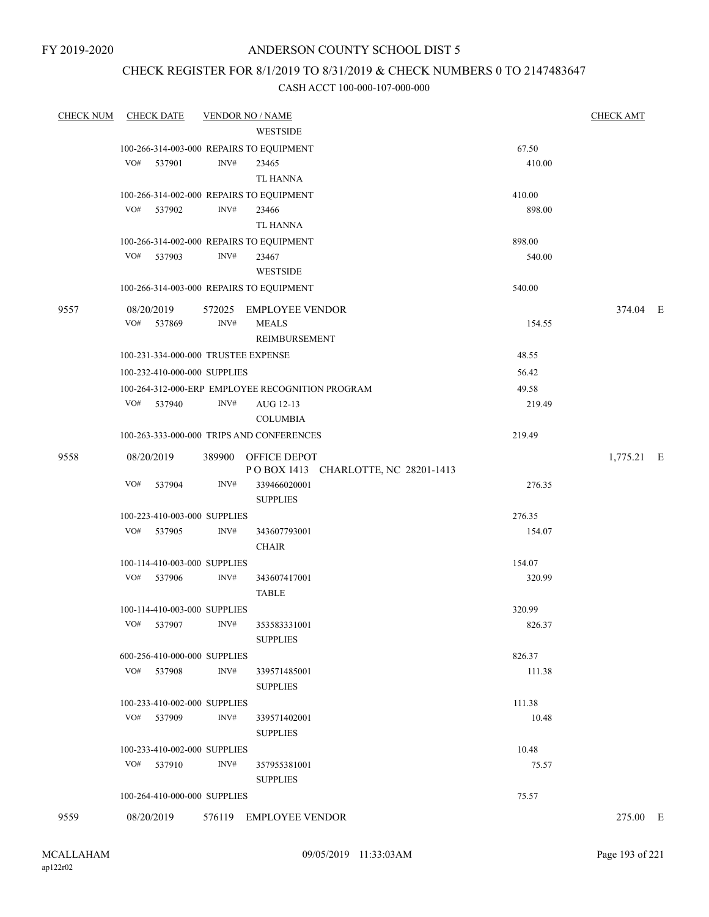FY 2019-2020

# ANDERSON COUNTY SCHOOL DIST 5

## CHECK REGISTER FOR 8/1/2019 TO 8/31/2019 & CHECK NUMBERS 0 TO 2147483647

### CASH ACCT 100-000-107-000-000

| CHECK NUM | CHECK DATE | VENDOR NO / NAME | | CHECK AMT | |
|---|---|---|---|---|---|
| | | WESTSIDE | | | |
| | 100-266-314-003-000 REPAIRS TO EQUIPMENT | | 67.50 | | |
| | VO# 537901 | INV# 23465 TL HANNA | 410.00 | | |
| | 100-266-314-002-000 REPAIRS TO EQUIPMENT | | 410.00 | | |
| | VO# 537902 | INV# 23466 TL HANNA | 898.00 | | |
| | 100-266-314-002-000 REPAIRS TO EQUIPMENT | | 898.00 | | |
| | VO# 537903 | INV# 23467 WESTSIDE | 540.00 | | |
| | 100-266-314-003-000 REPAIRS TO EQUIPMENT | | 540.00 | | |
| 9557 | 08/20/2019 | 572025 EMPLOYEE VENDOR | | 374.04 | E |
| | VO# 537869 | INV# MEALS REIMBURSEMENT | 154.55 | | |
| | 100-231-334-000-000 TRUSTEE EXPENSE | | 48.55 | | |
| | 100-232-410-000-000 SUPPLIES | | 56.42 | | |
| | 100-264-312-000-ERP EMPLOYEE RECOGNITION PROGRAM | | 49.58 | | |
| | VO# 537940 | INV# AUG 12-13 COLUMBIA | 219.49 | | |
| | 100-263-333-000-000 TRIPS AND CONFERENCES | | 219.49 | | |
| 9558 | 08/20/2019 | 389900 OFFICE DEPOT P O BOX 1413 CHARLOTTE, NC 28201-1413 | | 1,775.21 | E |
| | VO# 537904 | INV# 339466020001 SUPPLIES | 276.35 | | |
| | 100-223-410-003-000 SUPPLIES | | 276.35 | | |
| | VO# 537905 | INV# 343607793001 CHAIR | 154.07 | | |
| | 100-114-410-003-000 SUPPLIES | | 154.07 | | |
| | VO# 537906 | INV# 343607417001 TABLE | 320.99 | | |
| | 100-114-410-003-000 SUPPLIES | | 320.99 | | |
| | VO# 537907 | INV# 353583331001 SUPPLIES | 826.37 | | |
| | 600-256-410-000-000 SUPPLIES | | 826.37 | | |
| | VO# 537908 | INV# 339571485001 SUPPLIES | 111.38 | | |
| | 100-233-410-002-000 SUPPLIES | | 111.38 | | |
| | VO# 537909 | INV# 339571402001 SUPPLIES | 10.48 | | |
| | 100-233-410-002-000 SUPPLIES | | 10.48 | | |
| | VO# 537910 | INV# 357955381001 SUPPLIES | 75.57 | | |
| | 100-264-410-000-000 SUPPLIES | | 75.57 | | |
| 9559 | 08/20/2019 | 576119 EMPLOYEE VENDOR | | 275.00 | E |

MCALLAHAM
ap122r02

09/05/2019 11:33:03AM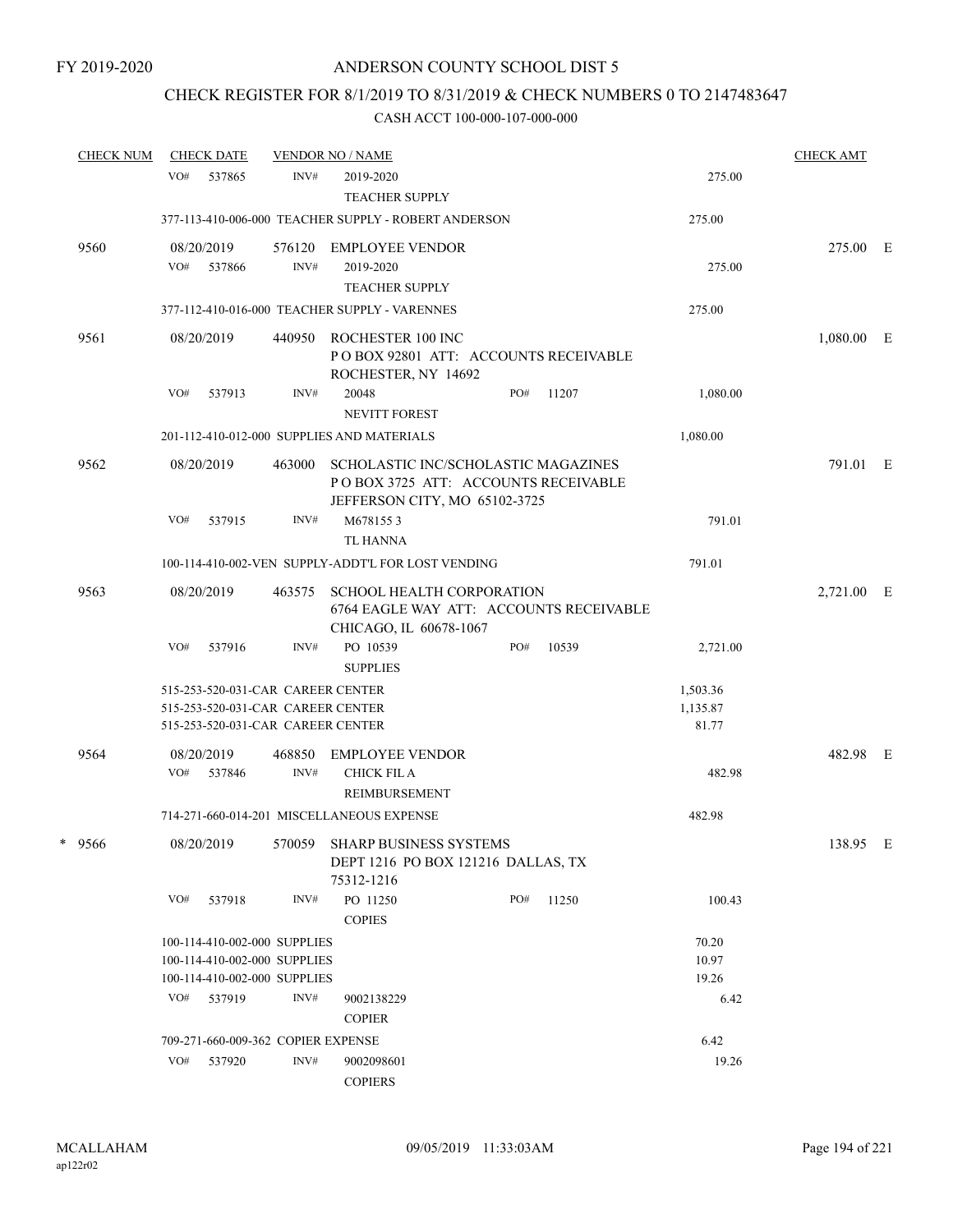FY 2019-2020

# ANDERSON COUNTY SCHOOL DIST 5

## CHECK REGISTER FOR 8/1/2019 TO 8/31/2019 & CHECK NUMBERS 0 TO 2147483647

### CASH ACCT 100-000-107-000-000

| CHECK NUM | CHECK DATE | VENDOR NO / NAME | | | CHECK AMT | |
|---|---|---|---|---|---|---|
| | VO# 537865 | INV# 2019-2020 TEACHER SUPPLY | | 275.00 | | |
| | 377-113-410-006-000 TEACHER SUPPLY - ROBERT ANDERSON | | | 275.00 | | |
| 9560 | 08/20/2019 | 576120 EMPLOYEE VENDOR | | | 275.00 | E |
| | VO# 537866 | INV# 2019-2020 TEACHER SUPPLY | | 275.00 | | |
| | 377-112-410-016-000 TEACHER SUPPLY - VARENNES | | | 275.00 | | |
| 9561 | 08/20/2019 | 440950 ROCHESTER 100 INC P O BOX 92801 ATT: ACCOUNTS RECEIVABLE ROCHESTER, NY 14692 | | | 1,080.00 | E |
| | VO# 537913 | INV# 20048 NEVITT FOREST | PO# 11207 | 1,080.00 | | |
| | 201-112-410-012-000 SUPPLIES AND MATERIALS | | | 1,080.00 | | |
| 9562 | 08/20/2019 | 463000 SCHOLASTIC INC/SCHOLASTIC MAGAZINES P O BOX 3725 ATT: ACCOUNTS RECEIVABLE JEFFERSON CITY, MO 65102-3725 | | | 791.01 | E |
| | VO# 537915 | INV# M678155 3 TL HANNA | | 791.01 | | |
| | 100-114-410-002-VEN SUPPLY-ADDT'L FOR LOST VENDING | | | 791.01 | | |
| 9563 | 08/20/2019 | 463575 SCHOOL HEALTH CORPORATION 6764 EAGLE WAY ATT: ACCOUNTS RECEIVABLE CHICAGO, IL 60678-1067 | | | 2,721.00 | E |
| | VO# 537916 | INV# PO 10539 SUPPLIES | PO# 10539 | 2,721.00 | | |
| | 515-253-520-031-CAR CAREER CENTER | | | 1,503.36 | | |
| | 515-253-520-031-CAR CAREER CENTER | | | 1,135.87 | | |
| | 515-253-520-031-CAR CAREER CENTER | | | 81.77 | | |
| 9564 | 08/20/2019 | 468850 EMPLOYEE VENDOR | | | 482.98 | E |
| | VO# 537846 | INV# CHICK FIL A REIMBURSEMENT | | 482.98 | | |
| | 714-271-660-014-201 MISCELLANEOUS EXPENSE | | | 482.98 | | |
| * 9566 | 08/20/2019 | 570059 SHARP BUSINESS SYSTEMS DEPT 1216 PO BOX 121216 DALLAS, TX 75312-1216 | | | 138.95 | E |
| | VO# 537918 | INV# PO 11250 COPIES | PO# 11250 | 100.43 | | |
| | 100-114-410-002-000 SUPPLIES | | | 70.20 | | |
| | 100-114-410-002-000 SUPPLIES | | | 10.97 | | |
| | 100-114-410-002-000 SUPPLIES | | | 19.26 | | |
| | VO# 537919 | INV# 9002138229 COPIER | | 6.42 | | |
| | 709-271-660-009-362 COPIER EXPENSE | | | 6.42 | | |
| | VO# 537920 | INV# 9002098601 COPIERS | | 19.26 | | |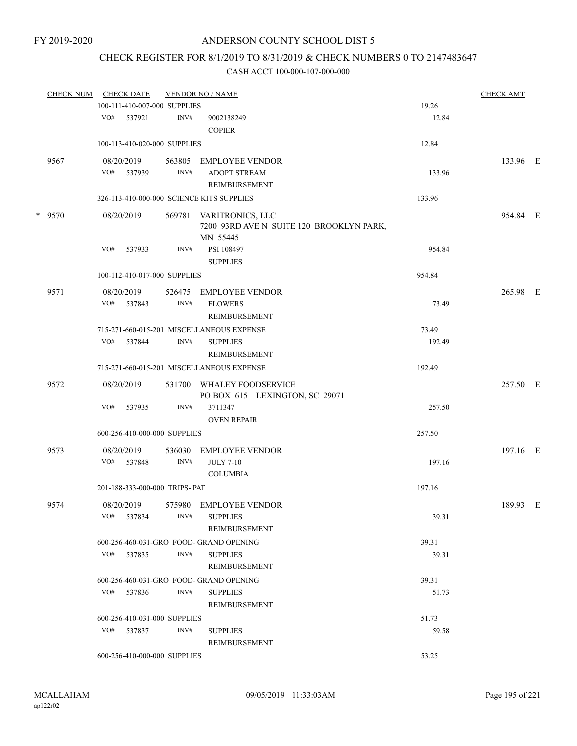FY 2019-2020

# ANDERSON COUNTY SCHOOL DIST 5

## CHECK REGISTER FOR 8/1/2019 TO 8/31/2019 & CHECK NUMBERS 0 TO 2147483647

### CASH ACCT 100-000-107-000-000

| CHECK NUM | CHECK DATE | VENDOR NO / NAME | | CHECK AMT |
|---|---|---|---|---|
| | 100-111-410-007-000 SUPPLIES | | 19.26 | |
| | VO# 537921 INV# | 9002138249 COPIER | 12.84 | |
| | 100-113-410-020-000 SUPPLIES | | 12.84 | |
| 9567 | 08/20/2019 | 563805 EMPLOYEE VENDOR | | 133.96 E |
| | VO# 537939 INV# | ADOPT STREAM REIMBURSEMENT | 133.96 | |
| | 326-113-410-000-000 SCIENCE KITS SUPPLIES | | 133.96 | |
| * 9570 | 08/20/2019 | 569781 VARITRONICS, LLC 7200 93RD AVE N SUITE 120 BROOKLYN PARK, MN 55445 | | 954.84 E |
| | VO# 537933 INV# | PSI 108497 SUPPLIES | 954.84 | |
| | 100-112-410-017-000 SUPPLIES | | 954.84 | |
| 9571 | 08/20/2019 | 526475 EMPLOYEE VENDOR | | 265.98 E |
| | VO# 537843 INV# | FLOWERS REIMBURSEMENT | 73.49 | |
| | 715-271-660-015-201 MISCELLANEOUS EXPENSE | | 73.49 | |
| | VO# 537844 INV# | SUPPLIES REIMBURSEMENT | 192.49 | |
| | 715-271-660-015-201 MISCELLANEOUS EXPENSE | | 192.49 | |
| 9572 | 08/20/2019 | 531700 WHALEY FOODSERVICE PO BOX 615 LEXINGTON, SC 29071 | | 257.50 E |
| | VO# 537935 INV# | 3711347 OVEN REPAIR | 257.50 | |
| | 600-256-410-000-000 SUPPLIES | | 257.50 | |
| 9573 | 08/20/2019 | 536030 EMPLOYEE VENDOR | | 197.16 E |
| | VO# 537848 INV# | JULY 7-10 COLUMBIA | 197.16 | |
| | 201-188-333-000-000 TRIPS- PAT | | 197.16 | |
| 9574 | 08/20/2019 | 575980 EMPLOYEE VENDOR | | 189.93 E |
| | VO# 537834 INV# | SUPPLIES REIMBURSEMENT | 39.31 | |
| | 600-256-460-031-GRO FOOD- GRAND OPENING | | 39.31 | |
| | VO# 537835 INV# | SUPPLIES REIMBURSEMENT | 39.31 | |
| | 600-256-460-031-GRO FOOD- GRAND OPENING | | 39.31 | |
| | VO# 537836 INV# | SUPPLIES REIMBURSEMENT | 51.73 | |
| | 600-256-410-031-000 SUPPLIES | | 51.73 | |
| | VO# 537837 INV# | SUPPLIES REIMBURSEMENT | 59.58 | |
| | 600-256-410-000-000 SUPPLIES | | 53.25 | |

MCALLAHAM
ap122r02

09/05/2019 11:33:03AM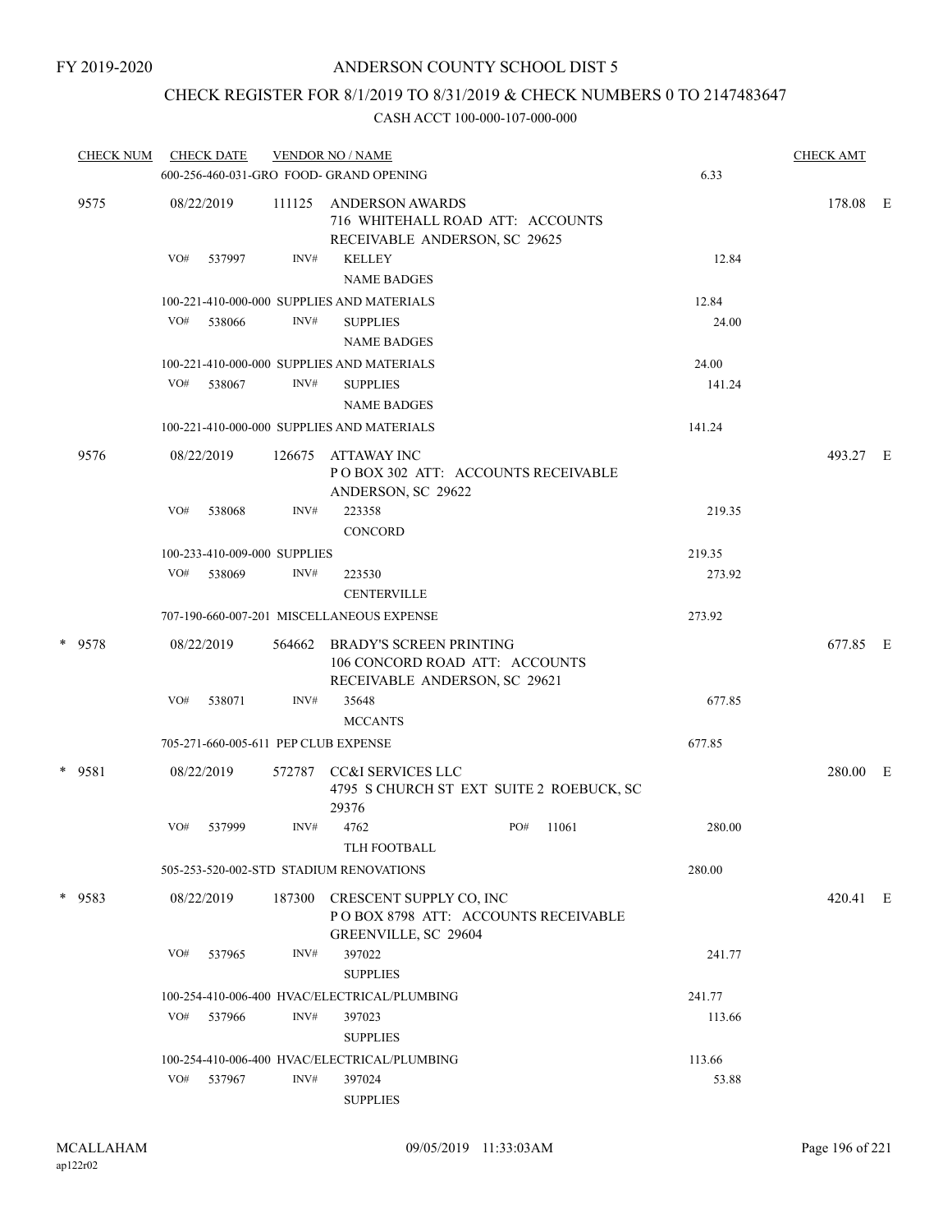FY 2019-2020

ANDERSON COUNTY SCHOOL DIST 5

CHECK REGISTER FOR 8/1/2019 TO 8/31/2019 & CHECK NUMBERS 0 TO 2147483647

CASH ACCT 100-000-107-000-000

| CHECK NUM | CHECK DATE | VENDOR NO / NAME | | CHECK AMT |
|---|---|---|---|---|
| | 600-256-460-031-GRO FOOD- GRAND OPENING | | 6.33 | |
| 9575 | 08/22/2019 | 111125 ANDERSON AWARDS 716 WHITEHALL ROAD ATT: ACCOUNTS RECEIVABLE ANDERSON, SC 29625 | | 178.08 E |
| | VO# 537997 | INV# KELLEY NAME BADGES | 12.84 | |
| | 100-221-410-000-000 SUPPLIES AND MATERIALS | | 12.84 | |
| | VO# 538066 | INV# SUPPLIES NAME BADGES | 24.00 | |
| | 100-221-410-000-000 SUPPLIES AND MATERIALS | | 24.00 | |
| | VO# 538067 | INV# SUPPLIES NAME BADGES | 141.24 | |
| | 100-221-410-000-000 SUPPLIES AND MATERIALS | | 141.24 | |
| 9576 | 08/22/2019 | 126675 ATTAWAY INC P O BOX 302 ATT: ACCOUNTS RECEIVABLE ANDERSON, SC 29622 | | 493.27 E |
| | VO# 538068 | INV# 223358 CONCORD | 219.35 | |
| | 100-233-410-009-000 SUPPLIES | | 219.35 | |
| | VO# 538069 | INV# 223530 CENTERVILLE | 273.92 | |
| | 707-190-660-007-201 MISCELLANEOUS EXPENSE | | 273.92 | |
| * 9578 | 08/22/2019 | 564662 BRADY'S SCREEN PRINTING 106 CONCORD ROAD ATT: ACCOUNTS RECEIVABLE ANDERSON, SC 29621 | | 677.85 E |
| | VO# 538071 | INV# 35648 MCCANTS | 677.85 | |
| | 705-271-660-005-611 PEP CLUB EXPENSE | | 677.85 | |
| * 9581 | 08/22/2019 | 572787 CC&I SERVICES LLC 4795 S CHURCH ST EXT SUITE 2 ROEBUCK, SC 29376 | | 280.00 E |
| | VO# 537999 | INV# 4762 PO# 11061 TLH FOOTBALL | 280.00 | |
| | 505-253-520-002-STD STADIUM RENOVATIONS | | 280.00 | |
| * 9583 | 08/22/2019 | 187300 CRESCENT SUPPLY CO, INC P O BOX 8798 ATT: ACCOUNTS RECEIVABLE GREENVILLE, SC 29604 | | 420.41 E |
| | VO# 537965 | INV# 397022 SUPPLIES | 241.77 | |
| | 100-254-410-006-400 HVAC/ELECTRICAL/PLUMBING | | 241.77 | |
| | VO# 537966 | INV# 397023 SUPPLIES | 113.66 | |
| | 100-254-410-006-400 HVAC/ELECTRICAL/PLUMBING | | 113.66 | |
| | VO# 537967 | INV# 397024 SUPPLIES | 53.88 | |

MCALLAHAM
ap122r02

09/05/2019 11:33:03AM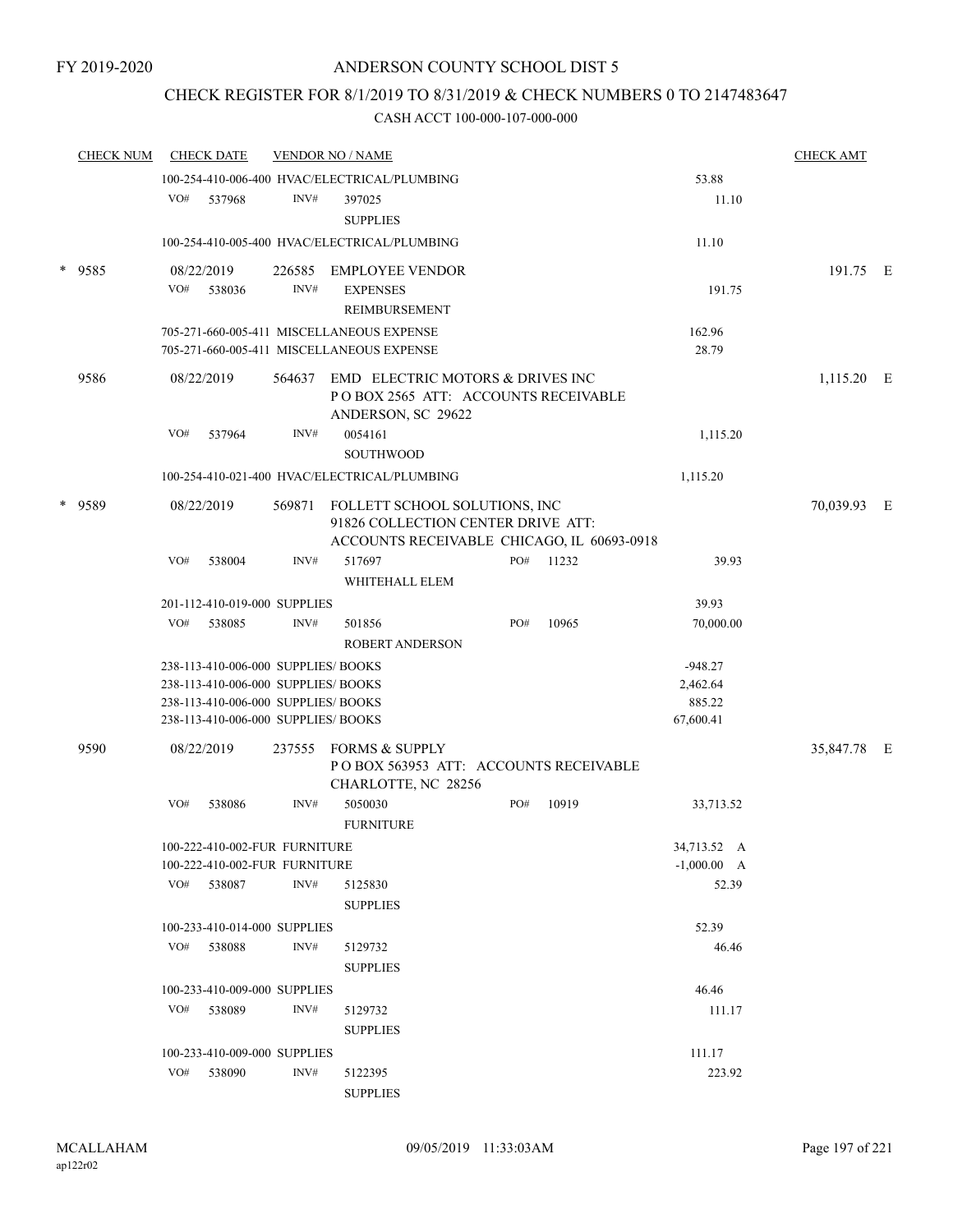FY 2019-2020

# ANDERSON COUNTY SCHOOL DIST 5

## CHECK REGISTER FOR 8/1/2019 TO 8/31/2019 & CHECK NUMBERS 0 TO 2147483647

### CASH ACCT 100-000-107-000-000

| CHECK NUM | CHECK DATE | VENDOR NO / NAME | | | CHECK AMT |
|---|---|---|---|---|---|
| | 100-254-410-006-400 HVAC/ELECTRICAL/PLUMBING | | | 53.88 | |
| | VO# 537968 | INV# 397025 SUPPLIES | | 11.10 | |
| | 100-254-410-005-400 HVAC/ELECTRICAL/PLUMBING | | | 11.10 | |
| * 9585 | 08/22/2019 | 226585 EMPLOYEE VENDOR | | | 191.75 E |
| | VO# 538036 | INV# EXPENSES REIMBURSEMENT | | 191.75 | |
| | 705-271-660-005-411 MISCELLANEOUS EXPENSE | | | 162.96 | |
| | 705-271-660-005-411 MISCELLANEOUS EXPENSE | | | 28.79 | |
| 9586 | 08/22/2019 | 564637 EMD ELECTRIC MOTORS & DRIVES INC P O BOX 2565 ATT: ACCOUNTS RECEIVABLE ANDERSON, SC 29622 | | | 1,115.20 E |
| | VO# 537964 | INV# 0054161 SOUTHWOOD | | 1,115.20 | |
| | 100-254-410-021-400 HVAC/ELECTRICAL/PLUMBING | | | 1,115.20 | |
| * 9589 | 08/22/2019 | 569871 FOLLETT SCHOOL SOLUTIONS, INC 91826 COLLECTION CENTER DRIVE ATT: ACCOUNTS RECEIVABLE CHICAGO, IL 60693-0918 | | | 70,039.93 E |
| | VO# 538004 | INV# 517697 WHITEHALL ELEM | PO# 11232 | 39.93 | |
| | 201-112-410-019-000 SUPPLIES | | | 39.93 | |
| | VO# 538085 | INV# 501856 ROBERT ANDERSON | PO# 10965 | 70,000.00 | |
| | 238-113-410-006-000 SUPPLIES/ BOOKS | | | -948.27 | |
| | 238-113-410-006-000 SUPPLIES/ BOOKS | | | 2,462.64 | |
| | 238-113-410-006-000 SUPPLIES/ BOOKS | | | 885.22 | |
| | 238-113-410-006-000 SUPPLIES/ BOOKS | | | 67,600.41 | |
| 9590 | 08/22/2019 | 237555 FORMS & SUPPLY P O BOX 563953 ATT: ACCOUNTS RECEIVABLE CHARLOTTE, NC 28256 | | | 35,847.78 E |
| | VO# 538086 | INV# 5050030 FURNITURE | PO# 10919 | 33,713.52 | |
| | 100-222-410-002-FUR FURNITURE | | | 34,713.52 A | |
| | 100-222-410-002-FUR FURNITURE | | | -1,000.00 A | |
| | VO# 538087 | INV# 5125830 SUPPLIES | | 52.39 | |
| | 100-233-410-014-000 SUPPLIES | | | 52.39 | |
| | VO# 538088 | INV# 5129732 SUPPLIES | | 46.46 | |
| | 100-233-410-009-000 SUPPLIES | | | 46.46 | |
| | VO# 538089 | INV# 5129732 SUPPLIES | | 111.17 | |
| | 100-233-410-009-000 SUPPLIES | | | 111.17 | |
| | VO# 538090 | INV# 5122395 SUPPLIES | | 223.92 | |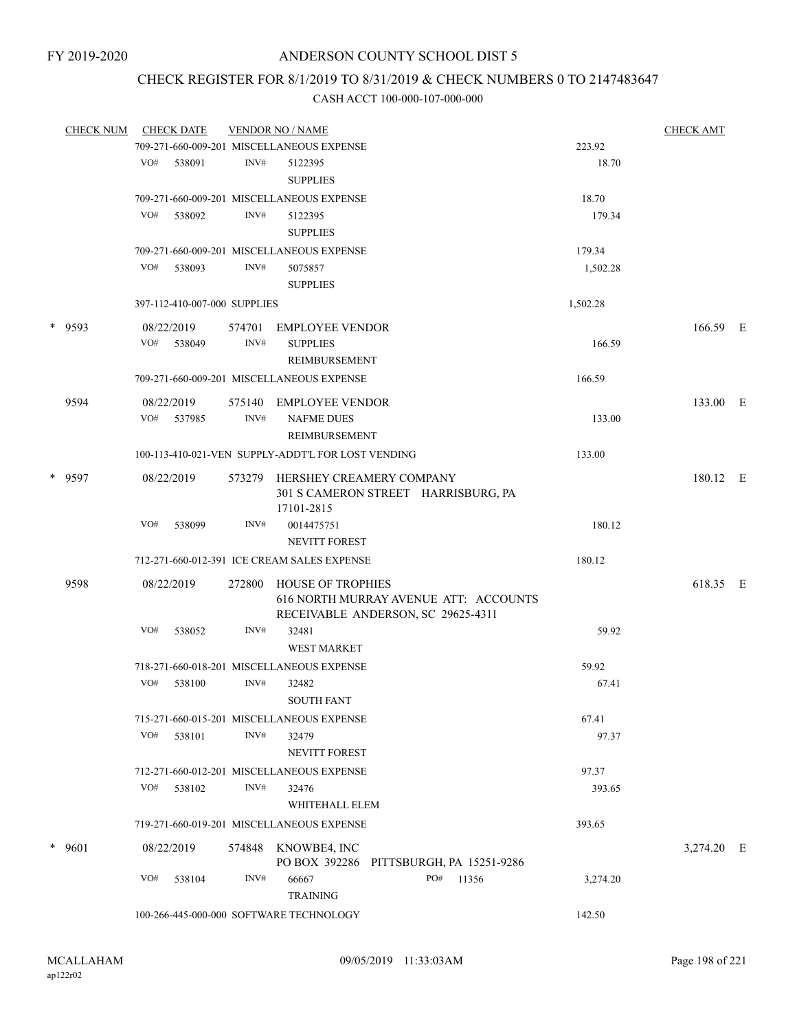FY 2019-2020

# ANDERSON COUNTY SCHOOL DIST 5

## CHECK REGISTER FOR 8/1/2019 TO 8/31/2019 & CHECK NUMBERS 0 TO 2147483647

### CASH ACCT 100-000-107-000-000

| CHECK NUM | CHECK DATE | VENDOR NO / NAME | | CHECK AMT |
|---|---|---|---|---|
| | 709-271-660-009-201 MISCELLANEOUS EXPENSE | | 223.92 | |
| | VO# 538091 | INV# 5122395 SUPPLIES | 18.70 | |
| | 709-271-660-009-201 MISCELLANEOUS EXPENSE | | 18.70 | |
| | VO# 538092 | INV# 5122395 SUPPLIES | 179.34 | |
| | 709-271-660-009-201 MISCELLANEOUS EXPENSE | | 179.34 | |
| | VO# 538093 | INV# 5075857 SUPPLIES | 1,502.28 | |
| | 397-112-410-007-000 SUPPLIES | | 1,502.28 | |
| * 9593 | 08/22/2019 | 574701 EMPLOYEE VENDOR | | 166.59 E |
| | VO# 538049 | INV# SUPPLIES REIMBURSEMENT | 166.59 | |
| | 709-271-660-009-201 MISCELLANEOUS EXPENSE | | 166.59 | |
| 9594 | 08/22/2019 | 575140 EMPLOYEE VENDOR | | 133.00 E |
| | VO# 537985 | INV# NAFME DUES REIMBURSEMENT | 133.00 | |
| | 100-113-410-021-VEN SUPPLY-ADDT'L FOR LOST VENDING | | 133.00 | |
| * 9597 | 08/22/2019 | 573279 HERSHEY CREAMERY COMPANY 301 S CAMERON STREET HARRISBURG, PA 17101-2815 | | 180.12 E |
| | VO# 538099 | INV# 0014475751 NEVITT FOREST | 180.12 | |
| | 712-271-660-012-391 ICE CREAM SALES EXPENSE | | 180.12 | |
| 9598 | 08/22/2019 | 272800 HOUSE OF TROPHIES 616 NORTH MURRAY AVENUE ATT: ACCOUNTS RECEIVABLE ANDERSON, SC 29625-4311 | | 618.35 E |
| | VO# 538052 | INV# 32481 WEST MARKET | 59.92 | |
| | 718-271-660-018-201 MISCELLANEOUS EXPENSE | | 59.92 | |
| | VO# 538100 | INV# 32482 SOUTH FANT | 67.41 | |
| | 715-271-660-015-201 MISCELLANEOUS EXPENSE | | 67.41 | |
| | VO# 538101 | INV# 32479 NEVITT FOREST | 97.37 | |
| | 712-271-660-012-201 MISCELLANEOUS EXPENSE | | 97.37 | |
| | VO# 538102 | INV# 32476 WHITEHALL ELEM | 393.65 | |
| | 719-271-660-019-201 MISCELLANEOUS EXPENSE | | 393.65 | |
| * 9601 | 08/22/2019 | 574848 KNOWBE4, INC PO BOX 392286 PITTSBURGH, PA 15251-9286 | | 3,274.20 E |
| | VO# 538104 | INV# 66667 PO# 11356 TRAINING | 3,274.20 | |
| | 100-266-445-000-000 SOFTWARE TECHNOLOGY | | 142.50 | |

MCALLAHAM ap122r02 09/05/2019 11:33:03AM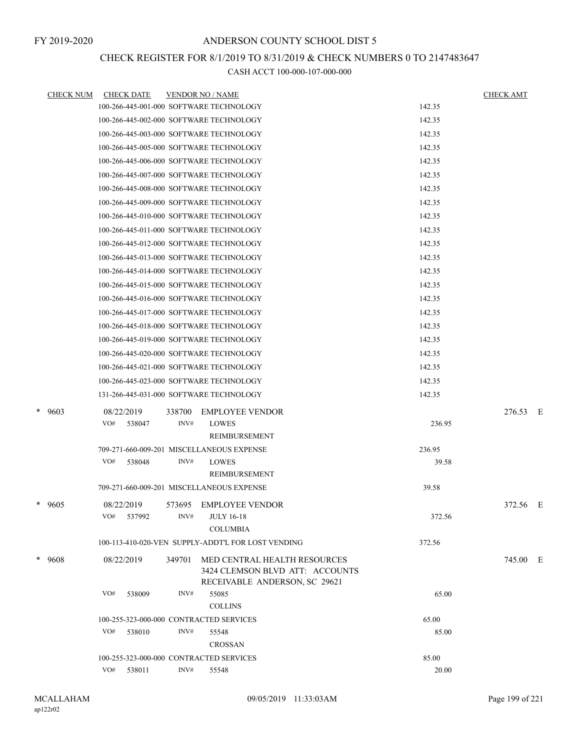FY 2019-2020

# ANDERSON COUNTY SCHOOL DIST 5

## CHECK REGISTER FOR 8/1/2019 TO 8/31/2019 & CHECK NUMBERS 0 TO 2147483647

### CASH ACCT 100-000-107-000-000

| CHECK NUM | CHECK DATE | VENDOR NO / NAME | | CHECK AMT | |
|---|---|---|---|---|---|
| | 100-266-445-001-000 SOFTWARE TECHNOLOGY | | 142.35 | | |
| | 100-266-445-002-000 SOFTWARE TECHNOLOGY | | 142.35 | | |
| | 100-266-445-003-000 SOFTWARE TECHNOLOGY | | 142.35 | | |
| | 100-266-445-005-000 SOFTWARE TECHNOLOGY | | 142.35 | | |
| | 100-266-445-006-000 SOFTWARE TECHNOLOGY | | 142.35 | | |
| | 100-266-445-007-000 SOFTWARE TECHNOLOGY | | 142.35 | | |
| | 100-266-445-008-000 SOFTWARE TECHNOLOGY | | 142.35 | | |
| | 100-266-445-009-000 SOFTWARE TECHNOLOGY | | 142.35 | | |
| | 100-266-445-010-000 SOFTWARE TECHNOLOGY | | 142.35 | | |
| | 100-266-445-011-000 SOFTWARE TECHNOLOGY | | 142.35 | | |
| | 100-266-445-012-000 SOFTWARE TECHNOLOGY | | 142.35 | | |
| | 100-266-445-013-000 SOFTWARE TECHNOLOGY | | 142.35 | | |
| | 100-266-445-014-000 SOFTWARE TECHNOLOGY | | 142.35 | | |
| | 100-266-445-015-000 SOFTWARE TECHNOLOGY | | 142.35 | | |
| | 100-266-445-016-000 SOFTWARE TECHNOLOGY | | 142.35 | | |
| | 100-266-445-017-000 SOFTWARE TECHNOLOGY | | 142.35 | | |
| | 100-266-445-018-000 SOFTWARE TECHNOLOGY | | 142.35 | | |
| | 100-266-445-019-000 SOFTWARE TECHNOLOGY | | 142.35 | | |
| | 100-266-445-020-000 SOFTWARE TECHNOLOGY | | 142.35 | | |
| | 100-266-445-021-000 SOFTWARE TECHNOLOGY | | 142.35 | | |
| | 100-266-445-023-000 SOFTWARE TECHNOLOGY | | 142.35 | | |
| | 131-266-445-031-000 SOFTWARE TECHNOLOGY | | 142.35 | | |
| * 9603 | 08/22/2019 | 338700 EMPLOYEE VENDOR | | 276.53 | E |
| | VO# 538047 | INV# LOWES REIMBURSEMENT | 236.95 | | |
| | 709-271-660-009-201 MISCELLANEOUS EXPENSE | | 236.95 | | |
| | VO# 538048 | INV# LOWES REIMBURSEMENT | 39.58 | | |
| | 709-271-660-009-201 MISCELLANEOUS EXPENSE | | 39.58 | | |
| * 9605 | 08/22/2019 | 573695 EMPLOYEE VENDOR | | 372.56 | E |
| | VO# 537992 | INV# JULY 16-18 COLUMBIA | 372.56 | | |
| | 100-113-410-020-VEN SUPPLY-ADDT'L FOR LOST VENDING | | 372.56 | | |
| * 9608 | 08/22/2019 | 349701 MED CENTRAL HEALTH RESOURCES 3424 CLEMSON BLVD ATT: ACCOUNTS RECEIVABLE ANDERSON, SC 29621 | | 745.00 | E |
| | VO# 538009 | INV# 55085 COLLINS | 65.00 | | |
| | 100-255-323-000-000 CONTRACTED SERVICES | | 65.00 | | |
| | VO# 538010 | INV# 55548 CROSSAN | 85.00 | | |
| | 100-255-323-000-000 CONTRACTED SERVICES | | 85.00 | | |
| | VO# 538011 | INV# 55548 | 20.00 | | |

MCALLAHAM
ap122r02

09/05/2019 11:33:03AM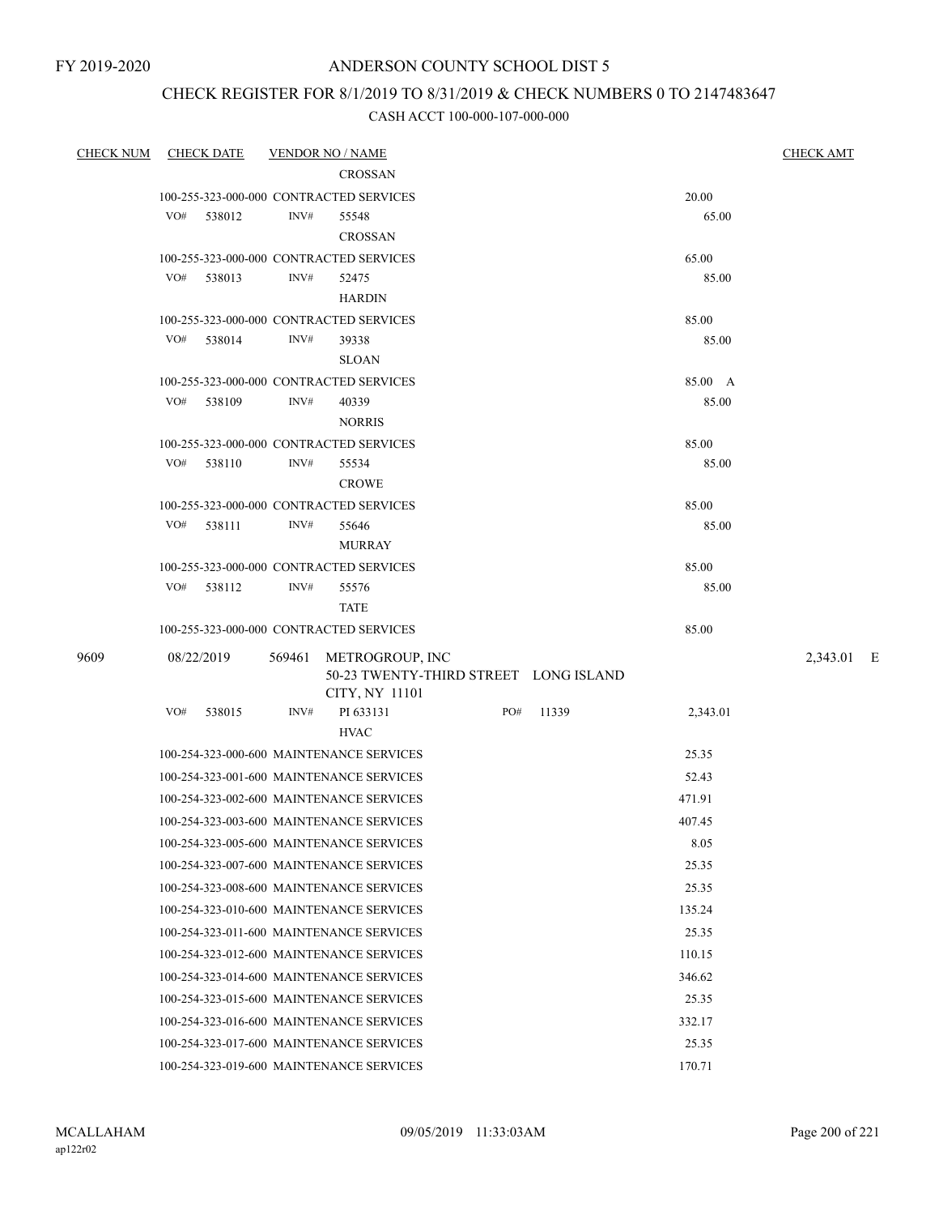FY 2019-2020

# ANDERSON COUNTY SCHOOL DIST 5

## CHECK REGISTER FOR 8/1/2019 TO 8/31/2019 & CHECK NUMBERS 0 TO 2147483647

CASH ACCT 100-000-107-000-000

| CHECK NUM | CHECK DATE | VENDOR NO / NAME | | | CHECK AMT |
|---|---|---|---|---|---|
| | | CROSSAN | | | |
| | 100-255-323-000-000 CONTRACTED SERVICES | | | 20.00 | |
| | VO# 538012 | INV# 55548 | | 65.00 | |
| | | CROSSAN | | | |
| | 100-255-323-000-000 CONTRACTED SERVICES | | | 65.00 | |
| | VO# 538013 | INV# 52475 | | 85.00 | |
| | | HARDIN | | | |
| | 100-255-323-000-000 CONTRACTED SERVICES | | | 85.00 | |
| | VO# 538014 | INV# 39338 | | 85.00 | |
| | | SLOAN | | | |
| | 100-255-323-000-000 CONTRACTED SERVICES | | | 85.00 A | |
| | VO# 538109 | INV# 40339 | | 85.00 | |
| | | NORRIS | | | |
| | 100-255-323-000-000 CONTRACTED SERVICES | | | 85.00 | |
| | VO# 538110 | INV# 55534 | | 85.00 | |
| | | CROWE | | | |
| | 100-255-323-000-000 CONTRACTED SERVICES | | | 85.00 | |
| | VO# 538111 | INV# 55646 | | 85.00 | |
| | | MURRAY | | | |
| | 100-255-323-000-000 CONTRACTED SERVICES | | | 85.00 | |
| | VO# 538112 | INV# 55576 | | 85.00 | |
| | | TATE | | | |
| | 100-255-323-000-000 CONTRACTED SERVICES | | | 85.00 | |
| 9609 | 08/22/2019 | 569461 METROGROUP, INC<br>50-23 TWENTY-THIRD STREET LONG ISLAND CITY, NY 11101 | | | 2,343.01 E |
| | VO# 538015 | INV# PI 633131 | PO# 11339 | 2,343.01 | |
| | | HVAC | | | |
| | 100-254-323-000-600 MAINTENANCE SERVICES | | | 25.35 | |
| | 100-254-323-001-600 MAINTENANCE SERVICES | | | 52.43 | |
| | 100-254-323-002-600 MAINTENANCE SERVICES | | | 471.91 | |
| | 100-254-323-003-600 MAINTENANCE SERVICES | | | 407.45 | |
| | 100-254-323-005-600 MAINTENANCE SERVICES | | | 8.05 | |
| | 100-254-323-007-600 MAINTENANCE SERVICES | | | 25.35 | |
| | 100-254-323-008-600 MAINTENANCE SERVICES | | | 25.35 | |
| | 100-254-323-010-600 MAINTENANCE SERVICES | | | 135.24 | |
| | 100-254-323-011-600 MAINTENANCE SERVICES | | | 25.35 | |
| | 100-254-323-012-600 MAINTENANCE SERVICES | | | 110.15 | |
| | 100-254-323-014-600 MAINTENANCE SERVICES | | | 346.62 | |
| | 100-254-323-015-600 MAINTENANCE SERVICES | | | 25.35 | |
| | 100-254-323-016-600 MAINTENANCE SERVICES | | | 332.17 | |
| | 100-254-323-017-600 MAINTENANCE SERVICES | | | 25.35 | |
| | 100-254-323-019-600 MAINTENANCE SERVICES | | | 170.71 | |

MCALLAHAM
ap122r02

09/05/2019 11:33:03AM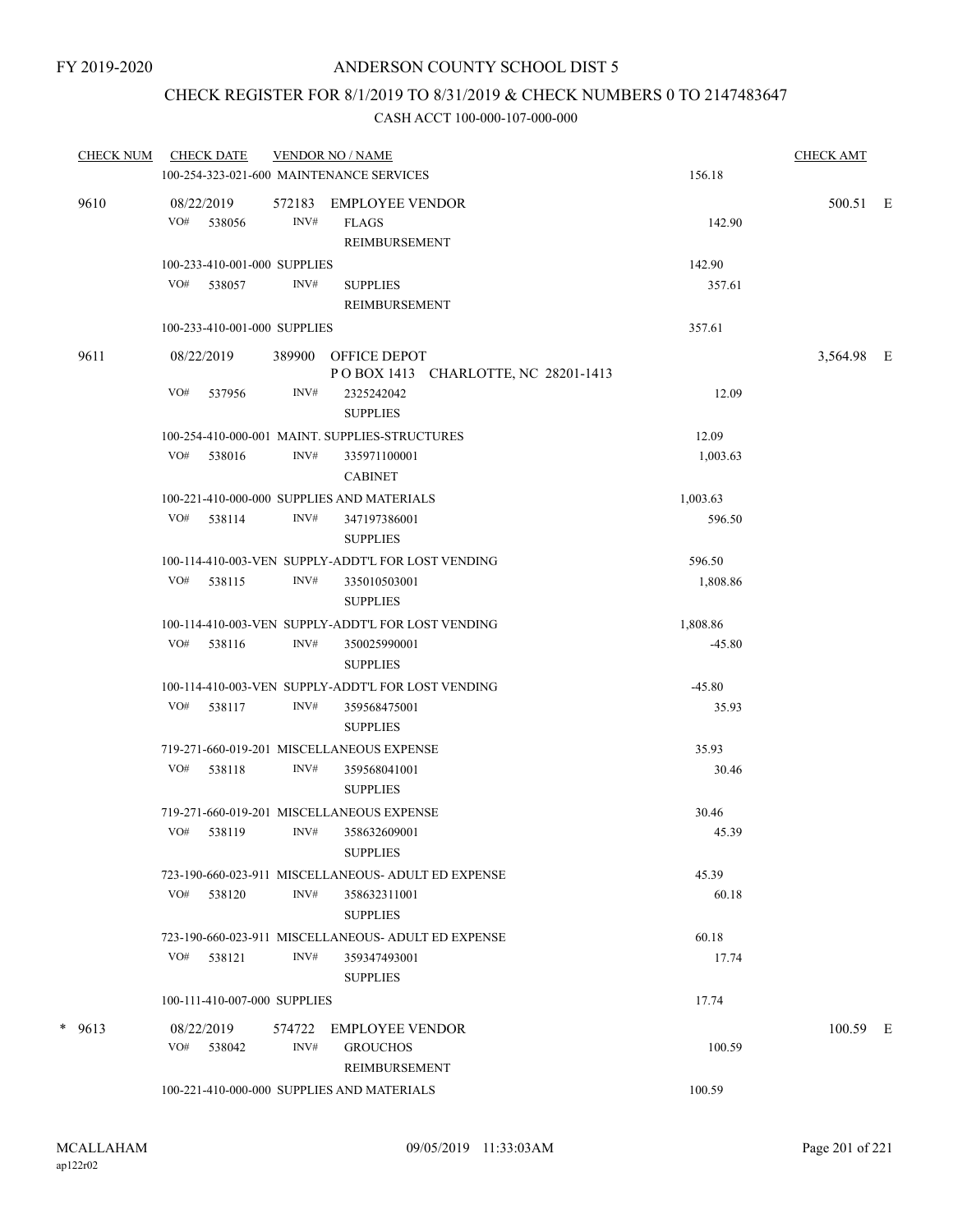FY 2019-2020

# ANDERSON COUNTY SCHOOL DIST 5

## CHECK REGISTER FOR 8/1/2019 TO 8/31/2019 & CHECK NUMBERS 0 TO 2147483647

### CASH ACCT 100-000-107-000-000

| CHECK NUM | CHECK DATE | VENDOR NO / NAME | | CHECK AMT |
|---|---|---|---|---|
| | 100-254-323-021-600 MAINTENANCE SERVICES | | 156.18 | |
| 9610 | 08/22/2019 | 572183 EMPLOYEE VENDOR | | 500.51 E |
| | VO# 538056 | INV# FLAGS REIMBURSEMENT | 142.90 | |
| | 100-233-410-001-000 SUPPLIES | | 142.90 | |
| | VO# 538057 | INV# SUPPLIES REIMBURSEMENT | 357.61 | |
| | 100-233-410-001-000 SUPPLIES | | 357.61 | |
| 9611 | 08/22/2019 | 389900 OFFICE DEPOT P O BOX 1413 CHARLOTTE, NC 28201-1413 | | 3,564.98 E |
| | VO# 537956 | INV# 2325242042 SUPPLIES | 12.09 | |
| | 100-254-410-000-001 MAINT. SUPPLIES-STRUCTURES | | 12.09 | |
| | VO# 538016 | INV# 335971100001 CABINET | 1,003.63 | |
| | 100-221-410-000-000 SUPPLIES AND MATERIALS | | 1,003.63 | |
| | VO# 538114 | INV# 347197386001 SUPPLIES | 596.50 | |
| | 100-114-410-003-VEN SUPPLY-ADDT'L FOR LOST VENDING | | 596.50 | |
| | VO# 538115 | INV# 335010503001 SUPPLIES | 1,808.86 | |
| | 100-114-410-003-VEN SUPPLY-ADDT'L FOR LOST VENDING | | 1,808.86 | |
| | VO# 538116 | INV# 350025990001 SUPPLIES | -45.80 | |
| | 100-114-410-003-VEN SUPPLY-ADDT'L FOR LOST VENDING | | -45.80 | |
| | VO# 538117 | INV# 359568475001 SUPPLIES | 35.93 | |
| | 719-271-660-019-201 MISCELLANEOUS EXPENSE | | 35.93 | |
| | VO# 538118 | INV# 359568041001 SUPPLIES | 30.46 | |
| | 719-271-660-019-201 MISCELLANEOUS EXPENSE | | 30.46 | |
| | VO# 538119 | INV# 358632609001 SUPPLIES | 45.39 | |
| | 723-190-660-023-911 MISCELLANEOUS- ADULT ED EXPENSE | | 45.39 | |
| | VO# 538120 | INV# 358632311001 SUPPLIES | 60.18 | |
| | 723-190-660-023-911 MISCELLANEOUS- ADULT ED EXPENSE | | 60.18 | |
| | VO# 538121 | INV# 359347493001 SUPPLIES | 17.74 | |
| | 100-111-410-007-000 SUPPLIES | | 17.74 | |
| * 9613 | 08/22/2019 | 574722 EMPLOYEE VENDOR | | 100.59 E |
| | VO# 538042 | INV# GROUCHOS REIMBURSEMENT | 100.59 | |
| | 100-221-410-000-000 SUPPLIES AND MATERIALS | | 100.59 | |

MCALLAHAM
ap122r02

09/05/2019 11:33:03AM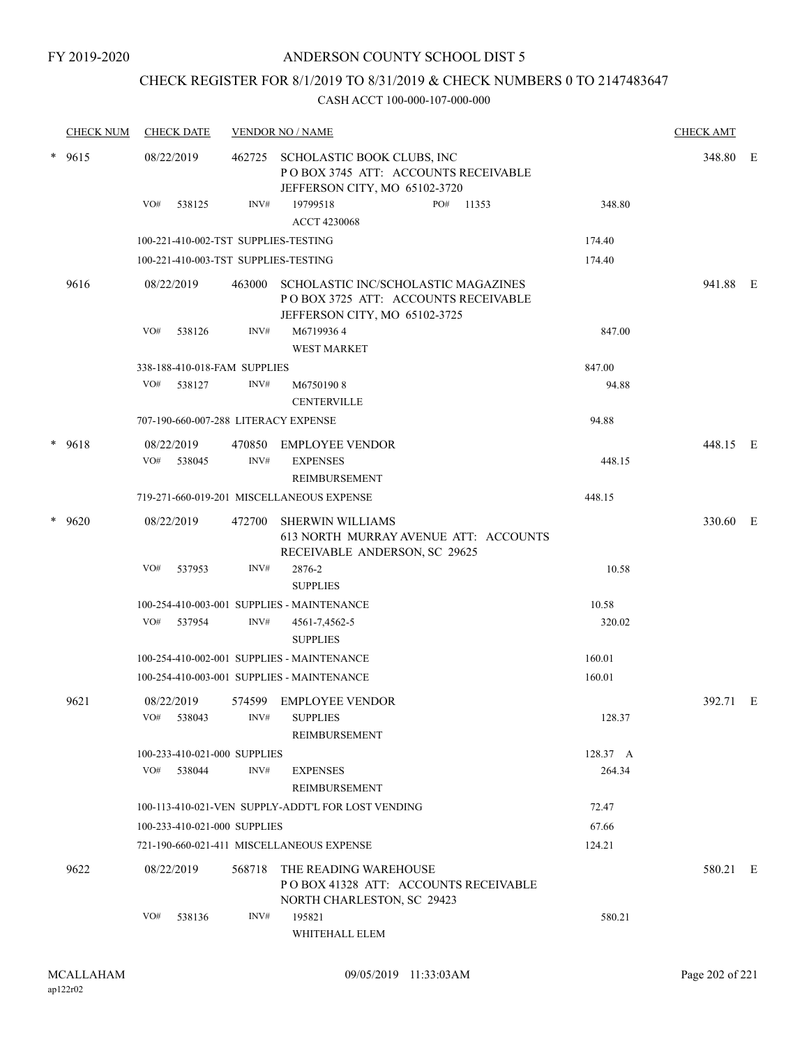FY 2019-2020

# ANDERSON COUNTY SCHOOL DIST 5

## CHECK REGISTER FOR 8/1/2019 TO 8/31/2019 & CHECK NUMBERS 0 TO 2147483647

CASH ACCT 100-000-107-000-000

| CHECK NUM | CHECK DATE | VENDOR NO / NAME | | CHECK AMT | |
|---|---|---|---|---|---|
| * 9615 | 08/22/2019 | 462725 SCHOLASTIC BOOK CLUBS, INC<br>P O BOX 3745 ATT: ACCOUNTS RECEIVABLE<br>JEFFERSON CITY, MO 65102-3720 | | 348.80 | E |
| | VO# 538125 | INV# 19799518 PO# 11353<br>ACCT 4230068 | 348.80 | | |
| | 100-221-410-002-TST SUPPLIES-TESTING | | 174.40 | | |
| | 100-221-410-003-TST SUPPLIES-TESTING | | 174.40 | | |
| 9616 | 08/22/2019 | 463000 SCHOLASTIC INC/SCHOLASTIC MAGAZINES<br>P O BOX 3725 ATT: ACCOUNTS RECEIVABLE<br>JEFFERSON CITY, MO 65102-3725 | | 941.88 | E |
| | VO# 538126 | INV# M6719936 4<br>WEST MARKET | 847.00 | | |
| | 338-188-410-018-FAM SUPPLIES | | 847.00 | | |
| | VO# 538127 | INV# M6750190 8<br>CENTERVILLE | 94.88 | | |
| | 707-190-660-007-288 LITERACY EXPENSE | | 94.88 | | |
| * 9618 | 08/22/2019 | 470850 EMPLOYEE VENDOR | | 448.15 | E |
| | VO# 538045 | INV# EXPENSES<br>REIMBURSEMENT | 448.15 | | |
| | 719-271-660-019-201 MISCELLANEOUS EXPENSE | | 448.15 | | |
| * 9620 | 08/22/2019 | 472700 SHERWIN WILLIAMS<br>613 NORTH MURRAY AVENUE ATT: ACCOUNTS<br>RECEIVABLE ANDERSON, SC 29625 | | 330.60 | E |
| | VO# 537953 | INV# 2876-2<br>SUPPLIES | 10.58 | | |
| | 100-254-410-003-001 SUPPLIES - MAINTENANCE | | 10.58 | | |
| | VO# 537954 | INV# 4561-7,4562-5<br>SUPPLIES | 320.02 | | |
| | 100-254-410-002-001 SUPPLIES - MAINTENANCE | | 160.01 | | |
| | 100-254-410-003-001 SUPPLIES - MAINTENANCE | | 160.01 | | |
| 9621 | 08/22/2019 | 574599 EMPLOYEE VENDOR | | 392.71 | E |
| | VO# 538043 | INV# SUPPLIES<br>REIMBURSEMENT | 128.37 | | |
| | 100-233-410-021-000 SUPPLIES | | 128.37 A | | |
| | VO# 538044 | INV# EXPENSES<br>REIMBURSEMENT | 264.34 | | |
| | 100-113-410-021-VEN SUPPLY-ADDT'L FOR LOST VENDING | | 72.47 | | |
| | 100-233-410-021-000 SUPPLIES | | 67.66 | | |
| | 721-190-660-021-411 MISCELLANEOUS EXPENSE | | 124.21 | | |
| 9622 | 08/22/2019 | 568718 THE READING WAREHOUSE<br>P O BOX 41328 ATT: ACCOUNTS RECEIVABLE<br>NORTH CHARLESTON, SC 29423 | | 580.21 | E |
| | VO# 538136 | INV# 195821<br>WHITEHALL ELEM | 580.21 | | |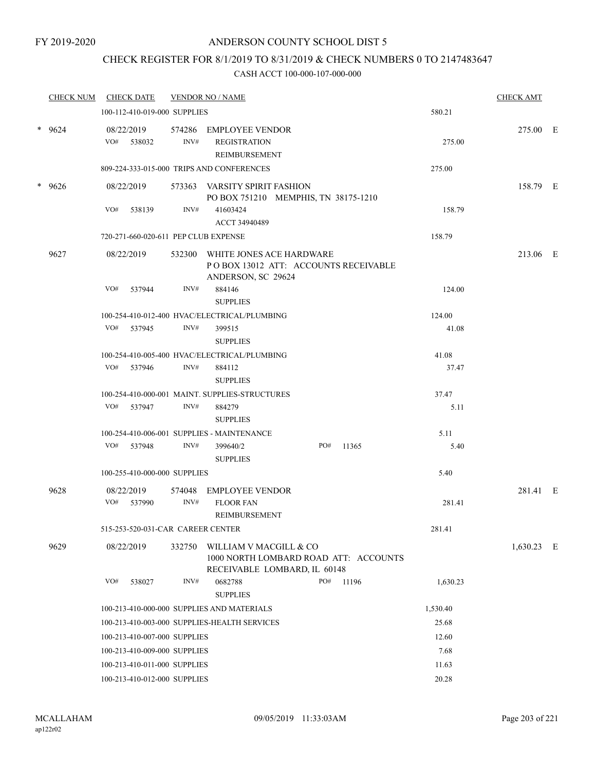FY 2019-2020

ANDERSON COUNTY SCHOOL DIST 5

CHECK REGISTER FOR 8/1/2019 TO 8/31/2019 & CHECK NUMBERS 0 TO 2147483647

CASH ACCT 100-000-107-000-000

| CHECK NUM | CHECK DATE | VENDOR NO / NAME | | CHECK AMT |
|---|---|---|---|---|
| | 100-112-410-019-000 SUPPLIES | | 580.21 | |
| * 9624 | 08/22/2019 | 574286 EMPLOYEE VENDOR | | 275.00 E |
| | VO# 538032 | INV# REGISTRATION REIMBURSEMENT | 275.00 | |
| | 809-224-333-015-000 TRIPS AND CONFERENCES | | 275.00 | |
| * 9626 | 08/22/2019 | 573363 VARSITY SPIRIT FASHION PO BOX 751210 MEMPHIS, TN 38175-1210 | | 158.79 E |
| | VO# 538139 | INV# 41603424 ACCT 34940489 | 158.79 | |
| | 720-271-660-020-611 PEP CLUB EXPENSE | | 158.79 | |
| 9627 | 08/22/2019 | 532300 WHITE JONES ACE HARDWARE P O BOX 13012 ATT: ACCOUNTS RECEIVABLE ANDERSON, SC 29624 | | 213.06 E |
| | VO# 537944 | INV# 884146 SUPPLIES | 124.00 | |
| | 100-254-410-012-400 HVAC/ELECTRICAL/PLUMBING | | 124.00 | |
| | VO# 537945 | INV# 399515 SUPPLIES | 41.08 | |
| | 100-254-410-005-400 HVAC/ELECTRICAL/PLUMBING | | 41.08 | |
| | VO# 537946 | INV# 884112 SUPPLIES | 37.47 | |
| | 100-254-410-000-001 MAINT. SUPPLIES-STRUCTURES | | 37.47 | |
| | VO# 537947 | INV# 884279 SUPPLIES | 5.11 | |
| | 100-254-410-006-001 SUPPLIES - MAINTENANCE | | 5.11 | |
| | VO# 537948 | INV# 399640/2 PO# 11365 SUPPLIES | 5.40 | |
| | 100-255-410-000-000 SUPPLIES | | 5.40 | |
| 9628 | 08/22/2019 | 574048 EMPLOYEE VENDOR | | 281.41 E |
| | VO# 537990 | INV# FLOOR FAN REIMBURSEMENT | 281.41 | |
| | 515-253-520-031-CAR CAREER CENTER | | 281.41 | |
| 9629 | 08/22/2019 | 332750 WILLIAM V MACGILL & CO 1000 NORTH LOMBARD ROAD ATT: ACCOUNTS RECEIVABLE LOMBARD, IL 60148 | | 1,630.23 E |
| | VO# 538027 | INV# 0682788 PO# 11196 SUPPLIES | 1,630.23 | |
| | 100-213-410-000-000 SUPPLIES AND MATERIALS | | 1,530.40 | |
| | 100-213-410-003-000 SUPPLIES-HEALTH SERVICES | | 25.68 | |
| | 100-213-410-007-000 SUPPLIES | | 12.60 | |
| | 100-213-410-009-000 SUPPLIES | | 7.68 | |
| | 100-213-410-011-000 SUPPLIES | | 11.63 | |
| | 100-213-410-012-000 SUPPLIES | | 20.28 | |

MCALLAHAM
ap122r02

09/05/2019 11:33:03AM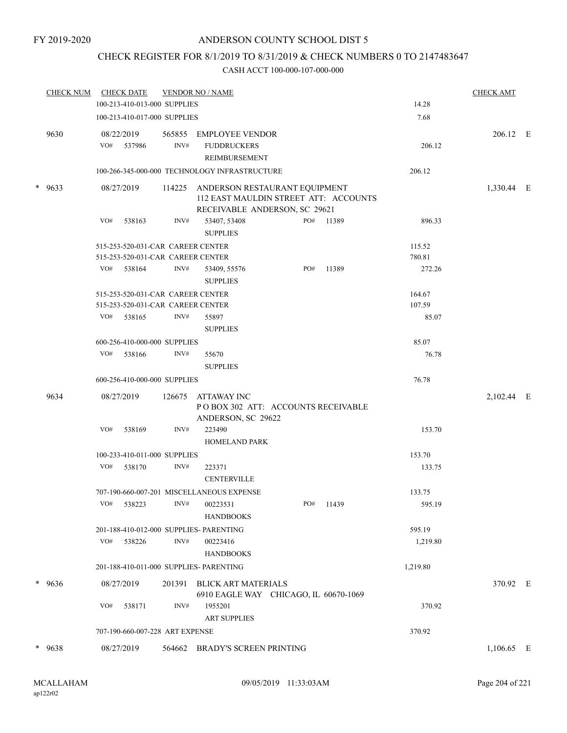FY 2019-2020

# ANDERSON COUNTY SCHOOL DIST 5

## CHECK REGISTER FOR 8/1/2019 TO 8/31/2019 & CHECK NUMBERS 0 TO 2147483647

### CASH ACCT 100-000-107-000-000

| CHECK NUM | CHECK DATE | VENDOR NO / NAME | | | CHECK AMT |
|---|---|---|---|---|---|
| | 100-213-410-013-000 SUPPLIES | | | 14.28 | |
| | 100-213-410-017-000 SUPPLIES | | | 7.68 | |
| 9630 | 08/22/2019 | 565855 EMPLOYEE VENDOR | | | 206.12 E |
| | VO# 537986 | INV# FUDDRUCKERS REIMBURSEMENT | | 206.12 | |
| | 100-266-345-000-000 TECHNOLOGY INFRASTRUCTURE | | | 206.12 | |
| * 9633 | 08/27/2019 | 114225 ANDERSON RESTAURANT EQUIPMENT 112 EAST MAULDIN STREET ATT: ACCOUNTS RECEIVABLE ANDERSON, SC 29621 | | | 1,330.44 E |
| | VO# 538163 | INV# 53407, 53408 SUPPLIES | PO# 11389 | 896.33 | |
| | 515-253-520-031-CAR CAREER CENTER | | | 115.52 | |
| | 515-253-520-031-CAR CAREER CENTER | | | 780.81 | |
| | VO# 538164 | INV# 53409, 55576 SUPPLIES | PO# 11389 | 272.26 | |
| | 515-253-520-031-CAR CAREER CENTER | | | 164.67 | |
| | 515-253-520-031-CAR CAREER CENTER | | | 107.59 | |
| | VO# 538165 | INV# 55897 SUPPLIES | | 85.07 | |
| | 600-256-410-000-000 SUPPLIES | | | 85.07 | |
| | VO# 538166 | INV# 55670 SUPPLIES | | 76.78 | |
| | 600-256-410-000-000 SUPPLIES | | | 76.78 | |
| 9634 | 08/27/2019 | 126675 ATTAWAY INC P O BOX 302 ATT: ACCOUNTS RECEIVABLE ANDERSON, SC 29622 | | | 2,102.44 E |
| | VO# 538169 | INV# 223490 HOMELAND PARK | | 153.70 | |
| | 100-233-410-011-000 SUPPLIES | | | 153.70 | |
| | VO# 538170 | INV# 223371 CENTERVILLE | | 133.75 | |
| | 707-190-660-007-201 MISCELLANEOUS EXPENSE | | | 133.75 | |
| | VO# 538223 | INV# 00223531 HANDBOOKS | PO# 11439 | 595.19 | |
| | 201-188-410-012-000 SUPPLIES- PARENTING | | | 595.19 | |
| | VO# 538226 | INV# 00223416 HANDBOOKS | | 1,219.80 | |
| | 201-188-410-011-000 SUPPLIES- PARENTING | | | 1,219.80 | |
| * 9636 | 08/27/2019 | 201391 BLICK ART MATERIALS 6910 EAGLE WAY CHICAGO, IL 60670-1069 | | | 370.92 E |
| | VO# 538171 | INV# 1955201 ART SUPPLIES | | 370.92 | |
| | 707-190-660-007-228 ART EXPENSE | | | 370.92 | |
| * 9638 | 08/27/2019 | 564662 BRADY'S SCREEN PRINTING | | | 1,106.65 E |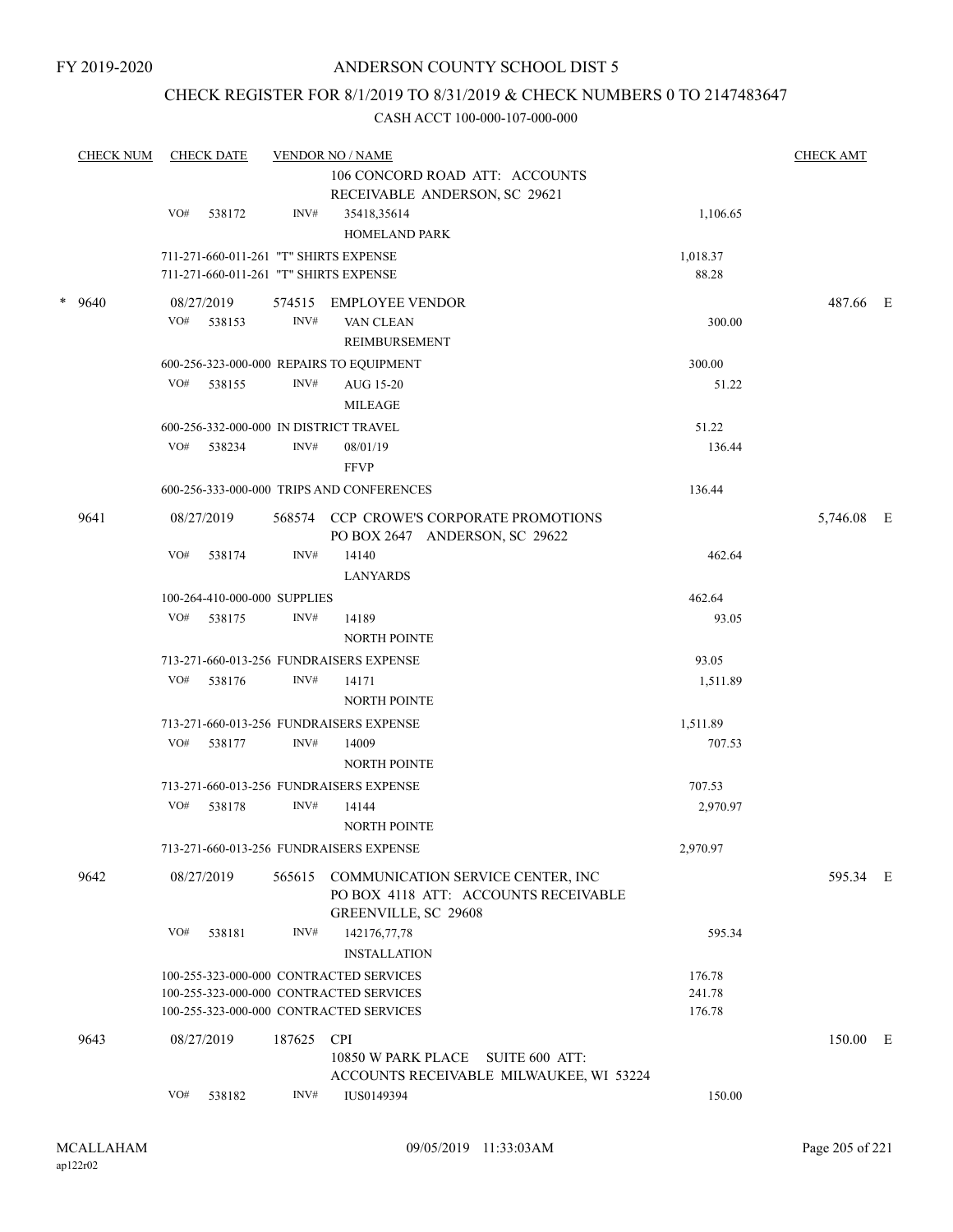FY 2019-2020

# ANDERSON COUNTY SCHOOL DIST 5

## CHECK REGISTER FOR 8/1/2019 TO 8/31/2019 & CHECK NUMBERS 0 TO 2147483647

CASH ACCT 100-000-107-000-000

| CHECK NUM | CHECK DATE | VENDOR NO / NAME | | CHECK AMT | |
|---|---|---|---|---|---|
| | | 106 CONCORD ROAD ATT: ACCOUNTS RECEIVABLE ANDERSON, SC 29621 | | | |
| | VO# 538172 | INV# 35418,35614 HOMELAND PARK | 1,106.65 | | |
| | | 711-271-660-011-261 "T" SHIRTS EXPENSE | 1,018.37 | | |
| | | 711-271-660-011-261 "T" SHIRTS EXPENSE | 88.28 | | |
| * 9640 | 08/27/2019 | 574515 EMPLOYEE VENDOR | | 487.66 | E |
| | VO# 538153 | INV# VAN CLEAN REIMBURSEMENT | 300.00 | | |
| | | 600-256-323-000-000 REPAIRS TO EQUIPMENT | 300.00 | | |
| | VO# 538155 | INV# AUG 15-20 MILEAGE | 51.22 | | |
| | | 600-256-332-000-000 IN DISTRICT TRAVEL | 51.22 | | |
| | VO# 538234 | INV# 08/01/19 FFVP | 136.44 | | |
| | | 600-256-333-000-000 TRIPS AND CONFERENCES | 136.44 | | |
| 9641 | 08/27/2019 | 568574 CCP CROWE'S CORPORATE PROMOTIONS PO BOX 2647 ANDERSON, SC 29622 | | 5,746.08 | E |
| | VO# 538174 | INV# 14140 LANYARDS | 462.64 | | |
| | | 100-264-410-000-000 SUPPLIES | 462.64 | | |
| | VO# 538175 | INV# 14189 NORTH POINTE | 93.05 | | |
| | | 713-271-660-013-256 FUNDRAISERS EXPENSE | 93.05 | | |
| | VO# 538176 | INV# 14171 NORTH POINTE | 1,511.89 | | |
| | | 713-271-660-013-256 FUNDRAISERS EXPENSE | 1,511.89 | | |
| | VO# 538177 | INV# 14009 NORTH POINTE | 707.53 | | |
| | | 713-271-660-013-256 FUNDRAISERS EXPENSE | 707.53 | | |
| | VO# 538178 | INV# 14144 NORTH POINTE | 2,970.97 | | |
| | | 713-271-660-013-256 FUNDRAISERS EXPENSE | 2,970.97 | | |
| 9642 | 08/27/2019 | 565615 COMMUNICATION SERVICE CENTER, INC PO BOX 4118 ATT: ACCOUNTS RECEIVABLE GREENVILLE, SC 29608 | | 595.34 | E |
| | VO# 538181 | INV# 142176,77,78 INSTALLATION | 595.34 | | |
| | | 100-255-323-000-000 CONTRACTED SERVICES | 176.78 | | |
| | | 100-255-323-000-000 CONTRACTED SERVICES | 241.78 | | |
| | | 100-255-323-000-000 CONTRACTED SERVICES | 176.78 | | |
| 9643 | 08/27/2019 | 187625 CPI 10850 W PARK PLACE SUITE 600 ATT: ACCOUNTS RECEIVABLE MILWAUKEE, WI 53224 | | 150.00 | E |
| | VO# 538182 | INV# IUS0149394 | 150.00 | | |

MCALLAHAM
ap122r02

09/05/2019 11:33:03AM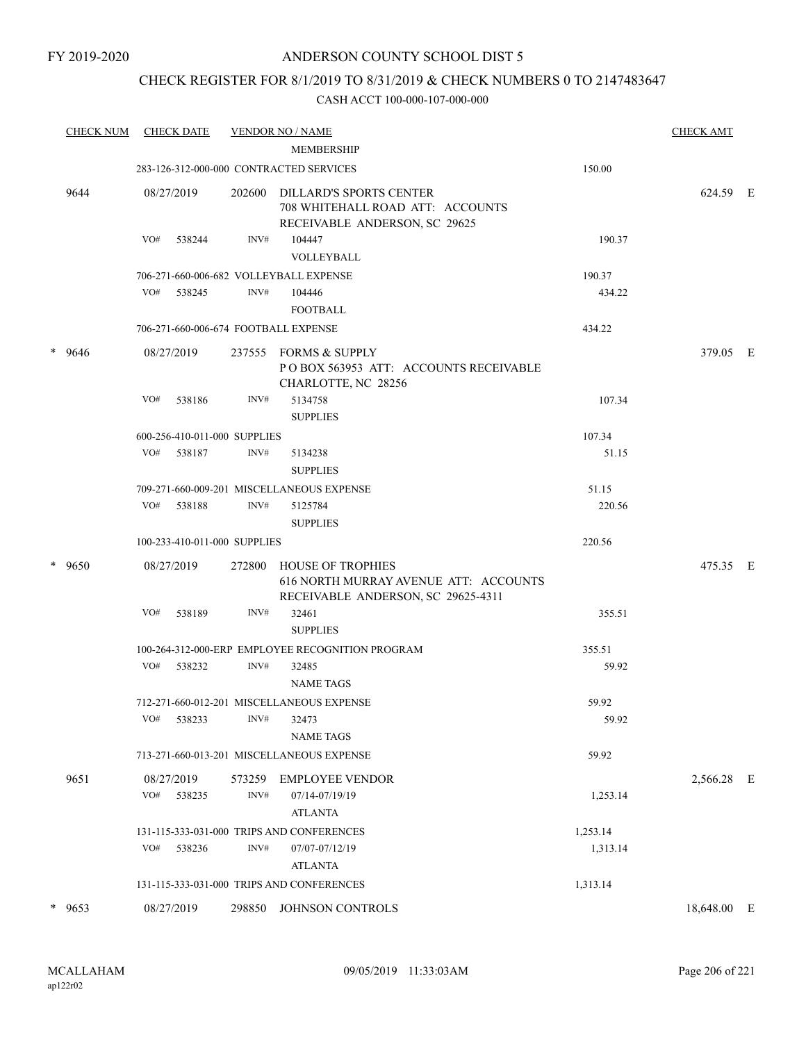FY 2019-2020

# ANDERSON COUNTY SCHOOL DIST 5

## CHECK REGISTER FOR 8/1/2019 TO 8/31/2019 & CHECK NUMBERS 0 TO 2147483647

### CASH ACCT 100-000-107-000-000

| CHECK NUM | CHECK DATE | VENDOR NO / NAME | | CHECK AMT |
|---|---|---|---|---|
| | | MEMBERSHIP | | |
| | 283-126-312-000-000 CONTRACTED SERVICES | | 150.00 | |
| 9644 | 08/27/2019 | 202600 DILLARD'S SPORTS CENTER 708 WHITEHALL ROAD ATT: ACCOUNTS RECEIVABLE ANDERSON, SC 29625 | | 624.59 E |
| | VO# 538244 | INV# 104447 VOLLEYBALL | 190.37 | |
| | 706-271-660-006-682 VOLLEYBALL EXPENSE | | 190.37 | |
| | VO# 538245 | INV# 104446 FOOTBALL | 434.22 | |
| | 706-271-660-006-674 FOOTBALL EXPENSE | | 434.22 | |
| * 9646 | 08/27/2019 | 237555 FORMS & SUPPLY P O BOX 563953 ATT: ACCOUNTS RECEIVABLE CHARLOTTE, NC 28256 | | 379.05 E |
| | VO# 538186 | INV# 5134758 SUPPLIES | 107.34 | |
| | 600-256-410-011-000 SUPPLIES | | 107.34 | |
| | VO# 538187 | INV# 5134238 SUPPLIES | 51.15 | |
| | 709-271-660-009-201 MISCELLANEOUS EXPENSE | | 51.15 | |
| | VO# 538188 | INV# 5125784 SUPPLIES | 220.56 | |
| | 100-233-410-011-000 SUPPLIES | | 220.56 | |
| * 9650 | 08/27/2019 | 272800 HOUSE OF TROPHIES 616 NORTH MURRAY AVENUE ATT: ACCOUNTS RECEIVABLE ANDERSON, SC 29625-4311 | | 475.35 E |
| | VO# 538189 | INV# 32461 SUPPLIES | 355.51 | |
| | 100-264-312-000-ERP EMPLOYEE RECOGNITION PROGRAM | | 355.51 | |
| | VO# 538232 | INV# 32485 NAME TAGS | 59.92 | |
| | 712-271-660-012-201 MISCELLANEOUS EXPENSE | | 59.92 | |
| | VO# 538233 | INV# 32473 NAME TAGS | 59.92 | |
| | 713-271-660-013-201 MISCELLANEOUS EXPENSE | | 59.92 | |
| 9651 | 08/27/2019 | 573259 EMPLOYEE VENDOR | | 2,566.28 E |
| | VO# 538235 | INV# 07/14-07/19/19 ATLANTA | 1,253.14 | |
| | 131-115-333-031-000 TRIPS AND CONFERENCES | | 1,253.14 | |
| | VO# 538236 | INV# 07/07-07/12/19 ATLANTA | 1,313.14 | |
| | 131-115-333-031-000 TRIPS AND CONFERENCES | | 1,313.14 | |
| * 9653 | 08/27/2019 | 298850 JOHNSON CONTROLS | | 18,648.00 E |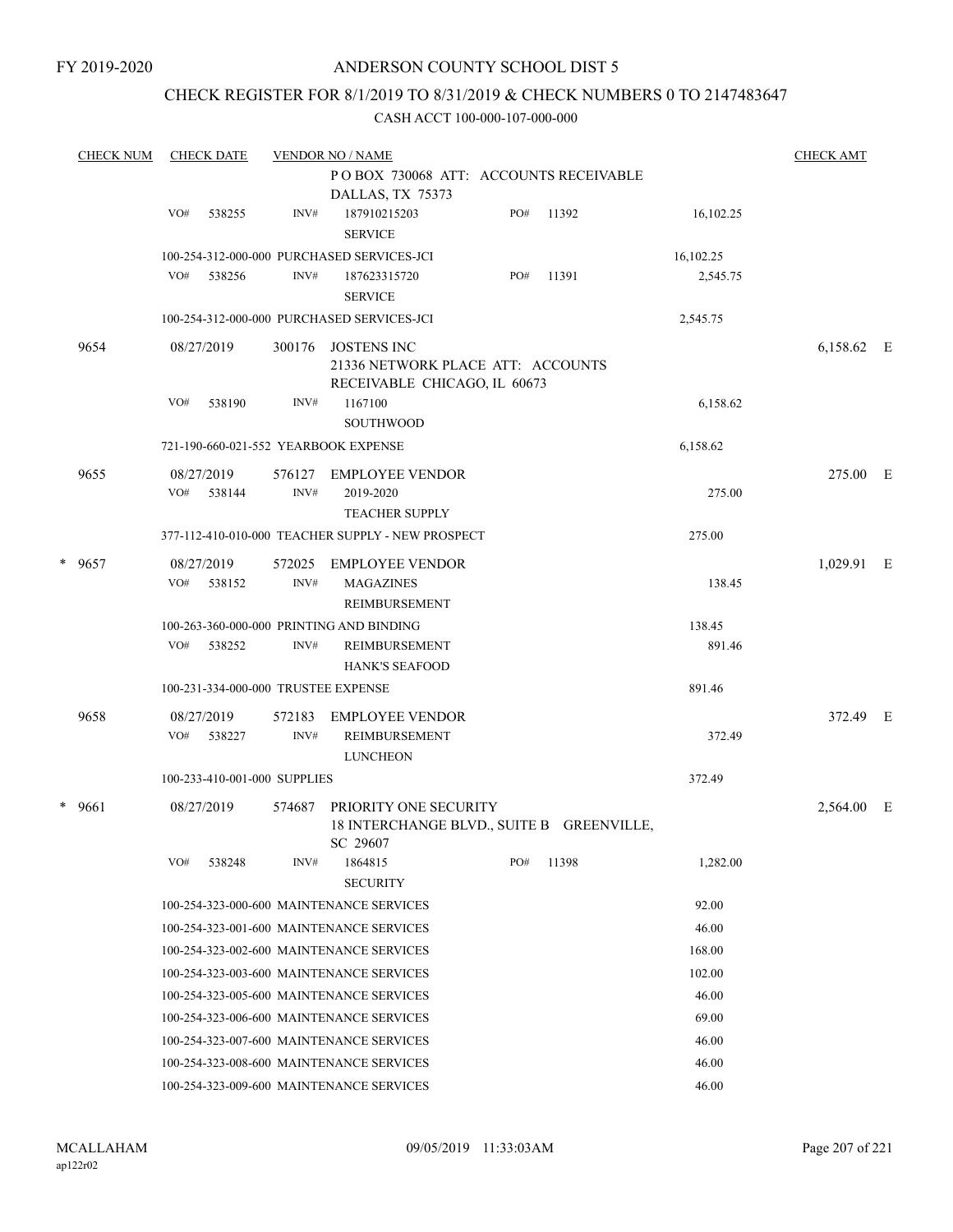FY 2019-2020

# ANDERSON COUNTY SCHOOL DIST 5

## CHECK REGISTER FOR 8/1/2019 TO 8/31/2019 & CHECK NUMBERS 0 TO 2147483647

### CASH ACCT 100-000-107-000-000

| CHECK NUM | CHECK DATE | VENDOR NO / NAME | | | CHECK AMT |
|---|---|---|---|---|---|
| | | P O BOX 730068 ATT: ACCOUNTS RECEIVABLE DALLAS, TX 75373 | | | |
| | VO# 538255 | INV# 187910215203 SERVICE | PO# 11392 | 16,102.25 | |
| | | 100-254-312-000-000 PURCHASED SERVICES-JCI | | 16,102.25 | |
| | VO# 538256 | INV# 187623315720 SERVICE | PO# 11391 | 2,545.75 | |
| | | 100-254-312-000-000 PURCHASED SERVICES-JCI | | 2,545.75 | |
| 9654 | 08/27/2019 | 300176 JOSTENS INC 21336 NETWORK PLACE ATT: ACCOUNTS RECEIVABLE CHICAGO, IL 60673 | | | 6,158.62 E |
| | VO# 538190 | INV# 1167100 SOUTHWOOD | | 6,158.62 | |
| | | 721-190-660-021-552 YEARBOOK EXPENSE | | 6,158.62 | |
| 9655 | 08/27/2019 | 576127 EMPLOYEE VENDOR | | | 275.00 E |
| | VO# 538144 | INV# 2019-2020 TEACHER SUPPLY | | 275.00 | |
| | | 377-112-410-010-000 TEACHER SUPPLY - NEW PROSPECT | | 275.00 | |
| * 9657 | 08/27/2019 | 572025 EMPLOYEE VENDOR | | | 1,029.91 E |
| | VO# 538152 | INV# MAGAZINES REIMBURSEMENT | | 138.45 | |
| | | 100-263-360-000-000 PRINTING AND BINDING | | 138.45 | |
| | VO# 538252 | INV# REIMBURSEMENT HANK'S SEAFOOD | | 891.46 | |
| | | 100-231-334-000-000 TRUSTEE EXPENSE | | 891.46 | |
| 9658 | 08/27/2019 | 572183 EMPLOYEE VENDOR | | | 372.49 E |
| | VO# 538227 | INV# REIMBURSEMENT LUNCHEON | | 372.49 | |
| | | 100-233-410-001-000 SUPPLIES | | 372.49 | |
| * 9661 | 08/27/2019 | 574687 PRIORITY ONE SECURITY 18 INTERCHANGE BLVD., SUITE B GREENVILLE, SC 29607 | | | 2,564.00 E |
| | VO# 538248 | INV# 1864815 SECURITY | PO# 11398 | 1,282.00 | |
| | | 100-254-323-000-600 MAINTENANCE SERVICES | | 92.00 | |
| | | 100-254-323-001-600 MAINTENANCE SERVICES | | 46.00 | |
| | | 100-254-323-002-600 MAINTENANCE SERVICES | | 168.00 | |
| | | 100-254-323-003-600 MAINTENANCE SERVICES | | 102.00 | |
| | | 100-254-323-005-600 MAINTENANCE SERVICES | | 46.00 | |
| | | 100-254-323-006-600 MAINTENANCE SERVICES | | 69.00 | |
| | | 100-254-323-007-600 MAINTENANCE SERVICES | | 46.00 | |
| | | 100-254-323-008-600 MAINTENANCE SERVICES | | 46.00 | |
| | | 100-254-323-009-600 MAINTENANCE SERVICES | | 46.00 | |

MCALLAHAM ap122r02 09/05/2019 11:33:03AM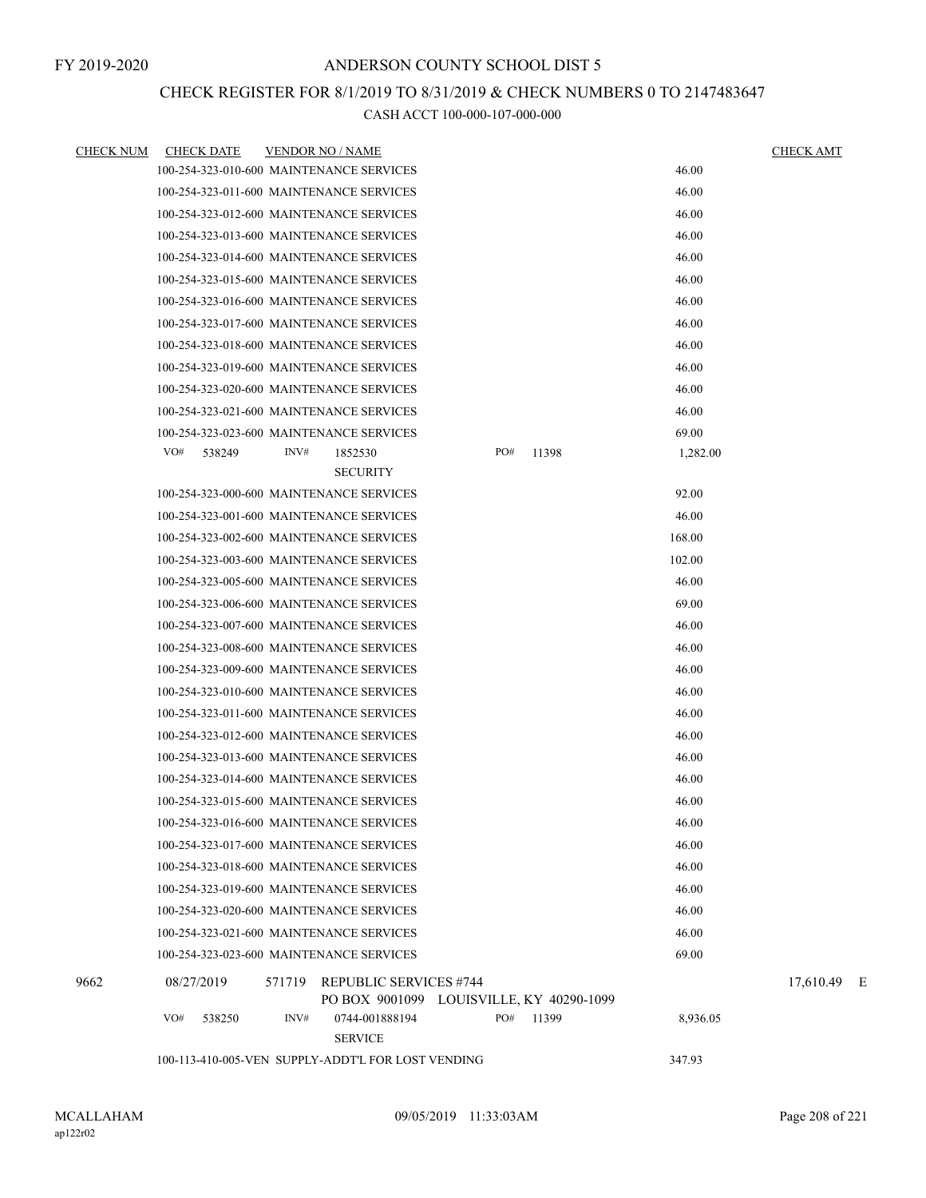# CHECK REGISTER FOR 8/1/2019 TO 8/31/2019 & CHECK NUMBERS 0 TO 2147483647

CASH ACCT 100-000-107-000-000

| CHECK NUM | CHECK DATE | VENDOR NO / NAME | | CHECK AMT |
|---|---|---|---|---|
| | 100-254-323-010-600 MAINTENANCE SERVICES | | 46.00 | |
| | 100-254-323-011-600 MAINTENANCE SERVICES | | 46.00 | |
| | 100-254-323-012-600 MAINTENANCE SERVICES | | 46.00 | |
| | 100-254-323-013-600 MAINTENANCE SERVICES | | 46.00 | |
| | 100-254-323-014-600 MAINTENANCE SERVICES | | 46.00 | |
| | 100-254-323-015-600 MAINTENANCE SERVICES | | 46.00 | |
| | 100-254-323-016-600 MAINTENANCE SERVICES | | 46.00 | |
| | 100-254-323-017-600 MAINTENANCE SERVICES | | 46.00 | |
| | 100-254-323-018-600 MAINTENANCE SERVICES | | 46.00 | |
| | 100-254-323-019-600 MAINTENANCE SERVICES | | 46.00 | |
| | 100-254-323-020-600 MAINTENANCE SERVICES | | 46.00 | |
| | 100-254-323-021-600 MAINTENANCE SERVICES | | 46.00 | |
| | 100-254-323-023-600 MAINTENANCE SERVICES | | 69.00 | |
| | VO# 538249 | INV# 1852530 SECURITY / PO# 11398 | 1,282.00 | |
| | 100-254-323-000-600 MAINTENANCE SERVICES | | 92.00 | |
| | 100-254-323-001-600 MAINTENANCE SERVICES | | 46.00 | |
| | 100-254-323-002-600 MAINTENANCE SERVICES | | 168.00 | |
| | 100-254-323-003-600 MAINTENANCE SERVICES | | 102.00 | |
| | 100-254-323-005-600 MAINTENANCE SERVICES | | 46.00 | |
| | 100-254-323-006-600 MAINTENANCE SERVICES | | 69.00 | |
| | 100-254-323-007-600 MAINTENANCE SERVICES | | 46.00 | |
| | 100-254-323-008-600 MAINTENANCE SERVICES | | 46.00 | |
| | 100-254-323-009-600 MAINTENANCE SERVICES | | 46.00 | |
| | 100-254-323-010-600 MAINTENANCE SERVICES | | 46.00 | |
| | 100-254-323-011-600 MAINTENANCE SERVICES | | 46.00 | |
| | 100-254-323-012-600 MAINTENANCE SERVICES | | 46.00 | |
| | 100-254-323-013-600 MAINTENANCE SERVICES | | 46.00 | |
| | 100-254-323-014-600 MAINTENANCE SERVICES | | 46.00 | |
| | 100-254-323-015-600 MAINTENANCE SERVICES | | 46.00 | |
| | 100-254-323-016-600 MAINTENANCE SERVICES | | 46.00 | |
| | 100-254-323-017-600 MAINTENANCE SERVICES | | 46.00 | |
| | 100-254-323-018-600 MAINTENANCE SERVICES | | 46.00 | |
| | 100-254-323-019-600 MAINTENANCE SERVICES | | 46.00 | |
| | 100-254-323-020-600 MAINTENANCE SERVICES | | 46.00 | |
| | 100-254-323-021-600 MAINTENANCE SERVICES | | 46.00 | |
| | 100-254-323-023-600 MAINTENANCE SERVICES | | 69.00 | |
| 9662 | 08/27/2019 | 571719 REPUBLIC SERVICES #744 PO BOX 9001099 LOUISVILLE, KY 40290-1099 | | 17,610.49 E |
| | VO# 538250 | INV# 0744-001888194 SERVICE / PO# 11399 | 8,936.05 | |
| | 100-113-410-005-VEN SUPPLY-ADDT'L FOR LOST VENDING | | 347.93 | |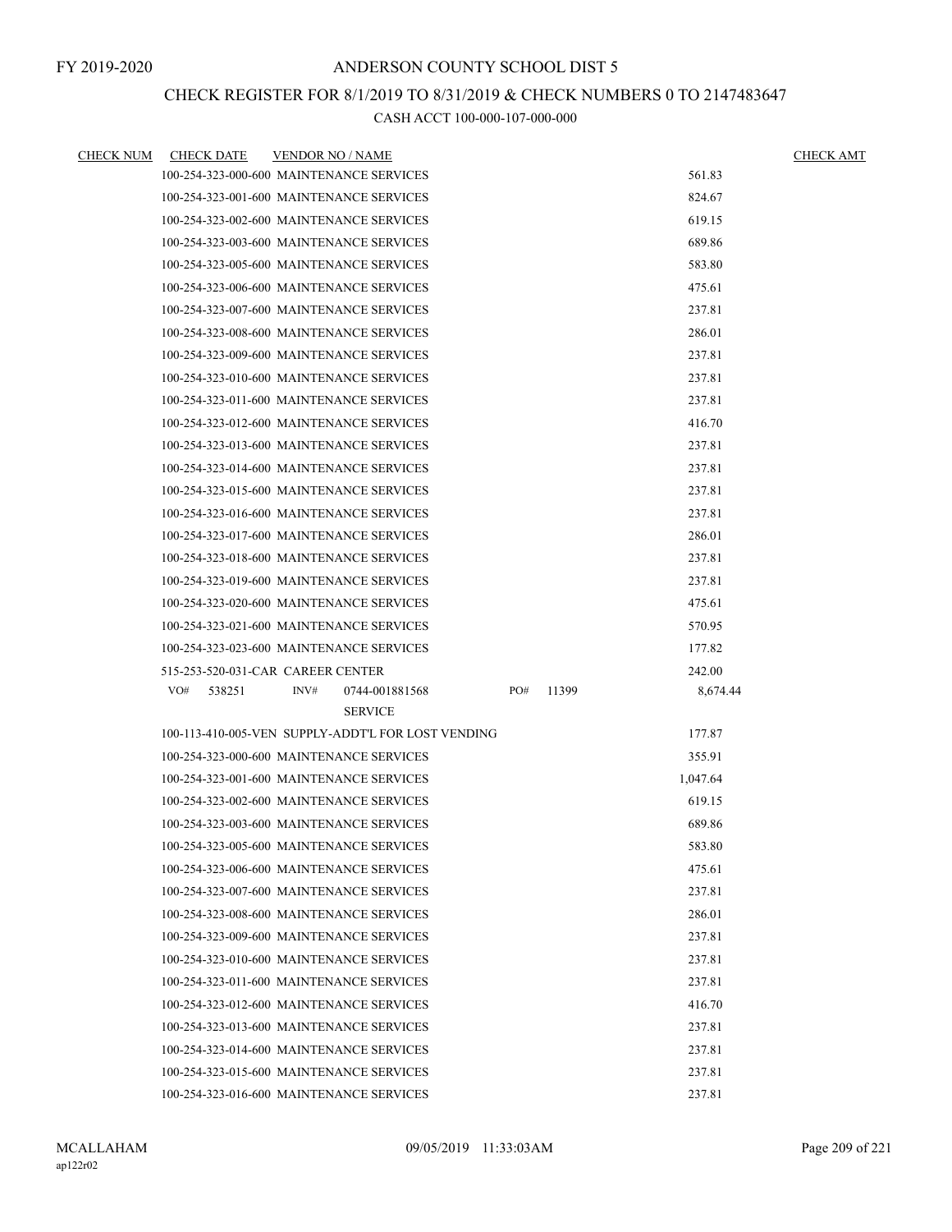FY 2019-2020

# ANDERSON COUNTY SCHOOL DIST 5

## CHECK REGISTER FOR 8/1/2019 TO 8/31/2019 & CHECK NUMBERS 0 TO 2147483647

### CASH ACCT 100-000-107-000-000

| CHECK NUM | CHECK DATE | VENDOR NO / NAME | | CHECK AMT |
|---|---|---|---|---|
| | | 100-254-323-000-600 MAINTENANCE SERVICES | 561.83 | |
| | | 100-254-323-001-600 MAINTENANCE SERVICES | 824.67 | |
| | | 100-254-323-002-600 MAINTENANCE SERVICES | 619.15 | |
| | | 100-254-323-003-600 MAINTENANCE SERVICES | 689.86 | |
| | | 100-254-323-005-600 MAINTENANCE SERVICES | 583.80 | |
| | | 100-254-323-006-600 MAINTENANCE SERVICES | 475.61 | |
| | | 100-254-323-007-600 MAINTENANCE SERVICES | 237.81 | |
| | | 100-254-323-008-600 MAINTENANCE SERVICES | 286.01 | |
| | | 100-254-323-009-600 MAINTENANCE SERVICES | 237.81 | |
| | | 100-254-323-010-600 MAINTENANCE SERVICES | 237.81 | |
| | | 100-254-323-011-600 MAINTENANCE SERVICES | 237.81 | |
| | | 100-254-323-012-600 MAINTENANCE SERVICES | 416.70 | |
| | | 100-254-323-013-600 MAINTENANCE SERVICES | 237.81 | |
| | | 100-254-323-014-600 MAINTENANCE SERVICES | 237.81 | |
| | | 100-254-323-015-600 MAINTENANCE SERVICES | 237.81 | |
| | | 100-254-323-016-600 MAINTENANCE SERVICES | 237.81 | |
| | | 100-254-323-017-600 MAINTENANCE SERVICES | 286.01 | |
| | | 100-254-323-018-600 MAINTENANCE SERVICES | 237.81 | |
| | | 100-254-323-019-600 MAINTENANCE SERVICES | 237.81 | |
| | | 100-254-323-020-600 MAINTENANCE SERVICES | 475.61 | |
| | | 100-254-323-021-600 MAINTENANCE SERVICES | 570.95 | |
| | | 100-254-323-023-600 MAINTENANCE SERVICES | 177.82 | |
| | | 515-253-520-031-CAR CAREER CENTER | 242.00 | |
| | | VO# 538251 INV# 0744-001881568 PO# 11399 SERVICE | 8,674.44 | |
| | | 100-113-410-005-VEN SUPPLY-ADDT'L FOR LOST VENDING | 177.87 | |
| | | 100-254-323-000-600 MAINTENANCE SERVICES | 355.91 | |
| | | 100-254-323-001-600 MAINTENANCE SERVICES | 1,047.64 | |
| | | 100-254-323-002-600 MAINTENANCE SERVICES | 619.15 | |
| | | 100-254-323-003-600 MAINTENANCE SERVICES | 689.86 | |
| | | 100-254-323-005-600 MAINTENANCE SERVICES | 583.80 | |
| | | 100-254-323-006-600 MAINTENANCE SERVICES | 475.61 | |
| | | 100-254-323-007-600 MAINTENANCE SERVICES | 237.81 | |
| | | 100-254-323-008-600 MAINTENANCE SERVICES | 286.01 | |
| | | 100-254-323-009-600 MAINTENANCE SERVICES | 237.81 | |
| | | 100-254-323-010-600 MAINTENANCE SERVICES | 237.81 | |
| | | 100-254-323-011-600 MAINTENANCE SERVICES | 237.81 | |
| | | 100-254-323-012-600 MAINTENANCE SERVICES | 416.70 | |
| | | 100-254-323-013-600 MAINTENANCE SERVICES | 237.81 | |
| | | 100-254-323-014-600 MAINTENANCE SERVICES | 237.81 | |
| | | 100-254-323-015-600 MAINTENANCE SERVICES | 237.81 | |
| | | 100-254-323-016-600 MAINTENANCE SERVICES | 237.81 | |

MCALLAHAM
ap122r02

09/05/2019 11:33:03AM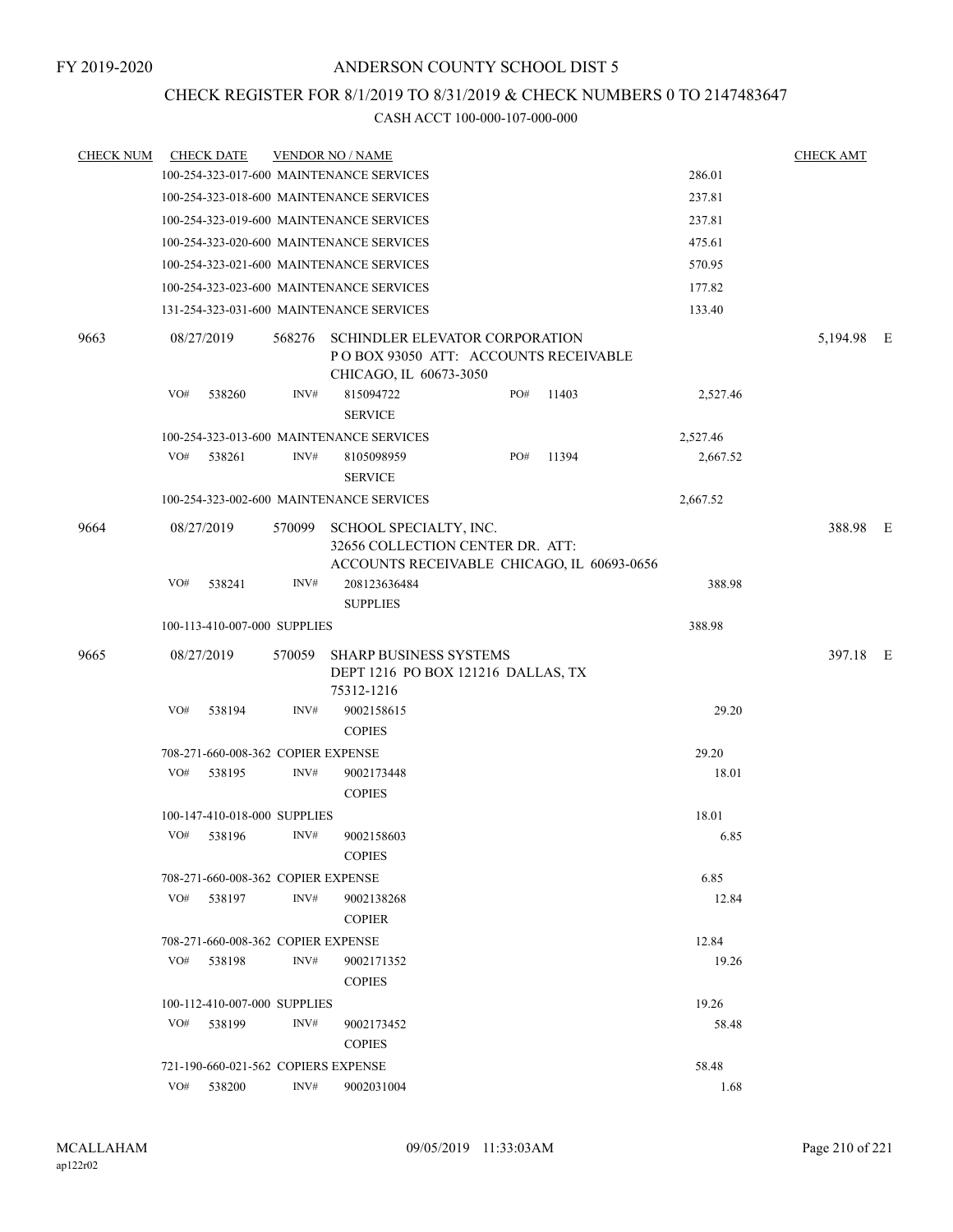FY 2019-2020

ANDERSON COUNTY SCHOOL DIST 5

CHECK REGISTER FOR 8/1/2019 TO 8/31/2019 & CHECK NUMBERS 0 TO 2147483647

CASH ACCT 100-000-107-000-000

| CHECK NUM | CHECK DATE | VENDOR NO / NAME | | CHECK AMT |
|---|---|---|---|---|
| | 100-254-323-017-600 MAINTENANCE SERVICES | | 286.01 | |
| | 100-254-323-018-600 MAINTENANCE SERVICES | | 237.81 | |
| | 100-254-323-019-600 MAINTENANCE SERVICES | | 237.81 | |
| | 100-254-323-020-600 MAINTENANCE SERVICES | | 475.61 | |
| | 100-254-323-021-600 MAINTENANCE SERVICES | | 570.95 | |
| | 100-254-323-023-600 MAINTENANCE SERVICES | | 177.82 | |
| | 131-254-323-031-600 MAINTENANCE SERVICES | | 133.40 | |
| 9663 | 08/27/2019 | 568276 SCHINDLER ELEVATOR CORPORATION P O BOX 93050 ATT: ACCOUNTS RECEIVABLE CHICAGO, IL 60673-3050 | | 5,194.98 E |
| | VO# 538260 | INV# 815094722 SERVICE PO# 11403 | 2,527.46 | |
| | 100-254-323-013-600 MAINTENANCE SERVICES | | 2,527.46 | |
| | VO# 538261 | INV# 8105098959 SERVICE PO# 11394 | 2,667.52 | |
| | 100-254-323-002-600 MAINTENANCE SERVICES | | 2,667.52 | |
| 9664 | 08/27/2019 | 570099 SCHOOL SPECIALTY, INC. 32656 COLLECTION CENTER DR. ATT: ACCOUNTS RECEIVABLE CHICAGO, IL 60693-0656 | | 388.98 E |
| | VO# 538241 | INV# 208123636484 SUPPLIES | 388.98 | |
| | 100-113-410-007-000 SUPPLIES | | 388.98 | |
| 9665 | 08/27/2019 | 570059 SHARP BUSINESS SYSTEMS DEPT 1216 PO BOX 121216 DALLAS, TX 75312-1216 | | 397.18 E |
| | VO# 538194 | INV# 9002158615 COPIES | 29.20 | |
| | 708-271-660-008-362 COPIER EXPENSE | | 29.20 | |
| | VO# 538195 | INV# 9002173448 COPIES | 18.01 | |
| | 100-147-410-018-000 SUPPLIES | | 18.01 | |
| | VO# 538196 | INV# 9002158603 COPIES | 6.85 | |
| | 708-271-660-008-362 COPIER EXPENSE | | 6.85 | |
| | VO# 538197 | INV# 9002138268 COPIER | 12.84 | |
| | 708-271-660-008-362 COPIER EXPENSE | | 12.84 | |
| | VO# 538198 | INV# 9002171352 COPIES | 19.26 | |
| | 100-112-410-007-000 SUPPLIES | | 19.26 | |
| | VO# 538199 | INV# 9002173452 COPIES | 58.48 | |
| | 721-190-660-021-562 COPIERS EXPENSE | | 58.48 | |
| | VO# 538200 | INV# 9002031004 | 1.68 | |

MCALLAHAM ap122r02 09/05/2019 11:33:03AM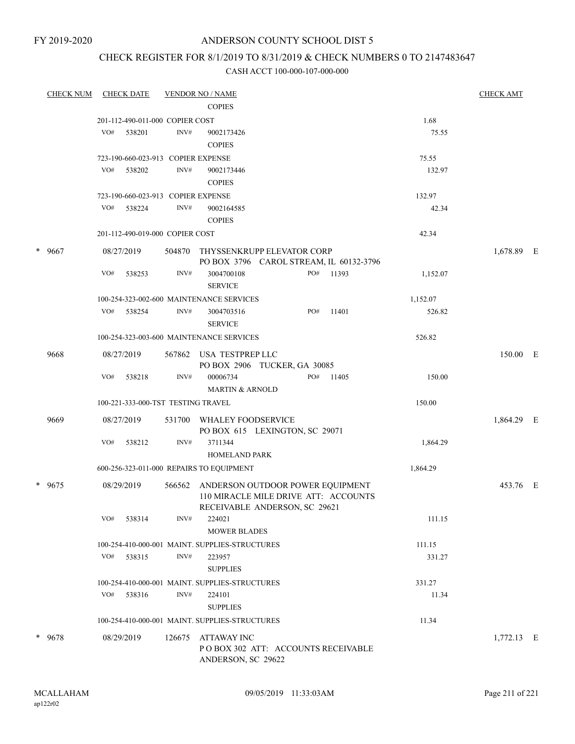FY 2019-2020

# ANDERSON COUNTY SCHOOL DIST 5

## CHECK REGISTER FOR 8/1/2019 TO 8/31/2019 & CHECK NUMBERS 0 TO 2147483647

### CASH ACCT 100-000-107-000-000

| CHECK NUM | CHECK DATE | VENDOR NO / NAME | | CHECK AMT |
|---|---|---|---|---|
| | | COPIES | | |
| | 201-112-490-011-000 COPIER COST | | 1.68 | |
| | VO# 538201 | INV# 9002173426<br>COPIES | 75.55 | |
| | 723-190-660-023-913 COPIER EXPENSE | | 75.55 | |
| | VO# 538202 | INV# 9002173446<br>COPIES | 132.97 | |
| | 723-190-660-023-913 COPIER EXPENSE | | 132.97 | |
| | VO# 538224 | INV# 9002164585<br>COPIES | 42.34 | |
| | 201-112-490-019-000 COPIER COST | | 42.34 | |
| * 9667 | 08/27/2019 | 504870 THYSSENKRUPP ELEVATOR CORP<br>PO BOX 3796 CAROL STREAM, IL 60132-3796 | | 1,678.89 E |
| | VO# 538253 | INV# 3004700108 PO# 11393<br>SERVICE | 1,152.07 | |
| | 100-254-323-002-600 MAINTENANCE SERVICES | | 1,152.07 | |
| | VO# 538254 | INV# 3004703516 PO# 11401<br>SERVICE | 526.82 | |
| | 100-254-323-003-600 MAINTENANCE SERVICES | | 526.82 | |
| 9668 | 08/27/2019 | 567862 USA TESTPREP LLC<br>PO BOX 2906 TUCKER, GA 30085 | | 150.00 E |
| | VO# 538218 | INV# 00006734 PO# 11405<br>MARTIN & ARNOLD | 150.00 | |
| | 100-221-333-000-TST TESTING TRAVEL | | 150.00 | |
| 9669 | 08/27/2019 | 531700 WHALEY FOODSERVICE<br>PO BOX 615 LEXINGTON, SC 29071 | | 1,864.29 E |
| | VO# 538212 | INV# 3711344<br>HOMELAND PARK | 1,864.29 | |
| | 600-256-323-011-000 REPAIRS TO EQUIPMENT | | 1,864.29 | |
| * 9675 | 08/29/2019 | 566562 ANDERSON OUTDOOR POWER EQUIPMENT<br>110 MIRACLE MILE DRIVE ATT: ACCOUNTS RECEIVABLE ANDERSON, SC 29621 | | 453.76 E |
| | VO# 538314 | INV# 224021<br>MOWER BLADES | 111.15 | |
| | 100-254-410-000-001 MAINT. SUPPLIES-STRUCTURES | | 111.15 | |
| | VO# 538315 | INV# 223957<br>SUPPLIES | 331.27 | |
| | 100-254-410-000-001 MAINT. SUPPLIES-STRUCTURES | | 331.27 | |
| | VO# 538316 | INV# 224101<br>SUPPLIES | 11.34 | |
| | 100-254-410-000-001 MAINT. SUPPLIES-STRUCTURES | | 11.34 | |
| * 9678 | 08/29/2019 | 126675 ATTAWAY INC<br>P O BOX 302 ATT: ACCOUNTS RECEIVABLE ANDERSON, SC 29622 | | 1,772.13 E |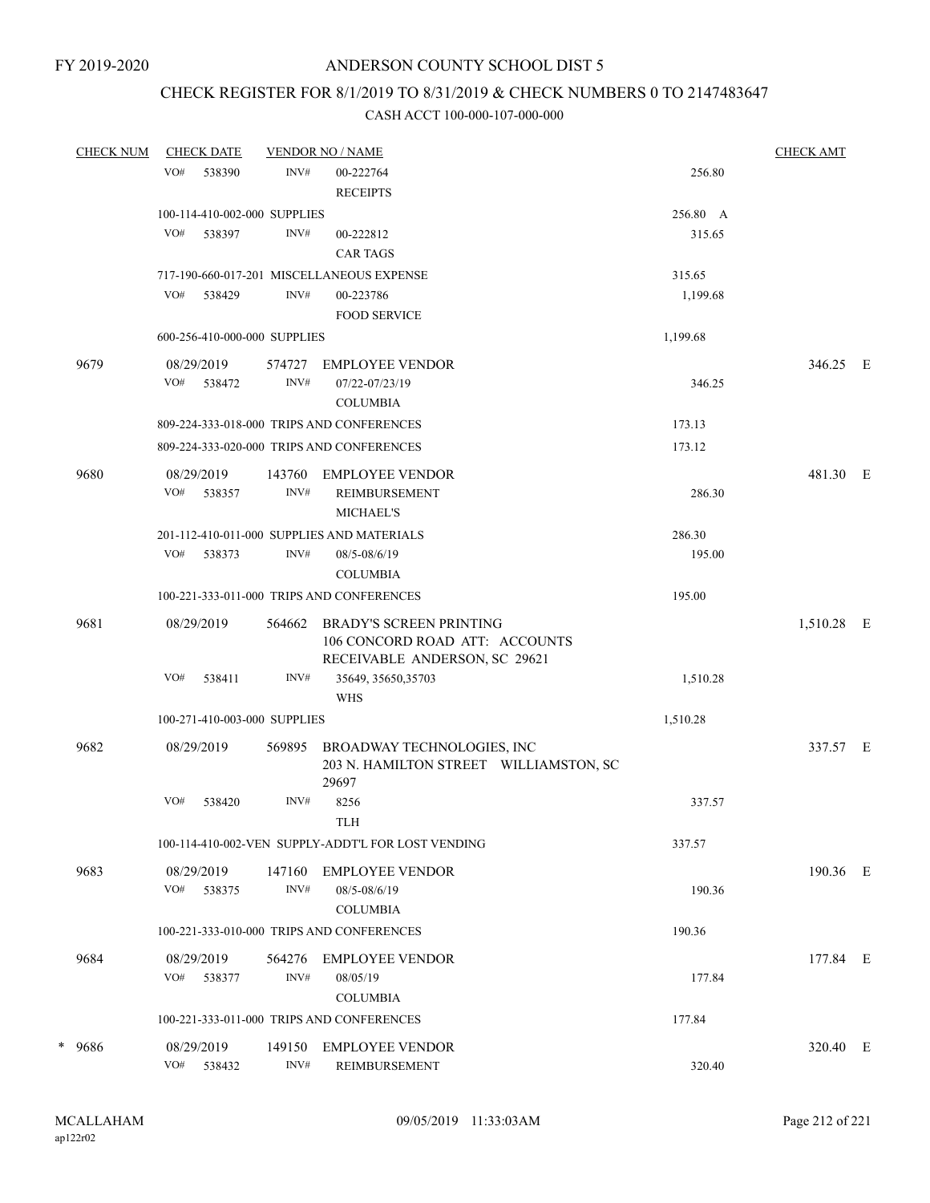FY 2019-2020

# ANDERSON COUNTY SCHOOL DIST 5

## CHECK REGISTER FOR 8/1/2019 TO 8/31/2019 & CHECK NUMBERS 0 TO 2147483647

### CASH ACCT 100-000-107-000-000

| CHECK NUM | CHECK DATE | VENDOR NO / NAME | | CHECK AMT | |
|---|---|---|---|---|---|
| | VO# 538390 INV# | 00-222764 RECEIPTS | 256.80 | | |
| | 100-114-410-002-000 SUPPLIES | | 256.80 A | | |
| | VO# 538397 INV# | 00-222812 CAR TAGS | 315.65 | | |
| | 717-190-660-017-201 MISCELLANEOUS EXPENSE | | 315.65 | | |
| | VO# 538429 INV# | 00-223786 FOOD SERVICE | 1,199.68 | | |
| | 600-256-410-000-000 SUPPLIES | | 1,199.68 | | |
| 9679 | 08/29/2019 | 574727 EMPLOYEE VENDOR | | 346.25 | E |
| | VO# 538472 INV# | 07/22-07/23/19 COLUMBIA | 346.25 | | |
| | 809-224-333-018-000 TRIPS AND CONFERENCES | | 173.13 | | |
| | 809-224-333-020-000 TRIPS AND CONFERENCES | | 173.12 | | |
| 9680 | 08/29/2019 | 143760 EMPLOYEE VENDOR | | 481.30 | E |
| | VO# 538357 INV# | REIMBURSEMENT MICHAEL'S | 286.30 | | |
| | 201-112-410-011-000 SUPPLIES AND MATERIALS | | 286.30 | | |
| | VO# 538373 INV# | 08/5-08/6/19 COLUMBIA | 195.00 | | |
| | 100-221-333-011-000 TRIPS AND CONFERENCES | | 195.00 | | |
| 9681 | 08/29/2019 | 564662 BRADY'S SCREEN PRINTING 106 CONCORD ROAD ATT: ACCOUNTS RECEIVABLE ANDERSON, SC 29621 | | 1,510.28 | E |
| | VO# 538411 INV# | 35649, 35650,35703 WHS | 1,510.28 | | |
| | 100-271-410-003-000 SUPPLIES | | 1,510.28 | | |
| 9682 | 08/29/2019 | 569895 BROADWAY TECHNOLOGIES, INC 203 N. HAMILTON STREET WILLIAMSTON, SC 29697 | | 337.57 | E |
| | VO# 538420 INV# | 8256 TLH | 337.57 | | |
| | 100-114-410-002-VEN SUPPLY-ADDT'L FOR LOST VENDING | | 337.57 | | |
| 9683 | 08/29/2019 | 147160 EMPLOYEE VENDOR | | 190.36 | E |
| | VO# 538375 INV# | 08/5-08/6/19 COLUMBIA | 190.36 | | |
| | 100-221-333-010-000 TRIPS AND CONFERENCES | | 190.36 | | |
| 9684 | 08/29/2019 | 564276 EMPLOYEE VENDOR | | 177.84 | E |
| | VO# 538377 INV# | 08/05/19 COLUMBIA | 177.84 | | |
| | 100-221-333-011-000 TRIPS AND CONFERENCES | | 177.84 | | |
| * 9686 | 08/29/2019 | 149150 EMPLOYEE VENDOR | | 320.40 | E |
| | VO# 538432 INV# | REIMBURSEMENT | 320.40 | | |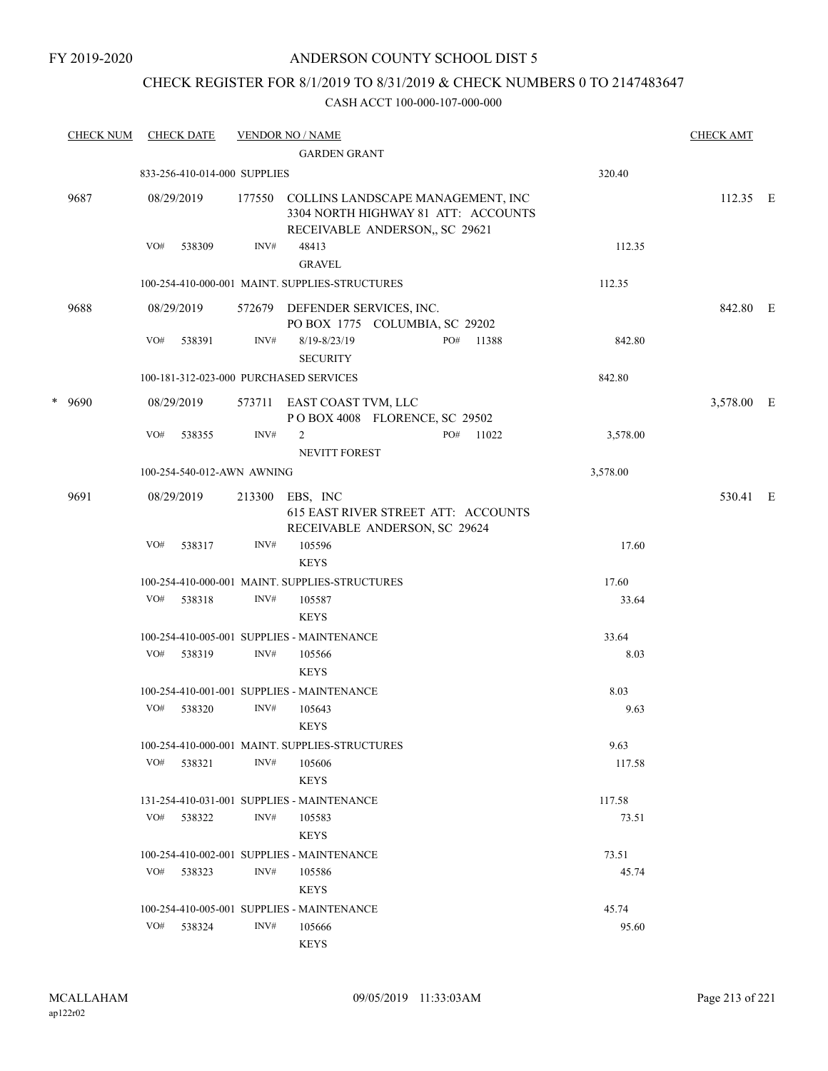FY 2019-2020

# ANDERSON COUNTY SCHOOL DIST 5

## CHECK REGISTER FOR 8/1/2019 TO 8/31/2019 & CHECK NUMBERS 0 TO 2147483647

CASH ACCT 100-000-107-000-000

| CHECK NUM | CHECK DATE | VENDOR NO / NAME | | CHECK AMT |
|---|---|---|---|---|
| | | GARDEN GRANT | | |
| | 833-256-410-014-000 SUPPLIES | | 320.40 | |
| 9687 | 08/29/2019 | 177550 COLLINS LANDSCAPE MANAGEMENT, INC 3304 NORTH HIGHWAY 81 ATT: ACCOUNTS RECEIVABLE ANDERSON,, SC 29621 | | 112.35 E |
| | VO# 538309 | INV# 48413 GRAVEL | 112.35 | |
| | 100-254-410-000-001 MAINT. SUPPLIES-STRUCTURES | | 112.35 | |
| 9688 | 08/29/2019 | 572679 DEFENDER SERVICES, INC. PO BOX 1775 COLUMBIA, SC 29202 | | 842.80 E |
| | VO# 538391 | INV# 8/19-8/23/19 PO# 11388 SECURITY | 842.80 | |
| | 100-181-312-023-000 PURCHASED SERVICES | | 842.80 | |
| * 9690 | 08/29/2019 | 573711 EAST COAST TVM, LLC P O BOX 4008 FLORENCE, SC 29502 | | 3,578.00 E |
| | VO# 538355 | INV# 2 PO# 11022 NEVITT FOREST | 3,578.00 | |
| | 100-254-540-012-AWN AWNING | | 3,578.00 | |
| 9691 | 08/29/2019 | 213300 EBS, INC 615 EAST RIVER STREET ATT: ACCOUNTS RECEIVABLE ANDERSON, SC 29624 | | 530.41 E |
| | VO# 538317 | INV# 105596 KEYS | 17.60 | |
| | 100-254-410-000-001 MAINT. SUPPLIES-STRUCTURES | | 17.60 | |
| | VO# 538318 | INV# 105587 KEYS | 33.64 | |
| | 100-254-410-005-001 SUPPLIES - MAINTENANCE | | 33.64 | |
| | VO# 538319 | INV# 105566 KEYS | 8.03 | |
| | 100-254-410-001-001 SUPPLIES - MAINTENANCE | | 8.03 | |
| | VO# 538320 | INV# 105643 KEYS | 9.63 | |
| | 100-254-410-000-001 MAINT. SUPPLIES-STRUCTURES | | 9.63 | |
| | VO# 538321 | INV# 105606 KEYS | 117.58 | |
| | 131-254-410-031-001 SUPPLIES - MAINTENANCE | | 117.58 | |
| | VO# 538322 | INV# 105583 KEYS | 73.51 | |
| | 100-254-410-002-001 SUPPLIES - MAINTENANCE | | 73.51 | |
| | VO# 538323 | INV# 105586 KEYS | 45.74 | |
| | 100-254-410-005-001 SUPPLIES - MAINTENANCE | | 45.74 | |
| | VO# 538324 | INV# 105666 KEYS | 95.60 | |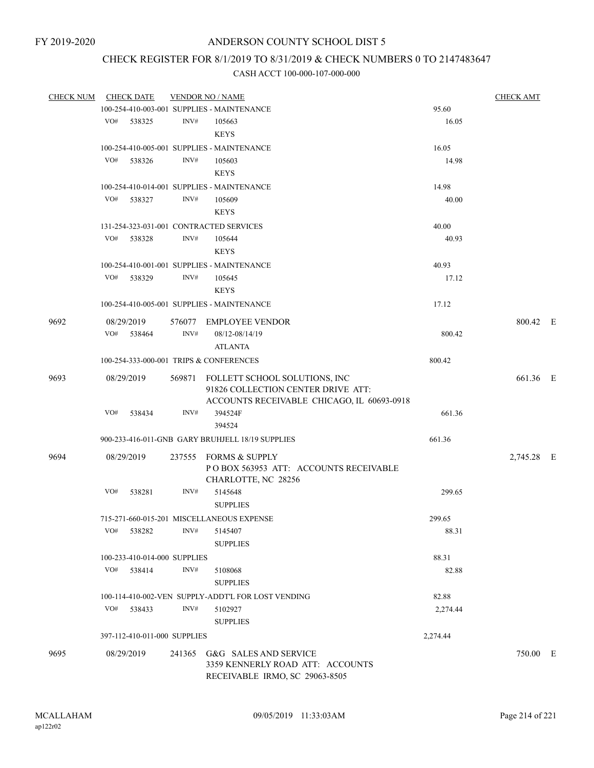FY 2019-2020

# ANDERSON COUNTY SCHOOL DIST 5

## CHECK REGISTER FOR 8/1/2019 TO 8/31/2019 & CHECK NUMBERS 0 TO 2147483647

### CASH ACCT 100-000-107-000-000

| CHECK NUM | CHECK DATE | VENDOR NO / NAME | | CHECK AMT | |
|---|---|---|---|---|---|
| | 100-254-410-003-001 SUPPLIES - MAINTENANCE | | 95.60 | | |
| | VO# 538325 | INV# 105663 KEYS | 16.05 | | |
| | 100-254-410-005-001 SUPPLIES - MAINTENANCE | | 16.05 | | |
| | VO# 538326 | INV# 105603 KEYS | 14.98 | | |
| | 100-254-410-014-001 SUPPLIES - MAINTENANCE | | 14.98 | | |
| | VO# 538327 | INV# 105609 KEYS | 40.00 | | |
| | 131-254-323-031-001 CONTRACTED SERVICES | | 40.00 | | |
| | VO# 538328 | INV# 105644 KEYS | 40.93 | | |
| | 100-254-410-001-001 SUPPLIES - MAINTENANCE | | 40.93 | | |
| | VO# 538329 | INV# 105645 KEYS | 17.12 | | |
| | 100-254-410-005-001 SUPPLIES - MAINTENANCE | | 17.12 | | |
| 9692 | 08/29/2019 | 576077 EMPLOYEE VENDOR | | 800.42 | E |
| | VO# 538464 | INV# 08/12-08/14/19 ATLANTA | 800.42 | | |
| | 100-254-333-000-001 TRIPS & CONFERENCES | | 800.42 | | |
| 9693 | 08/29/2019 | 569871 FOLLETT SCHOOL SOLUTIONS, INC 91826 COLLECTION CENTER DRIVE ATT: ACCOUNTS RECEIVABLE CHICAGO, IL 60693-0918 | | 661.36 | E |
| | VO# 538434 | INV# 394524F 394524 | 661.36 | | |
| | 900-233-416-011-GNB GARY BRUHJELL 18/19 SUPPLIES | | 661.36 | | |
| 9694 | 08/29/2019 | 237555 FORMS & SUPPLY P O BOX 563953 ATT: ACCOUNTS RECEIVABLE CHARLOTTE, NC 28256 | | 2,745.28 | E |
| | VO# 538281 | INV# 5145648 SUPPLIES | 299.65 | | |
| | 715-271-660-015-201 MISCELLANEOUS EXPENSE | | 299.65 | | |
| | VO# 538282 | INV# 5145407 SUPPLIES | 88.31 | | |
| | 100-233-410-014-000 SUPPLIES | | 88.31 | | |
| | VO# 538414 | INV# 5108068 SUPPLIES | 82.88 | | |
| | 100-114-410-002-VEN SUPPLY-ADDT'L FOR LOST VENDING | | 82.88 | | |
| | VO# 538433 | INV# 5102927 SUPPLIES | 2,274.44 | | |
| | 397-112-410-011-000 SUPPLIES | | 2,274.44 | | |
| 9695 | 08/29/2019 | 241365 G&G SALES AND SERVICE 3359 KENNERLY ROAD ATT: ACCOUNTS RECEIVABLE IRMO, SC 29063-8505 | | 750.00 | E |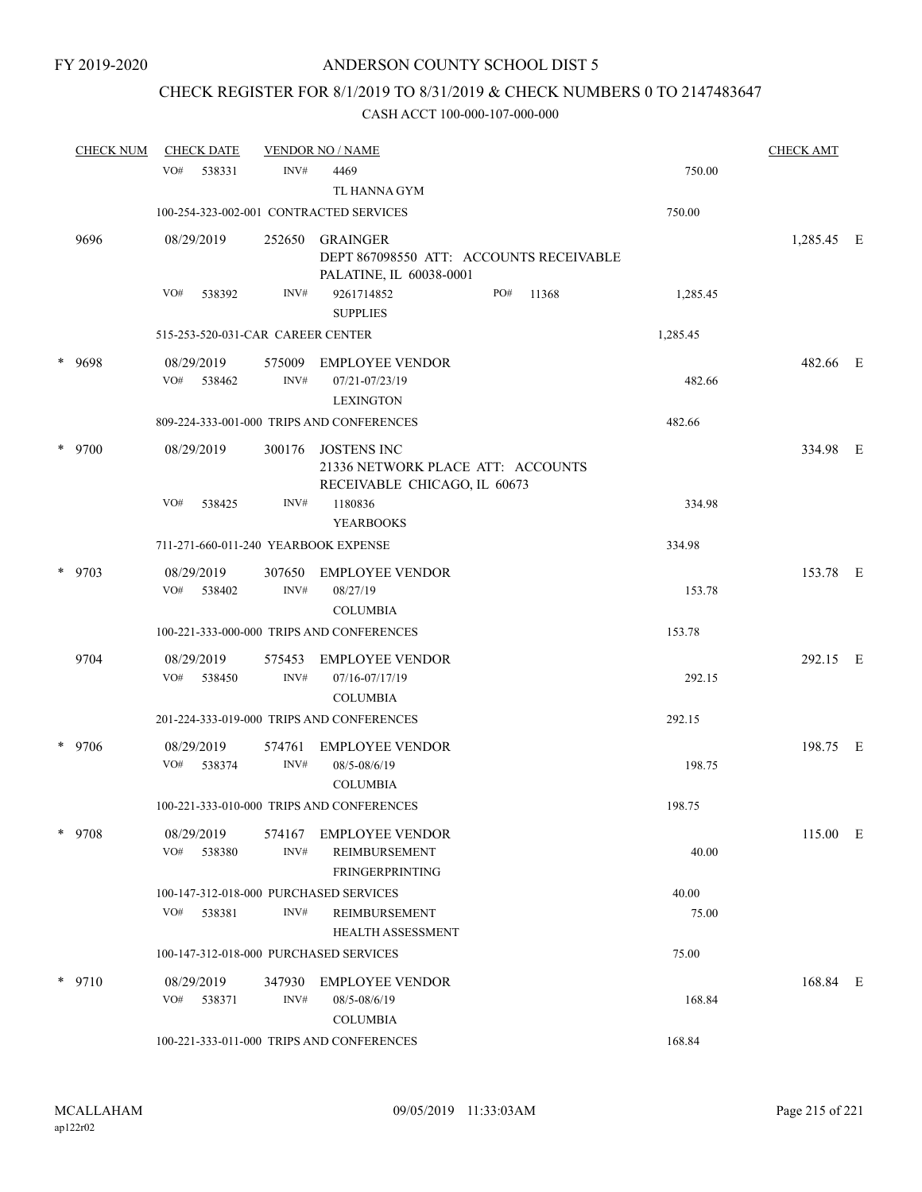FY 2019-2020

# ANDERSON COUNTY SCHOOL DIST 5

## CHECK REGISTER FOR 8/1/2019 TO 8/31/2019 & CHECK NUMBERS 0 TO 2147483647

CASH ACCT 100-000-107-000-000

| CHECK NUM | CHECK DATE | VENDOR NO / NAME | | CHECK AMT | |
|---|---|---|---|---|---|
| | VO# 538331 | INV# 4469 TL HANNA GYM | 750.00 | | |
| | 100-254-323-002-001 CONTRACTED SERVICES | | 750.00 | | |
| 9696 | 08/29/2019 | 252650 GRAINGER DEPT 867098550 ATT: ACCOUNTS RECEIVABLE PALATINE, IL 60038-0001 | | 1,285.45 | E |
| | VO# 538392 | INV# 9261714852 SUPPLIES PO# 11368 | 1,285.45 | | |
| | 515-253-520-031-CAR CAREER CENTER | | 1,285.45 | | |
| * 9698 | 08/29/2019 | 575009 EMPLOYEE VENDOR | | 482.66 | E |
| | VO# 538462 | INV# 07/21-07/23/19 LEXINGTON | 482.66 | | |
| | 809-224-333-001-000 TRIPS AND CONFERENCES | | 482.66 | | |
| * 9700 | 08/29/2019 | 300176 JOSTENS INC 21336 NETWORK PLACE ATT: ACCOUNTS RECEIVABLE CHICAGO, IL 60673 | | 334.98 | E |
| | VO# 538425 | INV# 1180836 YEARBOOKS | 334.98 | | |
| | 711-271-660-011-240 YEARBOOK EXPENSE | | 334.98 | | |
| * 9703 | 08/29/2019 | 307650 EMPLOYEE VENDOR | | 153.78 | E |
| | VO# 538402 | INV# 08/27/19 COLUMBIA | 153.78 | | |
| | 100-221-333-000-000 TRIPS AND CONFERENCES | | 153.78 | | |
| 9704 | 08/29/2019 | 575453 EMPLOYEE VENDOR | | 292.15 | E |
| | VO# 538450 | INV# 07/16-07/17/19 COLUMBIA | 292.15 | | |
| | 201-224-333-019-000 TRIPS AND CONFERENCES | | 292.15 | | |
| * 9706 | 08/29/2019 | 574761 EMPLOYEE VENDOR | | 198.75 | E |
| | VO# 538374 | INV# 08/5-08/6/19 COLUMBIA | 198.75 | | |
| | 100-221-333-010-000 TRIPS AND CONFERENCES | | 198.75 | | |
| * 9708 | 08/29/2019 | 574167 EMPLOYEE VENDOR | | 115.00 | E |
| | VO# 538380 | INV# REIMBURSEMENT FRINGERPRINTING | 40.00 | | |
| | 100-147-312-018-000 PURCHASED SERVICES | | 40.00 | | |
| | VO# 538381 | INV# REIMBURSEMENT HEALTH ASSESSMENT | 75.00 | | |
| | 100-147-312-018-000 PURCHASED SERVICES | | 75.00 | | |
| * 9710 | 08/29/2019 | 347930 EMPLOYEE VENDOR | | 168.84 | E |
| | VO# 538371 | INV# 08/5-08/6/19 COLUMBIA | 168.84 | | |
| | 100-221-333-011-000 TRIPS AND CONFERENCES | | 168.84 | | |

MCALLAHAM
ap122r02

09/05/2019 11:33:03AM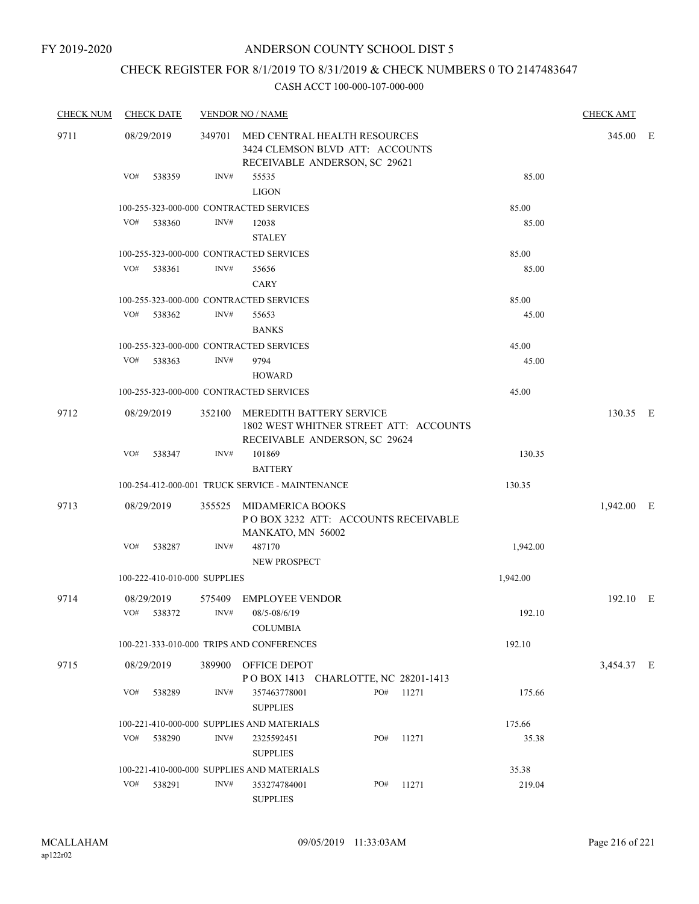FY 2019-2020

# ANDERSON COUNTY SCHOOL DIST 5

## CHECK REGISTER FOR 8/1/2019 TO 8/31/2019 & CHECK NUMBERS 0 TO 2147483647

CASH ACCT 100-000-107-000-000

| CHECK NUM | CHECK DATE | VENDOR NO / NAME | | | CHECK AMT |
|---|---|---|---|---|---|
| 9711 | 08/29/2019 | 349701 | MED CENTRAL HEALTH RESOURCES<br>3424 CLEMSON BLVD ATT: ACCOUNTS<br>RECEIVABLE ANDERSON, SC 29621 | | 345.00 E |
| | VO# 538359 | INV# | 55535<br>LIGON | 85.00 | |
| | 100-255-323-000-000 CONTRACTED SERVICES | | | 85.00 | |
| | VO# 538360 | INV# | 12038<br>STALEY | 85.00 | |
| | 100-255-323-000-000 CONTRACTED SERVICES | | | 85.00 | |
| | VO# 538361 | INV# | 55656<br>CARY | 85.00 | |
| | 100-255-323-000-000 CONTRACTED SERVICES | | | 85.00 | |
| | VO# 538362 | INV# | 55653<br>BANKS | 45.00 | |
| | 100-255-323-000-000 CONTRACTED SERVICES | | | 45.00 | |
| | VO# 538363 | INV# | 9794<br>HOWARD | 45.00 | |
| | 100-255-323-000-000 CONTRACTED SERVICES | | | 45.00 | |
| 9712 | 08/29/2019 | 352100 | MEREDITH BATTERY SERVICE<br>1802 WEST WHITNER STREET ATT: ACCOUNTS<br>RECEIVABLE ANDERSON, SC 29624 | | 130.35 E |
| | VO# 538347 | INV# | 101869<br>BATTERY | 130.35 | |
| | 100-254-412-000-001 TRUCK SERVICE - MAINTENANCE | | | 130.35 | |
| 9713 | 08/29/2019 | 355525 | MIDAMERICA BOOKS<br>P O BOX 3232 ATT: ACCOUNTS RECEIVABLE<br>MANKATO, MN 56002 | | 1,942.00 E |
| | VO# 538287 | INV# | 487170<br>NEW PROSPECT | 1,942.00 | |
| | 100-222-410-010-000 SUPPLIES | | | 1,942.00 | |
| 9714 | 08/29/2019 | 575409 | EMPLOYEE VENDOR | | 192.10 E |
| | VO# 538372 | INV# | 08/5-08/6/19<br>COLUMBIA | 192.10 | |
| | 100-221-333-010-000 TRIPS AND CONFERENCES | | | 192.10 | |
| 9715 | 08/29/2019 | 389900 | OFFICE DEPOT<br>P O BOX 1413 CHARLOTTE, NC 28201-1413 | | 3,454.37 E |
| | VO# 538289 | INV# | 357463778001 PO# 11271<br>SUPPLIES | 175.66 | |
| | 100-221-410-000-000 SUPPLIES AND MATERIALS | | | 175.66 | |
| | VO# 538290 | INV# | 2325592451 PO# 11271<br>SUPPLIES | 35.38 | |
| | 100-221-410-000-000 SUPPLIES AND MATERIALS | | | 35.38 | |
| | VO# 538291 | INV# | 353274784001 PO# 11271<br>SUPPLIES | 219.04 | |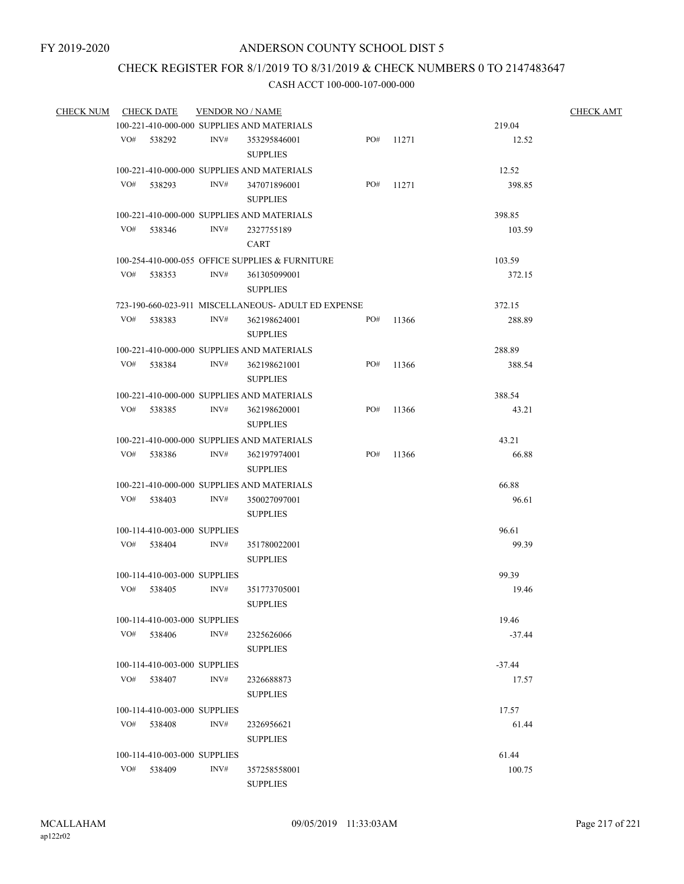FY 2019-2020

# ANDERSON COUNTY SCHOOL DIST 5

## CHECK REGISTER FOR 8/1/2019 TO 8/31/2019 & CHECK NUMBERS 0 TO 2147483647

### CASH ACCT 100-000-107-000-000

| CHECK NUM | CHECK DATE | VENDOR NO / NAME | | | | CHECK AMT |
|---|---|---|---|---|---|---|
| | 100-221-410-000-000 SUPPLIES AND MATERIALS | | | | 219.04 | |
| | VO# 538292 | INV# 353295846001 SUPPLIES | PO# 11271 | | 12.52 | |
| | 100-221-410-000-000 SUPPLIES AND MATERIALS | | | | 12.52 | |
| | VO# 538293 | INV# 347071896001 SUPPLIES | PO# 11271 | | 398.85 | |
| | 100-221-410-000-000 SUPPLIES AND MATERIALS | | | | 398.85 | |
| | VO# 538346 | INV# 2327755189 CART | | | 103.59 | |
| | 100-254-410-000-055 OFFICE SUPPLIES & FURNITURE | | | | 103.59 | |
| | VO# 538353 | INV# 361305099001 SUPPLIES | | | 372.15 | |
| | 723-190-660-023-911 MISCELLANEOUS- ADULT ED EXPENSE | | | | 372.15 | |
| | VO# 538383 | INV# 362198624001 SUPPLIES | PO# 11366 | | 288.89 | |
| | 100-221-410-000-000 SUPPLIES AND MATERIALS | | | | 288.89 | |
| | VO# 538384 | INV# 362198621001 SUPPLIES | PO# 11366 | | 388.54 | |
| | 100-221-410-000-000 SUPPLIES AND MATERIALS | | | | 388.54 | |
| | VO# 538385 | INV# 362198620001 SUPPLIES | PO# 11366 | | 43.21 | |
| | 100-221-410-000-000 SUPPLIES AND MATERIALS | | | | 43.21 | |
| | VO# 538386 | INV# 362197974001 SUPPLIES | PO# 11366 | | 66.88 | |
| | 100-221-410-000-000 SUPPLIES AND MATERIALS | | | | 66.88 | |
| | VO# 538403 | INV# 350027097001 SUPPLIES | | | 96.61 | |
| | 100-114-410-003-000 SUPPLIES | | | | 96.61 | |
| | VO# 538404 | INV# 351780022001 SUPPLIES | | | 99.39 | |
| | 100-114-410-003-000 SUPPLIES | | | | 99.39 | |
| | VO# 538405 | INV# 351773705001 SUPPLIES | | | 19.46 | |
| | 100-114-410-003-000 SUPPLIES | | | | 19.46 | |
| | VO# 538406 | INV# 2325626066 SUPPLIES | | | -37.44 | |
| | 100-114-410-003-000 SUPPLIES | | | | -37.44 | |
| | VO# 538407 | INV# 2326688873 SUPPLIES | | | 17.57 | |
| | 100-114-410-003-000 SUPPLIES | | | | 17.57 | |
| | VO# 538408 | INV# 2326956621 SUPPLIES | | | 61.44 | |
| | 100-114-410-003-000 SUPPLIES | | | | 61.44 | |
| | VO# 538409 | INV# 357258558001 SUPPLIES | | | 100.75 | |

MCALLAHAM
ap122r02

09/05/2019 11:33:03AM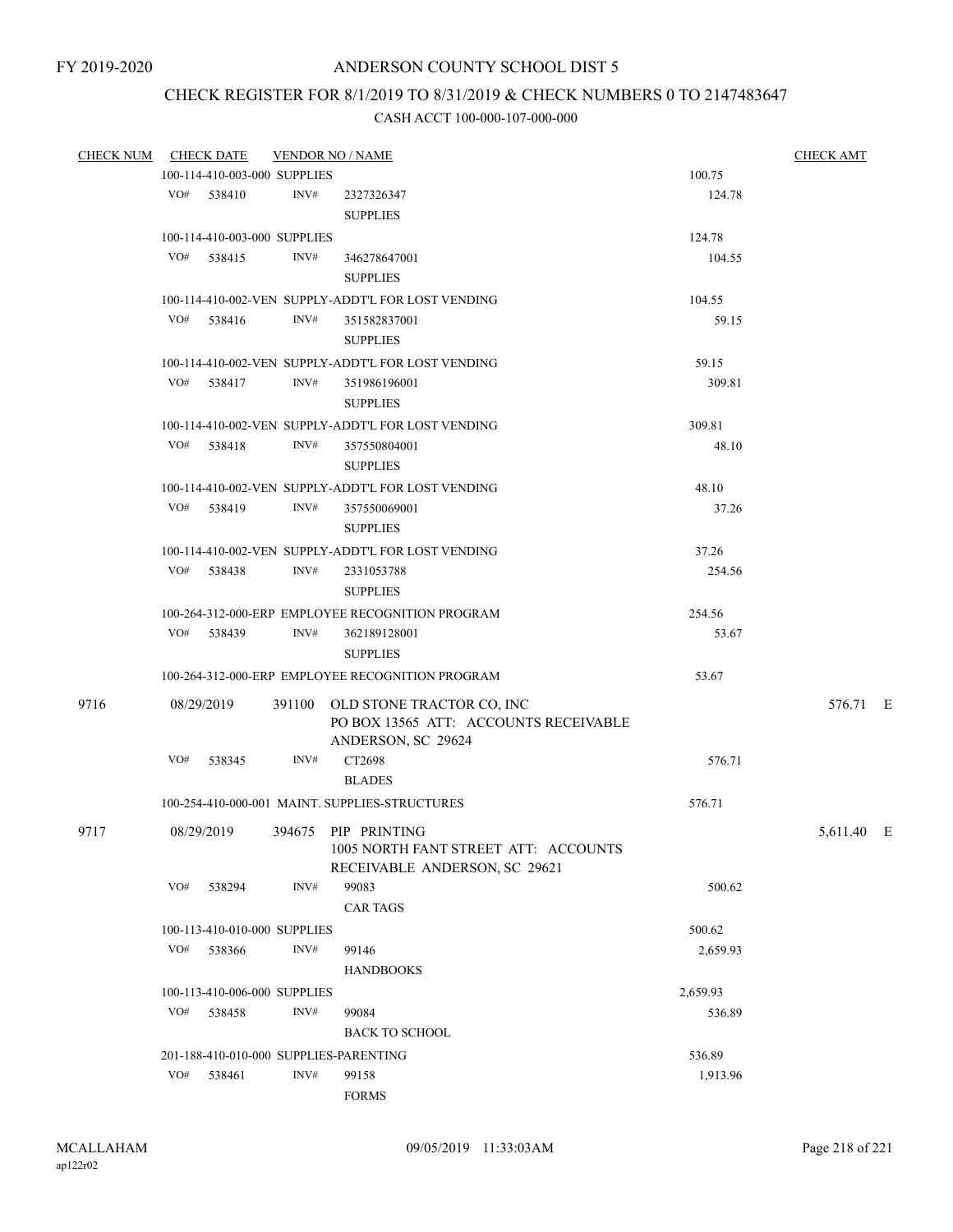FY 2019-2020

# ANDERSON COUNTY SCHOOL DIST 5

## CHECK REGISTER FOR 8/1/2019 TO 8/31/2019 & CHECK NUMBERS 0 TO 2147483647

### CASH ACCT 100-000-107-000-000

| CHECK NUM | CHECK DATE | VENDOR NO / NAME | | CHECK AMT |
|---|---|---|---|---|
| | 100-114-410-003-000 SUPPLIES | | 100.75 | |
| | VO# 538410 | INV# 2327326347 SUPPLIES | 124.78 | |
| | 100-114-410-003-000 SUPPLIES | | 124.78 | |
| | VO# 538415 | INV# 346278647001 SUPPLIES | 104.55 | |
| | 100-114-410-002-VEN SUPPLY-ADDT'L FOR LOST VENDING | | 104.55 | |
| | VO# 538416 | INV# 351582837001 SUPPLIES | 59.15 | |
| | 100-114-410-002-VEN SUPPLY-ADDT'L FOR LOST VENDING | | 59.15 | |
| | VO# 538417 | INV# 351986196001 SUPPLIES | 309.81 | |
| | 100-114-410-002-VEN SUPPLY-ADDT'L FOR LOST VENDING | | 309.81 | |
| | VO# 538418 | INV# 357550804001 SUPPLIES | 48.10 | |
| | 100-114-410-002-VEN SUPPLY-ADDT'L FOR LOST VENDING | | 48.10 | |
| | VO# 538419 | INV# 357550069001 SUPPLIES | 37.26 | |
| | 100-114-410-002-VEN SUPPLY-ADDT'L FOR LOST VENDING | | 37.26 | |
| | VO# 538438 | INV# 2331053788 SUPPLIES | 254.56 | |
| | 100-264-312-000-ERP EMPLOYEE RECOGNITION PROGRAM | | 254.56 | |
| | VO# 538439 | INV# 362189128001 SUPPLIES | 53.67 | |
| | 100-264-312-000-ERP EMPLOYEE RECOGNITION PROGRAM | | 53.67 | |
| 9716 | 08/29/2019 | 391100 OLD STONE TRACTOR CO, INC PO BOX 13565 ATT: ACCOUNTS RECEIVABLE ANDERSON, SC 29624 | | 576.71 E |
| | VO# 538345 | INV# CT2698 BLADES | 576.71 | |
| | 100-254-410-000-001 MAINT. SUPPLIES-STRUCTURES | | 576.71 | |
| 9717 | 08/29/2019 | 394675 PIP PRINTING 1005 NORTH FANT STREET ATT: ACCOUNTS RECEIVABLE ANDERSON, SC 29621 | | 5,611.40 E |
| | VO# 538294 | INV# 99083 CAR TAGS | 500.62 | |
| | 100-113-410-010-000 SUPPLIES | | 500.62 | |
| | VO# 538366 | INV# 99146 HANDBOOKS | 2,659.93 | |
| | 100-113-410-006-000 SUPPLIES | | 2,659.93 | |
| | VO# 538458 | INV# 99084 BACK TO SCHOOL | 536.89 | |
| | 201-188-410-010-000 SUPPLIES-PARENTING | | 536.89 | |
| | VO# 538461 | INV# 99158 FORMS | 1,913.96 | |

MCALLAHAM ap122r02 09/05/2019 11:33:03AM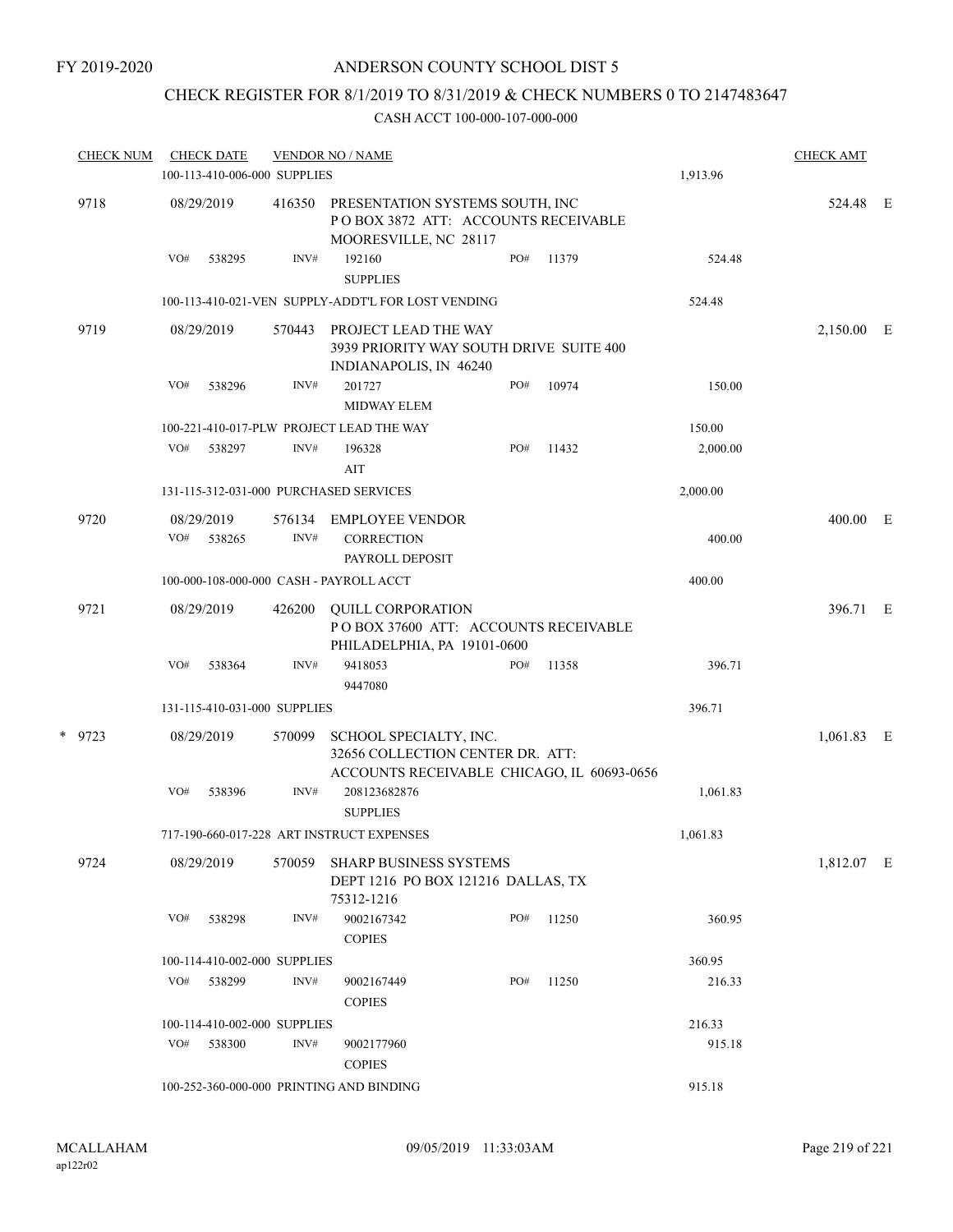FY 2019-2020

ANDERSON COUNTY SCHOOL DIST 5

CHECK REGISTER FOR 8/1/2019 TO 8/31/2019 & CHECK NUMBERS 0 TO 2147483647

CASH ACCT 100-000-107-000-000

| CHECK NUM | CHECK DATE | VENDOR NO / NAME | | | CHECK AMT | |
|---|---|---|---|---|---|---|
| | 100-113-410-006-000 SUPPLIES | | | 1,913.96 | | |
| 9718 | 08/29/2019 | 416350 PRESENTATION SYSTEMS SOUTH, INC P O BOX 3872 ATT: ACCOUNTS RECEIVABLE MOORESVILLE, NC 28117 | | | 524.48 | E |
| | VO# 538295 | INV# 192160 SUPPLIES | PO# 11379 | 524.48 | | |
| | 100-113-410-021-VEN SUPPLY-ADDT'L FOR LOST VENDING | | | 524.48 | | |
| 9719 | 08/29/2019 | 570443 PROJECT LEAD THE WAY 3939 PRIORITY WAY SOUTH DRIVE SUITE 400 INDIANAPOLIS, IN 46240 | | | 2,150.00 | E |
| | VO# 538296 | INV# 201727 MIDWAY ELEM | PO# 10974 | 150.00 | | |
| | 100-221-410-017-PLW PROJECT LEAD THE WAY | | | 150.00 | | |
| | VO# 538297 | INV# 196328 AIT | PO# 11432 | 2,000.00 | | |
| | 131-115-312-031-000 PURCHASED SERVICES | | | 2,000.00 | | |
| 9720 | 08/29/2019 | 576134 EMPLOYEE VENDOR | | | 400.00 | E |
| | VO# 538265 | INV# CORRECTION PAYROLL DEPOSIT | | 400.00 | | |
| | 100-000-108-000-000 CASH - PAYROLL ACCT | | | 400.00 | | |
| 9721 | 08/29/2019 | 426200 QUILL CORPORATION P O BOX 37600 ATT: ACCOUNTS RECEIVABLE PHILADELPHIA, PA 19101-0600 | | | 396.71 | E |
| | VO# 538364 | INV# 9418053 9447080 | PO# 11358 | 396.71 | | |
| | 131-115-410-031-000 SUPPLIES | | | 396.71 | | |
| * 9723 | 08/29/2019 | 570099 SCHOOL SPECIALTY, INC. 32656 COLLECTION CENTER DR. ATT: ACCOUNTS RECEIVABLE CHICAGO, IL 60693-0656 | | | 1,061.83 | E |
| | VO# 538396 | INV# 208123682876 SUPPLIES | | 1,061.83 | | |
| | 717-190-660-017-228 ART INSTRUCT EXPENSES | | | 1,061.83 | | |
| 9724 | 08/29/2019 | 570059 SHARP BUSINESS SYSTEMS DEPT 1216 PO BOX 121216 DALLAS, TX 75312-1216 | | | 1,812.07 | E |
| | VO# 538298 | INV# 9002167342 COPIES | PO# 11250 | 360.95 | | |
| | 100-114-410-002-000 SUPPLIES | | | 360.95 | | |
| | VO# 538299 | INV# 9002167449 COPIES | PO# 11250 | 216.33 | | |
| | 100-114-410-002-000 SUPPLIES | | | 216.33 | | |
| | VO# 538300 | INV# 9002177960 COPIES | | 915.18 | | |
| | 100-252-360-000-000 PRINTING AND BINDING | | | 915.18 | | |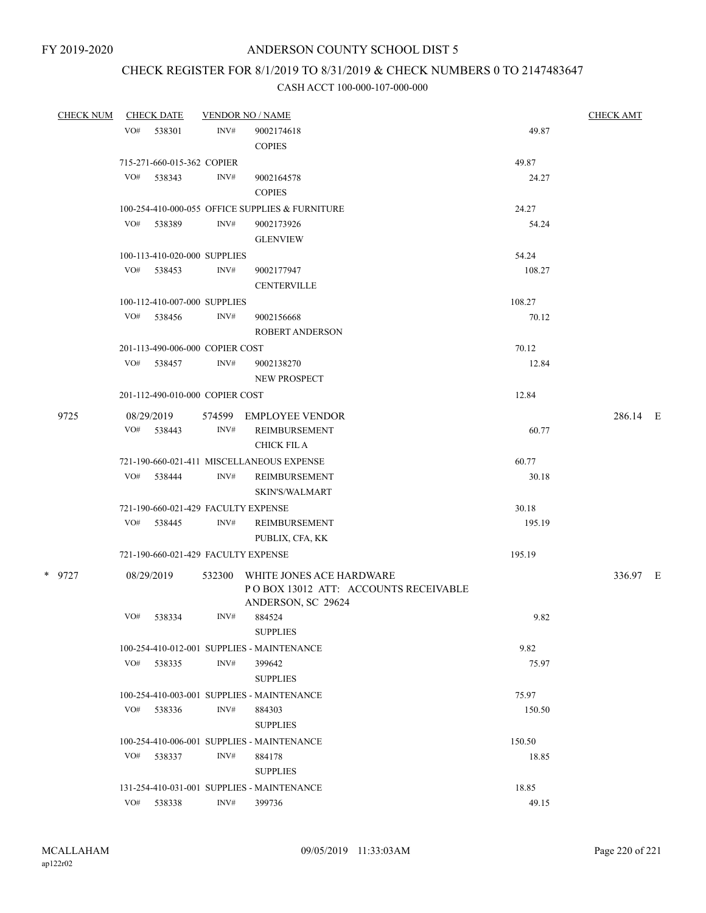FY 2019-2020

# ANDERSON COUNTY SCHOOL DIST 5

## CHECK REGISTER FOR 8/1/2019 TO 8/31/2019 & CHECK NUMBERS 0 TO 2147483647

### CASH ACCT 100-000-107-000-000

| CHECK NUM | CHECK DATE | VENDOR NO / NAME | | CHECK AMT |
|---|---|---|---|---|
| | VO# 538301 | INV# 9002174618 COPIES | 49.87 | |
| | 715-271-660-015-362 COPIER | | 49.87 | |
| | VO# 538343 | INV# 9002164578 COPIES | 24.27 | |
| | 100-254-410-000-055 OFFICE SUPPLIES & FURNITURE | | 24.27 | |
| | VO# 538389 | INV# 9002173926 GLENVIEW | 54.24 | |
| | 100-113-410-020-000 SUPPLIES | | 54.24 | |
| | VO# 538453 | INV# 9002177947 CENTERVILLE | 108.27 | |
| | 100-112-410-007-000 SUPPLIES | | 108.27 | |
| | VO# 538456 | INV# 9002156668 ROBERT ANDERSON | 70.12 | |
| | 201-113-490-006-000 COPIER COST | | 70.12 | |
| | VO# 538457 | INV# 9002138270 NEW PROSPECT | 12.84 | |
| | 201-112-490-010-000 COPIER COST | | 12.84 | |
| 9725 | 08/29/2019 | 574599 EMPLOYEE VENDOR | | 286.14 E |
| | VO# 538443 | INV# REIMBURSEMENT CHICK FIL A | 60.77 | |
| | 721-190-660-021-411 MISCELLANEOUS EXPENSE | | 60.77 | |
| | VO# 538444 | INV# REIMBURSEMENT SKIN'S/WALMART | 30.18 | |
| | 721-190-660-021-429 FACULTY EXPENSE | | 30.18 | |
| | VO# 538445 | INV# REIMBURSEMENT PUBLIX, CFA, KK | 195.19 | |
| | 721-190-660-021-429 FACULTY EXPENSE | | 195.19 | |
| * 9727 | 08/29/2019 | 532300 WHITE JONES ACE HARDWARE P O BOX 13012 ATT: ACCOUNTS RECEIVABLE ANDERSON, SC 29624 | | 336.97 E |
| | VO# 538334 | INV# 884524 SUPPLIES | 9.82 | |
| | 100-254-410-012-001 SUPPLIES - MAINTENANCE | | 9.82 | |
| | VO# 538335 | INV# 399642 SUPPLIES | 75.97 | |
| | 100-254-410-003-001 SUPPLIES - MAINTENANCE | | 75.97 | |
| | VO# 538336 | INV# 884303 SUPPLIES | 150.50 | |
| | 100-254-410-006-001 SUPPLIES - MAINTENANCE | | 150.50 | |
| | VO# 538337 | INV# 884178 SUPPLIES | 18.85 | |
| | 131-254-410-031-001 SUPPLIES - MAINTENANCE | | 18.85 | |
| | VO# 538338 | INV# 399736 | 49.15 | |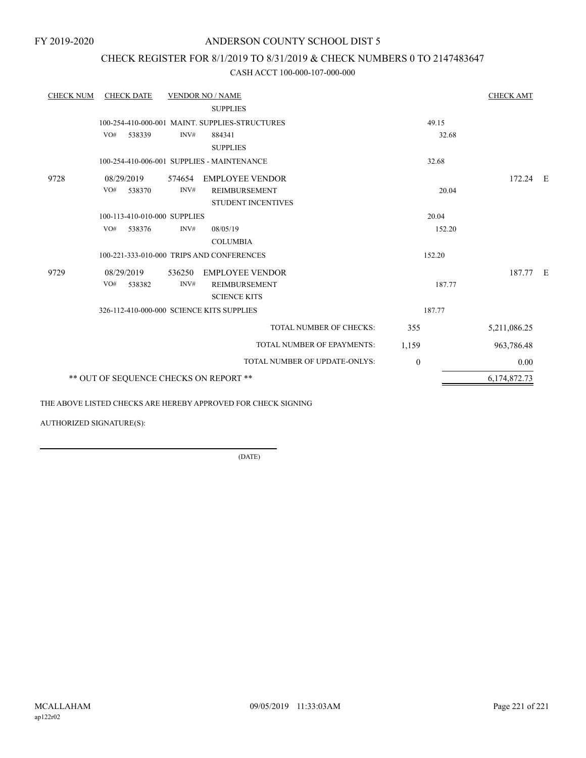FY 2019-2020

# ANDERSON COUNTY SCHOOL DIST 5

## CHECK REGISTER FOR 8/1/2019 TO 8/31/2019 & CHECK NUMBERS 0 TO 2147483647

### CASH ACCT 100-000-107-000-000

| CHECK NUM | CHECK DATE | VENDOR NO / NAME | | | CHECK AMT | |
|---|---|---|---|---|---|---|
| | | SUPPLIES | | | | |
| | 100-254-410-000-001 MAINT. SUPPLIES-STRUCTURES | | 49.15 | | | |
| | VO# 538339 | INV# 884341 | | 32.68 | | |
| | | SUPPLIES | | | | |
| | 100-254-410-006-001 SUPPLIES - MAINTENANCE | | 32.68 | | | |
| 9728 | 08/29/2019 | 574654 EMPLOYEE VENDOR | | | 172.24 | E |
| | VO# 538370 | INV# REIMBURSEMENT | | 20.04 | | |
| | | STUDENT INCENTIVES | | | | |
| | 100-113-410-010-000 SUPPLIES | | 20.04 | | | |
| | VO# 538376 | INV# 08/05/19 | | 152.20 | | |
| | | COLUMBIA | | | | |
| | 100-221-333-010-000 TRIPS AND CONFERENCES | | 152.20 | | | |
| 9729 | 08/29/2019 | 536250 EMPLOYEE VENDOR | | | 187.77 | E |
| | VO# 538382 | INV# REIMBURSEMENT | | 187.77 | | |
| | | SCIENCE KITS | | | | |
| | 326-112-410-000-000 SCIENCE KITS SUPPLIES | | 187.77 | | | |

| | | |
|---|---|---|
| TOTAL NUMBER OF CHECKS: | 355 | 5,211,086.25 |
| TOTAL NUMBER OF EPAYMENTS: | 1,159 | 963,786.48 |
| TOTAL NUMBER OF UPDATE-ONLYS: | 0 | 0.00 |
| ** OUT OF SEQUENCE CHECKS ON REPORT ** | | 6,174,872.73 |

THE ABOVE LISTED CHECKS ARE HEREBY APPROVED FOR CHECK SIGNING

AUTHORIZED SIGNATURE(S):

_______________________________________

(DATE)

MCALLAHAM 09/05/2019 11:33:03AM
ap122r02